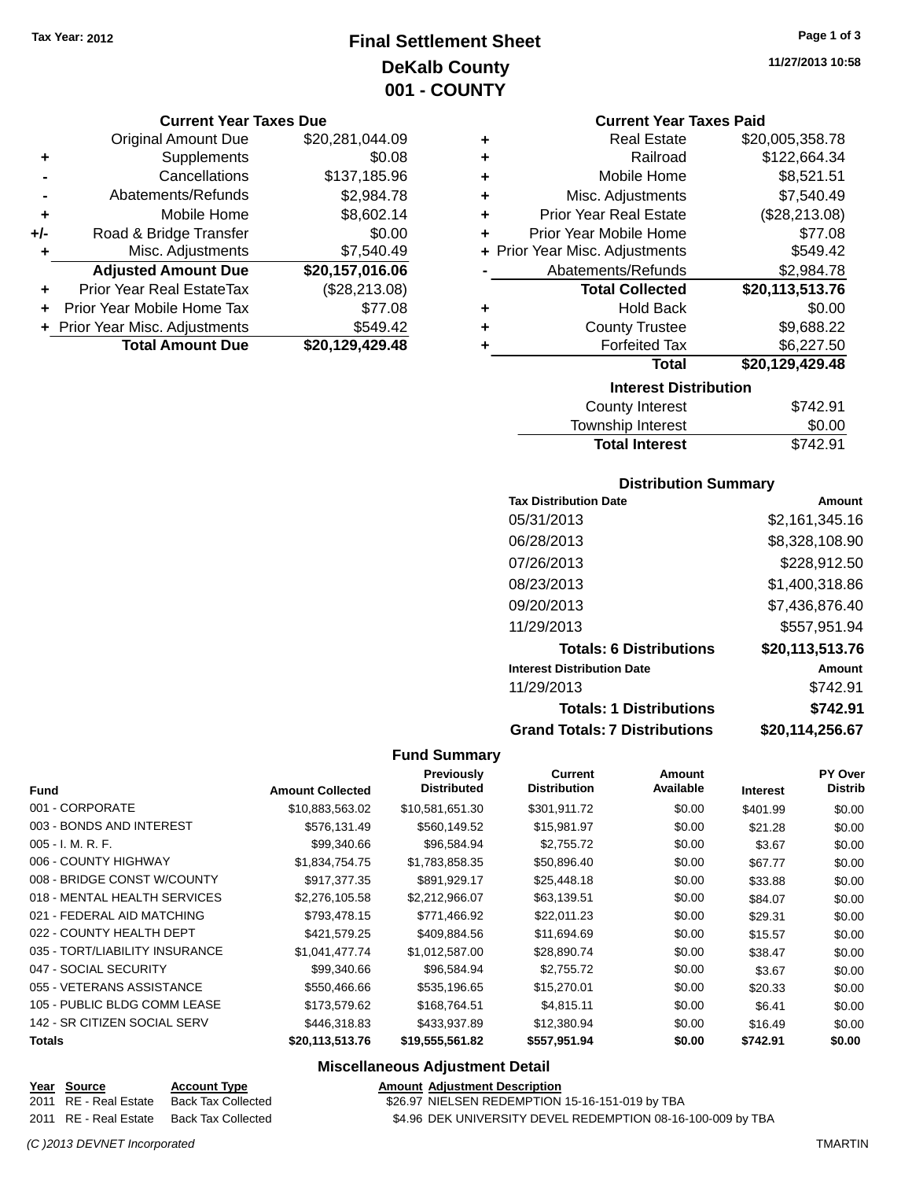Tax Year: 2012

# Final Settlement Sheet
## DeKalb County
## 001 - COUNTY

11/27/2013 10:58

### Current Year Taxes Due

| | | |
|---|---|---|
| | Original Amount Due | $20,281,044.09 |
| + | Supplements | $0.08 |
| - | Cancellations | $137,185.96 |
| - | Abatements/Refunds | $2,984.78 |
| + | Mobile Home | $8,602.14 |
| +/- | Road & Bridge Transfer | $0.00 |
| + | Misc. Adjustments | $7,540.49 |
| | **Adjusted Amount Due** | **$20,157,016.06** |
| + | Prior Year Real EstateTax | ($28,213.08) |
| + | Prior Year Mobile Home Tax | $77.08 |
| + | Prior Year Misc. Adjustments | $549.42 |
| | **Total Amount Due** | **$20,129,429.48** |

### Current Year Taxes Paid

| | | |
|---|---|---|
| + | Real Estate | $20,005,358.78 |
| + | Railroad | $122,664.34 |
| + | Mobile Home | $8,521.51 |
| + | Misc. Adjustments | $7,540.49 |
| + | Prior Year Real Estate | ($28,213.08) |
| + | Prior Year Mobile Home | $77.08 |
| + | Prior Year Misc. Adjustments | $549.42 |
| - | Abatements/Refunds | $2,984.78 |
| | **Total Collected** | **$20,113,513.76** |
| + | Hold Back | $0.00 |
| + | County Trustee | $9,688.22 |
| + | Forfeited Tax | $6,227.50 |
| | **Total** | **$20,129,429.48** |

### Interest Distribution

| | |
|---|---|
| County Interest | $742.91 |
| Township Interest | $0.00 |
| **Total Interest** | $742.91 |

### Distribution Summary

| Tax Distribution Date | Amount |
|---|---|
| 05/31/2013 | $2,161,345.16 |
| 06/28/2013 | $8,328,108.90 |
| 07/26/2013 | $228,912.50 |
| 08/23/2013 | $1,400,318.86 |
| 09/20/2013 | $7,436,876.40 |
| 11/29/2013 | $557,951.94 |
| **Totals: 6 Distributions** | **$20,113,513.76** |
| **Interest Distribution Date** | **Amount** |
| 11/29/2013 | $742.91 |
| **Totals: 1 Distributions** | **$742.91** |
| **Grand Totals: 7 Distributions** | **$20,114,256.67** |

### Fund Summary

| Fund | Amount Collected | Previously Distributed | Current Distribution | Amount Available | Interest | PY Over Distrib |
|---|---|---|---|---|---|---|
| 001 - CORPORATE | $10,883,563.02 | $10,581,651.30 | $301,911.72 | $0.00 | $401.99 | $0.00 |
| 003 - BONDS AND INTEREST | $576,131.49 | $560,149.52 | $15,981.97 | $0.00 | $21.28 | $0.00 |
| 005 - I. M. R. F. | $99,340.66 | $96,584.94 | $2,755.72 | $0.00 | $3.67 | $0.00 |
| 006 - COUNTY HIGHWAY | $1,834,754.75 | $1,783,858.35 | $50,896.40 | $0.00 | $67.77 | $0.00 |
| 008 - BRIDGE CONST W/COUNTY | $917,377.35 | $891,929.17 | $25,448.18 | $0.00 | $33.88 | $0.00 |
| 018 - MENTAL HEALTH SERVICES | $2,276,105.58 | $2,212,966.07 | $63,139.51 | $0.00 | $84.07 | $0.00 |
| 021 - FEDERAL AID MATCHING | $793,478.15 | $771,466.92 | $22,011.23 | $0.00 | $29.31 | $0.00 |
| 022 - COUNTY HEALTH DEPT | $421,579.25 | $409,884.56 | $11,694.69 | $0.00 | $15.57 | $0.00 |
| 035 - TORT/LIABILITY INSURANCE | $1,041,477.74 | $1,012,587.00 | $28,890.74 | $0.00 | $38.47 | $0.00 |
| 047 - SOCIAL SECURITY | $99,340.66 | $96,584.94 | $2,755.72 | $0.00 | $3.67 | $0.00 |
| 055 - VETERANS ASSISTANCE | $550,466.66 | $535,196.65 | $15,270.01 | $0.00 | $20.33 | $0.00 |
| 105 - PUBLIC BLDG COMM LEASE | $173,579.62 | $168,764.51 | $4,815.11 | $0.00 | $6.41 | $0.00 |
| 142 - SR CITIZEN SOCIAL SERV | $446,318.83 | $433,937.89 | $12,380.94 | $0.00 | $16.49 | $0.00 |
| **Totals** | **$20,113,513.76** | **$19,555,561.82** | **$557,951.94** | **$0.00** | **$742.91** | **$0.00** |

### Miscellaneous Adjustment Detail

| Year | Source | Account Type | Amount | Adjustment Description |
|---|---|---|---|---|
| 2011 | RE - Real Estate | Back Tax Collected | $26.97 | NIELSEN REDEMPTION 15-16-151-019 by TBA |
| 2011 | RE - Real Estate | Back Tax Collected | $4.96 | DEK UNIVERSITY DEVEL REDEMPTION 08-16-100-009 by TBA |

*(C )2013 DEVNET Incorporated* TMARTIN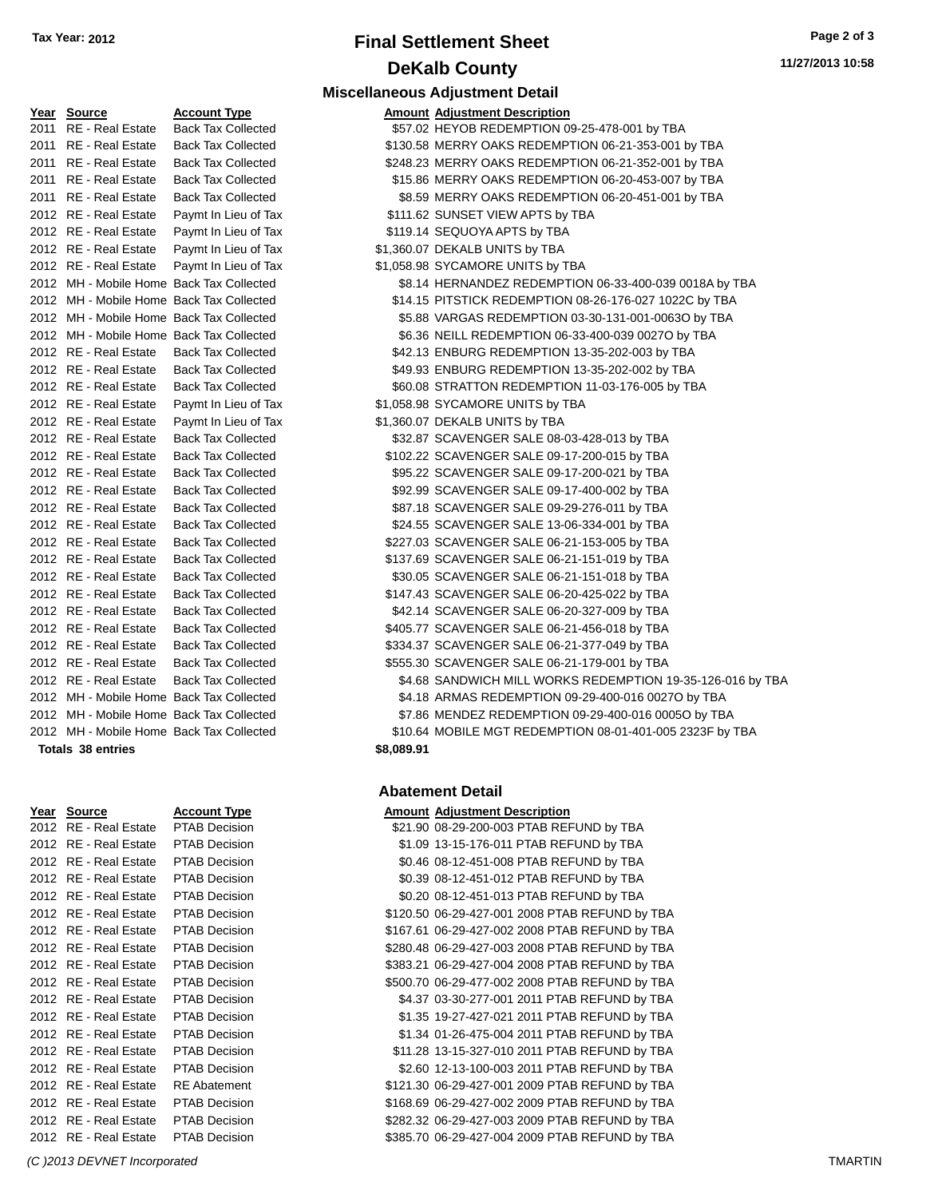# Final Settlement Sheet

## DeKalb County

Tax Year: 2012

11/27/2013 10:58

### Miscellaneous Adjustment Detail

| Year | Source | Account Type | Amount | Adjustment Description |
|---|---|---|---|---|
| 2011 | RE - Real Estate | Back Tax Collected | $57.02 | HEYOB REDEMPTION 09-25-478-001 by TBA |
| 2011 | RE - Real Estate | Back Tax Collected | $130.58 | MERRY OAKS REDEMPTION 06-21-353-001 by TBA |
| 2011 | RE - Real Estate | Back Tax Collected | $248.23 | MERRY OAKS REDEMPTION 06-21-352-001 by TBA |
| 2011 | RE - Real Estate | Back Tax Collected | $15.86 | MERRY OAKS REDEMPTION 06-20-453-007 by TBA |
| 2011 | RE - Real Estate | Back Tax Collected | $8.59 | MERRY OAKS REDEMPTION 06-20-451-001 by TBA |
| 2012 | RE - Real Estate | Paymt In Lieu of Tax | $111.62 | SUNSET VIEW APTS by TBA |
| 2012 | RE - Real Estate | Paymt In Lieu of Tax | $119.14 | SEQUOYA APTS by TBA |
| 2012 | RE - Real Estate | Paymt In Lieu of Tax | $1,360.07 | DEKALB UNITS by TBA |
| 2012 | RE - Real Estate | Paymt In Lieu of Tax | $1,058.98 | SYCAMORE UNITS by TBA |
| 2012 | MH - Mobile Home | Back Tax Collected | $8.14 | HERNANDEZ REDEMPTION 06-33-400-039 0018A by TBA |
| 2012 | MH - Mobile Home | Back Tax Collected | $14.15 | PITSTICK REDEMPTION 08-26-176-027 1022C by TBA |
| 2012 | MH - Mobile Home | Back Tax Collected | $5.88 | VARGAS REDEMPTION 03-30-131-001-0063O by TBA |
| 2012 | MH - Mobile Home | Back Tax Collected | $6.36 | NEILL REDEMPTION 06-33-400-039 0027O by TBA |
| 2012 | RE - Real Estate | Back Tax Collected | $42.13 | ENBURG REDEMPTION 13-35-202-003 by TBA |
| 2012 | RE - Real Estate | Back Tax Collected | $49.93 | ENBURG REDEMPTION 13-35-202-002 by TBA |
| 2012 | RE - Real Estate | Back Tax Collected | $60.08 | STRATTON REDEMPTION 11-03-176-005 by TBA |
| 2012 | RE - Real Estate | Paymt In Lieu of Tax | $1,058.98 | SYCAMORE UNITS by TBA |
| 2012 | RE - Real Estate | Paymt In Lieu of Tax | $1,360.07 | DEKALB UNITS by TBA |
| 2012 | RE - Real Estate | Back Tax Collected | $32.87 | SCAVENGER SALE 08-03-428-013 by TBA |
| 2012 | RE - Real Estate | Back Tax Collected | $102.22 | SCAVENGER SALE 09-17-200-015 by TBA |
| 2012 | RE - Real Estate | Back Tax Collected | $95.22 | SCAVENGER SALE 09-17-200-021 by TBA |
| 2012 | RE - Real Estate | Back Tax Collected | $92.99 | SCAVENGER SALE 09-17-400-002 by TBA |
| 2012 | RE - Real Estate | Back Tax Collected | $87.18 | SCAVENGER SALE 09-29-276-011 by TBA |
| 2012 | RE - Real Estate | Back Tax Collected | $24.55 | SCAVENGER SALE 13-06-334-001 by TBA |
| 2012 | RE - Real Estate | Back Tax Collected | $227.03 | SCAVENGER SALE 06-21-153-005 by TBA |
| 2012 | RE - Real Estate | Back Tax Collected | $137.69 | SCAVENGER SALE 06-21-151-019 by TBA |
| 2012 | RE - Real Estate | Back Tax Collected | $30.05 | SCAVENGER SALE 06-21-151-018 by TBA |
| 2012 | RE - Real Estate | Back Tax Collected | $147.43 | SCAVENGER SALE 06-20-425-022 by TBA |
| 2012 | RE - Real Estate | Back Tax Collected | $42.14 | SCAVENGER SALE 06-20-327-009 by TBA |
| 2012 | RE - Real Estate | Back Tax Collected | $405.77 | SCAVENGER SALE 06-21-456-018 by TBA |
| 2012 | RE - Real Estate | Back Tax Collected | $334.37 | SCAVENGER SALE 06-21-377-049 by TBA |
| 2012 | RE - Real Estate | Back Tax Collected | $555.30 | SCAVENGER SALE 06-21-179-001 by TBA |
| 2012 | RE - Real Estate | Back Tax Collected | $4.68 | SANDWICH MILL WORKS REDEMPTION 19-35-126-016 by TBA |
| 2012 | MH - Mobile Home | Back Tax Collected | $4.18 | ARMAS REDEMPTION 09-29-400-016 0027O by TBA |
| 2012 | MH - Mobile Home | Back Tax Collected | $7.86 | MENDEZ REDEMPTION 09-29-400-016 0005O by TBA |
| 2012 | MH - Mobile Home | Back Tax Collected | $10.64 | MOBILE MGT REDEMPTION 08-01-401-005 2323F by TBA |
| **Totals 38 entries** | | | **$8,089.91** | |

### Abatement Detail

| Year | Source | Account Type | Amount | Adjustment Description |
|---|---|---|---|---|
| 2012 | RE - Real Estate | PTAB Decision | $21.90 | 08-29-200-003 PTAB REFUND by TBA |
| 2012 | RE - Real Estate | PTAB Decision | $1.09 | 13-15-176-011 PTAB REFUND by TBA |
| 2012 | RE - Real Estate | PTAB Decision | $0.46 | 08-12-451-008 PTAB REFUND by TBA |
| 2012 | RE - Real Estate | PTAB Decision | $0.39 | 08-12-451-012 PTAB REFUND by TBA |
| 2012 | RE - Real Estate | PTAB Decision | $0.20 | 08-12-451-013 PTAB REFUND by TBA |
| 2012 | RE - Real Estate | PTAB Decision | $120.50 | 06-29-427-001 2008 PTAB REFUND by TBA |
| 2012 | RE - Real Estate | PTAB Decision | $167.61 | 06-29-427-002 2008 PTAB REFUND by TBA |
| 2012 | RE - Real Estate | PTAB Decision | $280.48 | 06-29-427-003 2008 PTAB REFUND by TBA |
| 2012 | RE - Real Estate | PTAB Decision | $383.21 | 06-29-427-004 2008 PTAB REFUND by TBA |
| 2012 | RE - Real Estate | PTAB Decision | $500.70 | 06-29-477-002 2008 PTAB REFUND by TBA |
| 2012 | RE - Real Estate | PTAB Decision | $4.37 | 03-30-277-001 2011 PTAB REFUND by TBA |
| 2012 | RE - Real Estate | PTAB Decision | $1.35 | 19-27-427-021 2011 PTAB REFUND by TBA |
| 2012 | RE - Real Estate | PTAB Decision | $1.34 | 01-26-475-004 2011 PTAB REFUND by TBA |
| 2012 | RE - Real Estate | PTAB Decision | $11.28 | 13-15-327-010 2011 PTAB REFUND by TBA |
| 2012 | RE - Real Estate | PTAB Decision | $2.60 | 12-13-100-003 2011 PTAB REFUND by TBA |
| 2012 | RE - Real Estate | RE Abatement | $121.30 | 06-29-427-001 2009 PTAB REFUND by TBA |
| 2012 | RE - Real Estate | PTAB Decision | $168.69 | 06-29-427-002 2009 PTAB REFUND by TBA |
| 2012 | RE - Real Estate | PTAB Decision | $282.32 | 06-29-427-003 2009 PTAB REFUND by TBA |
| 2012 | RE - Real Estate | PTAB Decision | $385.70 | 06-29-427-004 2009 PTAB REFUND by TBA |

*(C )2013 DEVNET Incorporated* TMARTIN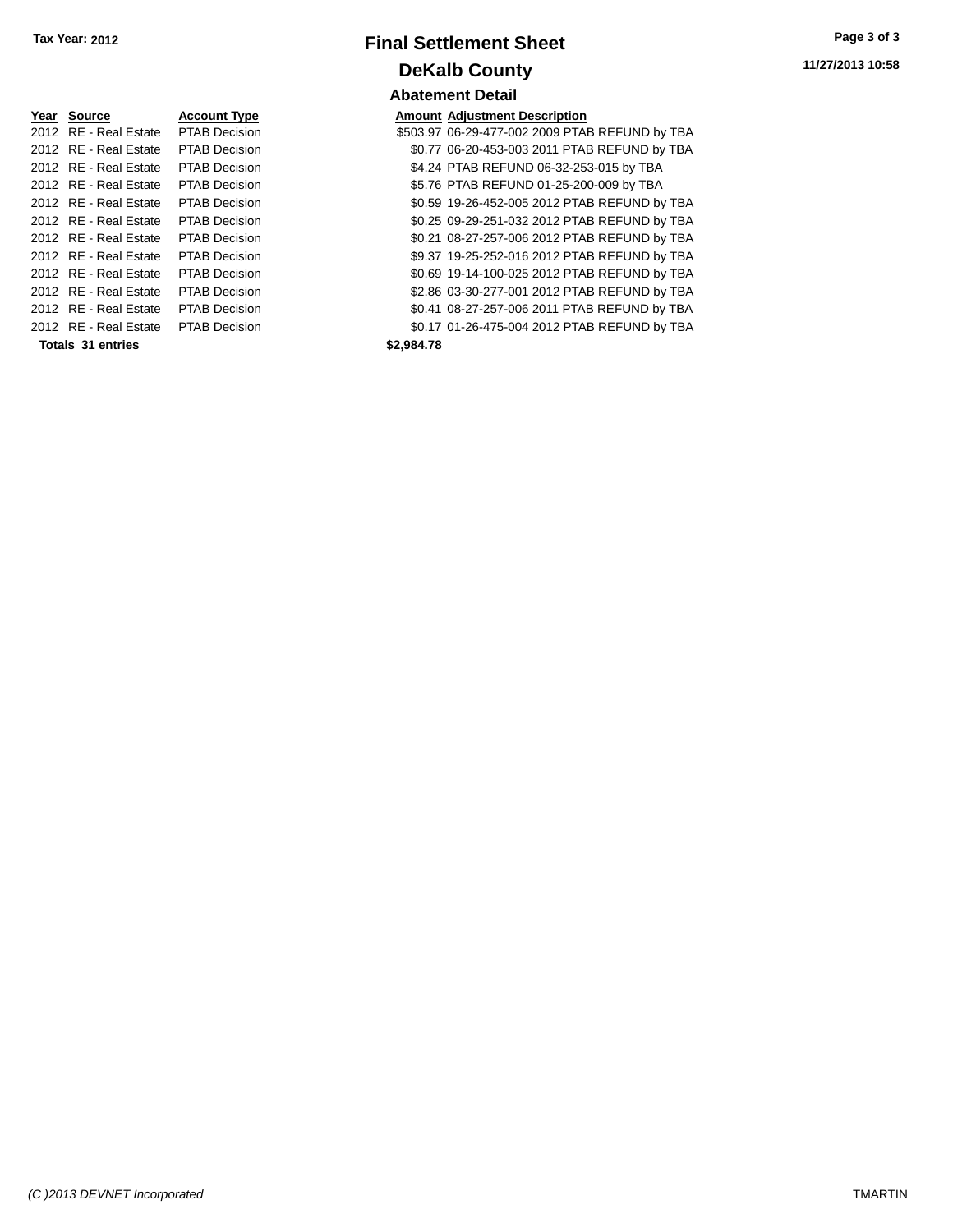# Final Settlement Sheet

## DeKalb County

### Abatement Detail

| Year | Source | Account Type | Amount | Adjustment Description |
|---|---|---|---|---|
| 2012 | RE - Real Estate | PTAB Decision | $503.97 | 06-29-477-002 2009 PTAB REFUND by TBA |
| 2012 | RE - Real Estate | PTAB Decision | $0.77 | 06-20-453-003 2011 PTAB REFUND by TBA |
| 2012 | RE - Real Estate | PTAB Decision | $4.24 | PTAB REFUND 06-32-253-015 by TBA |
| 2012 | RE - Real Estate | PTAB Decision | $5.76 | PTAB REFUND 01-25-200-009 by TBA |
| 2012 | RE - Real Estate | PTAB Decision | $0.59 | 19-26-452-005 2012 PTAB REFUND by TBA |
| 2012 | RE - Real Estate | PTAB Decision | $0.25 | 09-29-251-032 2012 PTAB REFUND by TBA |
| 2012 | RE - Real Estate | PTAB Decision | $0.21 | 08-27-257-006 2012 PTAB REFUND by TBA |
| 2012 | RE - Real Estate | PTAB Decision | $9.37 | 19-25-252-016 2012 PTAB REFUND by TBA |
| 2012 | RE - Real Estate | PTAB Decision | $0.69 | 19-14-100-025 2012 PTAB REFUND by TBA |
| 2012 | RE - Real Estate | PTAB Decision | $2.86 | 03-30-277-001 2012 PTAB REFUND by TBA |
| 2012 | RE - Real Estate | PTAB Decision | $0.41 | 08-27-257-006 2011 PTAB REFUND by TBA |
| 2012 | RE - Real Estate | PTAB Decision | $0.17 | 01-26-475-004 2012 PTAB REFUND by TBA |
| **Totals 31 entries** | | | **$2,984.78** | |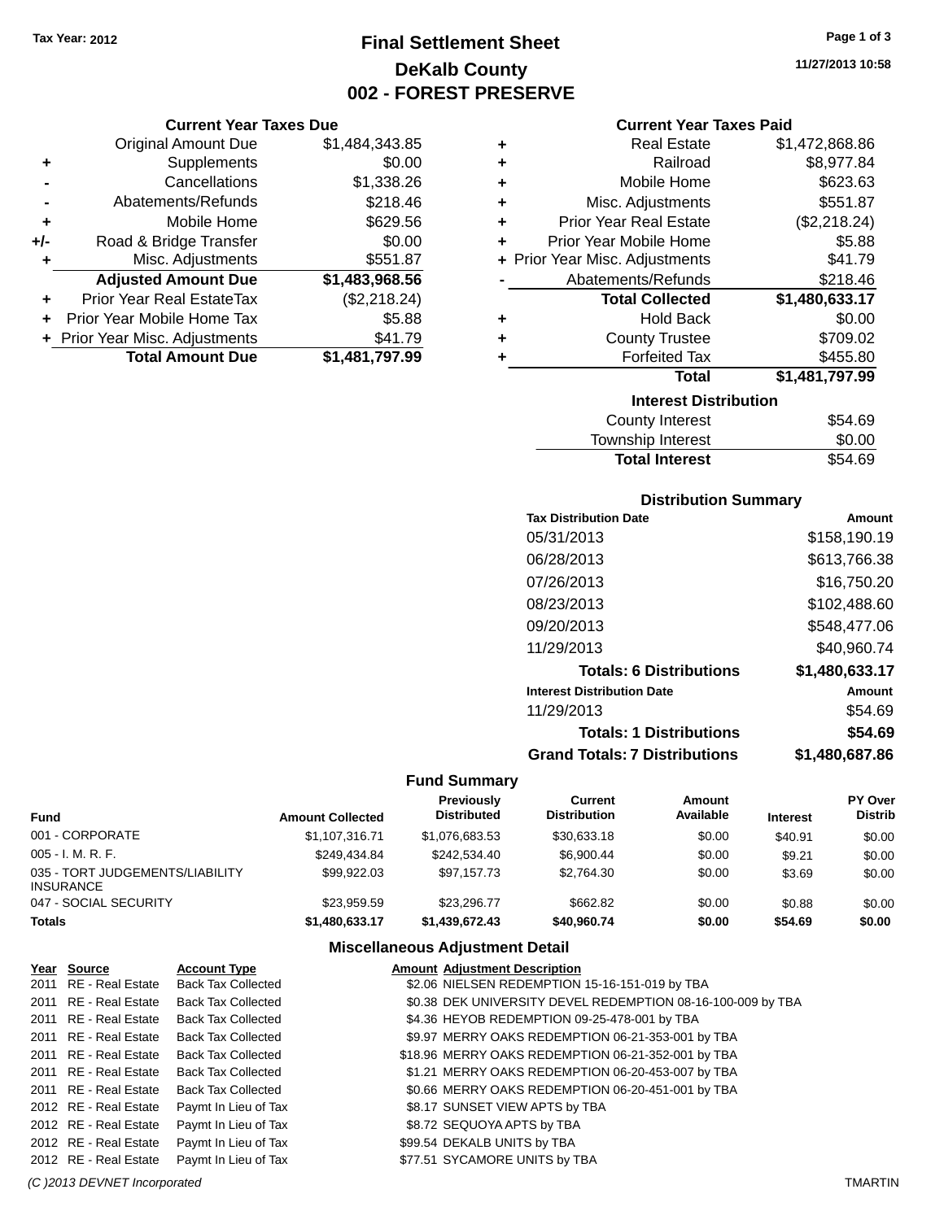Tax Year: 2012

# Final Settlement Sheet
## DeKalb County
## 002 - FOREST PRESERVE

11/27/2013 10:58

### Current Year Taxes Due

| | | |
|---|---|---|
| | Original Amount Due | $1,484,343.85 |
| + | Supplements | $0.00 |
| - | Cancellations | $1,338.26 |
| - | Abatements/Refunds | $218.46 |
| + | Mobile Home | $629.56 |
| +/- | Road & Bridge Transfer | $0.00 |
| + | Misc. Adjustments | $551.87 |
| | **Adjusted Amount Due** | **$1,483,968.56** |
| + | Prior Year Real EstateTax | ($2,218.24) |
| + | Prior Year Mobile Home Tax | $5.88 |
| + | Prior Year Misc. Adjustments | $41.79 |
| | **Total Amount Due** | **$1,481,797.99** |

### Current Year Taxes Paid

| | | |
|---|---|---|
| + | Real Estate | $1,472,868.86 |
| + | Railroad | $8,977.84 |
| + | Mobile Home | $623.63 |
| + | Misc. Adjustments | $551.87 |
| + | Prior Year Real Estate | ($2,218.24) |
| + | Prior Year Mobile Home | $5.88 |
| + | Prior Year Misc. Adjustments | $41.79 |
| - | Abatements/Refunds | $218.46 |
| | **Total Collected** | **$1,480,633.17** |
| + | Hold Back | $0.00 |
| + | County Trustee | $709.02 |
| + | Forfeited Tax | $455.80 |
| | **Total** | **$1,481,797.99** |

### Interest Distribution

| | |
|---|---|
| County Interest | $54.69 |
| Township Interest | $0.00 |
| **Total Interest** | $54.69 |

### Distribution Summary

| Tax Distribution Date | Amount |
|---|---|
| 05/31/2013 | $158,190.19 |
| 06/28/2013 | $613,766.38 |
| 07/26/2013 | $16,750.20 |
| 08/23/2013 | $102,488.60 |
| 09/20/2013 | $548,477.06 |
| 11/29/2013 | $40,960.74 |
| **Totals: 6 Distributions** | **$1,480,633.17** |

| Interest Distribution Date | Amount |
|---|---|
| 11/29/2013 | $54.69 |
| **Totals: 1 Distributions** | **$54.69** |
| **Grand Totals: 7 Distributions** | **$1,480,687.86** |

### Fund Summary

| Fund | Amount Collected | Previously Distributed | Current Distribution | Amount Available | Interest | PY Over Distrib |
|---|---|---|---|---|---|---|
| 001 - CORPORATE | $1,107,316.71 | $1,076,683.53 | $30,633.18 | $0.00 | $40.91 | $0.00 |
| 005 - I. M. R. F. | $249,434.84 | $242,534.40 | $6,900.44 | $0.00 | $9.21 | $0.00 |
| 035 - TORT JUDGEMENTS/LIABILITY INSURANCE | $99,922.03 | $97,157.73 | $2,764.30 | $0.00 | $3.69 | $0.00 |
| 047 - SOCIAL SECURITY | $23,959.59 | $23,296.77 | $662.82 | $0.00 | $0.88 | $0.00 |
| **Totals** | **$1,480,633.17** | **$1,439,672.43** | **$40,960.74** | **$0.00** | **$54.69** | **$0.00** |

### Miscellaneous Adjustment Detail

| Year | Source | Account Type | Amount | Adjustment Description |
|---|---|---|---|---|
| 2011 | RE - Real Estate | Back Tax Collected | $2.06 | NIELSEN REDEMPTION 15-16-151-019 by TBA |
| 2011 | RE - Real Estate | Back Tax Collected | $0.38 | DEK UNIVERSITY DEVEL REDEMPTION 08-16-100-009 by TBA |
| 2011 | RE - Real Estate | Back Tax Collected | $4.36 | HEYOB REDEMPTION 09-25-478-001 by TBA |
| 2011 | RE - Real Estate | Back Tax Collected | $9.97 | MERRY OAKS REDEMPTION 06-21-353-001 by TBA |
| 2011 | RE - Real Estate | Back Tax Collected | $18.96 | MERRY OAKS REDEMPTION 06-21-352-001 by TBA |
| 2011 | RE - Real Estate | Back Tax Collected | $1.21 | MERRY OAKS REDEMPTION 06-20-453-007 by TBA |
| 2011 | RE - Real Estate | Back Tax Collected | $0.66 | MERRY OAKS REDEMPTION 06-20-451-001 by TBA |
| 2012 | RE - Real Estate | Paymt In Lieu of Tax | $8.17 | SUNSET VIEW APTS by TBA |
| 2012 | RE - Real Estate | Paymt In Lieu of Tax | $8.72 | SEQUOYA APTS by TBA |
| 2012 | RE - Real Estate | Paymt In Lieu of Tax | $99.54 | DEKALB UNITS by TBA |
| 2012 | RE - Real Estate | Paymt In Lieu of Tax | $77.51 | SYCAMORE UNITS by TBA |

(C )2013 DEVNET Incorporated TMARTIN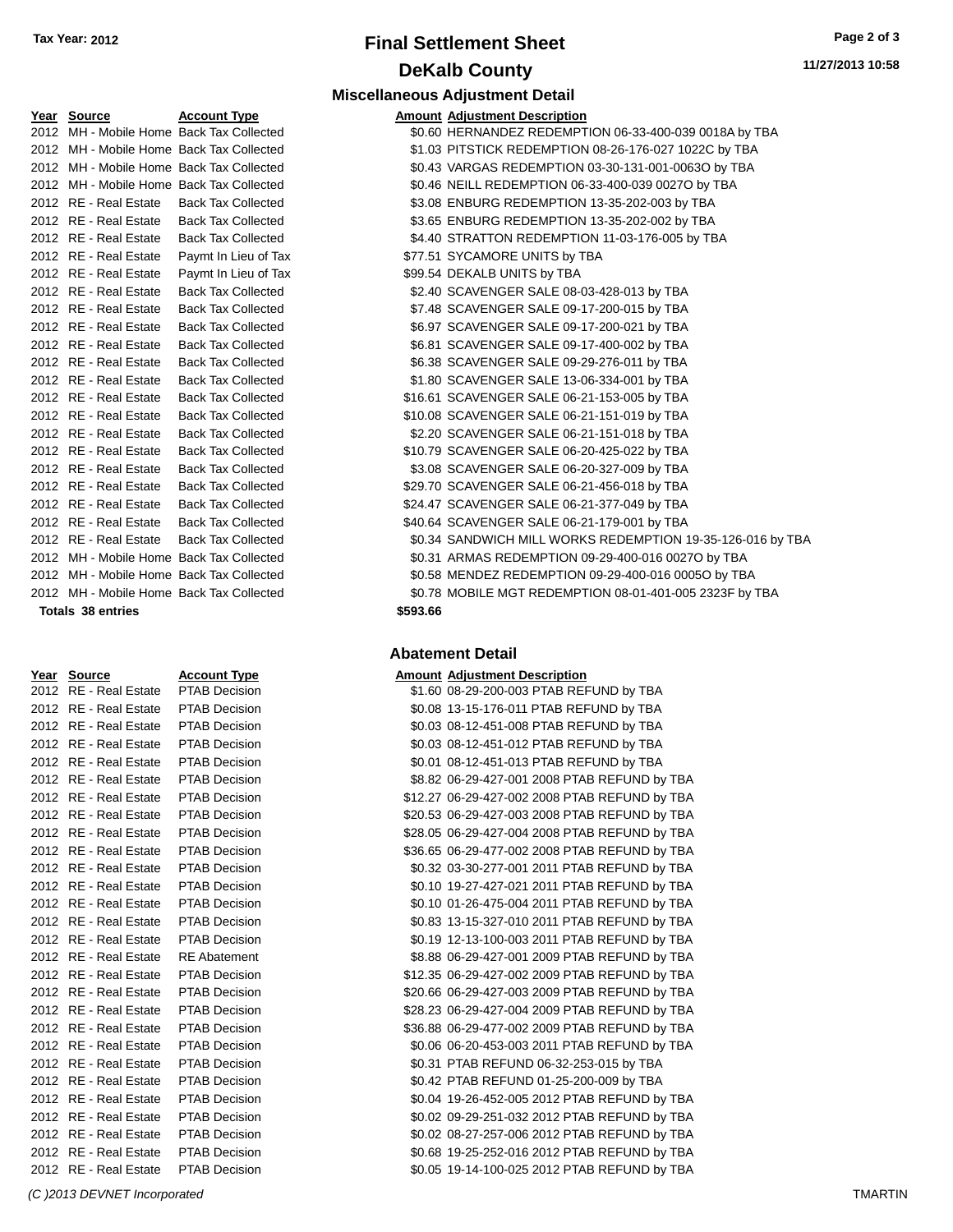Tax Year: 2012

# Final Settlement Sheet

## DeKalb County

### Miscellaneous Adjustment Detail

| Year | Source | Account Type | Amount | Adjustment Description |
|---|---|---|---|---|
| 2012 | MH - Mobile Home | Back Tax Collected | $0.60 | HERNANDEZ REDEMPTION 06-33-400-039 0018A by TBA |
| 2012 | MH - Mobile Home | Back Tax Collected | $1.03 | PITSTICK REDEMPTION 08-26-176-027 1022C by TBA |
| 2012 | MH - Mobile Home | Back Tax Collected | $0.43 | VARGAS REDEMPTION 03-30-131-001-0063O by TBA |
| 2012 | MH - Mobile Home | Back Tax Collected | $0.46 | NEILL REDEMPTION 06-33-400-039 0027O by TBA |
| 2012 | RE - Real Estate | Back Tax Collected | $3.08 | ENBURG REDEMPTION 13-35-202-003 by TBA |
| 2012 | RE - Real Estate | Back Tax Collected | $3.65 | ENBURG REDEMPTION 13-35-202-002 by TBA |
| 2012 | RE - Real Estate | Back Tax Collected | $4.40 | STRATTON REDEMPTION 11-03-176-005 by TBA |
| 2012 | RE - Real Estate | Paymt In Lieu of Tax | $77.51 | SYCAMORE UNITS by TBA |
| 2012 | RE - Real Estate | Paymt In Lieu of Tax | $99.54 | DEKALB UNITS by TBA |
| 2012 | RE - Real Estate | Back Tax Collected | $2.40 | SCAVENGER SALE 08-03-428-013 by TBA |
| 2012 | RE - Real Estate | Back Tax Collected | $7.48 | SCAVENGER SALE 09-17-200-015 by TBA |
| 2012 | RE - Real Estate | Back Tax Collected | $6.97 | SCAVENGER SALE 09-17-200-021 by TBA |
| 2012 | RE - Real Estate | Back Tax Collected | $6.81 | SCAVENGER SALE 09-17-400-002 by TBA |
| 2012 | RE - Real Estate | Back Tax Collected | $6.38 | SCAVENGER SALE 09-29-276-011 by TBA |
| 2012 | RE - Real Estate | Back Tax Collected | $1.80 | SCAVENGER SALE 13-06-334-001 by TBA |
| 2012 | RE - Real Estate | Back Tax Collected | $16.61 | SCAVENGER SALE 06-21-153-005 by TBA |
| 2012 | RE - Real Estate | Back Tax Collected | $10.08 | SCAVENGER SALE 06-21-151-019 by TBA |
| 2012 | RE - Real Estate | Back Tax Collected | $2.20 | SCAVENGER SALE 06-21-151-018 by TBA |
| 2012 | RE - Real Estate | Back Tax Collected | $10.79 | SCAVENGER SALE 06-20-425-022 by TBA |
| 2012 | RE - Real Estate | Back Tax Collected | $3.08 | SCAVENGER SALE 06-20-327-009 by TBA |
| 2012 | RE - Real Estate | Back Tax Collected | $29.70 | SCAVENGER SALE 06-21-456-018 by TBA |
| 2012 | RE - Real Estate | Back Tax Collected | $24.47 | SCAVENGER SALE 06-21-377-049 by TBA |
| 2012 | RE - Real Estate | Back Tax Collected | $40.64 | SCAVENGER SALE 06-21-179-001 by TBA |
| 2012 | RE - Real Estate | Back Tax Collected | $0.34 | SANDWICH MILL WORKS REDEMPTION 19-35-126-016 by TBA |
| 2012 | MH - Mobile Home | Back Tax Collected | $0.31 | ARMAS REDEMPTION 09-29-400-016 0027O by TBA |
| 2012 | MH - Mobile Home | Back Tax Collected | $0.58 | MENDEZ REDEMPTION 09-29-400-016 0005O by TBA |
| 2012 | MH - Mobile Home | Back Tax Collected | $0.78 | MOBILE MGT REDEMPTION 08-01-401-005 2323F by TBA |
| **Totals 38 entries** | | | **$593.66** | |

### Abatement Detail

| Year | Source | Account Type | Amount | Adjustment Description |
|---|---|---|---|---|
| 2012 | RE - Real Estate | PTAB Decision | $1.60 | 08-29-200-003 PTAB REFUND by TBA |
| 2012 | RE - Real Estate | PTAB Decision | $0.08 | 13-15-176-011 PTAB REFUND by TBA |
| 2012 | RE - Real Estate | PTAB Decision | $0.03 | 08-12-451-008 PTAB REFUND by TBA |
| 2012 | RE - Real Estate | PTAB Decision | $0.03 | 08-12-451-012 PTAB REFUND by TBA |
| 2012 | RE - Real Estate | PTAB Decision | $0.01 | 08-12-451-013 PTAB REFUND by TBA |
| 2012 | RE - Real Estate | PTAB Decision | $8.82 | 06-29-427-001 2008 PTAB REFUND by TBA |
| 2012 | RE - Real Estate | PTAB Decision | $12.27 | 06-29-427-002 2008 PTAB REFUND by TBA |
| 2012 | RE - Real Estate | PTAB Decision | $20.53 | 06-29-427-003 2008 PTAB REFUND by TBA |
| 2012 | RE - Real Estate | PTAB Decision | $28.05 | 06-29-427-004 2008 PTAB REFUND by TBA |
| 2012 | RE - Real Estate | PTAB Decision | $36.65 | 06-29-477-002 2008 PTAB REFUND by TBA |
| 2012 | RE - Real Estate | PTAB Decision | $0.32 | 03-30-277-001 2011 PTAB REFUND by TBA |
| 2012 | RE - Real Estate | PTAB Decision | $0.10 | 19-27-427-021 2011 PTAB REFUND by TBA |
| 2012 | RE - Real Estate | PTAB Decision | $0.10 | 01-26-475-004 2011 PTAB REFUND by TBA |
| 2012 | RE - Real Estate | PTAB Decision | $0.83 | 13-15-327-010 2011 PTAB REFUND by TBA |
| 2012 | RE - Real Estate | PTAB Decision | $0.19 | 12-13-100-003 2011 PTAB REFUND by TBA |
| 2012 | RE - Real Estate | RE Abatement | $8.88 | 06-29-427-001 2009 PTAB REFUND by TBA |
| 2012 | RE - Real Estate | PTAB Decision | $12.35 | 06-29-427-002 2009 PTAB REFUND by TBA |
| 2012 | RE - Real Estate | PTAB Decision | $20.66 | 06-29-427-003 2009 PTAB REFUND by TBA |
| 2012 | RE - Real Estate | PTAB Decision | $28.23 | 06-29-427-004 2009 PTAB REFUND by TBA |
| 2012 | RE - Real Estate | PTAB Decision | $36.88 | 06-29-477-002 2009 PTAB REFUND by TBA |
| 2012 | RE - Real Estate | PTAB Decision | $0.06 | 06-20-453-003 2011 PTAB REFUND by TBA |
| 2012 | RE - Real Estate | PTAB Decision | $0.31 | PTAB REFUND 06-32-253-015 by TBA |
| 2012 | RE - Real Estate | PTAB Decision | $0.42 | PTAB REFUND 01-25-200-009 by TBA |
| 2012 | RE - Real Estate | PTAB Decision | $0.04 | 19-26-452-005 2012 PTAB REFUND by TBA |
| 2012 | RE - Real Estate | PTAB Decision | $0.02 | 09-29-251-032 2012 PTAB REFUND by TBA |
| 2012 | RE - Real Estate | PTAB Decision | $0.02 | 08-27-257-006 2012 PTAB REFUND by TBA |
| 2012 | RE - Real Estate | PTAB Decision | $0.68 | 19-25-252-016 2012 PTAB REFUND by TBA |
| 2012 | RE - Real Estate | PTAB Decision | $0.05 | 19-14-100-025 2012 PTAB REFUND by TBA |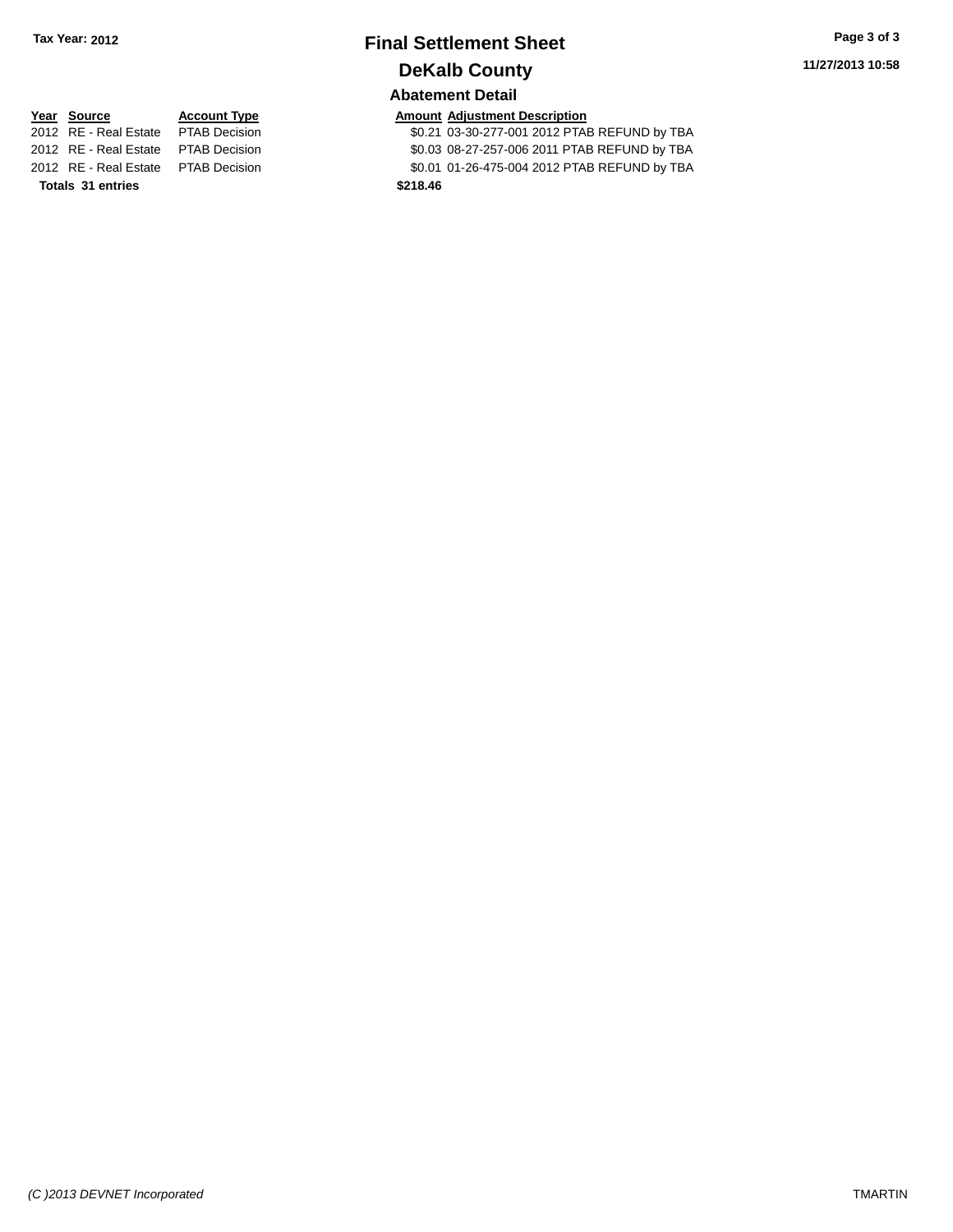# Final Settlement Sheet

**Tax Year: 2012**

## DeKalb County

### Abatement Detail

| Year | Source | Account Type | Amount | Adjustment Description |
|---|---|---|---|---|
| 2012 | RE - Real Estate | PTAB Decision | $0.21 | 03-30-277-001 2012 PTAB REFUND by TBA |
| 2012 | RE - Real Estate | PTAB Decision | $0.03 | 08-27-257-006 2011 PTAB REFUND by TBA |
| 2012 | RE - Real Estate | PTAB Decision | $0.01 | 01-26-475-004 2012 PTAB REFUND by TBA |
| **Totals** | **31 entries** | | **$218.46** | |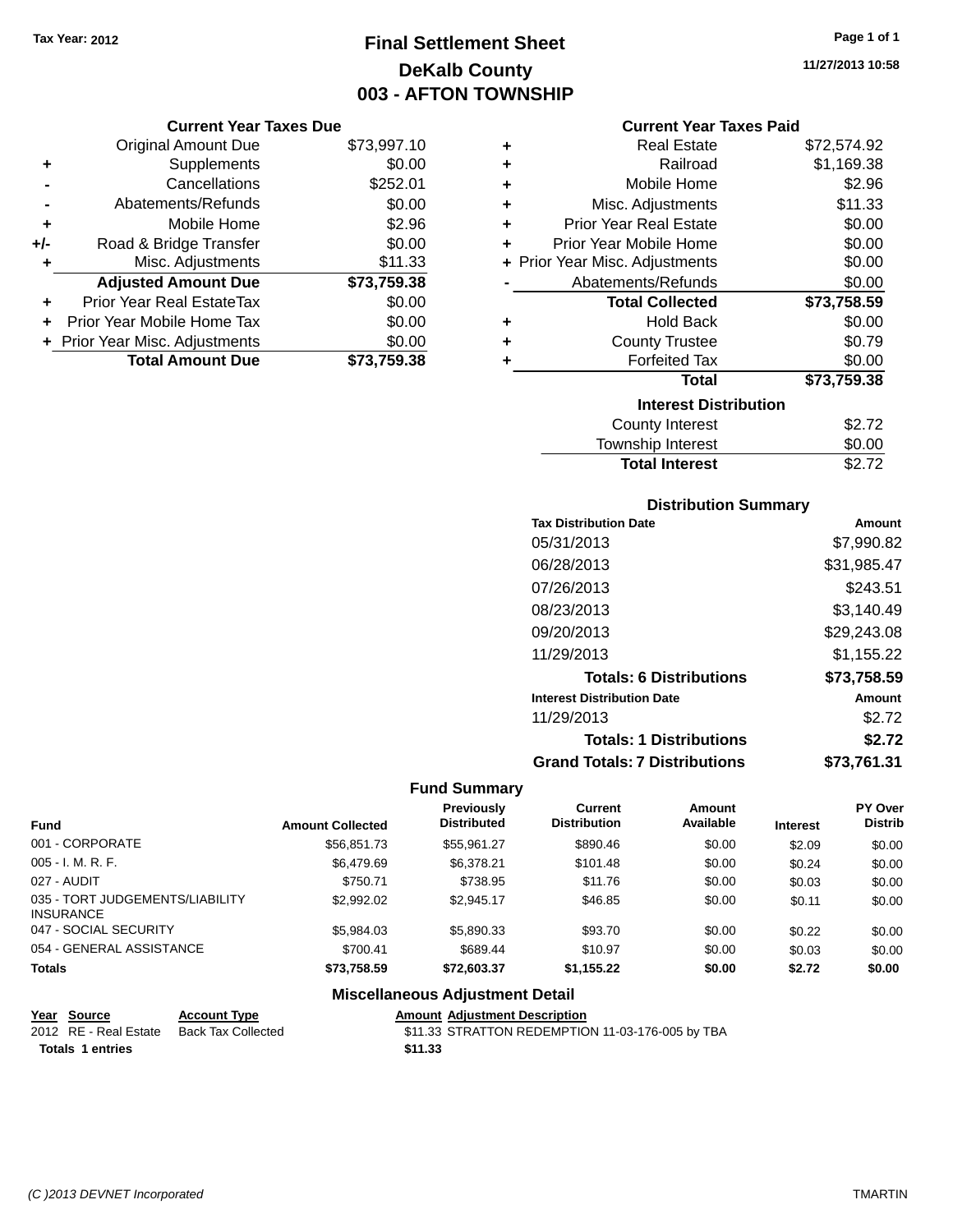Tax Year: 2012

# Final Settlement Sheet
## DeKalb County
## 003 - AFTON TOWNSHIP

11/27/2013 10:58

### Current Year Taxes Due

| | | |
|---|---|---|
| | Original Amount Due | $73,997.10 |
| + | Supplements | $0.00 |
| - | Cancellations | $252.01 |
| - | Abatements/Refunds | $0.00 |
| + | Mobile Home | $2.96 |
| +/- | Road & Bridge Transfer | $0.00 |
| + | Misc. Adjustments | $11.33 |
| | **Adjusted Amount Due** | **$73,759.38** |
| + | Prior Year Real EstateTax | $0.00 |
| + | Prior Year Mobile Home Tax | $0.00 |
| + | Prior Year Misc. Adjustments | $0.00 |
| | **Total Amount Due** | **$73,759.38** |

### Current Year Taxes Paid

| | | |
|---|---|---|
| + | Real Estate | $72,574.92 |
| + | Railroad | $1,169.38 |
| + | Mobile Home | $2.96 |
| + | Misc. Adjustments | $11.33 |
| + | Prior Year Real Estate | $0.00 |
| + | Prior Year Mobile Home | $0.00 |
| + | Prior Year Misc. Adjustments | $0.00 |
| - | Abatements/Refunds | $0.00 |
| | **Total Collected** | **$73,758.59** |
| + | Hold Back | $0.00 |
| + | County Trustee | $0.79 |
| + | Forfeited Tax | $0.00 |
| | **Total** | **$73,759.38** |

### Interest Distribution

| | |
|---|---|
| County Interest | $2.72 |
| Township Interest | $0.00 |
| **Total Interest** | $2.72 |

### Distribution Summary

| Tax Distribution Date | Amount |
|---|---|
| 05/31/2013 | $7,990.82 |
| 06/28/2013 | $31,985.47 |
| 07/26/2013 | $243.51 |
| 08/23/2013 | $3,140.49 |
| 09/20/2013 | $29,243.08 |
| 11/29/2013 | $1,155.22 |
| **Totals: 6 Distributions** | **$73,758.59** |
| **Interest Distribution Date** | **Amount** |
| 11/29/2013 | $2.72 |
| **Totals: 1 Distributions** | **$2.72** |
| **Grand Totals: 7 Distributions** | **$73,761.31** |

### Fund Summary

| Fund | Amount Collected | Previously Distributed | Current Distribution | Amount Available | Interest | PY Over Distrib |
|---|---|---|---|---|---|---|
| 001 - CORPORATE | $56,851.73 | $55,961.27 | $890.46 | $0.00 | $2.09 | $0.00 |
| 005 - I. M. R. F. | $6,479.69 | $6,378.21 | $101.48 | $0.00 | $0.24 | $0.00 |
| 027 - AUDIT | $750.71 | $738.95 | $11.76 | $0.00 | $0.03 | $0.00 |
| 035 - TORT JUDGEMENTS/LIABILITY INSURANCE | $2,992.02 | $2,945.17 | $46.85 | $0.00 | $0.11 | $0.00 |
| 047 - SOCIAL SECURITY | $5,984.03 | $5,890.33 | $93.70 | $0.00 | $0.22 | $0.00 |
| 054 - GENERAL ASSISTANCE | $700.41 | $689.44 | $10.97 | $0.00 | $0.03 | $0.00 |
| **Totals** | **$73,758.59** | **$72,603.37** | **$1,155.22** | **$0.00** | **$2.72** | **$0.00** |

### Miscellaneous Adjustment Detail

| Year | Source | Account Type | Amount | Adjustment Description |
|---|---|---|---|---|
| 2012 | RE - Real Estate | Back Tax Collected | $11.33 | STRATTON REDEMPTION 11-03-176-005 by TBA |
| **Totals** | **1 entries** | | **$11.33** | |

(C )2013 DEVNET Incorporated TMARTIN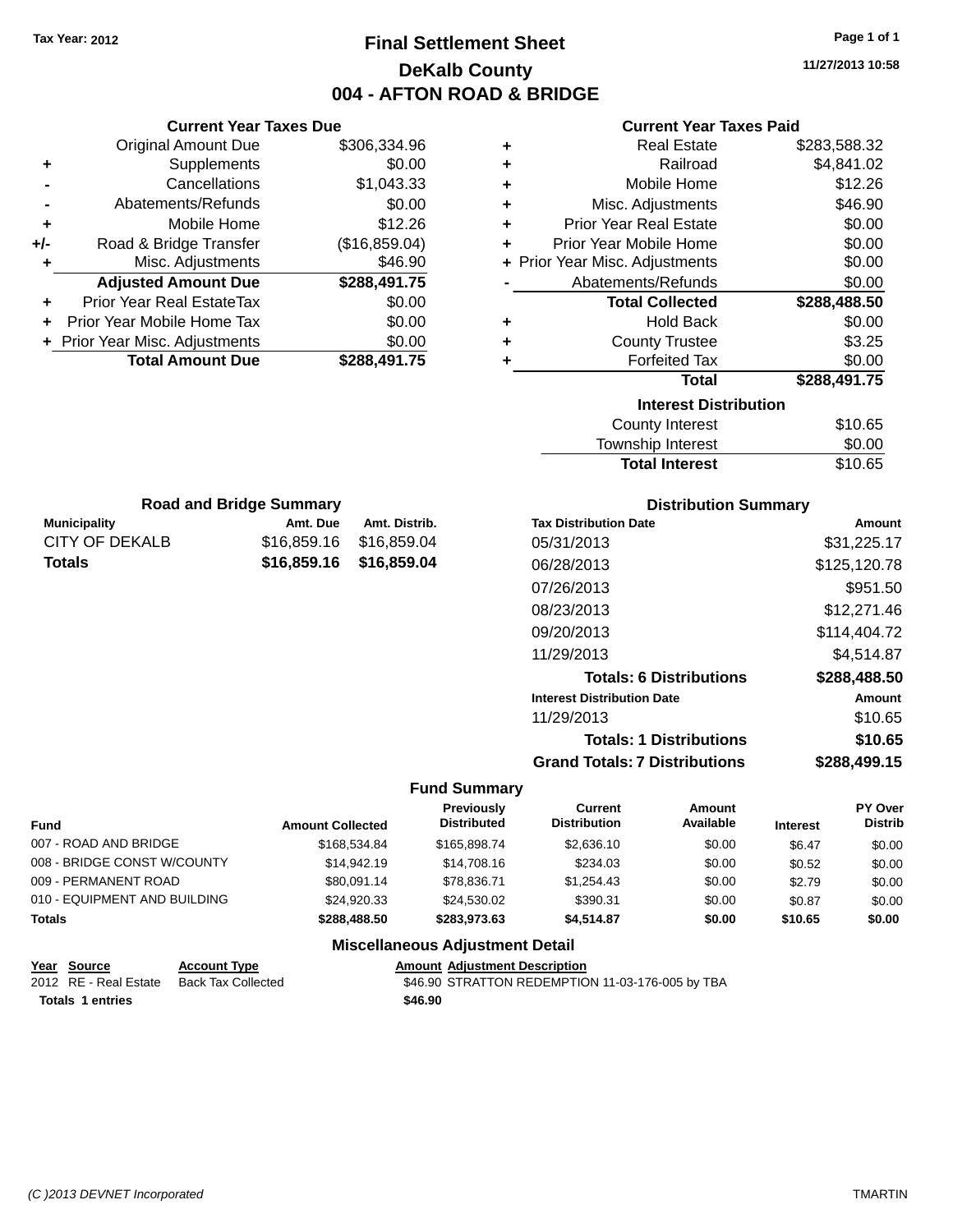Tax Year: 2012

# Final Settlement Sheet

## DeKalb County

## 004 - AFTON ROAD & BRIDGE

11/27/2013 10:58

### Current Year Taxes Due

| | | |
|---|---|---|
| | Original Amount Due | $306,334.96 |
| + | Supplements | $0.00 |
| - | Cancellations | $1,043.33 |
| - | Abatements/Refunds | $0.00 |
| + | Mobile Home | $12.26 |
| +/- | Road & Bridge Transfer | ($16,859.04) |
| + | Misc. Adjustments | $46.90 |
| | **Adjusted Amount Due** | **$288,491.75** |
| + | Prior Year Real EstateTax | $0.00 |
| + | Prior Year Mobile Home Tax | $0.00 |
| + | Prior Year Misc. Adjustments | $0.00 |
| | **Total Amount Due** | **$288,491.75** |

### Current Year Taxes Paid

| | | |
|---|---|---|
| + | Real Estate | $283,588.32 |
| + | Railroad | $4,841.02 |
| + | Mobile Home | $12.26 |
| + | Misc. Adjustments | $46.90 |
| + | Prior Year Real Estate | $0.00 |
| + | Prior Year Mobile Home | $0.00 |
| + | Prior Year Misc. Adjustments | $0.00 |
| - | Abatements/Refunds | $0.00 |
| | **Total Collected** | **$288,488.50** |
| + | Hold Back | $0.00 |
| + | County Trustee | $3.25 |
| + | Forfeited Tax | $0.00 |
| | **Total** | **$288,491.75** |

### Interest Distribution

| | |
|---|---|
| County Interest | $10.65 |
| Township Interest | $0.00 |
| **Total Interest** | $10.65 |

### Road and Bridge Summary

| Municipality | Amt. Due | Amt. Distrib. |
|---|---|---|
| CITY OF DEKALB | $16,859.16 | $16,859.04 |
| **Totals** | **$16,859.16** | **$16,859.04** |

### Distribution Summary

| Tax Distribution Date | Amount |
|---|---|
| 05/31/2013 | $31,225.17 |
| 06/28/2013 | $125,120.78 |
| 07/26/2013 | $951.50 |
| 08/23/2013 | $12,271.46 |
| 09/20/2013 | $114,404.72 |
| 11/29/2013 | $4,514.87 |
| **Totals: 6 Distributions** | **$288,488.50** |
| **Interest Distribution Date** | **Amount** |
| 11/29/2013 | $10.65 |
| **Totals: 1 Distributions** | **$10.65** |
| **Grand Totals: 7 Distributions** | **$288,499.15** |

### Fund Summary

| Fund | Amount Collected | Previously Distributed | Current Distribution | Amount Available | Interest | PY Over Distrib |
|---|---|---|---|---|---|---|
| 007 - ROAD AND BRIDGE | $168,534.84 | $165,898.74 | $2,636.10 | $0.00 | $6.47 | $0.00 |
| 008 - BRIDGE CONST W/COUNTY | $14,942.19 | $14,708.16 | $234.03 | $0.00 | $0.52 | $0.00 |
| 009 - PERMANENT ROAD | $80,091.14 | $78,836.71 | $1,254.43 | $0.00 | $2.79 | $0.00 |
| 010 - EQUIPMENT AND BUILDING | $24,920.33 | $24,530.02 | $390.31 | $0.00 | $0.87 | $0.00 |
| **Totals** | **$288,488.50** | **$283,973.63** | **$4,514.87** | **$0.00** | **$10.65** | **$0.00** |

### Miscellaneous Adjustment Detail

| Year | Source | Account Type | Amount | Adjustment Description |
|---|---|---|---|---|
| 2012 | RE - Real Estate | Back Tax Collected | $46.90 | STRATTON REDEMPTION 11-03-176-005 by TBA |
| **Totals 1 entries** | | | **$46.90** | |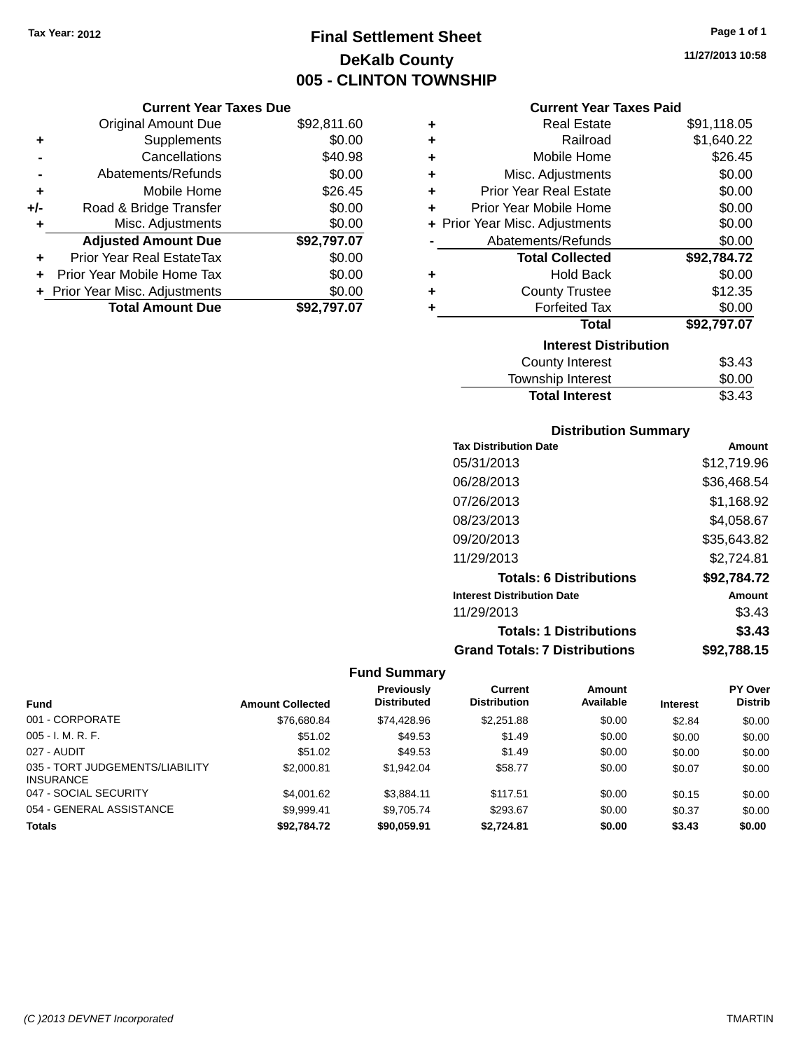Tax Year: 2012

# Final Settlement Sheet

## DeKalb County

## 005 - CLINTON TOWNSHIP

11/27/2013 10:58

### Current Year Taxes Due

| | | |
|---|---|---|
| | Original Amount Due | $92,811.60 |
| + | Supplements | $0.00 |
| - | Cancellations | $40.98 |
| - | Abatements/Refunds | $0.00 |
| + | Mobile Home | $26.45 |
| +/- | Road & Bridge Transfer | $0.00 |
| + | Misc. Adjustments | $0.00 |
| | **Adjusted Amount Due** | **$92,797.07** |
| + | Prior Year Real EstateTax | $0.00 |
| + | Prior Year Mobile Home Tax | $0.00 |
| + | Prior Year Misc. Adjustments | $0.00 |
| | **Total Amount Due** | **$92,797.07** |

### Current Year Taxes Paid

| | | |
|---|---|---|
| + | Real Estate | $91,118.05 |
| + | Railroad | $1,640.22 |
| + | Mobile Home | $26.45 |
| + | Misc. Adjustments | $0.00 |
| + | Prior Year Real Estate | $0.00 |
| + | Prior Year Mobile Home | $0.00 |
| + | Prior Year Misc. Adjustments | $0.00 |
| - | Abatements/Refunds | $0.00 |
| | **Total Collected** | **$92,784.72** |
| + | Hold Back | $0.00 |
| + | County Trustee | $12.35 |
| + | Forfeited Tax | $0.00 |
| | **Total** | **$92,797.07** |

### Interest Distribution

| | |
|---|---|
| County Interest | $3.43 |
| Township Interest | $0.00 |
| **Total Interest** | $3.43 |

### Distribution Summary

| Tax Distribution Date | Amount |
|---|---|
| 05/31/2013 | $12,719.96 |
| 06/28/2013 | $36,468.54 |
| 07/26/2013 | $1,168.92 |
| 08/23/2013 | $4,058.67 |
| 09/20/2013 | $35,643.82 |
| 11/29/2013 | $2,724.81 |
| **Totals: 6 Distributions** | **$92,784.72** |
| **Interest Distribution Date** | **Amount** |
| 11/29/2013 | $3.43 |
| **Totals: 1 Distributions** | **$3.43** |
| **Grand Totals: 7 Distributions** | **$92,788.15** |

### Fund Summary

| Fund | Amount Collected | Previously Distributed | Current Distribution | Amount Available | Interest | PY Over Distrib |
|---|---|---|---|---|---|---|
| 001 - CORPORATE | $76,680.84 | $74,428.96 | $2,251.88 | $0.00 | $2.84 | $0.00 |
| 005 - I. M. R. F. | $51.02 | $49.53 | $1.49 | $0.00 | $0.00 | $0.00 |
| 027 - AUDIT | $51.02 | $49.53 | $1.49 | $0.00 | $0.00 | $0.00 |
| 035 - TORT JUDGEMENTS/LIABILITY INSURANCE | $2,000.81 | $1,942.04 | $58.77 | $0.00 | $0.07 | $0.00 |
| 047 - SOCIAL SECURITY | $4,001.62 | $3,884.11 | $117.51 | $0.00 | $0.15 | $0.00 |
| 054 - GENERAL ASSISTANCE | $9,999.41 | $9,705.74 | $293.67 | $0.00 | $0.37 | $0.00 |
| **Totals** | **$92,784.72** | **$90,059.91** | **$2,724.81** | **$0.00** | **$3.43** | **$0.00** |

(C )2013 DEVNET Incorporated TMARTIN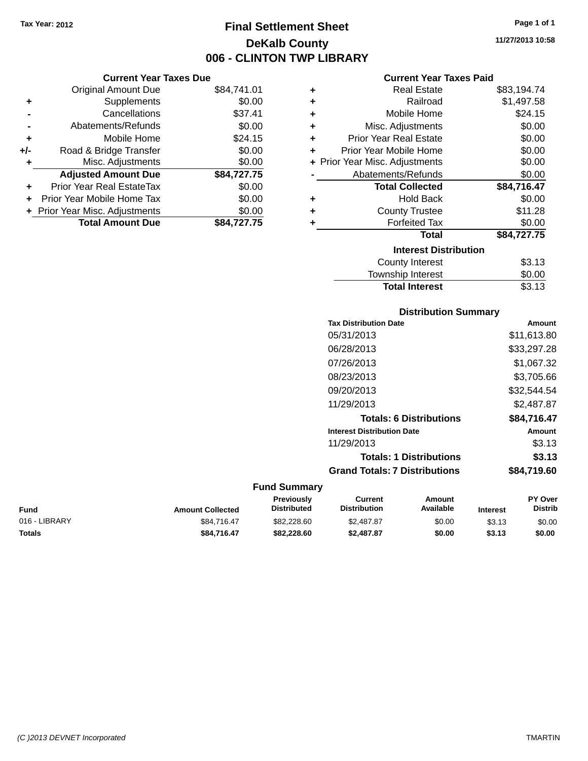Tax Year: 2012

# Final Settlement Sheet

## DeKalb County

## 006 - CLINTON TWP LIBRARY

11/27/2013 10:58

### Current Year Taxes Due

| | | |
|---|---|---|
| | Original Amount Due | $84,741.01 |
| + | Supplements | $0.00 |
| - | Cancellations | $37.41 |
| - | Abatements/Refunds | $0.00 |
| + | Mobile Home | $24.15 |
| +/- | Road & Bridge Transfer | $0.00 |
| + | Misc. Adjustments | $0.00 |
| | **Adjusted Amount Due** | **$84,727.75** |
| + | Prior Year Real EstateTax | $0.00 |
| + | Prior Year Mobile Home Tax | $0.00 |
| + | Prior Year Misc. Adjustments | $0.00 |
| | **Total Amount Due** | **$84,727.75** |

### Current Year Taxes Paid

| | | |
|---|---|---|
| + | Real Estate | $83,194.74 |
| + | Railroad | $1,497.58 |
| + | Mobile Home | $24.15 |
| + | Misc. Adjustments | $0.00 |
| + | Prior Year Real Estate | $0.00 |
| + | Prior Year Mobile Home | $0.00 |
| + | Prior Year Misc. Adjustments | $0.00 |
| - | Abatements/Refunds | $0.00 |
| | **Total Collected** | **$84,716.47** |
| + | Hold Back | $0.00 |
| + | County Trustee | $11.28 |
| + | Forfeited Tax | $0.00 |
| | **Total** | **$84,727.75** |

### Interest Distribution

| | |
|---|---|
| County Interest | $3.13 |
| Township Interest | $0.00 |
| **Total Interest** | $3.13 |

### Distribution Summary

| Tax Distribution Date | Amount |
|---|---|
| 05/31/2013 | $11,613.80 |
| 06/28/2013 | $33,297.28 |
| 07/26/2013 | $1,067.32 |
| 08/23/2013 | $3,705.66 |
| 09/20/2013 | $32,544.54 |
| 11/29/2013 | $2,487.87 |
| **Totals: 6 Distributions** | **$84,716.47** |
| **Interest Distribution Date** | **Amount** |
| 11/29/2013 | $3.13 |
| **Totals: 1 Distributions** | **$3.13** |
| **Grand Totals: 7 Distributions** | **$84,719.60** |

### Fund Summary

| Fund | Amount Collected | Previously Distributed | Current Distribution | Amount Available | Interest | PY Over Distrib |
|---|---|---|---|---|---|---|
| 016 - LIBRARY | $84,716.47 | $82,228.60 | $2,487.87 | $0.00 | $3.13 | $0.00 |
| **Totals** | **$84,716.47** | **$82,228.60** | **$2,487.87** | **$0.00** | **$3.13** | **$0.00** |

(C )2013 DEVNET Incorporated

TMARTIN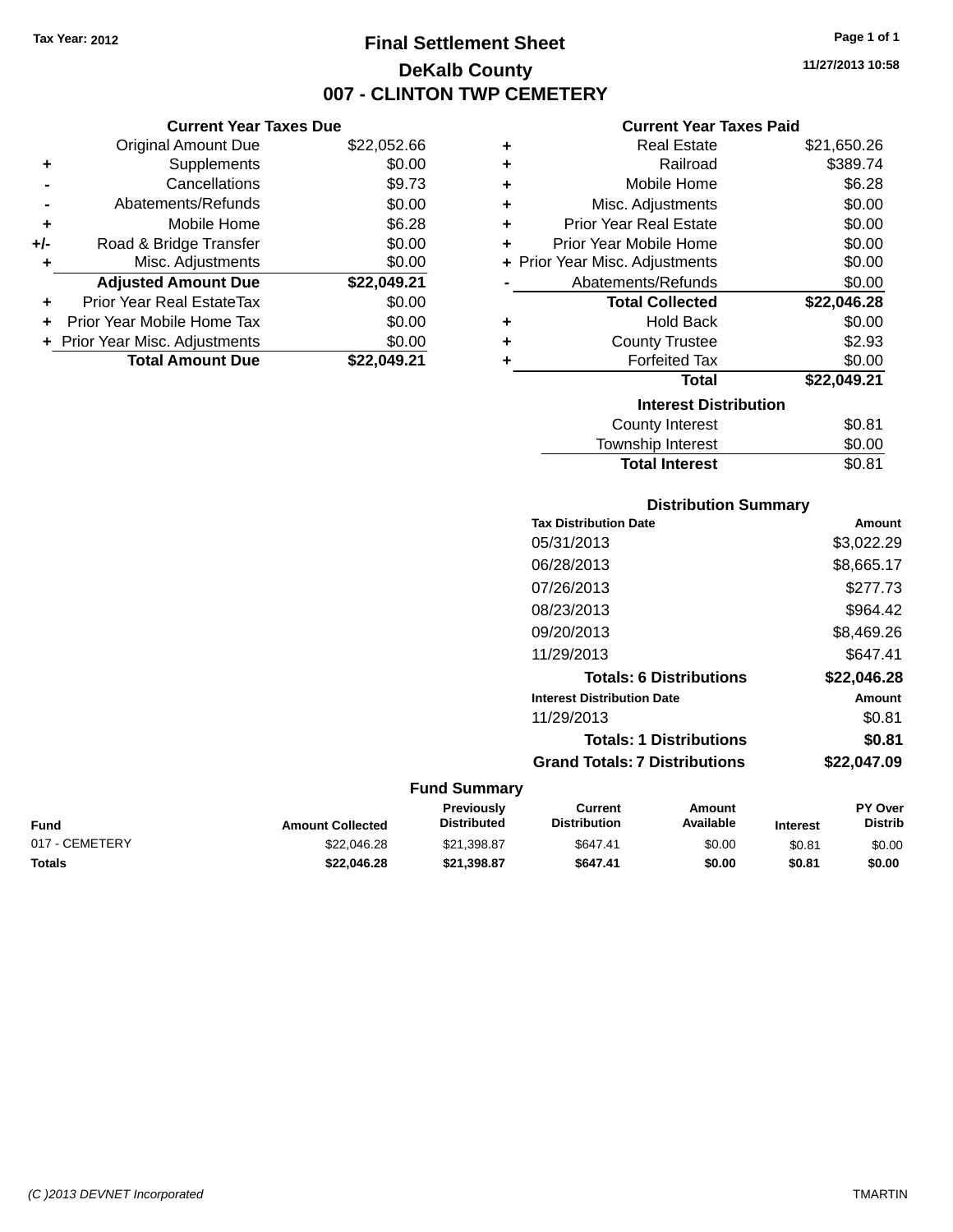Tax Year: 2012

# Final Settlement Sheet

## DeKalb County

## 007 - CLINTON TWP CEMETERY

11/27/2013 10:58

### Current Year Taxes Due

| | | |
|---|---|---|
| | Original Amount Due | $22,052.66 |
| + | Supplements | $0.00 |
| - | Cancellations | $9.73 |
| - | Abatements/Refunds | $0.00 |
| + | Mobile Home | $6.28 |
| +/- | Road & Bridge Transfer | $0.00 |
| + | Misc. Adjustments | $0.00 |
| | **Adjusted Amount Due** | **$22,049.21** |
| + | Prior Year Real EstateTax | $0.00 |
| + | Prior Year Mobile Home Tax | $0.00 |
| + | Prior Year Misc. Adjustments | $0.00 |
| | **Total Amount Due** | **$22,049.21** |

### Current Year Taxes Paid

| | | |
|---|---|---|
| + | Real Estate | $21,650.26 |
| + | Railroad | $389.74 |
| + | Mobile Home | $6.28 |
| + | Misc. Adjustments | $0.00 |
| + | Prior Year Real Estate | $0.00 |
| + | Prior Year Mobile Home | $0.00 |
| + | Prior Year Misc. Adjustments | $0.00 |
| - | Abatements/Refunds | $0.00 |
| | **Total Collected** | **$22,046.28** |
| + | Hold Back | $0.00 |
| + | County Trustee | $2.93 |
| + | Forfeited Tax | $0.00 |
| | **Total** | **$22,049.21** |

### Interest Distribution

| | |
|---|---|
| County Interest | $0.81 |
| Township Interest | $0.00 |
| **Total Interest** | $0.81 |

### Distribution Summary

| Tax Distribution Date | Amount |
|---|---|
| 05/31/2013 | $3,022.29 |
| 06/28/2013 | $8,665.17 |
| 07/26/2013 | $277.73 |
| 08/23/2013 | $964.42 |
| 09/20/2013 | $8,469.26 |
| 11/29/2013 | $647.41 |
| **Totals: 6 Distributions** | **$22,046.28** |

| Interest Distribution Date | Amount |
|---|---|
| 11/29/2013 | $0.81 |
| **Totals: 1 Distributions** | **$0.81** |
| **Grand Totals: 7 Distributions** | **$22,047.09** |

### Fund Summary

| Fund | Amount Collected | Previously Distributed | Current Distribution | Amount Available | Interest | PY Over Distrib |
|---|---|---|---|---|---|---|
| 017 - CEMETERY | $22,046.28 | $21,398.87 | $647.41 | $0.00 | $0.81 | $0.00 |
| **Totals** | **$22,046.28** | **$21,398.87** | **$647.41** | **$0.00** | **$0.81** | **$0.00** |

(C )2013 DEVNET Incorporated TMARTIN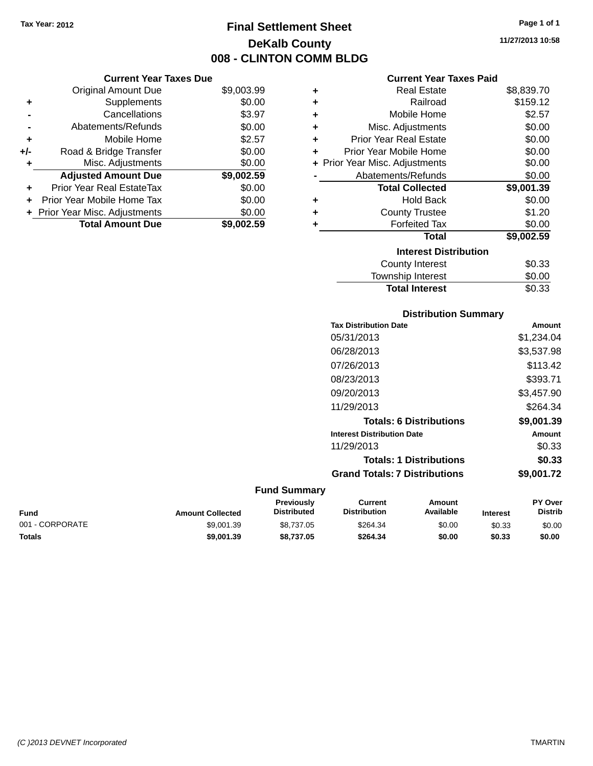Tax Year: 2012

# Final Settlement Sheet
## DeKalb County
## 008 - CLINTON COMM BLDG

11/27/2013 10:58

### Current Year Taxes Due

| | | |
|---|---|---|
| | Original Amount Due | $9,003.99 |
| + | Supplements | $0.00 |
| - | Cancellations | $3.97 |
| - | Abatements/Refunds | $0.00 |
| + | Mobile Home | $2.57 |
| +/- | Road & Bridge Transfer | $0.00 |
| + | Misc. Adjustments | $0.00 |
| | **Adjusted Amount Due** | **$9,002.59** |
| + | Prior Year Real EstateTax | $0.00 |
| + | Prior Year Mobile Home Tax | $0.00 |
| + | Prior Year Misc. Adjustments | $0.00 |
| | **Total Amount Due** | **$9,002.59** |

### Current Year Taxes Paid

| | | |
|---|---|---|
| + | Real Estate | $8,839.70 |
| + | Railroad | $159.12 |
| + | Mobile Home | $2.57 |
| + | Misc. Adjustments | $0.00 |
| + | Prior Year Real Estate | $0.00 |
| + | Prior Year Mobile Home | $0.00 |
| + | Prior Year Misc. Adjustments | $0.00 |
| - | Abatements/Refunds | $0.00 |
| | **Total Collected** | **$9,001.39** |
| + | Hold Back | $0.00 |
| + | County Trustee | $1.20 |
| + | Forfeited Tax | $0.00 |
| | **Total** | **$9,002.59** |

### Interest Distribution

| | |
|---|---|
| County Interest | $0.33 |
| Township Interest | $0.00 |
| **Total Interest** | $0.33 |

### Distribution Summary

| Tax Distribution Date | Amount |
|---|---|
| 05/31/2013 | $1,234.04 |
| 06/28/2013 | $3,537.98 |
| 07/26/2013 | $113.42 |
| 08/23/2013 | $393.71 |
| 09/20/2013 | $3,457.90 |
| 11/29/2013 | $264.34 |
| **Totals: 6 Distributions** | **$9,001.39** |

| Interest Distribution Date | Amount |
|---|---|
| 11/29/2013 | $0.33 |
| **Totals: 1 Distributions** | **$0.33** |
| **Grand Totals: 7 Distributions** | **$9,001.72** |

### Fund Summary

| Fund | Amount Collected | Previously Distributed | Current Distribution | Amount Available | Interest | PY Over Distrib |
|---|---|---|---|---|---|---|
| 001 - CORPORATE | $9,001.39 | $8,737.05 | $264.34 | $0.00 | $0.33 | $0.00 |
| **Totals** | **$9,001.39** | **$8,737.05** | **$264.34** | **$0.00** | **$0.33** | **$0.00** |

(C )2013 DEVNET Incorporated TMARTIN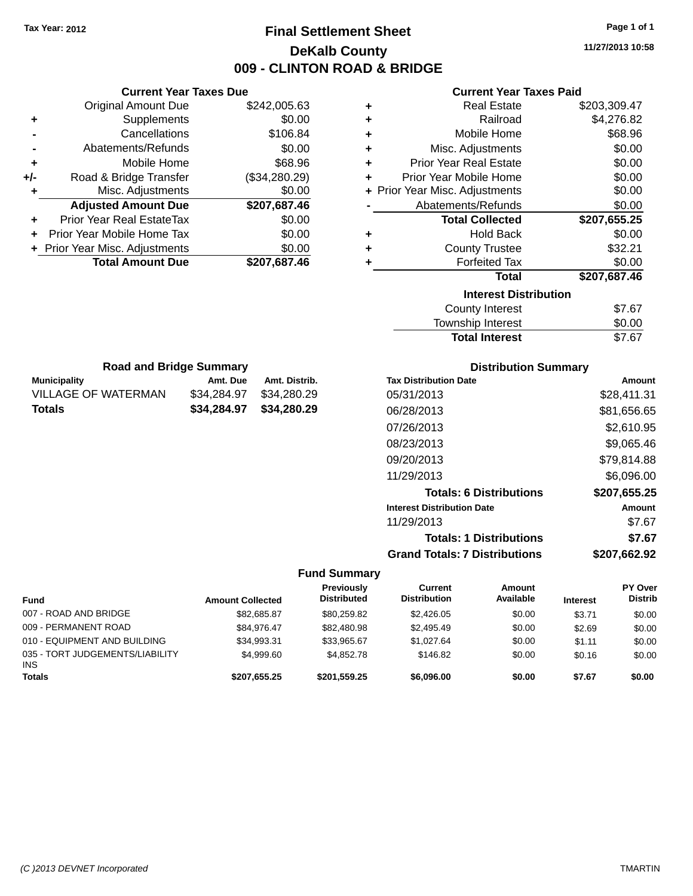**Tax Year: 2012**

# Final Settlement Sheet

## DeKalb County

## 009 - CLINTON ROAD & BRIDGE

11/27/2013 10:58

### Current Year Taxes Due

| | | |
|---|---|---|
| | Original Amount Due | $242,005.63 |
| + | Supplements | $0.00 |
| - | Cancellations | $106.84 |
| - | Abatements/Refunds | $0.00 |
| + | Mobile Home | $68.96 |
| +/- | Road & Bridge Transfer | ($34,280.29) |
| + | Misc. Adjustments | $0.00 |
| | **Adjusted Amount Due** | **$207,687.46** |
| + | Prior Year Real EstateTax | $0.00 |
| + | Prior Year Mobile Home Tax | $0.00 |
| + | Prior Year Misc. Adjustments | $0.00 |
| | **Total Amount Due** | **$207,687.46** |

### Current Year Taxes Paid

| | | |
|---|---|---|
| + | Real Estate | $203,309.47 |
| + | Railroad | $4,276.82 |
| + | Mobile Home | $68.96 |
| + | Misc. Adjustments | $0.00 |
| + | Prior Year Real Estate | $0.00 |
| + | Prior Year Mobile Home | $0.00 |
| + | Prior Year Misc. Adjustments | $0.00 |
| - | Abatements/Refunds | $0.00 |
| | **Total Collected** | **$207,655.25** |
| + | Hold Back | $0.00 |
| + | County Trustee | $32.21 |
| + | Forfeited Tax | $0.00 |
| | **Total** | **$207,687.46** |

### Interest Distribution

| | |
|---|---|
| County Interest | $7.67 |
| Township Interest | $0.00 |
| **Total Interest** | $7.67 |

### Road and Bridge Summary

| Municipality | Amt. Due | Amt. Distrib. |
|---|---|---|
| VILLAGE OF WATERMAN | $34,284.97 | $34,280.29 |
| **Totals** | **$34,284.97** | **$34,280.29** |

### Distribution Summary

| Tax Distribution Date | Amount |
|---|---|
| 05/31/2013 | $28,411.31 |
| 06/28/2013 | $81,656.65 |
| 07/26/2013 | $2,610.95 |
| 08/23/2013 | $9,065.46 |
| 09/20/2013 | $79,814.88 |
| 11/29/2013 | $6,096.00 |
| **Totals: 6 Distributions** | **$207,655.25** |
| **Interest Distribution Date** | **Amount** |
| 11/29/2013 | $7.67 |
| **Totals: 1 Distributions** | **$7.67** |
| **Grand Totals: 7 Distributions** | **$207,662.92** |

### Fund Summary

| Fund | Amount Collected | Previously Distributed | Current Distribution | Amount Available | Interest | PY Over Distrib |
|---|---|---|---|---|---|---|
| 007 - ROAD AND BRIDGE | $82,685.87 | $80,259.82 | $2,426.05 | $0.00 | $3.71 | $0.00 |
| 009 - PERMANENT ROAD | $84,976.47 | $82,480.98 | $2,495.49 | $0.00 | $2.69 | $0.00 |
| 010 - EQUIPMENT AND BUILDING | $34,993.31 | $33,965.67 | $1,027.64 | $0.00 | $1.11 | $0.00 |
| 035 - TORT JUDGEMENTS/LIABILITY INS | $4,999.60 | $4,852.78 | $146.82 | $0.00 | $0.16 | $0.00 |
| **Totals** | **$207,655.25** | **$201,559.25** | **$6,096.00** | **$0.00** | **$7.67** | **$0.00** |

(C )2013 DEVNET Incorporated TMARTIN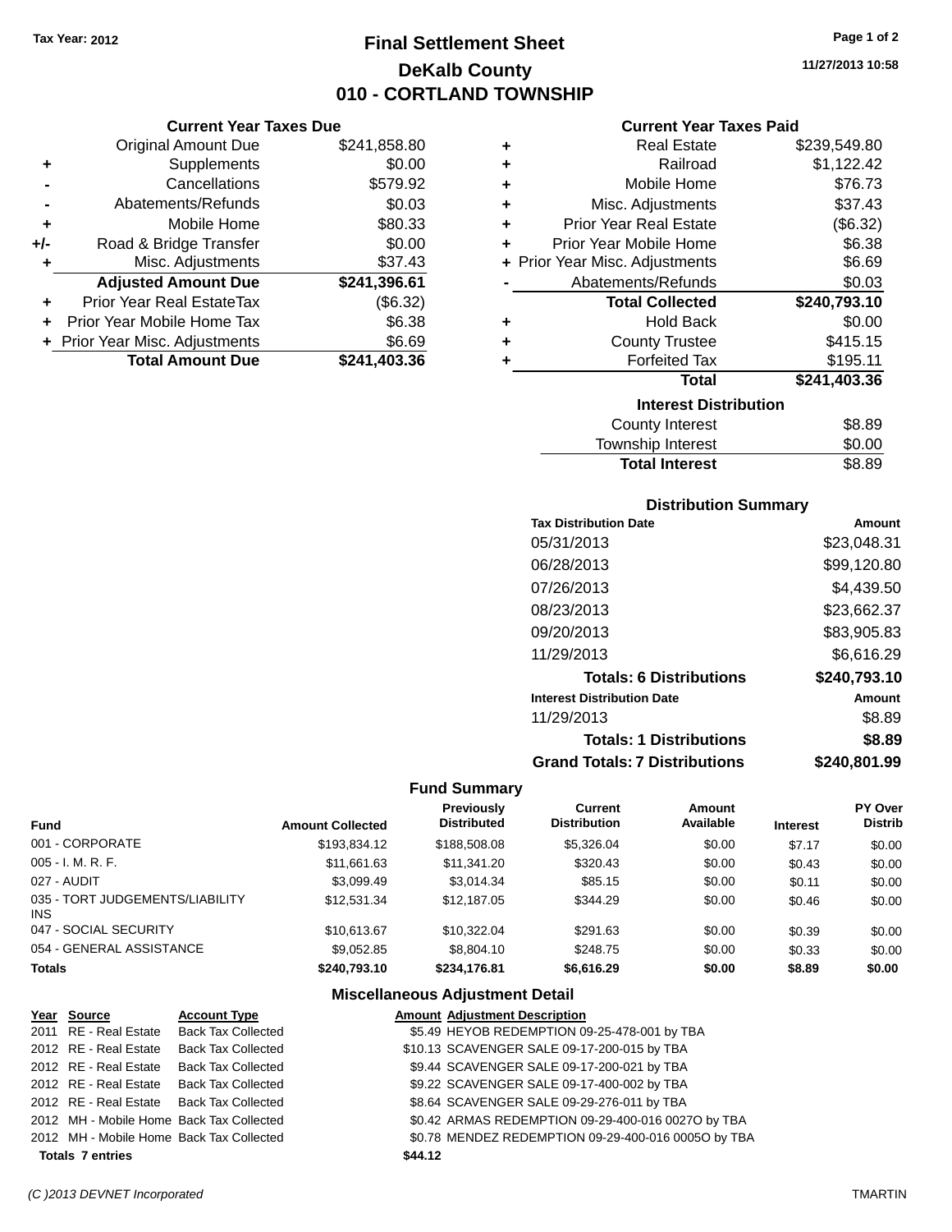Tax Year: 2012

# Final Settlement Sheet
## DeKalb County
## 010 - CORTLAND TOWNSHIP

11/27/2013 10:58

### Current Year Taxes Due

| | | |
|---|---|---|
| | Original Amount Due | $241,858.80 |
| + | Supplements | $0.00 |
| - | Cancellations | $579.92 |
| - | Abatements/Refunds | $0.03 |
| + | Mobile Home | $80.33 |
| +/- | Road & Bridge Transfer | $0.00 |
| + | Misc. Adjustments | $37.43 |
| | **Adjusted Amount Due** | **$241,396.61** |
| + | Prior Year Real EstateTax | ($6.32) |
| + | Prior Year Mobile Home Tax | $6.38 |
| + | Prior Year Misc. Adjustments | $6.69 |
| | **Total Amount Due** | **$241,403.36** |

### Current Year Taxes Paid

| | | |
|---|---|---|
| + | Real Estate | $239,549.80 |
| + | Railroad | $1,122.42 |
| + | Mobile Home | $76.73 |
| + | Misc. Adjustments | $37.43 |
| + | Prior Year Real Estate | ($6.32) |
| + | Prior Year Mobile Home | $6.38 |
| + | Prior Year Misc. Adjustments | $6.69 |
| - | Abatements/Refunds | $0.03 |
| | **Total Collected** | **$240,793.10** |
| + | Hold Back | $0.00 |
| + | County Trustee | $415.15 |
| + | Forfeited Tax | $195.11 |
| | **Total** | **$241,403.36** |

### Interest Distribution

| | |
|---|---|
| County Interest | $8.89 |
| Township Interest | $0.00 |
| **Total Interest** | $8.89 |

### Distribution Summary

| Tax Distribution Date | Amount |
|---|---|
| 05/31/2013 | $23,048.31 |
| 06/28/2013 | $99,120.80 |
| 07/26/2013 | $4,439.50 |
| 08/23/2013 | $23,662.37 |
| 09/20/2013 | $83,905.83 |
| 11/29/2013 | $6,616.29 |
| **Totals: 6 Distributions** | **$240,793.10** |
| **Interest Distribution Date** | **Amount** |
| 11/29/2013 | $8.89 |
| **Totals: 1 Distributions** | **$8.89** |
| **Grand Totals: 7 Distributions** | **$240,801.99** |

### Fund Summary

| Fund | Amount Collected | Previously Distributed | Current Distribution | Amount Available | Interest | PY Over Distrib |
|---|---|---|---|---|---|---|
| 001 - CORPORATE | $193,834.12 | $188,508.08 | $5,326.04 | $0.00 | $7.17 | $0.00 |
| 005 - I. M. R. F. | $11,661.63 | $11,341.20 | $320.43 | $0.00 | $0.43 | $0.00 |
| 027 - AUDIT | $3,099.49 | $3,014.34 | $85.15 | $0.00 | $0.11 | $0.00 |
| 035 - TORT JUDGEMENTS/LIABILITY INS | $12,531.34 | $12,187.05 | $344.29 | $0.00 | $0.46 | $0.00 |
| 047 - SOCIAL SECURITY | $10,613.67 | $10,322.04 | $291.63 | $0.00 | $0.39 | $0.00 |
| 054 - GENERAL ASSISTANCE | $9,052.85 | $8,804.10 | $248.75 | $0.00 | $0.33 | $0.00 |
| **Totals** | **$240,793.10** | **$234,176.81** | **$6,616.29** | **$0.00** | **$8.89** | **$0.00** |

### Miscellaneous Adjustment Detail

| Year | Source | Account Type | Amount | Adjustment Description |
|---|---|---|---|---|
| 2011 | RE - Real Estate | Back Tax Collected | $5.49 | HEYOB REDEMPTION 09-25-478-001 by TBA |
| 2012 | RE - Real Estate | Back Tax Collected | $10.13 | SCAVENGER SALE 09-17-200-015 by TBA |
| 2012 | RE - Real Estate | Back Tax Collected | $9.44 | SCAVENGER SALE 09-17-200-021 by TBA |
| 2012 | RE - Real Estate | Back Tax Collected | $9.22 | SCAVENGER SALE 09-17-400-002 by TBA |
| 2012 | RE - Real Estate | Back Tax Collected | $8.64 | SCAVENGER SALE 09-29-276-011 by TBA |
| 2012 | MH - Mobile Home | Back Tax Collected | $0.42 | ARMAS REDEMPTION 09-29-400-016 0027O by TBA |
| 2012 | MH - Mobile Home | Back Tax Collected | $0.78 | MENDEZ REDEMPTION 09-29-400-016 0005O by TBA |
| **Totals 7 entries** | | | **$44.12** | |

(C )2013 DEVNET Incorporated — TMARTIN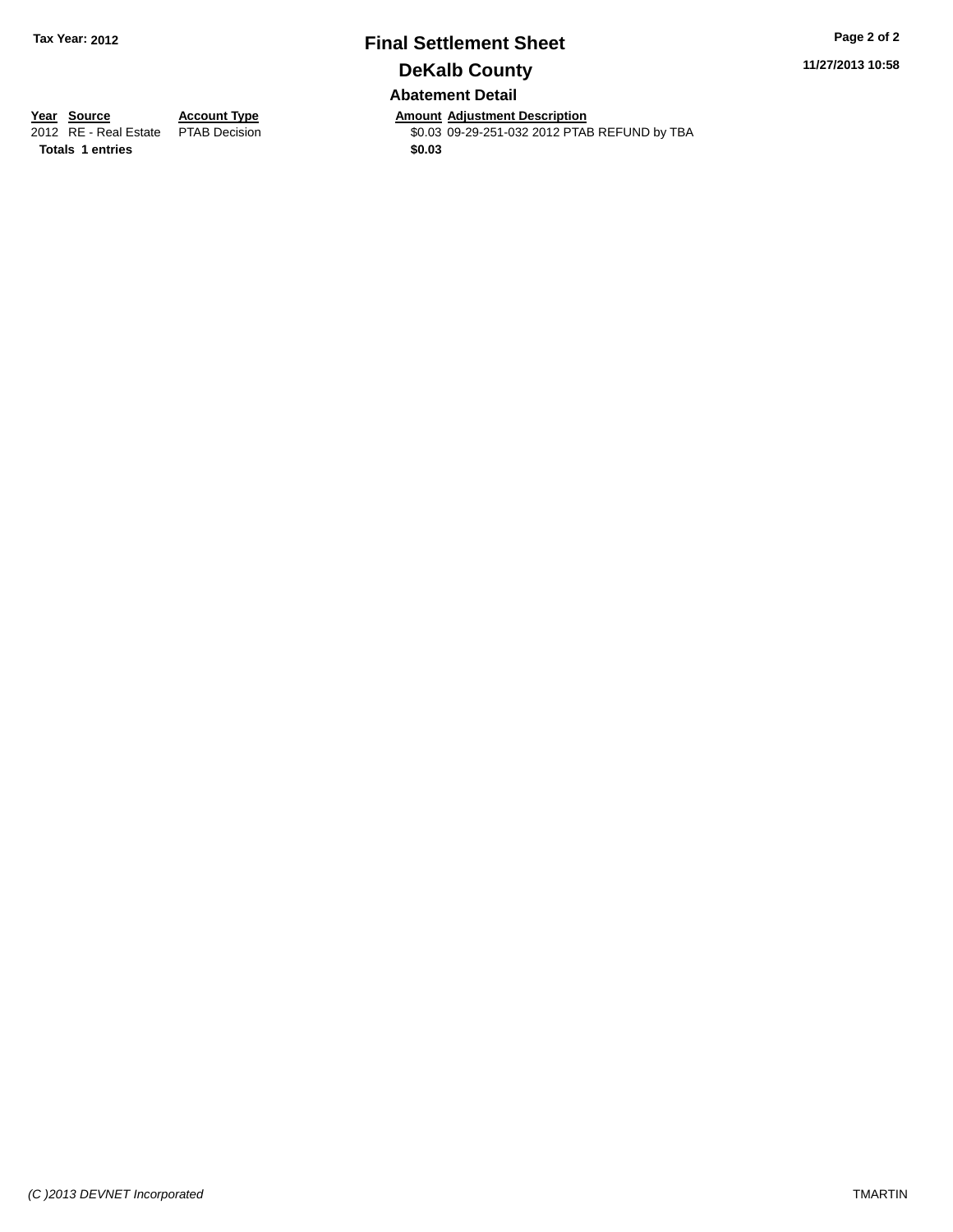# Final Settlement Sheet

Tax Year: 2012

## DeKalb County

11/27/2013 10:58

### Abatement Detail

| Year | Source | Account Type | Amount | Adjustment Description |
|---|---|---|---|---|
| 2012 | RE - Real Estate | PTAB Decision | $0.03 | 09-29-251-032 2012 PTAB REFUND by TBA |
| **Totals** | **1 entries** | | **$0.03** | |

*(C )2013 DEVNET Incorporated*

TMARTIN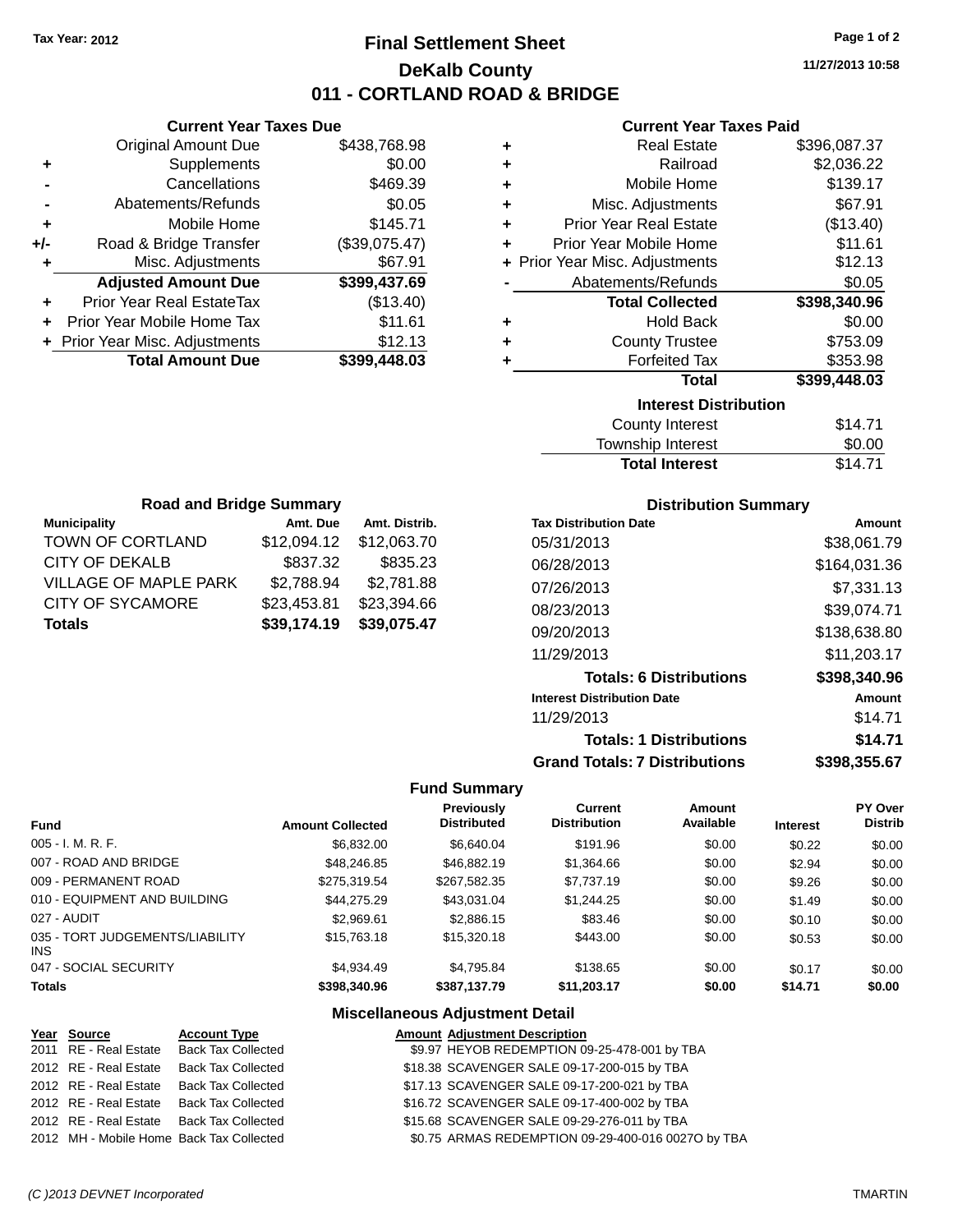Tax Year: 2012

# Final Settlement Sheet

## DeKalb County

## 011 - CORTLAND ROAD & BRIDGE

11/27/2013 10:58

### Current Year Taxes Due

| | | |
|---|---|---|
| | Original Amount Due | $438,768.98 |
| + | Supplements | $0.00 |
| - | Cancellations | $469.39 |
| - | Abatements/Refunds | $0.05 |
| + | Mobile Home | $145.71 |
| +/- | Road & Bridge Transfer | ($39,075.47) |
| + | Misc. Adjustments | $67.91 |
| | **Adjusted Amount Due** | **$399,437.69** |
| + | Prior Year Real EstateTax | ($13.40) |
| + | Prior Year Mobile Home Tax | $11.61 |
| + | Prior Year Misc. Adjustments | $12.13 |
| | **Total Amount Due** | **$399,448.03** |

### Current Year Taxes Paid

| | | |
|---|---|---|
| + | Real Estate | $396,087.37 |
| + | Railroad | $2,036.22 |
| + | Mobile Home | $139.17 |
| + | Misc. Adjustments | $67.91 |
| + | Prior Year Real Estate | ($13.40) |
| + | Prior Year Mobile Home | $11.61 |
| + | Prior Year Misc. Adjustments | $12.13 |
| - | Abatements/Refunds | $0.05 |
| | **Total Collected** | **$398,340.96** |
| + | Hold Back | $0.00 |
| + | County Trustee | $753.09 |
| + | Forfeited Tax | $353.98 |
| | **Total** | **$399,448.03** |

### Interest Distribution

| | |
|---|---|
| County Interest | $14.71 |
| Township Interest | $0.00 |
| **Total Interest** | $14.71 |

### Road and Bridge Summary

| Municipality | Amt. Due | Amt. Distrib. |
|---|---|---|
| TOWN OF CORTLAND | $12,094.12 | $12,063.70 |
| CITY OF DEKALB | $837.32 | $835.23 |
| VILLAGE OF MAPLE PARK | $2,788.94 | $2,781.88 |
| CITY OF SYCAMORE | $23,453.81 | $23,394.66 |
| **Totals** | **$39,174.19** | **$39,075.47** |

### Distribution Summary

| Tax Distribution Date | Amount |
|---|---|
| 05/31/2013 | $38,061.79 |
| 06/28/2013 | $164,031.36 |
| 07/26/2013 | $7,331.13 |
| 08/23/2013 | $39,074.71 |
| 09/20/2013 | $138,638.80 |
| 11/29/2013 | $11,203.17 |
| **Totals: 6 Distributions** | **$398,340.96** |
| **Interest Distribution Date** | **Amount** |
| 11/29/2013 | $14.71 |
| **Totals: 1 Distributions** | **$14.71** |
| **Grand Totals: 7 Distributions** | **$398,355.67** |

### Fund Summary

| Fund | Amount Collected | Previously Distributed | Current Distribution | Amount Available | Interest | PY Over Distrib |
|---|---|---|---|---|---|---|
| 005 - I. M. R. F. | $6,832.00 | $6,640.04 | $191.96 | $0.00 | $0.22 | $0.00 |
| 007 - ROAD AND BRIDGE | $48,246.85 | $46,882.19 | $1,364.66 | $0.00 | $2.94 | $0.00 |
| 009 - PERMANENT ROAD | $275,319.54 | $267,582.35 | $7,737.19 | $0.00 | $9.26 | $0.00 |
| 010 - EQUIPMENT AND BUILDING | $44,275.29 | $43,031.04 | $1,244.25 | $0.00 | $1.49 | $0.00 |
| 027 - AUDIT | $2,969.61 | $2,886.15 | $83.46 | $0.00 | $0.10 | $0.00 |
| 035 - TORT JUDGEMENTS/LIABILITY INS | $15,763.18 | $15,320.18 | $443.00 | $0.00 | $0.53 | $0.00 |
| 047 - SOCIAL SECURITY | $4,934.49 | $4,795.84 | $138.65 | $0.00 | $0.17 | $0.00 |
| **Totals** | **$398,340.96** | **$387,137.79** | **$11,203.17** | **$0.00** | **$14.71** | **$0.00** |

### Miscellaneous Adjustment Detail

| Year | Source | Account Type | Amount | Adjustment Description |
|---|---|---|---|---|
| 2011 | RE - Real Estate | Back Tax Collected | $9.97 | HEYOB REDEMPTION 09-25-478-001 by TBA |
| 2012 | RE - Real Estate | Back Tax Collected | $18.38 | SCAVENGER SALE 09-17-200-015 by TBA |
| 2012 | RE - Real Estate | Back Tax Collected | $17.13 | SCAVENGER SALE 09-17-200-021 by TBA |
| 2012 | RE - Real Estate | Back Tax Collected | $16.72 | SCAVENGER SALE 09-17-400-002 by TBA |
| 2012 | RE - Real Estate | Back Tax Collected | $15.68 | SCAVENGER SALE 09-29-276-011 by TBA |
| 2012 | MH - Mobile Home | Back Tax Collected | $0.75 | ARMAS REDEMPTION 09-29-400-016 0027O by TBA |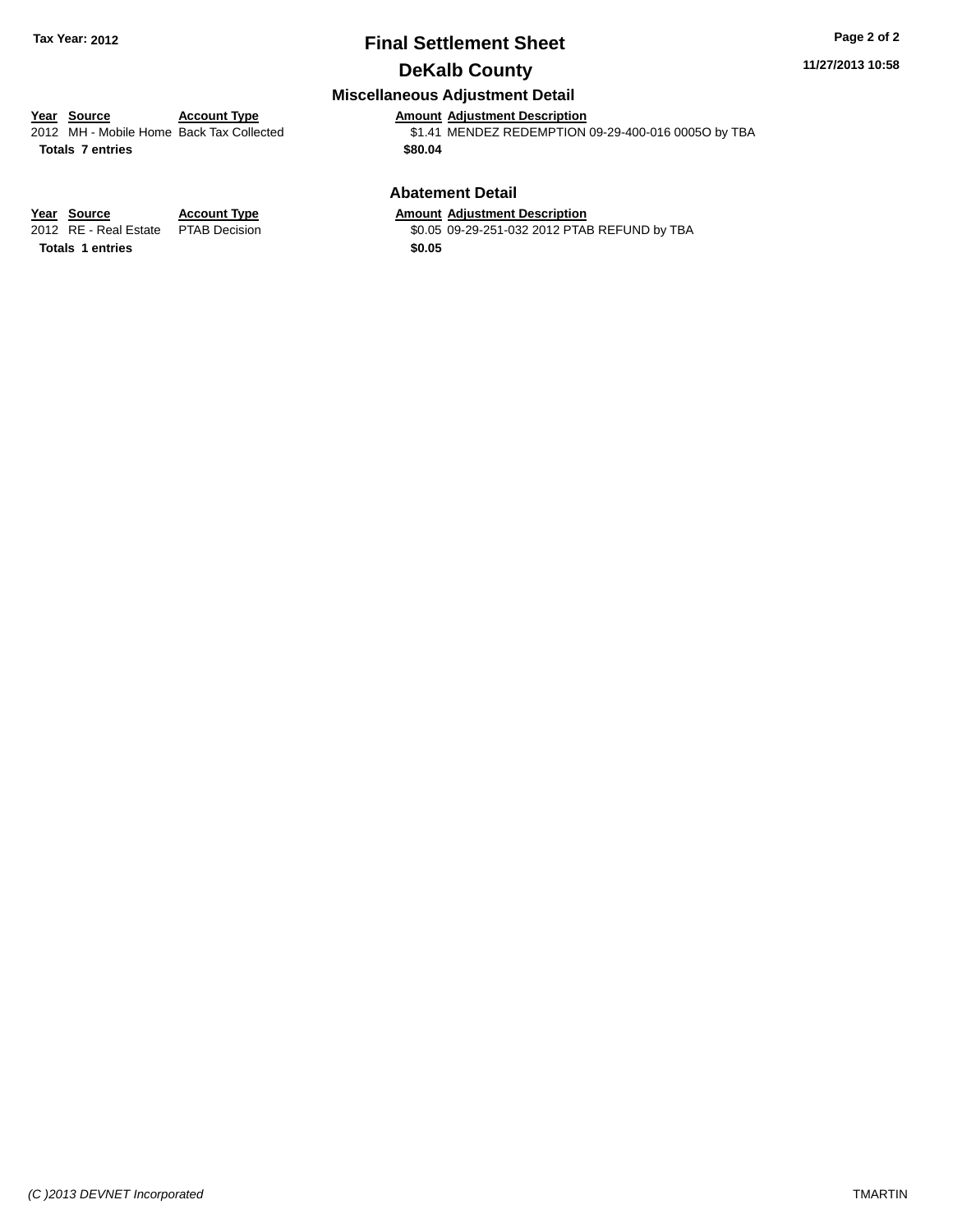**Tax Year: 2012**

# Final Settlement Sheet

## DeKalb County

### Miscellaneous Adjustment Detail

| Year | Source | Account Type | Amount | Adjustment Description |
|---|---|---|---|---|
| 2012 | MH - Mobile Home | Back Tax Collected | $1.41 | MENDEZ REDEMPTION 09-29-400-016 0005O by TBA |
| **Totals 7 entries** | | | **$80.04** | |

### Abatement Detail

| Year | Source | Account Type | Amount | Adjustment Description |
|---|---|---|---|---|
| 2012 | RE - Real Estate | PTAB Decision | $0.05 | 09-29-251-032 2012 PTAB REFUND by TBA |
| **Totals 1 entries** | | | **$0.05** | |

11/27/2013 10:58

*(C )2013 DEVNET Incorporated* TMARTIN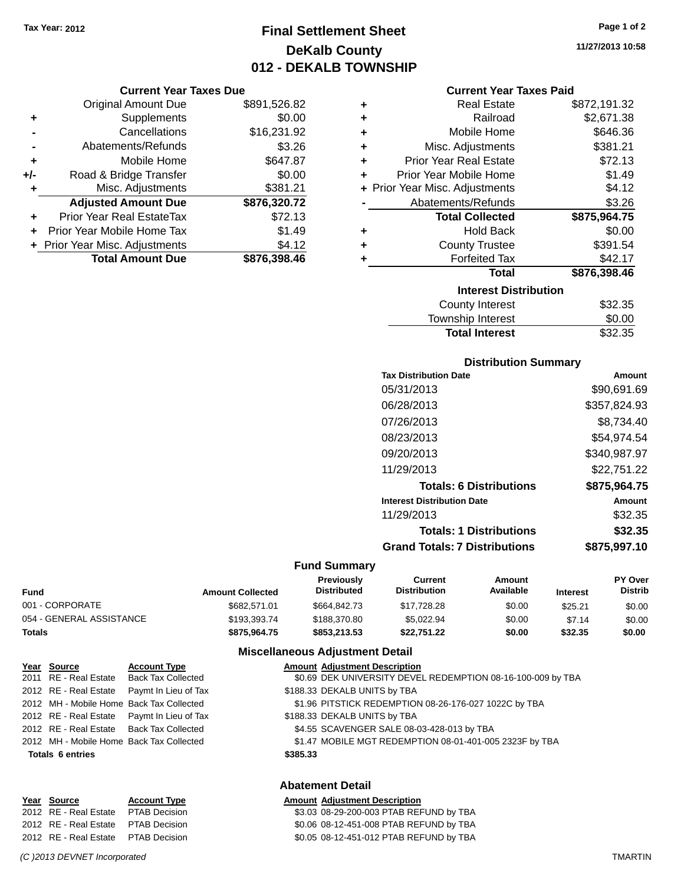Tax Year: 2012

# Final Settlement Sheet

## DeKalb County

## 012 - DEKALB TOWNSHIP

11/27/2013 10:58

### Current Year Taxes Due

| | | |
|---|---|---|
| | Original Amount Due | $891,526.82 |
| + | Supplements | $0.00 |
| - | Cancellations | $16,231.92 |
| - | Abatements/Refunds | $3.26 |
| + | Mobile Home | $647.87 |
| +/- | Road & Bridge Transfer | $0.00 |
| + | Misc. Adjustments | $381.21 |
| | **Adjusted Amount Due** | **$876,320.72** |
| + | Prior Year Real EstateTax | $72.13 |
| + | Prior Year Mobile Home Tax | $1.49 |
| + | Prior Year Misc. Adjustments | $4.12 |
| | **Total Amount Due** | **$876,398.46** |

### Current Year Taxes Paid

| | | |
|---|---|---|
| + | Real Estate | $872,191.32 |
| + | Railroad | $2,671.38 |
| + | Mobile Home | $646.36 |
| + | Misc. Adjustments | $381.21 |
| + | Prior Year Real Estate | $72.13 |
| + | Prior Year Mobile Home | $1.49 |
| + | Prior Year Misc. Adjustments | $4.12 |
| - | Abatements/Refunds | $3.26 |
| | **Total Collected** | **$875,964.75** |
| + | Hold Back | $0.00 |
| + | County Trustee | $391.54 |
| + | Forfeited Tax | $42.17 |
| | **Total** | **$876,398.46** |

### Interest Distribution

| | |
|---|---|
| County Interest | $32.35 |
| Township Interest | $0.00 |
| **Total Interest** | $32.35 |

### Distribution Summary

| Tax Distribution Date | Amount |
|---|---|
| 05/31/2013 | $90,691.69 |
| 06/28/2013 | $357,824.93 |
| 07/26/2013 | $8,734.40 |
| 08/23/2013 | $54,974.54 |
| 09/20/2013 | $340,987.97 |
| 11/29/2013 | $22,751.22 |
| **Totals: 6 Distributions** | **$875,964.75** |
| **Interest Distribution Date** | **Amount** |
| 11/29/2013 | $32.35 |
| **Totals: 1 Distributions** | **$32.35** |
| **Grand Totals: 7 Distributions** | **$875,997.10** |

### Fund Summary

| Fund | Amount Collected | Previously Distributed | Current Distribution | Amount Available | Interest | PY Over Distrib |
|---|---|---|---|---|---|---|
| 001 - CORPORATE | $682,571.01 | $664,842.73 | $17,728.28 | $0.00 | $25.21 | $0.00 |
| 054 - GENERAL ASSISTANCE | $193,393.74 | $188,370.80 | $5,022.94 | $0.00 | $7.14 | $0.00 |
| **Totals** | **$875,964.75** | **$853,213.53** | **$22,751.22** | **$0.00** | **$32.35** | **$0.00** |

### Miscellaneous Adjustment Detail

| Year | Source | Account Type | Amount | Adjustment Description |
|---|---|---|---|---|
| 2011 | RE - Real Estate | Back Tax Collected | $0.69 | DEK UNIVERSITY DEVEL REDEMPTION 08-16-100-009 by TBA |
| 2012 | RE - Real Estate | Paymt In Lieu of Tax | $188.33 | DEKALB UNITS by TBA |
| 2012 | MH - Mobile Home | Back Tax Collected | $1.96 | PITSTICK REDEMPTION 08-26-176-027 1022C by TBA |
| 2012 | RE - Real Estate | Paymt In Lieu of Tax | $188.33 | DEKALB UNITS by TBA |
| 2012 | RE - Real Estate | Back Tax Collected | $4.55 | SCAVENGER SALE 08-03-428-013 by TBA |
| 2012 | MH - Mobile Home | Back Tax Collected | $1.47 | MOBILE MGT REDEMPTION 08-01-401-005 2323F by TBA |
| **Totals 6 entries** | | | **$385.33** | |

### Abatement Detail

| Year | Source | Account Type | Amount | Adjustment Description |
|---|---|---|---|---|
| 2012 | RE - Real Estate | PTAB Decision | $3.03 | 08-29-200-003 PTAB REFUND by TBA |
| 2012 | RE - Real Estate | PTAB Decision | $0.06 | 08-12-451-008 PTAB REFUND by TBA |
| 2012 | RE - Real Estate | PTAB Decision | $0.05 | 08-12-451-012 PTAB REFUND by TBA |

*(C )2013 DEVNET Incorporated* TMARTIN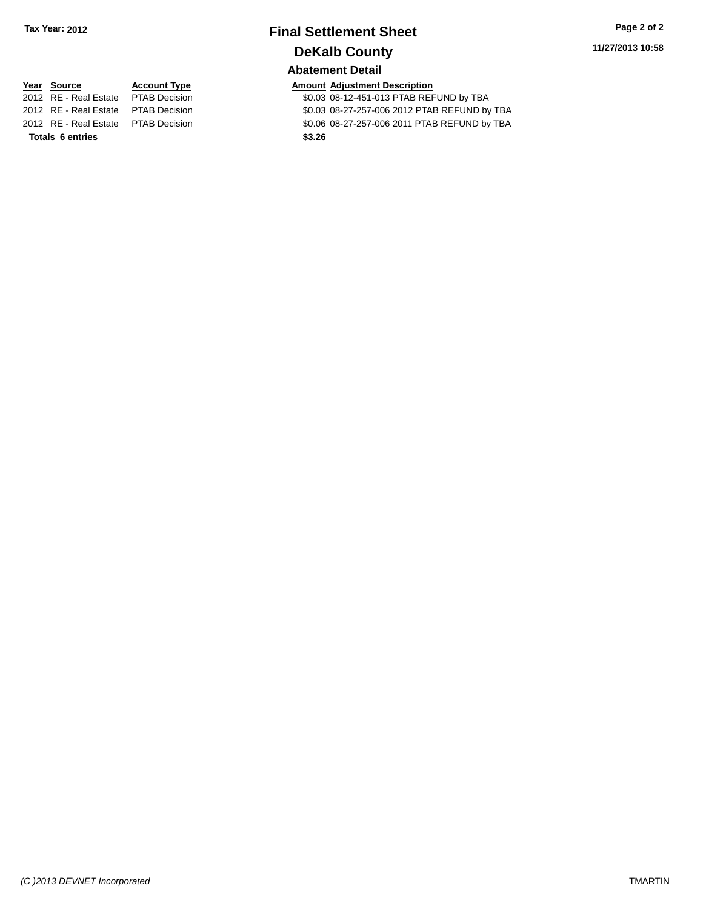**Tax Year: 2012**

# Final Settlement Sheet

## DeKalb County

### Abatement Detail

**11/27/2013 10:58**

| Year | Source | Account Type | Amount | Adjustment Description |
|---|---|---|---|---|
| 2012 | RE - Real Estate | PTAB Decision | $0.03 | 08-12-451-013 PTAB REFUND by TBA |
| 2012 | RE - Real Estate | PTAB Decision | $0.03 | 08-27-257-006 2012 PTAB REFUND by TBA |
| 2012 | RE - Real Estate | PTAB Decision | $0.06 | 08-27-257-006 2011 PTAB REFUND by TBA |
| **Totals 6 entries** | | | **$3.26** | |

*(C )2013 DEVNET Incorporated* TMARTIN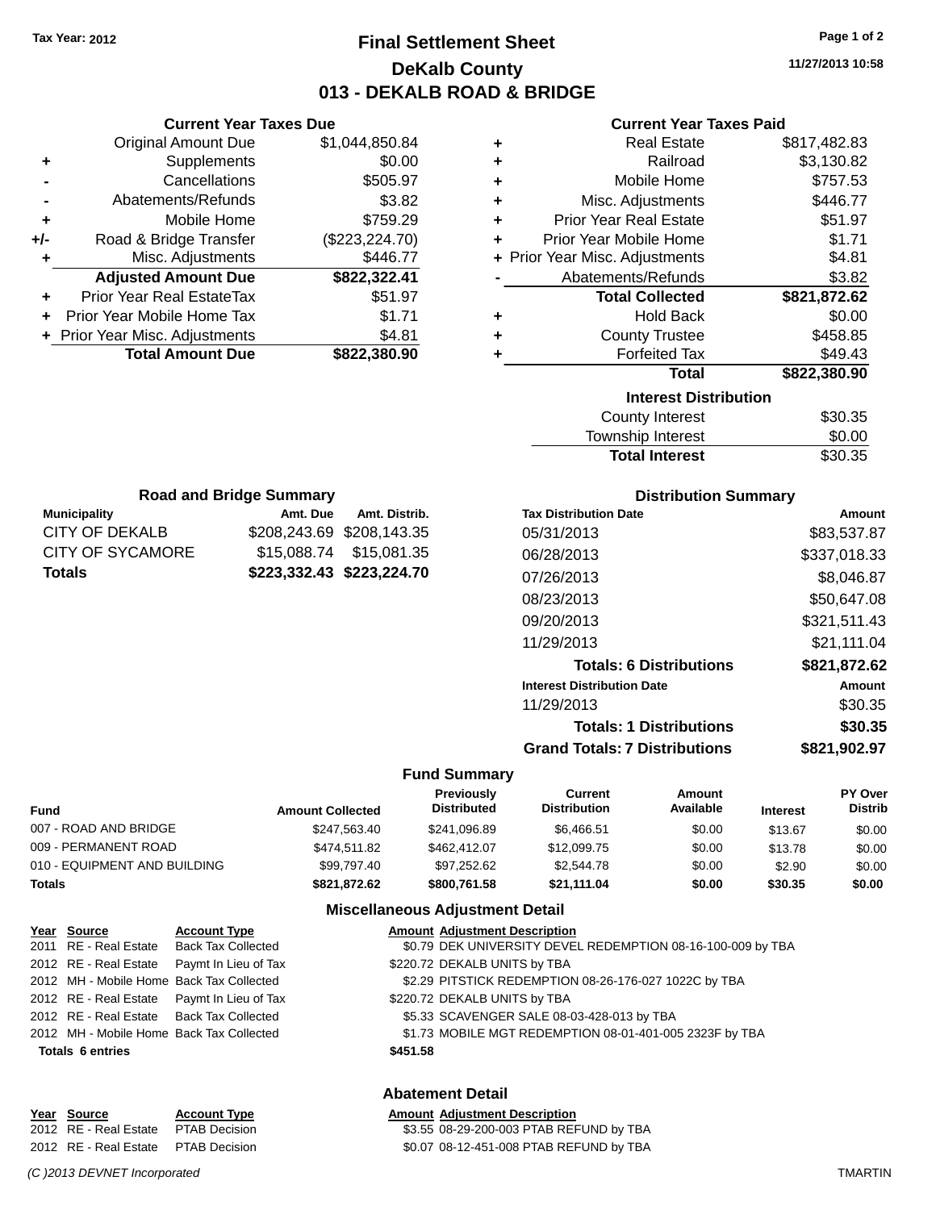Tax Year: 2012

# Final Settlement Sheet

## DeKalb County

## 013 - DEKALB ROAD & BRIDGE

11/27/2013 10:58

### Current Year Taxes Due

| | | |
|---|---|---|
| | Original Amount Due | $1,044,850.84 |
| + | Supplements | $0.00 |
| - | Cancellations | $505.97 |
| - | Abatements/Refunds | $3.82 |
| + | Mobile Home | $759.29 |
| +/- | Road & Bridge Transfer | ($223,224.70) |
| + | Misc. Adjustments | $446.77 |
| | **Adjusted Amount Due** | **$822,322.41** |
| + | Prior Year Real EstateTax | $51.97 |
| + | Prior Year Mobile Home Tax | $1.71 |
| + | Prior Year Misc. Adjustments | $4.81 |
| | **Total Amount Due** | **$822,380.90** |

### Current Year Taxes Paid

| | | |
|---|---|---|
| + | Real Estate | $817,482.83 |
| + | Railroad | $3,130.82 |
| + | Mobile Home | $757.53 |
| + | Misc. Adjustments | $446.77 |
| + | Prior Year Real Estate | $51.97 |
| + | Prior Year Mobile Home | $1.71 |
| + | Prior Year Misc. Adjustments | $4.81 |
| - | Abatements/Refunds | $3.82 |
| | **Total Collected** | **$821,872.62** |
| + | Hold Back | $0.00 |
| + | County Trustee | $458.85 |
| + | Forfeited Tax | $49.43 |
| | **Total** | **$822,380.90** |

### Interest Distribution

| | |
|---|---|
| County Interest | $30.35 |
| Township Interest | $0.00 |
| **Total Interest** | **$30.35** |

### Road and Bridge Summary

| Municipality | Amt. Due | Amt. Distrib. |
|---|---|---|
| CITY OF DEKALB | $208,243.69 | $208,143.35 |
| CITY OF SYCAMORE | $15,088.74 | $15,081.35 |
| **Totals** | **$223,332.43** | **$223,224.70** |

### Distribution Summary

| Tax Distribution Date | Amount |
|---|---|
| 05/31/2013 | $83,537.87 |
| 06/28/2013 | $337,018.33 |
| 07/26/2013 | $8,046.87 |
| 08/23/2013 | $50,647.08 |
| 09/20/2013 | $321,511.43 |
| 11/29/2013 | $21,111.04 |
| **Totals: 6 Distributions** | **$821,872.62** |
| **Interest Distribution Date** | **Amount** |
| 11/29/2013 | $30.35 |
| **Totals: 1 Distributions** | **$30.35** |
| **Grand Totals: 7 Distributions** | **$821,902.97** |

### Fund Summary

| Fund | Amount Collected | Previously Distributed | Current Distribution | Amount Available | Interest | PY Over Distrib |
|---|---|---|---|---|---|---|
| 007 - ROAD AND BRIDGE | $247,563.40 | $241,096.89 | $6,466.51 | $0.00 | $13.67 | $0.00 |
| 009 - PERMANENT ROAD | $474,511.82 | $462,412.07 | $12,099.75 | $0.00 | $13.78 | $0.00 |
| 010 - EQUIPMENT AND BUILDING | $99,797.40 | $97,252.62 | $2,544.78 | $0.00 | $2.90 | $0.00 |
| **Totals** | **$821,872.62** | **$800,761.58** | **$21,111.04** | **$0.00** | **$30.35** | **$0.00** |

### Miscellaneous Adjustment Detail

| Year | Source | Account Type | Amount | Adjustment Description |
|---|---|---|---|---|
| 2011 | RE - Real Estate | Back Tax Collected | $0.79 | DEK UNIVERSITY DEVEL REDEMPTION 08-16-100-009 by TBA |
| 2012 | RE - Real Estate | Paymt In Lieu of Tax | $220.72 | DEKALB UNITS by TBA |
| 2012 | MH - Mobile Home | Back Tax Collected | $2.29 | PITSTICK REDEMPTION 08-26-176-027 1022C by TBA |
| 2012 | RE - Real Estate | Paymt In Lieu of Tax | $220.72 | DEKALB UNITS by TBA |
| 2012 | RE - Real Estate | Back Tax Collected | $5.33 | SCAVENGER SALE 08-03-428-013 by TBA |
| 2012 | MH - Mobile Home | Back Tax Collected | $1.73 | MOBILE MGT REDEMPTION 08-01-401-005 2323F by TBA |
| **Totals 6 entries** | | | **$451.58** | |

### Abatement Detail

| Year | Source | Account Type | Amount | Adjustment Description |
|---|---|---|---|---|
| 2012 | RE - Real Estate | PTAB Decision | $3.55 | 08-29-200-003 PTAB REFUND by TBA |
| 2012 | RE - Real Estate | PTAB Decision | $0.07 | 08-12-451-008 PTAB REFUND by TBA |

*(C )2013 DEVNET Incorporated* TMARTIN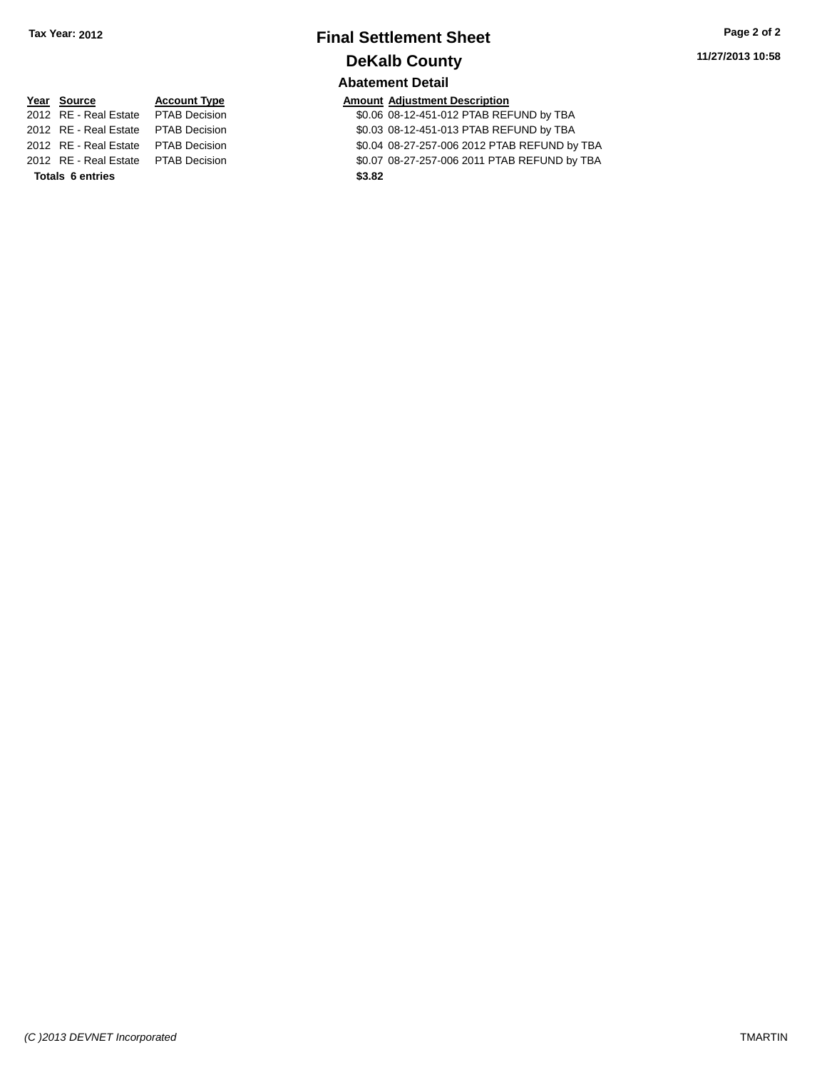# Final Settlement Sheet

## DeKalb County

Tax Year: 2012

11/27/2013 10:58

### Abatement Detail

| Year | Source | Account Type | Amount | Adjustment Description |
| --- | --- | --- | --- | --- |
| 2012 | RE - Real Estate | PTAB Decision | $0.06 | 08-12-451-012 PTAB REFUND by TBA |
| 2012 | RE - Real Estate | PTAB Decision | $0.03 | 08-12-451-013 PTAB REFUND by TBA |
| 2012 | RE - Real Estate | PTAB Decision | $0.04 | 08-27-257-006 2012 PTAB REFUND by TBA |
| 2012 | RE - Real Estate | PTAB Decision | $0.07 | 08-27-257-006 2011 PTAB REFUND by TBA |
| **Totals 6 entries** | | | **$3.82** | |

*(C )2013 DEVNET Incorporated*

TMARTIN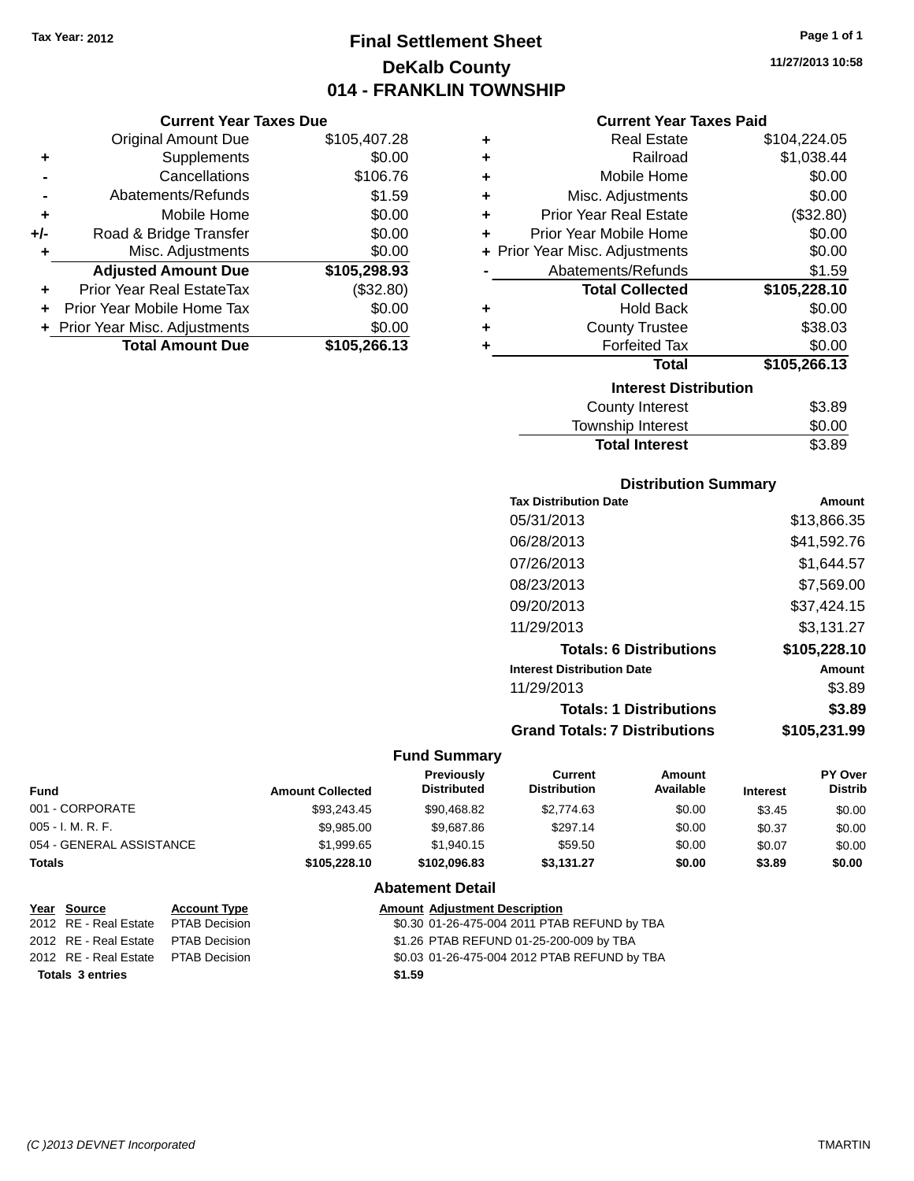Tax Year: 2012

# Final Settlement Sheet
## DeKalb County
## 014 - FRANKLIN TOWNSHIP

11/27/2013 10:58

### Current Year Taxes Due

| | | |
|---|---|---|
| | Original Amount Due | $105,407.28 |
| + | Supplements | $0.00 |
| - | Cancellations | $106.76 |
| - | Abatements/Refunds | $1.59 |
| + | Mobile Home | $0.00 |
| +/- | Road & Bridge Transfer | $0.00 |
| + | Misc. Adjustments | $0.00 |
| | **Adjusted Amount Due** | **$105,298.93** |
| + | Prior Year Real EstateTax | ($32.80) |
| + | Prior Year Mobile Home Tax | $0.00 |
| + | Prior Year Misc. Adjustments | $0.00 |
| | **Total Amount Due** | **$105,266.13** |

### Current Year Taxes Paid

| | | |
|---|---|---|
| + | Real Estate | $104,224.05 |
| + | Railroad | $1,038.44 |
| + | Mobile Home | $0.00 |
| + | Misc. Adjustments | $0.00 |
| + | Prior Year Real Estate | ($32.80) |
| + | Prior Year Mobile Home | $0.00 |
| + | Prior Year Misc. Adjustments | $0.00 |
| - | Abatements/Refunds | $1.59 |
| | **Total Collected** | **$105,228.10** |
| + | Hold Back | $0.00 |
| + | County Trustee | $38.03 |
| + | Forfeited Tax | $0.00 |
| | **Total** | **$105,266.13** |

### Interest Distribution

| | |
|---|---|
| County Interest | $3.89 |
| Township Interest | $0.00 |
| **Total Interest** | $3.89 |

### Distribution Summary

| Tax Distribution Date | Amount |
|---|---|
| 05/31/2013 | $13,866.35 |
| 06/28/2013 | $41,592.76 |
| 07/26/2013 | $1,644.57 |
| 08/23/2013 | $7,569.00 |
| 09/20/2013 | $37,424.15 |
| 11/29/2013 | $3,131.27 |
| **Totals: 6 Distributions** | **$105,228.10** |
| **Interest Distribution Date** | **Amount** |
| 11/29/2013 | $3.89 |
| **Totals: 1 Distributions** | **$3.89** |
| **Grand Totals: 7 Distributions** | **$105,231.99** |

### Fund Summary

| Fund | Amount Collected | Previously Distributed | Current Distribution | Amount Available | Interest | PY Over Distrib |
|---|---|---|---|---|---|---|
| 001 - CORPORATE | $93,243.45 | $90,468.82 | $2,774.63 | $0.00 | $3.45 | $0.00 |
| 005 - I. M. R. F. | $9,985.00 | $9,687.86 | $297.14 | $0.00 | $0.37 | $0.00 |
| 054 - GENERAL ASSISTANCE | $1,999.65 | $1,940.15 | $59.50 | $0.00 | $0.07 | $0.00 |
| **Totals** | **$105,228.10** | **$102,096.83** | **$3,131.27** | **$0.00** | **$3.89** | **$0.00** |

### Abatement Detail

| Year | Source | Account Type | Amount | Adjustment Description |
|---|---|---|---|---|
| 2012 | RE - Real Estate | PTAB Decision | $0.30 | 01-26-475-004 2011 PTAB REFUND by TBA |
| 2012 | RE - Real Estate | PTAB Decision | $1.26 | PTAB REFUND 01-25-200-009 by TBA |
| 2012 | RE - Real Estate | PTAB Decision | $0.03 | 01-26-475-004 2012 PTAB REFUND by TBA |
| **Totals** | **3 entries** | | **$1.59** | |

(C )2013 DEVNET Incorporated TMARTIN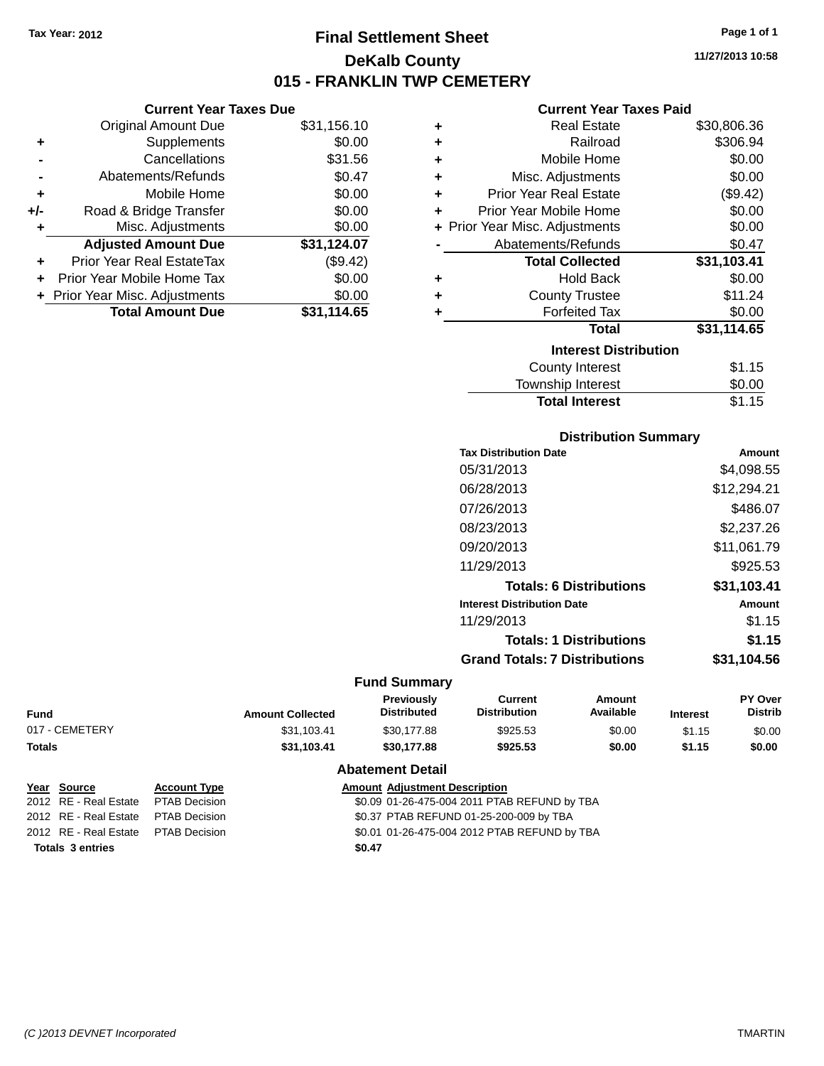Tax Year: 2012

# Final Settlement Sheet
## DeKalb County
## 015 - FRANKLIN TWP CEMETERY

11/27/2013 10:58

### Current Year Taxes Due

| | | |
|---|---|---|
| | Original Amount Due | $31,156.10 |
| + | Supplements | $0.00 |
| - | Cancellations | $31.56 |
| - | Abatements/Refunds | $0.47 |
| + | Mobile Home | $0.00 |
| +/- | Road & Bridge Transfer | $0.00 |
| + | Misc. Adjustments | $0.00 |
| | **Adjusted Amount Due** | **$31,124.07** |
| + | Prior Year Real EstateTax | ($9.42) |
| + | Prior Year Mobile Home Tax | $0.00 |
| + | Prior Year Misc. Adjustments | $0.00 |
| | **Total Amount Due** | **$31,114.65** |

### Current Year Taxes Paid

| | | |
|---|---|---|
| + | Real Estate | $30,806.36 |
| + | Railroad | $306.94 |
| + | Mobile Home | $0.00 |
| + | Misc. Adjustments | $0.00 |
| + | Prior Year Real Estate | ($9.42) |
| + | Prior Year Mobile Home | $0.00 |
| + | Prior Year Misc. Adjustments | $0.00 |
| - | Abatements/Refunds | $0.47 |
| | **Total Collected** | **$31,103.41** |
| + | Hold Back | $0.00 |
| + | County Trustee | $11.24 |
| + | Forfeited Tax | $0.00 |
| | **Total** | **$31,114.65** |

### Interest Distribution

| | |
|---|---|
| County Interest | $1.15 |
| Township Interest | $0.00 |
| **Total Interest** | $1.15 |

### Distribution Summary

| Tax Distribution Date | Amount |
|---|---|
| 05/31/2013 | $4,098.55 |
| 06/28/2013 | $12,294.21 |
| 07/26/2013 | $486.07 |
| 08/23/2013 | $2,237.26 |
| 09/20/2013 | $11,061.79 |
| 11/29/2013 | $925.53 |
| **Totals: 6 Distributions** | **$31,103.41** |
| **Interest Distribution Date** | **Amount** |
| 11/29/2013 | $1.15 |
| **Totals: 1 Distributions** | **$1.15** |
| **Grand Totals: 7 Distributions** | **$31,104.56** |

### Fund Summary

| Fund | Amount Collected | Previously Distributed | Current Distribution | Amount Available | Interest | PY Over Distrib |
|---|---|---|---|---|---|---|
| 017 - CEMETERY | $31,103.41 | $30,177.88 | $925.53 | $0.00 | $1.15 | $0.00 |
| **Totals** | **$31,103.41** | **$30,177.88** | **$925.53** | **$0.00** | **$1.15** | **$0.00** |

### Abatement Detail

| Year | Source | Account Type | Amount | Adjustment Description |
|---|---|---|---|---|
| 2012 | RE - Real Estate | PTAB Decision | $0.09 | 01-26-475-004 2011 PTAB REFUND by TBA |
| 2012 | RE - Real Estate | PTAB Decision | $0.37 | PTAB REFUND 01-25-200-009 by TBA |
| 2012 | RE - Real Estate | PTAB Decision | $0.01 | 01-26-475-004 2012 PTAB REFUND by TBA |
| **Totals 3 entries** | | | **$0.47** | |

(C )2013 DEVNET Incorporated — TMARTIN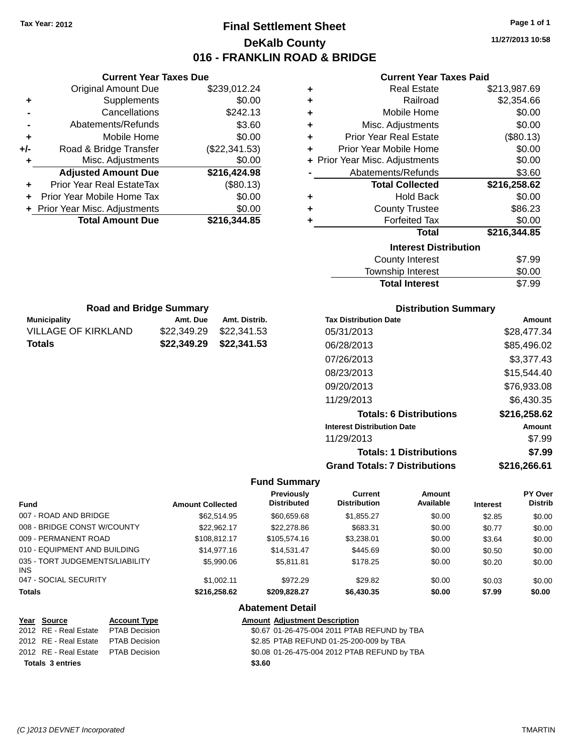Tax Year: 2012

# Final Settlement Sheet
## DeKalb County
## 016 - FRANKLIN ROAD & BRIDGE

11/27/2013 10:58

### Current Year Taxes Due

| | | |
|---|---|---|
| | Original Amount Due | $239,012.24 |
| + | Supplements | $0.00 |
| - | Cancellations | $242.13 |
| - | Abatements/Refunds | $3.60 |
| + | Mobile Home | $0.00 |
| +/- | Road & Bridge Transfer | ($22,341.53) |
| + | Misc. Adjustments | $0.00 |
| | **Adjusted Amount Due** | **$216,424.98** |
| + | Prior Year Real EstateTax | ($80.13) |
| + | Prior Year Mobile Home Tax | $0.00 |
| + | Prior Year Misc. Adjustments | $0.00 |
| | **Total Amount Due** | **$216,344.85** |

### Current Year Taxes Paid

| | | |
|---|---|---|
| + | Real Estate | $213,987.69 |
| + | Railroad | $2,354.66 |
| + | Mobile Home | $0.00 |
| + | Misc. Adjustments | $0.00 |
| + | Prior Year Real Estate | ($80.13) |
| + | Prior Year Mobile Home | $0.00 |
| + | Prior Year Misc. Adjustments | $0.00 |
| - | Abatements/Refunds | $3.60 |
| | **Total Collected** | **$216,258.62** |
| + | Hold Back | $0.00 |
| + | County Trustee | $86.23 |
| + | Forfeited Tax | $0.00 |
| | **Total** | **$216,344.85** |

### Interest Distribution

| | |
|---|---|
| County Interest | $7.99 |
| Township Interest | $0.00 |
| **Total Interest** | $7.99 |

### Road and Bridge Summary

| Municipality | Amt. Due | Amt. Distrib. |
|---|---|---|
| VILLAGE OF KIRKLAND | $22,349.29 | $22,341.53 |
| **Totals** | **$22,349.29** | **$22,341.53** |

### Distribution Summary

| Tax Distribution Date | Amount |
|---|---|
| 05/31/2013 | $28,477.34 |
| 06/28/2013 | $85,496.02 |
| 07/26/2013 | $3,377.43 |
| 08/23/2013 | $15,544.40 |
| 09/20/2013 | $76,933.08 |
| 11/29/2013 | $6,430.35 |
| **Totals: 6 Distributions** | **$216,258.62** |

| Interest Distribution Date | Amount |
|---|---|
| 11/29/2013 | $7.99 |
| **Totals: 1 Distributions** | **$7.99** |
| **Grand Totals: 7 Distributions** | **$216,266.61** |

### Fund Summary

| Fund | Amount Collected | Previously Distributed | Current Distribution | Amount Available | Interest | PY Over Distrib |
|---|---|---|---|---|---|---|
| 007 - ROAD AND BRIDGE | $62,514.95 | $60,659.68 | $1,855.27 | $0.00 | $2.85 | $0.00 |
| 008 - BRIDGE CONST W/COUNTY | $22,962.17 | $22,278.86 | $683.31 | $0.00 | $0.77 | $0.00 |
| 009 - PERMANENT ROAD | $108,812.17 | $105,574.16 | $3,238.01 | $0.00 | $3.64 | $0.00 |
| 010 - EQUIPMENT AND BUILDING | $14,977.16 | $14,531.47 | $445.69 | $0.00 | $0.50 | $0.00 |
| 035 - TORT JUDGEMENTS/LIABILITY INS | $5,990.06 | $5,811.81 | $178.25 | $0.00 | $0.20 | $0.00 |
| 047 - SOCIAL SECURITY | $1,002.11 | $972.29 | $29.82 | $0.00 | $0.03 | $0.00 |
| **Totals** | **$216,258.62** | **$209,828.27** | **$6,430.35** | **$0.00** | **$7.99** | **$0.00** |

### Abatement Detail

| Year | Source | Account Type | Amount | Adjustment Description |
|---|---|---|---|---|
| 2012 | RE - Real Estate | PTAB Decision | $0.67 | 01-26-475-004 2011 PTAB REFUND by TBA |
| 2012 | RE - Real Estate | PTAB Decision | $2.85 | PTAB REFUND 01-25-200-009 by TBA |
| 2012 | RE - Real Estate | PTAB Decision | $0.08 | 01-26-475-004 2012 PTAB REFUND by TBA |
| **Totals 3 entries** | | | **$3.60** | |

(C )2013 DEVNET Incorporated TMARTIN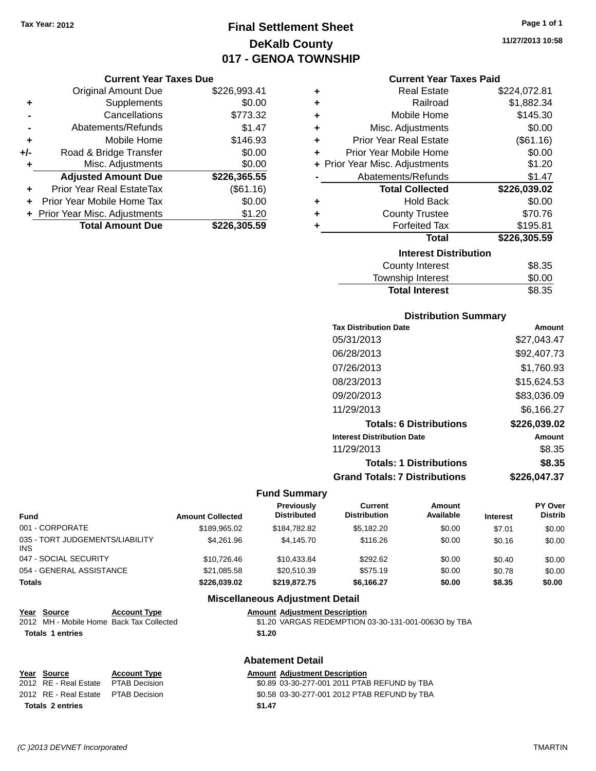Tax Year: 2012

# Final Settlement Sheet
## DeKalb County
## 017 - GENOA TOWNSHIP

11/27/2013 10:58

### Current Year Taxes Due

| | | |
|---|---|---|
| | Original Amount Due | $226,993.41 |
| + | Supplements | $0.00 |
| - | Cancellations | $773.32 |
| - | Abatements/Refunds | $1.47 |
| + | Mobile Home | $146.93 |
| +/- | Road & Bridge Transfer | $0.00 |
| + | Misc. Adjustments | $0.00 |
| | **Adjusted Amount Due** | **$226,365.55** |
| + | Prior Year Real EstateTax | ($61.16) |
| + | Prior Year Mobile Home Tax | $0.00 |
| + | Prior Year Misc. Adjustments | $1.20 |
| | **Total Amount Due** | **$226,305.59** |

### Current Year Taxes Paid

| | | |
|---|---|---|
| + | Real Estate | $224,072.81 |
| + | Railroad | $1,882.34 |
| + | Mobile Home | $145.30 |
| + | Misc. Adjustments | $0.00 |
| + | Prior Year Real Estate | ($61.16) |
| + | Prior Year Mobile Home | $0.00 |
| + | Prior Year Misc. Adjustments | $1.20 |
| - | Abatements/Refunds | $1.47 |
| | **Total Collected** | **$226,039.02** |
| + | Hold Back | $0.00 |
| + | County Trustee | $70.76 |
| + | Forfeited Tax | $195.81 |
| | **Total** | **$226,305.59** |

### Interest Distribution

| | |
|---|---|
| County Interest | $8.35 |
| Township Interest | $0.00 |
| **Total Interest** | $8.35 |

### Distribution Summary

| Tax Distribution Date | Amount |
|---|---|
| 05/31/2013 | $27,043.47 |
| 06/28/2013 | $92,407.73 |
| 07/26/2013 | $1,760.93 |
| 08/23/2013 | $15,624.53 |
| 09/20/2013 | $83,036.09 |
| 11/29/2013 | $6,166.27 |
| **Totals: 6 Distributions** | **$226,039.02** |
| **Interest Distribution Date** | **Amount** |
| 11/29/2013 | $8.35 |
| **Totals: 1 Distributions** | **$8.35** |
| **Grand Totals: 7 Distributions** | **$226,047.37** |

### Fund Summary

| Fund | Amount Collected | Previously Distributed | Current Distribution | Amount Available | Interest | PY Over Distrib |
|---|---|---|---|---|---|---|
| 001 - CORPORATE | $189,965.02 | $184,782.82 | $5,182.20 | $0.00 | $7.01 | $0.00 |
| 035 - TORT JUDGEMENTS/LIABILITY INS | $4,261.96 | $4,145.70 | $116.26 | $0.00 | $0.16 | $0.00 |
| 047 - SOCIAL SECURITY | $10,726.46 | $10,433.84 | $292.62 | $0.00 | $0.40 | $0.00 |
| 054 - GENERAL ASSISTANCE | $21,085.58 | $20,510.39 | $575.19 | $0.00 | $0.78 | $0.00 |
| **Totals** | **$226,039.02** | **$219,872.75** | **$6,166.27** | **$0.00** | **$8.35** | **$0.00** |

### Miscellaneous Adjustment Detail

| Year | Source | Account Type | Amount | Adjustment Description |
|---|---|---|---|---|
| 2012 | MH - Mobile Home | Back Tax Collected | $1.20 | VARGAS REDEMPTION 03-30-131-001-0063O by TBA |
| **Totals 1 entries** | | | **$1.20** | |

### Abatement Detail

| Year | Source | Account Type | Amount | Adjustment Description |
|---|---|---|---|---|
| 2012 | RE - Real Estate | PTAB Decision | $0.89 | 03-30-277-001 2011 PTAB REFUND by TBA |
| 2012 | RE - Real Estate | PTAB Decision | $0.58 | 03-30-277-001 2012 PTAB REFUND by TBA |
| **Totals 2 entries** | | | **$1.47** | |

(C )2013 DEVNET Incorporated TMARTIN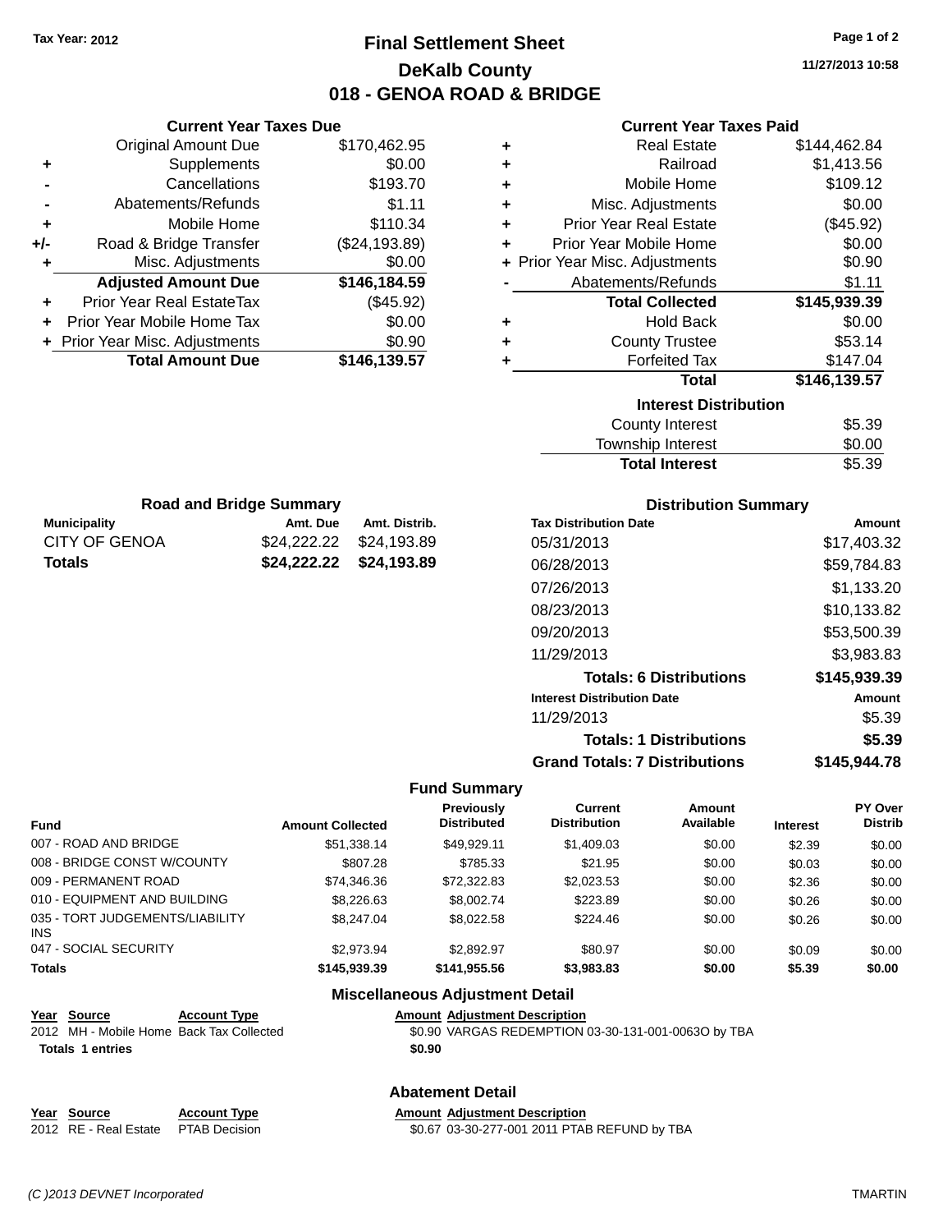Tax Year: 2012

# Final Settlement Sheet
## DeKalb County
## 018 - GENOA ROAD & BRIDGE

11/27/2013 10:58

### Current Year Taxes Due

| | | |
|---|---|---|
| | Original Amount Due | $170,462.95 |
| + | Supplements | $0.00 |
| - | Cancellations | $193.70 |
| - | Abatements/Refunds | $1.11 |
| + | Mobile Home | $110.34 |
| +/- | Road & Bridge Transfer | ($24,193.89) |
| + | Misc. Adjustments | $0.00 |
| | **Adjusted Amount Due** | **$146,184.59** |
| + | Prior Year Real EstateTax | ($45.92) |
| + | Prior Year Mobile Home Tax | $0.00 |
| + | Prior Year Misc. Adjustments | $0.90 |
| | **Total Amount Due** | **$146,139.57** |

### Current Year Taxes Paid

| | | |
|---|---|---|
| + | Real Estate | $144,462.84 |
| + | Railroad | $1,413.56 |
| + | Mobile Home | $109.12 |
| + | Misc. Adjustments | $0.00 |
| + | Prior Year Real Estate | ($45.92) |
| + | Prior Year Mobile Home | $0.00 |
| + | Prior Year Misc. Adjustments | $0.90 |
| - | Abatements/Refunds | $1.11 |
| | **Total Collected** | **$145,939.39** |
| + | Hold Back | $0.00 |
| + | County Trustee | $53.14 |
| + | Forfeited Tax | $147.04 |
| | **Total** | **$146,139.57** |

### Interest Distribution

| | |
|---|---|
| County Interest | $5.39 |
| Township Interest | $0.00 |
| **Total Interest** | $5.39 |

### Road and Bridge Summary

| Municipality | Amt. Due | Amt. Distrib. |
|---|---|---|
| CITY OF GENOA | $24,222.22 | $24,193.89 |
| **Totals** | **$24,222.22** | **$24,193.89** |

### Distribution Summary

| Tax Distribution Date | Amount |
|---|---|
| 05/31/2013 | $17,403.32 |
| 06/28/2013 | $59,784.83 |
| 07/26/2013 | $1,133.20 |
| 08/23/2013 | $10,133.82 |
| 09/20/2013 | $53,500.39 |
| 11/29/2013 | $3,983.83 |
| **Totals: 6 Distributions** | **$145,939.39** |
| **Interest Distribution Date** | **Amount** |
| 11/29/2013 | $5.39 |
| **Totals: 1 Distributions** | **$5.39** |
| **Grand Totals: 7 Distributions** | **$145,944.78** |

### Fund Summary

| Fund | Amount Collected | Previously Distributed | Current Distribution | Amount Available | Interest | PY Over Distrib |
|---|---|---|---|---|---|---|
| 007 - ROAD AND BRIDGE | $51,338.14 | $49,929.11 | $1,409.03 | $0.00 | $2.39 | $0.00 |
| 008 - BRIDGE CONST W/COUNTY | $807.28 | $785.33 | $21.95 | $0.00 | $0.03 | $0.00 |
| 009 - PERMANENT ROAD | $74,346.36 | $72,322.83 | $2,023.53 | $0.00 | $2.36 | $0.00 |
| 010 - EQUIPMENT AND BUILDING | $8,226.63 | $8,002.74 | $223.89 | $0.00 | $0.26 | $0.00 |
| 035 - TORT JUDGEMENTS/LIABILITY INS | $8,247.04 | $8,022.58 | $224.46 | $0.00 | $0.26 | $0.00 |
| 047 - SOCIAL SECURITY | $2,973.94 | $2,892.97 | $80.97 | $0.00 | $0.09 | $0.00 |
| **Totals** | **$145,939.39** | **$141,955.56** | **$3,983.83** | **$0.00** | **$5.39** | **$0.00** |

### Miscellaneous Adjustment Detail

| Year | Source | Account Type | Amount | Adjustment Description |
|---|---|---|---|---|
| 2012 | MH - Mobile Home | Back Tax Collected | $0.90 | VARGAS REDEMPTION 03-30-131-001-0063O by TBA |
| **Totals** | **1 entries** | | **$0.90** | |

### Abatement Detail

| Year | Source | Account Type | Amount | Adjustment Description |
|---|---|---|---|---|
| 2012 | RE - Real Estate | PTAB Decision | $0.67 | 03-30-277-001 2011 PTAB REFUND by TBA |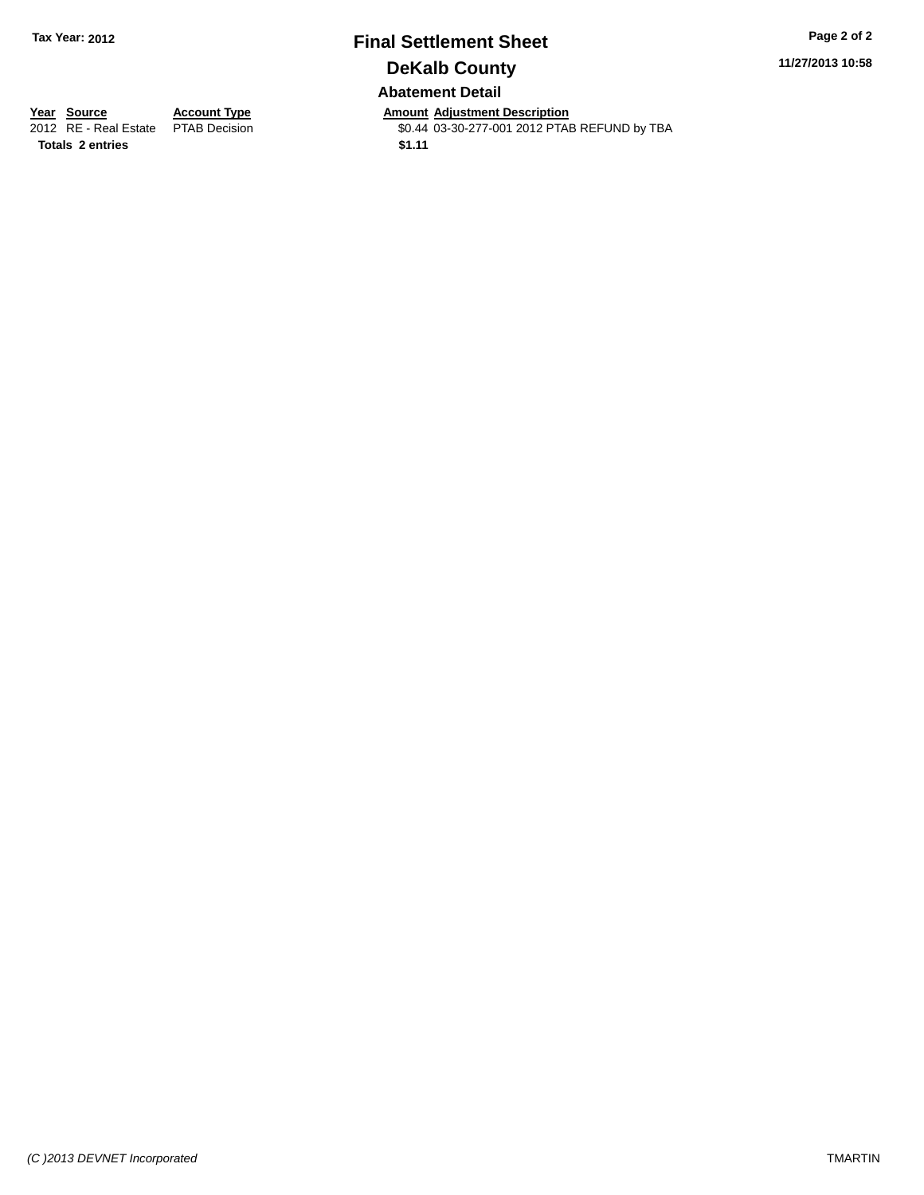# Final Settlement Sheet

## DeKalb County

Tax Year: 2012

### Abatement Detail

| Year | Source | Account Type | Amount | Adjustment Description |
|---|---|---|---|---|
| 2012 | RE - Real Estate | PTAB Decision | $0.44 | 03-30-277-001 2012 PTAB REFUND by TBA |
| **Totals 2 entries** | | | **$1.11** | |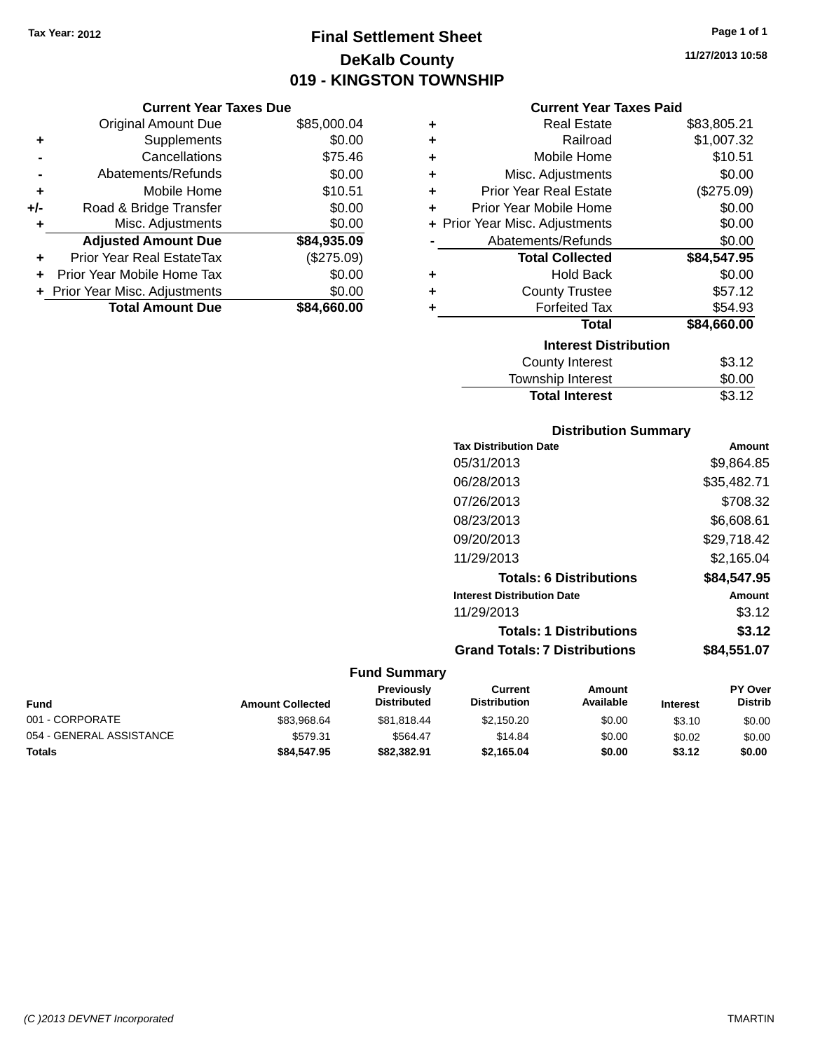Tax Year: 2012

# Final Settlement Sheet

## DeKalb County

## 019 - KINGSTON TOWNSHIP

11/27/2013 10:58

### Current Year Taxes Due

| | | |
|---|---|---|
| | Original Amount Due | $85,000.04 |
| + | Supplements | $0.00 |
| - | Cancellations | $75.46 |
| - | Abatements/Refunds | $0.00 |
| + | Mobile Home | $10.51 |
| +/- | Road & Bridge Transfer | $0.00 |
| + | Misc. Adjustments | $0.00 |
| | **Adjusted Amount Due** | **$84,935.09** |
| + | Prior Year Real EstateTax | ($275.09) |
| + | Prior Year Mobile Home Tax | $0.00 |
| + | Prior Year Misc. Adjustments | $0.00 |
| | **Total Amount Due** | **$84,660.00** |

### Current Year Taxes Paid

| | | |
|---|---|---|
| + | Real Estate | $83,805.21 |
| + | Railroad | $1,007.32 |
| + | Mobile Home | $10.51 |
| + | Misc. Adjustments | $0.00 |
| + | Prior Year Real Estate | ($275.09) |
| + | Prior Year Mobile Home | $0.00 |
| + | Prior Year Misc. Adjustments | $0.00 |
| - | Abatements/Refunds | $0.00 |
| | **Total Collected** | **$84,547.95** |
| + | Hold Back | $0.00 |
| + | County Trustee | $57.12 |
| + | Forfeited Tax | $54.93 |
| | **Total** | **$84,660.00** |

### Interest Distribution

| | |
|---|---|
| County Interest | $3.12 |
| Township Interest | $0.00 |
| **Total Interest** | $3.12 |

### Distribution Summary

| Tax Distribution Date | Amount |
|---|---|
| 05/31/2013 | $9,864.85 |
| 06/28/2013 | $35,482.71 |
| 07/26/2013 | $708.32 |
| 08/23/2013 | $6,608.61 |
| 09/20/2013 | $29,718.42 |
| 11/29/2013 | $2,165.04 |
| **Totals: 6 Distributions** | **$84,547.95** |
| **Interest Distribution Date** | **Amount** |
| 11/29/2013 | $3.12 |
| **Totals: 1 Distributions** | **$3.12** |
| **Grand Totals: 7 Distributions** | **$84,551.07** |

### Fund Summary

| Fund | Amount Collected | Previously Distributed | Current Distribution | Amount Available | Interest | PY Over Distrib |
|---|---|---|---|---|---|---|
| 001 - CORPORATE | $83,968.64 | $81,818.44 | $2,150.20 | $0.00 | $3.10 | $0.00 |
| 054 - GENERAL ASSISTANCE | $579.31 | $564.47 | $14.84 | $0.00 | $0.02 | $0.00 |
| **Totals** | **$84,547.95** | **$82,382.91** | **$2,165.04** | **$0.00** | **$3.12** | **$0.00** |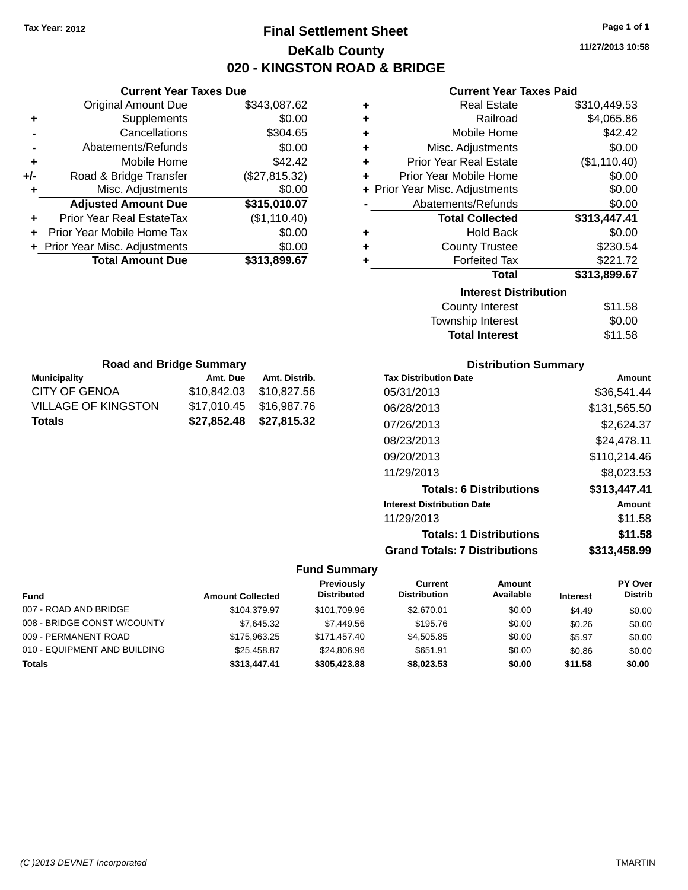Tax Year: 2012

# Final Settlement Sheet

## DeKalb County

## 020 - KINGSTON ROAD & BRIDGE

11/27/2013 10:58

### Current Year Taxes Due

| | | |
|---|---|---|
| | Original Amount Due | $343,087.62 |
| + | Supplements | $0.00 |
| - | Cancellations | $304.65 |
| - | Abatements/Refunds | $0.00 |
| + | Mobile Home | $42.42 |
| +/- | Road & Bridge Transfer | ($27,815.32) |
| + | Misc. Adjustments | $0.00 |
| | **Adjusted Amount Due** | **$315,010.07** |
| + | Prior Year Real EstateTax | ($1,110.40) |
| + | Prior Year Mobile Home Tax | $0.00 |
| + | Prior Year Misc. Adjustments | $0.00 |
| | **Total Amount Due** | **$313,899.67** |

### Current Year Taxes Paid

| | | |
|---|---|---|
| + | Real Estate | $310,449.53 |
| + | Railroad | $4,065.86 |
| + | Mobile Home | $42.42 |
| + | Misc. Adjustments | $0.00 |
| + | Prior Year Real Estate | ($1,110.40) |
| + | Prior Year Mobile Home | $0.00 |
| + | Prior Year Misc. Adjustments | $0.00 |
| - | Abatements/Refunds | $0.00 |
| | **Total Collected** | **$313,447.41** |
| + | Hold Back | $0.00 |
| + | County Trustee | $230.54 |
| + | Forfeited Tax | $221.72 |
| | **Total** | **$313,899.67** |

### Interest Distribution

| | |
|---|---|
| County Interest | $11.58 |
| Township Interest | $0.00 |
| **Total Interest** | $11.58 |

### Road and Bridge Summary

| Municipality | Amt. Due | Amt. Distrib. |
|---|---|---|
| CITY OF GENOA | $10,842.03 | $10,827.56 |
| VILLAGE OF KINGSTON | $17,010.45 | $16,987.76 |
| **Totals** | **$27,852.48** | **$27,815.32** |

### Distribution Summary

| Tax Distribution Date | Amount |
|---|---|
| 05/31/2013 | $36,541.44 |
| 06/28/2013 | $131,565.50 |
| 07/26/2013 | $2,624.37 |
| 08/23/2013 | $24,478.11 |
| 09/20/2013 | $110,214.46 |
| 11/29/2013 | $8,023.53 |
| **Totals: 6 Distributions** | **$313,447.41** |
| **Interest Distribution Date** | **Amount** |
| 11/29/2013 | $11.58 |
| **Totals: 1 Distributions** | **$11.58** |
| **Grand Totals: 7 Distributions** | **$313,458.99** |

### Fund Summary

| Fund | Amount Collected | Previously Distributed | Current Distribution | Amount Available | Interest | PY Over Distrib |
|---|---|---|---|---|---|---|
| 007 - ROAD AND BRIDGE | $104,379.97 | $101,709.96 | $2,670.01 | $0.00 | $4.49 | $0.00 |
| 008 - BRIDGE CONST W/COUNTY | $7,645.32 | $7,449.56 | $195.76 | $0.00 | $0.26 | $0.00 |
| 009 - PERMANENT ROAD | $175,963.25 | $171,457.40 | $4,505.85 | $0.00 | $5.97 | $0.00 |
| 010 - EQUIPMENT AND BUILDING | $25,458.87 | $24,806.96 | $651.91 | $0.00 | $0.86 | $0.00 |
| **Totals** | **$313,447.41** | **$305,423.88** | **$8,023.53** | **$0.00** | **$11.58** | **$0.00** |

(C )2013 DEVNET Incorporated TMARTIN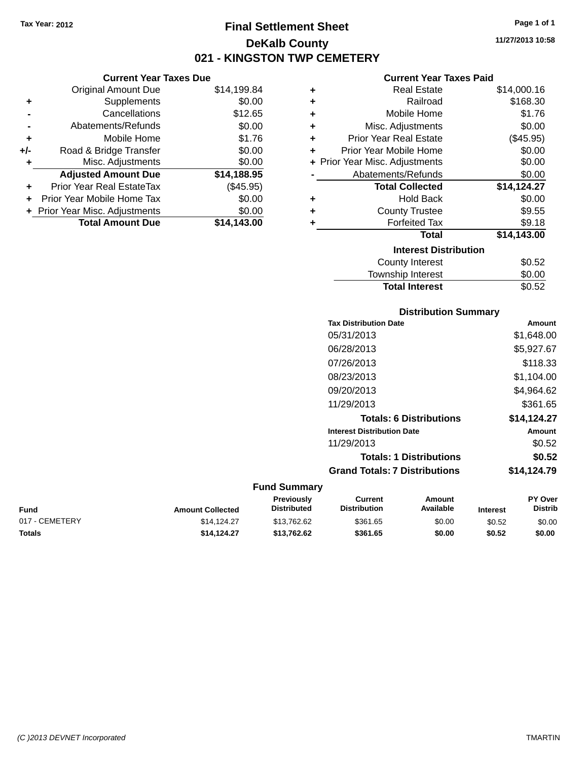Tax Year: 2012

# Final Settlement Sheet

## DeKalb County

## 021 - KINGSTON TWP CEMETERY

11/27/2013 10:58

### Current Year Taxes Due

| | | |
|---|---|---|
| | Original Amount Due | $14,199.84 |
| + | Supplements | $0.00 |
| - | Cancellations | $12.65 |
| - | Abatements/Refunds | $0.00 |
| + | Mobile Home | $1.76 |
| +/- | Road & Bridge Transfer | $0.00 |
| + | Misc. Adjustments | $0.00 |
| | **Adjusted Amount Due** | **$14,188.95** |
| + | Prior Year Real EstateTax | ($45.95) |
| + | Prior Year Mobile Home Tax | $0.00 |
| + | Prior Year Misc. Adjustments | $0.00 |
| | **Total Amount Due** | **$14,143.00** |

### Current Year Taxes Paid

| | | |
|---|---|---|
| + | Real Estate | $14,000.16 |
| + | Railroad | $168.30 |
| + | Mobile Home | $1.76 |
| + | Misc. Adjustments | $0.00 |
| + | Prior Year Real Estate | ($45.95) |
| + | Prior Year Mobile Home | $0.00 |
| + | Prior Year Misc. Adjustments | $0.00 |
| - | Abatements/Refunds | $0.00 |
| | **Total Collected** | **$14,124.27** |
| + | Hold Back | $0.00 |
| + | County Trustee | $9.55 |
| + | Forfeited Tax | $9.18 |
| | **Total** | **$14,143.00** |

### Interest Distribution

| | |
|---|---|
| County Interest | $0.52 |
| Township Interest | $0.00 |
| **Total Interest** | $0.52 |

### Distribution Summary

| Tax Distribution Date | Amount |
|---|---|
| 05/31/2013 | $1,648.00 |
| 06/28/2013 | $5,927.67 |
| 07/26/2013 | $118.33 |
| 08/23/2013 | $1,104.00 |
| 09/20/2013 | $4,964.62 |
| 11/29/2013 | $361.65 |
| **Totals: 6 Distributions** | **$14,124.27** |

| Interest Distribution Date | Amount |
|---|---|
| 11/29/2013 | $0.52 |
| **Totals: 1 Distributions** | **$0.52** |
| **Grand Totals: 7 Distributions** | **$14,124.79** |

### Fund Summary

| Fund | Amount Collected | Previously Distributed | Current Distribution | Amount Available | Interest | PY Over Distrib |
|---|---|---|---|---|---|---|
| 017 - CEMETERY | $14,124.27 | $13,762.62 | $361.65 | $0.00 | $0.52 | $0.00 |
| **Totals** | **$14,124.27** | **$13,762.62** | **$361.65** | **$0.00** | **$0.52** | **$0.00** |

(C )2013 DEVNET Incorporated

TMARTIN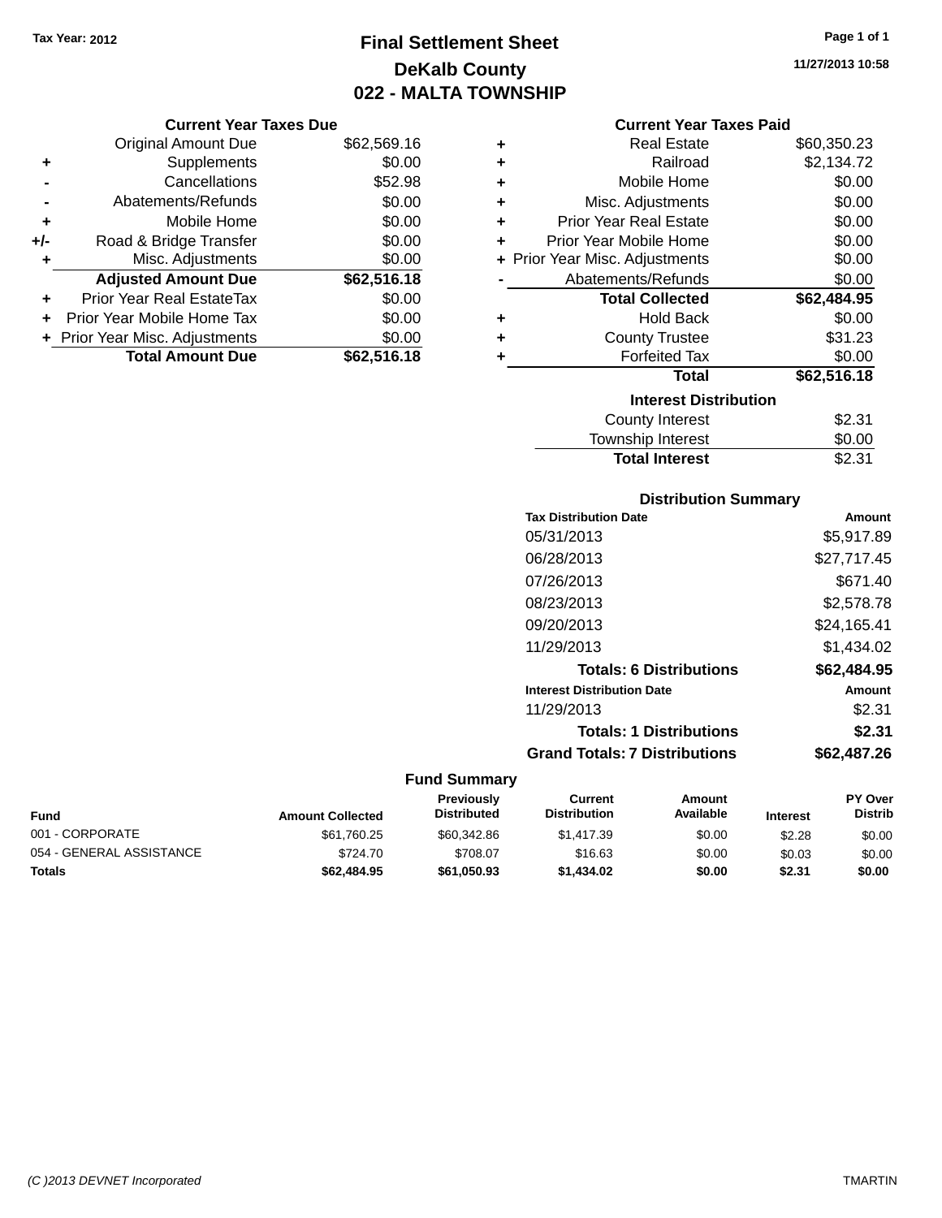Tax Year: 2012

# Final Settlement Sheet

## DeKalb County

## 022 - MALTA TOWNSHIP

11/27/2013 10:58

### Current Year Taxes Due

| | | |
|---|---|---|
| | Original Amount Due | $62,569.16 |
| + | Supplements | $0.00 |
| - | Cancellations | $52.98 |
| - | Abatements/Refunds | $0.00 |
| + | Mobile Home | $0.00 |
| +/- | Road & Bridge Transfer | $0.00 |
| + | Misc. Adjustments | $0.00 |
| | **Adjusted Amount Due** | **$62,516.18** |
| + | Prior Year Real EstateTax | $0.00 |
| + | Prior Year Mobile Home Tax | $0.00 |
| + | Prior Year Misc. Adjustments | $0.00 |
| | **Total Amount Due** | **$62,516.18** |

### Current Year Taxes Paid

| | | |
|---|---|---|
| + | Real Estate | $60,350.23 |
| + | Railroad | $2,134.72 |
| + | Mobile Home | $0.00 |
| + | Misc. Adjustments | $0.00 |
| + | Prior Year Real Estate | $0.00 |
| + | Prior Year Mobile Home | $0.00 |
| + | Prior Year Misc. Adjustments | $0.00 |
| - | Abatements/Refunds | $0.00 |
| | **Total Collected** | **$62,484.95** |
| + | Hold Back | $0.00 |
| + | County Trustee | $31.23 |
| + | Forfeited Tax | $0.00 |
| | **Total** | **$62,516.18** |

### Interest Distribution

| | |
|---|---|
| County Interest | $2.31 |
| Township Interest | $0.00 |
| **Total Interest** | $2.31 |

### Distribution Summary

| Tax Distribution Date | Amount |
|---|---|
| 05/31/2013 | $5,917.89 |
| 06/28/2013 | $27,717.45 |
| 07/26/2013 | $671.40 |
| 08/23/2013 | $2,578.78 |
| 09/20/2013 | $24,165.41 |
| 11/29/2013 | $1,434.02 |
| **Totals: 6 Distributions** | **$62,484.95** |
| **Interest Distribution Date** | **Amount** |
| 11/29/2013 | $2.31 |
| **Totals: 1 Distributions** | **$2.31** |
| **Grand Totals: 7 Distributions** | **$62,487.26** |

### Fund Summary

| Fund | Amount Collected | Previously Distributed | Current Distribution | Amount Available | Interest | PY Over Distrib |
|---|---|---|---|---|---|---|
| 001 - CORPORATE | $61,760.25 | $60,342.86 | $1,417.39 | $0.00 | $2.28 | $0.00 |
| 054 - GENERAL ASSISTANCE | $724.70 | $708.07 | $16.63 | $0.00 | $0.03 | $0.00 |
| **Totals** | **$62,484.95** | **$61,050.93** | **$1,434.02** | **$0.00** | **$2.31** | **$0.00** |

(C )2013 DEVNET Incorporated TMARTIN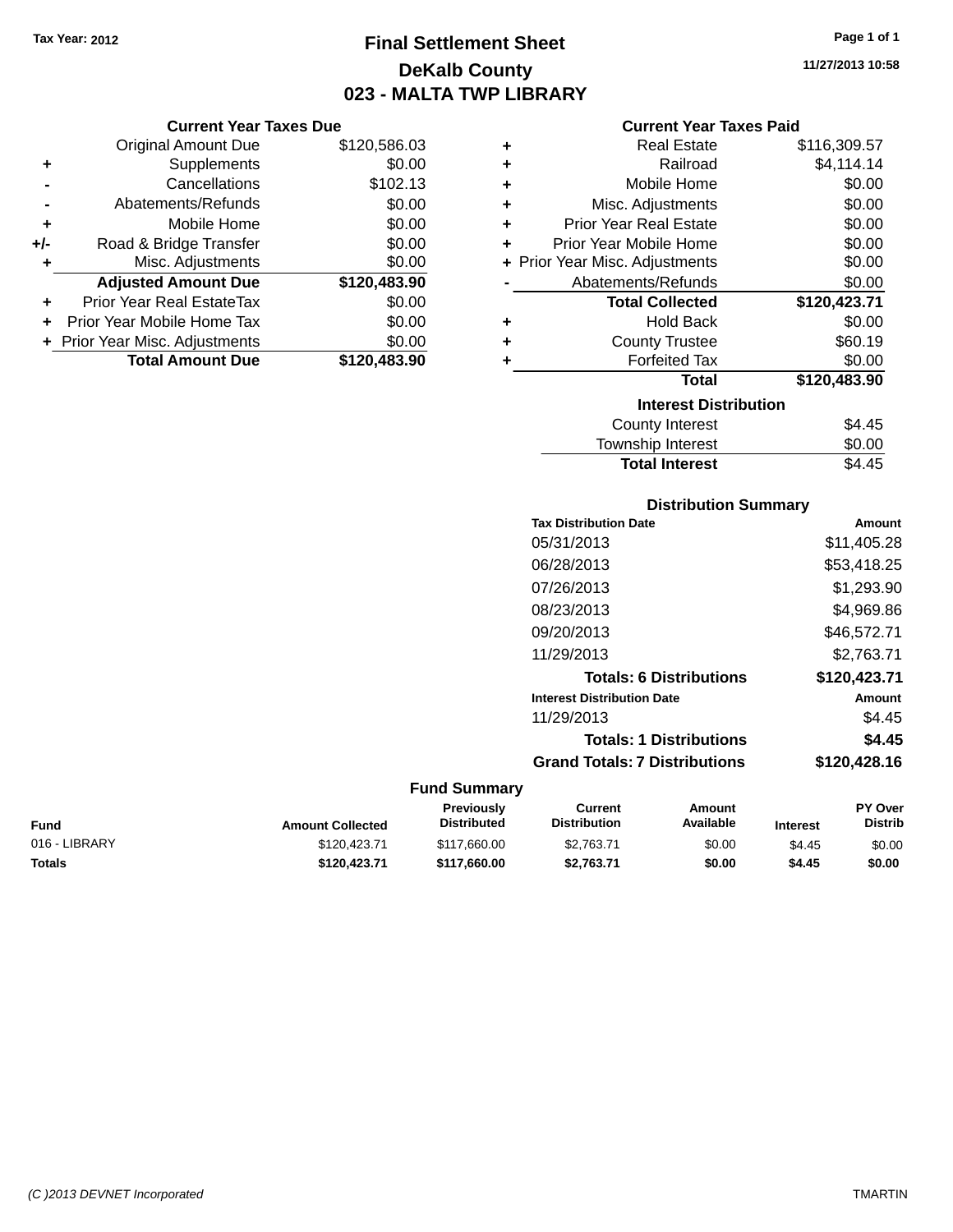Tax Year: 2012

# Final Settlement Sheet

## DeKalb County

## 023 - MALTA TWP LIBRARY

11/27/2013 10:58

### Current Year Taxes Due

| | | |
|---|---|---|
| | Original Amount Due | $120,586.03 |
| + | Supplements | $0.00 |
| - | Cancellations | $102.13 |
| - | Abatements/Refunds | $0.00 |
| + | Mobile Home | $0.00 |
| +/- | Road & Bridge Transfer | $0.00 |
| + | Misc. Adjustments | $0.00 |
| | **Adjusted Amount Due** | **$120,483.90** |
| + | Prior Year Real EstateTax | $0.00 |
| + | Prior Year Mobile Home Tax | $0.00 |
| + | Prior Year Misc. Adjustments | $0.00 |
| | **Total Amount Due** | **$120,483.90** |

### Current Year Taxes Paid

| | | |
|---|---|---|
| + | Real Estate | $116,309.57 |
| + | Railroad | $4,114.14 |
| + | Mobile Home | $0.00 |
| + | Misc. Adjustments | $0.00 |
| + | Prior Year Real Estate | $0.00 |
| + | Prior Year Mobile Home | $0.00 |
| + | Prior Year Misc. Adjustments | $0.00 |
| - | Abatements/Refunds | $0.00 |
| | **Total Collected** | **$120,423.71** |
| + | Hold Back | $0.00 |
| + | County Trustee | $60.19 |
| + | Forfeited Tax | $0.00 |
| | **Total** | **$120,483.90** |

### Interest Distribution

| | |
|---|---|
| County Interest | $4.45 |
| Township Interest | $0.00 |
| **Total Interest** | $4.45 |

### Distribution Summary

| Tax Distribution Date | Amount |
|---|---|
| 05/31/2013 | $11,405.28 |
| 06/28/2013 | $53,418.25 |
| 07/26/2013 | $1,293.90 |
| 08/23/2013 | $4,969.86 |
| 09/20/2013 | $46,572.71 |
| 11/29/2013 | $2,763.71 |
| **Totals: 6 Distributions** | **$120,423.71** |

| Interest Distribution Date | Amount |
|---|---|
| 11/29/2013 | $4.45 |
| **Totals: 1 Distributions** | **$4.45** |
| **Grand Totals: 7 Distributions** | **$120,428.16** |

### Fund Summary

| Fund | Amount Collected | Previously Distributed | Current Distribution | Amount Available | Interest | PY Over Distrib |
|---|---|---|---|---|---|---|
| 016 - LIBRARY | $120,423.71 | $117,660.00 | $2,763.71 | $0.00 | $4.45 | $0.00 |
| **Totals** | **$120,423.71** | **$117,660.00** | **$2,763.71** | **$0.00** | **$4.45** | **$0.00** |

(C )2013 DEVNET Incorporated    TMARTIN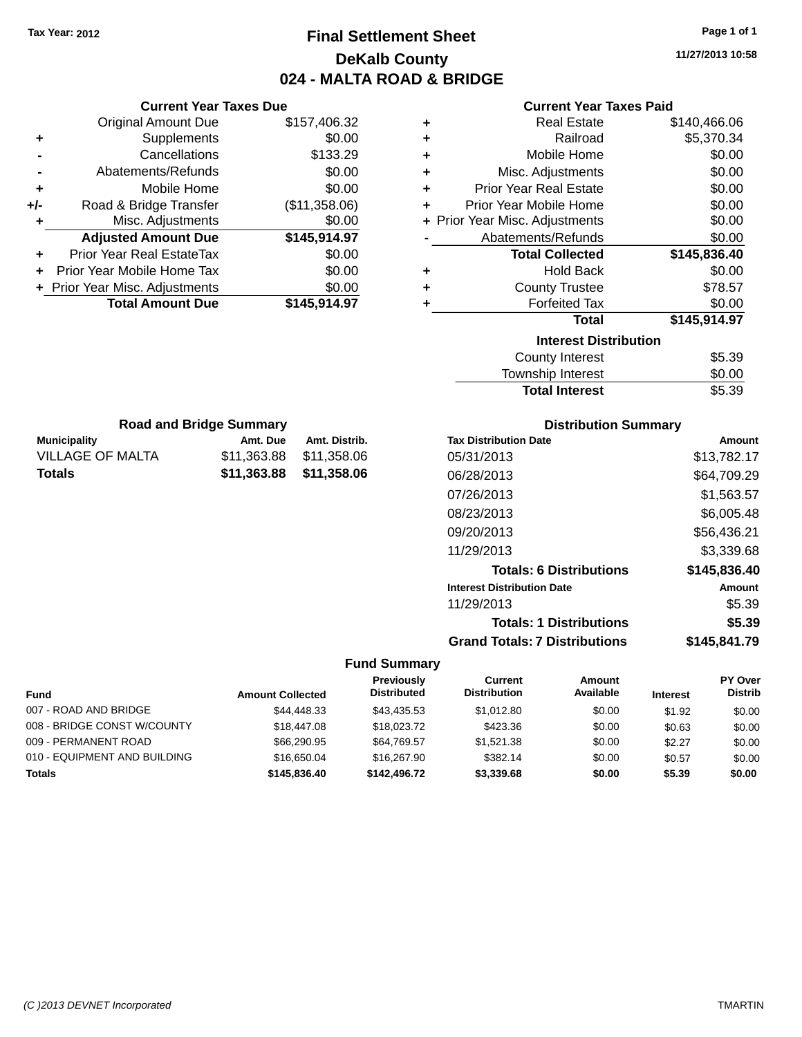Tax Year: 2012

# Final Settlement Sheet

## DeKalb County

## 024 - MALTA ROAD & BRIDGE

11/27/2013 10:58

### Current Year Taxes Due

| | | |
|---|---|---|
| | Original Amount Due | $157,406.32 |
| + | Supplements | $0.00 |
| - | Cancellations | $133.29 |
| - | Abatements/Refunds | $0.00 |
| + | Mobile Home | $0.00 |
| +/- | Road & Bridge Transfer | ($11,358.06) |
| + | Misc. Adjustments | $0.00 |
| | **Adjusted Amount Due** | **$145,914.97** |
| + | Prior Year Real EstateTax | $0.00 |
| + | Prior Year Mobile Home Tax | $0.00 |
| + | Prior Year Misc. Adjustments | $0.00 |
| | **Total Amount Due** | **$145,914.97** |

### Current Year Taxes Paid

| | | |
|---|---|---|
| + | Real Estate | $140,466.06 |
| + | Railroad | $5,370.34 |
| + | Mobile Home | $0.00 |
| + | Misc. Adjustments | $0.00 |
| + | Prior Year Real Estate | $0.00 |
| + | Prior Year Mobile Home | $0.00 |
| + | Prior Year Misc. Adjustments | $0.00 |
| - | Abatements/Refunds | $0.00 |
| | **Total Collected** | **$145,836.40** |
| + | Hold Back | $0.00 |
| + | County Trustee | $78.57 |
| + | Forfeited Tax | $0.00 |
| | **Total** | **$145,914.97** |

### Interest Distribution

| | |
|---|---|
| County Interest | $5.39 |
| Township Interest | $0.00 |
| **Total Interest** | $5.39 |

### Road and Bridge Summary

| Municipality | Amt. Due | Amt. Distrib. |
|---|---|---|
| VILLAGE OF MALTA | $11,363.88 | $11,358.06 |
| **Totals** | **$11,363.88** | **$11,358.06** |

### Distribution Summary

| Tax Distribution Date | Amount |
|---|---|
| 05/31/2013 | $13,782.17 |
| 06/28/2013 | $64,709.29 |
| 07/26/2013 | $1,563.57 |
| 08/23/2013 | $6,005.48 |
| 09/20/2013 | $56,436.21 |
| 11/29/2013 | $3,339.68 |
| **Totals: 6 Distributions** | **$145,836.40** |
| **Interest Distribution Date** | **Amount** |
| 11/29/2013 | $5.39 |
| **Totals: 1 Distributions** | **$5.39** |
| **Grand Totals: 7 Distributions** | **$145,841.79** |

### Fund Summary

| Fund | Amount Collected | Previously Distributed | Current Distribution | Amount Available | Interest | PY Over Distrib |
|---|---|---|---|---|---|---|
| 007 - ROAD AND BRIDGE | $44,448.33 | $43,435.53 | $1,012.80 | $0.00 | $1.92 | $0.00 |
| 008 - BRIDGE CONST W/COUNTY | $18,447.08 | $18,023.72 | $423.36 | $0.00 | $0.63 | $0.00 |
| 009 - PERMANENT ROAD | $66,290.95 | $64,769.57 | $1,521.38 | $0.00 | $2.27 | $0.00 |
| 010 - EQUIPMENT AND BUILDING | $16,650.04 | $16,267.90 | $382.14 | $0.00 | $0.57 | $0.00 |
| **Totals** | **$145,836.40** | **$142,496.72** | **$3,339.68** | **$0.00** | **$5.39** | **$0.00** |

(C )2013 DEVNET Incorporated TMARTIN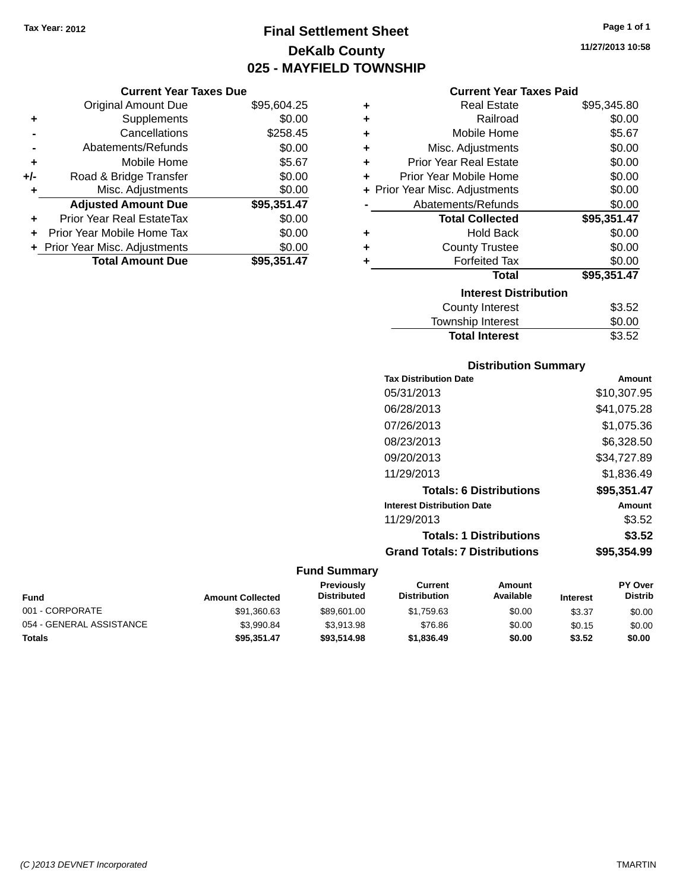Tax Year: 2012

# Final Settlement Sheet
## DeKalb County
## 025 - MAYFIELD TOWNSHIP

11/27/2013 10:58

### Current Year Taxes Due

| | | |
|---|---|---|
| | Original Amount Due | $95,604.25 |
| + | Supplements | $0.00 |
| - | Cancellations | $258.45 |
| - | Abatements/Refunds | $0.00 |
| + | Mobile Home | $5.67 |
| +/- | Road & Bridge Transfer | $0.00 |
| + | Misc. Adjustments | $0.00 |
| | **Adjusted Amount Due** | **$95,351.47** |
| + | Prior Year Real EstateTax | $0.00 |
| + | Prior Year Mobile Home Tax | $0.00 |
| + | Prior Year Misc. Adjustments | $0.00 |
| | **Total Amount Due** | **$95,351.47** |

### Current Year Taxes Paid

| | | |
|---|---|---|
| + | Real Estate | $95,345.80 |
| + | Railroad | $0.00 |
| + | Mobile Home | $5.67 |
| + | Misc. Adjustments | $0.00 |
| + | Prior Year Real Estate | $0.00 |
| + | Prior Year Mobile Home | $0.00 |
| + | Prior Year Misc. Adjustments | $0.00 |
| - | Abatements/Refunds | $0.00 |
| | **Total Collected** | **$95,351.47** |
| + | Hold Back | $0.00 |
| + | County Trustee | $0.00 |
| + | Forfeited Tax | $0.00 |
| | **Total** | **$95,351.47** |

### Interest Distribution

| | |
|---|---|
| County Interest | $3.52 |
| Township Interest | $0.00 |
| **Total Interest** | $3.52 |

### Distribution Summary

| Tax Distribution Date | Amount |
|---|---|
| 05/31/2013 | $10,307.95 |
| 06/28/2013 | $41,075.28 |
| 07/26/2013 | $1,075.36 |
| 08/23/2013 | $6,328.50 |
| 09/20/2013 | $34,727.89 |
| 11/29/2013 | $1,836.49 |
| **Totals: 6 Distributions** | **$95,351.47** |

| Interest Distribution Date | Amount |
|---|---|
| 11/29/2013 | $3.52 |
| **Totals: 1 Distributions** | **$3.52** |
| **Grand Totals: 7 Distributions** | **$95,354.99** |

### Fund Summary

| Fund | Amount Collected | Previously Distributed | Current Distribution | Amount Available | Interest | PY Over Distrib |
|---|---|---|---|---|---|---|
| 001 - CORPORATE | $91,360.63 | $89,601.00 | $1,759.63 | $0.00 | $3.37 | $0.00 |
| 054 - GENERAL ASSISTANCE | $3,990.84 | $3,913.98 | $76.86 | $0.00 | $0.15 | $0.00 |
| **Totals** | **$95,351.47** | **$93,514.98** | **$1,836.49** | **$0.00** | **$3.52** | **$0.00** |

(C )2013 DEVNET Incorporated — TMARTIN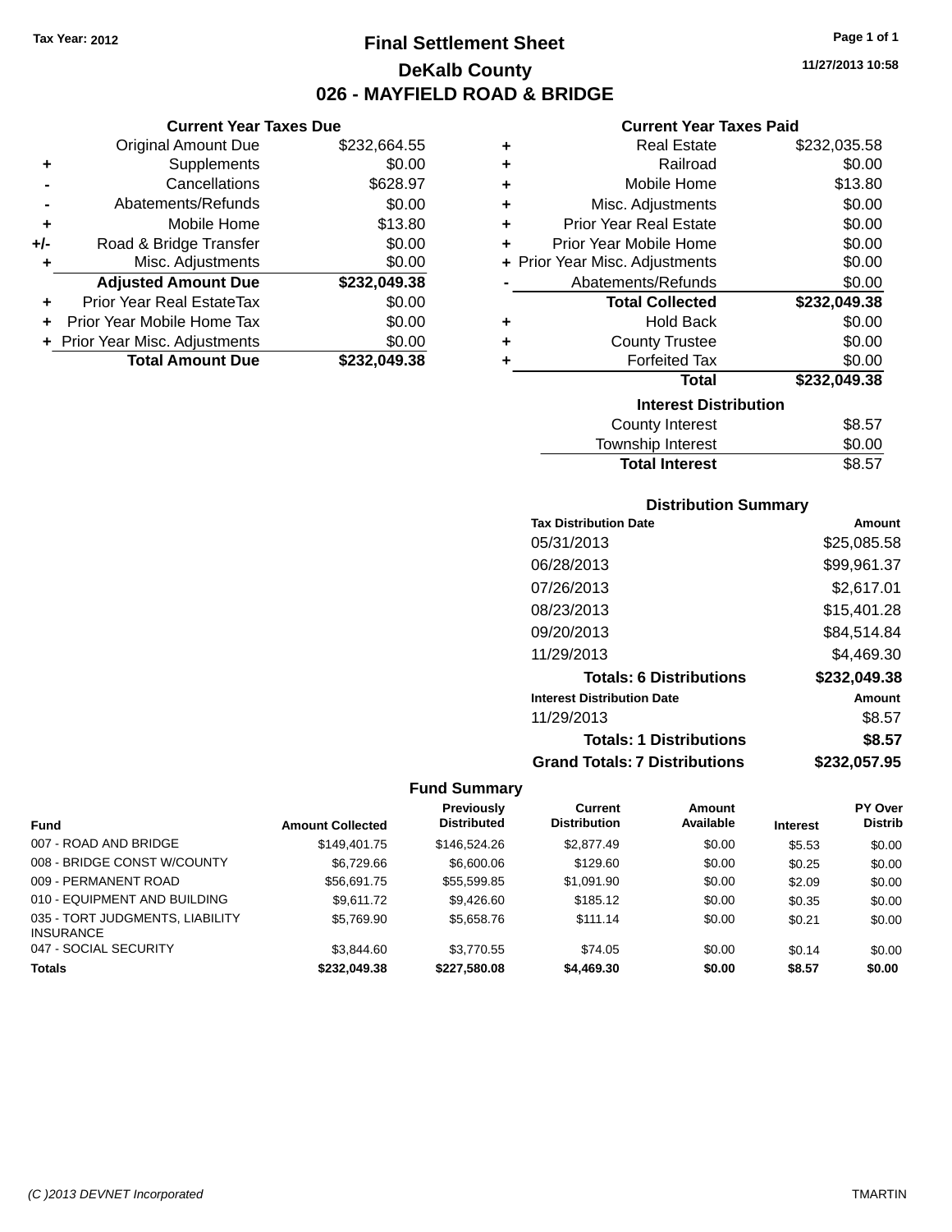Tax Year: 2012

# Final Settlement Sheet

## DeKalb County

## 026 - MAYFIELD ROAD & BRIDGE

11/27/2013 10:58

### Current Year Taxes Due

| | | |
|---|---|---|
| | Original Amount Due | $232,664.55 |
| + | Supplements | $0.00 |
| - | Cancellations | $628.97 |
| - | Abatements/Refunds | $0.00 |
| + | Mobile Home | $13.80 |
| +/- | Road & Bridge Transfer | $0.00 |
| + | Misc. Adjustments | $0.00 |
| | **Adjusted Amount Due** | **$232,049.38** |
| + | Prior Year Real EstateTax | $0.00 |
| + | Prior Year Mobile Home Tax | $0.00 |
| + | Prior Year Misc. Adjustments | $0.00 |
| | **Total Amount Due** | **$232,049.38** |

### Current Year Taxes Paid

| | | |
|---|---|---|
| + | Real Estate | $232,035.58 |
| + | Railroad | $0.00 |
| + | Mobile Home | $13.80 |
| + | Misc. Adjustments | $0.00 |
| + | Prior Year Real Estate | $0.00 |
| + | Prior Year Mobile Home | $0.00 |
| + | Prior Year Misc. Adjustments | $0.00 |
| - | Abatements/Refunds | $0.00 |
| | **Total Collected** | **$232,049.38** |
| + | Hold Back | $0.00 |
| + | County Trustee | $0.00 |
| + | Forfeited Tax | $0.00 |
| | **Total** | **$232,049.38** |

### Interest Distribution

| | |
|---|---|
| County Interest | $8.57 |
| Township Interest | $0.00 |
| **Total Interest** | $8.57 |

### Distribution Summary

| Tax Distribution Date | Amount |
|---|---|
| 05/31/2013 | $25,085.58 |
| 06/28/2013 | $99,961.37 |
| 07/26/2013 | $2,617.01 |
| 08/23/2013 | $15,401.28 |
| 09/20/2013 | $84,514.84 |
| 11/29/2013 | $4,469.30 |
| **Totals: 6 Distributions** | **$232,049.38** |
| **Interest Distribution Date** | **Amount** |
| 11/29/2013 | $8.57 |
| **Totals: 1 Distributions** | **$8.57** |
| **Grand Totals: 7 Distributions** | **$232,057.95** |

### Fund Summary

| Fund | Amount Collected | Previously Distributed | Current Distribution | Amount Available | Interest | PY Over Distrib |
|---|---|---|---|---|---|---|
| 007 - ROAD AND BRIDGE | $149,401.75 | $146,524.26 | $2,877.49 | $0.00 | $5.53 | $0.00 |
| 008 - BRIDGE CONST W/COUNTY | $6,729.66 | $6,600.06 | $129.60 | $0.00 | $0.25 | $0.00 |
| 009 - PERMANENT ROAD | $56,691.75 | $55,599.85 | $1,091.90 | $0.00 | $2.09 | $0.00 |
| 010 - EQUIPMENT AND BUILDING | $9,611.72 | $9,426.60 | $185.12 | $0.00 | $0.35 | $0.00 |
| 035 - TORT JUDGMENTS, LIABILITY INSURANCE | $5,769.90 | $5,658.76 | $111.14 | $0.00 | $0.21 | $0.00 |
| 047 - SOCIAL SECURITY | $3,844.60 | $3,770.55 | $74.05 | $0.00 | $0.14 | $0.00 |
| **Totals** | **$232,049.38** | **$227,580.08** | **$4,469.30** | **$0.00** | **$8.57** | **$0.00** |

(C )2013 DEVNET Incorporated — TMARTIN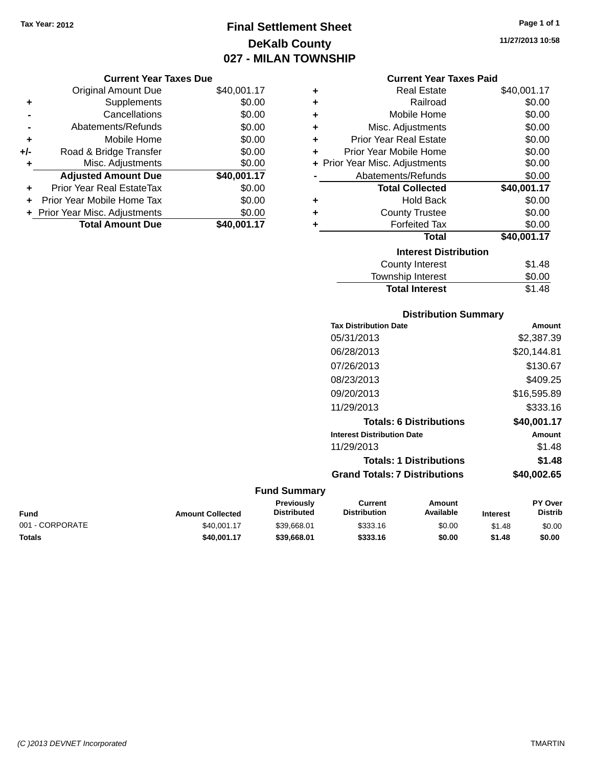**Tax Year: 2012**

# Final Settlement Sheet
## DeKalb County
## 027 - MILAN TOWNSHIP

11/27/2013 10:58

### Current Year Taxes Due

| | | |
|---|---|---|
| | Original Amount Due | $40,001.17 |
| + | Supplements | $0.00 |
| - | Cancellations | $0.00 |
| - | Abatements/Refunds | $0.00 |
| + | Mobile Home | $0.00 |
| +/- | Road & Bridge Transfer | $0.00 |
| + | Misc. Adjustments | $0.00 |
| | **Adjusted Amount Due** | **$40,001.17** |
| + | Prior Year Real EstateTax | $0.00 |
| + | Prior Year Mobile Home Tax | $0.00 |
| + | Prior Year Misc. Adjustments | $0.00 |
| | **Total Amount Due** | **$40,001.17** |

### Current Year Taxes Paid

| | | |
|---|---|---|
| + | Real Estate | $40,001.17 |
| + | Railroad | $0.00 |
| + | Mobile Home | $0.00 |
| + | Misc. Adjustments | $0.00 |
| + | Prior Year Real Estate | $0.00 |
| + | Prior Year Mobile Home | $0.00 |
| + | Prior Year Misc. Adjustments | $0.00 |
| - | Abatements/Refunds | $0.00 |
| | **Total Collected** | **$40,001.17** |
| + | Hold Back | $0.00 |
| + | County Trustee | $0.00 |
| + | Forfeited Tax | $0.00 |
| | **Total** | **$40,001.17** |

### Interest Distribution

| | |
|---|---|
| County Interest | $1.48 |
| Township Interest | $0.00 |
| **Total Interest** | $1.48 |

### Distribution Summary

| Tax Distribution Date | Amount |
|---|---|
| 05/31/2013 | $2,387.39 |
| 06/28/2013 | $20,144.81 |
| 07/26/2013 | $130.67 |
| 08/23/2013 | $409.25 |
| 09/20/2013 | $16,595.89 |
| 11/29/2013 | $333.16 |
| **Totals: 6 Distributions** | **$40,001.17** |
| **Interest Distribution Date** | **Amount** |
| 11/29/2013 | $1.48 |
| **Totals: 1 Distributions** | **$1.48** |
| **Grand Totals: 7 Distributions** | **$40,002.65** |

### Fund Summary

| Fund | Amount Collected | Previously Distributed | Current Distribution | Amount Available | Interest | PY Over Distrib |
|---|---|---|---|---|---|---|
| 001 - CORPORATE | $40,001.17 | $39,668.01 | $333.16 | $0.00 | $1.48 | $0.00 |
| **Totals** | **$40,001.17** | **$39,668.01** | **$333.16** | **$0.00** | **$1.48** | **$0.00** |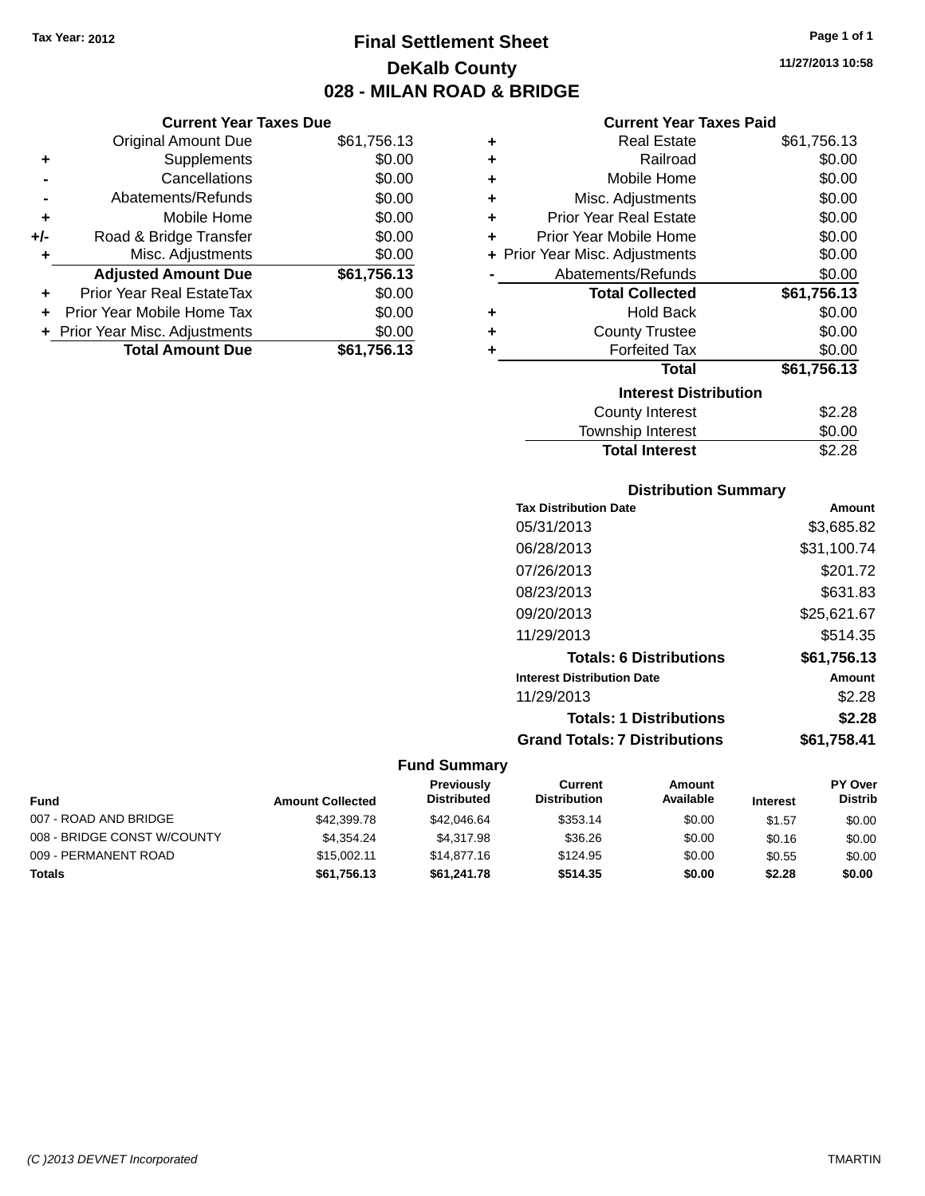Tax Year: 2012

# Final Settlement Sheet

## DeKalb County

## 028 - MILAN ROAD & BRIDGE

11/27/2013 10:58

### Current Year Taxes Due

| | | |
|---|---|---|
| | Original Amount Due | $61,756.13 |
| + | Supplements | $0.00 |
| - | Cancellations | $0.00 |
| - | Abatements/Refunds | $0.00 |
| + | Mobile Home | $0.00 |
| +/- | Road & Bridge Transfer | $0.00 |
| + | Misc. Adjustments | $0.00 |
| | **Adjusted Amount Due** | **$61,756.13** |
| + | Prior Year Real EstateTax | $0.00 |
| + | Prior Year Mobile Home Tax | $0.00 |
| + | Prior Year Misc. Adjustments | $0.00 |
| | **Total Amount Due** | **$61,756.13** |

### Current Year Taxes Paid

| | | |
|---|---|---|
| + | Real Estate | $61,756.13 |
| + | Railroad | $0.00 |
| + | Mobile Home | $0.00 |
| + | Misc. Adjustments | $0.00 |
| + | Prior Year Real Estate | $0.00 |
| + | Prior Year Mobile Home | $0.00 |
| + | Prior Year Misc. Adjustments | $0.00 |
| - | Abatements/Refunds | $0.00 |
| | **Total Collected** | **$61,756.13** |
| + | Hold Back | $0.00 |
| + | County Trustee | $0.00 |
| + | Forfeited Tax | $0.00 |
| | **Total** | **$61,756.13** |

### Interest Distribution

| | |
|---|---|
| County Interest | $2.28 |
| Township Interest | $0.00 |
| **Total Interest** | **$2.28** |

### Distribution Summary

| Tax Distribution Date | Amount |
|---|---|
| 05/31/2013 | $3,685.82 |
| 06/28/2013 | $31,100.74 |
| 07/26/2013 | $201.72 |
| 08/23/2013 | $631.83 |
| 09/20/2013 | $25,621.67 |
| 11/29/2013 | $514.35 |
| **Totals: 6 Distributions** | **$61,756.13** |
| **Interest Distribution Date** | **Amount** |
| 11/29/2013 | $2.28 |
| **Totals: 1 Distributions** | **$2.28** |
| **Grand Totals: 7 Distributions** | **$61,758.41** |

### Fund Summary

| Fund | Amount Collected | Previously Distributed | Current Distribution | Amount Available | Interest | PY Over Distrib |
|---|---|---|---|---|---|---|
| 007 - ROAD AND BRIDGE | $42,399.78 | $42,046.64 | $353.14 | $0.00 | $1.57 | $0.00 |
| 008 - BRIDGE CONST W/COUNTY | $4,354.24 | $4,317.98 | $36.26 | $0.00 | $0.16 | $0.00 |
| 009 - PERMANENT ROAD | $15,002.11 | $14,877.16 | $124.95 | $0.00 | $0.55 | $0.00 |
| **Totals** | **$61,756.13** | **$61,241.78** | **$514.35** | **$0.00** | **$2.28** | **$0.00** |

(C )2013 DEVNET Incorporated TMARTIN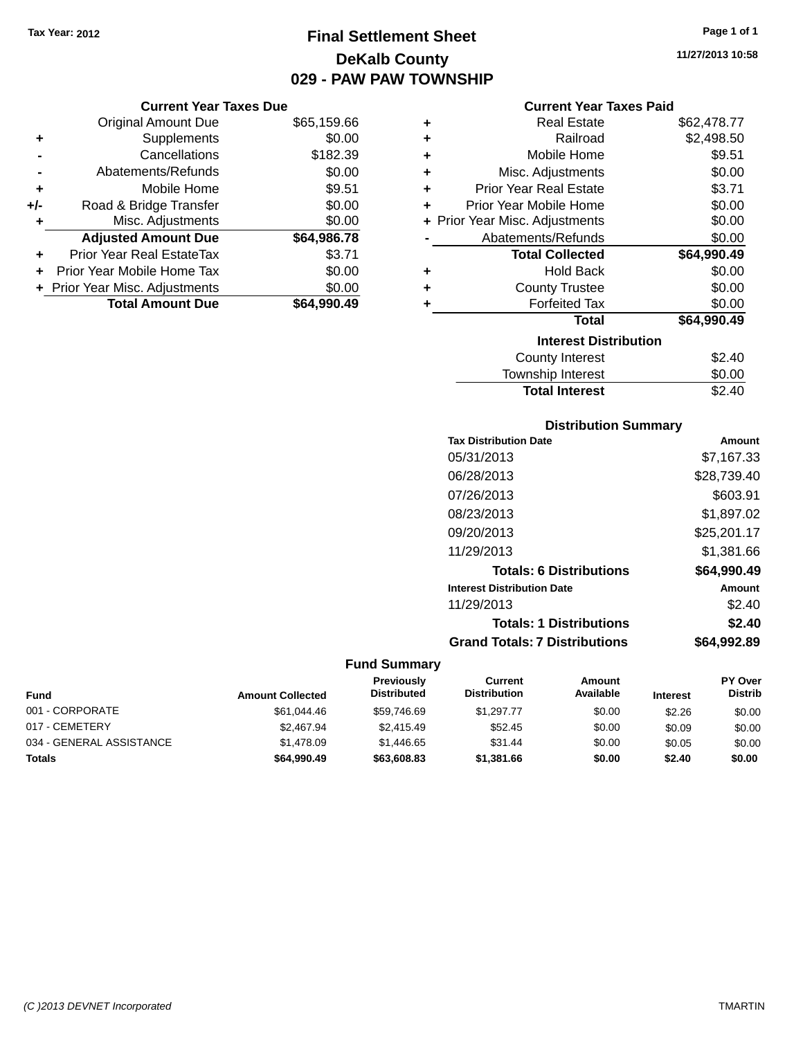Tax Year: 2012

# Final Settlement Sheet

## DeKalb County

## 029 - PAW PAW TOWNSHIP

11/27/2013 10:58

### Current Year Taxes Due

| | | |
|---|---|---|
| | Original Amount Due | $65,159.66 |
| + | Supplements | $0.00 |
| - | Cancellations | $182.39 |
| - | Abatements/Refunds | $0.00 |
| + | Mobile Home | $9.51 |
| +/- | Road & Bridge Transfer | $0.00 |
| + | Misc. Adjustments | $0.00 |
| | **Adjusted Amount Due** | **$64,986.78** |
| + | Prior Year Real EstateTax | $3.71 |
| + | Prior Year Mobile Home Tax | $0.00 |
| + | Prior Year Misc. Adjustments | $0.00 |
| | **Total Amount Due** | **$64,990.49** |

### Current Year Taxes Paid

| | | |
|---|---|---|
| + | Real Estate | $62,478.77 |
| + | Railroad | $2,498.50 |
| + | Mobile Home | $9.51 |
| + | Misc. Adjustments | $0.00 |
| + | Prior Year Real Estate | $3.71 |
| + | Prior Year Mobile Home | $0.00 |
| + | Prior Year Misc. Adjustments | $0.00 |
| - | Abatements/Refunds | $0.00 |
| | **Total Collected** | **$64,990.49** |
| + | Hold Back | $0.00 |
| + | County Trustee | $0.00 |
| + | Forfeited Tax | $0.00 |
| | **Total** | **$64,990.49** |

### Interest Distribution

| | |
|---|---|
| County Interest | $2.40 |
| Township Interest | $0.00 |
| **Total Interest** | $2.40 |

### Distribution Summary

| Tax Distribution Date | Amount |
|---|---|
| 05/31/2013 | $7,167.33 |
| 06/28/2013 | $28,739.40 |
| 07/26/2013 | $603.91 |
| 08/23/2013 | $1,897.02 |
| 09/20/2013 | $25,201.17 |
| 11/29/2013 | $1,381.66 |
| **Totals: 6 Distributions** | **$64,990.49** |
| **Interest Distribution Date** | **Amount** |
| 11/29/2013 | $2.40 |
| **Totals: 1 Distributions** | **$2.40** |
| **Grand Totals: 7 Distributions** | **$64,992.89** |

### Fund Summary

| Fund | Amount Collected | Previously Distributed | Current Distribution | Amount Available | Interest | PY Over Distrib |
|---|---|---|---|---|---|---|
| 001 - CORPORATE | $61,044.46 | $59,746.69 | $1,297.77 | $0.00 | $2.26 | $0.00 |
| 017 - CEMETERY | $2,467.94 | $2,415.49 | $52.45 | $0.00 | $0.09 | $0.00 |
| 034 - GENERAL ASSISTANCE | $1,478.09 | $1,446.65 | $31.44 | $0.00 | $0.05 | $0.00 |
| **Totals** | **$64,990.49** | **$63,608.83** | **$1,381.66** | **$0.00** | **$2.40** | **$0.00** |

(C )2013 DEVNET Incorporated TMARTIN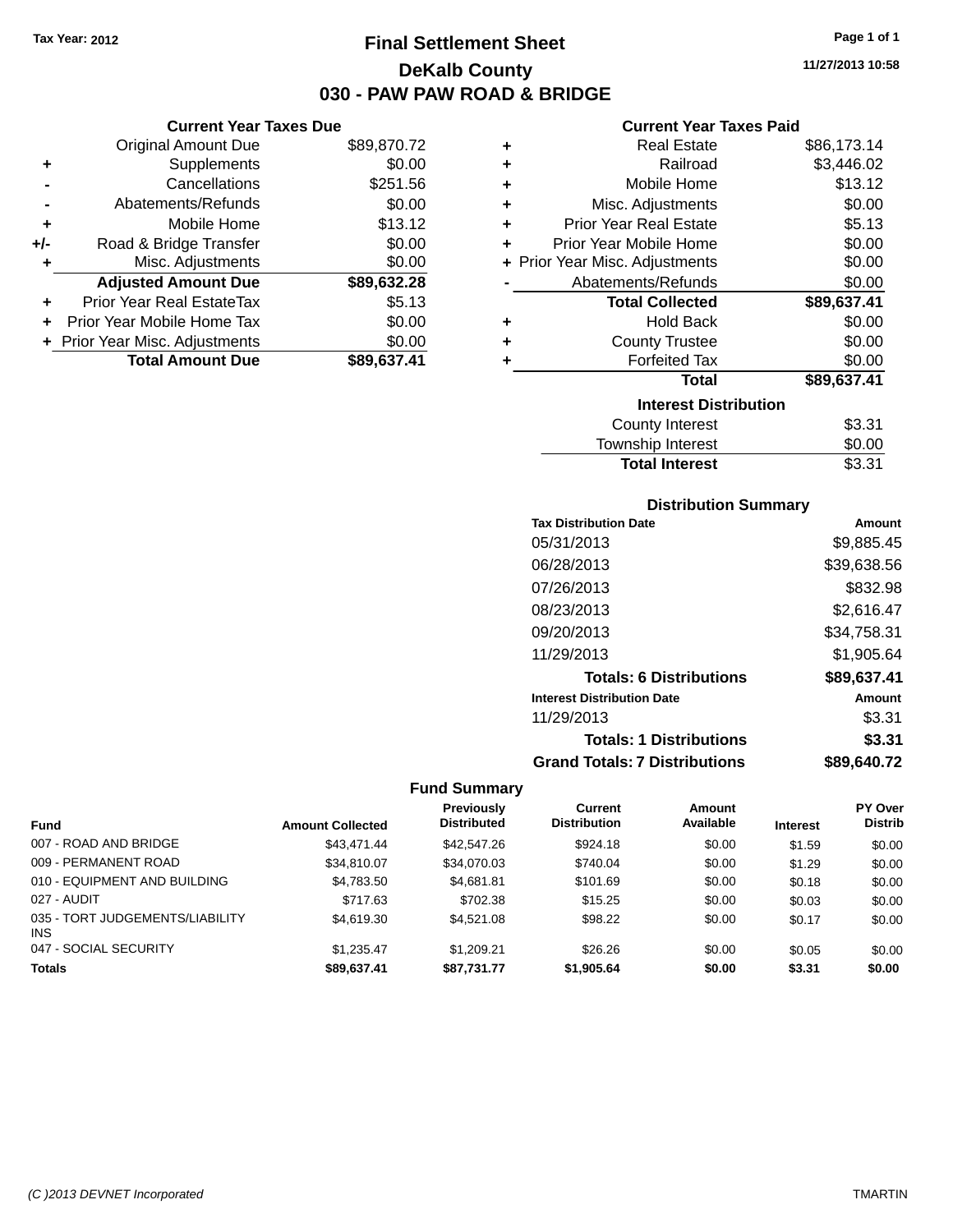Tax Year: 2012

# Final Settlement Sheet

## DeKalb County

## 030 - PAW PAW ROAD & BRIDGE

11/27/2013 10:58

### Current Year Taxes Due

| | | |
|---|---|---|
| | Original Amount Due | $89,870.72 |
| + | Supplements | $0.00 |
| - | Cancellations | $251.56 |
| - | Abatements/Refunds | $0.00 |
| + | Mobile Home | $13.12 |
| +/- | Road & Bridge Transfer | $0.00 |
| + | Misc. Adjustments | $0.00 |
| | **Adjusted Amount Due** | **$89,632.28** |
| + | Prior Year Real EstateTax | $5.13 |
| + | Prior Year Mobile Home Tax | $0.00 |
| + | Prior Year Misc. Adjustments | $0.00 |
| | **Total Amount Due** | **$89,637.41** |

### Current Year Taxes Paid

| | | |
|---|---|---|
| + | Real Estate | $86,173.14 |
| + | Railroad | $3,446.02 |
| + | Mobile Home | $13.12 |
| + | Misc. Adjustments | $0.00 |
| + | Prior Year Real Estate | $5.13 |
| + | Prior Year Mobile Home | $0.00 |
| + | Prior Year Misc. Adjustments | $0.00 |
| - | Abatements/Refunds | $0.00 |
| | **Total Collected** | **$89,637.41** |
| + | Hold Back | $0.00 |
| + | County Trustee | $0.00 |
| + | Forfeited Tax | $0.00 |
| | **Total** | **$89,637.41** |

### Interest Distribution

| | |
|---|---|
| County Interest | $3.31 |
| Township Interest | $0.00 |
| **Total Interest** | $3.31 |

### Distribution Summary

| Tax Distribution Date | Amount |
|---|---|
| 05/31/2013 | $9,885.45 |
| 06/28/2013 | $39,638.56 |
| 07/26/2013 | $832.98 |
| 08/23/2013 | $2,616.47 |
| 09/20/2013 | $34,758.31 |
| 11/29/2013 | $1,905.64 |
| **Totals: 6 Distributions** | **$89,637.41** |
| **Interest Distribution Date** | **Amount** |
| 11/29/2013 | $3.31 |
| **Totals: 1 Distributions** | **$3.31** |
| **Grand Totals: 7 Distributions** | **$89,640.72** |

### Fund Summary

| Fund | Amount Collected | Previously Distributed | Current Distribution | Amount Available | Interest | PY Over Distrib |
|---|---|---|---|---|---|---|
| 007 - ROAD AND BRIDGE | $43,471.44 | $42,547.26 | $924.18 | $0.00 | $1.59 | $0.00 |
| 009 - PERMANENT ROAD | $34,810.07 | $34,070.03 | $740.04 | $0.00 | $1.29 | $0.00 |
| 010 - EQUIPMENT AND BUILDING | $4,783.50 | $4,681.81 | $101.69 | $0.00 | $0.18 | $0.00 |
| 027 - AUDIT | $717.63 | $702.38 | $15.25 | $0.00 | $0.03 | $0.00 |
| 035 - TORT JUDGEMENTS/LIABILITY INS | $4,619.30 | $4,521.08 | $98.22 | $0.00 | $0.17 | $0.00 |
| 047 - SOCIAL SECURITY | $1,235.47 | $1,209.21 | $26.26 | $0.00 | $0.05 | $0.00 |
| **Totals** | **$89,637.41** | **$87,731.77** | **$1,905.64** | **$0.00** | **$3.31** | **$0.00** |

(C )2013 DEVNET Incorporated — TMARTIN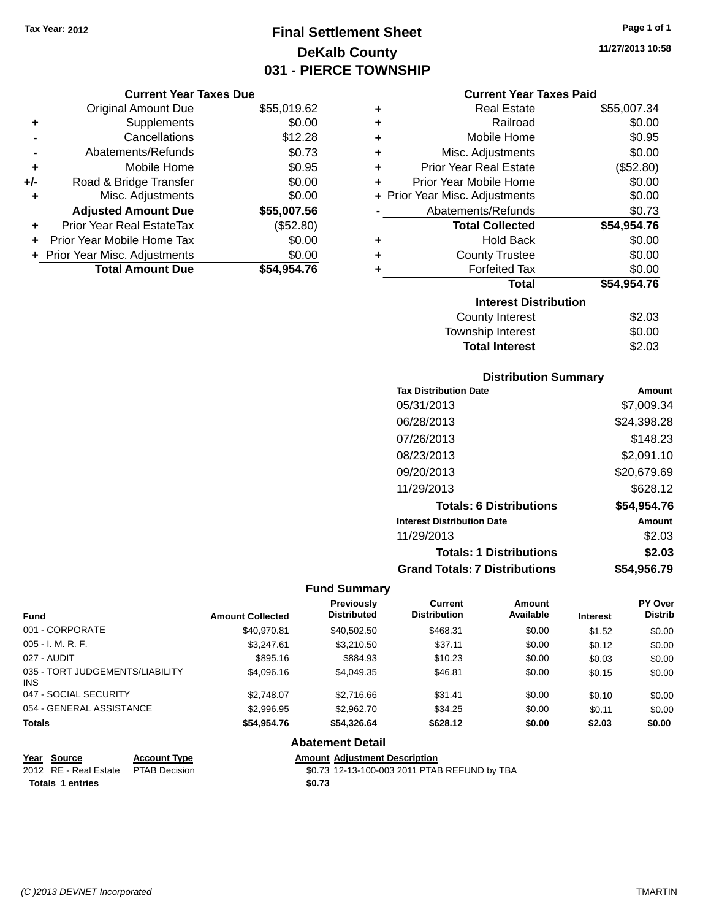Tax Year: 2012

# Final Settlement Sheet
## DeKalb County
## 031 - PIERCE TOWNSHIP

11/27/2013 10:58

### Current Year Taxes Due

| | | |
|---|---|---|
| | Original Amount Due | $55,019.62 |
| + | Supplements | $0.00 |
| - | Cancellations | $12.28 |
| - | Abatements/Refunds | $0.73 |
| + | Mobile Home | $0.95 |
| +/- | Road & Bridge Transfer | $0.00 |
| + | Misc. Adjustments | $0.00 |
| | **Adjusted Amount Due** | **$55,007.56** |
| + | Prior Year Real EstateTax | ($52.80) |
| + | Prior Year Mobile Home Tax | $0.00 |
| + | Prior Year Misc. Adjustments | $0.00 |
| | **Total Amount Due** | **$54,954.76** |

### Current Year Taxes Paid

| | | |
|---|---|---|
| + | Real Estate | $55,007.34 |
| + | Railroad | $0.00 |
| + | Mobile Home | $0.95 |
| + | Misc. Adjustments | $0.00 |
| + | Prior Year Real Estate | ($52.80) |
| + | Prior Year Mobile Home | $0.00 |
| + | Prior Year Misc. Adjustments | $0.00 |
| - | Abatements/Refunds | $0.73 |
| | **Total Collected** | **$54,954.76** |
| + | Hold Back | $0.00 |
| + | County Trustee | $0.00 |
| + | Forfeited Tax | $0.00 |
| | **Total** | **$54,954.76** |

### Interest Distribution

| | |
|---|---|
| County Interest | $2.03 |
| Township Interest | $0.00 |
| **Total Interest** | $2.03 |

### Distribution Summary

| Tax Distribution Date | Amount |
|---|---|
| 05/31/2013 | $7,009.34 |
| 06/28/2013 | $24,398.28 |
| 07/26/2013 | $148.23 |
| 08/23/2013 | $2,091.10 |
| 09/20/2013 | $20,679.69 |
| 11/29/2013 | $628.12 |
| **Totals: 6 Distributions** | **$54,954.76** |
| **Interest Distribution Date** | **Amount** |
| 11/29/2013 | $2.03 |
| **Totals: 1 Distributions** | **$2.03** |
| **Grand Totals: 7 Distributions** | **$54,956.79** |

### Fund Summary

| Fund | Amount Collected | Previously Distributed | Current Distribution | Amount Available | Interest | PY Over Distrib |
|---|---|---|---|---|---|---|
| 001 - CORPORATE | $40,970.81 | $40,502.50 | $468.31 | $0.00 | $1.52 | $0.00 |
| 005 - I. M. R. F. | $3,247.61 | $3,210.50 | $37.11 | $0.00 | $0.12 | $0.00 |
| 027 - AUDIT | $895.16 | $884.93 | $10.23 | $0.00 | $0.03 | $0.00 |
| 035 - TORT JUDGEMENTS/LIABILITY INS | $4,096.16 | $4,049.35 | $46.81 | $0.00 | $0.15 | $0.00 |
| 047 - SOCIAL SECURITY | $2,748.07 | $2,716.66 | $31.41 | $0.00 | $0.10 | $0.00 |
| 054 - GENERAL ASSISTANCE | $2,996.95 | $2,962.70 | $34.25 | $0.00 | $0.11 | $0.00 |
| **Totals** | **$54,954.76** | **$54,326.64** | **$628.12** | **$0.00** | **$2.03** | **$0.00** |

### Abatement Detail

| Year | Source | Account Type | Amount | Adjustment Description |
|---|---|---|---|---|
| 2012 | RE - Real Estate | PTAB Decision | $0.73 | 12-13-100-003 2011 PTAB REFUND by TBA |
| **Totals 1 entries** | | | **$0.73** | |

(C )2013 DEVNET Incorporated

TMARTIN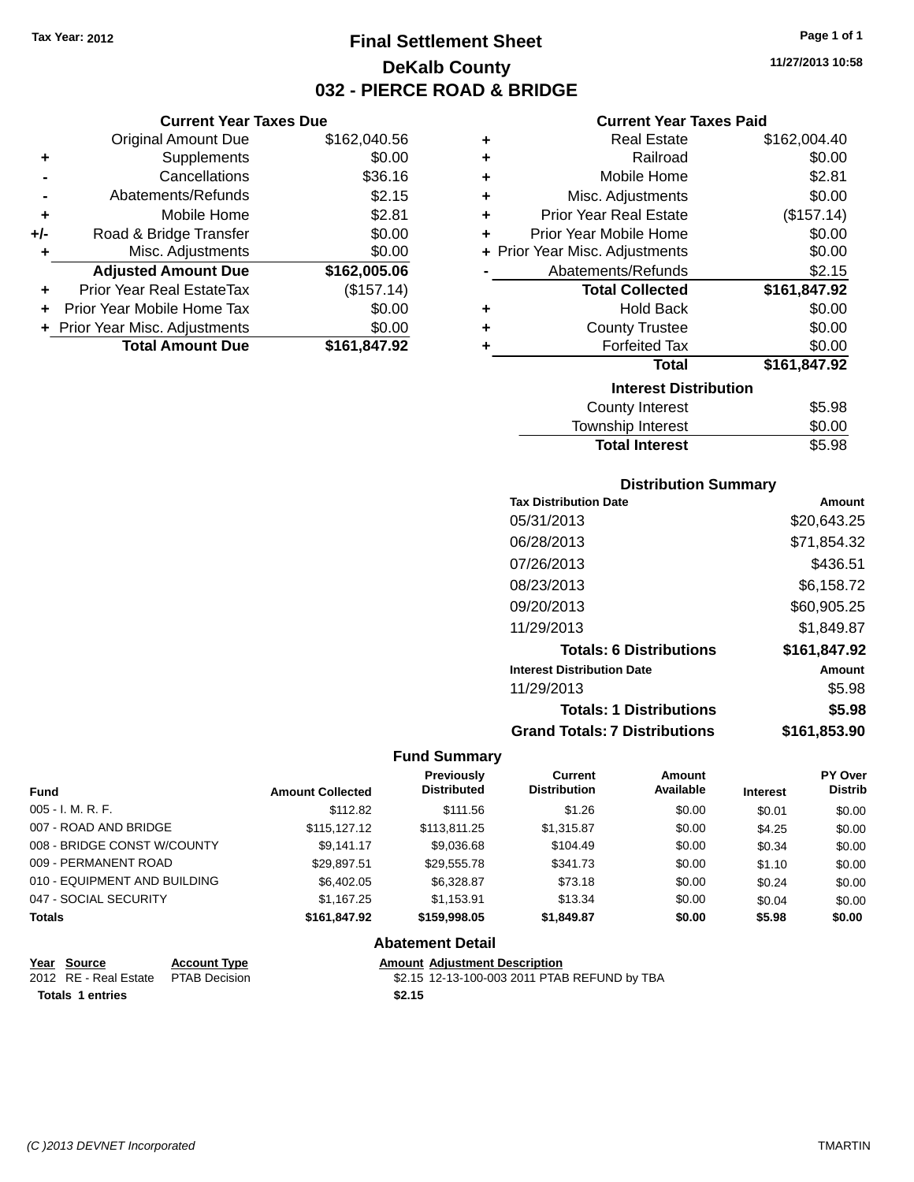Tax Year: 2012

# Final Settlement Sheet

## DeKalb County

## 032 - PIERCE ROAD & BRIDGE

11/27/2013 10:58

### Current Year Taxes Due

| | | |
|---|---|---|
| | Original Amount Due | $162,040.56 |
| + | Supplements | $0.00 |
| - | Cancellations | $36.16 |
| - | Abatements/Refunds | $2.15 |
| + | Mobile Home | $2.81 |
| +/- | Road & Bridge Transfer | $0.00 |
| + | Misc. Adjustments | $0.00 |
| | **Adjusted Amount Due** | **$162,005.06** |
| + | Prior Year Real EstateTax | ($157.14) |
| + | Prior Year Mobile Home Tax | $0.00 |
| + | Prior Year Misc. Adjustments | $0.00 |
| | **Total Amount Due** | **$161,847.92** |

### Current Year Taxes Paid

| | | |
|---|---|---|
| + | Real Estate | $162,004.40 |
| + | Railroad | $0.00 |
| + | Mobile Home | $2.81 |
| + | Misc. Adjustments | $0.00 |
| + | Prior Year Real Estate | ($157.14) |
| + | Prior Year Mobile Home | $0.00 |
| + | Prior Year Misc. Adjustments | $0.00 |
| - | Abatements/Refunds | $2.15 |
| | **Total Collected** | **$161,847.92** |
| + | Hold Back | $0.00 |
| + | County Trustee | $0.00 |
| + | Forfeited Tax | $0.00 |
| | **Total** | **$161,847.92** |

### Interest Distribution

| | |
|---|---|
| County Interest | $5.98 |
| Township Interest | $0.00 |
| **Total Interest** | $5.98 |

### Distribution Summary

| Tax Distribution Date | Amount |
|---|---|
| 05/31/2013 | $20,643.25 |
| 06/28/2013 | $71,854.32 |
| 07/26/2013 | $436.51 |
| 08/23/2013 | $6,158.72 |
| 09/20/2013 | $60,905.25 |
| 11/29/2013 | $1,849.87 |
| **Totals: 6 Distributions** | **$161,847.92** |
| **Interest Distribution Date** | **Amount** |
| 11/29/2013 | $5.98 |
| **Totals: 1 Distributions** | **$5.98** |
| **Grand Totals: 7 Distributions** | **$161,853.90** |

### Fund Summary

| Fund | Amount Collected | Previously Distributed | Current Distribution | Amount Available | Interest | PY Over Distrib |
|---|---|---|---|---|---|---|
| 005 - I. M. R. F. | $112.82 | $111.56 | $1.26 | $0.00 | $0.01 | $0.00 |
| 007 - ROAD AND BRIDGE | $115,127.12 | $113,811.25 | $1,315.87 | $0.00 | $4.25 | $0.00 |
| 008 - BRIDGE CONST W/COUNTY | $9,141.17 | $9,036.68 | $104.49 | $0.00 | $0.34 | $0.00 |
| 009 - PERMANENT ROAD | $29,897.51 | $29,555.78 | $341.73 | $0.00 | $1.10 | $0.00 |
| 010 - EQUIPMENT AND BUILDING | $6,402.05 | $6,328.87 | $73.18 | $0.00 | $0.24 | $0.00 |
| 047 - SOCIAL SECURITY | $1,167.25 | $1,153.91 | $13.34 | $0.00 | $0.04 | $0.00 |
| **Totals** | **$161,847.92** | **$159,998.05** | **$1,849.87** | **$0.00** | **$5.98** | **$0.00** |

### Abatement Detail

| Year | Source | Account Type | Amount | Adjustment Description |
|---|---|---|---|---|
| 2012 | RE - Real Estate | PTAB Decision | $2.15 | 12-13-100-003 2011 PTAB REFUND by TBA |
| **Totals 1 entries** | | | **$2.15** | |

(C )2013 DEVNET Incorporated TMARTIN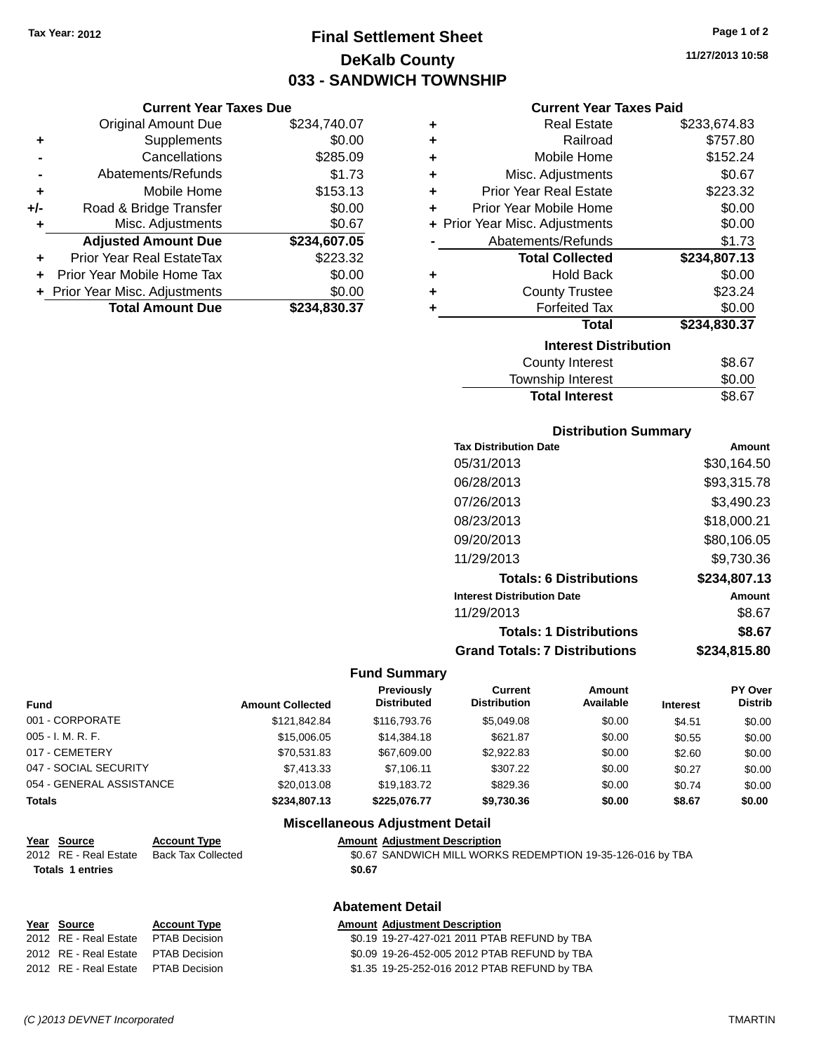Tax Year: 2012

# Final Settlement Sheet

## DeKalb County

## 033 - SANDWICH TOWNSHIP

11/27/2013 10:58

### Current Year Taxes Due

| | | |
|---|---|---|
| | Original Amount Due | $234,740.07 |
| + | Supplements | $0.00 |
| - | Cancellations | $285.09 |
| - | Abatements/Refunds | $1.73 |
| + | Mobile Home | $153.13 |
| +/- | Road & Bridge Transfer | $0.00 |
| + | Misc. Adjustments | $0.67 |
| | **Adjusted Amount Due** | **$234,607.05** |
| + | Prior Year Real EstateTax | $223.32 |
| + | Prior Year Mobile Home Tax | $0.00 |
| + | Prior Year Misc. Adjustments | $0.00 |
| | **Total Amount Due** | **$234,830.37** |

### Current Year Taxes Paid

| | | |
|---|---|---|
| + | Real Estate | $233,674.83 |
| + | Railroad | $757.80 |
| + | Mobile Home | $152.24 |
| + | Misc. Adjustments | $0.67 |
| + | Prior Year Real Estate | $223.32 |
| + | Prior Year Mobile Home | $0.00 |
| + | Prior Year Misc. Adjustments | $0.00 |
| - | Abatements/Refunds | $1.73 |
| | **Total Collected** | **$234,807.13** |
| + | Hold Back | $0.00 |
| + | County Trustee | $23.24 |
| + | Forfeited Tax | $0.00 |
| | **Total** | **$234,830.37** |

### Interest Distribution

| | |
|---|---|
| County Interest | $8.67 |
| Township Interest | $0.00 |
| **Total Interest** | $8.67 |

### Distribution Summary

| Tax Distribution Date | Amount |
|---|---|
| 05/31/2013 | $30,164.50 |
| 06/28/2013 | $93,315.78 |
| 07/26/2013 | $3,490.23 |
| 08/23/2013 | $18,000.21 |
| 09/20/2013 | $80,106.05 |
| 11/29/2013 | $9,730.36 |
| **Totals: 6 Distributions** | **$234,807.13** |
| **Interest Distribution Date** | **Amount** |
| 11/29/2013 | $8.67 |
| **Totals: 1 Distributions** | **$8.67** |
| **Grand Totals: 7 Distributions** | **$234,815.80** |

### Fund Summary

| Fund | Amount Collected | Previously Distributed | Current Distribution | Amount Available | Interest | PY Over Distrib |
|---|---|---|---|---|---|---|
| 001 - CORPORATE | $121,842.84 | $116,793.76 | $5,049.08 | $0.00 | $4.51 | $0.00 |
| 005 - I. M. R. F. | $15,006.05 | $14,384.18 | $621.87 | $0.00 | $0.55 | $0.00 |
| 017 - CEMETERY | $70,531.83 | $67,609.00 | $2,922.83 | $0.00 | $2.60 | $0.00 |
| 047 - SOCIAL SECURITY | $7,413.33 | $7,106.11 | $307.22 | $0.00 | $0.27 | $0.00 |
| 054 - GENERAL ASSISTANCE | $20,013.08 | $19,183.72 | $829.36 | $0.00 | $0.74 | $0.00 |
| **Totals** | **$234,807.13** | **$225,076.77** | **$9,730.36** | **$0.00** | **$8.67** | **$0.00** |

### Miscellaneous Adjustment Detail

| Year | Source | Account Type | Amount | Adjustment Description |
|---|---|---|---|---|
| 2012 | RE - Real Estate | Back Tax Collected | $0.67 | SANDWICH MILL WORKS REDEMPTION 19-35-126-016 by TBA |
| **Totals** | **1 entries** | | **$0.67** | |

### Abatement Detail

| Year | Source | Account Type | Amount | Adjustment Description |
|---|---|---|---|---|
| 2012 | RE - Real Estate | PTAB Decision | $0.19 | 19-27-427-021 2011 PTAB REFUND by TBA |
| 2012 | RE - Real Estate | PTAB Decision | $0.09 | 19-26-452-005 2012 PTAB REFUND by TBA |
| 2012 | RE - Real Estate | PTAB Decision | $1.35 | 19-25-252-016 2012 PTAB REFUND by TBA |

(C )2013 DEVNET Incorporated TMARTIN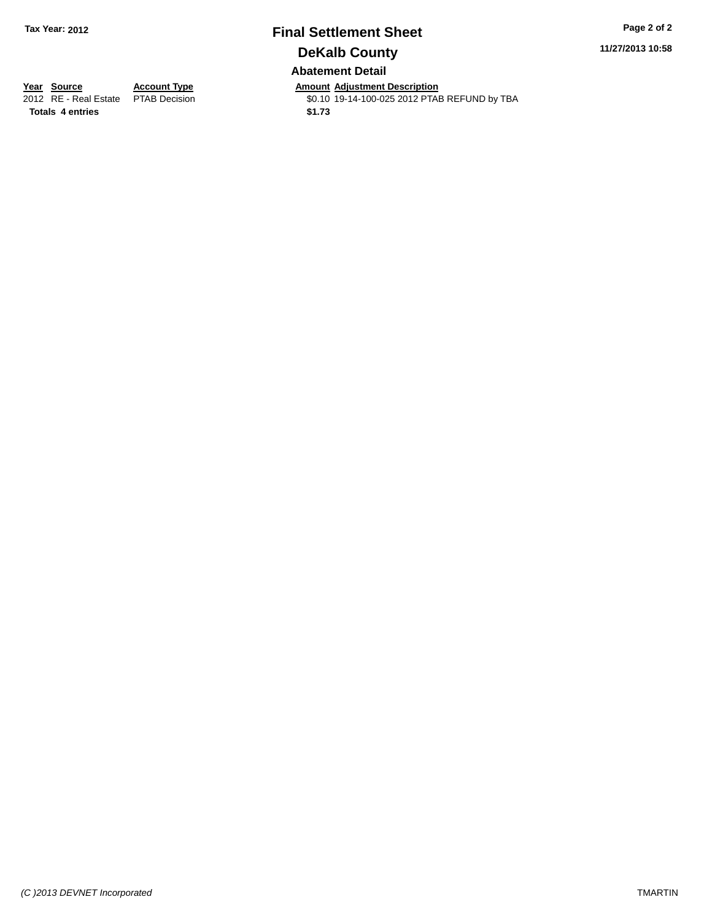# Final Settlement Sheet

## DeKalb County

Tax Year: 2012

11/27/2013 10:58

### Abatement Detail

| Year | Source | Account Type | Amount | Adjustment Description |
|---|---|---|---|---|
| 2012 | RE - Real Estate | PTAB Decision | $0.10 | 19-14-100-025 2012 PTAB REFUND by TBA |
| **Totals 4 entries** | | | **$1.73** | |

*(C )2013 DEVNET Incorporated*

TMARTIN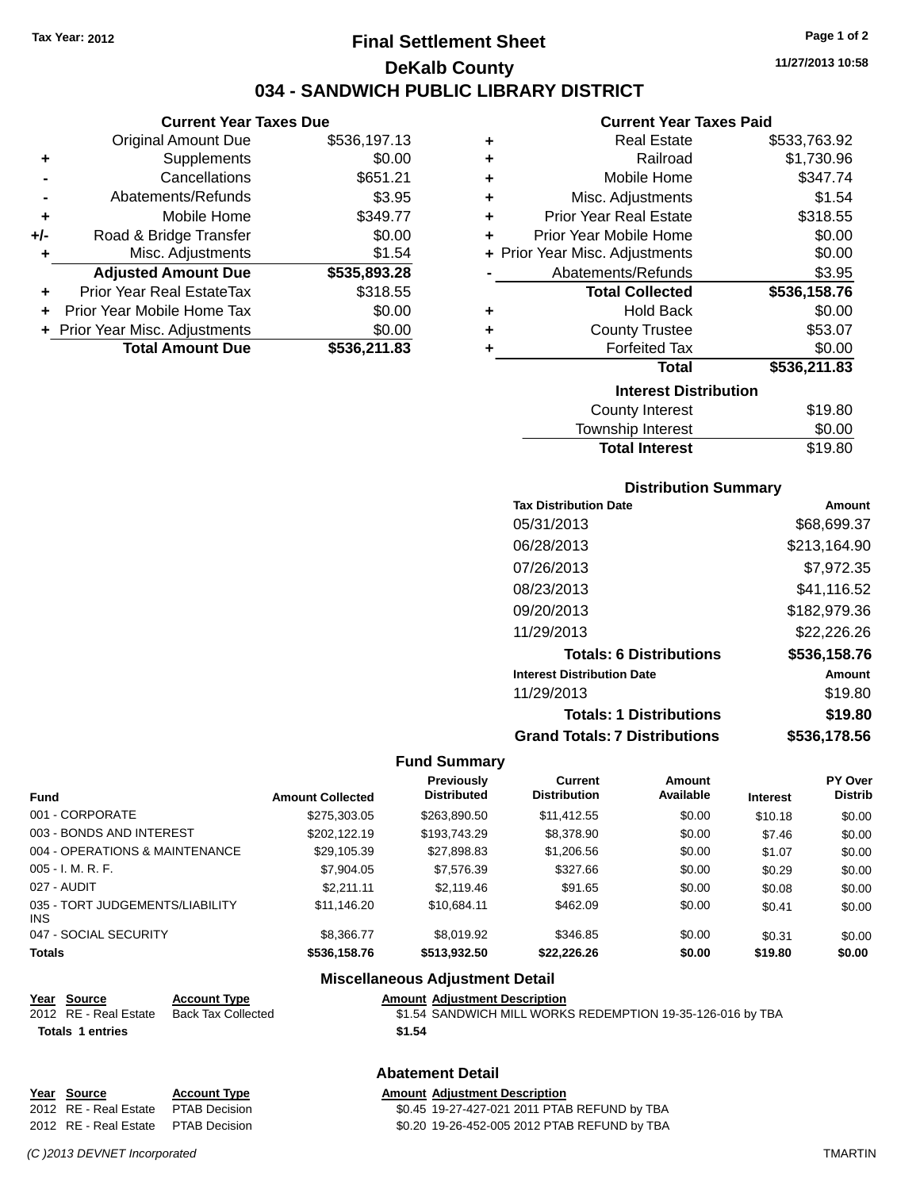Tax Year: 2012

# Final Settlement Sheet

## DeKalb County

## 034 - SANDWICH PUBLIC LIBRARY DISTRICT

11/27/2013 10:58

### Current Year Taxes Due

| | | |
|---|---|---|
| | Original Amount Due | $536,197.13 |
| + | Supplements | $0.00 |
| - | Cancellations | $651.21 |
| - | Abatements/Refunds | $3.95 |
| + | Mobile Home | $349.77 |
| +/- | Road & Bridge Transfer | $0.00 |
| + | Misc. Adjustments | $1.54 |
| | **Adjusted Amount Due** | **$535,893.28** |
| + | Prior Year Real EstateTax | $318.55 |
| + | Prior Year Mobile Home Tax | $0.00 |
| + | Prior Year Misc. Adjustments | $0.00 |
| | **Total Amount Due** | **$536,211.83** |

### Current Year Taxes Paid

| | | |
|---|---|---|
| + | Real Estate | $533,763.92 |
| + | Railroad | $1,730.96 |
| + | Mobile Home | $347.74 |
| + | Misc. Adjustments | $1.54 |
| + | Prior Year Real Estate | $318.55 |
| + | Prior Year Mobile Home | $0.00 |
| + | Prior Year Misc. Adjustments | $0.00 |
| - | Abatements/Refunds | $3.95 |
| | **Total Collected** | **$536,158.76** |
| + | Hold Back | $0.00 |
| + | County Trustee | $53.07 |
| + | Forfeited Tax | $0.00 |
| | **Total** | **$536,211.83** |

### Interest Distribution

| | |
|---|---|
| County Interest | $19.80 |
| Township Interest | $0.00 |
| **Total Interest** | $19.80 |

### Distribution Summary

| Tax Distribution Date | Amount |
|---|---|
| 05/31/2013 | $68,699.37 |
| 06/28/2013 | $213,164.90 |
| 07/26/2013 | $7,972.35 |
| 08/23/2013 | $41,116.52 |
| 09/20/2013 | $182,979.36 |
| 11/29/2013 | $22,226.26 |
| **Totals: 6 Distributions** | **$536,158.76** |
| **Interest Distribution Date** | **Amount** |
| 11/29/2013 | $19.80 |
| **Totals: 1 Distributions** | **$19.80** |
| **Grand Totals: 7 Distributions** | **$536,178.56** |

### Fund Summary

| Fund | Amount Collected | Previously Distributed | Current Distribution | Amount Available | Interest | PY Over Distrib |
|---|---|---|---|---|---|---|
| 001 - CORPORATE | $275,303.05 | $263,890.50 | $11,412.55 | $0.00 | $10.18 | $0.00 |
| 003 - BONDS AND INTEREST | $202,122.19 | $193,743.29 | $8,378.90 | $0.00 | $7.46 | $0.00 |
| 004 - OPERATIONS & MAINTENANCE | $29,105.39 | $27,898.83 | $1,206.56 | $0.00 | $1.07 | $0.00 |
| 005 - I. M. R. F. | $7,904.05 | $7,576.39 | $327.66 | $0.00 | $0.29 | $0.00 |
| 027 - AUDIT | $2,211.11 | $2,119.46 | $91.65 | $0.00 | $0.08 | $0.00 |
| 035 - TORT JUDGEMENTS/LIABILITY INS | $11,146.20 | $10,684.11 | $462.09 | $0.00 | $0.41 | $0.00 |
| 047 - SOCIAL SECURITY | $8,366.77 | $8,019.92 | $346.85 | $0.00 | $0.31 | $0.00 |
| **Totals** | **$536,158.76** | **$513,932.50** | **$22,226.26** | **$0.00** | **$19.80** | **$0.00** |

### Miscellaneous Adjustment Detail

| Year | Source | Account Type | Amount | Adjustment Description |
|---|---|---|---|---|
| 2012 | RE - Real Estate | Back Tax Collected | $1.54 | SANDWICH MILL WORKS REDEMPTION 19-35-126-016 by TBA |
| **Totals** | **1 entries** | | **$1.54** | |

### Abatement Detail

| Year | Source | Account Type | Amount | Adjustment Description |
|---|---|---|---|---|
| 2012 | RE - Real Estate | PTAB Decision | $0.45 | 19-27-427-021 2011 PTAB REFUND by TBA |
| 2012 | RE - Real Estate | PTAB Decision | $0.20 | 19-26-452-005 2012 PTAB REFUND by TBA |

*(C )2013 DEVNET Incorporated* TMARTIN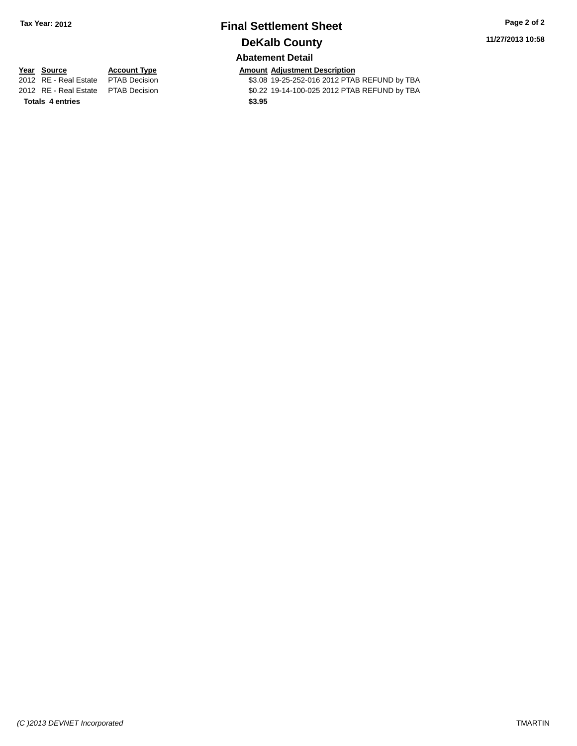**Tax Year: 2012**

# Final Settlement Sheet

## DeKalb County

### Abatement Detail

**11/27/2013 10:58**

| Year | Source | Account Type | Amount | Adjustment Description |
|---|---|---|---|---|
| 2012 | RE - Real Estate | PTAB Decision | $3.08 | 19-25-252-016 2012 PTAB REFUND by TBA |
| 2012 | RE - Real Estate | PTAB Decision | $0.22 | 19-14-100-025 2012 PTAB REFUND by TBA |
| **Totals** | **4 entries** | | **$3.95** | |

*(C )2013 DEVNET Incorporated*

TMARTIN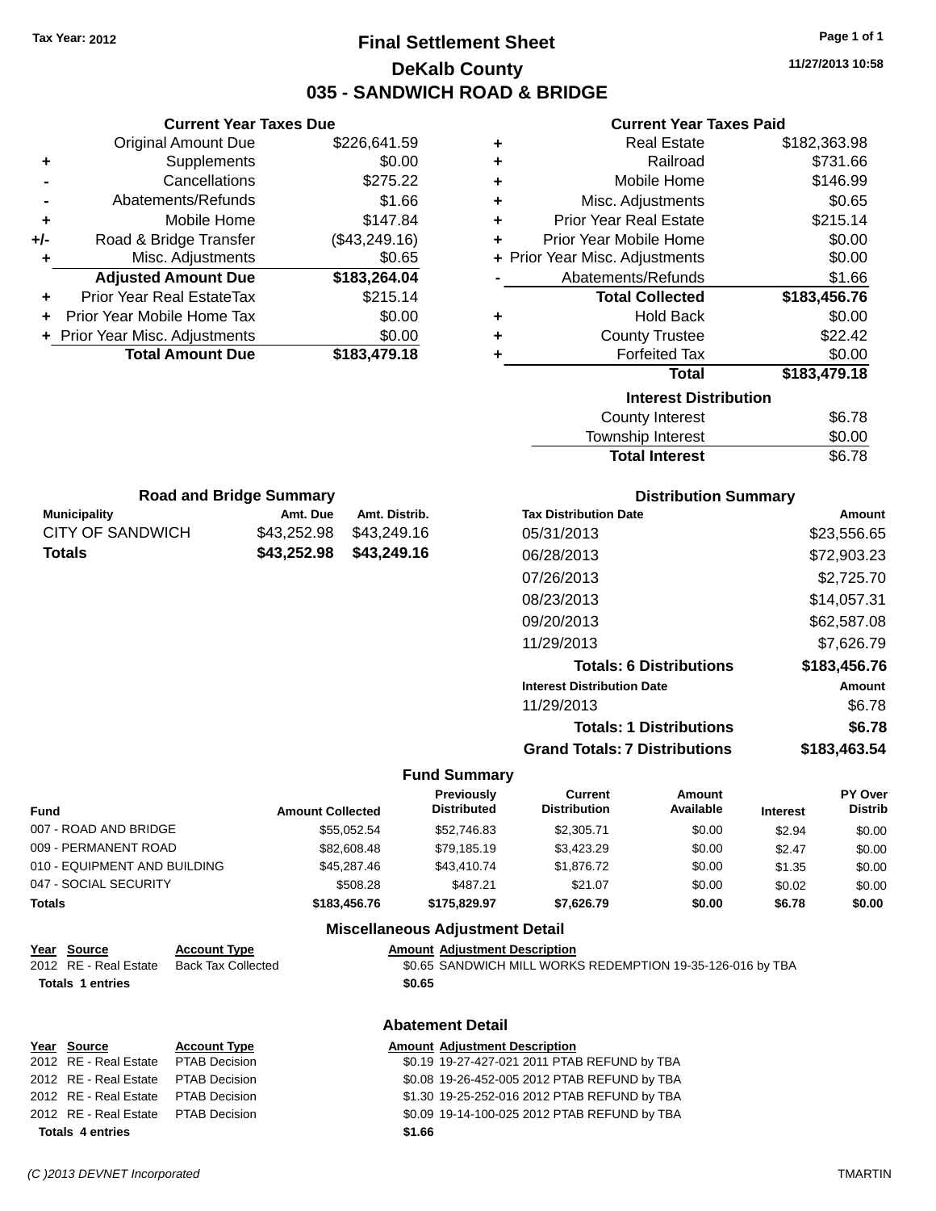Tax Year: 2012

# Final Settlement Sheet

## DeKalb County

## 035 - SANDWICH ROAD & BRIDGE

11/27/2013 10:58

### Current Year Taxes Due

| | | |
|---|---|---|
| | Original Amount Due | $226,641.59 |
| + | Supplements | $0.00 |
| - | Cancellations | $275.22 |
| - | Abatements/Refunds | $1.66 |
| + | Mobile Home | $147.84 |
| +/- | Road & Bridge Transfer | ($43,249.16) |
| + | Misc. Adjustments | $0.65 |
| | **Adjusted Amount Due** | **$183,264.04** |
| + | Prior Year Real EstateTax | $215.14 |
| + | Prior Year Mobile Home Tax | $0.00 |
| + | Prior Year Misc. Adjustments | $0.00 |
| | **Total Amount Due** | **$183,479.18** |

### Current Year Taxes Paid

| | | |
|---|---|---|
| + | Real Estate | $182,363.98 |
| + | Railroad | $731.66 |
| + | Mobile Home | $146.99 |
| + | Misc. Adjustments | $0.65 |
| + | Prior Year Real Estate | $215.14 |
| + | Prior Year Mobile Home | $0.00 |
| + | Prior Year Misc. Adjustments | $0.00 |
| - | Abatements/Refunds | $1.66 |
| | **Total Collected** | **$183,456.76** |
| + | Hold Back | $0.00 |
| + | County Trustee | $22.42 |
| + | Forfeited Tax | $0.00 |
| | **Total** | **$183,479.18** |

### Interest Distribution

| | |
|---|---|
| County Interest | $6.78 |
| Township Interest | $0.00 |
| **Total Interest** | $6.78 |

### Road and Bridge Summary

| Municipality | Amt. Due | Amt. Distrib. |
|---|---|---|
| CITY OF SANDWICH | $43,252.98 | $43,249.16 |
| **Totals** | **$43,252.98** | **$43,249.16** |

### Distribution Summary

| Tax Distribution Date | Amount |
|---|---|
| 05/31/2013 | $23,556.65 |
| 06/28/2013 | $72,903.23 |
| 07/26/2013 | $2,725.70 |
| 08/23/2013 | $14,057.31 |
| 09/20/2013 | $62,587.08 |
| 11/29/2013 | $7,626.79 |
| **Totals: 6 Distributions** | **$183,456.76** |
| **Interest Distribution Date** | **Amount** |
| 11/29/2013 | $6.78 |
| **Totals: 1 Distributions** | **$6.78** |
| **Grand Totals: 7 Distributions** | **$183,463.54** |

### Fund Summary

| Fund | Amount Collected | Previously Distributed | Current Distribution | Amount Available | Interest | PY Over Distrib |
|---|---|---|---|---|---|---|
| 007 - ROAD AND BRIDGE | $55,052.54 | $52,746.83 | $2,305.71 | $0.00 | $2.94 | $0.00 |
| 009 - PERMANENT ROAD | $82,608.48 | $79,185.19 | $3,423.29 | $0.00 | $2.47 | $0.00 |
| 010 - EQUIPMENT AND BUILDING | $45,287.46 | $43,410.74 | $1,876.72 | $0.00 | $1.35 | $0.00 |
| 047 - SOCIAL SECURITY | $508.28 | $487.21 | $21.07 | $0.00 | $0.02 | $0.00 |
| **Totals** | **$183,456.76** | **$175,829.97** | **$7,626.79** | **$0.00** | **$6.78** | **$0.00** |

### Miscellaneous Adjustment Detail

| Year | Source | Account Type | Amount | Adjustment Description |
|---|---|---|---|---|
| 2012 | RE - Real Estate | Back Tax Collected | $0.65 | SANDWICH MILL WORKS REDEMPTION 19-35-126-016 by TBA |
| **Totals** | **1 entries** | | **$0.65** | |

### Abatement Detail

| Year | Source | Account Type | Amount | Adjustment Description |
|---|---|---|---|---|
| 2012 | RE - Real Estate | PTAB Decision | $0.19 | 19-27-427-021 2011 PTAB REFUND by TBA |
| 2012 | RE - Real Estate | PTAB Decision | $0.08 | 19-26-452-005 2012 PTAB REFUND by TBA |
| 2012 | RE - Real Estate | PTAB Decision | $1.30 | 19-25-252-016 2012 PTAB REFUND by TBA |
| 2012 | RE - Real Estate | PTAB Decision | $0.09 | 19-14-100-025 2012 PTAB REFUND by TBA |
| **Totals** | **4 entries** | | **$1.66** | |

(C )2013 DEVNET Incorporated TMARTIN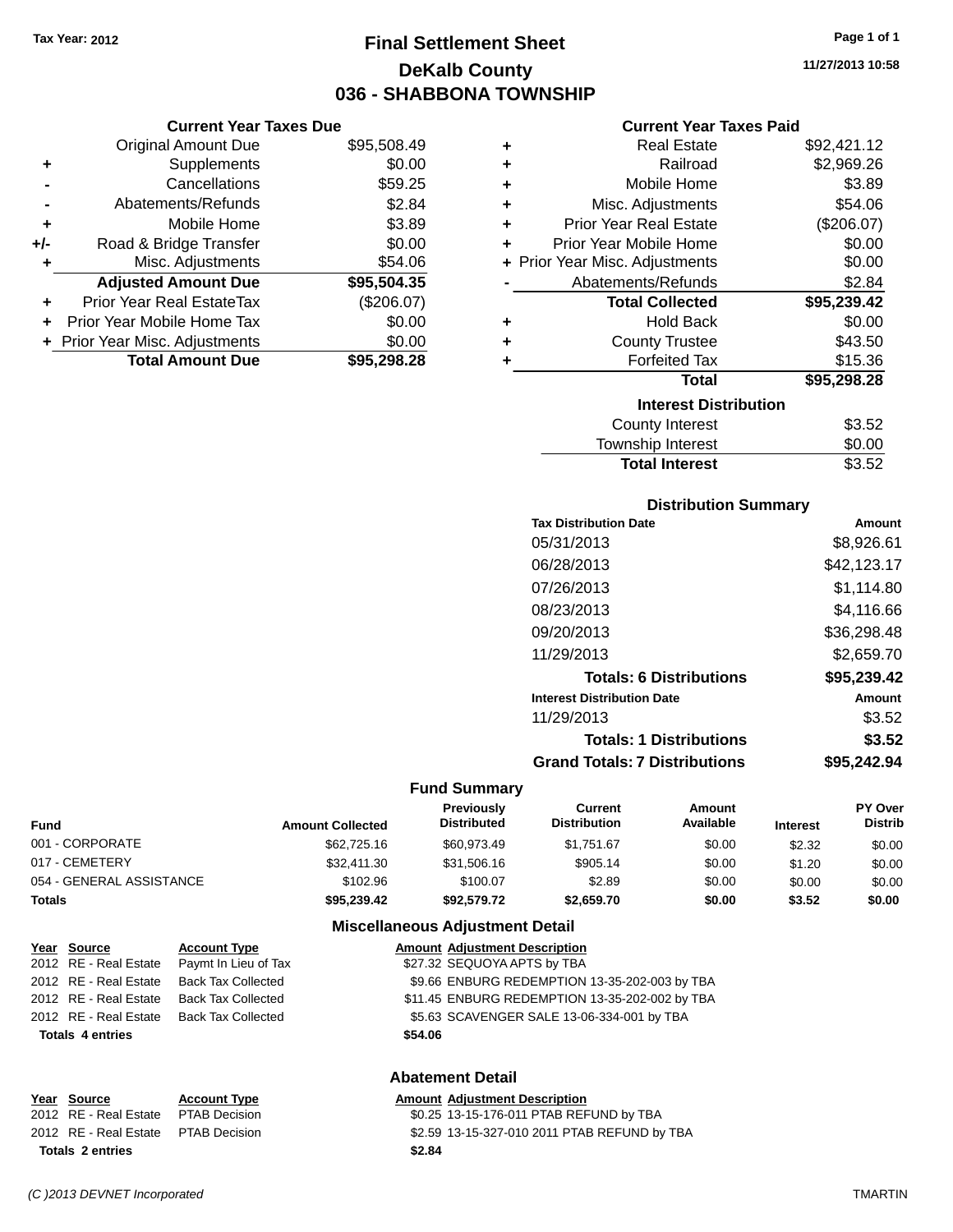Tax Year: 2012

# Final Settlement Sheet
## DeKalb County
## 036 - SHABBONA TOWNSHIP

11/27/2013 10:58

### Current Year Taxes Due

| | | |
|---|---|---|
| | Original Amount Due | $95,508.49 |
| + | Supplements | $0.00 |
| - | Cancellations | $59.25 |
| - | Abatements/Refunds | $2.84 |
| + | Mobile Home | $3.89 |
| +/- | Road & Bridge Transfer | $0.00 |
| + | Misc. Adjustments | $54.06 |
| | **Adjusted Amount Due** | **$95,504.35** |
| + | Prior Year Real EstateTax | ($206.07) |
| + | Prior Year Mobile Home Tax | $0.00 |
| + | Prior Year Misc. Adjustments | $0.00 |
| | **Total Amount Due** | **$95,298.28** |

### Current Year Taxes Paid

| | | |
|---|---|---|
| + | Real Estate | $92,421.12 |
| + | Railroad | $2,969.26 |
| + | Mobile Home | $3.89 |
| + | Misc. Adjustments | $54.06 |
| + | Prior Year Real Estate | ($206.07) |
| + | Prior Year Mobile Home | $0.00 |
| + | Prior Year Misc. Adjustments | $0.00 |
| - | Abatements/Refunds | $2.84 |
| | **Total Collected** | **$95,239.42** |
| + | Hold Back | $0.00 |
| + | County Trustee | $43.50 |
| + | Forfeited Tax | $15.36 |
| | **Total** | **$95,298.28** |

### Interest Distribution

| | |
|---|---|
| County Interest | $3.52 |
| Township Interest | $0.00 |
| **Total Interest** | $3.52 |

### Distribution Summary

| Tax Distribution Date | Amount |
|---|---|
| 05/31/2013 | $8,926.61 |
| 06/28/2013 | $42,123.17 |
| 07/26/2013 | $1,114.80 |
| 08/23/2013 | $4,116.66 |
| 09/20/2013 | $36,298.48 |
| 11/29/2013 | $2,659.70 |
| **Totals: 6 Distributions** | **$95,239.42** |
| **Interest Distribution Date** | **Amount** |
| 11/29/2013 | $3.52 |
| **Totals: 1 Distributions** | **$3.52** |
| **Grand Totals: 7 Distributions** | **$95,242.94** |

### Fund Summary

| Fund | Amount Collected | Previously Distributed | Current Distribution | Amount Available | Interest | PY Over Distrib |
|---|---|---|---|---|---|---|
| 001 - CORPORATE | $62,725.16 | $60,973.49 | $1,751.67 | $0.00 | $2.32 | $0.00 |
| 017 - CEMETERY | $32,411.30 | $31,506.16 | $905.14 | $0.00 | $1.20 | $0.00 |
| 054 - GENERAL ASSISTANCE | $102.96 | $100.07 | $2.89 | $0.00 | $0.00 | $0.00 |
| **Totals** | **$95,239.42** | **$92,579.72** | **$2,659.70** | **$0.00** | **$3.52** | **$0.00** |

### Miscellaneous Adjustment Detail

| Year | Source | Account Type | Amount | Adjustment Description |
|---|---|---|---|---|
| 2012 | RE - Real Estate | Paymt In Lieu of Tax | $27.32 | SEQUOYA APTS by TBA |
| 2012 | RE - Real Estate | Back Tax Collected | $9.66 | ENBURG REDEMPTION 13-35-202-003 by TBA |
| 2012 | RE - Real Estate | Back Tax Collected | $11.45 | ENBURG REDEMPTION 13-35-202-002 by TBA |
| 2012 | RE - Real Estate | Back Tax Collected | $5.63 | SCAVENGER SALE 13-06-334-001 by TBA |
| **Totals 4 entries** | | | **$54.06** | |

### Abatement Detail

| Year | Source | Account Type | Amount | Adjustment Description |
|---|---|---|---|---|
| 2012 | RE - Real Estate | PTAB Decision | $0.25 | 13-15-176-011 PTAB REFUND by TBA |
| 2012 | RE - Real Estate | PTAB Decision | $2.59 | 13-15-327-010 2011 PTAB REFUND by TBA |
| **Totals 2 entries** | | | **$2.84** | |

(C )2013 DEVNET Incorporated TMARTIN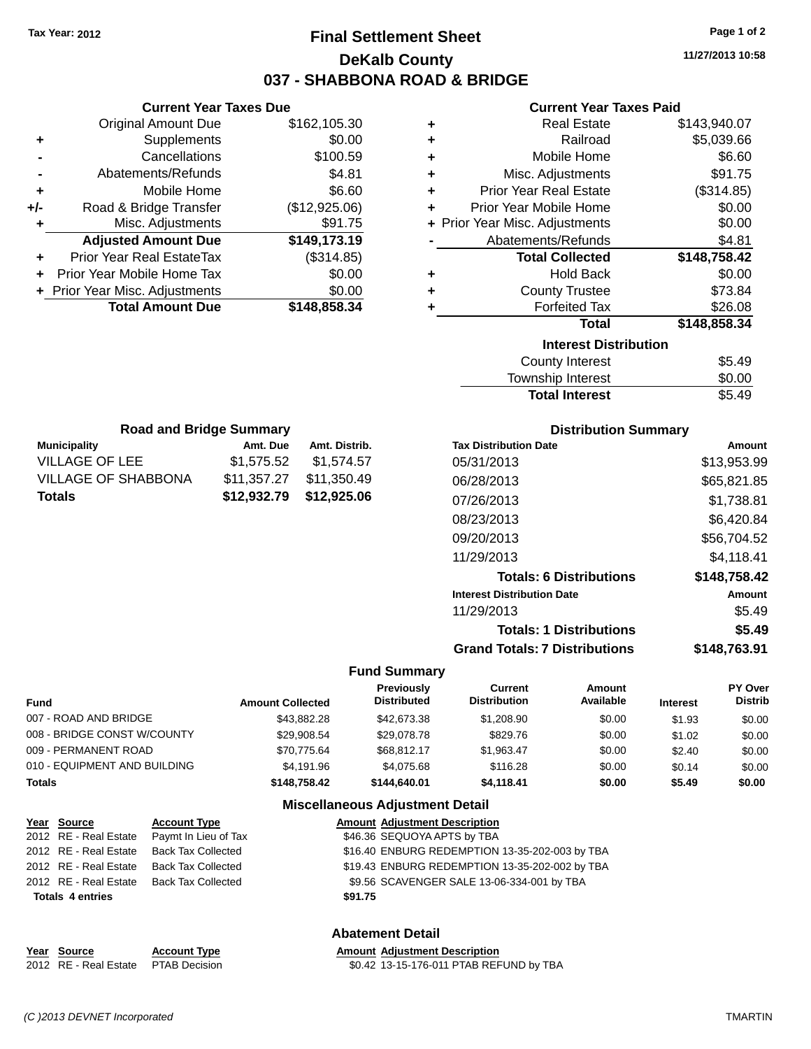Tax Year: 2012

# Final Settlement Sheet

## DeKalb County

## 037 - SHABBONA ROAD & BRIDGE

11/27/2013 10:58

### Current Year Taxes Due

| | | |
|---|---|---|
| | Original Amount Due | $162,105.30 |
| + | Supplements | $0.00 |
| - | Cancellations | $100.59 |
| - | Abatements/Refunds | $4.81 |
| + | Mobile Home | $6.60 |
| +/- | Road & Bridge Transfer | ($12,925.06) |
| + | Misc. Adjustments | $91.75 |
| | **Adjusted Amount Due** | **$149,173.19** |
| + | Prior Year Real EstateTax | ($314.85) |
| + | Prior Year Mobile Home Tax | $0.00 |
| + | Prior Year Misc. Adjustments | $0.00 |
| | **Total Amount Due** | **$148,858.34** |

### Current Year Taxes Paid

| | | |
|---|---|---|
| + | Real Estate | $143,940.07 |
| + | Railroad | $5,039.66 |
| + | Mobile Home | $6.60 |
| + | Misc. Adjustments | $91.75 |
| + | Prior Year Real Estate | ($314.85) |
| + | Prior Year Mobile Home | $0.00 |
| + | Prior Year Misc. Adjustments | $0.00 |
| - | Abatements/Refunds | $4.81 |
| | **Total Collected** | **$148,758.42** |
| + | Hold Back | $0.00 |
| + | County Trustee | $73.84 |
| + | Forfeited Tax | $26.08 |
| | **Total** | **$148,858.34** |

### Interest Distribution

| | |
|---|---|
| County Interest | $5.49 |
| Township Interest | $0.00 |
| **Total Interest** | $5.49 |

### Road and Bridge Summary

| Municipality | Amt. Due | Amt. Distrib. |
|---|---|---|
| VILLAGE OF LEE | $1,575.52 | $1,574.57 |
| VILLAGE OF SHABBONA | $11,357.27 | $11,350.49 |
| **Totals** | **$12,932.79** | **$12,925.06** |

### Distribution Summary

| Tax Distribution Date | Amount |
|---|---|
| 05/31/2013 | $13,953.99 |
| 06/28/2013 | $65,821.85 |
| 07/26/2013 | $1,738.81 |
| 08/23/2013 | $6,420.84 |
| 09/20/2013 | $56,704.52 |
| 11/29/2013 | $4,118.41 |
| **Totals: 6 Distributions** | **$148,758.42** |
| **Interest Distribution Date** | **Amount** |
| 11/29/2013 | $5.49 |
| **Totals: 1 Distributions** | **$5.49** |
| **Grand Totals: 7 Distributions** | **$148,763.91** |

### Fund Summary

| Fund | Amount Collected | Previously Distributed | Current Distribution | Amount Available | Interest | PY Over Distrib |
|---|---|---|---|---|---|---|
| 007 - ROAD AND BRIDGE | $43,882.28 | $42,673.38 | $1,208.90 | $0.00 | $1.93 | $0.00 |
| 008 - BRIDGE CONST W/COUNTY | $29,908.54 | $29,078.78 | $829.76 | $0.00 | $1.02 | $0.00 |
| 009 - PERMANENT ROAD | $70,775.64 | $68,812.17 | $1,963.47 | $0.00 | $2.40 | $0.00 |
| 010 - EQUIPMENT AND BUILDING | $4,191.96 | $4,075.68 | $116.28 | $0.00 | $0.14 | $0.00 |
| **Totals** | **$148,758.42** | **$144,640.01** | **$4,118.41** | **$0.00** | **$5.49** | **$0.00** |

### Miscellaneous Adjustment Detail

| Year | Source | Account Type | Amount | Adjustment Description |
|---|---|---|---|---|
| 2012 | RE - Real Estate | Paymt In Lieu of Tax | $46.36 | SEQUOYA APTS by TBA |
| 2012 | RE - Real Estate | Back Tax Collected | $16.40 | ENBURG REDEMPTION 13-35-202-003 by TBA |
| 2012 | RE - Real Estate | Back Tax Collected | $19.43 | ENBURG REDEMPTION 13-35-202-002 by TBA |
| 2012 | RE - Real Estate | Back Tax Collected | $9.56 | SCAVENGER SALE 13-06-334-001 by TBA |
| **Totals 4 entries** | | | **$91.75** | |

### Abatement Detail

| Year | Source | Account Type | Amount | Adjustment Description |
|---|---|---|---|---|
| 2012 | RE - Real Estate | PTAB Decision | $0.42 | 13-15-176-011 PTAB REFUND by TBA |

*(C )2013 DEVNET Incorporated* TMARTIN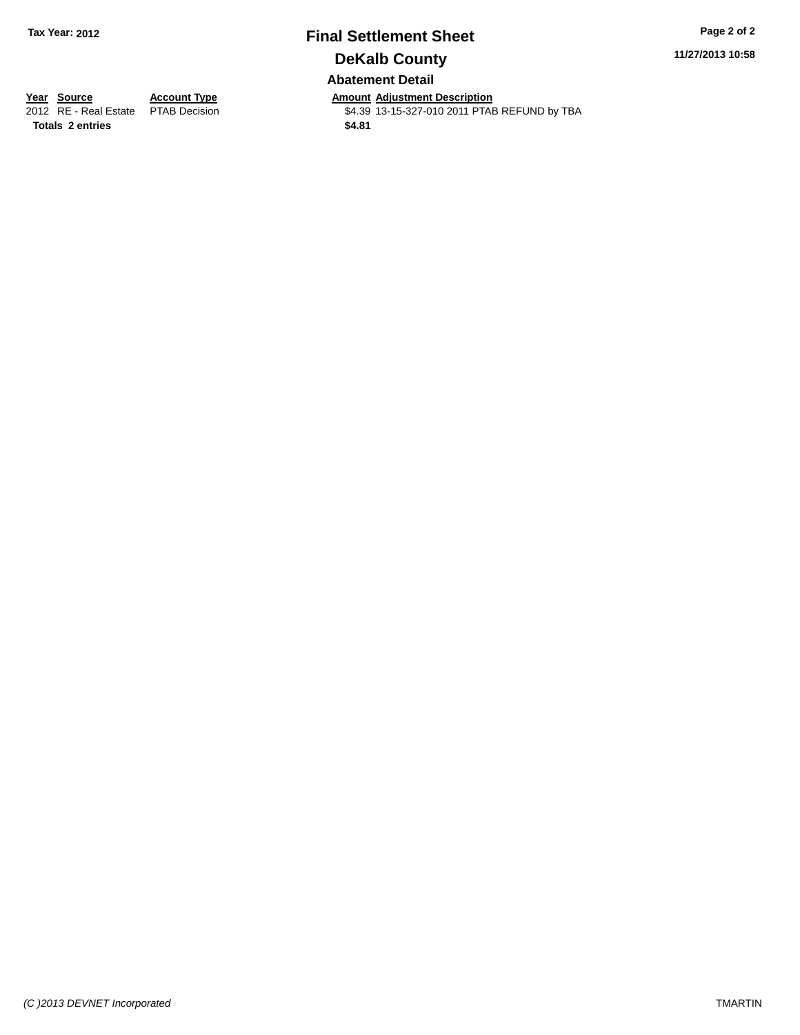**Tax Year: 2012**

# Final Settlement Sheet

## DeKalb County

### Abatement Detail

| Year | Source | Account Type | Amount | Adjustment Description |
|---|---|---|---|---|
| 2012 | RE - Real Estate | PTAB Decision | $4.39 | 13-15-327-010 2011 PTAB REFUND by TBA |
| **Totals** | **2 entries** | | **$4.81** | |

*(C )2013 DEVNET Incorporated* TMARTIN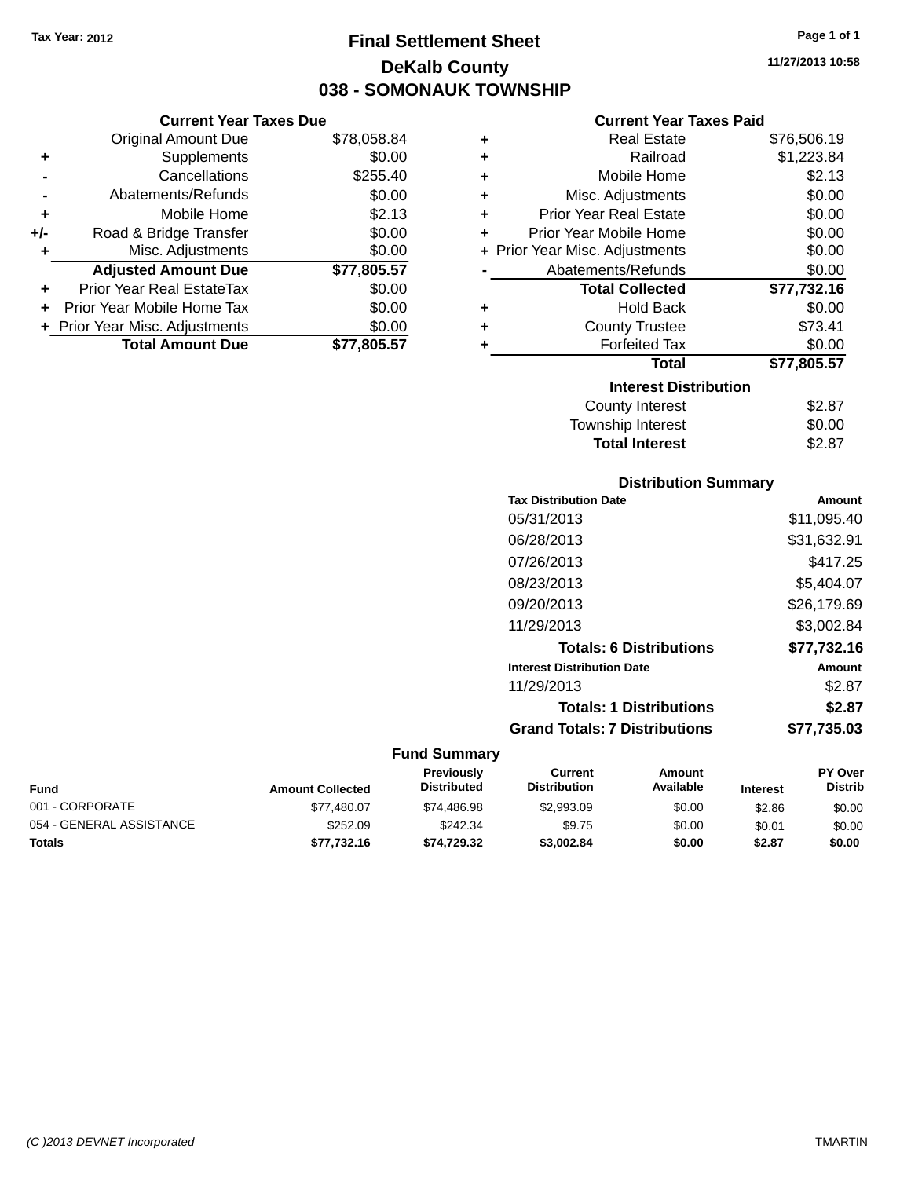Tax Year: 2012

# Final Settlement Sheet
## DeKalb County
## 038 - SOMONAUK TOWNSHIP

11/27/2013 10:58

### Current Year Taxes Due

| | | |
|---|---|---|
| | Original Amount Due | $78,058.84 |
| + | Supplements | $0.00 |
| - | Cancellations | $255.40 |
| - | Abatements/Refunds | $0.00 |
| + | Mobile Home | $2.13 |
| +/- | Road & Bridge Transfer | $0.00 |
| + | Misc. Adjustments | $0.00 |
| | **Adjusted Amount Due** | **$77,805.57** |
| + | Prior Year Real EstateTax | $0.00 |
| + | Prior Year Mobile Home Tax | $0.00 |
| + | Prior Year Misc. Adjustments | $0.00 |
| | **Total Amount Due** | **$77,805.57** |

### Current Year Taxes Paid

| | | |
|---|---|---|
| + | Real Estate | $76,506.19 |
| + | Railroad | $1,223.84 |
| + | Mobile Home | $2.13 |
| + | Misc. Adjustments | $0.00 |
| + | Prior Year Real Estate | $0.00 |
| + | Prior Year Mobile Home | $0.00 |
| + | Prior Year Misc. Adjustments | $0.00 |
| - | Abatements/Refunds | $0.00 |
| | **Total Collected** | **$77,732.16** |
| + | Hold Back | $0.00 |
| + | County Trustee | $73.41 |
| + | Forfeited Tax | $0.00 |
| | **Total** | **$77,805.57** |

### Interest Distribution

| | |
|---|---|
| County Interest | $2.87 |
| Township Interest | $0.00 |
| **Total Interest** | $2.87 |

### Distribution Summary

| Tax Distribution Date | Amount |
|---|---|
| 05/31/2013 | $11,095.40 |
| 06/28/2013 | $31,632.91 |
| 07/26/2013 | $417.25 |
| 08/23/2013 | $5,404.07 |
| 09/20/2013 | $26,179.69 |
| 11/29/2013 | $3,002.84 |
| **Totals: 6 Distributions** | **$77,732.16** |

| Interest Distribution Date | Amount |
|---|---|
| 11/29/2013 | $2.87 |
| **Totals: 1 Distributions** | **$2.87** |
| **Grand Totals: 7 Distributions** | **$77,735.03** |

### Fund Summary

| Fund | Amount Collected | Previously Distributed | Current Distribution | Amount Available | Interest | PY Over Distrib |
|---|---|---|---|---|---|---|
| 001 - CORPORATE | $77,480.07 | $74,486.98 | $2,993.09 | $0.00 | $2.86 | $0.00 |
| 054 - GENERAL ASSISTANCE | $252.09 | $242.34 | $9.75 | $0.00 | $0.01 | $0.00 |
| **Totals** | **$77,732.16** | **$74,729.32** | **$3,002.84** | **$0.00** | **$2.87** | **$0.00** |

(C )2013 DEVNET Incorporated TMARTIN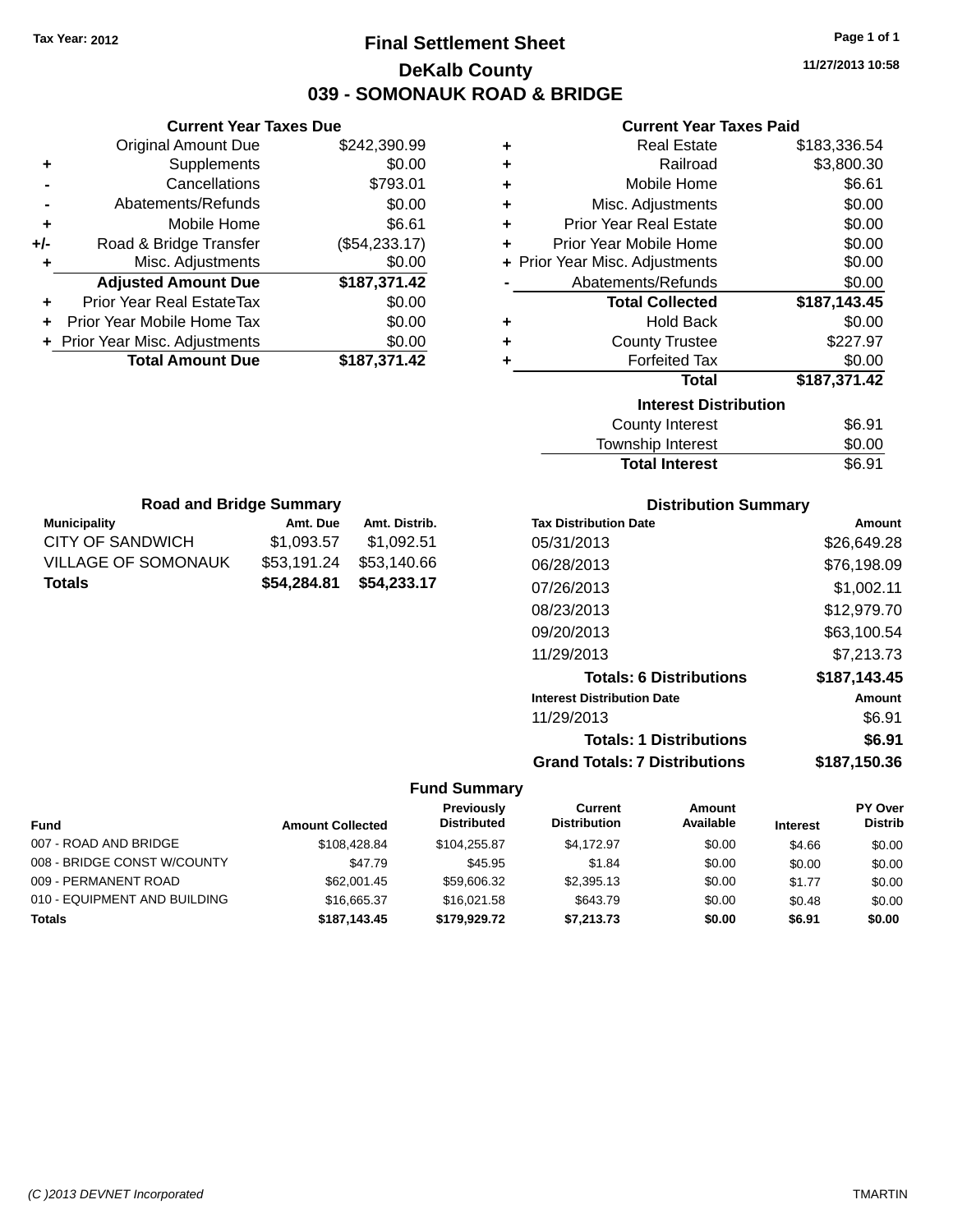Tax Year: 2012

# Final Settlement Sheet

## DeKalb County

## 039 - SOMONAUK ROAD & BRIDGE

11/27/2013 10:58

### Current Year Taxes Due

| | | |
|---|---|---|
| | Original Amount Due | $242,390.99 |
| + | Supplements | $0.00 |
| - | Cancellations | $793.01 |
| - | Abatements/Refunds | $0.00 |
| + | Mobile Home | $6.61 |
| +/- | Road & Bridge Transfer | ($54,233.17) |
| + | Misc. Adjustments | $0.00 |
| | **Adjusted Amount Due** | **$187,371.42** |
| + | Prior Year Real EstateTax | $0.00 |
| + | Prior Year Mobile Home Tax | $0.00 |
| + | Prior Year Misc. Adjustments | $0.00 |
| | **Total Amount Due** | **$187,371.42** |

### Current Year Taxes Paid

| | | |
|---|---|---|
| + | Real Estate | $183,336.54 |
| + | Railroad | $3,800.30 |
| + | Mobile Home | $6.61 |
| + | Misc. Adjustments | $0.00 |
| + | Prior Year Real Estate | $0.00 |
| + | Prior Year Mobile Home | $0.00 |
| + | Prior Year Misc. Adjustments | $0.00 |
| - | Abatements/Refunds | $0.00 |
| | **Total Collected** | **$187,143.45** |
| + | Hold Back | $0.00 |
| + | County Trustee | $227.97 |
| + | Forfeited Tax | $0.00 |
| | **Total** | **$187,371.42** |

### Interest Distribution

| | |
|---|---|
| County Interest | $6.91 |
| Township Interest | $0.00 |
| **Total Interest** | $6.91 |

### Road and Bridge Summary

| Municipality | Amt. Due | Amt. Distrib. |
|---|---|---|
| CITY OF SANDWICH | $1,093.57 | $1,092.51 |
| VILLAGE OF SOMONAUK | $53,191.24 | $53,140.66 |
| **Totals** | **$54,284.81** | **$54,233.17** |

### Distribution Summary

| Tax Distribution Date | Amount |
|---|---|
| 05/31/2013 | $26,649.28 |
| 06/28/2013 | $76,198.09 |
| 07/26/2013 | $1,002.11 |
| 08/23/2013 | $12,979.70 |
| 09/20/2013 | $63,100.54 |
| 11/29/2013 | $7,213.73 |
| **Totals: 6 Distributions** | **$187,143.45** |
| **Interest Distribution Date** | **Amount** |
| 11/29/2013 | $6.91 |
| **Totals: 1 Distributions** | **$6.91** |
| **Grand Totals: 7 Distributions** | **$187,150.36** |

### Fund Summary

| Fund | Amount Collected | Previously Distributed | Current Distribution | Amount Available | Interest | PY Over Distrib |
|---|---|---|---|---|---|---|
| 007 - ROAD AND BRIDGE | $108,428.84 | $104,255.87 | $4,172.97 | $0.00 | $4.66 | $0.00 |
| 008 - BRIDGE CONST W/COUNTY | $47.79 | $45.95 | $1.84 | $0.00 | $0.00 | $0.00 |
| 009 - PERMANENT ROAD | $62,001.45 | $59,606.32 | $2,395.13 | $0.00 | $1.77 | $0.00 |
| 010 - EQUIPMENT AND BUILDING | $16,665.37 | $16,021.58 | $643.79 | $0.00 | $0.48 | $0.00 |
| **Totals** | **$187,143.45** | **$179,929.72** | **$7,213.73** | **$0.00** | **$6.91** | **$0.00** |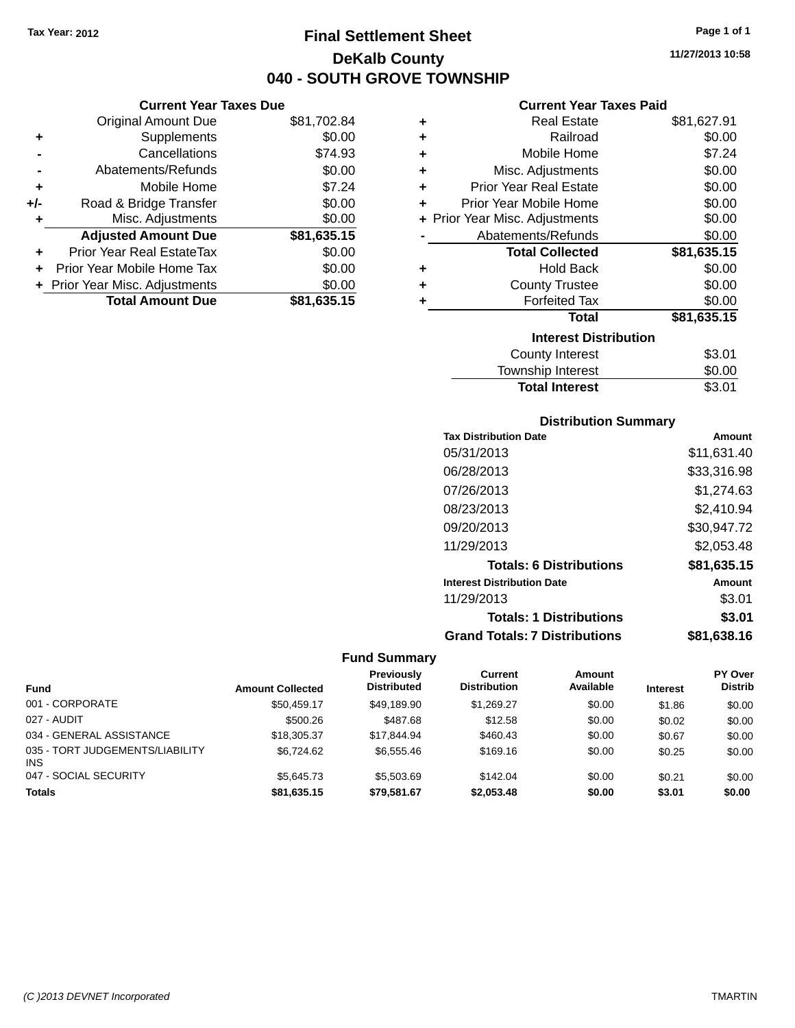Tax Year: 2012

# Final Settlement Sheet

## DeKalb County

## 040 - SOUTH GROVE TOWNSHIP

11/27/2013 10:58

### Current Year Taxes Due

| | | |
|---|---|---|
| | Original Amount Due | $81,702.84 |
| + | Supplements | $0.00 |
| - | Cancellations | $74.93 |
| - | Abatements/Refunds | $0.00 |
| + | Mobile Home | $7.24 |
| +/- | Road & Bridge Transfer | $0.00 |
| + | Misc. Adjustments | $0.00 |
| | **Adjusted Amount Due** | **$81,635.15** |
| + | Prior Year Real EstateTax | $0.00 |
| + | Prior Year Mobile Home Tax | $0.00 |
| + | Prior Year Misc. Adjustments | $0.00 |
| | **Total Amount Due** | **$81,635.15** |

### Current Year Taxes Paid

| | | |
|---|---|---|
| + | Real Estate | $81,627.91 |
| + | Railroad | $0.00 |
| + | Mobile Home | $7.24 |
| + | Misc. Adjustments | $0.00 |
| + | Prior Year Real Estate | $0.00 |
| + | Prior Year Mobile Home | $0.00 |
| + | Prior Year Misc. Adjustments | $0.00 |
| - | Abatements/Refunds | $0.00 |
| | **Total Collected** | **$81,635.15** |
| + | Hold Back | $0.00 |
| + | County Trustee | $0.00 |
| + | Forfeited Tax | $0.00 |
| | **Total** | **$81,635.15** |

### Interest Distribution

| | |
|---|---|
| County Interest | $3.01 |
| Township Interest | $0.00 |
| **Total Interest** | $3.01 |

### Distribution Summary

| Tax Distribution Date | Amount |
|---|---|
| 05/31/2013 | $11,631.40 |
| 06/28/2013 | $33,316.98 |
| 07/26/2013 | $1,274.63 |
| 08/23/2013 | $2,410.94 |
| 09/20/2013 | $30,947.72 |
| 11/29/2013 | $2,053.48 |
| **Totals: 6 Distributions** | **$81,635.15** |
| **Interest Distribution Date** | **Amount** |
| 11/29/2013 | $3.01 |
| **Totals: 1 Distributions** | **$3.01** |
| **Grand Totals: 7 Distributions** | **$81,638.16** |

### Fund Summary

| Fund | Amount Collected | Previously Distributed | Current Distribution | Amount Available | Interest | PY Over Distrib |
|---|---|---|---|---|---|---|
| 001 - CORPORATE | $50,459.17 | $49,189.90 | $1,269.27 | $0.00 | $1.86 | $0.00 |
| 027 - AUDIT | $500.26 | $487.68 | $12.58 | $0.00 | $0.02 | $0.00 |
| 034 - GENERAL ASSISTANCE | $18,305.37 | $17,844.94 | $460.43 | $0.00 | $0.67 | $0.00 |
| 035 - TORT JUDGEMENTS/LIABILITY INS | $6,724.62 | $6,555.46 | $169.16 | $0.00 | $0.25 | $0.00 |
| 047 - SOCIAL SECURITY | $5,645.73 | $5,503.69 | $142.04 | $0.00 | $0.21 | $0.00 |
| **Totals** | **$81,635.15** | **$79,581.67** | **$2,053.48** | **$0.00** | **$3.01** | **$0.00** |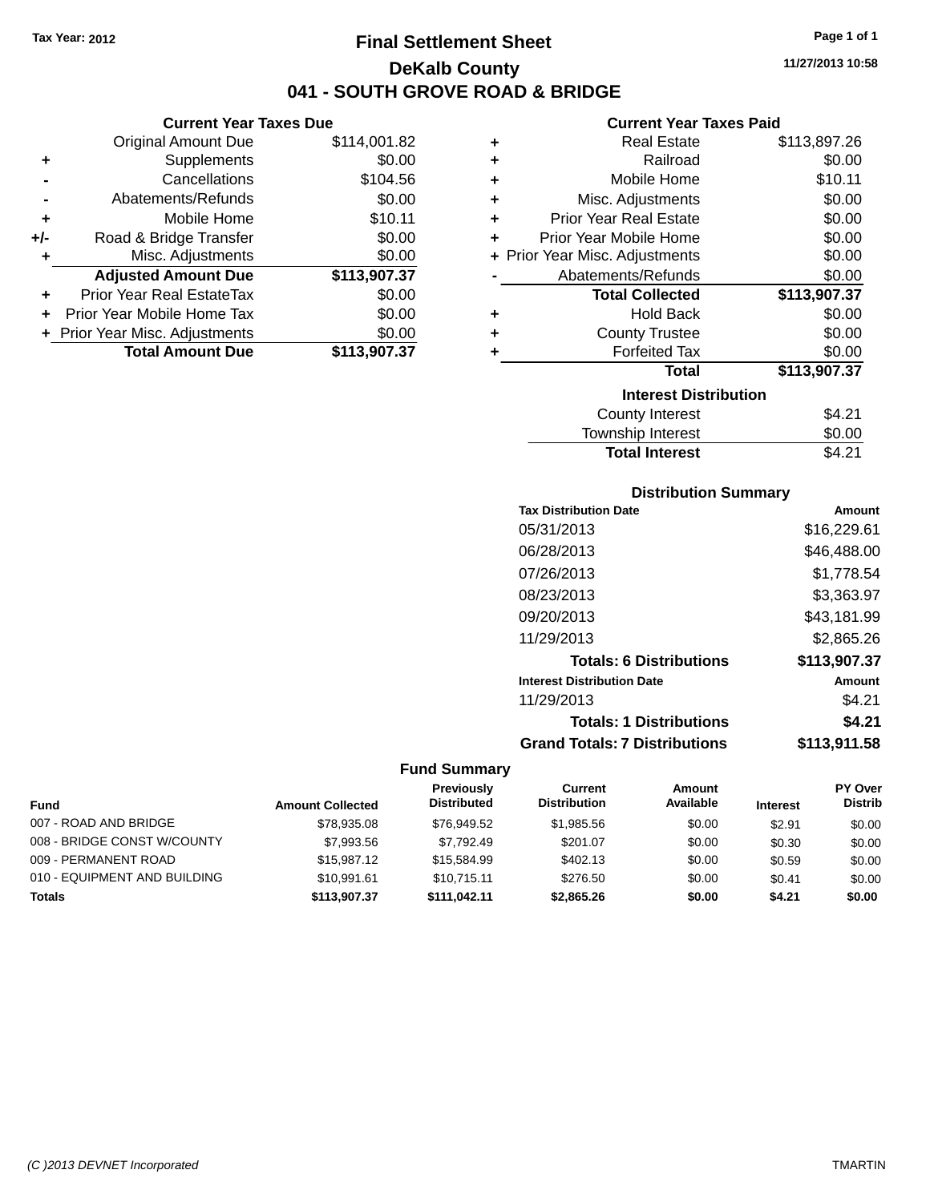Tax Year: 2012

# Final Settlement Sheet

## DeKalb County

## 041 - SOUTH GROVE ROAD & BRIDGE

11/27/2013 10:58

### Current Year Taxes Due

| | | |
|---|---|---|
| | Original Amount Due | $114,001.82 |
| + | Supplements | $0.00 |
| - | Cancellations | $104.56 |
| - | Abatements/Refunds | $0.00 |
| + | Mobile Home | $10.11 |
| +/- | Road & Bridge Transfer | $0.00 |
| + | Misc. Adjustments | $0.00 |
| | **Adjusted Amount Due** | **$113,907.37** |
| + | Prior Year Real EstateTax | $0.00 |
| + | Prior Year Mobile Home Tax | $0.00 |
| + | Prior Year Misc. Adjustments | $0.00 |
| | **Total Amount Due** | **$113,907.37** |

### Current Year Taxes Paid

| | | |
|---|---|---|
| + | Real Estate | $113,897.26 |
| + | Railroad | $0.00 |
| + | Mobile Home | $10.11 |
| + | Misc. Adjustments | $0.00 |
| + | Prior Year Real Estate | $0.00 |
| + | Prior Year Mobile Home | $0.00 |
| + | Prior Year Misc. Adjustments | $0.00 |
| - | Abatements/Refunds | $0.00 |
| | **Total Collected** | **$113,907.37** |
| + | Hold Back | $0.00 |
| + | County Trustee | $0.00 |
| + | Forfeited Tax | $0.00 |
| | **Total** | **$113,907.37** |

### Interest Distribution

| | |
|---|---|
| County Interest | $4.21 |
| Township Interest | $0.00 |
| **Total Interest** | **$4.21** |

### Distribution Summary

| Tax Distribution Date | Amount |
|---|---|
| 05/31/2013 | $16,229.61 |
| 06/28/2013 | $46,488.00 |
| 07/26/2013 | $1,778.54 |
| 08/23/2013 | $3,363.97 |
| 09/20/2013 | $43,181.99 |
| 11/29/2013 | $2,865.26 |
| **Totals: 6 Distributions** | **$113,907.37** |
| **Interest Distribution Date** | **Amount** |
| 11/29/2013 | $4.21 |
| **Totals: 1 Distributions** | **$4.21** |
| **Grand Totals: 7 Distributions** | **$113,911.58** |

### Fund Summary

| Fund | Amount Collected | Previously Distributed | Current Distribution | Amount Available | Interest | PY Over Distrib |
|---|---|---|---|---|---|---|
| 007 - ROAD AND BRIDGE | $78,935.08 | $76,949.52 | $1,985.56 | $0.00 | $2.91 | $0.00 |
| 008 - BRIDGE CONST W/COUNTY | $7,993.56 | $7,792.49 | $201.07 | $0.00 | $0.30 | $0.00 |
| 009 - PERMANENT ROAD | $15,987.12 | $15,584.99 | $402.13 | $0.00 | $0.59 | $0.00 |
| 010 - EQUIPMENT AND BUILDING | $10,991.61 | $10,715.11 | $276.50 | $0.00 | $0.41 | $0.00 |
| **Totals** | **$113,907.37** | **$111,042.11** | **$2,865.26** | **$0.00** | **$4.21** | **$0.00** |

(C )2013 DEVNET Incorporated TMARTIN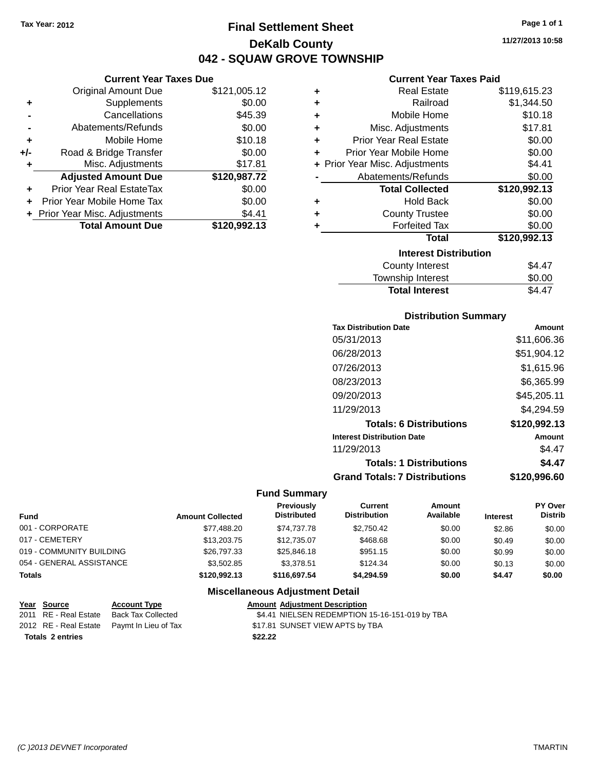Tax Year: 2012

# Final Settlement Sheet

## DeKalb County

## 042 - SQUAW GROVE TOWNSHIP

11/27/2013 10:58

### Current Year Taxes Due

| | | |
|---|---|---|
| | Original Amount Due | $121,005.12 |
| + | Supplements | $0.00 |
| - | Cancellations | $45.39 |
| - | Abatements/Refunds | $0.00 |
| + | Mobile Home | $10.18 |
| +/- | Road & Bridge Transfer | $0.00 |
| + | Misc. Adjustments | $17.81 |
| | **Adjusted Amount Due** | **$120,987.72** |
| + | Prior Year Real EstateTax | $0.00 |
| + | Prior Year Mobile Home Tax | $0.00 |
| + | Prior Year Misc. Adjustments | $4.41 |
| | **Total Amount Due** | **$120,992.13** |

### Current Year Taxes Paid

| | | |
|---|---|---|
| + | Real Estate | $119,615.23 |
| + | Railroad | $1,344.50 |
| + | Mobile Home | $10.18 |
| + | Misc. Adjustments | $17.81 |
| + | Prior Year Real Estate | $0.00 |
| + | Prior Year Mobile Home | $0.00 |
| + | Prior Year Misc. Adjustments | $4.41 |
| - | Abatements/Refunds | $0.00 |
| | **Total Collected** | **$120,992.13** |
| + | Hold Back | $0.00 |
| + | County Trustee | $0.00 |
| + | Forfeited Tax | $0.00 |
| | **Total** | **$120,992.13** |

### Interest Distribution

| | |
|---|---|
| County Interest | $4.47 |
| Township Interest | $0.00 |
| **Total Interest** | $4.47 |

### Distribution Summary

| Tax Distribution Date | Amount |
|---|---|
| 05/31/2013 | $11,606.36 |
| 06/28/2013 | $51,904.12 |
| 07/26/2013 | $1,615.96 |
| 08/23/2013 | $6,365.99 |
| 09/20/2013 | $45,205.11 |
| 11/29/2013 | $4,294.59 |
| **Totals: 6 Distributions** | **$120,992.13** |
| **Interest Distribution Date** | **Amount** |
| 11/29/2013 | $4.47 |
| **Totals: 1 Distributions** | **$4.47** |
| **Grand Totals: 7 Distributions** | **$120,996.60** |

### Fund Summary

| Fund | Amount Collected | Previously Distributed | Current Distribution | Amount Available | Interest | PY Over Distrib |
|---|---|---|---|---|---|---|
| 001 - CORPORATE | $77,488.20 | $74,737.78 | $2,750.42 | $0.00 | $2.86 | $0.00 |
| 017 - CEMETERY | $13,203.75 | $12,735.07 | $468.68 | $0.00 | $0.49 | $0.00 |
| 019 - COMMUNITY BUILDING | $26,797.33 | $25,846.18 | $951.15 | $0.00 | $0.99 | $0.00 |
| 054 - GENERAL ASSISTANCE | $3,502.85 | $3,378.51 | $124.34 | $0.00 | $0.13 | $0.00 |
| **Totals** | **$120,992.13** | **$116,697.54** | **$4,294.59** | **$0.00** | **$4.47** | **$0.00** |

### Miscellaneous Adjustment Detail

| Year | Source | Account Type | Amount | Adjustment Description |
|---|---|---|---|---|
| 2011 | RE - Real Estate | Back Tax Collected | $4.41 | NIELSEN REDEMPTION 15-16-151-019 by TBA |
| 2012 | RE - Real Estate | Paymt In Lieu of Tax | $17.81 | SUNSET VIEW APTS by TBA |
| **Totals 2 entries** | | | **$22.22** | |

(C )2013 DEVNET Incorporated TMARTIN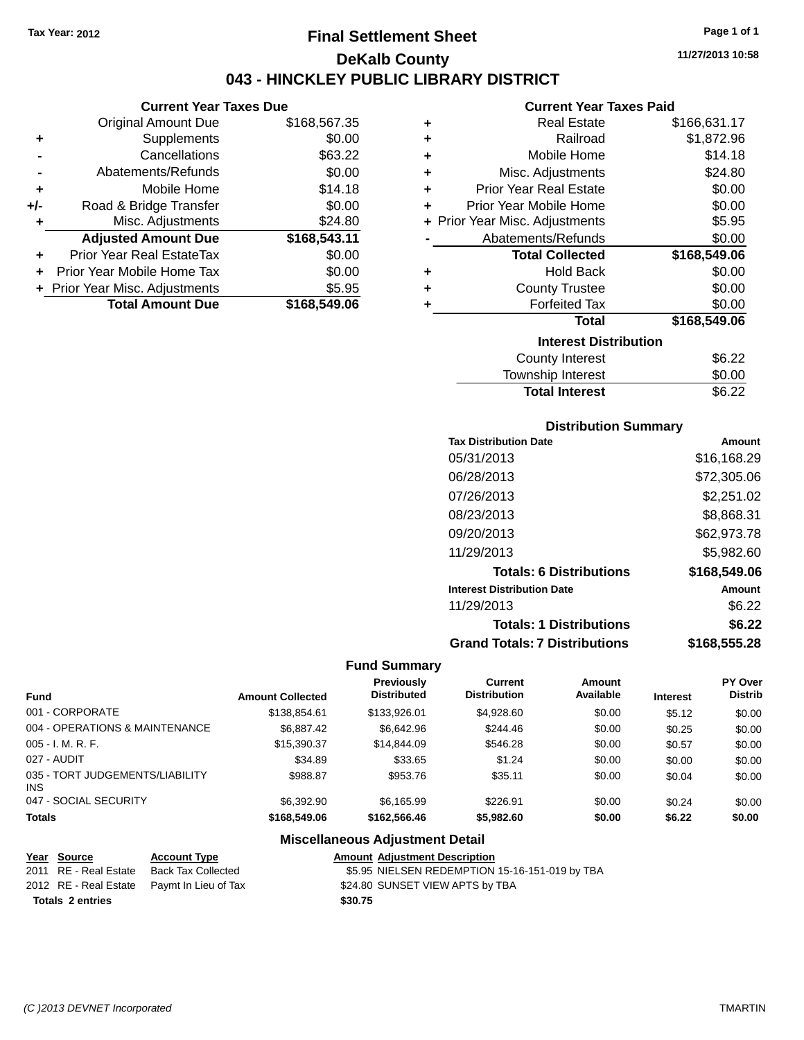Tax Year: 2012

# Final Settlement Sheet

## DeKalb County

## 043 - HINCKLEY PUBLIC LIBRARY DISTRICT

11/27/2013 10:58

### Current Year Taxes Due

| | | |
|---|---|---|
| | Original Amount Due | $168,567.35 |
| + | Supplements | $0.00 |
| - | Cancellations | $63.22 |
| - | Abatements/Refunds | $0.00 |
| + | Mobile Home | $14.18 |
| +/- | Road & Bridge Transfer | $0.00 |
| + | Misc. Adjustments | $24.80 |
| | **Adjusted Amount Due** | **$168,543.11** |
| + | Prior Year Real EstateTax | $0.00 |
| + | Prior Year Mobile Home Tax | $0.00 |
| + | Prior Year Misc. Adjustments | $5.95 |
| | **Total Amount Due** | **$168,549.06** |

### Current Year Taxes Paid

| | | |
|---|---|---|
| + | Real Estate | $166,631.17 |
| + | Railroad | $1,872.96 |
| + | Mobile Home | $14.18 |
| + | Misc. Adjustments | $24.80 |
| + | Prior Year Real Estate | $0.00 |
| + | Prior Year Mobile Home | $0.00 |
| + | Prior Year Misc. Adjustments | $5.95 |
| - | Abatements/Refunds | $0.00 |
| | **Total Collected** | **$168,549.06** |
| + | Hold Back | $0.00 |
| + | County Trustee | $0.00 |
| + | Forfeited Tax | $0.00 |
| | **Total** | **$168,549.06** |

### Interest Distribution

| | |
|---|---|
| County Interest | $6.22 |
| Township Interest | $0.00 |
| **Total Interest** | **$6.22** |

### Distribution Summary

| Tax Distribution Date | Amount |
|---|---|
| 05/31/2013 | $16,168.29 |
| 06/28/2013 | $72,305.06 |
| 07/26/2013 | $2,251.02 |
| 08/23/2013 | $8,868.31 |
| 09/20/2013 | $62,973.78 |
| 11/29/2013 | $5,982.60 |
| **Totals: 6 Distributions** | **$168,549.06** |
| **Interest Distribution Date** | **Amount** |
| 11/29/2013 | $6.22 |
| **Totals: 1 Distributions** | **$6.22** |
| **Grand Totals: 7 Distributions** | **$168,555.28** |

### Fund Summary

| Fund | Amount Collected | Previously Distributed | Current Distribution | Amount Available | Interest | PY Over Distrib |
|---|---|---|---|---|---|---|
| 001 - CORPORATE | $138,854.61 | $133,926.01 | $4,928.60 | $0.00 | $5.12 | $0.00 |
| 004 - OPERATIONS & MAINTENANCE | $6,887.42 | $6,642.96 | $244.46 | $0.00 | $0.25 | $0.00 |
| 005 - I. M. R. F. | $15,390.37 | $14,844.09 | $546.28 | $0.00 | $0.57 | $0.00 |
| 027 - AUDIT | $34.89 | $33.65 | $1.24 | $0.00 | $0.00 | $0.00 |
| 035 - TORT JUDGEMENTS/LIABILITY INS | $988.87 | $953.76 | $35.11 | $0.00 | $0.04 | $0.00 |
| 047 - SOCIAL SECURITY | $6,392.90 | $6,165.99 | $226.91 | $0.00 | $0.24 | $0.00 |
| **Totals** | **$168,549.06** | **$162,566.46** | **$5,982.60** | **$0.00** | **$6.22** | **$0.00** |

### Miscellaneous Adjustment Detail

| Year | Source | Account Type | Amount | Adjustment Description |
|---|---|---|---|---|
| 2011 | RE - Real Estate | Back Tax Collected | $5.95 | NIELSEN REDEMPTION 15-16-151-019 by TBA |
| 2012 | RE - Real Estate | Paymt In Lieu of Tax | $24.80 | SUNSET VIEW APTS by TBA |
| **Totals 2 entries** | | | **$30.75** | |

(C )2013 DEVNET Incorporated TMARTIN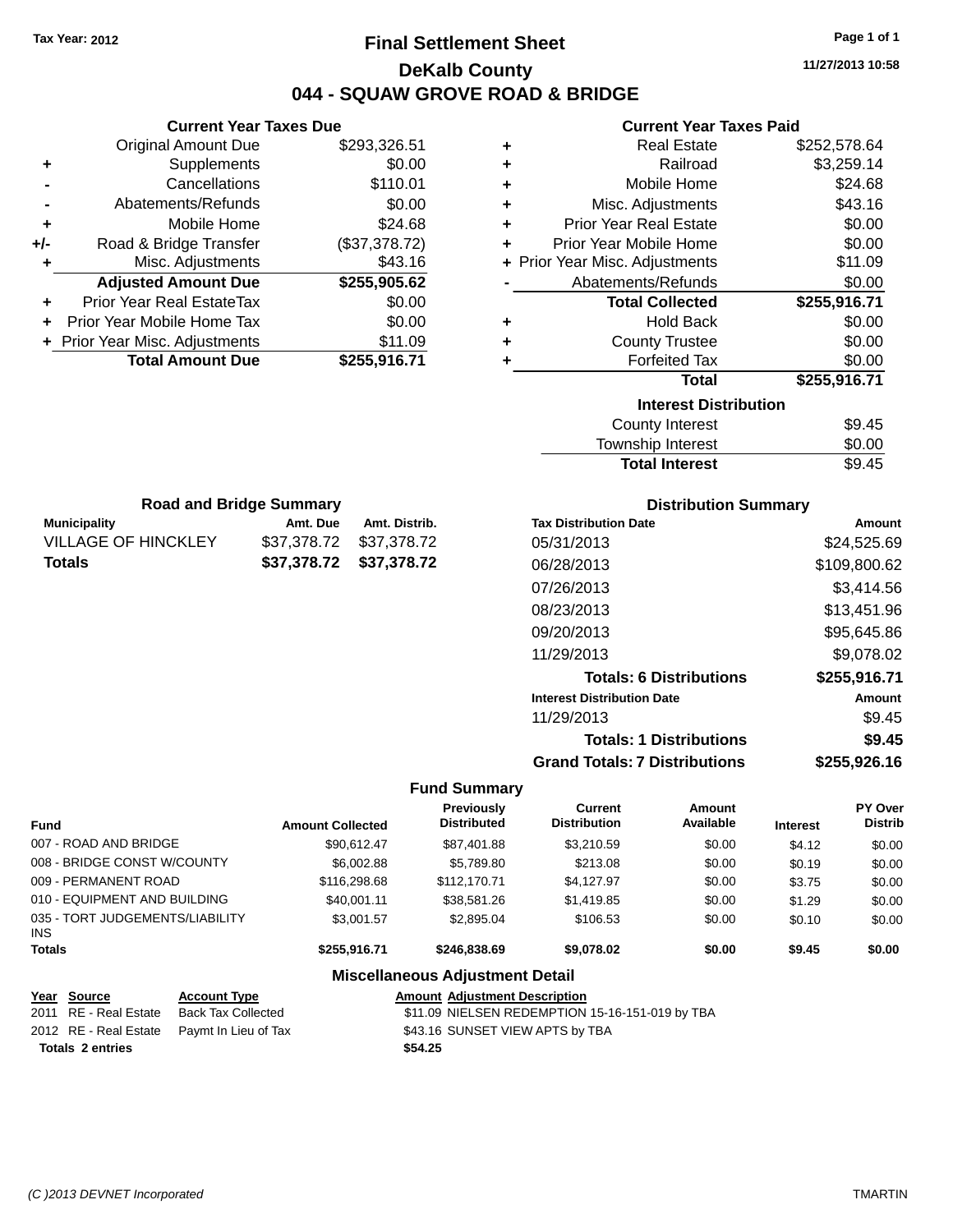Tax Year: 2012

# Final Settlement Sheet

## DeKalb County

## 044 - SQUAW GROVE ROAD & BRIDGE

11/27/2013 10:58

### Current Year Taxes Due

| | | |
|---|---|---|
| | Original Amount Due | $293,326.51 |
| + | Supplements | $0.00 |
| - | Cancellations | $110.01 |
| - | Abatements/Refunds | $0.00 |
| + | Mobile Home | $24.68 |
| +/- | Road & Bridge Transfer | ($37,378.72) |
| + | Misc. Adjustments | $43.16 |
| | **Adjusted Amount Due** | **$255,905.62** |
| + | Prior Year Real EstateTax | $0.00 |
| + | Prior Year Mobile Home Tax | $0.00 |
| + | Prior Year Misc. Adjustments | $11.09 |
| | **Total Amount Due** | **$255,916.71** |

### Current Year Taxes Paid

| | | |
|---|---|---|
| + | Real Estate | $252,578.64 |
| + | Railroad | $3,259.14 |
| + | Mobile Home | $24.68 |
| + | Misc. Adjustments | $43.16 |
| + | Prior Year Real Estate | $0.00 |
| + | Prior Year Mobile Home | $0.00 |
| + | Prior Year Misc. Adjustments | $11.09 |
| - | Abatements/Refunds | $0.00 |
| | **Total Collected** | **$255,916.71** |
| + | Hold Back | $0.00 |
| + | County Trustee | $0.00 |
| + | Forfeited Tax | $0.00 |
| | **Total** | **$255,916.71** |

### Interest Distribution

| | |
|---|---|
| County Interest | $9.45 |
| Township Interest | $0.00 |
| **Total Interest** | $9.45 |

### Road and Bridge Summary

| Municipality | Amt. Due | Amt. Distrib. |
|---|---|---|
| VILLAGE OF HINCKLEY | $37,378.72 | $37,378.72 |
| **Totals** | **$37,378.72** | **$37,378.72** |

### Distribution Summary

| Tax Distribution Date | Amount |
|---|---|
| 05/31/2013 | $24,525.69 |
| 06/28/2013 | $109,800.62 |
| 07/26/2013 | $3,414.56 |
| 08/23/2013 | $13,451.96 |
| 09/20/2013 | $95,645.86 |
| 11/29/2013 | $9,078.02 |
| **Totals: 6 Distributions** | **$255,916.71** |
| **Interest Distribution Date** | **Amount** |
| 11/29/2013 | $9.45 |
| **Totals: 1 Distributions** | **$9.45** |
| **Grand Totals: 7 Distributions** | **$255,926.16** |

### Fund Summary

| Fund | Amount Collected | Previously Distributed | Current Distribution | Amount Available | Interest | PY Over Distrib |
|---|---|---|---|---|---|---|
| 007 - ROAD AND BRIDGE | $90,612.47 | $87,401.88 | $3,210.59 | $0.00 | $4.12 | $0.00 |
| 008 - BRIDGE CONST W/COUNTY | $6,002.88 | $5,789.80 | $213.08 | $0.00 | $0.19 | $0.00 |
| 009 - PERMANENT ROAD | $116,298.68 | $112,170.71 | $4,127.97 | $0.00 | $3.75 | $0.00 |
| 010 - EQUIPMENT AND BUILDING | $40,001.11 | $38,581.26 | $1,419.85 | $0.00 | $1.29 | $0.00 |
| 035 - TORT JUDGEMENTS/LIABILITY INS | $3,001.57 | $2,895.04 | $106.53 | $0.00 | $0.10 | $0.00 |
| **Totals** | **$255,916.71** | **$246,838.69** | **$9,078.02** | **$0.00** | **$9.45** | **$0.00** |

### Miscellaneous Adjustment Detail

| Year | Source | Account Type | Amount | Adjustment Description |
|---|---|---|---|---|
| 2011 | RE - Real Estate | Back Tax Collected | $11.09 | NIELSEN REDEMPTION 15-16-151-019 by TBA |
| 2012 | RE - Real Estate | Paymt In Lieu of Tax | $43.16 | SUNSET VIEW APTS by TBA |
| **Totals 2 entries** | | | **$54.25** | |

(C )2013 DEVNET Incorporated TMARTIN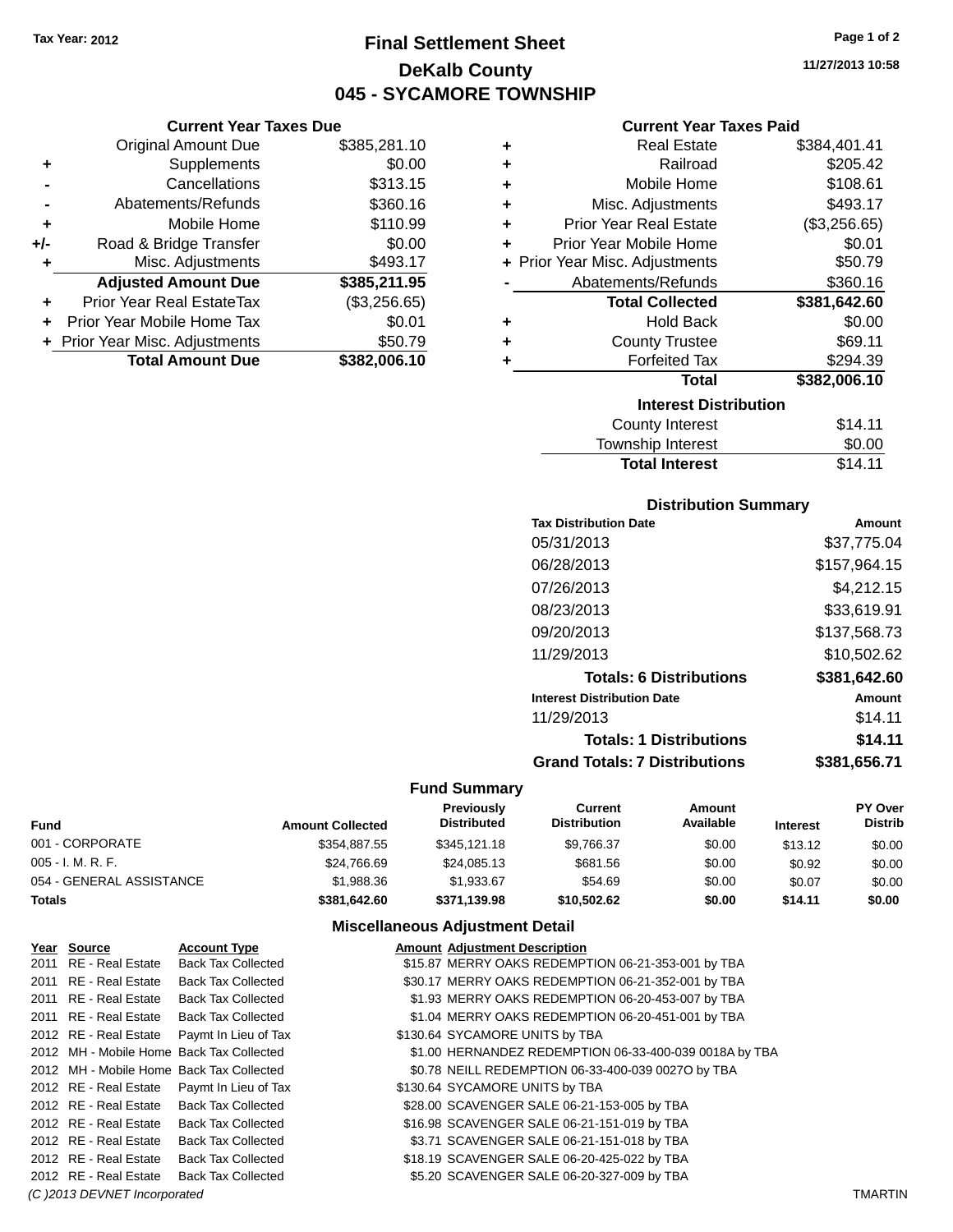Tax Year: 2012

# Final Settlement Sheet
## DeKalb County
## 045 - SYCAMORE TOWNSHIP

11/27/2013 10:58

### Current Year Taxes Due

| | | |
|---|---|---|
| | Original Amount Due | $385,281.10 |
| + | Supplements | $0.00 |
| - | Cancellations | $313.15 |
| - | Abatements/Refunds | $360.16 |
| + | Mobile Home | $110.99 |
| +/- | Road & Bridge Transfer | $0.00 |
| + | Misc. Adjustments | $493.17 |
| | **Adjusted Amount Due** | **$385,211.95** |
| + | Prior Year Real EstateTax | ($3,256.65) |
| + | Prior Year Mobile Home Tax | $0.01 |
| + | Prior Year Misc. Adjustments | $50.79 |
| | **Total Amount Due** | **$382,006.10** |

### Current Year Taxes Paid

| | | |
|---|---|---|
| + | Real Estate | $384,401.41 |
| + | Railroad | $205.42 |
| + | Mobile Home | $108.61 |
| + | Misc. Adjustments | $493.17 |
| + | Prior Year Real Estate | ($3,256.65) |
| + | Prior Year Mobile Home | $0.01 |
| + | Prior Year Misc. Adjustments | $50.79 |
| - | Abatements/Refunds | $360.16 |
| | **Total Collected** | **$381,642.60** |
| + | Hold Back | $0.00 |
| + | County Trustee | $69.11 |
| + | Forfeited Tax | $294.39 |
| | **Total** | **$382,006.10** |

### Interest Distribution

| | |
|---|---|
| County Interest | $14.11 |
| Township Interest | $0.00 |
| **Total Interest** | $14.11 |

### Distribution Summary

| Tax Distribution Date | Amount |
|---|---|
| 05/31/2013 | $37,775.04 |
| 06/28/2013 | $157,964.15 |
| 07/26/2013 | $4,212.15 |
| 08/23/2013 | $33,619.91 |
| 09/20/2013 | $137,568.73 |
| 11/29/2013 | $10,502.62 |
| **Totals: 6 Distributions** | **$381,642.60** |
| **Interest Distribution Date** | **Amount** |
| 11/29/2013 | $14.11 |
| **Totals: 1 Distributions** | **$14.11** |
| **Grand Totals: 7 Distributions** | **$381,656.71** |

### Fund Summary

| Fund | Amount Collected | Previously Distributed | Current Distribution | Amount Available | Interest | PY Over Distrib |
|---|---|---|---|---|---|---|
| 001 - CORPORATE | $354,887.55 | $345,121.18 | $9,766.37 | $0.00 | $13.12 | $0.00 |
| 005 - I. M. R. F. | $24,766.69 | $24,085.13 | $681.56 | $0.00 | $0.92 | $0.00 |
| 054 - GENERAL ASSISTANCE | $1,988.36 | $1,933.67 | $54.69 | $0.00 | $0.07 | $0.00 |
| **Totals** | **$381,642.60** | **$371,139.98** | **$10,502.62** | **$0.00** | **$14.11** | **$0.00** |

### Miscellaneous Adjustment Detail

| Year | Source | Account Type | Amount | Adjustment Description |
|---|---|---|---|---|
| 2011 | RE - Real Estate | Back Tax Collected | $15.87 | MERRY OAKS REDEMPTION 06-21-353-001 by TBA |
| 2011 | RE - Real Estate | Back Tax Collected | $30.17 | MERRY OAKS REDEMPTION 06-21-352-001 by TBA |
| 2011 | RE - Real Estate | Back Tax Collected | $1.93 | MERRY OAKS REDEMPTION 06-20-453-007 by TBA |
| 2011 | RE - Real Estate | Back Tax Collected | $1.04 | MERRY OAKS REDEMPTION 06-20-451-001 by TBA |
| 2012 | RE - Real Estate | Paymt In Lieu of Tax | $130.64 | SYCAMORE UNITS by TBA |
| 2012 | MH - Mobile Home | Back Tax Collected | $1.00 | HERNANDEZ REDEMPTION 06-33-400-039 0018A by TBA |
| 2012 | MH - Mobile Home | Back Tax Collected | $0.78 | NEILL REDEMPTION 06-33-400-039 0027O by TBA |
| 2012 | RE - Real Estate | Paymt In Lieu of Tax | $130.64 | SYCAMORE UNITS by TBA |
| 2012 | RE - Real Estate | Back Tax Collected | $28.00 | SCAVENGER SALE 06-21-153-005 by TBA |
| 2012 | RE - Real Estate | Back Tax Collected | $16.98 | SCAVENGER SALE 06-21-151-019 by TBA |
| 2012 | RE - Real Estate | Back Tax Collected | $3.71 | SCAVENGER SALE 06-21-151-018 by TBA |
| 2012 | RE - Real Estate | Back Tax Collected | $18.19 | SCAVENGER SALE 06-20-425-022 by TBA |
| 2012 | RE - Real Estate | Back Tax Collected | $5.20 | SCAVENGER SALE 06-20-327-009 by TBA |

*(C )2013 DEVNET Incorporated* TMARTIN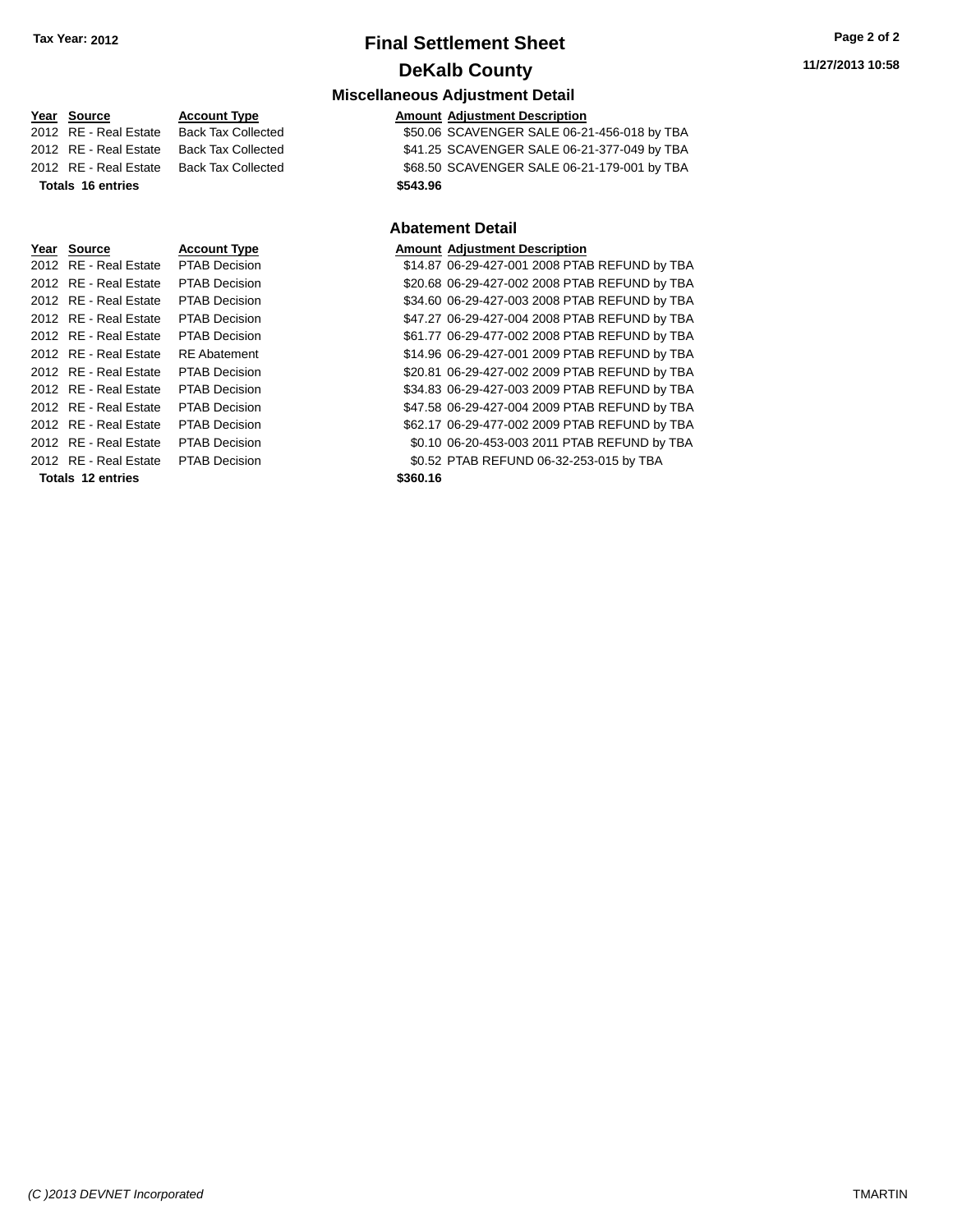# Final Settlement Sheet

## DeKalb County

### Miscellaneous Adjustment Detail

| Year | Source | Account Type | Amount | Adjustment Description |
|---|---|---|---|---|
| 2012 | RE - Real Estate | Back Tax Collected | $50.06 | SCAVENGER SALE 06-21-456-018 by TBA |
| 2012 | RE - Real Estate | Back Tax Collected | $41.25 | SCAVENGER SALE 06-21-377-049 by TBA |
| 2012 | RE - Real Estate | Back Tax Collected | $68.50 | SCAVENGER SALE 06-21-179-001 by TBA |
| **Totals** | **16 entries** | | **$543.96** | |

### Abatement Detail

| Year | Source | Account Type | Amount | Adjustment Description |
|---|---|---|---|---|
| 2012 | RE - Real Estate | PTAB Decision | $14.87 | 06-29-427-001 2008 PTAB REFUND by TBA |
| 2012 | RE - Real Estate | PTAB Decision | $20.68 | 06-29-427-002 2008 PTAB REFUND by TBA |
| 2012 | RE - Real Estate | PTAB Decision | $34.60 | 06-29-427-003 2008 PTAB REFUND by TBA |
| 2012 | RE - Real Estate | PTAB Decision | $47.27 | 06-29-427-004 2008 PTAB REFUND by TBA |
| 2012 | RE - Real Estate | PTAB Decision | $61.77 | 06-29-477-002 2008 PTAB REFUND by TBA |
| 2012 | RE - Real Estate | RE Abatement | $14.96 | 06-29-427-001 2009 PTAB REFUND by TBA |
| 2012 | RE - Real Estate | PTAB Decision | $20.81 | 06-29-427-002 2009 PTAB REFUND by TBA |
| 2012 | RE - Real Estate | PTAB Decision | $34.83 | 06-29-427-003 2009 PTAB REFUND by TBA |
| 2012 | RE - Real Estate | PTAB Decision | $47.58 | 06-29-427-004 2009 PTAB REFUND by TBA |
| 2012 | RE - Real Estate | PTAB Decision | $62.17 | 06-29-477-002 2009 PTAB REFUND by TBA |
| 2012 | RE - Real Estate | PTAB Decision | $0.10 | 06-20-453-003 2011 PTAB REFUND by TBA |
| 2012 | RE - Real Estate | PTAB Decision | $0.52 | PTAB REFUND 06-32-253-015 by TBA |
| **Totals** | **12 entries** | | **$360.16** | |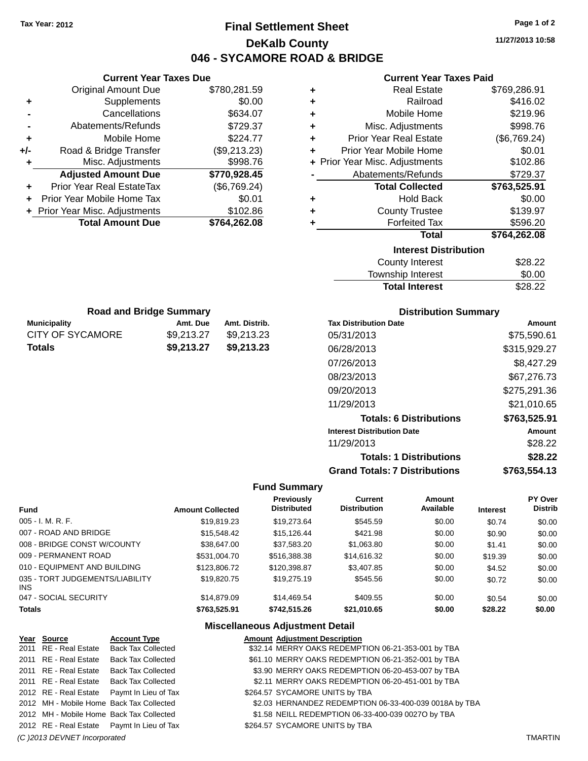Tax Year: 2012

# Final Settlement Sheet

## DeKalb County

## 046 - SYCAMORE ROAD & BRIDGE

11/27/2013 10:58

### Current Year Taxes Due

| | | |
|---|---|---|
| | Original Amount Due | $780,281.59 |
| + | Supplements | $0.00 |
| - | Cancellations | $634.07 |
| - | Abatements/Refunds | $729.37 |
| + | Mobile Home | $224.77 |
| +/- | Road & Bridge Transfer | ($9,213.23) |
| + | Misc. Adjustments | $998.76 |
| | **Adjusted Amount Due** | **$770,928.45** |
| + | Prior Year Real EstateTax | ($6,769.24) |
| + | Prior Year Mobile Home Tax | $0.01 |
| + | Prior Year Misc. Adjustments | $102.86 |
| | **Total Amount Due** | **$764,262.08** |

### Current Year Taxes Paid

| | | |
|---|---|---|
| + | Real Estate | $769,286.91 |
| + | Railroad | $416.02 |
| + | Mobile Home | $219.96 |
| + | Misc. Adjustments | $998.76 |
| + | Prior Year Real Estate | ($6,769.24) |
| + | Prior Year Mobile Home | $0.01 |
| + | Prior Year Misc. Adjustments | $102.86 |
| - | Abatements/Refunds | $729.37 |
| | **Total Collected** | **$763,525.91** |
| + | Hold Back | $0.00 |
| + | County Trustee | $139.97 |
| + | Forfeited Tax | $596.20 |
| | **Total** | **$764,262.08** |

### Interest Distribution

| | |
|---|---|
| County Interest | $28.22 |
| Township Interest | $0.00 |
| **Total Interest** | $28.22 |

### Road and Bridge Summary

| Municipality | Amt. Due | Amt. Distrib. |
|---|---|---|
| CITY OF SYCAMORE | $9,213.27 | $9,213.23 |
| **Totals** | **$9,213.27** | **$9,213.23** |

### Distribution Summary

| Tax Distribution Date | Amount |
|---|---|
| 05/31/2013 | $75,590.61 |
| 06/28/2013 | $315,929.27 |
| 07/26/2013 | $8,427.29 |
| 08/23/2013 | $67,276.73 |
| 09/20/2013 | $275,291.36 |
| 11/29/2013 | $21,010.65 |
| **Totals: 6 Distributions** | **$763,525.91** |
| **Interest Distribution Date** | **Amount** |
| 11/29/2013 | $28.22 |
| **Totals: 1 Distributions** | **$28.22** |
| **Grand Totals: 7 Distributions** | **$763,554.13** |

### Fund Summary

| Fund | Amount Collected | Previously Distributed | Current Distribution | Amount Available | Interest | PY Over Distrib |
|---|---|---|---|---|---|---|
| 005 - I. M. R. F. | $19,819.23 | $19,273.64 | $545.59 | $0.00 | $0.74 | $0.00 |
| 007 - ROAD AND BRIDGE | $15,548.42 | $15,126.44 | $421.98 | $0.00 | $0.90 | $0.00 |
| 008 - BRIDGE CONST W/COUNTY | $38,647.00 | $37,583.20 | $1,063.80 | $0.00 | $1.41 | $0.00 |
| 009 - PERMANENT ROAD | $531,004.70 | $516,388.38 | $14,616.32 | $0.00 | $19.39 | $0.00 |
| 010 - EQUIPMENT AND BUILDING | $123,806.72 | $120,398.87 | $3,407.85 | $0.00 | $4.52 | $0.00 |
| 035 - TORT JUDGEMENTS/LIABILITY INS | $19,820.75 | $19,275.19 | $545.56 | $0.00 | $0.72 | $0.00 |
| 047 - SOCIAL SECURITY | $14,879.09 | $14,469.54 | $409.55 | $0.00 | $0.54 | $0.00 |
| **Totals** | **$763,525.91** | **$742,515.26** | **$21,010.65** | **$0.00** | **$28.22** | **$0.00** |

### Miscellaneous Adjustment Detail

| Year | Source | Account Type | Amount | Adjustment Description |
|---|---|---|---|---|
| 2011 | RE - Real Estate | Back Tax Collected | $32.14 | MERRY OAKS REDEMPTION 06-21-353-001 by TBA |
| 2011 | RE - Real Estate | Back Tax Collected | $61.10 | MERRY OAKS REDEMPTION 06-21-352-001 by TBA |
| 2011 | RE - Real Estate | Back Tax Collected | $3.90 | MERRY OAKS REDEMPTION 06-20-453-007 by TBA |
| 2011 | RE - Real Estate | Back Tax Collected | $2.11 | MERRY OAKS REDEMPTION 06-20-451-001 by TBA |
| 2012 | RE - Real Estate | Paymt In Lieu of Tax | $264.57 | SYCAMORE UNITS by TBA |
| 2012 | MH - Mobile Home | Back Tax Collected | $2.03 | HERNANDEZ REDEMPTION 06-33-400-039 0018A by TBA |
| 2012 | MH - Mobile Home | Back Tax Collected | $1.58 | NEILL REDEMPTION 06-33-400-039 0027O by TBA |
| 2012 | RE - Real Estate | Paymt In Lieu of Tax | $264.57 | SYCAMORE UNITS by TBA |

(C )2013 DEVNET Incorporated TMARTIN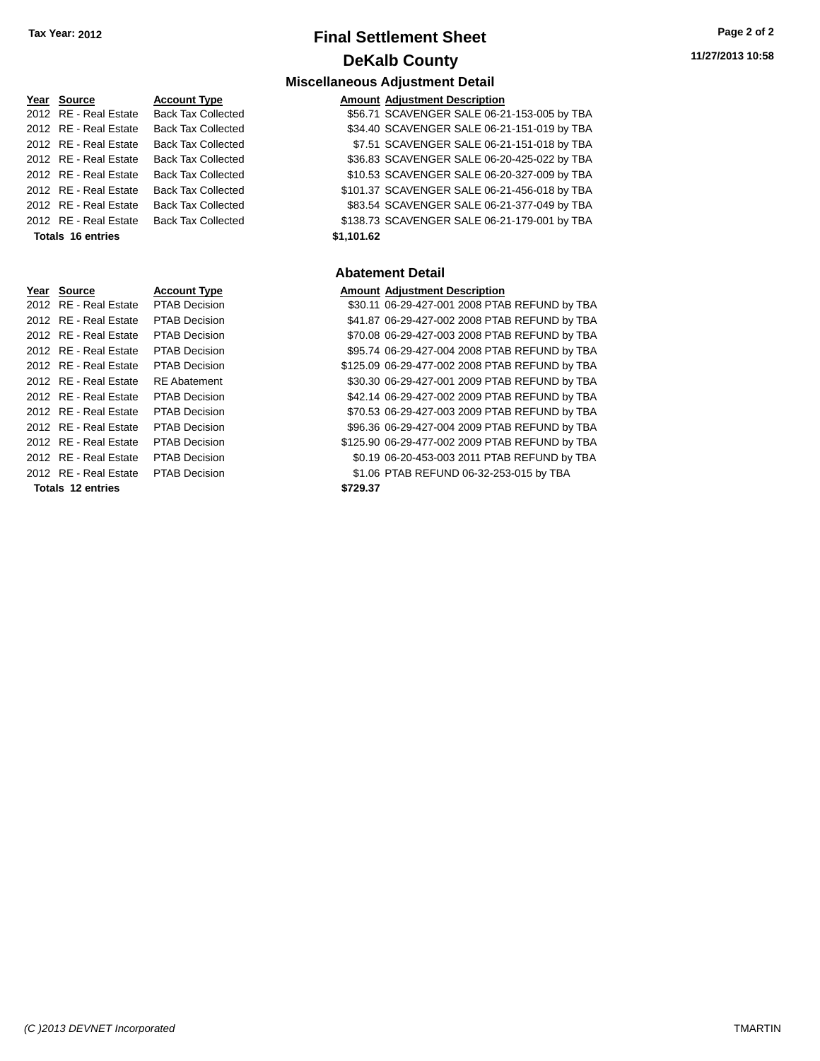**Tax Year: 2012**

# Final Settlement Sheet

## DeKalb County

### Miscellaneous Adjustment Detail

| Year | Source | Account Type | Amount | Adjustment Description |
|---|---|---|---|---|
| 2012 | RE - Real Estate | Back Tax Collected | $56.71 | SCAVENGER SALE 06-21-153-005 by TBA |
| 2012 | RE - Real Estate | Back Tax Collected | $34.40 | SCAVENGER SALE 06-21-151-019 by TBA |
| 2012 | RE - Real Estate | Back Tax Collected | $7.51 | SCAVENGER SALE 06-21-151-018 by TBA |
| 2012 | RE - Real Estate | Back Tax Collected | $36.83 | SCAVENGER SALE 06-20-425-022 by TBA |
| 2012 | RE - Real Estate | Back Tax Collected | $10.53 | SCAVENGER SALE 06-20-327-009 by TBA |
| 2012 | RE - Real Estate | Back Tax Collected | $101.37 | SCAVENGER SALE 06-21-456-018 by TBA |
| 2012 | RE - Real Estate | Back Tax Collected | $83.54 | SCAVENGER SALE 06-21-377-049 by TBA |
| 2012 | RE - Real Estate | Back Tax Collected | $138.73 | SCAVENGER SALE 06-21-179-001 by TBA |
| **Totals 16 entries** | | | **$1,101.62** | |

### Abatement Detail

| Year | Source | Account Type | Amount | Adjustment Description |
|---|---|---|---|---|
| 2012 | RE - Real Estate | PTAB Decision | $30.11 | 06-29-427-001 2008 PTAB REFUND by TBA |
| 2012 | RE - Real Estate | PTAB Decision | $41.87 | 06-29-427-002 2008 PTAB REFUND by TBA |
| 2012 | RE - Real Estate | PTAB Decision | $70.08 | 06-29-427-003 2008 PTAB REFUND by TBA |
| 2012 | RE - Real Estate | PTAB Decision | $95.74 | 06-29-427-004 2008 PTAB REFUND by TBA |
| 2012 | RE - Real Estate | PTAB Decision | $125.09 | 06-29-477-002 2008 PTAB REFUND by TBA |
| 2012 | RE - Real Estate | RE Abatement | $30.30 | 06-29-427-001 2009 PTAB REFUND by TBA |
| 2012 | RE - Real Estate | PTAB Decision | $42.14 | 06-29-427-002 2009 PTAB REFUND by TBA |
| 2012 | RE - Real Estate | PTAB Decision | $70.53 | 06-29-427-003 2009 PTAB REFUND by TBA |
| 2012 | RE - Real Estate | PTAB Decision | $96.36 | 06-29-427-004 2009 PTAB REFUND by TBA |
| 2012 | RE - Real Estate | PTAB Decision | $125.90 | 06-29-477-002 2009 PTAB REFUND by TBA |
| 2012 | RE - Real Estate | PTAB Decision | $0.19 | 06-20-453-003 2011 PTAB REFUND by TBA |
| 2012 | RE - Real Estate | PTAB Decision | $1.06 | PTAB REFUND 06-32-253-015 by TBA |
| **Totals 12 entries** | | | **$729.37** | |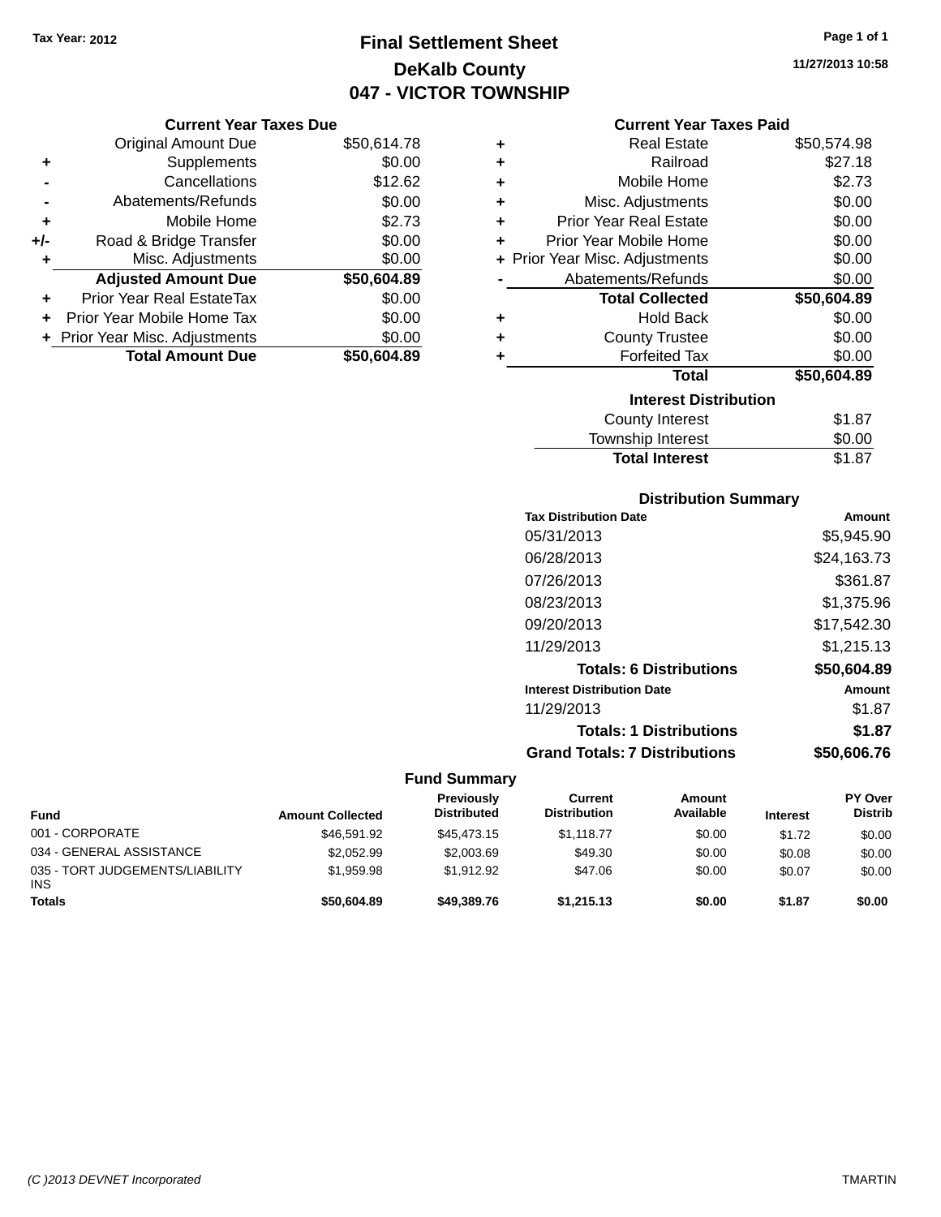Tax Year: 2012

# Final Settlement Sheet
## DeKalb County
## 047 - VICTOR TOWNSHIP

11/27/2013 10:58

### Current Year Taxes Due

| | | |
|---|---|---|
| | Original Amount Due | $50,614.78 |
| + | Supplements | $0.00 |
| - | Cancellations | $12.62 |
| - | Abatements/Refunds | $0.00 |
| + | Mobile Home | $2.73 |
| +/- | Road & Bridge Transfer | $0.00 |
| + | Misc. Adjustments | $0.00 |
| | **Adjusted Amount Due** | **$50,604.89** |
| + | Prior Year Real EstateTax | $0.00 |
| + | Prior Year Mobile Home Tax | $0.00 |
| + | Prior Year Misc. Adjustments | $0.00 |
| | **Total Amount Due** | **$50,604.89** |

### Current Year Taxes Paid

| | | |
|---|---|---|
| + | Real Estate | $50,574.98 |
| + | Railroad | $27.18 |
| + | Mobile Home | $2.73 |
| + | Misc. Adjustments | $0.00 |
| + | Prior Year Real Estate | $0.00 |
| + | Prior Year Mobile Home | $0.00 |
| + | Prior Year Misc. Adjustments | $0.00 |
| - | Abatements/Refunds | $0.00 |
| | **Total Collected** | **$50,604.89** |
| + | Hold Back | $0.00 |
| + | County Trustee | $0.00 |
| + | Forfeited Tax | $0.00 |
| | **Total** | **$50,604.89** |

### Interest Distribution

| | |
|---|---|
| County Interest | $1.87 |
| Township Interest | $0.00 |
| **Total Interest** | $1.87 |

### Distribution Summary

| Tax Distribution Date | Amount |
|---|---|
| 05/31/2013 | $5,945.90 |
| 06/28/2013 | $24,163.73 |
| 07/26/2013 | $361.87 |
| 08/23/2013 | $1,375.96 |
| 09/20/2013 | $17,542.30 |
| 11/29/2013 | $1,215.13 |
| **Totals: 6 Distributions** | **$50,604.89** |

| Interest Distribution Date | Amount |
|---|---|
| 11/29/2013 | $1.87 |
| **Totals: 1 Distributions** | **$1.87** |
| **Grand Totals: 7 Distributions** | **$50,606.76** |

### Fund Summary

| Fund | Amount Collected | Previously Distributed | Current Distribution | Amount Available | Interest | PY Over Distrib |
|---|---|---|---|---|---|---|
| 001 - CORPORATE | $46,591.92 | $45,473.15 | $1,118.77 | $0.00 | $1.72 | $0.00 |
| 034 - GENERAL ASSISTANCE | $2,052.99 | $2,003.69 | $49.30 | $0.00 | $0.08 | $0.00 |
| 035 - TORT JUDGEMENTS/LIABILITY INS | $1,959.98 | $1,912.92 | $47.06 | $0.00 | $0.07 | $0.00 |
| **Totals** | **$50,604.89** | **$49,389.76** | **$1,215.13** | **$0.00** | **$1.87** | **$0.00** |

(C )2013 DEVNET Incorporated TMARTIN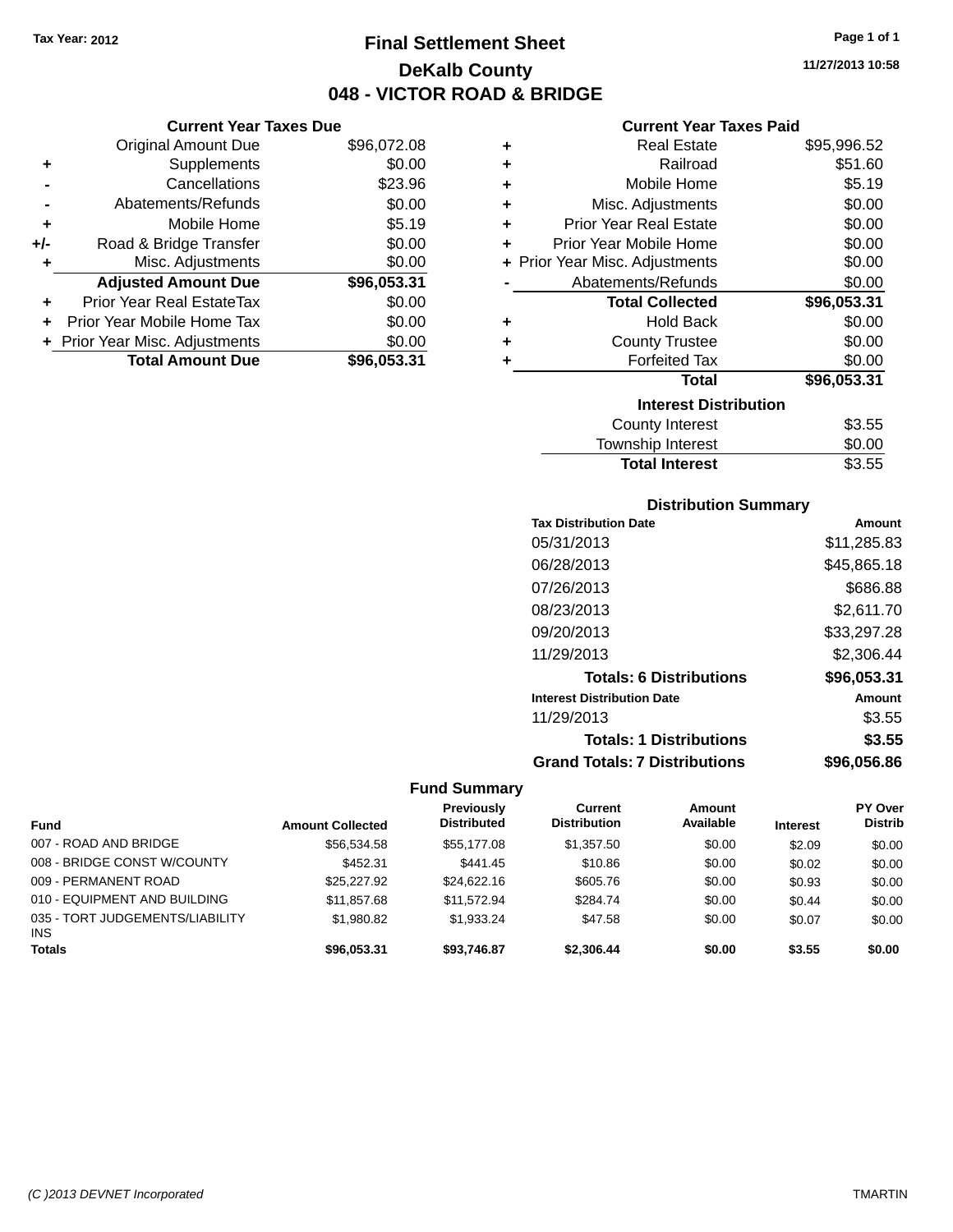Tax Year: 2012

# Final Settlement Sheet

## DeKalb County

## 048 - VICTOR ROAD & BRIDGE

11/27/2013 10:58

### Current Year Taxes Due

| | | |
|---|---|---|
| | Original Amount Due | $96,072.08 |
| + | Supplements | $0.00 |
| - | Cancellations | $23.96 |
| - | Abatements/Refunds | $0.00 |
| + | Mobile Home | $5.19 |
| +/- | Road & Bridge Transfer | $0.00 |
| + | Misc. Adjustments | $0.00 |
| | **Adjusted Amount Due** | **$96,053.31** |
| + | Prior Year Real EstateTax | $0.00 |
| + | Prior Year Mobile Home Tax | $0.00 |
| + | Prior Year Misc. Adjustments | $0.00 |
| | **Total Amount Due** | **$96,053.31** |

### Current Year Taxes Paid

| | | |
|---|---|---|
| + | Real Estate | $95,996.52 |
| + | Railroad | $51.60 |
| + | Mobile Home | $5.19 |
| + | Misc. Adjustments | $0.00 |
| + | Prior Year Real Estate | $0.00 |
| + | Prior Year Mobile Home | $0.00 |
| + | Prior Year Misc. Adjustments | $0.00 |
| - | Abatements/Refunds | $0.00 |
| | **Total Collected** | **$96,053.31** |
| + | Hold Back | $0.00 |
| + | County Trustee | $0.00 |
| + | Forfeited Tax | $0.00 |
| | **Total** | **$96,053.31** |

### Interest Distribution

| | |
|---|---|
| County Interest | $3.55 |
| Township Interest | $0.00 |
| **Total Interest** | $3.55 |

### Distribution Summary

| Tax Distribution Date | Amount |
|---|---|
| 05/31/2013 | $11,285.83 |
| 06/28/2013 | $45,865.18 |
| 07/26/2013 | $686.88 |
| 08/23/2013 | $2,611.70 |
| 09/20/2013 | $33,297.28 |
| 11/29/2013 | $2,306.44 |
| **Totals: 6 Distributions** | **$96,053.31** |
| **Interest Distribution Date** | **Amount** |
| 11/29/2013 | $3.55 |
| **Totals: 1 Distributions** | **$3.55** |
| **Grand Totals: 7 Distributions** | **$96,056.86** |

### Fund Summary

| Fund | Amount Collected | Previously Distributed | Current Distribution | Amount Available | Interest | PY Over Distrib |
|---|---|---|---|---|---|---|
| 007 - ROAD AND BRIDGE | $56,534.58 | $55,177.08 | $1,357.50 | $0.00 | $2.09 | $0.00 |
| 008 - BRIDGE CONST W/COUNTY | $452.31 | $441.45 | $10.86 | $0.00 | $0.02 | $0.00 |
| 009 - PERMANENT ROAD | $25,227.92 | $24,622.16 | $605.76 | $0.00 | $0.93 | $0.00 |
| 010 - EQUIPMENT AND BUILDING | $11,857.68 | $11,572.94 | $284.74 | $0.00 | $0.44 | $0.00 |
| 035 - TORT JUDGEMENTS/LIABILITY INS | $1,980.82 | $1,933.24 | $47.58 | $0.00 | $0.07 | $0.00 |
| **Totals** | **$96,053.31** | **$93,746.87** | **$2,306.44** | **$0.00** | **$3.55** | **$0.00** |

(C )2013 DEVNET Incorporated TMARTIN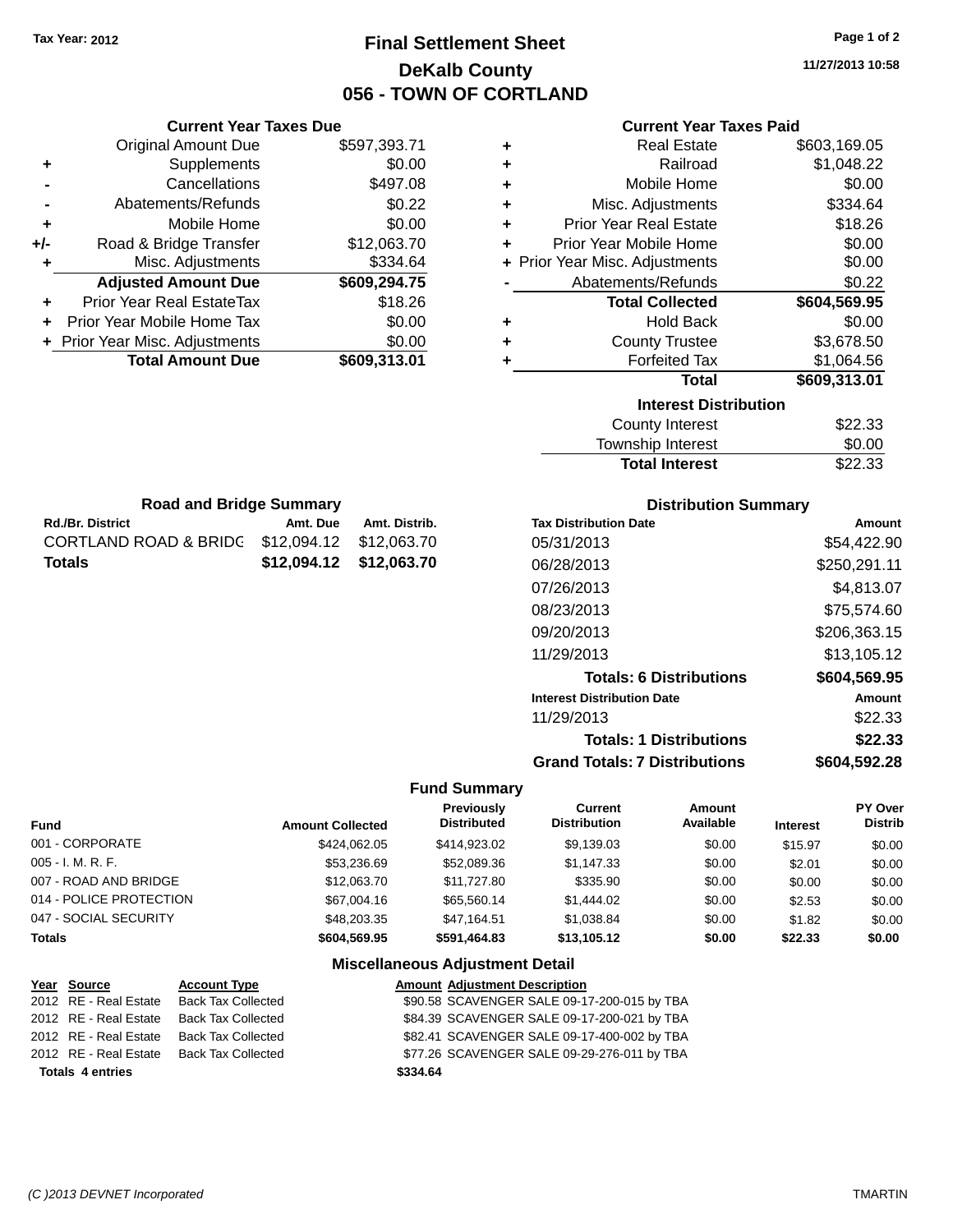Tax Year: 2012

# Final Settlement Sheet

## DeKalb County

## 056 - TOWN OF CORTLAND

11/27/2013 10:58

### Current Year Taxes Due

| | | |
|---|---|---|
| | Original Amount Due | $597,393.71 |
| + | Supplements | $0.00 |
| - | Cancellations | $497.08 |
| - | Abatements/Refunds | $0.22 |
| + | Mobile Home | $0.00 |
| +/- | Road & Bridge Transfer | $12,063.70 |
| + | Misc. Adjustments | $334.64 |
| | **Adjusted Amount Due** | **$609,294.75** |
| + | Prior Year Real EstateTax | $18.26 |
| + | Prior Year Mobile Home Tax | $0.00 |
| + | Prior Year Misc. Adjustments | $0.00 |
| | **Total Amount Due** | **$609,313.01** |

### Current Year Taxes Paid

| | | |
|---|---|---|
| + | Real Estate | $603,169.05 |
| + | Railroad | $1,048.22 |
| + | Mobile Home | $0.00 |
| + | Misc. Adjustments | $334.64 |
| + | Prior Year Real Estate | $18.26 |
| + | Prior Year Mobile Home | $0.00 |
| + | Prior Year Misc. Adjustments | $0.00 |
| - | Abatements/Refunds | $0.22 |
| | **Total Collected** | **$604,569.95** |
| + | Hold Back | $0.00 |
| + | County Trustee | $3,678.50 |
| + | Forfeited Tax | $1,064.56 |
| | **Total** | **$609,313.01** |

### Interest Distribution

| | |
|---|---|
| County Interest | $22.33 |
| Township Interest | $0.00 |
| **Total Interest** | $22.33 |

### Road and Bridge Summary

| Rd./Br. District | Amt. Due | Amt. Distrib. |
|---|---|---|
| CORTLAND ROAD & BRIDG | $12,094.12 | $12,063.70 |
| **Totals** | **$12,094.12** | **$12,063.70** |

### Distribution Summary

| Tax Distribution Date | Amount |
|---|---|
| 05/31/2013 | $54,422.90 |
| 06/28/2013 | $250,291.11 |
| 07/26/2013 | $4,813.07 |
| 08/23/2013 | $75,574.60 |
| 09/20/2013 | $206,363.15 |
| 11/29/2013 | $13,105.12 |
| **Totals: 6 Distributions** | **$604,569.95** |
| **Interest Distribution Date** | **Amount** |
| 11/29/2013 | $22.33 |
| **Totals: 1 Distributions** | **$22.33** |
| **Grand Totals: 7 Distributions** | **$604,592.28** |

### Fund Summary

| Fund | Amount Collected | Previously Distributed | Current Distribution | Amount Available | Interest | PY Over Distrib |
|---|---|---|---|---|---|---|
| 001 - CORPORATE | $424,062.05 | $414,923.02 | $9,139.03 | $0.00 | $15.97 | $0.00 |
| 005 - I. M. R. F. | $53,236.69 | $52,089.36 | $1,147.33 | $0.00 | $2.01 | $0.00 |
| 007 - ROAD AND BRIDGE | $12,063.70 | $11,727.80 | $335.90 | $0.00 | $0.00 | $0.00 |
| 014 - POLICE PROTECTION | $67,004.16 | $65,560.14 | $1,444.02 | $0.00 | $2.53 | $0.00 |
| 047 - SOCIAL SECURITY | $48,203.35 | $47,164.51 | $1,038.84 | $0.00 | $1.82 | $0.00 |
| **Totals** | **$604,569.95** | **$591,464.83** | **$13,105.12** | **$0.00** | **$22.33** | **$0.00** |

### Miscellaneous Adjustment Detail

| Year | Source | Account Type | Amount | Adjustment Description |
|---|---|---|---|---|
| 2012 | RE - Real Estate | Back Tax Collected | $90.58 | SCAVENGER SALE 09-17-200-015 by TBA |
| 2012 | RE - Real Estate | Back Tax Collected | $84.39 | SCAVENGER SALE 09-17-200-021 by TBA |
| 2012 | RE - Real Estate | Back Tax Collected | $82.41 | SCAVENGER SALE 09-17-400-002 by TBA |
| 2012 | RE - Real Estate | Back Tax Collected | $77.26 | SCAVENGER SALE 09-29-276-011 by TBA |
| **Totals 4 entries** | | | **$334.64** | |

(C )2013 DEVNET Incorporated TMARTIN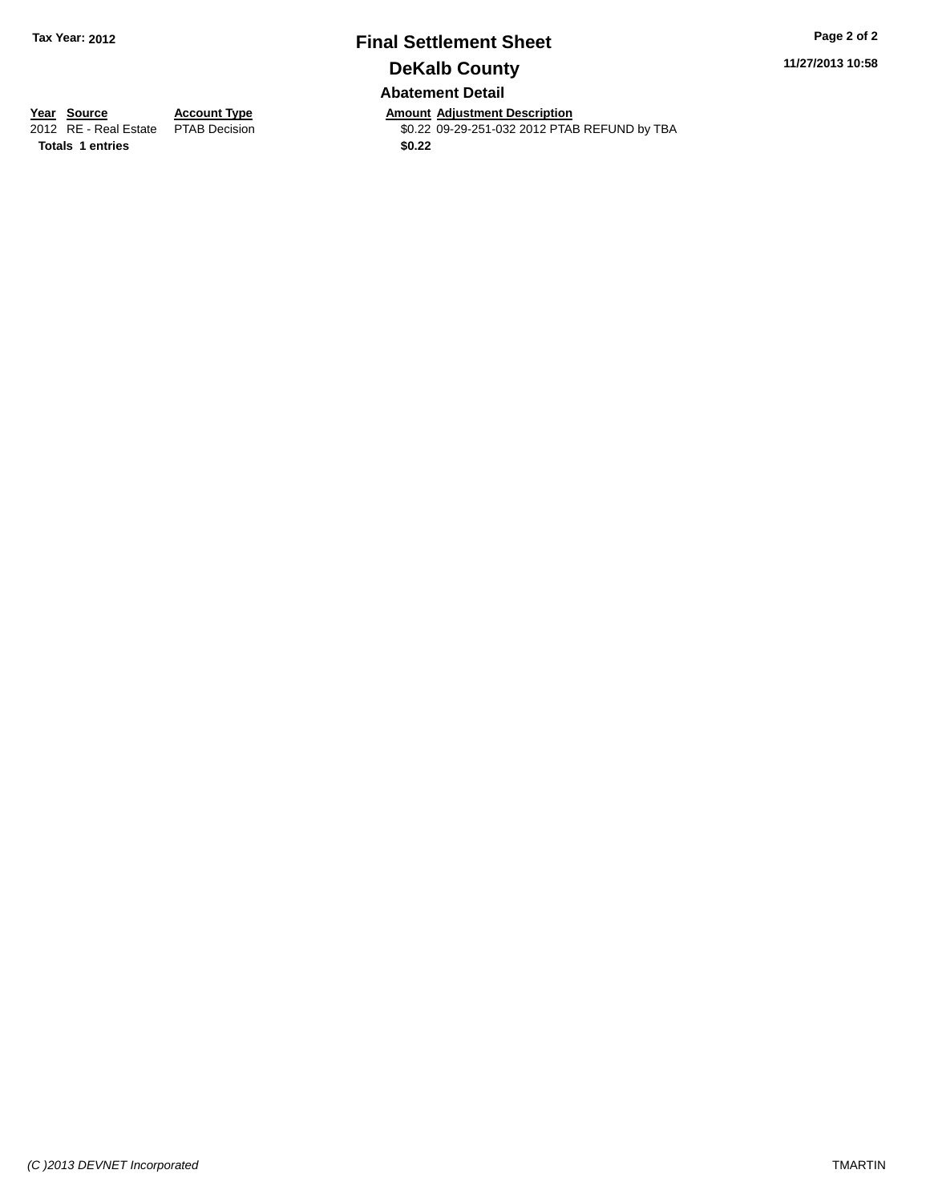**Tax Year: 2012**

# Final Settlement Sheet

## DeKalb County

**11/27/2013 10:58**

### Abatement Detail

| Year | Source | Account Type | Amount | Adjustment Description |
|---|---|---|---|---|
| 2012 | RE - Real Estate | PTAB Decision | $0.22 | 09-29-251-032 2012 PTAB REFUND by TBA |
| **Totals** | **1 entries** | | **$0.22** | |

*(C )2013 DEVNET Incorporated*

TMARTIN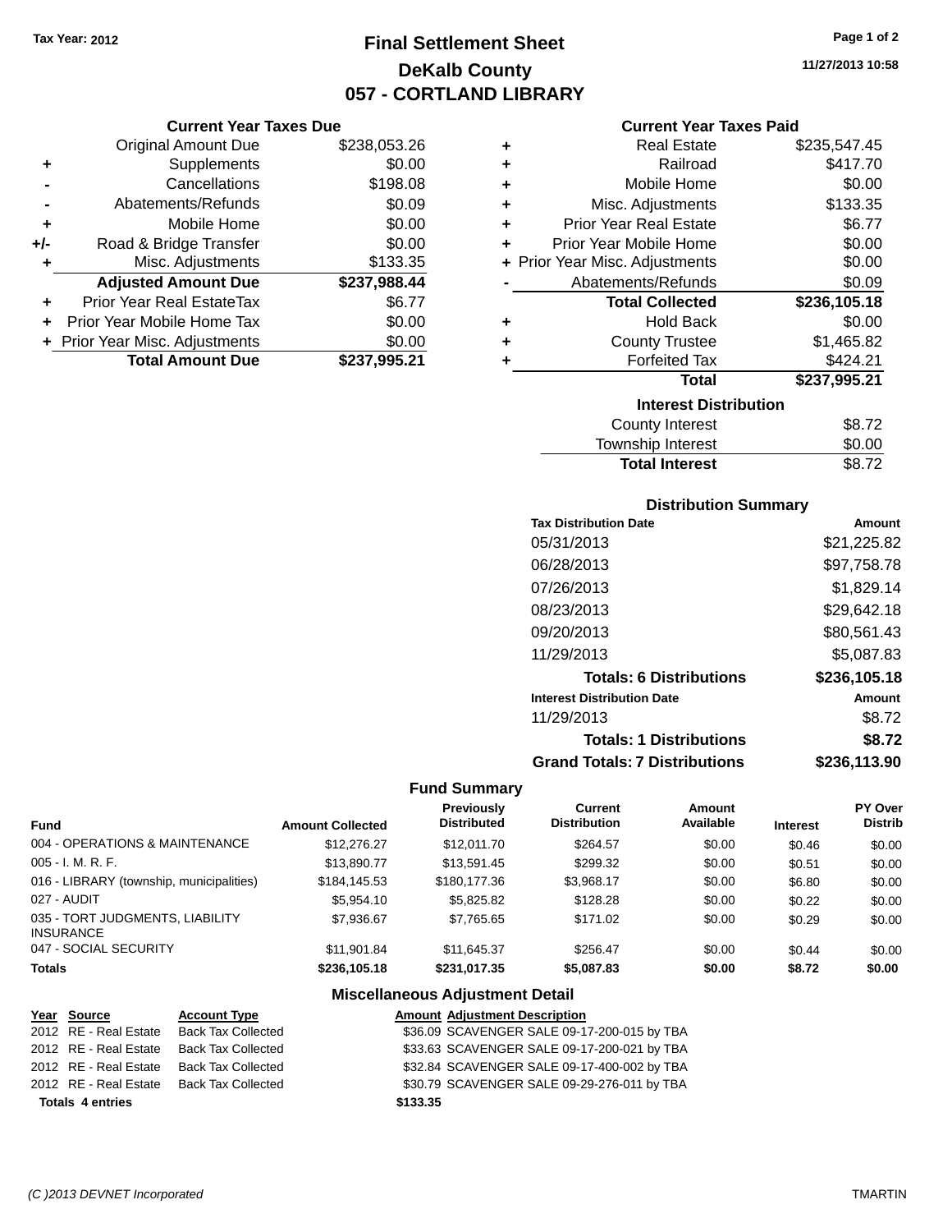Tax Year: 2012

# Final Settlement Sheet
## DeKalb County
## 057 - CORTLAND LIBRARY

11/27/2013 10:58

### Current Year Taxes Due

| | | |
|---|---|---|
| | Original Amount Due | $238,053.26 |
| + | Supplements | $0.00 |
| - | Cancellations | $198.08 |
| - | Abatements/Refunds | $0.09 |
| + | Mobile Home | $0.00 |
| +/- | Road & Bridge Transfer | $0.00 |
| + | Misc. Adjustments | $133.35 |
| | **Adjusted Amount Due** | **$237,988.44** |
| + | Prior Year Real EstateTax | $6.77 |
| + | Prior Year Mobile Home Tax | $0.00 |
| + | Prior Year Misc. Adjustments | $0.00 |
| | **Total Amount Due** | **$237,995.21** |

### Current Year Taxes Paid

| | | |
|---|---|---|
| + | Real Estate | $235,547.45 |
| + | Railroad | $417.70 |
| + | Mobile Home | $0.00 |
| + | Misc. Adjustments | $133.35 |
| + | Prior Year Real Estate | $6.77 |
| + | Prior Year Mobile Home | $0.00 |
| + | Prior Year Misc. Adjustments | $0.00 |
| - | Abatements/Refunds | $0.09 |
| | **Total Collected** | **$236,105.18** |
| + | Hold Back | $0.00 |
| + | County Trustee | $1,465.82 |
| + | Forfeited Tax | $424.21 |
| | **Total** | **$237,995.21** |

### Interest Distribution

| | |
|---|---|
| County Interest | $8.72 |
| Township Interest | $0.00 |
| **Total Interest** | **$8.72** |

### Distribution Summary

| Tax Distribution Date | Amount |
|---|---|
| 05/31/2013 | $21,225.82 |
| 06/28/2013 | $97,758.78 |
| 07/26/2013 | $1,829.14 |
| 08/23/2013 | $29,642.18 |
| 09/20/2013 | $80,561.43 |
| 11/29/2013 | $5,087.83 |
| **Totals: 6 Distributions** | **$236,105.18** |
| **Interest Distribution Date** | **Amount** |
| 11/29/2013 | $8.72 |
| **Totals: 1 Distributions** | **$8.72** |
| **Grand Totals: 7 Distributions** | **$236,113.90** |

### Fund Summary

| Fund | Amount Collected | Previously Distributed | Current Distribution | Amount Available | Interest | PY Over Distrib |
|---|---|---|---|---|---|---|
| 004 - OPERATIONS & MAINTENANCE | $12,276.27 | $12,011.70 | $264.57 | $0.00 | $0.46 | $0.00 |
| 005 - I. M. R. F. | $13,890.77 | $13,591.45 | $299.32 | $0.00 | $0.51 | $0.00 |
| 016 - LIBRARY (township, municipalities) | $184,145.53 | $180,177.36 | $3,968.17 | $0.00 | $6.80 | $0.00 |
| 027 - AUDIT | $5,954.10 | $5,825.82 | $128.28 | $0.00 | $0.22 | $0.00 |
| 035 - TORT JUDGMENTS, LIABILITY INSURANCE | $7,936.67 | $7,765.65 | $171.02 | $0.00 | $0.29 | $0.00 |
| 047 - SOCIAL SECURITY | $11,901.84 | $11,645.37 | $256.47 | $0.00 | $0.44 | $0.00 |
| **Totals** | **$236,105.18** | **$231,017.35** | **$5,087.83** | **$0.00** | **$8.72** | **$0.00** |

### Miscellaneous Adjustment Detail

| Year | Source | Account Type | Amount | Adjustment Description |
|---|---|---|---|---|
| 2012 | RE - Real Estate | Back Tax Collected | $36.09 | SCAVENGER SALE 09-17-200-015 by TBA |
| 2012 | RE - Real Estate | Back Tax Collected | $33.63 | SCAVENGER SALE 09-17-200-021 by TBA |
| 2012 | RE - Real Estate | Back Tax Collected | $32.84 | SCAVENGER SALE 09-17-400-002 by TBA |
| 2012 | RE - Real Estate | Back Tax Collected | $30.79 | SCAVENGER SALE 09-29-276-011 by TBA |
| **Totals 4 entries** | | | **$133.35** | |

(C )2013 DEVNET Incorporated TMARTIN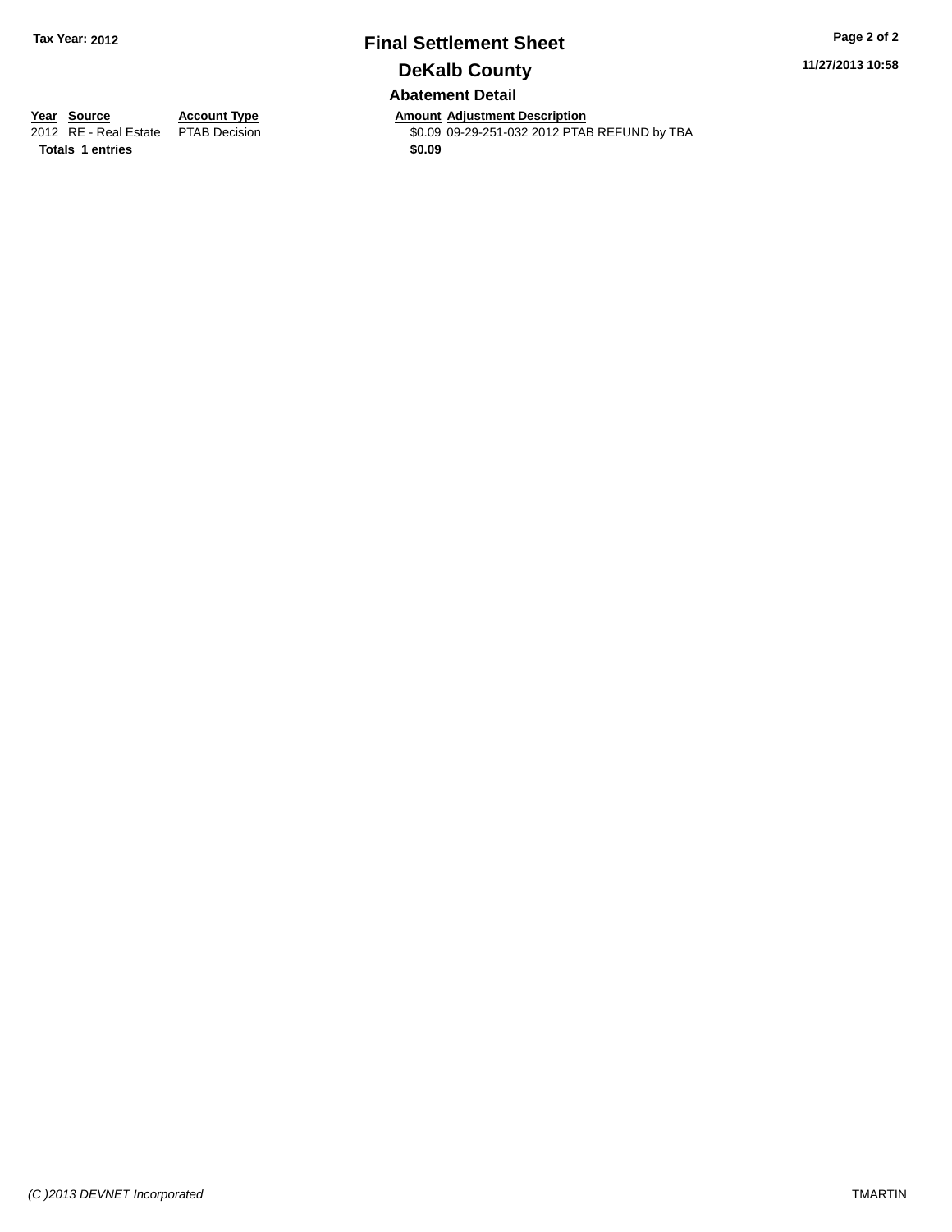**Tax Year: 2012**

# Final Settlement Sheet

## DeKalb County

### Abatement Detail

| Year | Source | Account Type | Amount | Adjustment Description |
|---|---|---|---|---|
| 2012 | RE - Real Estate | PTAB Decision | $0.09 | 09-29-251-032 2012 PTAB REFUND by TBA |
| **Totals** | **1 entries** | | **$0.09** | |

11/27/2013 10:58

*(C )2013 DEVNET Incorporated*

TMARTIN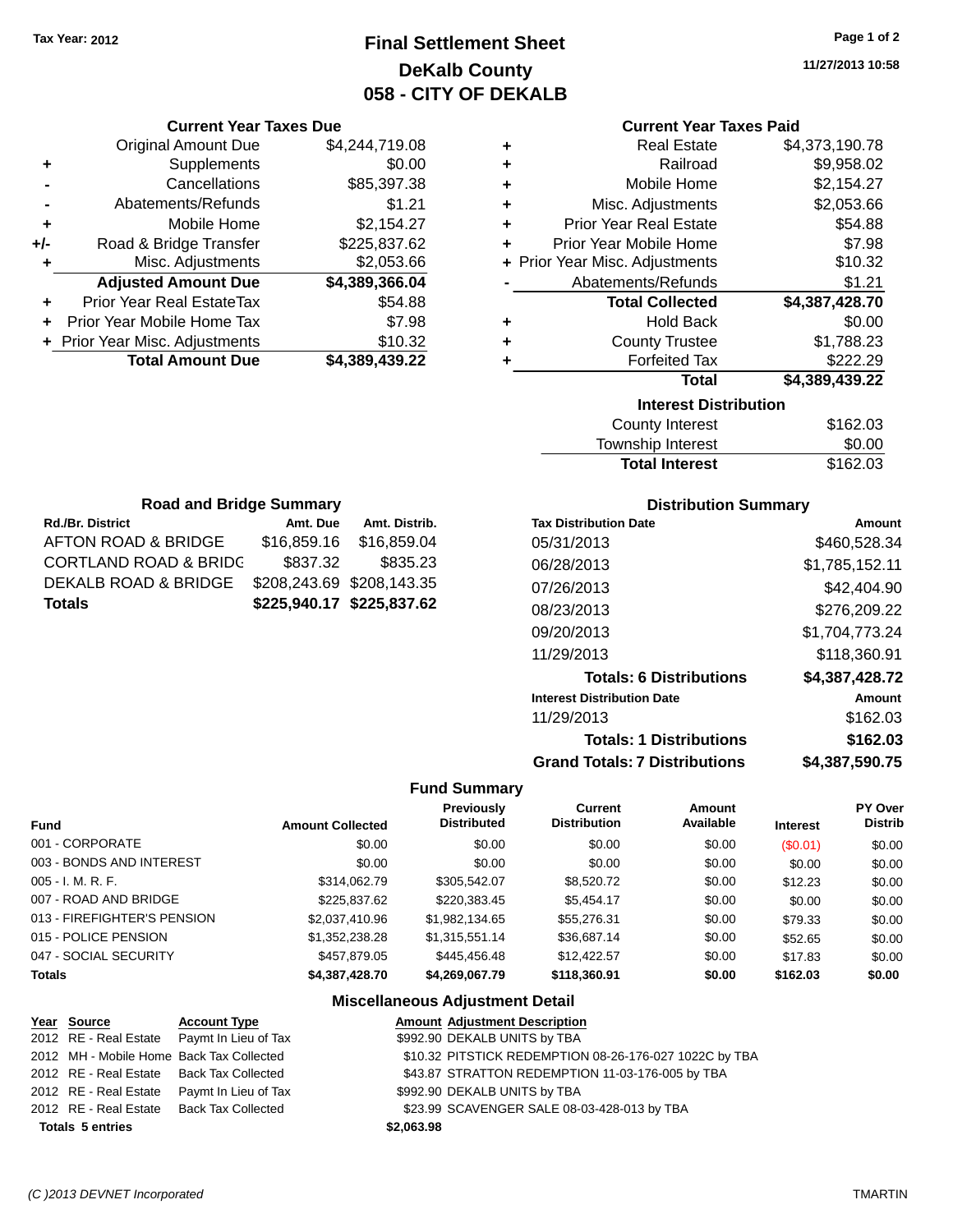Tax Year: 2012

# Final Settlement Sheet
## DeKalb County
## 058 - CITY OF DEKALB

11/27/2013 10:58

### Current Year Taxes Due

| | | |
|---|---|---|
| | Original Amount Due | $4,244,719.08 |
| + | Supplements | $0.00 |
| - | Cancellations | $85,397.38 |
| - | Abatements/Refunds | $1.21 |
| + | Mobile Home | $2,154.27 |
| +/- | Road & Bridge Transfer | $225,837.62 |
| + | Misc. Adjustments | $2,053.66 |
| | **Adjusted Amount Due** | **$4,389,366.04** |
| + | Prior Year Real EstateTax | $54.88 |
| + | Prior Year Mobile Home Tax | $7.98 |
| + | Prior Year Misc. Adjustments | $10.32 |
| | **Total Amount Due** | **$4,389,439.22** |

### Current Year Taxes Paid

| | | |
|---|---|---|
| + | Real Estate | $4,373,190.78 |
| + | Railroad | $9,958.02 |
| + | Mobile Home | $2,154.27 |
| + | Misc. Adjustments | $2,053.66 |
| + | Prior Year Real Estate | $54.88 |
| + | Prior Year Mobile Home | $7.98 |
| + | Prior Year Misc. Adjustments | $10.32 |
| - | Abatements/Refunds | $1.21 |
| | **Total Collected** | **$4,387,428.70** |
| + | Hold Back | $0.00 |
| + | County Trustee | $1,788.23 |
| + | Forfeited Tax | $222.29 |
| | **Total** | **$4,389,439.22** |

### Interest Distribution

| | |
|---|---|
| County Interest | $162.03 |
| Township Interest | $0.00 |
| **Total Interest** | $162.03 |

### Road and Bridge Summary

| Rd./Br. District | Amt. Due | Amt. Distrib. |
|---|---|---|
| AFTON ROAD & BRIDGE | $16,859.16 | $16,859.04 |
| CORTLAND ROAD & BRIDG | $837.32 | $835.23 |
| DEKALB ROAD & BRIDGE | $208,243.69 | $208,143.35 |
| **Totals** | **$225,940.17** | **$225,837.62** |

### Distribution Summary

| Tax Distribution Date | Amount |
|---|---|
| 05/31/2013 | $460,528.34 |
| 06/28/2013 | $1,785,152.11 |
| 07/26/2013 | $42,404.90 |
| 08/23/2013 | $276,209.22 |
| 09/20/2013 | $1,704,773.24 |
| 11/29/2013 | $118,360.91 |
| **Totals: 6 Distributions** | **$4,387,428.72** |
| **Interest Distribution Date** | **Amount** |
| 11/29/2013 | $162.03 |
| **Totals: 1 Distributions** | **$162.03** |
| **Grand Totals: 7 Distributions** | **$4,387,590.75** |

### Fund Summary

| Fund | Amount Collected | Previously Distributed | Current Distribution | Amount Available | Interest | PY Over Distrib |
|---|---|---|---|---|---|---|
| 001 - CORPORATE | $0.00 | $0.00 | $0.00 | $0.00 | ($0.01) | $0.00 |
| 003 - BONDS AND INTEREST | $0.00 | $0.00 | $0.00 | $0.00 | $0.00 | $0.00 |
| 005 - I. M. R. F. | $314,062.79 | $305,542.07 | $8,520.72 | $0.00 | $12.23 | $0.00 |
| 007 - ROAD AND BRIDGE | $225,837.62 | $220,383.45 | $5,454.17 | $0.00 | $0.00 | $0.00 |
| 013 - FIREFIGHTER'S PENSION | $2,037,410.96 | $1,982,134.65 | $55,276.31 | $0.00 | $79.33 | $0.00 |
| 015 - POLICE PENSION | $1,352,238.28 | $1,315,551.14 | $36,687.14 | $0.00 | $52.65 | $0.00 |
| 047 - SOCIAL SECURITY | $457,879.05 | $445,456.48 | $12,422.57 | $0.00 | $17.83 | $0.00 |
| **Totals** | **$4,387,428.70** | **$4,269,067.79** | **$118,360.91** | **$0.00** | **$162.03** | **$0.00** |

### Miscellaneous Adjustment Detail

| Year | Source | Account Type | Amount | Adjustment Description |
|---|---|---|---|---|
| 2012 | RE - Real Estate | Paymt In Lieu of Tax | $992.90 | DEKALB UNITS by TBA |
| 2012 | MH - Mobile Home | Back Tax Collected | $10.32 | PITSTICK REDEMPTION 08-26-176-027 1022C by TBA |
| 2012 | RE - Real Estate | Back Tax Collected | $43.87 | STRATTON REDEMPTION 11-03-176-005 by TBA |
| 2012 | RE - Real Estate | Paymt In Lieu of Tax | $992.90 | DEKALB UNITS by TBA |
| 2012 | RE - Real Estate | Back Tax Collected | $23.99 | SCAVENGER SALE 08-03-428-013 by TBA |
| **Totals 5 entries** | | | **$2,063.98** | |

(C )2013 DEVNET Incorporated — TMARTIN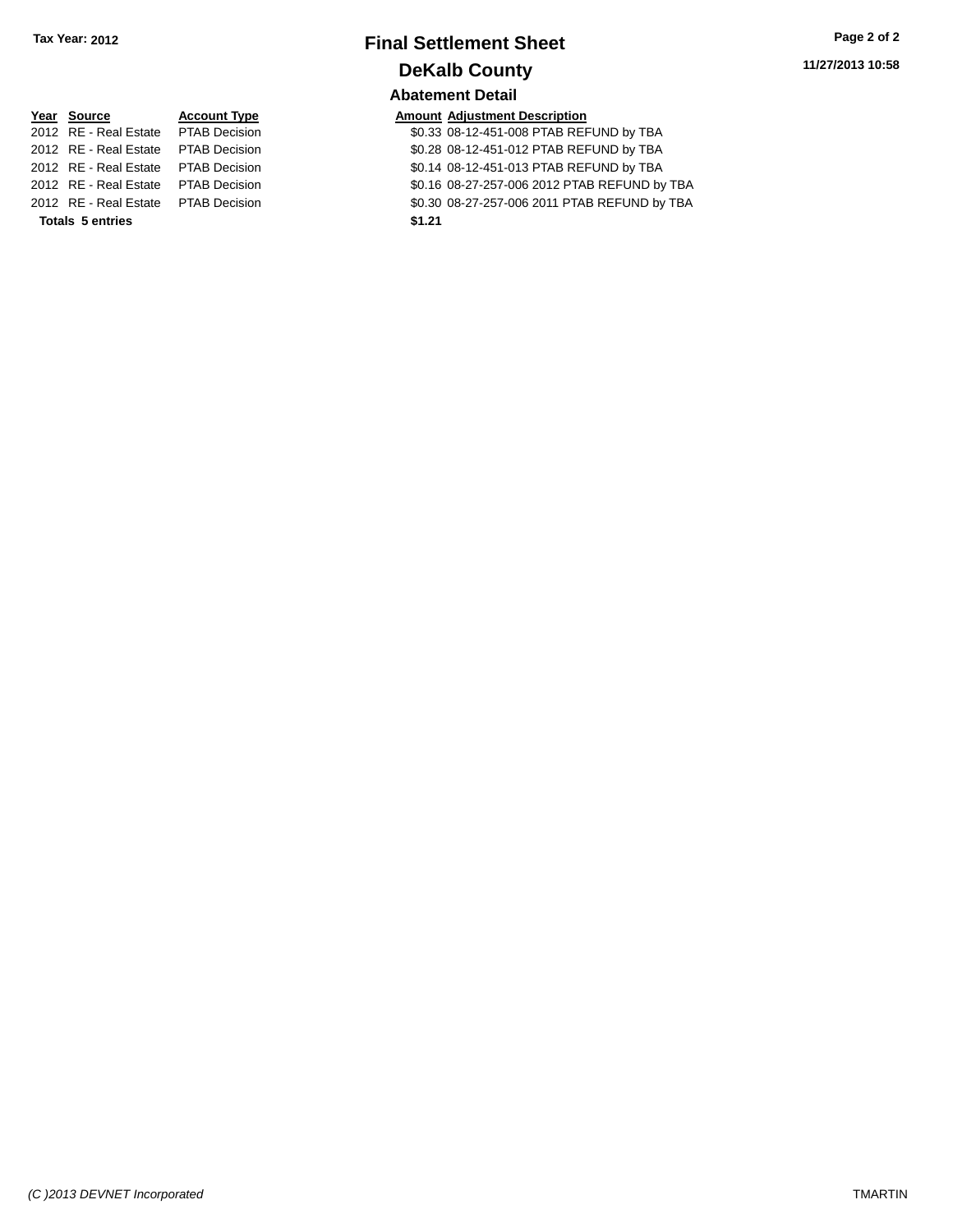**Tax Year: 2012**

# Final Settlement Sheet

## DeKalb County

### Abatement Detail

**11/27/2013 10:58**

| Year | Source | Account Type | Amount | Adjustment Description |
|---|---|---|---|---|
| 2012 | RE - Real Estate | PTAB Decision | $0.33 | 08-12-451-008 PTAB REFUND by TBA |
| 2012 | RE - Real Estate | PTAB Decision | $0.28 | 08-12-451-012 PTAB REFUND by TBA |
| 2012 | RE - Real Estate | PTAB Decision | $0.14 | 08-12-451-013 PTAB REFUND by TBA |
| 2012 | RE - Real Estate | PTAB Decision | $0.16 | 08-27-257-006 2012 PTAB REFUND by TBA |
| 2012 | RE - Real Estate | PTAB Decision | $0.30 | 08-27-257-006 2011 PTAB REFUND by TBA |
| **Totals** | **5 entries** | | **$1.21** | |

*(C )2013 DEVNET Incorporated* TMARTIN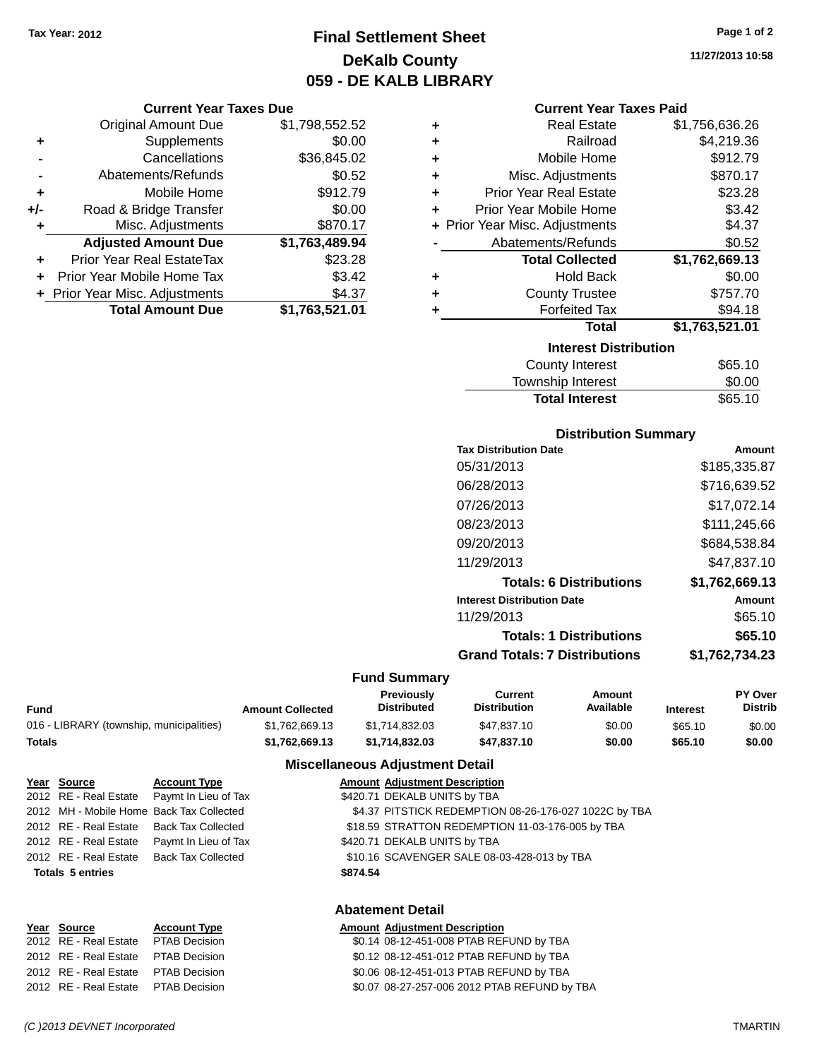Tax Year: 2012

# Final Settlement Sheet
## DeKalb County
## 059 - DE KALB LIBRARY

11/27/2013 10:58

### Current Year Taxes Due

| | | |
|---|---|---|
| | Original Amount Due | $1,798,552.52 |
| + | Supplements | $0.00 |
| - | Cancellations | $36,845.02 |
| - | Abatements/Refunds | $0.52 |
| + | Mobile Home | $912.79 |
| +/- | Road & Bridge Transfer | $0.00 |
| + | Misc. Adjustments | $870.17 |
| | **Adjusted Amount Due** | **$1,763,489.94** |
| + | Prior Year Real EstateTax | $23.28 |
| + | Prior Year Mobile Home Tax | $3.42 |
| + | Prior Year Misc. Adjustments | $4.37 |
| | **Total Amount Due** | **$1,763,521.01** |

### Current Year Taxes Paid

| | | |
|---|---|---|
| + | Real Estate | $1,756,636.26 |
| + | Railroad | $4,219.36 |
| + | Mobile Home | $912.79 |
| + | Misc. Adjustments | $870.17 |
| + | Prior Year Real Estate | $23.28 |
| + | Prior Year Mobile Home | $3.42 |
| + | Prior Year Misc. Adjustments | $4.37 |
| - | Abatements/Refunds | $0.52 |
| | **Total Collected** | **$1,762,669.13** |
| + | Hold Back | $0.00 |
| + | County Trustee | $757.70 |
| + | Forfeited Tax | $94.18 |
| | **Total** | **$1,763,521.01** |

### Interest Distribution

| | |
|---|---|
| County Interest | $65.10 |
| Township Interest | $0.00 |
| **Total Interest** | $65.10 |

### Distribution Summary

| Tax Distribution Date | Amount |
|---|---|
| 05/31/2013 | $185,335.87 |
| 06/28/2013 | $716,639.52 |
| 07/26/2013 | $17,072.14 |
| 08/23/2013 | $111,245.66 |
| 09/20/2013 | $684,538.84 |
| 11/29/2013 | $47,837.10 |
| **Totals: 6 Distributions** | **$1,762,669.13** |
| **Interest Distribution Date** | **Amount** |
| 11/29/2013 | $65.10 |
| **Totals: 1 Distributions** | **$65.10** |
| **Grand Totals: 7 Distributions** | **$1,762,734.23** |

### Fund Summary

| Fund | Amount Collected | Previously Distributed | Current Distribution | Amount Available | Interest | PY Over Distrib |
|---|---|---|---|---|---|---|
| 016 - LIBRARY (township, municipalities) | $1,762,669.13 | $1,714,832.03 | $47,837.10 | $0.00 | $65.10 | $0.00 |
| **Totals** | **$1,762,669.13** | **$1,714,832.03** | **$47,837.10** | **$0.00** | **$65.10** | **$0.00** |

### Miscellaneous Adjustment Detail

| Year | Source | Account Type | Amount | Adjustment Description |
|---|---|---|---|---|
| 2012 | RE - Real Estate | Paymt In Lieu of Tax | $420.71 | DEKALB UNITS by TBA |
| 2012 | MH - Mobile Home | Back Tax Collected | $4.37 | PITSTICK REDEMPTION 08-26-176-027 1022C by TBA |
| 2012 | RE - Real Estate | Back Tax Collected | $18.59 | STRATTON REDEMPTION 11-03-176-005 by TBA |
| 2012 | RE - Real Estate | Paymt In Lieu of Tax | $420.71 | DEKALB UNITS by TBA |
| 2012 | RE - Real Estate | Back Tax Collected | $10.16 | SCAVENGER SALE 08-03-428-013 by TBA |
| **Totals 5 entries** | | | **$874.54** | |

### Abatement Detail

| Year | Source | Account Type | Amount | Adjustment Description |
|---|---|---|---|---|
| 2012 | RE - Real Estate | PTAB Decision | $0.14 | 08-12-451-008 PTAB REFUND by TBA |
| 2012 | RE - Real Estate | PTAB Decision | $0.12 | 08-12-451-012 PTAB REFUND by TBA |
| 2012 | RE - Real Estate | PTAB Decision | $0.06 | 08-12-451-013 PTAB REFUND by TBA |
| 2012 | RE - Real Estate | PTAB Decision | $0.07 | 08-27-257-006 2012 PTAB REFUND by TBA |

(C )2013 DEVNET Incorporated TMARTIN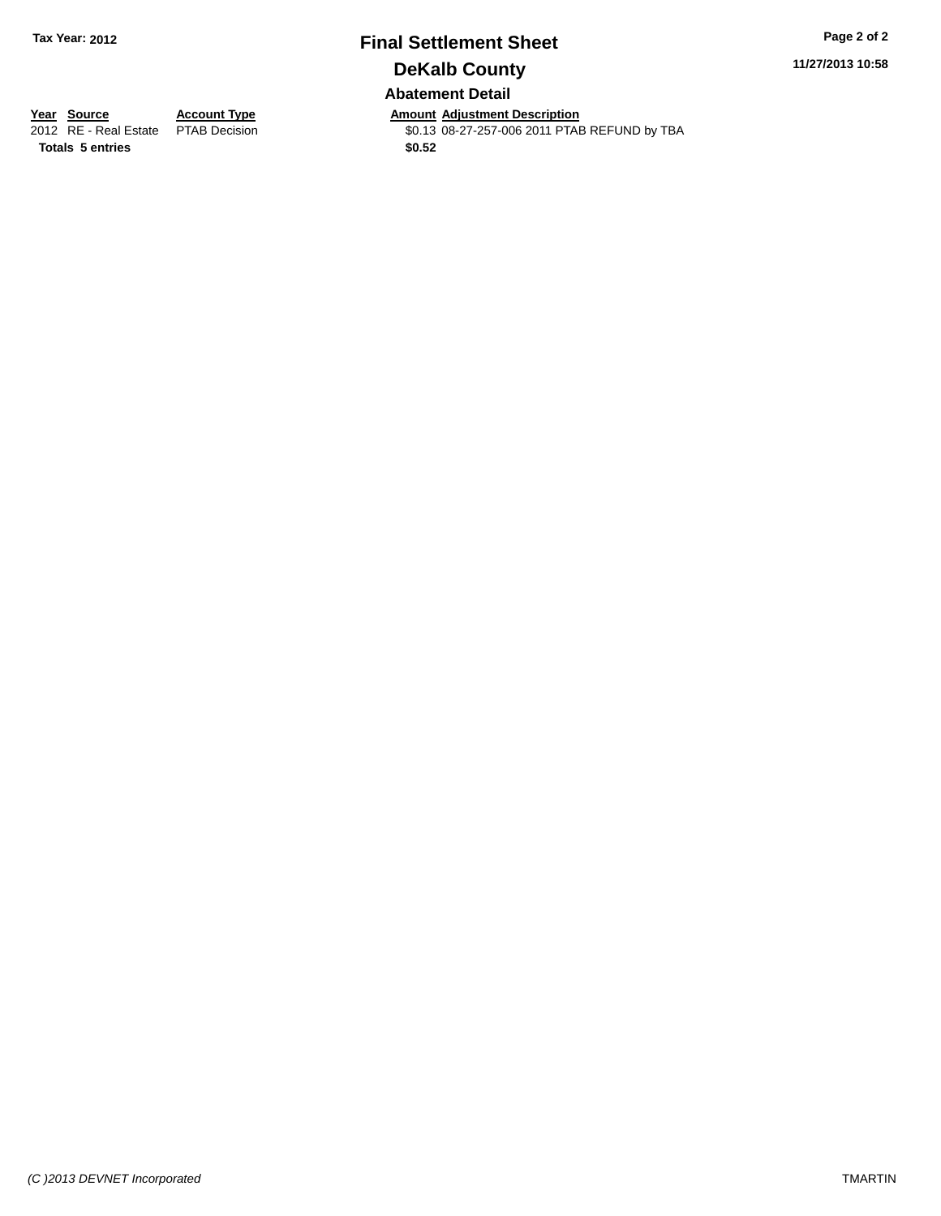**Tax Year: 2012**

# Final Settlement Sheet

## DeKalb County

### Abatement Detail

| Year | Source | Account Type | Amount | Adjustment Description |
|---|---|---|---|---|
| 2012 | RE - Real Estate | PTAB Decision | $0.13 | 08-27-257-006 2011 PTAB REFUND by TBA |
| **Totals** | **5 entries** | | **$0.52** | |

*(C )2013 DEVNET Incorporated*

TMARTIN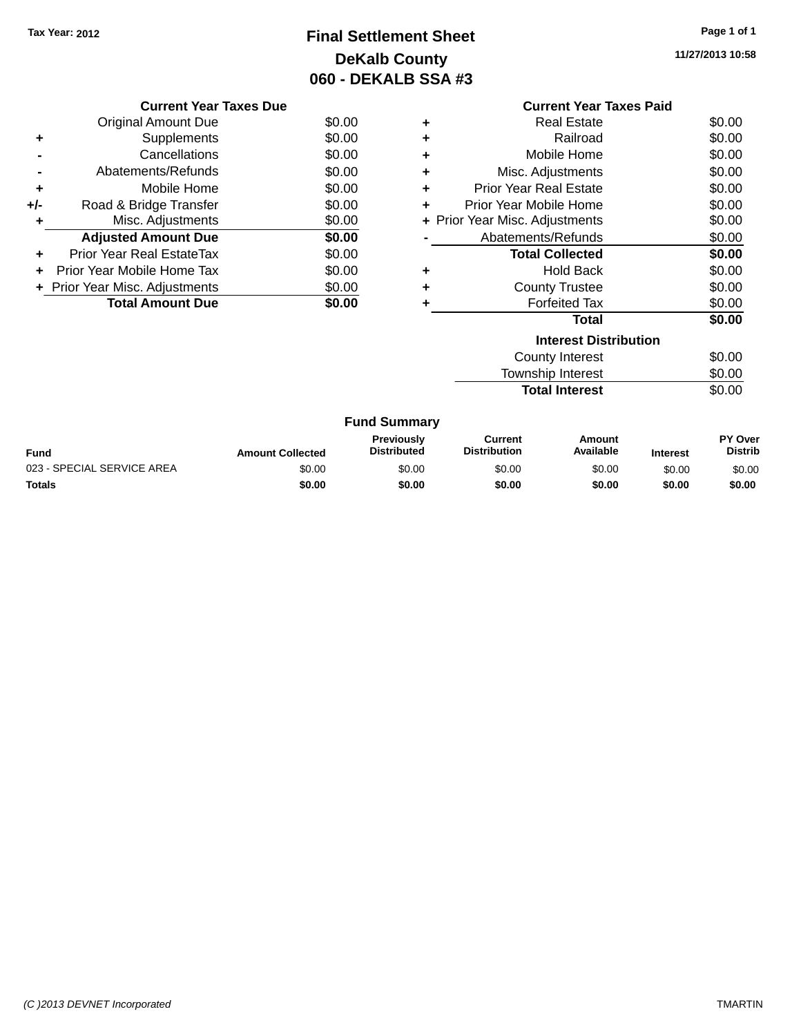Tax Year: 2012

# Final Settlement Sheet

## DeKalb County

## 060 - DEKALB SSA #3

11/27/2013 10:58

### Current Year Taxes Due

| | | |
|---|---|---|
| | Original Amount Due | $0.00 |
| + | Supplements | $0.00 |
| - | Cancellations | $0.00 |
| - | Abatements/Refunds | $0.00 |
| + | Mobile Home | $0.00 |
| +/- | Road & Bridge Transfer | $0.00 |
| + | Misc. Adjustments | $0.00 |
| | **Adjusted Amount Due** | **$0.00** |
| + | Prior Year Real EstateTax | $0.00 |
| + | Prior Year Mobile Home Tax | $0.00 |
| + | Prior Year Misc. Adjustments | $0.00 |
| | **Total Amount Due** | **$0.00** |

### Current Year Taxes Paid

| | | |
|---|---|---|
| + | Real Estate | $0.00 |
| + | Railroad | $0.00 |
| + | Mobile Home | $0.00 |
| + | Misc. Adjustments | $0.00 |
| + | Prior Year Real Estate | $0.00 |
| + | Prior Year Mobile Home | $0.00 |
| + | Prior Year Misc. Adjustments | $0.00 |
| - | Abatements/Refunds | $0.00 |
| | **Total Collected** | **$0.00** |
| + | Hold Back | $0.00 |
| + | County Trustee | $0.00 |
| + | Forfeited Tax | $0.00 |
| | **Total** | **$0.00** |

### Interest Distribution

| | |
|---|---|
| County Interest | $0.00 |
| Township Interest | $0.00 |
| **Total Interest** | $0.00 |

### Fund Summary

| Fund | Amount Collected | Previously Distributed | Current Distribution | Amount Available | Interest | PY Over Distrib |
|---|---|---|---|---|---|---|
| 023 - SPECIAL SERVICE AREA | $0.00 | $0.00 | $0.00 | $0.00 | $0.00 | $0.00 |
| **Totals** | **$0.00** | **$0.00** | **$0.00** | **$0.00** | **$0.00** | **$0.00** |

(C )2013 DEVNET Incorporated TMARTIN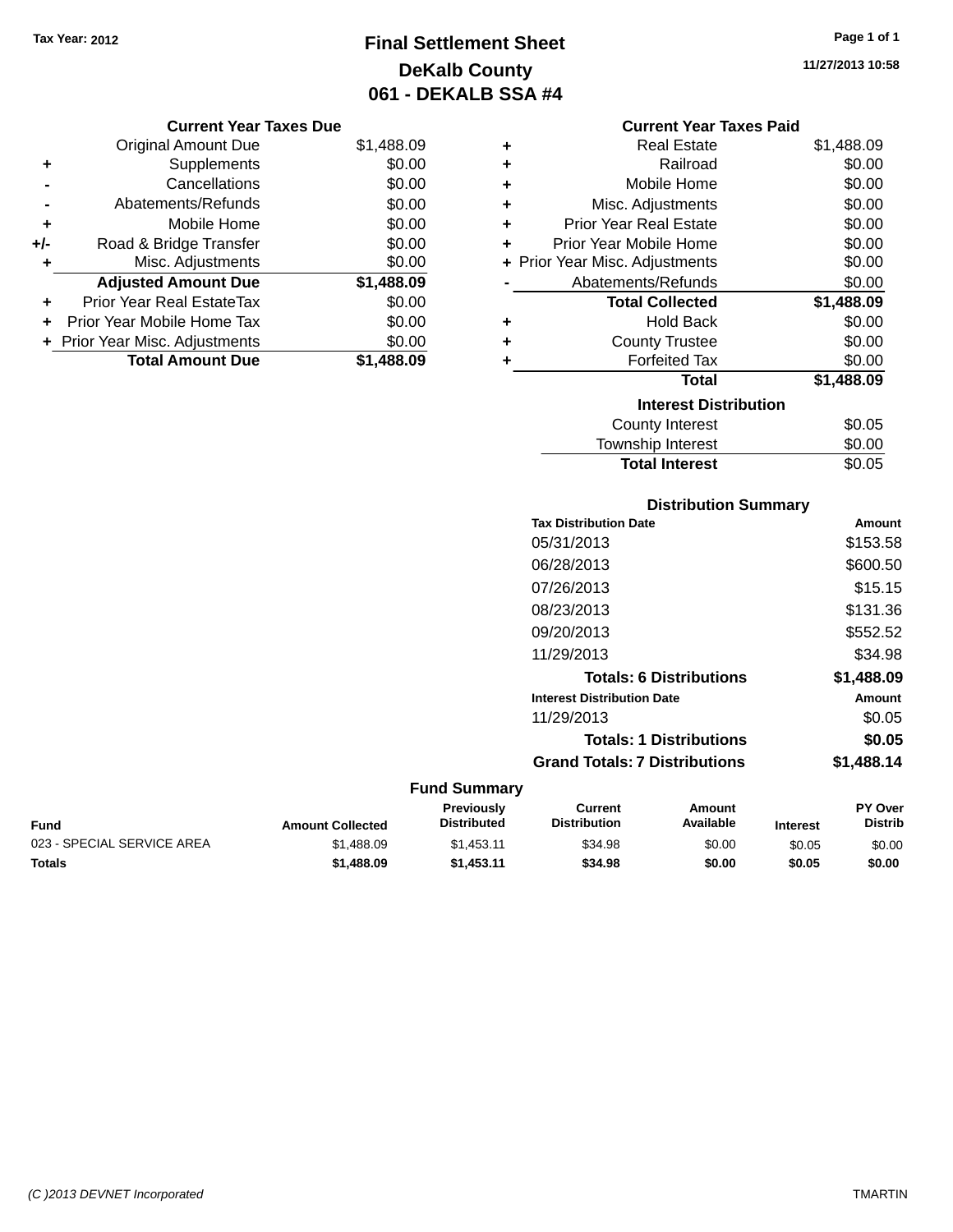Tax Year: 2012

# Final Settlement Sheet
## DeKalb County
## 061 - DEKALB SSA #4

11/27/2013 10:58

### Current Year Taxes Due

| | | |
|---|---|---|
| | Original Amount Due | $1,488.09 |
| + | Supplements | $0.00 |
| - | Cancellations | $0.00 |
| - | Abatements/Refunds | $0.00 |
| + | Mobile Home | $0.00 |
| +/- | Road & Bridge Transfer | $0.00 |
| + | Misc. Adjustments | $0.00 |
| | **Adjusted Amount Due** | **$1,488.09** |
| + | Prior Year Real EstateTax | $0.00 |
| + | Prior Year Mobile Home Tax | $0.00 |
| + | Prior Year Misc. Adjustments | $0.00 |
| | **Total Amount Due** | **$1,488.09** |

### Current Year Taxes Paid

| | | |
|---|---|---|
| + | Real Estate | $1,488.09 |
| + | Railroad | $0.00 |
| + | Mobile Home | $0.00 |
| + | Misc. Adjustments | $0.00 |
| + | Prior Year Real Estate | $0.00 |
| + | Prior Year Mobile Home | $0.00 |
| + | Prior Year Misc. Adjustments | $0.00 |
| - | Abatements/Refunds | $0.00 |
| | **Total Collected** | **$1,488.09** |
| + | Hold Back | $0.00 |
| + | County Trustee | $0.00 |
| + | Forfeited Tax | $0.00 |
| | **Total** | **$1,488.09** |

### Interest Distribution

| | |
|---|---|
| County Interest | $0.05 |
| Township Interest | $0.00 |
| **Total Interest** | $0.05 |

### Distribution Summary

| Tax Distribution Date | Amount |
|---|---|
| 05/31/2013 | $153.58 |
| 06/28/2013 | $600.50 |
| 07/26/2013 | $15.15 |
| 08/23/2013 | $131.36 |
| 09/20/2013 | $552.52 |
| 11/29/2013 | $34.98 |
| **Totals: 6 Distributions** | **$1,488.09** |

| Interest Distribution Date | Amount |
|---|---|
| 11/29/2013 | $0.05 |
| **Totals: 1 Distributions** | **$0.05** |
| **Grand Totals: 7 Distributions** | **$1,488.14** |

### Fund Summary

| Fund | Amount Collected | Previously Distributed | Current Distribution | Amount Available | Interest | PY Over Distrib |
|---|---|---|---|---|---|---|
| 023 - SPECIAL SERVICE AREA | $1,488.09 | $1,453.11 | $34.98 | $0.00 | $0.05 | $0.00 |
| **Totals** | **$1,488.09** | **$1,453.11** | **$34.98** | **$0.00** | **$0.05** | **$0.00** |

(C )2013 DEVNET Incorporated

TMARTIN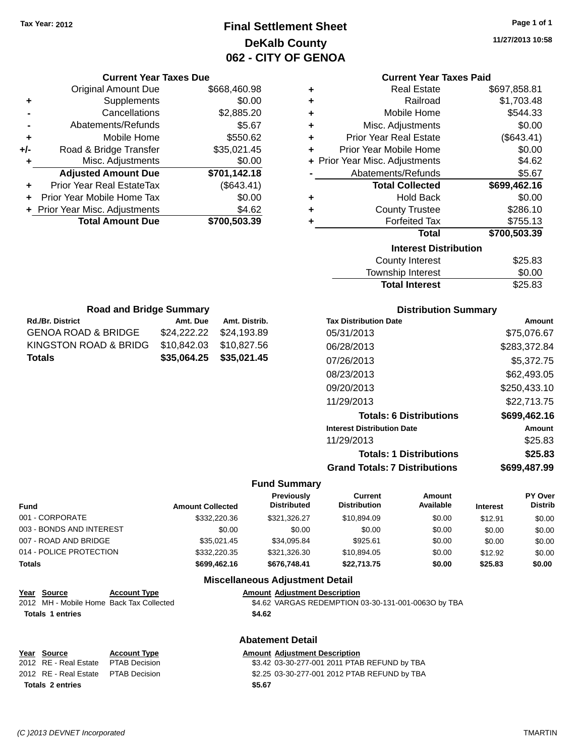Tax Year: 2012

# Final Settlement Sheet
## DeKalb County
## 062 - CITY OF GENOA

11/27/2013 10:58

### Current Year Taxes Due

| | | |
|---|---|---|
| | Original Amount Due | $668,460.98 |
| + | Supplements | $0.00 |
| - | Cancellations | $2,885.20 |
| - | Abatements/Refunds | $5.67 |
| + | Mobile Home | $550.62 |
| +/- | Road & Bridge Transfer | $35,021.45 |
| + | Misc. Adjustments | $0.00 |
| | **Adjusted Amount Due** | **$701,142.18** |
| + | Prior Year Real EstateTax | ($643.41) |
| + | Prior Year Mobile Home Tax | $0.00 |
| + | Prior Year Misc. Adjustments | $4.62 |
| | **Total Amount Due** | **$700,503.39** |

### Current Year Taxes Paid

| | | |
|---|---|---|
| + | Real Estate | $697,858.81 |
| + | Railroad | $1,703.48 |
| + | Mobile Home | $544.33 |
| + | Misc. Adjustments | $0.00 |
| + | Prior Year Real Estate | ($643.41) |
| + | Prior Year Mobile Home | $0.00 |
| + | Prior Year Misc. Adjustments | $4.62 |
| - | Abatements/Refunds | $5.67 |
| | **Total Collected** | **$699,462.16** |
| + | Hold Back | $0.00 |
| + | County Trustee | $286.10 |
| + | Forfeited Tax | $755.13 |
| | **Total** | **$700,503.39** |

### Interest Distribution

| | |
|---|---|
| County Interest | $25.83 |
| Township Interest | $0.00 |
| **Total Interest** | $25.83 |

### Road and Bridge Summary

| Rd./Br. District | Amt. Due | Amt. Distrib. |
|---|---|---|
| GENOA ROAD & BRIDGE | $24,222.22 | $24,193.89 |
| KINGSTON ROAD & BRIDG | $10,842.03 | $10,827.56 |
| **Totals** | **$35,064.25** | **$35,021.45** |

### Distribution Summary

| Tax Distribution Date | Amount |
|---|---|
| 05/31/2013 | $75,076.67 |
| 06/28/2013 | $283,372.84 |
| 07/26/2013 | $5,372.75 |
| 08/23/2013 | $62,493.05 |
| 09/20/2013 | $250,433.10 |
| 11/29/2013 | $22,713.75 |
| **Totals: 6 Distributions** | **$699,462.16** |
| **Interest Distribution Date** | **Amount** |
| 11/29/2013 | $25.83 |
| **Totals: 1 Distributions** | **$25.83** |
| **Grand Totals: 7 Distributions** | **$699,487.99** |

### Fund Summary

| Fund | Amount Collected | Previously Distributed | Current Distribution | Amount Available | Interest | PY Over Distrib |
|---|---|---|---|---|---|---|
| 001 - CORPORATE | $332,220.36 | $321,326.27 | $10,894.09 | $0.00 | $12.91 | $0.00 |
| 003 - BONDS AND INTEREST | $0.00 | $0.00 | $0.00 | $0.00 | $0.00 | $0.00 |
| 007 - ROAD AND BRIDGE | $35,021.45 | $34,095.84 | $925.61 | $0.00 | $0.00 | $0.00 |
| 014 - POLICE PROTECTION | $332,220.35 | $321,326.30 | $10,894.05 | $0.00 | $12.92 | $0.00 |
| **Totals** | **$699,462.16** | **$676,748.41** | **$22,713.75** | **$0.00** | **$25.83** | **$0.00** |

### Miscellaneous Adjustment Detail

| Year | Source | Account Type | Amount | Adjustment Description |
|---|---|---|---|---|
| 2012 | MH - Mobile Home | Back Tax Collected | $4.62 | VARGAS REDEMPTION 03-30-131-001-0063O by TBA |
| **Totals 1 entries** | | | **$4.62** | |

### Abatement Detail

| Year | Source | Account Type | Amount | Adjustment Description |
|---|---|---|---|---|
| 2012 | RE - Real Estate | PTAB Decision | $3.42 | 03-30-277-001 2011 PTAB REFUND by TBA |
| 2012 | RE - Real Estate | PTAB Decision | $2.25 | 03-30-277-001 2012 PTAB REFUND by TBA |
| **Totals 2 entries** | | | **$5.67** | |

(C )2013 DEVNET Incorporated — TMARTIN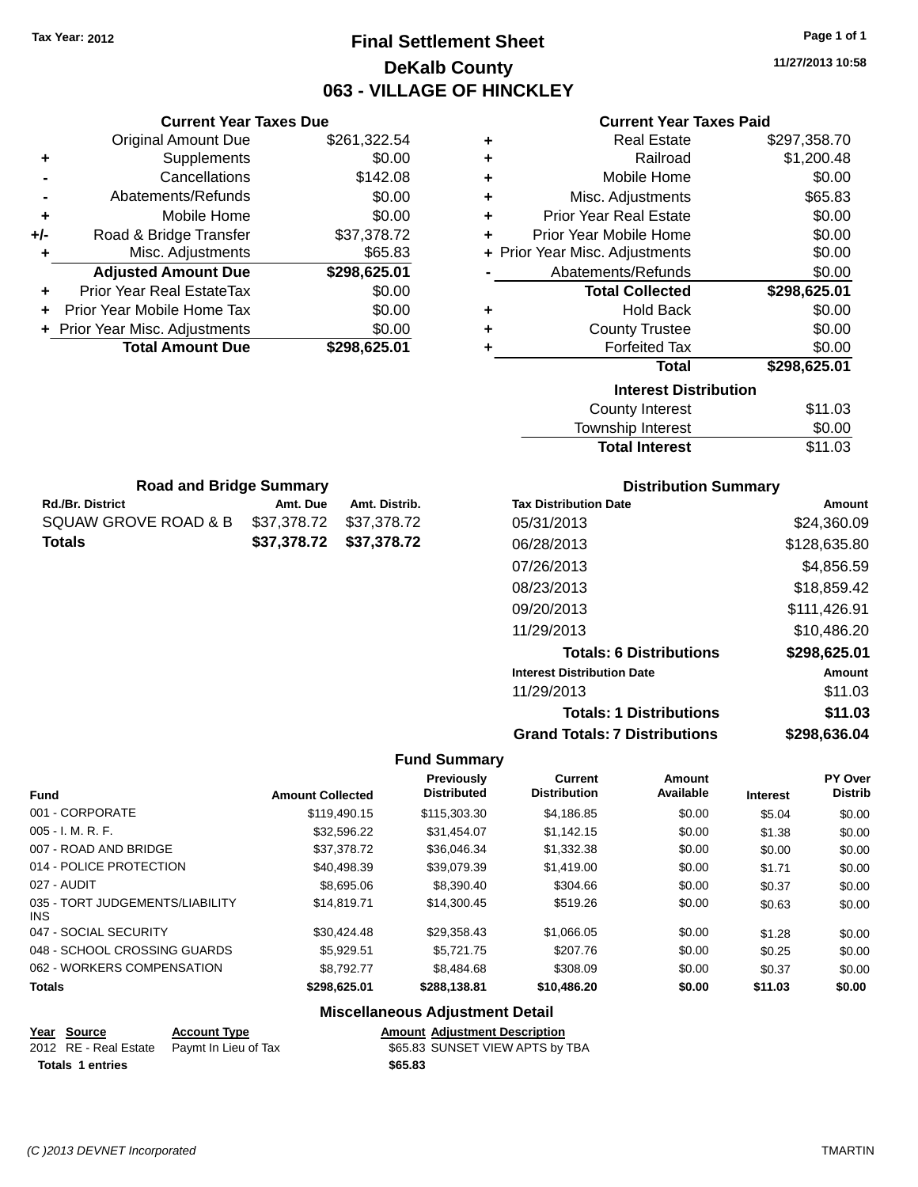Tax Year: 2012

# Final Settlement Sheet
## DeKalb County
## 063 - VILLAGE OF HINCKLEY

11/27/2013 10:58

### Current Year Taxes Due

| | | |
|---|---|---|
| | Original Amount Due | $261,322.54 |
| + | Supplements | $0.00 |
| - | Cancellations | $142.08 |
| - | Abatements/Refunds | $0.00 |
| + | Mobile Home | $0.00 |
| +/- | Road & Bridge Transfer | $37,378.72 |
| + | Misc. Adjustments | $65.83 |
| | **Adjusted Amount Due** | **$298,625.01** |
| + | Prior Year Real EstateTax | $0.00 |
| + | Prior Year Mobile Home Tax | $0.00 |
| + | Prior Year Misc. Adjustments | $0.00 |
| | **Total Amount Due** | **$298,625.01** |

### Current Year Taxes Paid

| | | |
|---|---|---|
| + | Real Estate | $297,358.70 |
| + | Railroad | $1,200.48 |
| + | Mobile Home | $0.00 |
| + | Misc. Adjustments | $65.83 |
| + | Prior Year Real Estate | $0.00 |
| + | Prior Year Mobile Home | $0.00 |
| + | Prior Year Misc. Adjustments | $0.00 |
| - | Abatements/Refunds | $0.00 |
| | **Total Collected** | **$298,625.01** |
| + | Hold Back | $0.00 |
| + | County Trustee | $0.00 |
| + | Forfeited Tax | $0.00 |
| | **Total** | **$298,625.01** |

### Interest Distribution

| | |
|---|---|
| County Interest | $11.03 |
| Township Interest | $0.00 |
| **Total Interest** | $11.03 |

### Road and Bridge Summary

| Rd./Br. District | Amt. Due | Amt. Distrib. |
|---|---|---|
| SQUAW GROVE ROAD & B | $37,378.72 | $37,378.72 |
| **Totals** | **$37,378.72** | **$37,378.72** |

### Distribution Summary

| Tax Distribution Date | Amount |
|---|---|
| 05/31/2013 | $24,360.09 |
| 06/28/2013 | $128,635.80 |
| 07/26/2013 | $4,856.59 |
| 08/23/2013 | $18,859.42 |
| 09/20/2013 | $111,426.91 |
| 11/29/2013 | $10,486.20 |
| **Totals: 6 Distributions** | **$298,625.01** |
| **Interest Distribution Date** | **Amount** |
| 11/29/2013 | $11.03 |
| **Totals: 1 Distributions** | **$11.03** |
| **Grand Totals: 7 Distributions** | **$298,636.04** |

### Fund Summary

| Fund | Amount Collected | Previously Distributed | Current Distribution | Amount Available | Interest | PY Over Distrib |
|---|---|---|---|---|---|---|
| 001 - CORPORATE | $119,490.15 | $115,303.30 | $4,186.85 | $0.00 | $5.04 | $0.00 |
| 005 - I. M. R. F. | $32,596.22 | $31,454.07 | $1,142.15 | $0.00 | $1.38 | $0.00 |
| 007 - ROAD AND BRIDGE | $37,378.72 | $36,046.34 | $1,332.38 | $0.00 | $0.00 | $0.00 |
| 014 - POLICE PROTECTION | $40,498.39 | $39,079.39 | $1,419.00 | $0.00 | $1.71 | $0.00 |
| 027 - AUDIT | $8,695.06 | $8,390.40 | $304.66 | $0.00 | $0.37 | $0.00 |
| 035 - TORT JUDGEMENTS/LIABILITY INS | $14,819.71 | $14,300.45 | $519.26 | $0.00 | $0.63 | $0.00 |
| 047 - SOCIAL SECURITY | $30,424.48 | $29,358.43 | $1,066.05 | $0.00 | $1.28 | $0.00 |
| 048 - SCHOOL CROSSING GUARDS | $5,929.51 | $5,721.75 | $207.76 | $0.00 | $0.25 | $0.00 |
| 062 - WORKERS COMPENSATION | $8,792.77 | $8,484.68 | $308.09 | $0.00 | $0.37 | $0.00 |
| **Totals** | **$298,625.01** | **$288,138.81** | **$10,486.20** | **$0.00** | **$11.03** | **$0.00** |

### Miscellaneous Adjustment Detail

| Year | Source | Account Type | Amount | Adjustment Description |
|---|---|---|---|---|
| 2012 | RE - Real Estate | Paymt In Lieu of Tax | $65.83 | SUNSET VIEW APTS by TBA |
| **Totals** | **1 entries** | | **$65.83** | |

(C )2013 DEVNET Incorporated TMARTIN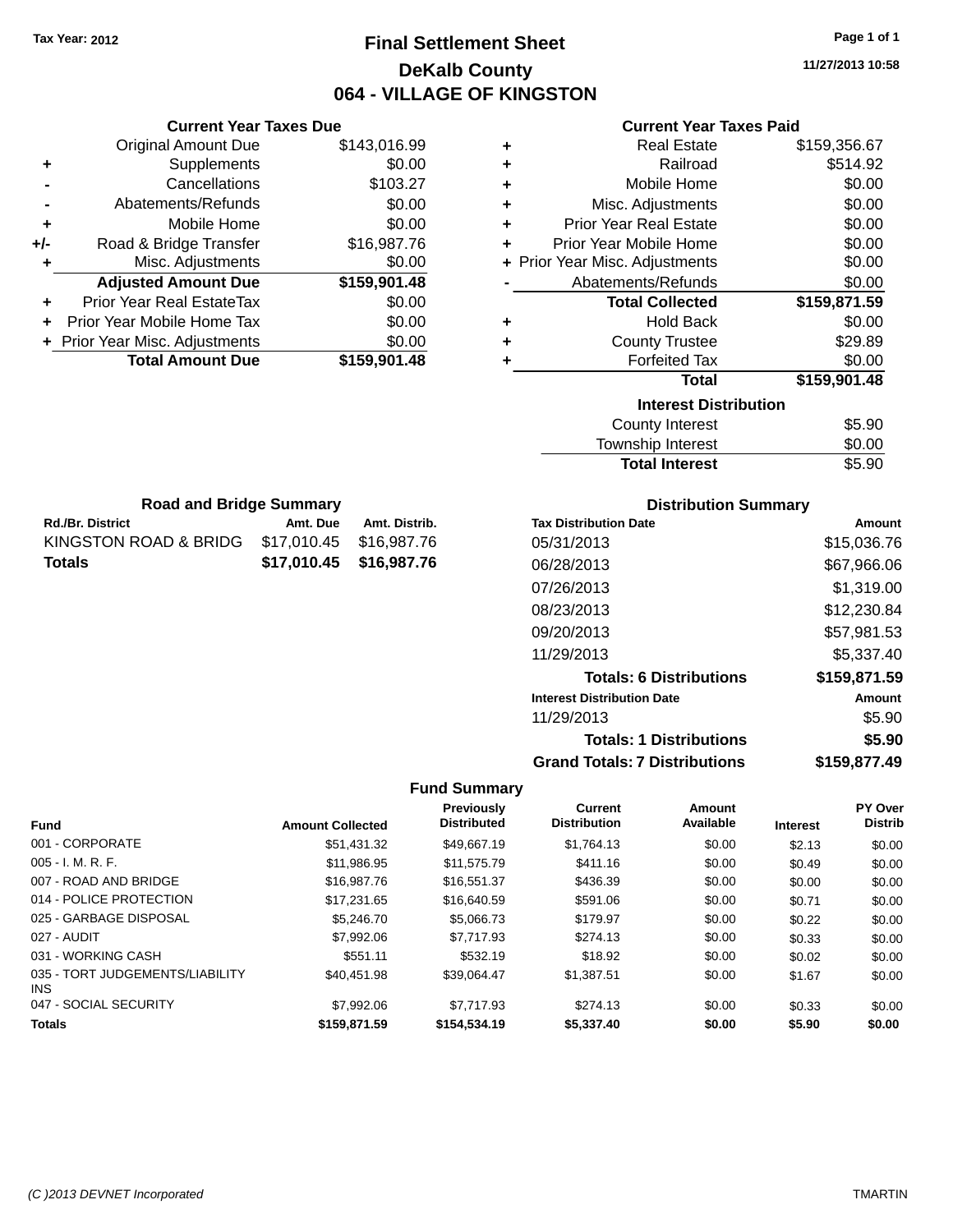Tax Year: 2012

# Final Settlement Sheet

## DeKalb County

## 064 - VILLAGE OF KINGSTON

11/27/2013 10:58

### Current Year Taxes Due

| | | |
|---|---|---|
| | Original Amount Due | $143,016.99 |
| + | Supplements | $0.00 |
| - | Cancellations | $103.27 |
| - | Abatements/Refunds | $0.00 |
| + | Mobile Home | $0.00 |
| +/- | Road & Bridge Transfer | $16,987.76 |
| + | Misc. Adjustments | $0.00 |
| | **Adjusted Amount Due** | **$159,901.48** |
| + | Prior Year Real EstateTax | $0.00 |
| + | Prior Year Mobile Home Tax | $0.00 |
| + | Prior Year Misc. Adjustments | $0.00 |
| | **Total Amount Due** | **$159,901.48** |

### Current Year Taxes Paid

| | | |
|---|---|---|
| + | Real Estate | $159,356.67 |
| + | Railroad | $514.92 |
| + | Mobile Home | $0.00 |
| + | Misc. Adjustments | $0.00 |
| + | Prior Year Real Estate | $0.00 |
| + | Prior Year Mobile Home | $0.00 |
| + | Prior Year Misc. Adjustments | $0.00 |
| - | Abatements/Refunds | $0.00 |
| | **Total Collected** | **$159,871.59** |
| + | Hold Back | $0.00 |
| + | County Trustee | $29.89 |
| + | Forfeited Tax | $0.00 |
| | **Total** | **$159,901.48** |

### Interest Distribution

| | |
|---|---|
| County Interest | $5.90 |
| Township Interest | $0.00 |
| **Total Interest** | $5.90 |

### Road and Bridge Summary

| Rd./Br. District | Amt. Due | Amt. Distrib. |
|---|---|---|
| KINGSTON ROAD & BRIDG | $17,010.45 | $16,987.76 |
| **Totals** | **$17,010.45** | **$16,987.76** |

### Distribution Summary

| Tax Distribution Date | Amount |
|---|---|
| 05/31/2013 | $15,036.76 |
| 06/28/2013 | $67,966.06 |
| 07/26/2013 | $1,319.00 |
| 08/23/2013 | $12,230.84 |
| 09/20/2013 | $57,981.53 |
| 11/29/2013 | $5,337.40 |
| **Totals: 6 Distributions** | **$159,871.59** |
| **Interest Distribution Date** | **Amount** |
| 11/29/2013 | $5.90 |
| **Totals: 1 Distributions** | **$5.90** |
| **Grand Totals: 7 Distributions** | **$159,877.49** |

### Fund Summary

| Fund | Amount Collected | Previously Distributed | Current Distribution | Amount Available | Interest | PY Over Distrib |
|---|---|---|---|---|---|---|
| 001 - CORPORATE | $51,431.32 | $49,667.19 | $1,764.13 | $0.00 | $2.13 | $0.00 |
| 005 - I. M. R. F. | $11,986.95 | $11,575.79 | $411.16 | $0.00 | $0.49 | $0.00 |
| 007 - ROAD AND BRIDGE | $16,987.76 | $16,551.37 | $436.39 | $0.00 | $0.00 | $0.00 |
| 014 - POLICE PROTECTION | $17,231.65 | $16,640.59 | $591.06 | $0.00 | $0.71 | $0.00 |
| 025 - GARBAGE DISPOSAL | $5,246.70 | $5,066.73 | $179.97 | $0.00 | $0.22 | $0.00 |
| 027 - AUDIT | $7,992.06 | $7,717.93 | $274.13 | $0.00 | $0.33 | $0.00 |
| 031 - WORKING CASH | $551.11 | $532.19 | $18.92 | $0.00 | $0.02 | $0.00 |
| 035 - TORT JUDGEMENTS/LIABILITY INS | $40,451.98 | $39,064.47 | $1,387.51 | $0.00 | $1.67 | $0.00 |
| 047 - SOCIAL SECURITY | $7,992.06 | $7,717.93 | $274.13 | $0.00 | $0.33 | $0.00 |
| **Totals** | **$159,871.59** | **$154,534.19** | **$5,337.40** | **$0.00** | **$5.90** | **$0.00** |

(C )2013 DEVNET Incorporated TMARTIN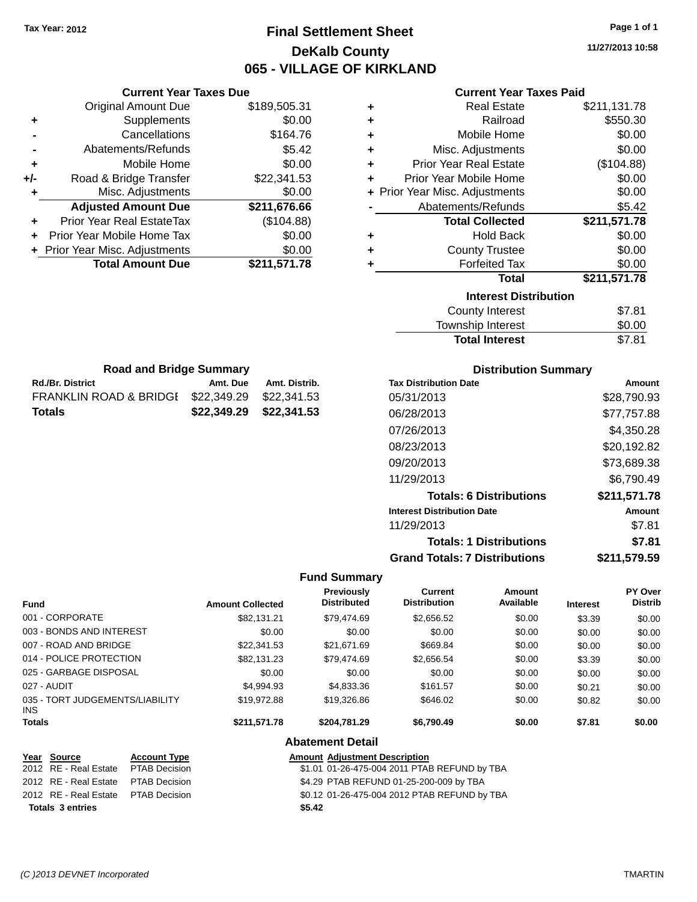Tax Year: 2012

# Final Settlement Sheet

## DeKalb County

## 065 - VILLAGE OF KIRKLAND

11/27/2013 10:58

### Current Year Taxes Due

| | | |
|---|---|---|
| | Original Amount Due | $189,505.31 |
| + | Supplements | $0.00 |
| - | Cancellations | $164.76 |
| - | Abatements/Refunds | $5.42 |
| + | Mobile Home | $0.00 |
| +/- | Road & Bridge Transfer | $22,341.53 |
| + | Misc. Adjustments | $0.00 |
| | **Adjusted Amount Due** | **$211,676.66** |
| + | Prior Year Real EstateTax | ($104.88) |
| + | Prior Year Mobile Home Tax | $0.00 |
| + | Prior Year Misc. Adjustments | $0.00 |
| | **Total Amount Due** | **$211,571.78** |

### Current Year Taxes Paid

| | | |
|---|---|---|
| + | Real Estate | $211,131.78 |
| + | Railroad | $550.30 |
| + | Mobile Home | $0.00 |
| + | Misc. Adjustments | $0.00 |
| + | Prior Year Real Estate | ($104.88) |
| + | Prior Year Mobile Home | $0.00 |
| + | Prior Year Misc. Adjustments | $0.00 |
| - | Abatements/Refunds | $5.42 |
| | **Total Collected** | **$211,571.78** |
| + | Hold Back | $0.00 |
| + | County Trustee | $0.00 |
| + | Forfeited Tax | $0.00 |
| | **Total** | **$211,571.78** |

### Interest Distribution

| | |
|---|---|
| County Interest | $7.81 |
| Township Interest | $0.00 |
| **Total Interest** | $7.81 |

### Road and Bridge Summary

| Rd./Br. District | Amt. Due | Amt. Distrib. |
|---|---|---|
| FRANKLIN ROAD & BRIDGE | $22,349.29 | $22,341.53 |
| **Totals** | **$22,349.29** | **$22,341.53** |

### Distribution Summary

| Tax Distribution Date | Amount |
|---|---|
| 05/31/2013 | $28,790.93 |
| 06/28/2013 | $77,757.88 |
| 07/26/2013 | $4,350.28 |
| 08/23/2013 | $20,192.82 |
| 09/20/2013 | $73,689.38 |
| 11/29/2013 | $6,790.49 |
| **Totals: 6 Distributions** | **$211,571.78** |
| **Interest Distribution Date** | **Amount** |
| 11/29/2013 | $7.81 |
| **Totals: 1 Distributions** | **$7.81** |
| **Grand Totals: 7 Distributions** | **$211,579.59** |

### Fund Summary

| Fund | Amount Collected | Previously Distributed | Current Distribution | Amount Available | Interest | PY Over Distrib |
|---|---|---|---|---|---|---|
| 001 - CORPORATE | $82,131.21 | $79,474.69 | $2,656.52 | $0.00 | $3.39 | $0.00 |
| 003 - BONDS AND INTEREST | $0.00 | $0.00 | $0.00 | $0.00 | $0.00 | $0.00 |
| 007 - ROAD AND BRIDGE | $22,341.53 | $21,671.69 | $669.84 | $0.00 | $0.00 | $0.00 |
| 014 - POLICE PROTECTION | $82,131.23 | $79,474.69 | $2,656.54 | $0.00 | $3.39 | $0.00 |
| 025 - GARBAGE DISPOSAL | $0.00 | $0.00 | $0.00 | $0.00 | $0.00 | $0.00 |
| 027 - AUDIT | $4,994.93 | $4,833.36 | $161.57 | $0.00 | $0.21 | $0.00 |
| 035 - TORT JUDGEMENTS/LIABILITY INS | $19,972.88 | $19,326.86 | $646.02 | $0.00 | $0.82 | $0.00 |
| **Totals** | **$211,571.78** | **$204,781.29** | **$6,790.49** | **$0.00** | **$7.81** | **$0.00** |

### Abatement Detail

| Year | Source | Account Type | Amount | Adjustment Description |
|---|---|---|---|---|
| 2012 | RE - Real Estate | PTAB Decision | $1.01 | 01-26-475-004 2011 PTAB REFUND by TBA |
| 2012 | RE - Real Estate | PTAB Decision | $4.29 | PTAB REFUND 01-25-200-009 by TBA |
| 2012 | RE - Real Estate | PTAB Decision | $0.12 | 01-26-475-004 2012 PTAB REFUND by TBA |
| **Totals 3 entries** | | | **$5.42** | |

(C )2013 DEVNET Incorporated TMARTIN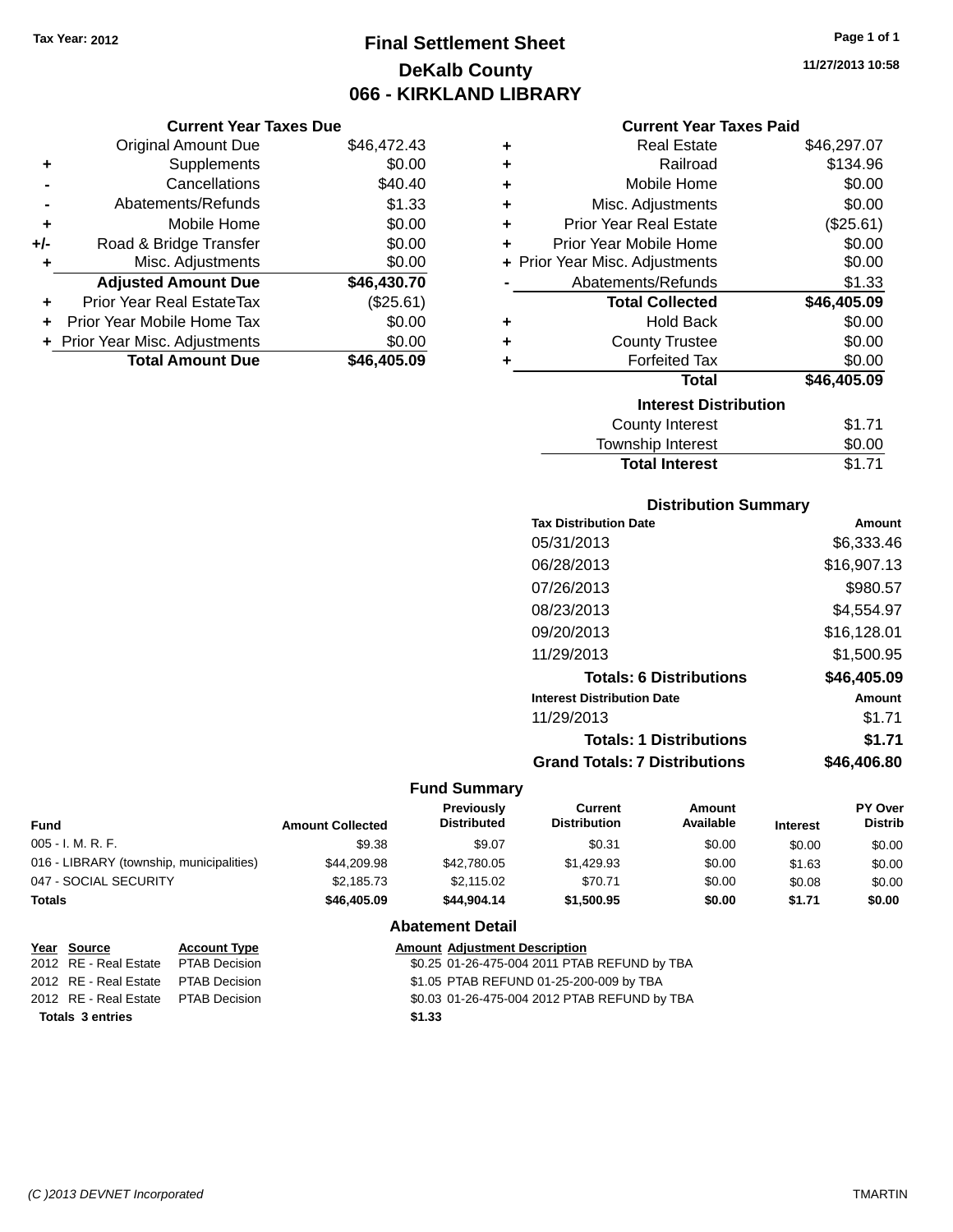Tax Year: 2012

# Final Settlement Sheet
## DeKalb County
## 066 - KIRKLAND LIBRARY

11/27/2013 10:58

### Current Year Taxes Due

| | | |
|---|---|---|
| | Original Amount Due | $46,472.43 |
| + | Supplements | $0.00 |
| - | Cancellations | $40.40 |
| - | Abatements/Refunds | $1.33 |
| + | Mobile Home | $0.00 |
| +/- | Road & Bridge Transfer | $0.00 |
| + | Misc. Adjustments | $0.00 |
| | **Adjusted Amount Due** | **$46,430.70** |
| + | Prior Year Real EstateTax | ($25.61) |
| + | Prior Year Mobile Home Tax | $0.00 |
| + | Prior Year Misc. Adjustments | $0.00 |
| | **Total Amount Due** | **$46,405.09** |

### Current Year Taxes Paid

| | | |
|---|---|---|
| + | Real Estate | $46,297.07 |
| + | Railroad | $134.96 |
| + | Mobile Home | $0.00 |
| + | Misc. Adjustments | $0.00 |
| + | Prior Year Real Estate | ($25.61) |
| + | Prior Year Mobile Home | $0.00 |
| + | Prior Year Misc. Adjustments | $0.00 |
| - | Abatements/Refunds | $1.33 |
| | **Total Collected** | **$46,405.09** |
| + | Hold Back | $0.00 |
| + | County Trustee | $0.00 |
| + | Forfeited Tax | $0.00 |
| | **Total** | **$46,405.09** |

### Interest Distribution

| | |
|---|---|
| County Interest | $1.71 |
| Township Interest | $0.00 |
| **Total Interest** | $1.71 |

### Distribution Summary

| Tax Distribution Date | Amount |
|---|---|
| 05/31/2013 | $6,333.46 |
| 06/28/2013 | $16,907.13 |
| 07/26/2013 | $980.57 |
| 08/23/2013 | $4,554.97 |
| 09/20/2013 | $16,128.01 |
| 11/29/2013 | $1,500.95 |
| **Totals: 6 Distributions** | **$46,405.09** |
| **Interest Distribution Date** | **Amount** |
| 11/29/2013 | $1.71 |
| **Totals: 1 Distributions** | **$1.71** |
| **Grand Totals: 7 Distributions** | **$46,406.80** |

### Fund Summary

| Fund | Amount Collected | Previously Distributed | Current Distribution | Amount Available | Interest | PY Over Distrib |
|---|---|---|---|---|---|---|
| 005 - I. M. R. F. | $9.38 | $9.07 | $0.31 | $0.00 | $0.00 | $0.00 |
| 016 - LIBRARY (township, municipalities) | $44,209.98 | $42,780.05 | $1,429.93 | $0.00 | $1.63 | $0.00 |
| 047 - SOCIAL SECURITY | $2,185.73 | $2,115.02 | $70.71 | $0.00 | $0.08 | $0.00 |
| **Totals** | **$46,405.09** | **$44,904.14** | **$1,500.95** | **$0.00** | **$1.71** | **$0.00** |

### Abatement Detail

| Year | Source | Account Type | Amount | Adjustment Description |
|---|---|---|---|---|
| 2012 | RE - Real Estate | PTAB Decision | $0.25 | 01-26-475-004 2011 PTAB REFUND by TBA |
| 2012 | RE - Real Estate | PTAB Decision | $1.05 | PTAB REFUND 01-25-200-009 by TBA |
| 2012 | RE - Real Estate | PTAB Decision | $0.03 | 01-26-475-004 2012 PTAB REFUND by TBA |
| **Totals 3 entries** | | | **$1.33** | |

(C )2013 DEVNET Incorporated — TMARTIN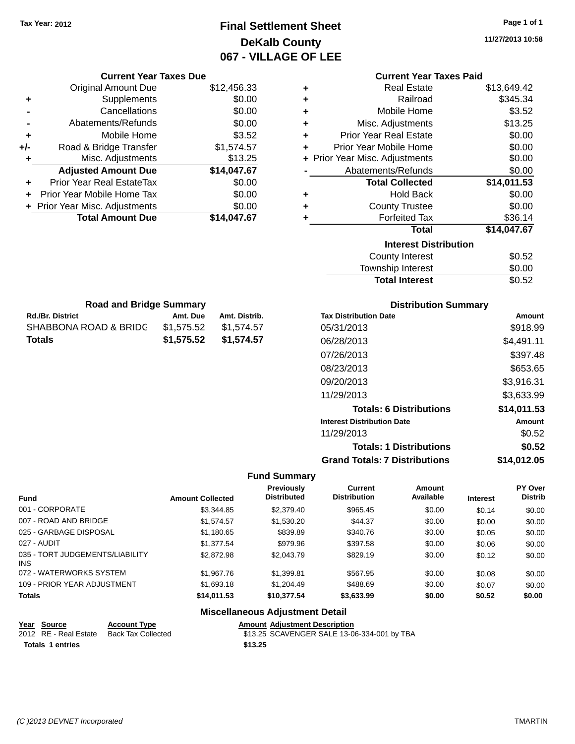Tax Year: 2012

# Final Settlement Sheet
## DeKalb County
## 067 - VILLAGE OF LEE

11/27/2013 10:58

### Current Year Taxes Due

| | | |
|---|---|---|
| | Original Amount Due | $12,456.33 |
| + | Supplements | $0.00 |
| - | Cancellations | $0.00 |
| - | Abatements/Refunds | $0.00 |
| + | Mobile Home | $3.52 |
| +/- | Road & Bridge Transfer | $1,574.57 |
| + | Misc. Adjustments | $13.25 |
| | **Adjusted Amount Due** | **$14,047.67** |
| + | Prior Year Real EstateTax | $0.00 |
| + | Prior Year Mobile Home Tax | $0.00 |
| + | Prior Year Misc. Adjustments | $0.00 |
| | **Total Amount Due** | **$14,047.67** |

### Current Year Taxes Paid

| | | |
|---|---|---|
| + | Real Estate | $13,649.42 |
| + | Railroad | $345.34 |
| + | Mobile Home | $3.52 |
| + | Misc. Adjustments | $13.25 |
| + | Prior Year Real Estate | $0.00 |
| + | Prior Year Mobile Home | $0.00 |
| + | Prior Year Misc. Adjustments | $0.00 |
| - | Abatements/Refunds | $0.00 |
| | **Total Collected** | **$14,011.53** |
| + | Hold Back | $0.00 |
| + | County Trustee | $0.00 |
| + | Forfeited Tax | $36.14 |
| | **Total** | **$14,047.67** |

### Interest Distribution

| | |
|---|---|
| County Interest | $0.52 |
| Township Interest | $0.00 |
| **Total Interest** | $0.52 |

### Road and Bridge Summary

| Rd./Br. District | Amt. Due | Amt. Distrib. |
|---|---|---|
| SHABBONA ROAD & BRIDG | $1,575.52 | $1,574.57 |
| **Totals** | **$1,575.52** | **$1,574.57** |

### Distribution Summary

| Tax Distribution Date | Amount |
|---|---|
| 05/31/2013 | $918.99 |
| 06/28/2013 | $4,491.11 |
| 07/26/2013 | $397.48 |
| 08/23/2013 | $653.65 |
| 09/20/2013 | $3,916.31 |
| 11/29/2013 | $3,633.99 |
| **Totals: 6 Distributions** | **$14,011.53** |
| **Interest Distribution Date** | **Amount** |
| 11/29/2013 | $0.52 |
| **Totals: 1 Distributions** | **$0.52** |
| **Grand Totals: 7 Distributions** | **$14,012.05** |

### Fund Summary

| Fund | Amount Collected | Previously Distributed | Current Distribution | Amount Available | Interest | PY Over Distrib |
|---|---|---|---|---|---|---|
| 001 - CORPORATE | $3,344.85 | $2,379.40 | $965.45 | $0.00 | $0.14 | $0.00 |
| 007 - ROAD AND BRIDGE | $1,574.57 | $1,530.20 | $44.37 | $0.00 | $0.00 | $0.00 |
| 025 - GARBAGE DISPOSAL | $1,180.65 | $839.89 | $340.76 | $0.00 | $0.05 | $0.00 |
| 027 - AUDIT | $1,377.54 | $979.96 | $397.58 | $0.00 | $0.06 | $0.00 |
| 035 - TORT JUDGEMENTS/LIABILITY INS | $2,872.98 | $2,043.79 | $829.19 | $0.00 | $0.12 | $0.00 |
| 072 - WATERWORKS SYSTEM | $1,967.76 | $1,399.81 | $567.95 | $0.00 | $0.08 | $0.00 |
| 109 - PRIOR YEAR ADJUSTMENT | $1,693.18 | $1,204.49 | $488.69 | $0.00 | $0.07 | $0.00 |
| **Totals** | **$14,011.53** | **$10,377.54** | **$3,633.99** | **$0.00** | **$0.52** | **$0.00** |

### Miscellaneous Adjustment Detail

| Year | Source | Account Type | Amount | Adjustment Description |
|---|---|---|---|---|
| 2012 | RE - Real Estate | Back Tax Collected | $13.25 | SCAVENGER SALE 13-06-334-001 by TBA |
| **Totals** | **1 entries** | | **$13.25** | |

(C )2013 DEVNET Incorporated TMARTIN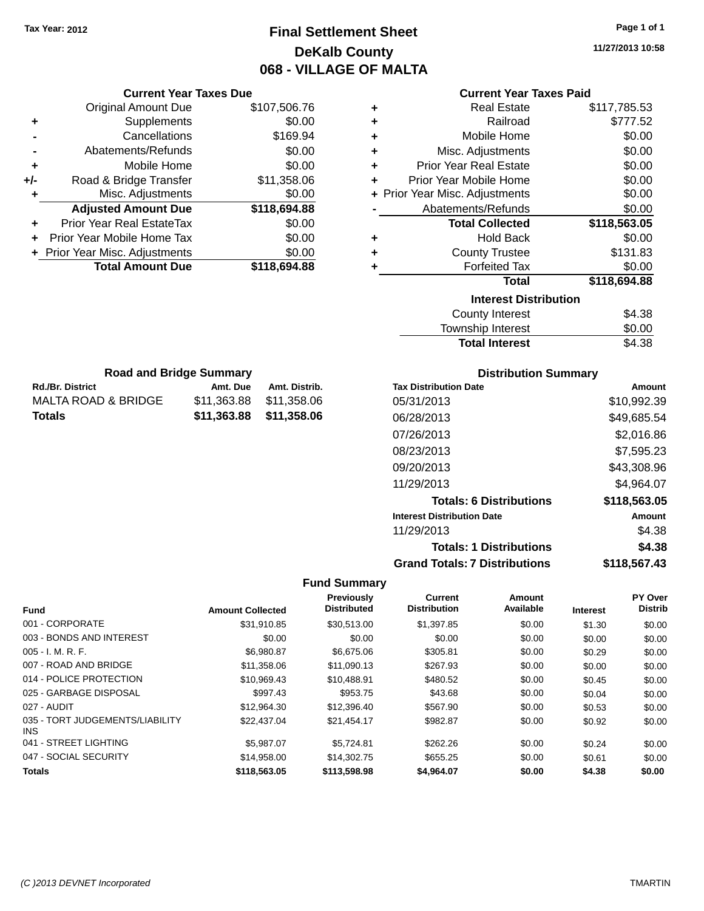Tax Year: 2012

# Final Settlement Sheet

## DeKalb County

## 068 - VILLAGE OF MALTA

11/27/2013 10:58

### Current Year Taxes Due

| | | |
|---|---|---|
| | Original Amount Due | $107,506.76 |
| + | Supplements | $0.00 |
| - | Cancellations | $169.94 |
| - | Abatements/Refunds | $0.00 |
| + | Mobile Home | $0.00 |
| +/- | Road & Bridge Transfer | $11,358.06 |
| + | Misc. Adjustments | $0.00 |
| | **Adjusted Amount Due** | **$118,694.88** |
| + | Prior Year Real EstateTax | $0.00 |
| + | Prior Year Mobile Home Tax | $0.00 |
| + | Prior Year Misc. Adjustments | $0.00 |
| | **Total Amount Due** | **$118,694.88** |

### Current Year Taxes Paid

| | | |
|---|---|---|
| + | Real Estate | $117,785.53 |
| + | Railroad | $777.52 |
| + | Mobile Home | $0.00 |
| + | Misc. Adjustments | $0.00 |
| + | Prior Year Real Estate | $0.00 |
| + | Prior Year Mobile Home | $0.00 |
| + | Prior Year Misc. Adjustments | $0.00 |
| - | Abatements/Refunds | $0.00 |
| | **Total Collected** | **$118,563.05** |
| + | Hold Back | $0.00 |
| + | County Trustee | $131.83 |
| + | Forfeited Tax | $0.00 |
| | **Total** | **$118,694.88** |

### Interest Distribution

| | |
|---|---|
| County Interest | $4.38 |
| Township Interest | $0.00 |
| **Total Interest** | $4.38 |

### Road and Bridge Summary

| Rd./Br. District | Amt. Due | Amt. Distrib. |
|---|---|---|
| MALTA ROAD & BRIDGE | $11,363.88 | $11,358.06 |
| **Totals** | **$11,363.88** | **$11,358.06** |

### Distribution Summary

| Tax Distribution Date | Amount |
|---|---|
| 05/31/2013 | $10,992.39 |
| 06/28/2013 | $49,685.54 |
| 07/26/2013 | $2,016.86 |
| 08/23/2013 | $7,595.23 |
| 09/20/2013 | $43,308.96 |
| 11/29/2013 | $4,964.07 |
| **Totals: 6 Distributions** | **$118,563.05** |
| **Interest Distribution Date** | **Amount** |
| 11/29/2013 | $4.38 |
| **Totals: 1 Distributions** | **$4.38** |
| **Grand Totals: 7 Distributions** | **$118,567.43** |

### Fund Summary

| Fund | Amount Collected | Previously Distributed | Current Distribution | Amount Available | Interest | PY Over Distrib |
|---|---|---|---|---|---|---|
| 001 - CORPORATE | $31,910.85 | $30,513.00 | $1,397.85 | $0.00 | $1.30 | $0.00 |
| 003 - BONDS AND INTEREST | $0.00 | $0.00 | $0.00 | $0.00 | $0.00 | $0.00 |
| 005 - I. M. R. F. | $6,980.87 | $6,675.06 | $305.81 | $0.00 | $0.29 | $0.00 |
| 007 - ROAD AND BRIDGE | $11,358.06 | $11,090.13 | $267.93 | $0.00 | $0.00 | $0.00 |
| 014 - POLICE PROTECTION | $10,969.43 | $10,488.91 | $480.52 | $0.00 | $0.45 | $0.00 |
| 025 - GARBAGE DISPOSAL | $997.43 | $953.75 | $43.68 | $0.00 | $0.04 | $0.00 |
| 027 - AUDIT | $12,964.30 | $12,396.40 | $567.90 | $0.00 | $0.53 | $0.00 |
| 035 - TORT JUDGEMENTS/LIABILITY INS | $22,437.04 | $21,454.17 | $982.87 | $0.00 | $0.92 | $0.00 |
| 041 - STREET LIGHTING | $5,987.07 | $5,724.81 | $262.26 | $0.00 | $0.24 | $0.00 |
| 047 - SOCIAL SECURITY | $14,958.00 | $14,302.75 | $655.25 | $0.00 | $0.61 | $0.00 |
| **Totals** | **$118,563.05** | **$113,598.98** | **$4,964.07** | **$0.00** | **$4.38** | **$0.00** |

(C )2013 DEVNET Incorporated TMARTIN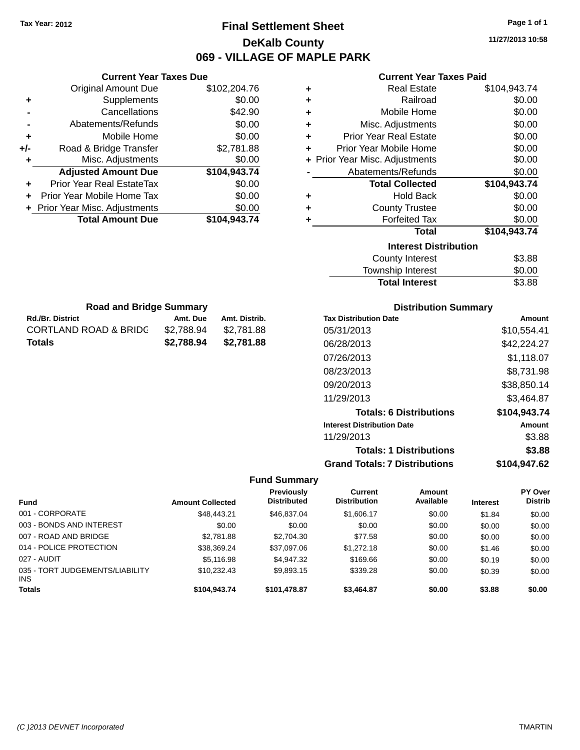Tax Year: 2012

# Final Settlement Sheet

## DeKalb County

## 069 - VILLAGE OF MAPLE PARK

11/27/2013 10:58

### Current Year Taxes Due

| | | |
|---|---|---|
| | Original Amount Due | $102,204.76 |
| + | Supplements | $0.00 |
| - | Cancellations | $42.90 |
| - | Abatements/Refunds | $0.00 |
| + | Mobile Home | $0.00 |
| +/- | Road & Bridge Transfer | $2,781.88 |
| + | Misc. Adjustments | $0.00 |
| | **Adjusted Amount Due** | **$104,943.74** |
| + | Prior Year Real EstateTax | $0.00 |
| + | Prior Year Mobile Home Tax | $0.00 |
| + | Prior Year Misc. Adjustments | $0.00 |
| | **Total Amount Due** | **$104,943.74** |

### Current Year Taxes Paid

| | | |
|---|---|---|
| + | Real Estate | $104,943.74 |
| + | Railroad | $0.00 |
| + | Mobile Home | $0.00 |
| + | Misc. Adjustments | $0.00 |
| + | Prior Year Real Estate | $0.00 |
| + | Prior Year Mobile Home | $0.00 |
| + | Prior Year Misc. Adjustments | $0.00 |
| - | Abatements/Refunds | $0.00 |
| | **Total Collected** | **$104,943.74** |
| + | Hold Back | $0.00 |
| + | County Trustee | $0.00 |
| + | Forfeited Tax | $0.00 |
| | **Total** | **$104,943.74** |

### Interest Distribution

| | |
|---|---|
| County Interest | $3.88 |
| Township Interest | $0.00 |
| **Total Interest** | $3.88 |

### Road and Bridge Summary

| Rd./Br. District | Amt. Due | Amt. Distrib. |
|---|---|---|
| CORTLAND ROAD & BRIDG | $2,788.94 | $2,781.88 |
| **Totals** | **$2,788.94** | **$2,781.88** |

### Distribution Summary

| Tax Distribution Date | Amount |
|---|---|
| 05/31/2013 | $10,554.41 |
| 06/28/2013 | $42,224.27 |
| 07/26/2013 | $1,118.07 |
| 08/23/2013 | $8,731.98 |
| 09/20/2013 | $38,850.14 |
| 11/29/2013 | $3,464.87 |
| **Totals: 6 Distributions** | **$104,943.74** |
| **Interest Distribution Date** | **Amount** |
| 11/29/2013 | $3.88 |
| **Totals: 1 Distributions** | **$3.88** |
| **Grand Totals: 7 Distributions** | **$104,947.62** |

### Fund Summary

| Fund | Amount Collected | Previously Distributed | Current Distribution | Amount Available | Interest | PY Over Distrib |
|---|---|---|---|---|---|---|
| 001 - CORPORATE | $48,443.21 | $46,837.04 | $1,606.17 | $0.00 | $1.84 | $0.00 |
| 003 - BONDS AND INTEREST | $0.00 | $0.00 | $0.00 | $0.00 | $0.00 | $0.00 |
| 007 - ROAD AND BRIDGE | $2,781.88 | $2,704.30 | $77.58 | $0.00 | $0.00 | $0.00 |
| 014 - POLICE PROTECTION | $38,369.24 | $37,097.06 | $1,272.18 | $0.00 | $1.46 | $0.00 |
| 027 - AUDIT | $5,116.98 | $4,947.32 | $169.66 | $0.00 | $0.19 | $0.00 |
| 035 - TORT JUDGEMENTS/LIABILITY INS | $10,232.43 | $9,893.15 | $339.28 | $0.00 | $0.39 | $0.00 |
| **Totals** | **$104,943.74** | **$101,478.87** | **$3,464.87** | **$0.00** | **$3.88** | **$0.00** |

(C )2013 DEVNET Incorporated TMARTIN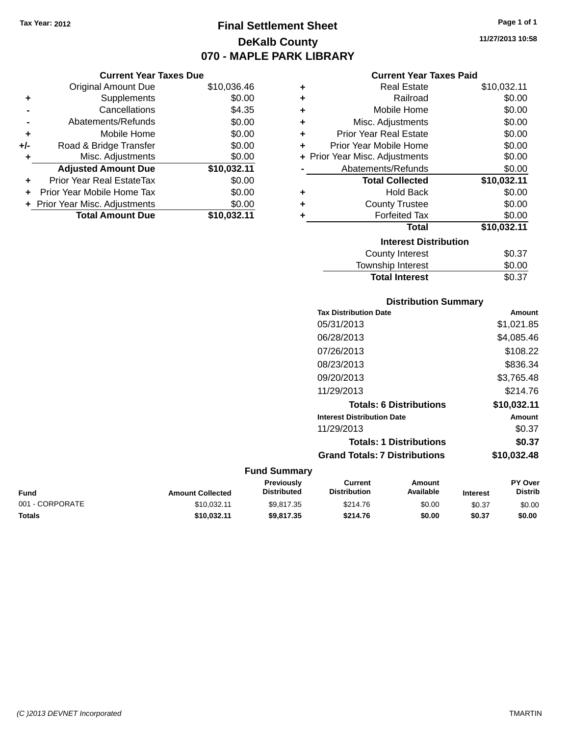Tax Year: 2012

# Final Settlement Sheet
## DeKalb County
## 070 - MAPLE PARK LIBRARY

11/27/2013 10:58

### Current Year Taxes Due

| | | |
|---|---|---|
| | Original Amount Due | $10,036.46 |
| + | Supplements | $0.00 |
| - | Cancellations | $4.35 |
| - | Abatements/Refunds | $0.00 |
| + | Mobile Home | $0.00 |
| +/- | Road & Bridge Transfer | $0.00 |
| + | Misc. Adjustments | $0.00 |
| | **Adjusted Amount Due** | **$10,032.11** |
| + | Prior Year Real EstateTax | $0.00 |
| + | Prior Year Mobile Home Tax | $0.00 |
| + | Prior Year Misc. Adjustments | $0.00 |
| | **Total Amount Due** | **$10,032.11** |

### Current Year Taxes Paid

| | | |
|---|---|---|
| + | Real Estate | $10,032.11 |
| + | Railroad | $0.00 |
| + | Mobile Home | $0.00 |
| + | Misc. Adjustments | $0.00 |
| + | Prior Year Real Estate | $0.00 |
| + | Prior Year Mobile Home | $0.00 |
| + | Prior Year Misc. Adjustments | $0.00 |
| - | Abatements/Refunds | $0.00 |
| | **Total Collected** | **$10,032.11** |
| + | Hold Back | $0.00 |
| + | County Trustee | $0.00 |
| + | Forfeited Tax | $0.00 |
| | **Total** | **$10,032.11** |

### Interest Distribution

| | |
|---|---|
| County Interest | $0.37 |
| Township Interest | $0.00 |
| **Total Interest** | $0.37 |

### Distribution Summary

| Tax Distribution Date | Amount |
|---|---|
| 05/31/2013 | $1,021.85 |
| 06/28/2013 | $4,085.46 |
| 07/26/2013 | $108.22 |
| 08/23/2013 | $836.34 |
| 09/20/2013 | $3,765.48 |
| 11/29/2013 | $214.76 |
| **Totals: 6 Distributions** | **$10,032.11** |

| Interest Distribution Date | Amount |
|---|---|
| 11/29/2013 | $0.37 |
| **Totals: 1 Distributions** | **$0.37** |
| **Grand Totals: 7 Distributions** | **$10,032.48** |

### Fund Summary

| Fund | Amount Collected | Previously Distributed | Current Distribution | Amount Available | Interest | PY Over Distrib |
|---|---|---|---|---|---|---|
| 001 - CORPORATE | $10,032.11 | $9,817.35 | $214.76 | $0.00 | $0.37 | $0.00 |
| **Totals** | **$10,032.11** | **$9,817.35** | **$214.76** | **$0.00** | **$0.37** | **$0.00** |

(C )2013 DEVNET Incorporated TMARTIN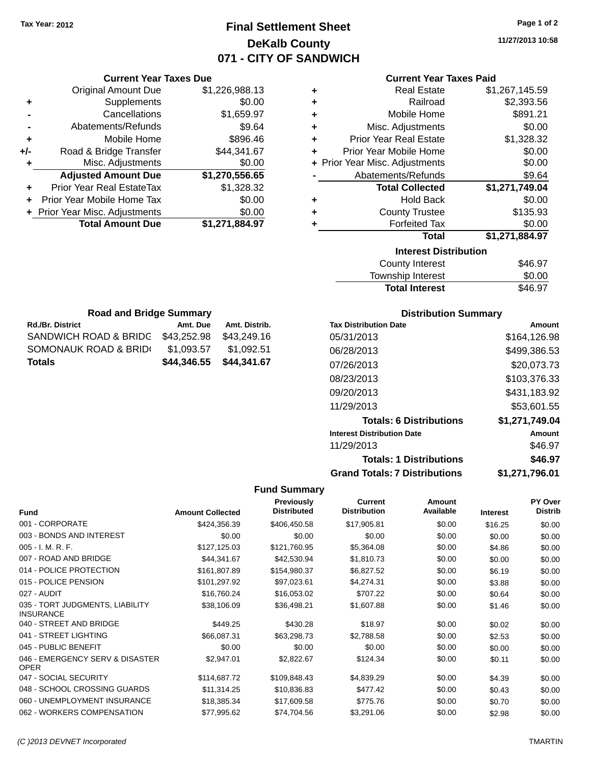Tax Year: 2012

# Final Settlement Sheet
## DeKalb County
## 071 - CITY OF SANDWICH

11/27/2013 10:58

### Current Year Taxes Due

| | | |
|---|---|---|
| | Original Amount Due | $1,226,988.13 |
| + | Supplements | $0.00 |
| - | Cancellations | $1,659.97 |
| - | Abatements/Refunds | $9.64 |
| + | Mobile Home | $896.46 |
| +/- | Road & Bridge Transfer | $44,341.67 |
| + | Misc. Adjustments | $0.00 |
| | **Adjusted Amount Due** | **$1,270,556.65** |
| + | Prior Year Real EstateTax | $1,328.32 |
| + | Prior Year Mobile Home Tax | $0.00 |
| + | Prior Year Misc. Adjustments | $0.00 |
| | **Total Amount Due** | **$1,271,884.97** |

### Current Year Taxes Paid

| | | |
|---|---|---|
| + | Real Estate | $1,267,145.59 |
| + | Railroad | $2,393.56 |
| + | Mobile Home | $891.21 |
| + | Misc. Adjustments | $0.00 |
| + | Prior Year Real Estate | $1,328.32 |
| + | Prior Year Mobile Home | $0.00 |
| + | Prior Year Misc. Adjustments | $0.00 |
| - | Abatements/Refunds | $9.64 |
| | **Total Collected** | **$1,271,749.04** |
| + | Hold Back | $0.00 |
| + | County Trustee | $135.93 |
| + | Forfeited Tax | $0.00 |
| | **Total** | **$1,271,884.97** |

### Interest Distribution

| | |
|---|---|
| County Interest | $46.97 |
| Township Interest | $0.00 |
| **Total Interest** | $46.97 |

### Road and Bridge Summary

| Rd./Br. District | Amt. Due | Amt. Distrib. |
|---|---|---|
| SANDWICH ROAD & BRIDG | $43,252.98 | $43,249.16 |
| SOMONAUK ROAD & BRID( | $1,093.57 | $1,092.51 |
| **Totals** | **$44,346.55** | **$44,341.67** |

### Distribution Summary

| Tax Distribution Date | Amount |
|---|---|
| 05/31/2013 | $164,126.98 |
| 06/28/2013 | $499,386.53 |
| 07/26/2013 | $20,073.73 |
| 08/23/2013 | $103,376.33 |
| 09/20/2013 | $431,183.92 |
| 11/29/2013 | $53,601.55 |
| **Totals: 6 Distributions** | **$1,271,749.04** |
| **Interest Distribution Date** | **Amount** |
| 11/29/2013 | $46.97 |
| **Totals: 1 Distributions** | **$46.97** |
| **Grand Totals: 7 Distributions** | **$1,271,796.01** |

### Fund Summary

| Fund | Amount Collected | Previously Distributed | Current Distribution | Amount Available | Interest | PY Over Distrib |
|---|---|---|---|---|---|---|
| 001 - CORPORATE | $424,356.39 | $406,450.58 | $17,905.81 | $0.00 | $16.25 | $0.00 |
| 003 - BONDS AND INTEREST | $0.00 | $0.00 | $0.00 | $0.00 | $0.00 | $0.00 |
| 005 - I. M. R. F. | $127,125.03 | $121,760.95 | $5,364.08 | $0.00 | $4.86 | $0.00 |
| 007 - ROAD AND BRIDGE | $44,341.67 | $42,530.94 | $1,810.73 | $0.00 | $0.00 | $0.00 |
| 014 - POLICE PROTECTION | $161,807.89 | $154,980.37 | $6,827.52 | $0.00 | $6.19 | $0.00 |
| 015 - POLICE PENSION | $101,297.92 | $97,023.61 | $4,274.31 | $0.00 | $3.88 | $0.00 |
| 027 - AUDIT | $16,760.24 | $16,053.02 | $707.22 | $0.00 | $0.64 | $0.00 |
| 035 - TORT JUDGMENTS, LIABILITY INSURANCE | $38,106.09 | $36,498.21 | $1,607.88 | $0.00 | $1.46 | $0.00 |
| 040 - STREET AND BRIDGE | $449.25 | $430.28 | $18.97 | $0.00 | $0.02 | $0.00 |
| 041 - STREET LIGHTING | $66,087.31 | $63,298.73 | $2,788.58 | $0.00 | $2.53 | $0.00 |
| 045 - PUBLIC BENEFIT | $0.00 | $0.00 | $0.00 | $0.00 | $0.00 | $0.00 |
| 046 - EMERGENCY SERV & DISASTER OPER | $2,947.01 | $2,822.67 | $124.34 | $0.00 | $0.11 | $0.00 |
| 047 - SOCIAL SECURITY | $114,687.72 | $109,848.43 | $4,839.29 | $0.00 | $4.39 | $0.00 |
| 048 - SCHOOL CROSSING GUARDS | $11,314.25 | $10,836.83 | $477.42 | $0.00 | $0.43 | $0.00 |
| 060 - UNEMPLOYMENT INSURANCE | $18,385.34 | $17,609.58 | $775.76 | $0.00 | $0.70 | $0.00 |
| 062 - WORKERS COMPENSATION | $77,995.62 | $74,704.56 | $3,291.06 | $0.00 | $2.98 | $0.00 |

(C )2013 DEVNET Incorporated TMARTIN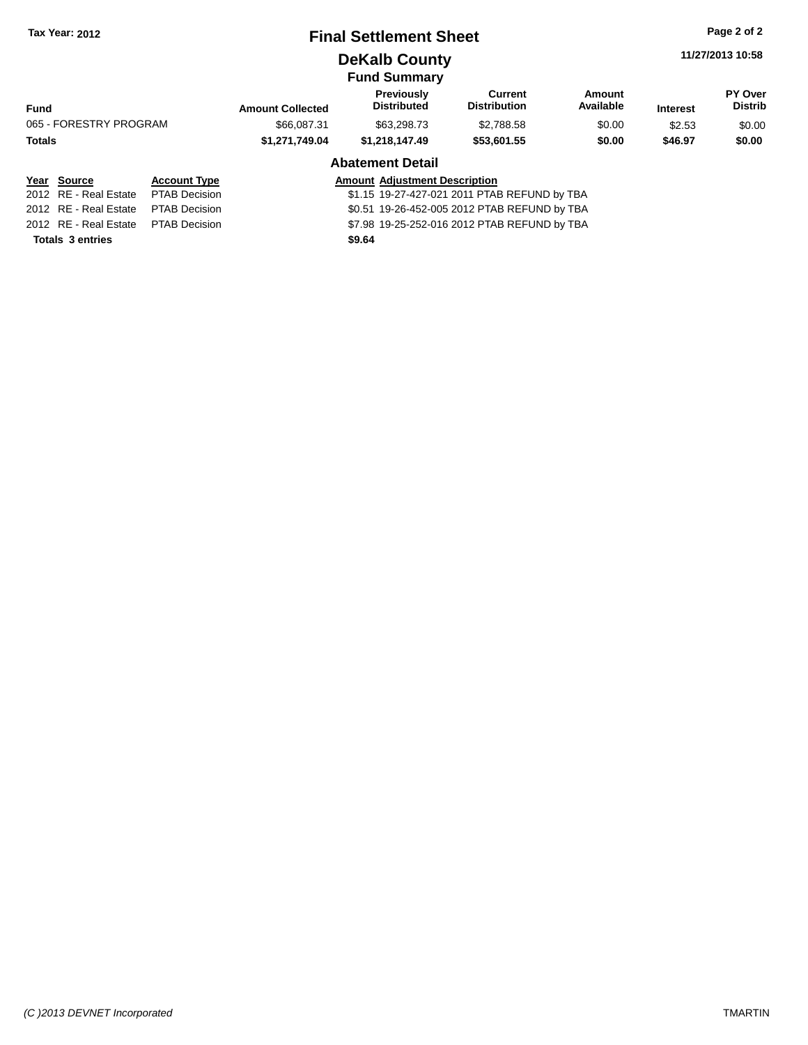Tax Year: 2012

# Final Settlement Sheet

## DeKalb County

### Fund Summary

| Fund | Amount Collected | Previously Distributed | Current Distribution | Amount Available | Interest | PY Over Distrib |
|---|---|---|---|---|---|---|
| 065 - FORESTRY PROGRAM | $66,087.31 | $63,298.73 | $2,788.58 | $0.00 | $2.53 | $0.00 |
| **Totals** | **$1,271,749.04** | **$1,218,147.49** | **$53,601.55** | **$0.00** | **$46.97** | **$0.00** |

### Abatement Detail

| Year | Source | Account Type | Amount | Adjustment Description |
|---|---|---|---|---|
| 2012 | RE - Real Estate | PTAB Decision | $1.15 | 19-27-427-021 2011 PTAB REFUND by TBA |
| 2012 | RE - Real Estate | PTAB Decision | $0.51 | 19-26-452-005 2012 PTAB REFUND by TBA |
| 2012 | RE - Real Estate | PTAB Decision | $7.98 | 19-25-252-016 2012 PTAB REFUND by TBA |
| **Totals 3 entries** | | | **$9.64** | |

11/27/2013 10:58

*(C )2013 DEVNET Incorporated* TMARTIN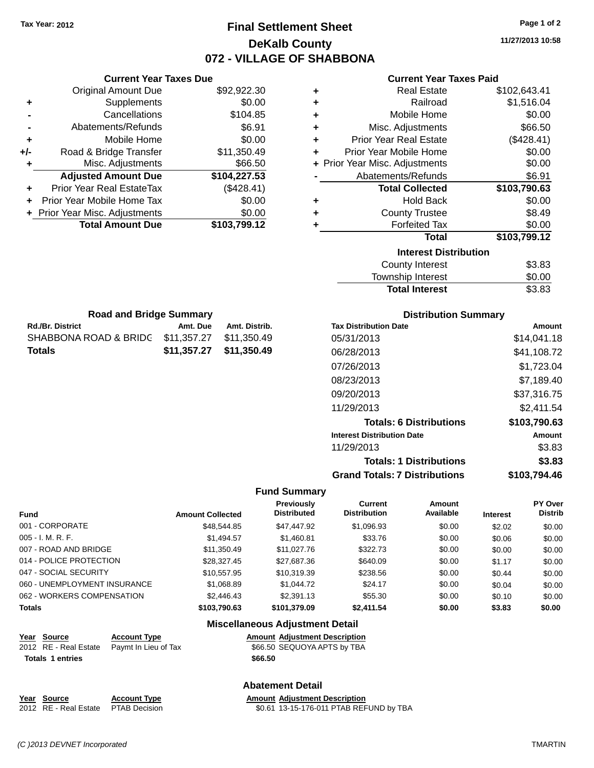Tax Year: 2012

# Final Settlement Sheet

## DeKalb County

## 072 - VILLAGE OF SHABBONA

11/27/2013 10:58

### Current Year Taxes Due

| | | |
|---|---|---|
| | Original Amount Due | $92,922.30 |
| + | Supplements | $0.00 |
| - | Cancellations | $104.85 |
| - | Abatements/Refunds | $6.91 |
| + | Mobile Home | $0.00 |
| +/- | Road & Bridge Transfer | $11,350.49 |
| + | Misc. Adjustments | $66.50 |
| | **Adjusted Amount Due** | **$104,227.53** |
| + | Prior Year Real EstateTax | ($428.41) |
| + | Prior Year Mobile Home Tax | $0.00 |
| + | Prior Year Misc. Adjustments | $0.00 |
| | **Total Amount Due** | **$103,799.12** |

### Current Year Taxes Paid

| | | |
|---|---|---|
| + | Real Estate | $102,643.41 |
| + | Railroad | $1,516.04 |
| + | Mobile Home | $0.00 |
| + | Misc. Adjustments | $66.50 |
| + | Prior Year Real Estate | ($428.41) |
| + | Prior Year Mobile Home | $0.00 |
| + | Prior Year Misc. Adjustments | $0.00 |
| - | Abatements/Refunds | $6.91 |
| | **Total Collected** | **$103,790.63** |
| + | Hold Back | $0.00 |
| + | County Trustee | $8.49 |
| + | Forfeited Tax | $0.00 |
| | **Total** | **$103,799.12** |

### Interest Distribution

| | |
|---|---|
| County Interest | $3.83 |
| Township Interest | $0.00 |
| **Total Interest** | $3.83 |

### Road and Bridge Summary

| Rd./Br. District | Amt. Due | Amt. Distrib. |
|---|---|---|
| SHABBONA ROAD & BRIDG | $11,357.27 | $11,350.49 |
| **Totals** | **$11,357.27** | **$11,350.49** |

### Distribution Summary

| Tax Distribution Date | Amount |
|---|---|
| 05/31/2013 | $14,041.18 |
| 06/28/2013 | $41,108.72 |
| 07/26/2013 | $1,723.04 |
| 08/23/2013 | $7,189.40 |
| 09/20/2013 | $37,316.75 |
| 11/29/2013 | $2,411.54 |
| **Totals: 6 Distributions** | **$103,790.63** |
| **Interest Distribution Date** | **Amount** |
| 11/29/2013 | $3.83 |
| **Totals: 1 Distributions** | **$3.83** |
| **Grand Totals: 7 Distributions** | **$103,794.46** |

### Fund Summary

| Fund | Amount Collected | Previously Distributed | Current Distribution | Amount Available | Interest | PY Over Distrib |
|---|---|---|---|---|---|---|
| 001 - CORPORATE | $48,544.85 | $47,447.92 | $1,096.93 | $0.00 | $2.02 | $0.00 |
| 005 - I. M. R. F. | $1,494.57 | $1,460.81 | $33.76 | $0.00 | $0.06 | $0.00 |
| 007 - ROAD AND BRIDGE | $11,350.49 | $11,027.76 | $322.73 | $0.00 | $0.00 | $0.00 |
| 014 - POLICE PROTECTION | $28,327.45 | $27,687.36 | $640.09 | $0.00 | $1.17 | $0.00 |
| 047 - SOCIAL SECURITY | $10,557.95 | $10,319.39 | $238.56 | $0.00 | $0.44 | $0.00 |
| 060 - UNEMPLOYMENT INSURANCE | $1,068.89 | $1,044.72 | $24.17 | $0.00 | $0.04 | $0.00 |
| 062 - WORKERS COMPENSATION | $2,446.43 | $2,391.13 | $55.30 | $0.00 | $0.10 | $0.00 |
| **Totals** | **$103,790.63** | **$101,379.09** | **$2,411.54** | **$0.00** | **$3.83** | **$0.00** |

### Miscellaneous Adjustment Detail

| Year | Source | Account Type | Amount | Adjustment Description |
|---|---|---|---|---|
| 2012 | RE - Real Estate | Paymt In Lieu of Tax | $66.50 | SEQUOYA APTS by TBA |
| **Totals** | **1 entries** | | **$66.50** | |

### Abatement Detail

| Year | Source | Account Type | Amount | Adjustment Description |
|---|---|---|---|---|
| 2012 | RE - Real Estate | PTAB Decision | $0.61 | 13-15-176-011 PTAB REFUND by TBA |

(C )2013 DEVNET Incorporated TMARTIN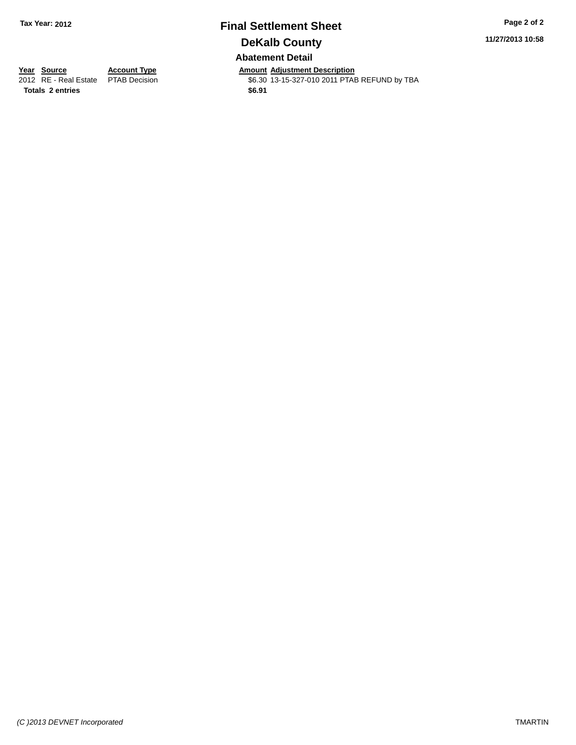# Final Settlement Sheet

## DeKalb County

### Abatement Detail

| Year | Source | Account Type | Amount | Adjustment Description |
|---|---|---|---|---|
| 2012 | RE - Real Estate | PTAB Decision | $6.30 | 13-15-327-010 2011 PTAB REFUND by TBA |
| **Totals** | **2 entries** | | **$6.91** | |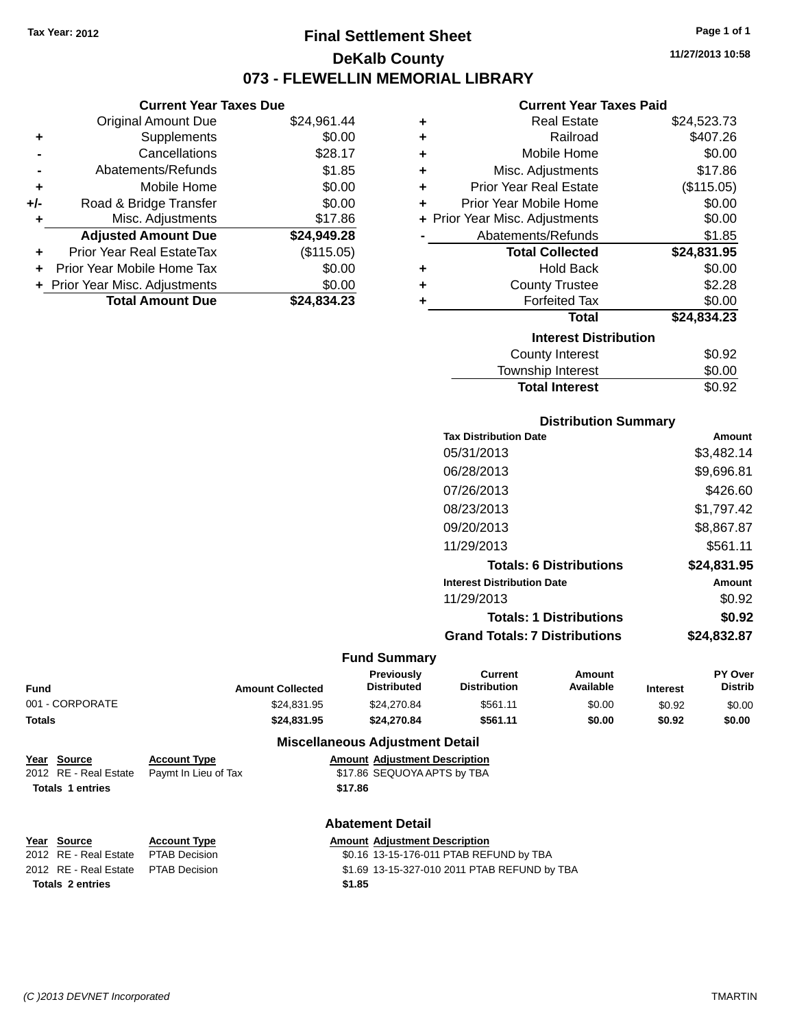Tax Year: 2012

# Final Settlement Sheet

## DeKalb County

## 073 - FLEWELLIN MEMORIAL LIBRARY

11/27/2013 10:58

### Current Year Taxes Due

| | | |
|---|---|---|
| | Original Amount Due | $24,961.44 |
| + | Supplements | $0.00 |
| - | Cancellations | $28.17 |
| - | Abatements/Refunds | $1.85 |
| + | Mobile Home | $0.00 |
| +/- | Road & Bridge Transfer | $0.00 |
| + | Misc. Adjustments | $17.86 |
| | **Adjusted Amount Due** | **$24,949.28** |
| + | Prior Year Real EstateTax | ($115.05) |
| + | Prior Year Mobile Home Tax | $0.00 |
| + | Prior Year Misc. Adjustments | $0.00 |
| | **Total Amount Due** | **$24,834.23** |

### Current Year Taxes Paid

| | | |
|---|---|---|
| + | Real Estate | $24,523.73 |
| + | Railroad | $407.26 |
| + | Mobile Home | $0.00 |
| + | Misc. Adjustments | $17.86 |
| + | Prior Year Real Estate | ($115.05) |
| + | Prior Year Mobile Home | $0.00 |
| + | Prior Year Misc. Adjustments | $0.00 |
| - | Abatements/Refunds | $1.85 |
| | **Total Collected** | **$24,831.95** |
| + | Hold Back | $0.00 |
| + | County Trustee | $2.28 |
| + | Forfeited Tax | $0.00 |
| | **Total** | **$24,834.23** |

### Interest Distribution

| | |
|---|---|
| County Interest | $0.92 |
| Township Interest | $0.00 |
| **Total Interest** | $0.92 |

### Distribution Summary

| Tax Distribution Date | Amount |
|---|---|
| 05/31/2013 | $3,482.14 |
| 06/28/2013 | $9,696.81 |
| 07/26/2013 | $426.60 |
| 08/23/2013 | $1,797.42 |
| 09/20/2013 | $8,867.87 |
| 11/29/2013 | $561.11 |
| **Totals: 6 Distributions** | **$24,831.95** |
| **Interest Distribution Date** | **Amount** |
| 11/29/2013 | $0.92 |
| **Totals: 1 Distributions** | **$0.92** |
| **Grand Totals: 7 Distributions** | **$24,832.87** |

### Fund Summary

| Fund | Amount Collected | Previously Distributed | Current Distribution | Amount Available | Interest | PY Over Distrib |
|---|---|---|---|---|---|---|
| 001 - CORPORATE | $24,831.95 | $24,270.84 | $561.11 | $0.00 | $0.92 | $0.00 |
| **Totals** | **$24,831.95** | **$24,270.84** | **$561.11** | **$0.00** | **$0.92** | **$0.00** |

### Miscellaneous Adjustment Detail

| Year | Source | Account Type | Amount | Adjustment Description |
|---|---|---|---|---|
| 2012 | RE - Real Estate | Paymt In Lieu of Tax | $17.86 | SEQUOYA APTS by TBA |
| **Totals 1 entries** | | | **$17.86** | |

### Abatement Detail

| Year | Source | Account Type | Amount | Adjustment Description |
|---|---|---|---|---|
| 2012 | RE - Real Estate | PTAB Decision | $0.16 | 13-15-176-011 PTAB REFUND by TBA |
| 2012 | RE - Real Estate | PTAB Decision | $1.69 | 13-15-327-010 2011 PTAB REFUND by TBA |
| **Totals 2 entries** | | | **$1.85** | |

(C )2013 DEVNET Incorporated TMARTIN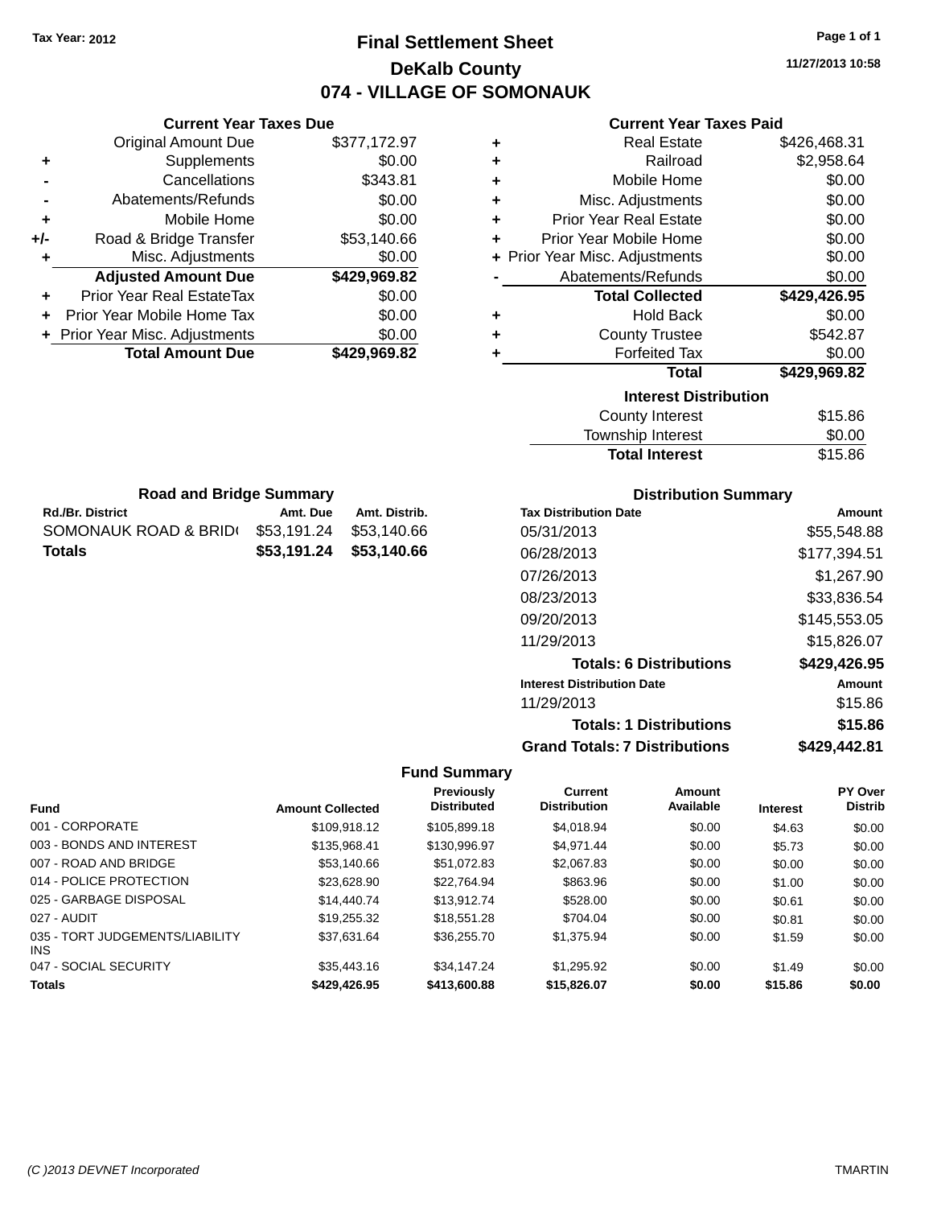Tax Year: 2012

# Final Settlement Sheet

## DeKalb County

## 074 - VILLAGE OF SOMONAUK

11/27/2013 10:58

### Current Year Taxes Due

| | | |
|---|---|---|
| | Original Amount Due | $377,172.97 |
| + | Supplements | $0.00 |
| - | Cancellations | $343.81 |
| - | Abatements/Refunds | $0.00 |
| + | Mobile Home | $0.00 |
| +/- | Road & Bridge Transfer | $53,140.66 |
| + | Misc. Adjustments | $0.00 |
| | **Adjusted Amount Due** | **$429,969.82** |
| + | Prior Year Real EstateTax | $0.00 |
| + | Prior Year Mobile Home Tax | $0.00 |
| + | Prior Year Misc. Adjustments | $0.00 |
| | **Total Amount Due** | **$429,969.82** |

### Current Year Taxes Paid

| | | |
|---|---|---|
| + | Real Estate | $426,468.31 |
| + | Railroad | $2,958.64 |
| + | Mobile Home | $0.00 |
| + | Misc. Adjustments | $0.00 |
| + | Prior Year Real Estate | $0.00 |
| + | Prior Year Mobile Home | $0.00 |
| + | Prior Year Misc. Adjustments | $0.00 |
| - | Abatements/Refunds | $0.00 |
| | **Total Collected** | **$429,426.95** |
| + | Hold Back | $0.00 |
| + | County Trustee | $542.87 |
| + | Forfeited Tax | $0.00 |
| | **Total** | **$429,969.82** |

### Interest Distribution

| | |
|---|---|
| County Interest | $15.86 |
| Township Interest | $0.00 |
| **Total Interest** | $15.86 |

### Road and Bridge Summary

| Rd./Br. District | Amt. Due | Amt. Distrib. |
|---|---|---|
| SOMONAUK ROAD & BRID( | $53,191.24 | $53,140.66 |
| **Totals** | **$53,191.24** | **$53,140.66** |

### Distribution Summary

| Tax Distribution Date | Amount |
|---|---|
| 05/31/2013 | $55,548.88 |
| 06/28/2013 | $177,394.51 |
| 07/26/2013 | $1,267.90 |
| 08/23/2013 | $33,836.54 |
| 09/20/2013 | $145,553.05 |
| 11/29/2013 | $15,826.07 |
| **Totals: 6 Distributions** | **$429,426.95** |
| **Interest Distribution Date** | **Amount** |
| 11/29/2013 | $15.86 |
| **Totals: 1 Distributions** | **$15.86** |
| **Grand Totals: 7 Distributions** | **$429,442.81** |

### Fund Summary

| Fund | Amount Collected | Previously Distributed | Current Distribution | Amount Available | Interest | PY Over Distrib |
|---|---|---|---|---|---|---|
| 001 - CORPORATE | $109,918.12 | $105,899.18 | $4,018.94 | $0.00 | $4.63 | $0.00 |
| 003 - BONDS AND INTEREST | $135,968.41 | $130,996.97 | $4,971.44 | $0.00 | $5.73 | $0.00 |
| 007 - ROAD AND BRIDGE | $53,140.66 | $51,072.83 | $2,067.83 | $0.00 | $0.00 | $0.00 |
| 014 - POLICE PROTECTION | $23,628.90 | $22,764.94 | $863.96 | $0.00 | $1.00 | $0.00 |
| 025 - GARBAGE DISPOSAL | $14,440.74 | $13,912.74 | $528.00 | $0.00 | $0.61 | $0.00 |
| 027 - AUDIT | $19,255.32 | $18,551.28 | $704.04 | $0.00 | $0.81 | $0.00 |
| 035 - TORT JUDGEMENTS/LIABILITY INS | $37,631.64 | $36,255.70 | $1,375.94 | $0.00 | $1.59 | $0.00 |
| 047 - SOCIAL SECURITY | $35,443.16 | $34,147.24 | $1,295.92 | $0.00 | $1.49 | $0.00 |
| **Totals** | **$429,426.95** | **$413,600.88** | **$15,826.07** | **$0.00** | **$15.86** | **$0.00** |

(C )2013 DEVNET Incorporated TMARTIN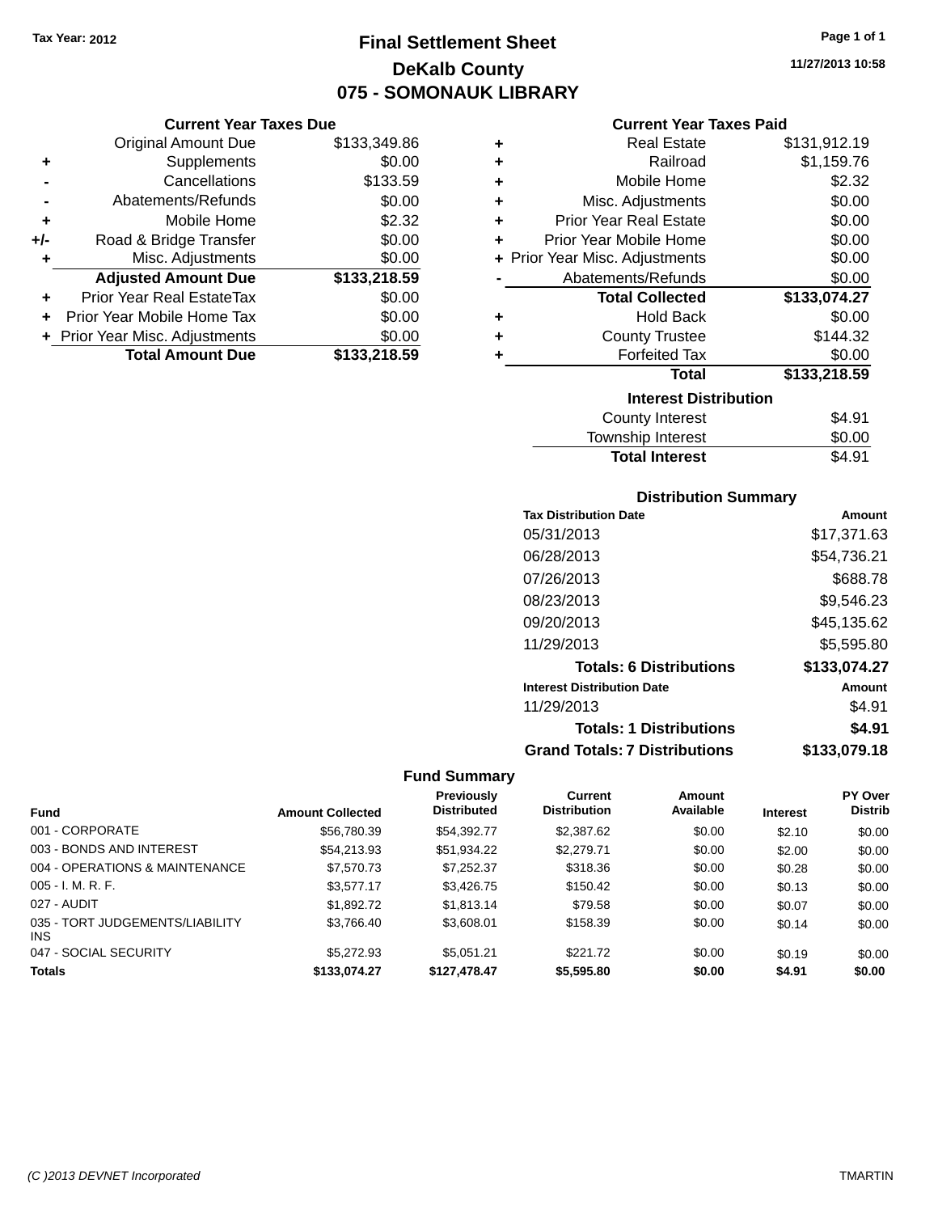**Tax Year: 2012**

# Final Settlement Sheet
## DeKalb County
## 075 - SOMONAUK LIBRARY

11/27/2013 10:58

### Current Year Taxes Due

| | | |
|---|---|---|
| | Original Amount Due | $133,349.86 |
| + | Supplements | $0.00 |
| - | Cancellations | $133.59 |
| - | Abatements/Refunds | $0.00 |
| + | Mobile Home | $2.32 |
| +/- | Road & Bridge Transfer | $0.00 |
| + | Misc. Adjustments | $0.00 |
| | **Adjusted Amount Due** | **$133,218.59** |
| + | Prior Year Real EstateTax | $0.00 |
| + | Prior Year Mobile Home Tax | $0.00 |
| + | Prior Year Misc. Adjustments | $0.00 |
| | **Total Amount Due** | **$133,218.59** |

### Current Year Taxes Paid

| | | |
|---|---|---|
| + | Real Estate | $131,912.19 |
| + | Railroad | $1,159.76 |
| + | Mobile Home | $2.32 |
| + | Misc. Adjustments | $0.00 |
| + | Prior Year Real Estate | $0.00 |
| + | Prior Year Mobile Home | $0.00 |
| + | Prior Year Misc. Adjustments | $0.00 |
| - | Abatements/Refunds | $0.00 |
| | **Total Collected** | **$133,074.27** |
| + | Hold Back | $0.00 |
| + | County Trustee | $144.32 |
| + | Forfeited Tax | $0.00 |
| | **Total** | **$133,218.59** |

### Interest Distribution

| | |
|---|---|
| County Interest | $4.91 |
| Township Interest | $0.00 |
| **Total Interest** | $4.91 |

### Distribution Summary

| Tax Distribution Date | Amount |
|---|---|
| 05/31/2013 | $17,371.63 |
| 06/28/2013 | $54,736.21 |
| 07/26/2013 | $688.78 |
| 08/23/2013 | $9,546.23 |
| 09/20/2013 | $45,135.62 |
| 11/29/2013 | $5,595.80 |
| **Totals: 6 Distributions** | **$133,074.27** |
| **Interest Distribution Date** | **Amount** |
| 11/29/2013 | $4.91 |
| **Totals: 1 Distributions** | **$4.91** |
| **Grand Totals: 7 Distributions** | **$133,079.18** |

### Fund Summary

| Fund | Amount Collected | Previously Distributed | Current Distribution | Amount Available | Interest | PY Over Distrib |
|---|---|---|---|---|---|---|
| 001 - CORPORATE | $56,780.39 | $54,392.77 | $2,387.62 | $0.00 | $2.10 | $0.00 |
| 003 - BONDS AND INTEREST | $54,213.93 | $51,934.22 | $2,279.71 | $0.00 | $2.00 | $0.00 |
| 004 - OPERATIONS & MAINTENANCE | $7,570.73 | $7,252.37 | $318.36 | $0.00 | $0.28 | $0.00 |
| 005 - I. M. R. F. | $3,577.17 | $3,426.75 | $150.42 | $0.00 | $0.13 | $0.00 |
| 027 - AUDIT | $1,892.72 | $1,813.14 | $79.58 | $0.00 | $0.07 | $0.00 |
| 035 - TORT JUDGEMENTS/LIABILITY INS | $3,766.40 | $3,608.01 | $158.39 | $0.00 | $0.14 | $0.00 |
| 047 - SOCIAL SECURITY | $5,272.93 | $5,051.21 | $221.72 | $0.00 | $0.19 | $0.00 |
| **Totals** | **$133,074.27** | **$127,478.47** | **$5,595.80** | **$0.00** | **$4.91** | **$0.00** |

(C )2013 DEVNET Incorporated TMARTIN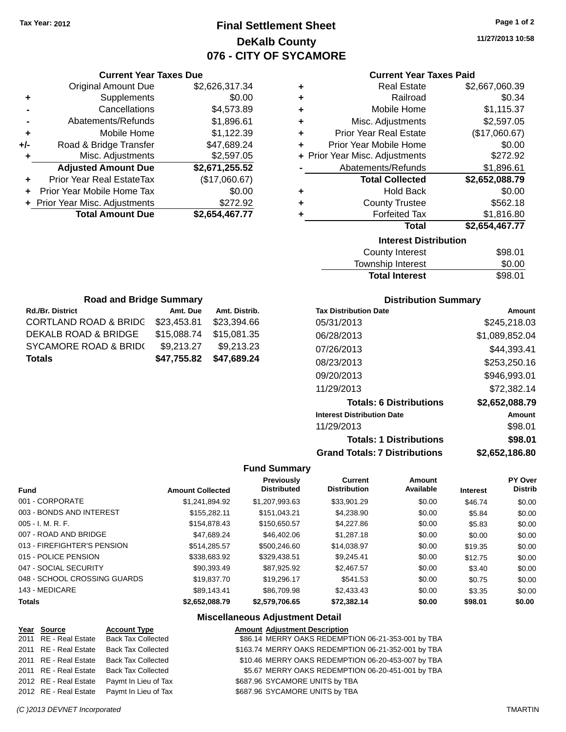Tax Year: 2012

# Final Settlement Sheet
## DeKalb County
## 076 - CITY OF SYCAMORE

11/27/2013 10:58

### Current Year Taxes Due

| | | |
|---|---|---|
| | Original Amount Due | $2,626,317.34 |
| + | Supplements | $0.00 |
| - | Cancellations | $4,573.89 |
| - | Abatements/Refunds | $1,896.61 |
| + | Mobile Home | $1,122.39 |
| +/- | Road & Bridge Transfer | $47,689.24 |
| + | Misc. Adjustments | $2,597.05 |
| | **Adjusted Amount Due** | **$2,671,255.52** |
| + | Prior Year Real EstateTax | ($17,060.67) |
| + | Prior Year Mobile Home Tax | $0.00 |
| + | Prior Year Misc. Adjustments | $272.92 |
| | **Total Amount Due** | **$2,654,467.77** |

### Current Year Taxes Paid

| | | |
|---|---|---|
| + | Real Estate | $2,667,060.39 |
| + | Railroad | $0.34 |
| + | Mobile Home | $1,115.37 |
| + | Misc. Adjustments | $2,597.05 |
| + | Prior Year Real Estate | ($17,060.67) |
| + | Prior Year Mobile Home | $0.00 |
| + | Prior Year Misc. Adjustments | $272.92 |
| - | Abatements/Refunds | $1,896.61 |
| | **Total Collected** | **$2,652,088.79** |
| + | Hold Back | $0.00 |
| + | County Trustee | $562.18 |
| + | Forfeited Tax | $1,816.80 |
| | **Total** | **$2,654,467.77** |

### Interest Distribution

| | |
|---|---|
| County Interest | $98.01 |
| Township Interest | $0.00 |
| **Total Interest** | $98.01 |

### Road and Bridge Summary

| Rd./Br. District | Amt. Due | Amt. Distrib. |
|---|---|---|
| CORTLAND ROAD & BRIDG | $23,453.81 | $23,394.66 |
| DEKALB ROAD & BRIDGE | $15,088.74 | $15,081.35 |
| SYCAMORE ROAD & BRID( | $9,213.27 | $9,213.23 |
| **Totals** | **$47,755.82** | **$47,689.24** |

### Distribution Summary

| Tax Distribution Date | Amount |
|---|---|
| 05/31/2013 | $245,218.03 |
| 06/28/2013 | $1,089,852.04 |
| 07/26/2013 | $44,393.41 |
| 08/23/2013 | $253,250.16 |
| 09/20/2013 | $946,993.01 |
| 11/29/2013 | $72,382.14 |
| **Totals: 6 Distributions** | **$2,652,088.79** |
| **Interest Distribution Date** | **Amount** |
| 11/29/2013 | $98.01 |
| **Totals: 1 Distributions** | **$98.01** |
| **Grand Totals: 7 Distributions** | **$2,652,186.80** |

### Fund Summary

| Fund | Amount Collected | Previously Distributed | Current Distribution | Amount Available | Interest | PY Over Distrib |
|---|---|---|---|---|---|---|
| 001 - CORPORATE | $1,241,894.92 | $1,207,993.63 | $33,901.29 | $0.00 | $46.74 | $0.00 |
| 003 - BONDS AND INTEREST | $155,282.11 | $151,043.21 | $4,238.90 | $0.00 | $5.84 | $0.00 |
| 005 - I. M. R. F. | $154,878.43 | $150,650.57 | $4,227.86 | $0.00 | $5.83 | $0.00 |
| 007 - ROAD AND BRIDGE | $47,689.24 | $46,402.06 | $1,287.18 | $0.00 | $0.00 | $0.00 |
| 013 - FIREFIGHTER'S PENSION | $514,285.57 | $500,246.60 | $14,038.97 | $0.00 | $19.35 | $0.00 |
| 015 - POLICE PENSION | $338,683.92 | $329,438.51 | $9,245.41 | $0.00 | $12.75 | $0.00 |
| 047 - SOCIAL SECURITY | $90,393.49 | $87,925.92 | $2,467.57 | $0.00 | $3.40 | $0.00 |
| 048 - SCHOOL CROSSING GUARDS | $19,837.70 | $19,296.17 | $541.53 | $0.00 | $0.75 | $0.00 |
| 143 - MEDICARE | $89,143.41 | $86,709.98 | $2,433.43 | $0.00 | $3.35 | $0.00 |
| **Totals** | **$2,652,088.79** | **$2,579,706.65** | **$72,382.14** | **$0.00** | **$98.01** | **$0.00** |

### Miscellaneous Adjustment Detail

| Year | Source | Account Type | Amount | Adjustment Description |
|---|---|---|---|---|
| 2011 | RE - Real Estate | Back Tax Collected | $86.14 | MERRY OAKS REDEMPTION 06-21-353-001 by TBA |
| 2011 | RE - Real Estate | Back Tax Collected | $163.74 | MERRY OAKS REDEMPTION 06-21-352-001 by TBA |
| 2011 | RE - Real Estate | Back Tax Collected | $10.46 | MERRY OAKS REDEMPTION 06-20-453-007 by TBA |
| 2011 | RE - Real Estate | Back Tax Collected | $5.67 | MERRY OAKS REDEMPTION 06-20-451-001 by TBA |
| 2012 | RE - Real Estate | Paymt In Lieu of Tax | $687.96 | SYCAMORE UNITS by TBA |
| 2012 | RE - Real Estate | Paymt In Lieu of Tax | $687.96 | SYCAMORE UNITS by TBA |

(C )2013 DEVNET Incorporated TMARTIN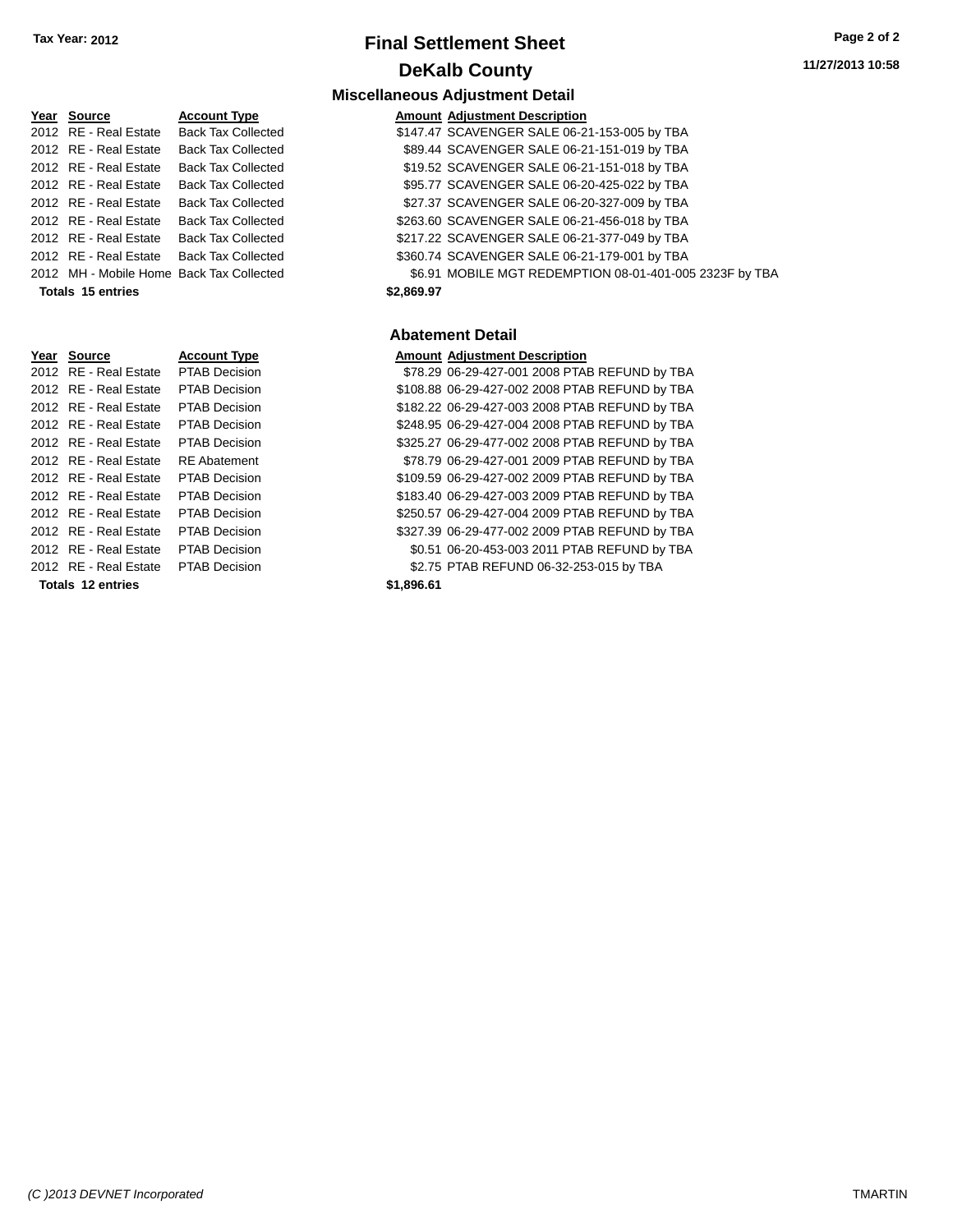# Final Settlement Sheet

## DeKalb County

Tax Year: 2012

11/27/2013 10:58

### Miscellaneous Adjustment Detail

| Year | Source | Account Type | Amount | Adjustment Description |
|---|---|---|---|---|
| 2012 | RE - Real Estate | Back Tax Collected | $147.47 | SCAVENGER SALE 06-21-153-005 by TBA |
| 2012 | RE - Real Estate | Back Tax Collected | $89.44 | SCAVENGER SALE 06-21-151-019 by TBA |
| 2012 | RE - Real Estate | Back Tax Collected | $19.52 | SCAVENGER SALE 06-21-151-018 by TBA |
| 2012 | RE - Real Estate | Back Tax Collected | $95.77 | SCAVENGER SALE 06-20-425-022 by TBA |
| 2012 | RE - Real Estate | Back Tax Collected | $27.37 | SCAVENGER SALE 06-20-327-009 by TBA |
| 2012 | RE - Real Estate | Back Tax Collected | $263.60 | SCAVENGER SALE 06-21-456-018 by TBA |
| 2012 | RE - Real Estate | Back Tax Collected | $217.22 | SCAVENGER SALE 06-21-377-049 by TBA |
| 2012 | RE - Real Estate | Back Tax Collected | $360.74 | SCAVENGER SALE 06-21-179-001 by TBA |
| 2012 | MH - Mobile Home | Back Tax Collected | $6.91 | MOBILE MGT REDEMPTION 08-01-401-005 2323F by TBA |
| **Totals** | **15 entries** | | **$2,869.97** | |

### Abatement Detail

| Year | Source | Account Type | Amount | Adjustment Description |
|---|---|---|---|---|
| 2012 | RE - Real Estate | PTAB Decision | $78.29 | 06-29-427-001 2008 PTAB REFUND by TBA |
| 2012 | RE - Real Estate | PTAB Decision | $108.88 | 06-29-427-002 2008 PTAB REFUND by TBA |
| 2012 | RE - Real Estate | PTAB Decision | $182.22 | 06-29-427-003 2008 PTAB REFUND by TBA |
| 2012 | RE - Real Estate | PTAB Decision | $248.95 | 06-29-427-004 2008 PTAB REFUND by TBA |
| 2012 | RE - Real Estate | PTAB Decision | $325.27 | 06-29-477-002 2008 PTAB REFUND by TBA |
| 2012 | RE - Real Estate | RE Abatement | $78.79 | 06-29-427-001 2009 PTAB REFUND by TBA |
| 2012 | RE - Real Estate | PTAB Decision | $109.59 | 06-29-427-002 2009 PTAB REFUND by TBA |
| 2012 | RE - Real Estate | PTAB Decision | $183.40 | 06-29-427-003 2009 PTAB REFUND by TBA |
| 2012 | RE - Real Estate | PTAB Decision | $250.57 | 06-29-427-004 2009 PTAB REFUND by TBA |
| 2012 | RE - Real Estate | PTAB Decision | $327.39 | 06-29-477-002 2009 PTAB REFUND by TBA |
| 2012 | RE - Real Estate | PTAB Decision | $0.51 | 06-20-453-003 2011 PTAB REFUND by TBA |
| 2012 | RE - Real Estate | PTAB Decision | $2.75 | PTAB REFUND 06-32-253-015 by TBA |
| **Totals** | **12 entries** | | **$1,896.61** | |

*(C )2013 DEVNET Incorporated* TMARTIN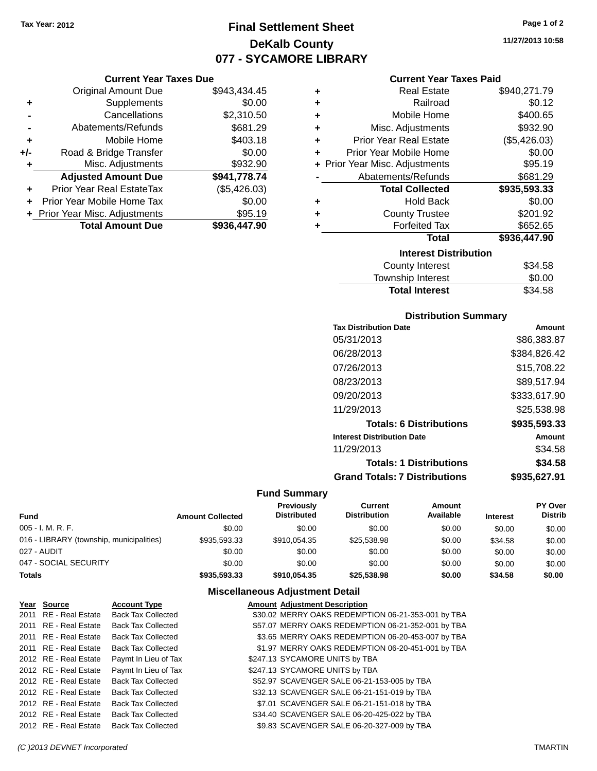Tax Year: 2012

# Final Settlement Sheet
## DeKalb County
## 077 - SYCAMORE LIBRARY

11/27/2013 10:58

### Current Year Taxes Due

| | | |
|---|---|---|
| | Original Amount Due | $943,434.45 |
| + | Supplements | $0.00 |
| - | Cancellations | $2,310.50 |
| - | Abatements/Refunds | $681.29 |
| + | Mobile Home | $403.18 |
| +/- | Road & Bridge Transfer | $0.00 |
| + | Misc. Adjustments | $932.90 |
| | **Adjusted Amount Due** | **$941,778.74** |
| + | Prior Year Real EstateTax | ($5,426.03) |
| + | Prior Year Mobile Home Tax | $0.00 |
| + | Prior Year Misc. Adjustments | $95.19 |
| | **Total Amount Due** | **$936,447.90** |

### Current Year Taxes Paid

| | | |
|---|---|---|
| + | Real Estate | $940,271.79 |
| + | Railroad | $0.12 |
| + | Mobile Home | $400.65 |
| + | Misc. Adjustments | $932.90 |
| + | Prior Year Real Estate | ($5,426.03) |
| + | Prior Year Mobile Home | $0.00 |
| + | Prior Year Misc. Adjustments | $95.19 |
| - | Abatements/Refunds | $681.29 |
| | **Total Collected** | **$935,593.33** |
| + | Hold Back | $0.00 |
| + | County Trustee | $201.92 |
| + | Forfeited Tax | $652.65 |
| | **Total** | **$936,447.90** |

### Interest Distribution

| | |
|---|---|
| County Interest | $34.58 |
| Township Interest | $0.00 |
| **Total Interest** | **$34.58** |

### Distribution Summary

| Tax Distribution Date | Amount |
|---|---|
| 05/31/2013 | $86,383.87 |
| 06/28/2013 | $384,826.42 |
| 07/26/2013 | $15,708.22 |
| 08/23/2013 | $89,517.94 |
| 09/20/2013 | $333,617.90 |
| 11/29/2013 | $25,538.98 |
| **Totals: 6 Distributions** | **$935,593.33** |
| **Interest Distribution Date** | **Amount** |
| 11/29/2013 | $34.58 |
| **Totals: 1 Distributions** | **$34.58** |
| **Grand Totals: 7 Distributions** | **$935,627.91** |

### Fund Summary

| Fund | Amount Collected | Previously Distributed | Current Distribution | Amount Available | Interest | PY Over Distrib |
|---|---|---|---|---|---|---|
| 005 - I. M. R. F. | $0.00 | $0.00 | $0.00 | $0.00 | $0.00 | $0.00 |
| 016 - LIBRARY (township, municipalities) | $935,593.33 | $910,054.35 | $25,538.98 | $0.00 | $34.58 | $0.00 |
| 027 - AUDIT | $0.00 | $0.00 | $0.00 | $0.00 | $0.00 | $0.00 |
| 047 - SOCIAL SECURITY | $0.00 | $0.00 | $0.00 | $0.00 | $0.00 | $0.00 |
| **Totals** | **$935,593.33** | **$910,054.35** | **$25,538.98** | **$0.00** | **$34.58** | **$0.00** |

### Miscellaneous Adjustment Detail

| Year | Source | Account Type | Amount | Adjustment Description |
|---|---|---|---|---|
| 2011 | RE - Real Estate | Back Tax Collected | $30.02 | MERRY OAKS REDEMPTION 06-21-353-001 by TBA |
| 2011 | RE - Real Estate | Back Tax Collected | $57.07 | MERRY OAKS REDEMPTION 06-21-352-001 by TBA |
| 2011 | RE - Real Estate | Back Tax Collected | $3.65 | MERRY OAKS REDEMPTION 06-20-453-007 by TBA |
| 2011 | RE - Real Estate | Back Tax Collected | $1.97 | MERRY OAKS REDEMPTION 06-20-451-001 by TBA |
| 2012 | RE - Real Estate | Paymt In Lieu of Tax | $247.13 | SYCAMORE UNITS by TBA |
| 2012 | RE - Real Estate | Paymt In Lieu of Tax | $247.13 | SYCAMORE UNITS by TBA |
| 2012 | RE - Real Estate | Back Tax Collected | $52.97 | SCAVENGER SALE 06-21-153-005 by TBA |
| 2012 | RE - Real Estate | Back Tax Collected | $32.13 | SCAVENGER SALE 06-21-151-019 by TBA |
| 2012 | RE - Real Estate | Back Tax Collected | $7.01 | SCAVENGER SALE 06-21-151-018 by TBA |
| 2012 | RE - Real Estate | Back Tax Collected | $34.40 | SCAVENGER SALE 06-20-425-022 by TBA |
| 2012 | RE - Real Estate | Back Tax Collected | $9.83 | SCAVENGER SALE 06-20-327-009 by TBA |

(C )2013 DEVNET Incorporated TMARTIN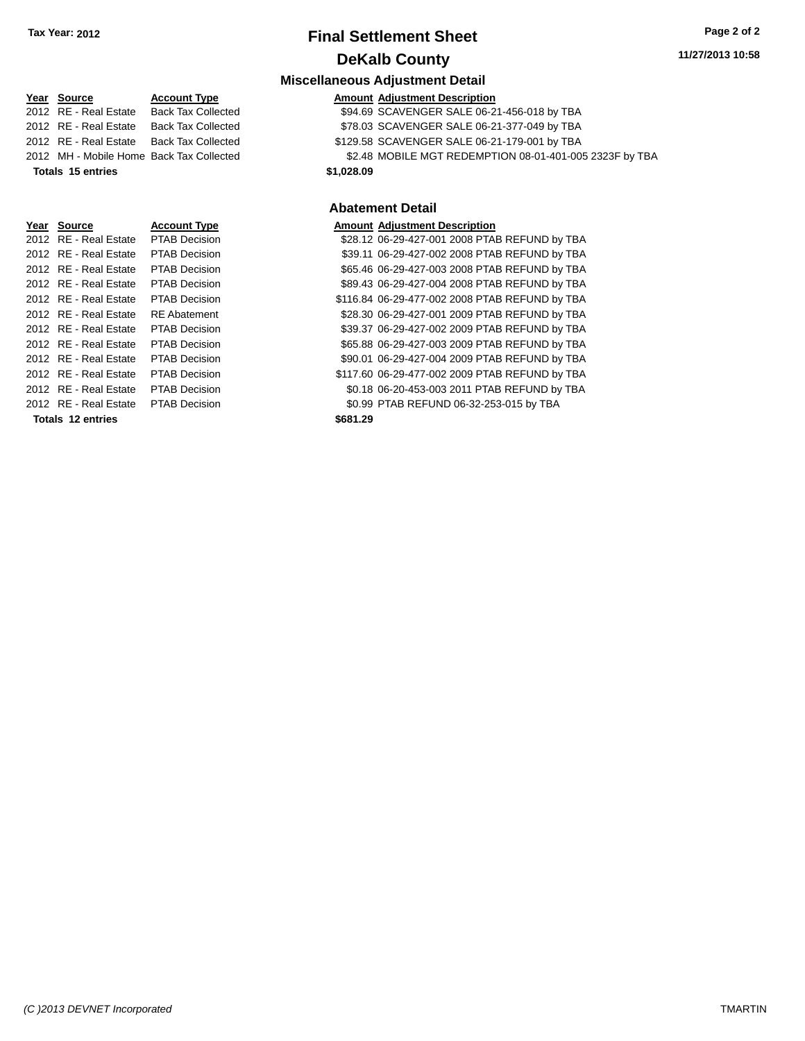# Final Settlement Sheet

## DeKalb County

Tax Year: 2012

### Miscellaneous Adjustment Detail

| Year | Source | Account Type | Amount | Adjustment Description |
|---|---|---|---|---|
| 2012 | RE - Real Estate | Back Tax Collected | $94.69 | SCAVENGER SALE 06-21-456-018 by TBA |
| 2012 | RE - Real Estate | Back Tax Collected | $78.03 | SCAVENGER SALE 06-21-377-049 by TBA |
| 2012 | RE - Real Estate | Back Tax Collected | $129.58 | SCAVENGER SALE 06-21-179-001 by TBA |
| 2012 | MH - Mobile Home | Back Tax Collected | $2.48 | MOBILE MGT REDEMPTION 08-01-401-005 2323F by TBA |
| **Totals 15 entries** | | | **$1,028.09** | |

### Abatement Detail

| Year | Source | Account Type | Amount | Adjustment Description |
|---|---|---|---|---|
| 2012 | RE - Real Estate | PTAB Decision | $28.12 | 06-29-427-001 2008 PTAB REFUND by TBA |
| 2012 | RE - Real Estate | PTAB Decision | $39.11 | 06-29-427-002 2008 PTAB REFUND by TBA |
| 2012 | RE - Real Estate | PTAB Decision | $65.46 | 06-29-427-003 2008 PTAB REFUND by TBA |
| 2012 | RE - Real Estate | PTAB Decision | $89.43 | 06-29-427-004 2008 PTAB REFUND by TBA |
| 2012 | RE - Real Estate | PTAB Decision | $116.84 | 06-29-477-002 2008 PTAB REFUND by TBA |
| 2012 | RE - Real Estate | RE Abatement | $28.30 | 06-29-427-001 2009 PTAB REFUND by TBA |
| 2012 | RE - Real Estate | PTAB Decision | $39.37 | 06-29-427-002 2009 PTAB REFUND by TBA |
| 2012 | RE - Real Estate | PTAB Decision | $65.88 | 06-29-427-003 2009 PTAB REFUND by TBA |
| 2012 | RE - Real Estate | PTAB Decision | $90.01 | 06-29-427-004 2009 PTAB REFUND by TBA |
| 2012 | RE - Real Estate | PTAB Decision | $117.60 | 06-29-477-002 2009 PTAB REFUND by TBA |
| 2012 | RE - Real Estate | PTAB Decision | $0.18 | 06-20-453-003 2011 PTAB REFUND by TBA |
| 2012 | RE - Real Estate | PTAB Decision | $0.99 | PTAB REFUND 06-32-253-015 by TBA |
| **Totals 12 entries** | | | **$681.29** | |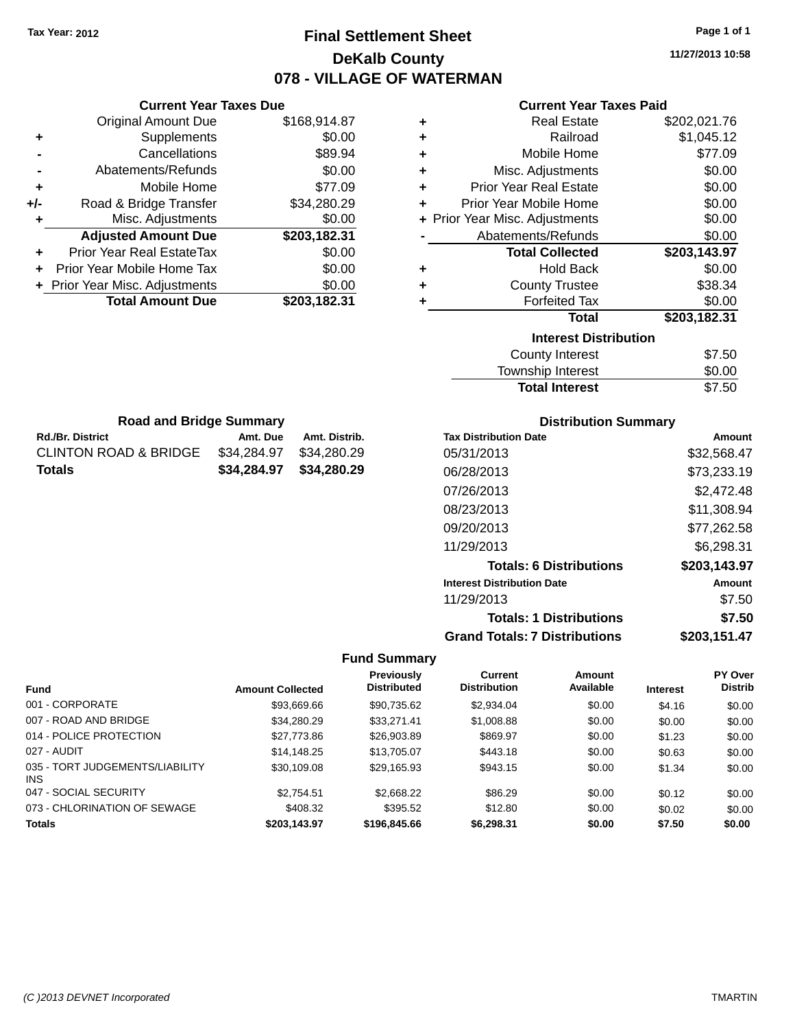Tax Year: 2012

# Final Settlement Sheet

## DeKalb County

## 078 - VILLAGE OF WATERMAN

11/27/2013 10:58

### Current Year Taxes Due

| | | |
|---|---|---|
| | Original Amount Due | $168,914.87 |
| + | Supplements | $0.00 |
| - | Cancellations | $89.94 |
| - | Abatements/Refunds | $0.00 |
| + | Mobile Home | $77.09 |
| +/- | Road & Bridge Transfer | $34,280.29 |
| + | Misc. Adjustments | $0.00 |
| | **Adjusted Amount Due** | **$203,182.31** |
| + | Prior Year Real EstateTax | $0.00 |
| + | Prior Year Mobile Home Tax | $0.00 |
| + | Prior Year Misc. Adjustments | $0.00 |
| | **Total Amount Due** | **$203,182.31** |

### Current Year Taxes Paid

| | | |
|---|---|---|
| + | Real Estate | $202,021.76 |
| + | Railroad | $1,045.12 |
| + | Mobile Home | $77.09 |
| + | Misc. Adjustments | $0.00 |
| + | Prior Year Real Estate | $0.00 |
| + | Prior Year Mobile Home | $0.00 |
| + | Prior Year Misc. Adjustments | $0.00 |
| - | Abatements/Refunds | $0.00 |
| | **Total Collected** | **$203,143.97** |
| + | Hold Back | $0.00 |
| + | County Trustee | $38.34 |
| + | Forfeited Tax | $0.00 |
| | **Total** | **$203,182.31** |

### Interest Distribution

| | |
|---|---|
| County Interest | $7.50 |
| Township Interest | $0.00 |
| **Total Interest** | $7.50 |

### Road and Bridge Summary

| Rd./Br. District | Amt. Due | Amt. Distrib. |
|---|---|---|
| CLINTON ROAD & BRIDGE | $34,284.97 | $34,280.29 |
| **Totals** | **$34,284.97** | **$34,280.29** |

### Distribution Summary

| Tax Distribution Date | Amount |
|---|---|
| 05/31/2013 | $32,568.47 |
| 06/28/2013 | $73,233.19 |
| 07/26/2013 | $2,472.48 |
| 08/23/2013 | $11,308.94 |
| 09/20/2013 | $77,262.58 |
| 11/29/2013 | $6,298.31 |
| **Totals: 6 Distributions** | **$203,143.97** |
| **Interest Distribution Date** | **Amount** |
| 11/29/2013 | $7.50 |
| **Totals: 1 Distributions** | **$7.50** |
| **Grand Totals: 7 Distributions** | **$203,151.47** |

### Fund Summary

| Fund | Amount Collected | Previously Distributed | Current Distribution | Amount Available | Interest | PY Over Distrib |
|---|---|---|---|---|---|---|
| 001 - CORPORATE | $93,669.66 | $90,735.62 | $2,934.04 | $0.00 | $4.16 | $0.00 |
| 007 - ROAD AND BRIDGE | $34,280.29 | $33,271.41 | $1,008.88 | $0.00 | $0.00 | $0.00 |
| 014 - POLICE PROTECTION | $27,773.86 | $26,903.89 | $869.97 | $0.00 | $1.23 | $0.00 |
| 027 - AUDIT | $14,148.25 | $13,705.07 | $443.18 | $0.00 | $0.63 | $0.00 |
| 035 - TORT JUDGEMENTS/LIABILITY INS | $30,109.08 | $29,165.93 | $943.15 | $0.00 | $1.34 | $0.00 |
| 047 - SOCIAL SECURITY | $2,754.51 | $2,668.22 | $86.29 | $0.00 | $0.12 | $0.00 |
| 073 - CHLORINATION OF SEWAGE | $408.32 | $395.52 | $12.80 | $0.00 | $0.02 | $0.00 |
| **Totals** | **$203,143.97** | **$196,845.66** | **$6,298.31** | **$0.00** | **$7.50** | **$0.00** |

(C )2013 DEVNET Incorporated TMARTIN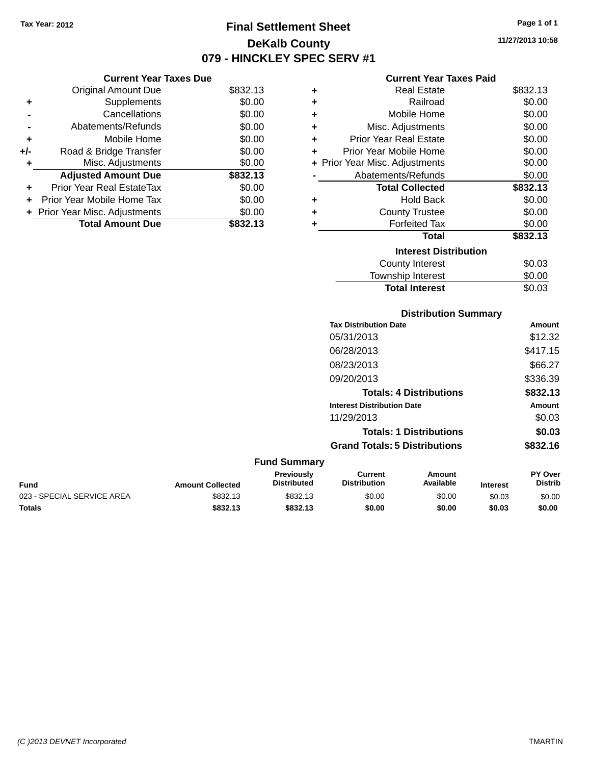Tax Year: 2012

# Final Settlement Sheet

## DeKalb County

## 079 - HINCKLEY SPEC SERV #1

11/27/2013 10:58

### Current Year Taxes Due

| | | |
|---|---|---|
| | Original Amount Due | $832.13 |
| + | Supplements | $0.00 |
| - | Cancellations | $0.00 |
| - | Abatements/Refunds | $0.00 |
| + | Mobile Home | $0.00 |
| +/- | Road & Bridge Transfer | $0.00 |
| + | Misc. Adjustments | $0.00 |
| | **Adjusted Amount Due** | **$832.13** |
| + | Prior Year Real EstateTax | $0.00 |
| + | Prior Year Mobile Home Tax | $0.00 |
| + | Prior Year Misc. Adjustments | $0.00 |
| | **Total Amount Due** | **$832.13** |

### Current Year Taxes Paid

| | | |
|---|---|---|
| + | Real Estate | $832.13 |
| + | Railroad | $0.00 |
| + | Mobile Home | $0.00 |
| + | Misc. Adjustments | $0.00 |
| + | Prior Year Real Estate | $0.00 |
| + | Prior Year Mobile Home | $0.00 |
| + | Prior Year Misc. Adjustments | $0.00 |
| - | Abatements/Refunds | $0.00 |
| | **Total Collected** | **$832.13** |
| + | Hold Back | $0.00 |
| + | County Trustee | $0.00 |
| + | Forfeited Tax | $0.00 |
| | **Total** | **$832.13** |

### Interest Distribution

| | |
|---|---|
| County Interest | $0.03 |
| Township Interest | $0.00 |
| **Total Interest** | $0.03 |

### Distribution Summary

| Tax Distribution Date | Amount |
|---|---|
| 05/31/2013 | $12.32 |
| 06/28/2013 | $417.15 |
| 08/23/2013 | $66.27 |
| 09/20/2013 | $336.39 |
| **Totals: 4 Distributions** | **$832.13** |
| **Interest Distribution Date** | **Amount** |
| 11/29/2013 | $0.03 |
| **Totals: 1 Distributions** | **$0.03** |
| **Grand Totals: 5 Distributions** | **$832.16** |

### Fund Summary

| Fund | Amount Collected | Previously Distributed | Current Distribution | Amount Available | Interest | PY Over Distrib |
|---|---|---|---|---|---|---|
| 023 - SPECIAL SERVICE AREA | $832.13 | $832.13 | $0.00 | $0.00 | $0.03 | $0.00 |
| **Totals** | **$832.13** | **$832.13** | **$0.00** | **$0.00** | **$0.03** | **$0.00** |

(C )2013 DEVNET Incorporated — TMARTIN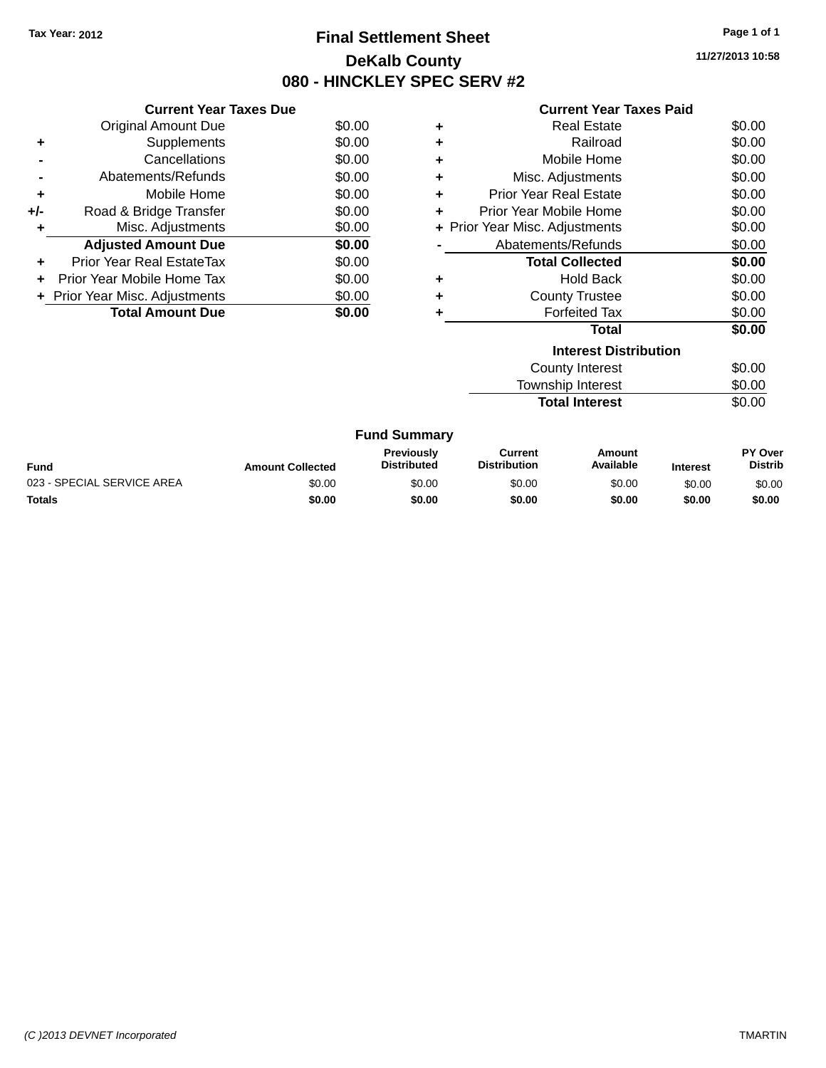Tax Year: 2012

# Final Settlement Sheet

## DeKalb County

## 080 - HINCKLEY SPEC SERV #2

11/27/2013 10:58

### Current Year Taxes Due

| | | |
|---|---|---|
| | Original Amount Due | $0.00 |
| + | Supplements | $0.00 |
| - | Cancellations | $0.00 |
| - | Abatements/Refunds | $0.00 |
| + | Mobile Home | $0.00 |
| +/- | Road & Bridge Transfer | $0.00 |
| + | Misc. Adjustments | $0.00 |
| | **Adjusted Amount Due** | **$0.00** |
| + | Prior Year Real EstateTax | $0.00 |
| + | Prior Year Mobile Home Tax | $0.00 |
| + | Prior Year Misc. Adjustments | $0.00 |
| | **Total Amount Due** | **$0.00** |

### Current Year Taxes Paid

| | | |
|---|---|---|
| + | Real Estate | $0.00 |
| + | Railroad | $0.00 |
| + | Mobile Home | $0.00 |
| + | Misc. Adjustments | $0.00 |
| + | Prior Year Real Estate | $0.00 |
| + | Prior Year Mobile Home | $0.00 |
| + | Prior Year Misc. Adjustments | $0.00 |
| - | Abatements/Refunds | $0.00 |
| | **Total Collected** | **$0.00** |
| + | Hold Back | $0.00 |
| + | County Trustee | $0.00 |
| + | Forfeited Tax | $0.00 |
| | **Total** | **$0.00** |

### Interest Distribution

| | |
|---|---|
| County Interest | $0.00 |
| Township Interest | $0.00 |
| **Total Interest** | $0.00 |

### Fund Summary

| Fund | Amount Collected | Previously Distributed | Current Distribution | Amount Available | Interest | PY Over Distrib |
|---|---|---|---|---|---|---|
| 023 - SPECIAL SERVICE AREA | $0.00 | $0.00 | $0.00 | $0.00 | $0.00 | $0.00 |
| **Totals** | **$0.00** | **$0.00** | **$0.00** | **$0.00** | **$0.00** | **$0.00** |

(C )2013 DEVNET Incorporated TMARTIN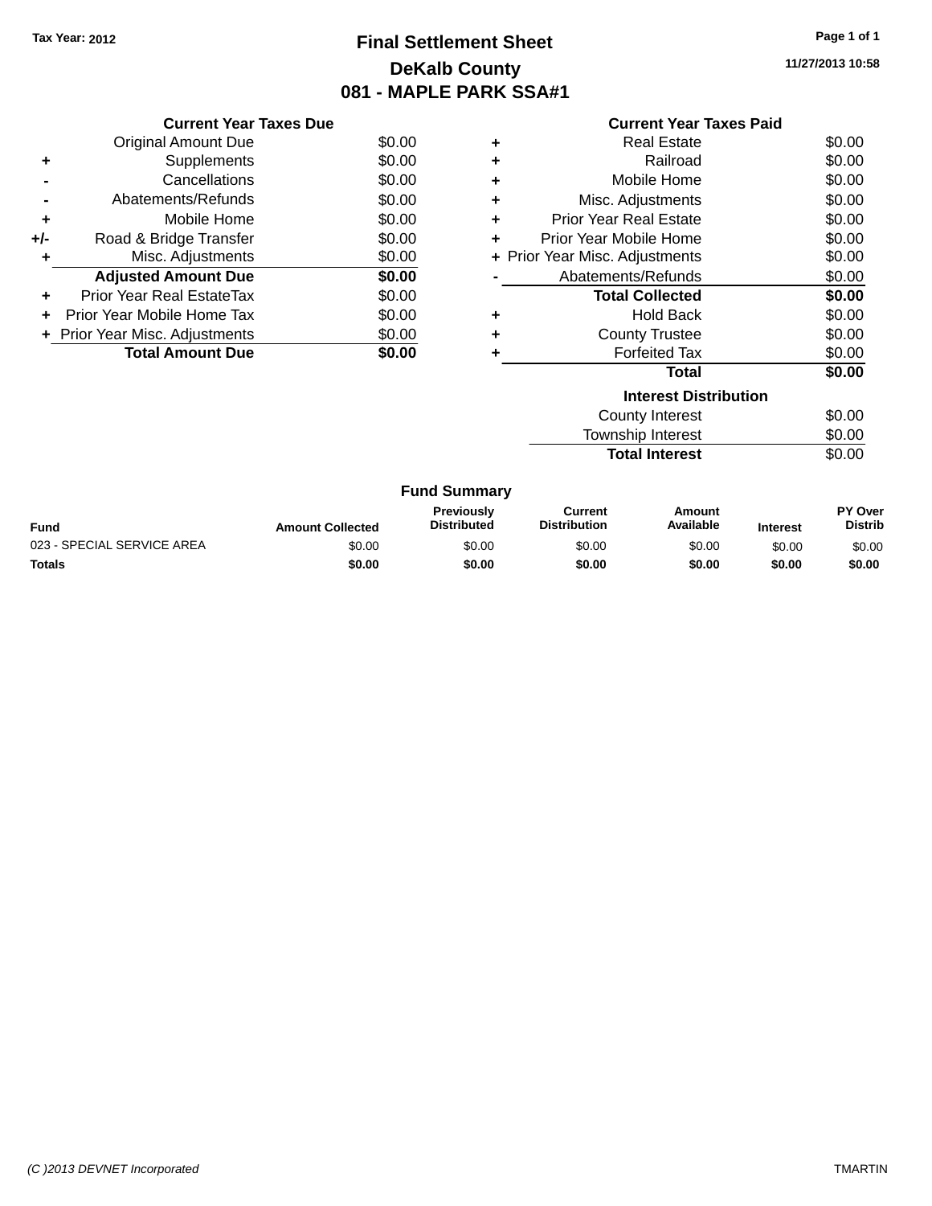Tax Year: 2012

# Final Settlement Sheet

## DeKalb County

## 081 - MAPLE PARK SSA#1

11/27/2013 10:58

### Current Year Taxes Due

| | | |
|---|---|---|
| | Original Amount Due | $0.00 |
| + | Supplements | $0.00 |
| - | Cancellations | $0.00 |
| - | Abatements/Refunds | $0.00 |
| + | Mobile Home | $0.00 |
| +/- | Road & Bridge Transfer | $0.00 |
| + | Misc. Adjustments | $0.00 |
| | **Adjusted Amount Due** | **$0.00** |
| + | Prior Year Real EstateTax | $0.00 |
| + | Prior Year Mobile Home Tax | $0.00 |
| + | Prior Year Misc. Adjustments | $0.00 |
| | **Total Amount Due** | **$0.00** |

### Current Year Taxes Paid

| | | |
|---|---|---|
| + | Real Estate | $0.00 |
| + | Railroad | $0.00 |
| + | Mobile Home | $0.00 |
| + | Misc. Adjustments | $0.00 |
| + | Prior Year Real Estate | $0.00 |
| + | Prior Year Mobile Home | $0.00 |
| + | Prior Year Misc. Adjustments | $0.00 |
| - | Abatements/Refunds | $0.00 |
| | **Total Collected** | **$0.00** |
| + | Hold Back | $0.00 |
| + | County Trustee | $0.00 |
| + | Forfeited Tax | $0.00 |
| | **Total** | **$0.00** |

### Interest Distribution

| | |
|---|---|
| County Interest | $0.00 |
| Township Interest | $0.00 |
| **Total Interest** | $0.00 |

### Fund Summary

| Fund | Amount Collected | Previously Distributed | Current Distribution | Amount Available | Interest | PY Over Distrib |
|---|---|---|---|---|---|---|
| 023 - SPECIAL SERVICE AREA | $0.00 | $0.00 | $0.00 | $0.00 | $0.00 | $0.00 |
| **Totals** | **$0.00** | **$0.00** | **$0.00** | **$0.00** | **$0.00** | **$0.00** |

(C )2013 DEVNET Incorporated TMARTIN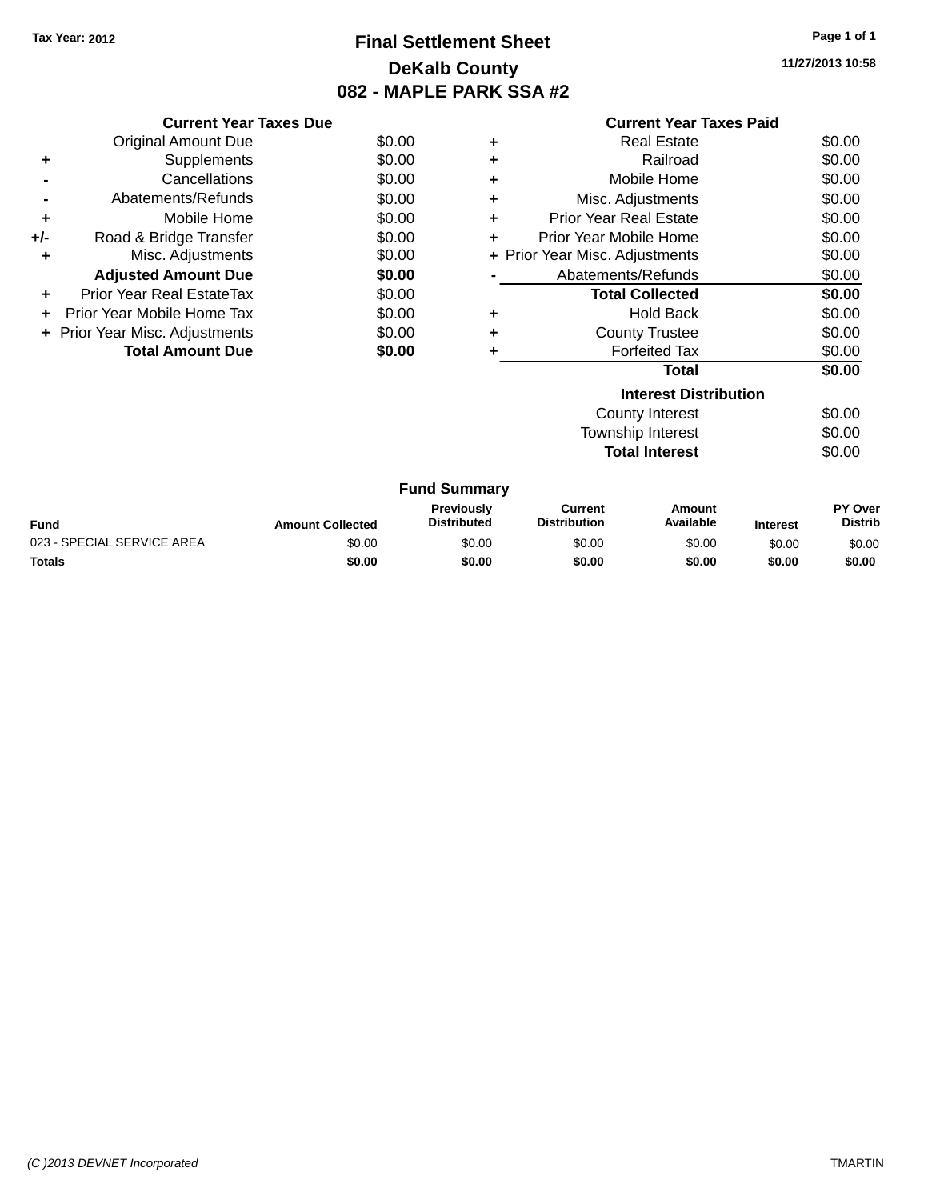Tax Year: 2012

# Final Settlement Sheet

## DeKalb County

## 082 - MAPLE PARK SSA #2

11/27/2013 10:58

### Current Year Taxes Due

| | | |
|---|---|---|
| | Original Amount Due | $0.00 |
| + | Supplements | $0.00 |
| - | Cancellations | $0.00 |
| - | Abatements/Refunds | $0.00 |
| + | Mobile Home | $0.00 |
| +/- | Road & Bridge Transfer | $0.00 |
| + | Misc. Adjustments | $0.00 |
| | **Adjusted Amount Due** | **$0.00** |
| + | Prior Year Real EstateTax | $0.00 |
| + | Prior Year Mobile Home Tax | $0.00 |
| + | Prior Year Misc. Adjustments | $0.00 |
| | **Total Amount Due** | **$0.00** |

### Current Year Taxes Paid

| | | |
|---|---|---|
| + | Real Estate | $0.00 |
| + | Railroad | $0.00 |
| + | Mobile Home | $0.00 |
| + | Misc. Adjustments | $0.00 |
| + | Prior Year Real Estate | $0.00 |
| + | Prior Year Mobile Home | $0.00 |
| + | Prior Year Misc. Adjustments | $0.00 |
| - | Abatements/Refunds | $0.00 |
| | **Total Collected** | **$0.00** |
| + | Hold Back | $0.00 |
| + | County Trustee | $0.00 |
| + | Forfeited Tax | $0.00 |
| | **Total** | **$0.00** |

### Interest Distribution

| | |
|---|---|
| County Interest | $0.00 |
| Township Interest | $0.00 |
| **Total Interest** | $0.00 |

### Fund Summary

| Fund | Amount Collected | Previously Distributed | Current Distribution | Amount Available | Interest | PY Over Distrib |
|---|---|---|---|---|---|---|
| 023 - SPECIAL SERVICE AREA | $0.00 | $0.00 | $0.00 | $0.00 | $0.00 | $0.00 |
| **Totals** | **$0.00** | **$0.00** | **$0.00** | **$0.00** | **$0.00** | **$0.00** |

(C )2013 DEVNET Incorporated TMARTIN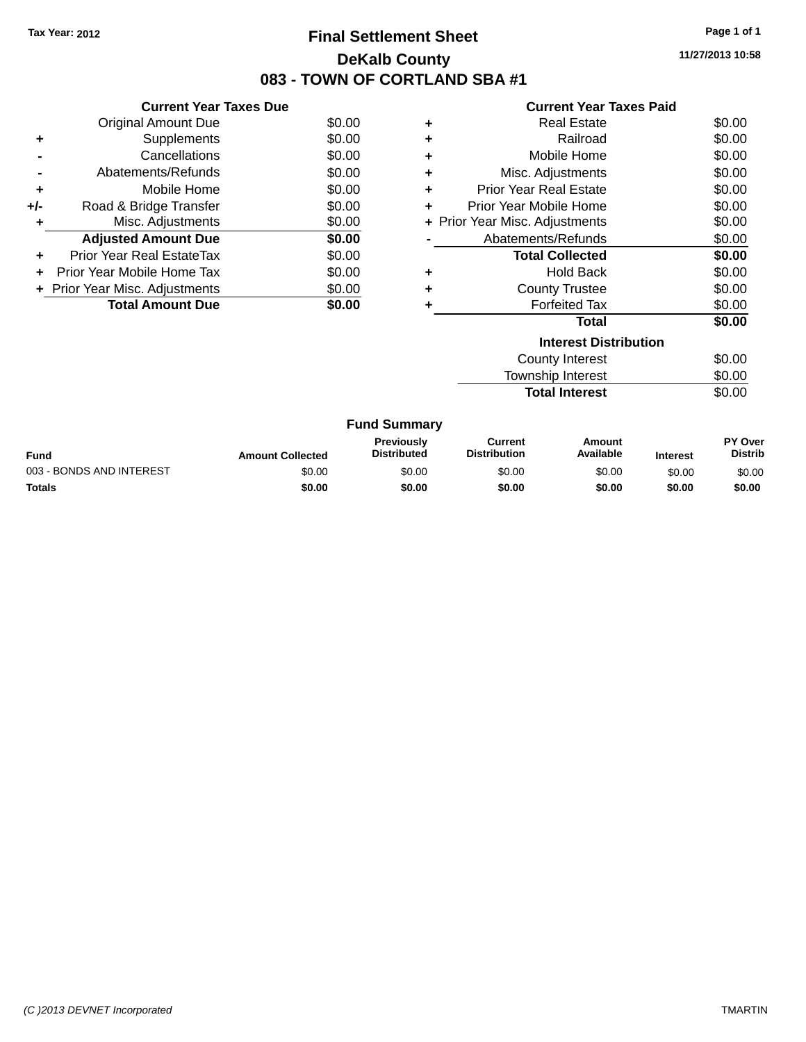Tax Year: 2012

# Final Settlement Sheet

## DeKalb County

## 083 - TOWN OF CORTLAND SBA #1

11/27/2013 10:58

### Current Year Taxes Due

| | | |
|---|---|---|
| | Original Amount Due | $0.00 |
| + | Supplements | $0.00 |
| - | Cancellations | $0.00 |
| - | Abatements/Refunds | $0.00 |
| + | Mobile Home | $0.00 |
| +/- | Road & Bridge Transfer | $0.00 |
| + | Misc. Adjustments | $0.00 |
| | **Adjusted Amount Due** | **$0.00** |
| + | Prior Year Real EstateTax | $0.00 |
| + | Prior Year Mobile Home Tax | $0.00 |
| + | Prior Year Misc. Adjustments | $0.00 |
| | **Total Amount Due** | **$0.00** |

### Current Year Taxes Paid

| | | |
|---|---|---|
| + | Real Estate | $0.00 |
| + | Railroad | $0.00 |
| + | Mobile Home | $0.00 |
| + | Misc. Adjustments | $0.00 |
| + | Prior Year Real Estate | $0.00 |
| + | Prior Year Mobile Home | $0.00 |
| + | Prior Year Misc. Adjustments | $0.00 |
| - | Abatements/Refunds | $0.00 |
| | **Total Collected** | **$0.00** |
| + | Hold Back | $0.00 |
| + | County Trustee | $0.00 |
| + | Forfeited Tax | $0.00 |
| | **Total** | **$0.00** |

### Interest Distribution

| | |
|---|---|
| County Interest | $0.00 |
| Township Interest | $0.00 |
| **Total Interest** | $0.00 |

### Fund Summary

| Fund | Amount Collected | Previously Distributed | Current Distribution | Amount Available | Interest | PY Over Distrib |
|---|---|---|---|---|---|---|
| 003 - BONDS AND INTEREST | $0.00 | $0.00 | $0.00 | $0.00 | $0.00 | $0.00 |
| **Totals** | **$0.00** | **$0.00** | **$0.00** | **$0.00** | **$0.00** | **$0.00** |

(C )2013 DEVNET Incorporated TMARTIN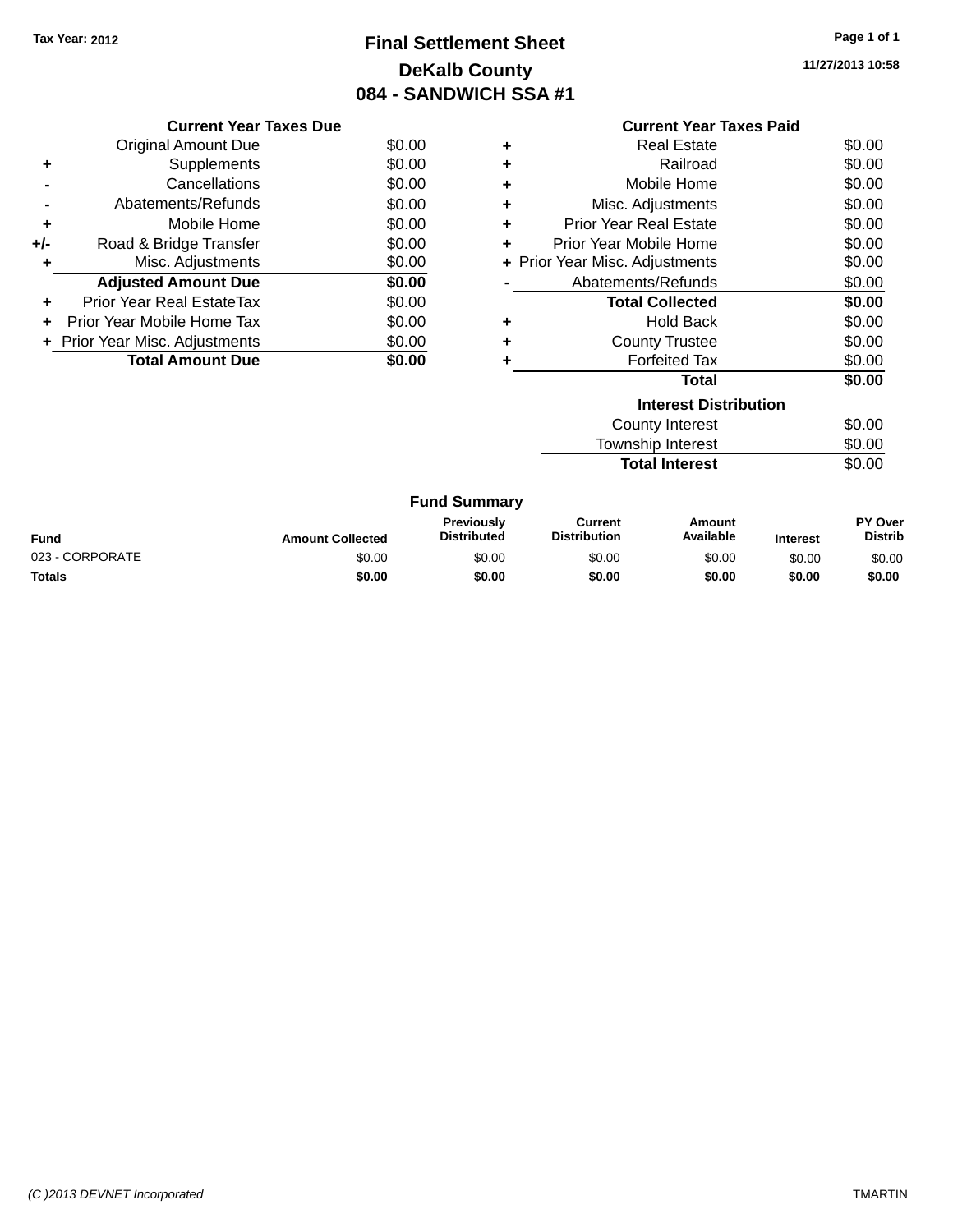Tax Year: 2012

# Final Settlement Sheet

## DeKalb County

## 084 - SANDWICH SSA #1

11/27/2013 10:58

| | Current Year Taxes Due | |
|---|---|---|
| | Original Amount Due | $0.00 |
| + | Supplements | $0.00 |
| - | Cancellations | $0.00 |
| - | Abatements/Refunds | $0.00 |
| + | Mobile Home | $0.00 |
| +/- | Road & Bridge Transfer | $0.00 |
| + | Misc. Adjustments | $0.00 |
| | **Adjusted Amount Due** | **$0.00** |
| + | Prior Year Real EstateTax | $0.00 |
| + | Prior Year Mobile Home Tax | $0.00 |
| + | Prior Year Misc. Adjustments | $0.00 |
| | **Total Amount Due** | **$0.00** |

| | Current Year Taxes Paid | |
|---|---|---|
| + | Real Estate | $0.00 |
| + | Railroad | $0.00 |
| + | Mobile Home | $0.00 |
| + | Misc. Adjustments | $0.00 |
| + | Prior Year Real Estate | $0.00 |
| + | Prior Year Mobile Home | $0.00 |
| + | Prior Year Misc. Adjustments | $0.00 |
| - | Abatements/Refunds | $0.00 |
| | **Total Collected** | **$0.00** |
| + | Hold Back | $0.00 |
| + | County Trustee | $0.00 |
| + | Forfeited Tax | $0.00 |
| | **Total** | **$0.00** |

| Interest Distribution | |
|---|---|
| County Interest | $0.00 |
| Township Interest | $0.00 |
| **Total Interest** | $0.00 |

### Fund Summary

| Fund | Amount Collected | Previously Distributed | Current Distribution | Amount Available | Interest | PY Over Distrib |
|---|---|---|---|---|---|---|
| 023 - CORPORATE | $0.00 | $0.00 | $0.00 | $0.00 | $0.00 | $0.00 |
| **Totals** | **$0.00** | **$0.00** | **$0.00** | **$0.00** | **$0.00** | **$0.00** |

(C )2013 DEVNET Incorporated

TMARTIN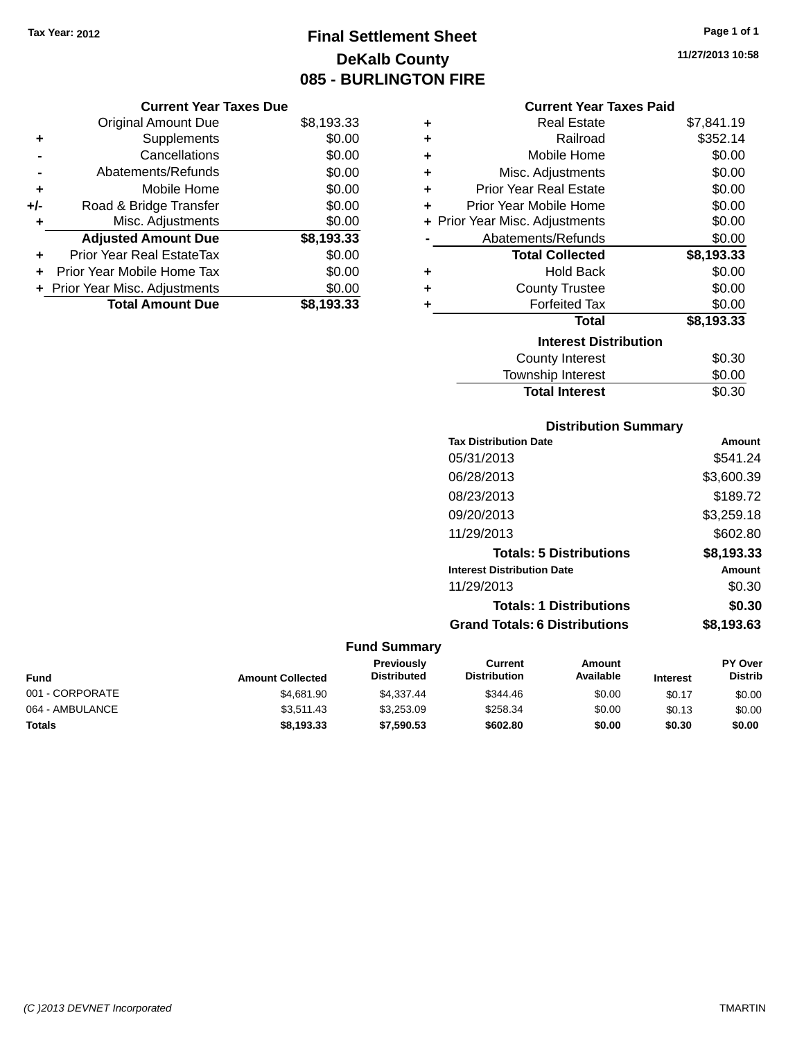Tax Year: 2012

# Final Settlement Sheet

## DeKalb County

## 085 - BURLINGTON FIRE

11/27/2013 10:58

### Current Year Taxes Due

| | | |
|---|---|---|
| | Original Amount Due | $8,193.33 |
| + | Supplements | $0.00 |
| - | Cancellations | $0.00 |
| - | Abatements/Refunds | $0.00 |
| + | Mobile Home | $0.00 |
| +/- | Road & Bridge Transfer | $0.00 |
| + | Misc. Adjustments | $0.00 |
| | **Adjusted Amount Due** | **$8,193.33** |
| + | Prior Year Real EstateTax | $0.00 |
| + | Prior Year Mobile Home Tax | $0.00 |
| + | Prior Year Misc. Adjustments | $0.00 |
| | **Total Amount Due** | **$8,193.33** |

### Current Year Taxes Paid

| | | |
|---|---|---|
| + | Real Estate | $7,841.19 |
| + | Railroad | $352.14 |
| + | Mobile Home | $0.00 |
| + | Misc. Adjustments | $0.00 |
| + | Prior Year Real Estate | $0.00 |
| + | Prior Year Mobile Home | $0.00 |
| + | Prior Year Misc. Adjustments | $0.00 |
| - | Abatements/Refunds | $0.00 |
| | **Total Collected** | **$8,193.33** |
| + | Hold Back | $0.00 |
| + | County Trustee | $0.00 |
| + | Forfeited Tax | $0.00 |
| | **Total** | **$8,193.33** |

### Interest Distribution

| | |
|---|---|
| County Interest | $0.30 |
| Township Interest | $0.00 |
| **Total Interest** | $0.30 |

### Distribution Summary

| Tax Distribution Date | Amount |
|---|---|
| 05/31/2013 | $541.24 |
| 06/28/2013 | $3,600.39 |
| 08/23/2013 | $189.72 |
| 09/20/2013 | $3,259.18 |
| 11/29/2013 | $602.80 |
| **Totals: 5 Distributions** | **$8,193.33** |

| Interest Distribution Date | Amount |
|---|---|
| 11/29/2013 | $0.30 |
| **Totals: 1 Distributions** | **$0.30** |
| **Grand Totals: 6 Distributions** | **$8,193.63** |

### Fund Summary

| Fund | Amount Collected | Previously Distributed | Current Distribution | Amount Available | Interest | PY Over Distrib |
|---|---|---|---|---|---|---|
| 001 - CORPORATE | $4,681.90 | $4,337.44 | $344.46 | $0.00 | $0.17 | $0.00 |
| 064 - AMBULANCE | $3,511.43 | $3,253.09 | $258.34 | $0.00 | $0.13 | $0.00 |
| **Totals** | **$8,193.33** | **$7,590.53** | **$602.80** | **$0.00** | **$0.30** | **$0.00** |

(C )2013 DEVNET Incorporated TMARTIN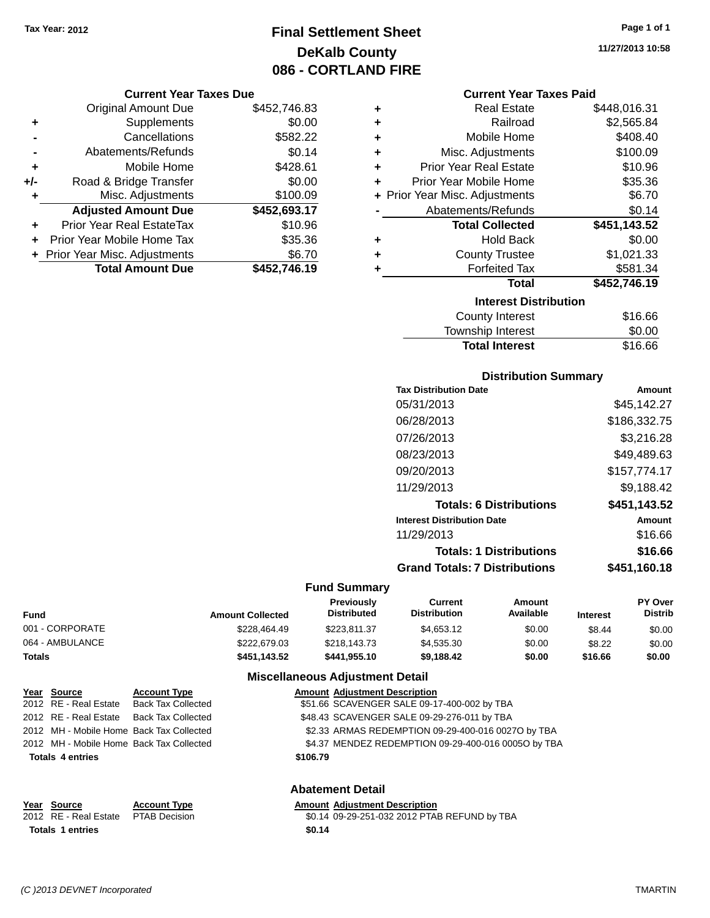Tax Year: 2012

# Final Settlement Sheet
## DeKalb County
## 086 - CORTLAND FIRE

11/27/2013 10:58

### Current Year Taxes Due

| | | |
|---|---|---|
| | Original Amount Due | $452,746.83 |
| + | Supplements | $0.00 |
| - | Cancellations | $582.22 |
| - | Abatements/Refunds | $0.14 |
| + | Mobile Home | $428.61 |
| +/- | Road & Bridge Transfer | $0.00 |
| + | Misc. Adjustments | $100.09 |
| | **Adjusted Amount Due** | **$452,693.17** |
| + | Prior Year Real EstateTax | $10.96 |
| + | Prior Year Mobile Home Tax | $35.36 |
| + | Prior Year Misc. Adjustments | $6.70 |
| | **Total Amount Due** | **$452,746.19** |

### Current Year Taxes Paid

| | | |
|---|---|---|
| + | Real Estate | $448,016.31 |
| + | Railroad | $2,565.84 |
| + | Mobile Home | $408.40 |
| + | Misc. Adjustments | $100.09 |
| + | Prior Year Real Estate | $10.96 |
| + | Prior Year Mobile Home | $35.36 |
| + | Prior Year Misc. Adjustments | $6.70 |
| - | Abatements/Refunds | $0.14 |
| | **Total Collected** | **$451,143.52** |
| + | Hold Back | $0.00 |
| + | County Trustee | $1,021.33 |
| + | Forfeited Tax | $581.34 |
| | **Total** | **$452,746.19** |

### Interest Distribution

| | |
|---|---|
| County Interest | $16.66 |
| Township Interest | $0.00 |
| **Total Interest** | $16.66 |

### Distribution Summary

| Tax Distribution Date | Amount |
|---|---|
| 05/31/2013 | $45,142.27 |
| 06/28/2013 | $186,332.75 |
| 07/26/2013 | $3,216.28 |
| 08/23/2013 | $49,489.63 |
| 09/20/2013 | $157,774.17 |
| 11/29/2013 | $9,188.42 |
| **Totals: 6 Distributions** | **$451,143.52** |
| **Interest Distribution Date** | **Amount** |
| 11/29/2013 | $16.66 |
| **Totals: 1 Distributions** | **$16.66** |
| **Grand Totals: 7 Distributions** | **$451,160.18** |

### Fund Summary

| Fund | Amount Collected | Previously Distributed | Current Distribution | Amount Available | Interest | PY Over Distrib |
|---|---|---|---|---|---|---|
| 001 - CORPORATE | $228,464.49 | $223,811.37 | $4,653.12 | $0.00 | $8.44 | $0.00 |
| 064 - AMBULANCE | $222,679.03 | $218,143.73 | $4,535.30 | $0.00 | $8.22 | $0.00 |
| **Totals** | **$451,143.52** | **$441,955.10** | **$9,188.42** | **$0.00** | **$16.66** | **$0.00** |

### Miscellaneous Adjustment Detail

| Year | Source | Account Type | Amount | Adjustment Description |
|---|---|---|---|---|
| 2012 | RE - Real Estate | Back Tax Collected | $51.66 | SCAVENGER SALE 09-17-400-002 by TBA |
| 2012 | RE - Real Estate | Back Tax Collected | $48.43 | SCAVENGER SALE 09-29-276-011 by TBA |
| 2012 | MH - Mobile Home | Back Tax Collected | $2.33 | ARMAS REDEMPTION 09-29-400-016 0027O by TBA |
| 2012 | MH - Mobile Home | Back Tax Collected | $4.37 | MENDEZ REDEMPTION 09-29-400-016 0005O by TBA |
| **Totals 4 entries** | | | **$106.79** | |

### Abatement Detail

| Year | Source | Account Type | Amount | Adjustment Description |
|---|---|---|---|---|
| 2012 | RE - Real Estate | PTAB Decision | $0.14 | 09-29-251-032 2012 PTAB REFUND by TBA |
| **Totals 1 entries** | | | **$0.14** | |

(C )2013 DEVNET Incorporated TMARTIN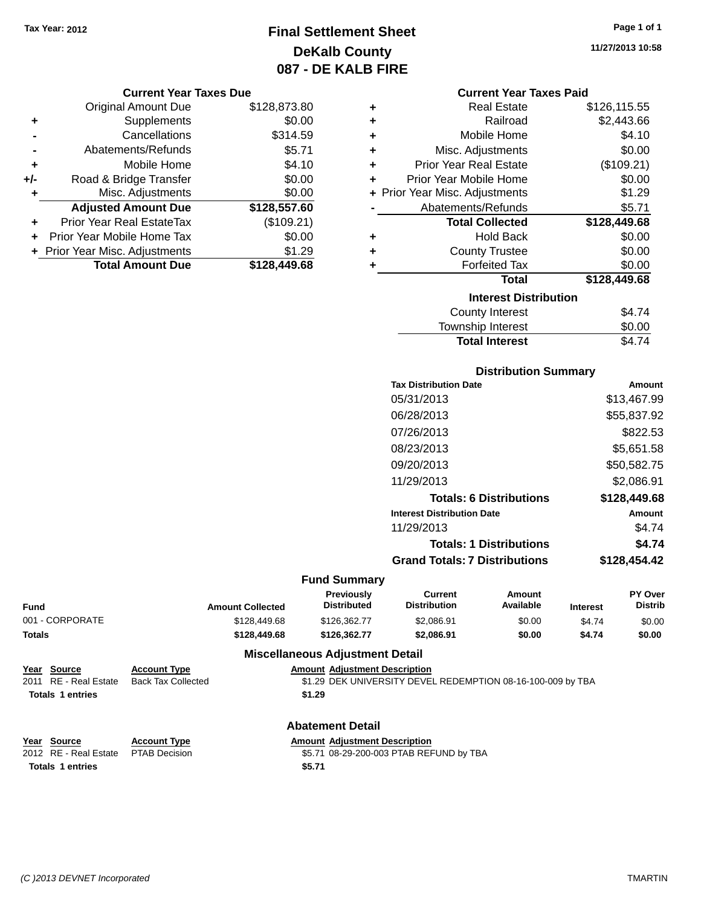Tax Year: 2012

# Final Settlement Sheet
## DeKalb County
## 087 - DE KALB FIRE

11/27/2013 10:58

### Current Year Taxes Due

| | | |
|---|---|---|
| | Original Amount Due | $128,873.80 |
| + | Supplements | $0.00 |
| - | Cancellations | $314.59 |
| - | Abatements/Refunds | $5.71 |
| + | Mobile Home | $4.10 |
| +/- | Road & Bridge Transfer | $0.00 |
| + | Misc. Adjustments | $0.00 |
| | **Adjusted Amount Due** | **$128,557.60** |
| + | Prior Year Real EstateTax | ($109.21) |
| + | Prior Year Mobile Home Tax | $0.00 |
| + | Prior Year Misc. Adjustments | $1.29 |
| | **Total Amount Due** | **$128,449.68** |

### Current Year Taxes Paid

| | | |
|---|---|---|
| + | Real Estate | $126,115.55 |
| + | Railroad | $2,443.66 |
| + | Mobile Home | $4.10 |
| + | Misc. Adjustments | $0.00 |
| + | Prior Year Real Estate | ($109.21) |
| + | Prior Year Mobile Home | $0.00 |
| + | Prior Year Misc. Adjustments | $1.29 |
| - | Abatements/Refunds | $5.71 |
| | **Total Collected** | **$128,449.68** |
| + | Hold Back | $0.00 |
| + | County Trustee | $0.00 |
| + | Forfeited Tax | $0.00 |
| | **Total** | **$128,449.68** |

### Interest Distribution

| | |
|---|---|
| County Interest | $4.74 |
| Township Interest | $0.00 |
| **Total Interest** | $4.74 |

### Distribution Summary

| Tax Distribution Date | Amount |
|---|---|
| 05/31/2013 | $13,467.99 |
| 06/28/2013 | $55,837.92 |
| 07/26/2013 | $822.53 |
| 08/23/2013 | $5,651.58 |
| 09/20/2013 | $50,582.75 |
| 11/29/2013 | $2,086.91 |
| **Totals: 6 Distributions** | **$128,449.68** |

| Interest Distribution Date | Amount |
|---|---|
| 11/29/2013 | $4.74 |
| **Totals: 1 Distributions** | **$4.74** |
| **Grand Totals: 7 Distributions** | **$128,454.42** |

### Fund Summary

| Fund | Amount Collected | Previously Distributed | Current Distribution | Amount Available | Interest | PY Over Distrib |
|---|---|---|---|---|---|---|
| 001 - CORPORATE | $128,449.68 | $126,362.77 | $2,086.91 | $0.00 | $4.74 | $0.00 |
| **Totals** | **$128,449.68** | **$126,362.77** | **$2,086.91** | **$0.00** | **$4.74** | **$0.00** |

### Miscellaneous Adjustment Detail

| Year | Source | Account Type | Amount | Adjustment Description |
|---|---|---|---|---|
| 2011 | RE - Real Estate | Back Tax Collected | $1.29 | DEK UNIVERSITY DEVEL REDEMPTION 08-16-100-009 by TBA |
| **Totals 1 entries** | | | **$1.29** | |

### Abatement Detail

| Year | Source | Account Type | Amount | Adjustment Description |
|---|---|---|---|---|
| 2012 | RE - Real Estate | PTAB Decision | $5.71 | 08-29-200-003 PTAB REFUND by TBA |
| **Totals 1 entries** | | | **$5.71** | |

(C )2013 DEVNET Incorporated TMARTIN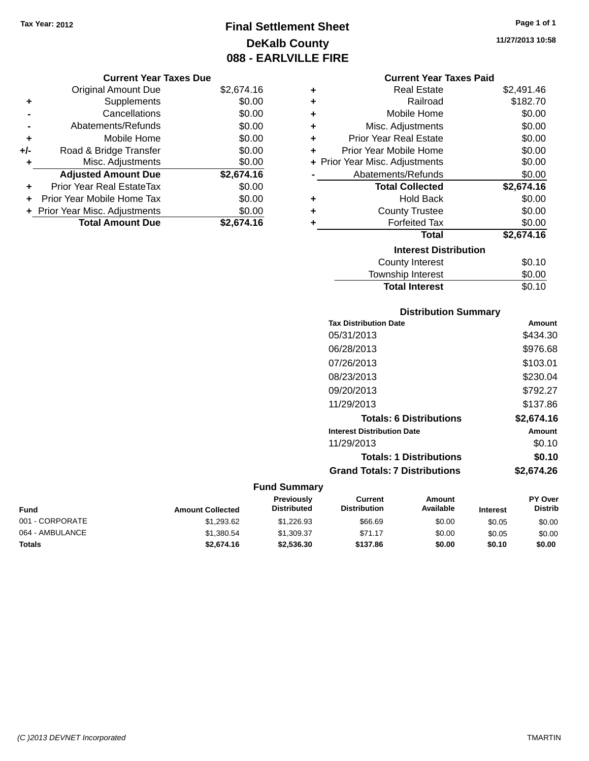Tax Year: 2012

# Final Settlement Sheet
## DeKalb County
## 088 - EARLVILLE FIRE

11/27/2013 10:58

### Current Year Taxes Due

| | | |
|---|---|---|
| | Original Amount Due | $2,674.16 |
| + | Supplements | $0.00 |
| - | Cancellations | $0.00 |
| - | Abatements/Refunds | $0.00 |
| + | Mobile Home | $0.00 |
| +/- | Road & Bridge Transfer | $0.00 |
| + | Misc. Adjustments | $0.00 |
| | **Adjusted Amount Due** | **$2,674.16** |
| + | Prior Year Real EstateTax | $0.00 |
| + | Prior Year Mobile Home Tax | $0.00 |
| + | Prior Year Misc. Adjustments | $0.00 |
| | **Total Amount Due** | **$2,674.16** |

### Current Year Taxes Paid

| | | |
|---|---|---|
| + | Real Estate | $2,491.46 |
| + | Railroad | $182.70 |
| + | Mobile Home | $0.00 |
| + | Misc. Adjustments | $0.00 |
| + | Prior Year Real Estate | $0.00 |
| + | Prior Year Mobile Home | $0.00 |
| + | Prior Year Misc. Adjustments | $0.00 |
| - | Abatements/Refunds | $0.00 |
| | **Total Collected** | **$2,674.16** |
| + | Hold Back | $0.00 |
| + | County Trustee | $0.00 |
| + | Forfeited Tax | $0.00 |
| | **Total** | **$2,674.16** |

### Interest Distribution

| | |
|---|---|
| County Interest | $0.10 |
| Township Interest | $0.00 |
| **Total Interest** | $0.10 |

### Distribution Summary

| Tax Distribution Date | Amount |
|---|---|
| 05/31/2013 | $434.30 |
| 06/28/2013 | $976.68 |
| 07/26/2013 | $103.01 |
| 08/23/2013 | $230.04 |
| 09/20/2013 | $792.27 |
| 11/29/2013 | $137.86 |
| **Totals: 6 Distributions** | **$2,674.16** |

| Interest Distribution Date | Amount |
|---|---|
| 11/29/2013 | $0.10 |
| **Totals: 1 Distributions** | **$0.10** |
| **Grand Totals: 7 Distributions** | **$2,674.26** |

### Fund Summary

| Fund | Amount Collected | Previously Distributed | Current Distribution | Amount Available | Interest | PY Over Distrib |
|---|---|---|---|---|---|---|
| 001 - CORPORATE | $1,293.62 | $1,226.93 | $66.69 | $0.00 | $0.05 | $0.00 |
| 064 - AMBULANCE | $1,380.54 | $1,309.37 | $71.17 | $0.00 | $0.05 | $0.00 |
| **Totals** | **$2,674.16** | **$2,536.30** | **$137.86** | **$0.00** | **$0.10** | **$0.00** |

(C )2013 DEVNET Incorporated TMARTIN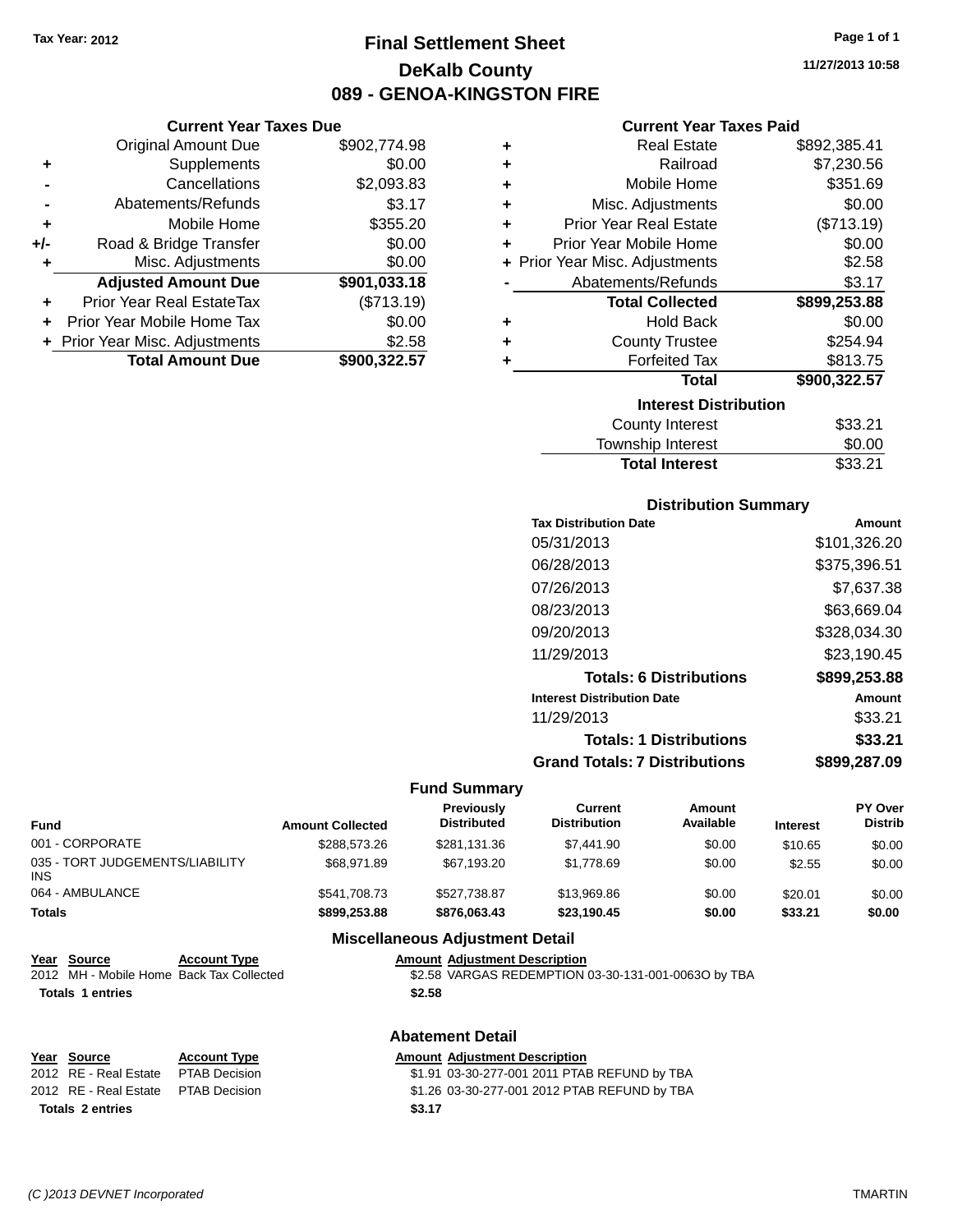**Tax Year: 2012**

# Final Settlement Sheet
## DeKalb County
## 089 - GENOA-KINGSTON FIRE

11/27/2013 10:58

### Current Year Taxes Due

| | | |
|---|---|---|
| | Original Amount Due | $902,774.98 |
| + | Supplements | $0.00 |
| - | Cancellations | $2,093.83 |
| - | Abatements/Refunds | $3.17 |
| + | Mobile Home | $355.20 |
| +/- | Road & Bridge Transfer | $0.00 |
| + | Misc. Adjustments | $0.00 |
| | **Adjusted Amount Due** | **$901,033.18** |
| + | Prior Year Real EstateTax | ($713.19) |
| + | Prior Year Mobile Home Tax | $0.00 |
| + | Prior Year Misc. Adjustments | $2.58 |
| | **Total Amount Due** | **$900,322.57** |

### Current Year Taxes Paid

| | | |
|---|---|---|
| + | Real Estate | $892,385.41 |
| + | Railroad | $7,230.56 |
| + | Mobile Home | $351.69 |
| + | Misc. Adjustments | $0.00 |
| + | Prior Year Real Estate | ($713.19) |
| + | Prior Year Mobile Home | $0.00 |
| + | Prior Year Misc. Adjustments | $2.58 |
| - | Abatements/Refunds | $3.17 |
| | **Total Collected** | **$899,253.88** |
| + | Hold Back | $0.00 |
| + | County Trustee | $254.94 |
| + | Forfeited Tax | $813.75 |
| | **Total** | **$900,322.57** |

### Interest Distribution

| | |
|---|---|
| County Interest | $33.21 |
| Township Interest | $0.00 |
| **Total Interest** | $33.21 |

### Distribution Summary

| Tax Distribution Date | Amount |
|---|---|
| 05/31/2013 | $101,326.20 |
| 06/28/2013 | $375,396.51 |
| 07/26/2013 | $7,637.38 |
| 08/23/2013 | $63,669.04 |
| 09/20/2013 | $328,034.30 |
| 11/29/2013 | $23,190.45 |
| **Totals: 6 Distributions** | **$899,253.88** |
| **Interest Distribution Date** | **Amount** |
| 11/29/2013 | $33.21 |
| **Totals: 1 Distributions** | **$33.21** |
| **Grand Totals: 7 Distributions** | **$899,287.09** |

### Fund Summary

| Fund | Amount Collected | Previously Distributed | Current Distribution | Amount Available | Interest | PY Over Distrib |
|---|---|---|---|---|---|---|
| 001 - CORPORATE | $288,573.26 | $281,131.36 | $7,441.90 | $0.00 | $10.65 | $0.00 |
| 035 - TORT JUDGEMENTS/LIABILITY INS | $68,971.89 | $67,193.20 | $1,778.69 | $0.00 | $2.55 | $0.00 |
| 064 - AMBULANCE | $541,708.73 | $527,738.87 | $13,969.86 | $0.00 | $20.01 | $0.00 |
| **Totals** | **$899,253.88** | **$876,063.43** | **$23,190.45** | **$0.00** | **$33.21** | **$0.00** |

### Miscellaneous Adjustment Detail

| Year | Source | Account Type | Amount | Adjustment Description |
|---|---|---|---|---|
| 2012 | MH - Mobile Home | Back Tax Collected | $2.58 | VARGAS REDEMPTION 03-30-131-001-0063O by TBA |
| **Totals 1 entries** | | | **$2.58** | |

### Abatement Detail

| Year | Source | Account Type | Amount | Adjustment Description |
|---|---|---|---|---|
| 2012 | RE - Real Estate | PTAB Decision | $1.91 | 03-30-277-001 2011 PTAB REFUND by TBA |
| 2012 | RE - Real Estate | PTAB Decision | $1.26 | 03-30-277-001 2012 PTAB REFUND by TBA |
| **Totals 2 entries** | | | **$3.17** | |

(C )2013 DEVNET Incorporated TMARTIN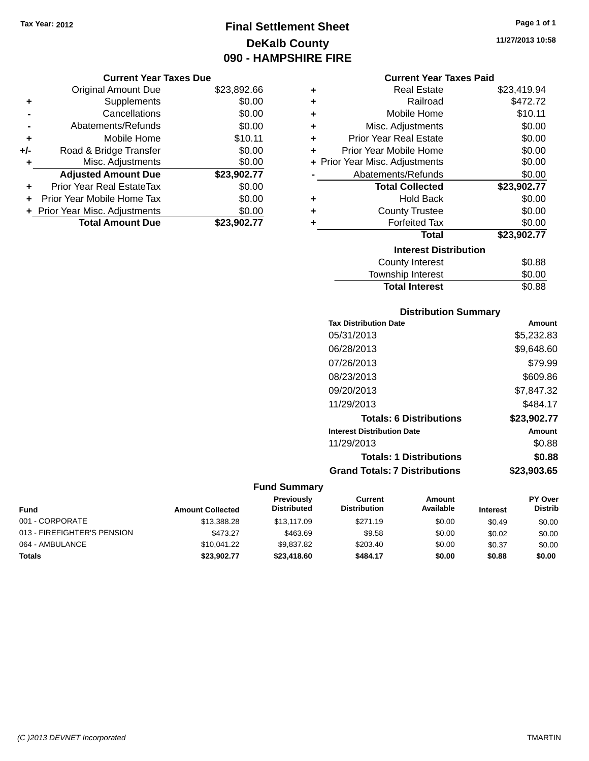Tax Year: 2012

# Final Settlement Sheet
## DeKalb County
## 090 - HAMPSHIRE FIRE

11/27/2013 10:58

### Current Year Taxes Due

| | | |
|---|---|---|
| | Original Amount Due | $23,892.66 |
| + | Supplements | $0.00 |
| - | Cancellations | $0.00 |
| - | Abatements/Refunds | $0.00 |
| + | Mobile Home | $10.11 |
| +/- | Road & Bridge Transfer | $0.00 |
| + | Misc. Adjustments | $0.00 |
| | **Adjusted Amount Due** | **$23,902.77** |
| + | Prior Year Real EstateTax | $0.00 |
| + | Prior Year Mobile Home Tax | $0.00 |
| + | Prior Year Misc. Adjustments | $0.00 |
| | **Total Amount Due** | **$23,902.77** |

### Current Year Taxes Paid

| | | |
|---|---|---|
| + | Real Estate | $23,419.94 |
| + | Railroad | $472.72 |
| + | Mobile Home | $10.11 |
| + | Misc. Adjustments | $0.00 |
| + | Prior Year Real Estate | $0.00 |
| + | Prior Year Mobile Home | $0.00 |
| + | Prior Year Misc. Adjustments | $0.00 |
| - | Abatements/Refunds | $0.00 |
| | **Total Collected** | **$23,902.77** |
| + | Hold Back | $0.00 |
| + | County Trustee | $0.00 |
| + | Forfeited Tax | $0.00 |
| | **Total** | **$23,902.77** |

### Interest Distribution

| | |
|---|---|
| County Interest | $0.88 |
| Township Interest | $0.00 |
| **Total Interest** | $0.88 |

### Distribution Summary

| Tax Distribution Date | Amount |
|---|---|
| 05/31/2013 | $5,232.83 |
| 06/28/2013 | $9,648.60 |
| 07/26/2013 | $79.99 |
| 08/23/2013 | $609.86 |
| 09/20/2013 | $7,847.32 |
| 11/29/2013 | $484.17 |
| **Totals: 6 Distributions** | **$23,902.77** |
| **Interest Distribution Date** | **Amount** |
| 11/29/2013 | $0.88 |
| **Totals: 1 Distributions** | **$0.88** |
| **Grand Totals: 7 Distributions** | **$23,903.65** |

### Fund Summary

| Fund | Amount Collected | Previously Distributed | Current Distribution | Amount Available | Interest | PY Over Distrib |
|---|---|---|---|---|---|---|
| 001 - CORPORATE | $13,388.28 | $13,117.09 | $271.19 | $0.00 | $0.49 | $0.00 |
| 013 - FIREFIGHTER'S PENSION | $473.27 | $463.69 | $9.58 | $0.00 | $0.02 | $0.00 |
| 064 - AMBULANCE | $10,041.22 | $9,837.82 | $203.40 | $0.00 | $0.37 | $0.00 |
| **Totals** | **$23,902.77** | **$23,418.60** | **$484.17** | **$0.00** | **$0.88** | **$0.00** |

(C )2013 DEVNET Incorporated TMARTIN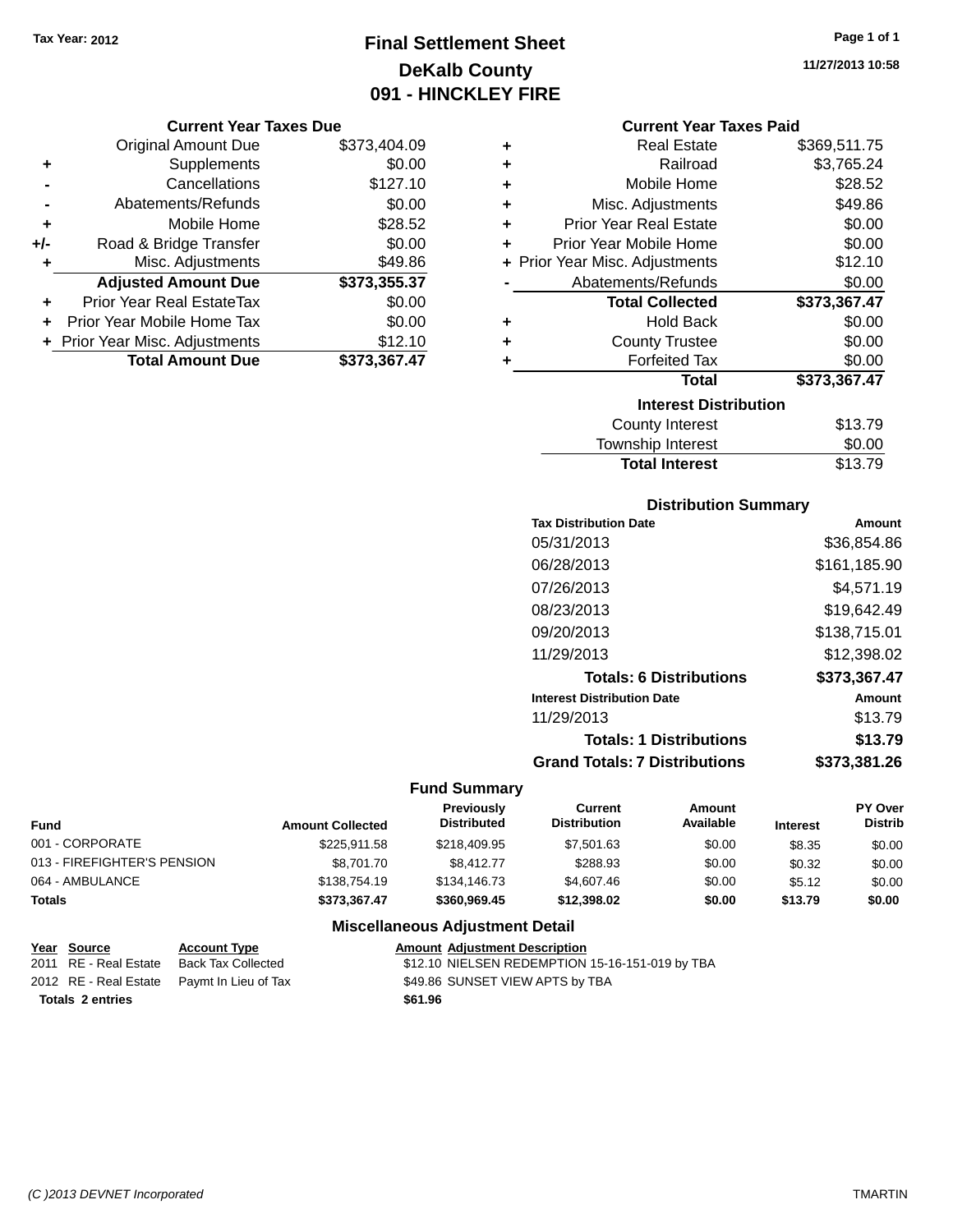**Tax Year: 2012**

# Final Settlement Sheet

## DeKalb County

## 091 - HINCKLEY FIRE

**11/27/2013 10:58**

### Current Year Taxes Due

| | | |
|---|---|---|
| | Original Amount Due | $373,404.09 |
| + | Supplements | $0.00 |
| - | Cancellations | $127.10 |
| - | Abatements/Refunds | $0.00 |
| + | Mobile Home | $28.52 |
| +/- | Road & Bridge Transfer | $0.00 |
| + | Misc. Adjustments | $49.86 |
| | **Adjusted Amount Due** | **$373,355.37** |
| + | Prior Year Real EstateTax | $0.00 |
| + | Prior Year Mobile Home Tax | $0.00 |
| + | Prior Year Misc. Adjustments | $12.10 |
| | **Total Amount Due** | **$373,367.47** |

### Current Year Taxes Paid

| | | |
|---|---|---|
| + | Real Estate | $369,511.75 |
| + | Railroad | $3,765.24 |
| + | Mobile Home | $28.52 |
| + | Misc. Adjustments | $49.86 |
| + | Prior Year Real Estate | $0.00 |
| + | Prior Year Mobile Home | $0.00 |
| + | Prior Year Misc. Adjustments | $12.10 |
| - | Abatements/Refunds | $0.00 |
| | **Total Collected** | **$373,367.47** |
| + | Hold Back | $0.00 |
| + | County Trustee | $0.00 |
| + | Forfeited Tax | $0.00 |
| | **Total** | **$373,367.47** |

### Interest Distribution

| | |
|---|---|
| County Interest | $13.79 |
| Township Interest | $0.00 |
| **Total Interest** | $13.79 |

### Distribution Summary

| Tax Distribution Date | Amount |
|---|---|
| 05/31/2013 | $36,854.86 |
| 06/28/2013 | $161,185.90 |
| 07/26/2013 | $4,571.19 |
| 08/23/2013 | $19,642.49 |
| 09/20/2013 | $138,715.01 |
| 11/29/2013 | $12,398.02 |
| **Totals: 6 Distributions** | **$373,367.47** |
| **Interest Distribution Date** | **Amount** |
| 11/29/2013 | $13.79 |
| **Totals: 1 Distributions** | **$13.79** |
| **Grand Totals: 7 Distributions** | **$373,381.26** |

### Fund Summary

| Fund | Amount Collected | Previously Distributed | Current Distribution | Amount Available | Interest | PY Over Distrib |
|---|---|---|---|---|---|---|
| 001 - CORPORATE | $225,911.58 | $218,409.95 | $7,501.63 | $0.00 | $8.35 | $0.00 |
| 013 - FIREFIGHTER'S PENSION | $8,701.70 | $8,412.77 | $288.93 | $0.00 | $0.32 | $0.00 |
| 064 - AMBULANCE | $138,754.19 | $134,146.73 | $4,607.46 | $0.00 | $5.12 | $0.00 |
| **Totals** | **$373,367.47** | **$360,969.45** | **$12,398.02** | **$0.00** | **$13.79** | **$0.00** |

### Miscellaneous Adjustment Detail

| Year | Source | Account Type | Amount | Adjustment Description |
|---|---|---|---|---|
| 2011 | RE - Real Estate | Back Tax Collected | $12.10 | NIELSEN REDEMPTION 15-16-151-019 by TBA |
| 2012 | RE - Real Estate | Paymt In Lieu of Tax | $49.86 | SUNSET VIEW APTS by TBA |
| **Totals 2 entries** | | | **$61.96** | |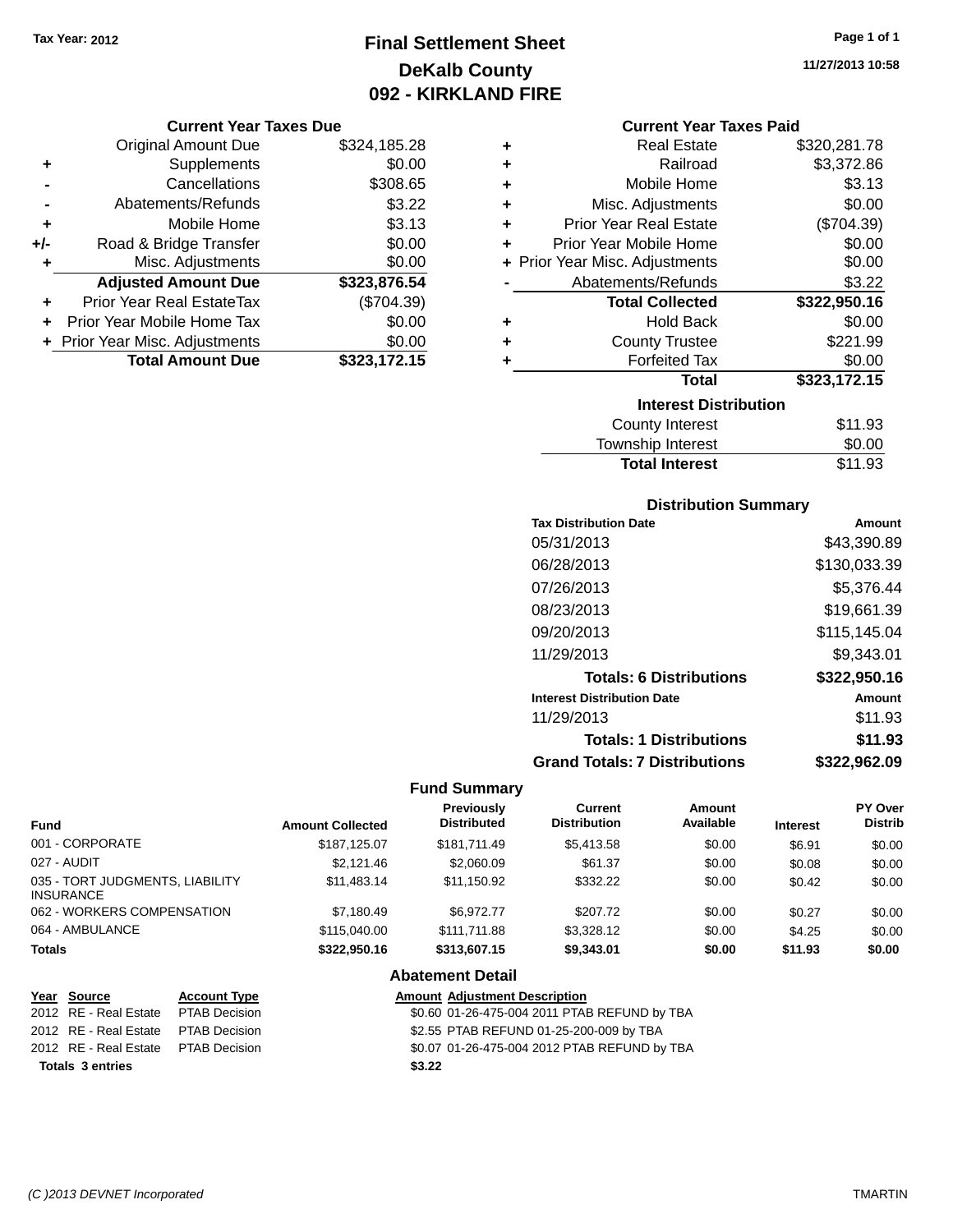Tax Year: 2012

# Final Settlement Sheet
## DeKalb County
## 092 - KIRKLAND FIRE

11/27/2013 10:58

### Current Year Taxes Due

| | | |
|---|---|---|
| | Original Amount Due | $324,185.28 |
| + | Supplements | $0.00 |
| - | Cancellations | $308.65 |
| - | Abatements/Refunds | $3.22 |
| + | Mobile Home | $3.13 |
| +/- | Road & Bridge Transfer | $0.00 |
| + | Misc. Adjustments | $0.00 |
| | **Adjusted Amount Due** | **$323,876.54** |
| + | Prior Year Real EstateTax | ($704.39) |
| + | Prior Year Mobile Home Tax | $0.00 |
| + | Prior Year Misc. Adjustments | $0.00 |
| | **Total Amount Due** | **$323,172.15** |

### Current Year Taxes Paid

| | | |
|---|---|---|
| + | Real Estate | $320,281.78 |
| + | Railroad | $3,372.86 |
| + | Mobile Home | $3.13 |
| + | Misc. Adjustments | $0.00 |
| + | Prior Year Real Estate | ($704.39) |
| + | Prior Year Mobile Home | $0.00 |
| + | Prior Year Misc. Adjustments | $0.00 |
| - | Abatements/Refunds | $3.22 |
| | **Total Collected** | **$322,950.16** |
| + | Hold Back | $0.00 |
| + | County Trustee | $221.99 |
| + | Forfeited Tax | $0.00 |
| | **Total** | **$323,172.15** |

### Interest Distribution

| | |
|---|---|
| County Interest | $11.93 |
| Township Interest | $0.00 |
| **Total Interest** | $11.93 |

### Distribution Summary

| Tax Distribution Date | Amount |
|---|---|
| 05/31/2013 | $43,390.89 |
| 06/28/2013 | $130,033.39 |
| 07/26/2013 | $5,376.44 |
| 08/23/2013 | $19,661.39 |
| 09/20/2013 | $115,145.04 |
| 11/29/2013 | $9,343.01 |
| **Totals: 6 Distributions** | **$322,950.16** |
| **Interest Distribution Date** | **Amount** |
| 11/29/2013 | $11.93 |
| **Totals: 1 Distributions** | **$11.93** |
| **Grand Totals: 7 Distributions** | **$322,962.09** |

### Fund Summary

| Fund | Amount Collected | Previously Distributed | Current Distribution | Amount Available | Interest | PY Over Distrib |
|---|---|---|---|---|---|---|
| 001 - CORPORATE | $187,125.07 | $181,711.49 | $5,413.58 | $0.00 | $6.91 | $0.00 |
| 027 - AUDIT | $2,121.46 | $2,060.09 | $61.37 | $0.00 | $0.08 | $0.00 |
| 035 - TORT JUDGMENTS, LIABILITY INSURANCE | $11,483.14 | $11,150.92 | $332.22 | $0.00 | $0.42 | $0.00 |
| 062 - WORKERS COMPENSATION | $7,180.49 | $6,972.77 | $207.72 | $0.00 | $0.27 | $0.00 |
| 064 - AMBULANCE | $115,040.00 | $111,711.88 | $3,328.12 | $0.00 | $4.25 | $0.00 |
| **Totals** | **$322,950.16** | **$313,607.15** | **$9,343.01** | **$0.00** | **$11.93** | **$0.00** |

### Abatement Detail

| Year | Source | Account Type | Amount | Adjustment Description |
|---|---|---|---|---|
| 2012 | RE - Real Estate | PTAB Decision | $0.60 | 01-26-475-004 2011 PTAB REFUND by TBA |
| 2012 | RE - Real Estate | PTAB Decision | $2.55 | PTAB REFUND 01-25-200-009 by TBA |
| 2012 | RE - Real Estate | PTAB Decision | $0.07 | 01-26-475-004 2012 PTAB REFUND by TBA |
| **Totals 3 entries** | | | **$3.22** | |

(C )2013 DEVNET Incorporated TMARTIN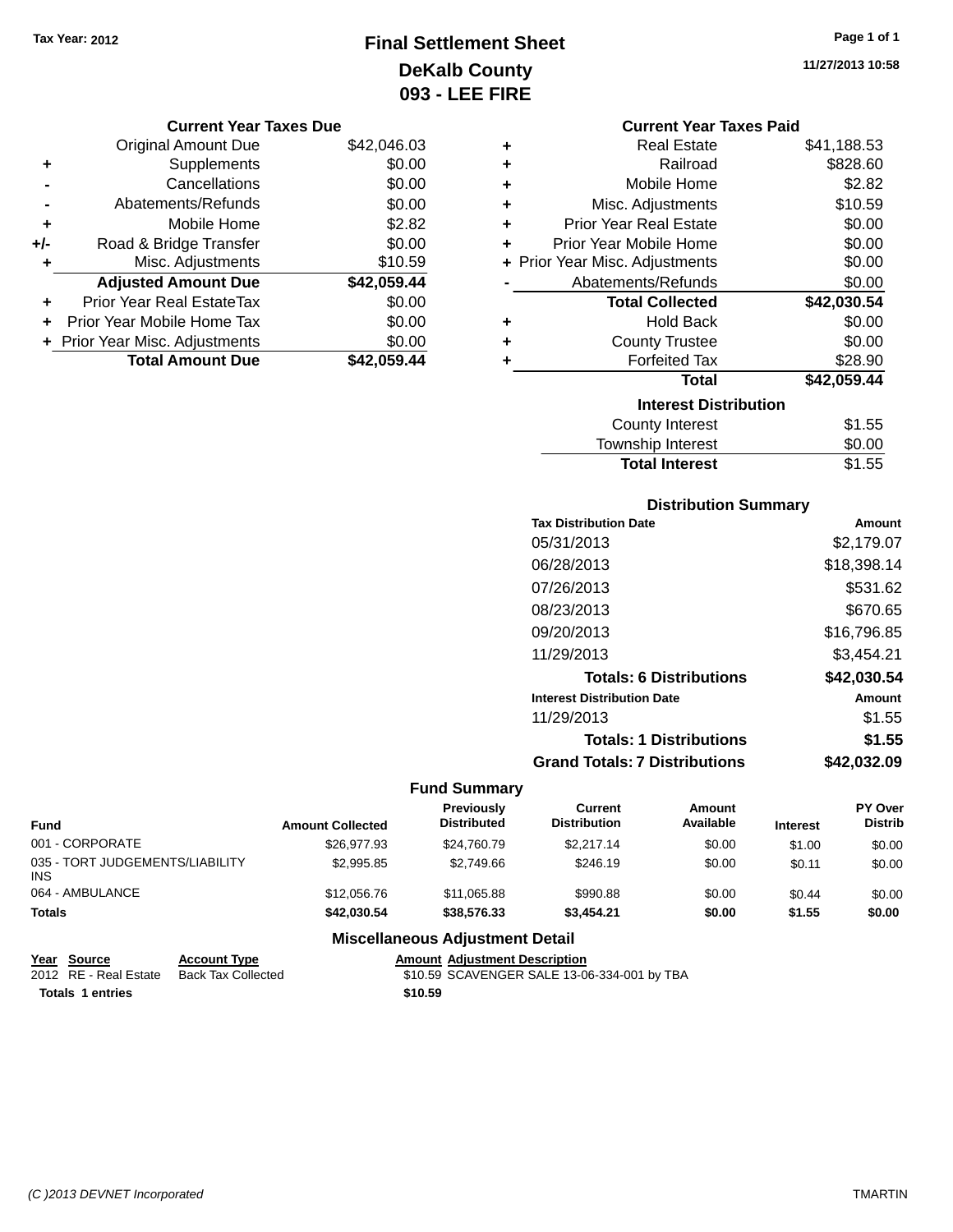Tax Year: 2012

# Final Settlement Sheet
## DeKalb County
## 093 - LEE FIRE

11/27/2013 10:58

### Current Year Taxes Due

| | | |
|---|---|---|
| | Original Amount Due | $42,046.03 |
| + | Supplements | $0.00 |
| - | Cancellations | $0.00 |
| - | Abatements/Refunds | $0.00 |
| + | Mobile Home | $2.82 |
| +/- | Road & Bridge Transfer | $0.00 |
| + | Misc. Adjustments | $10.59 |
| | **Adjusted Amount Due** | **$42,059.44** |
| + | Prior Year Real EstateTax | $0.00 |
| + | Prior Year Mobile Home Tax | $0.00 |
| + | Prior Year Misc. Adjustments | $0.00 |
| | **Total Amount Due** | **$42,059.44** |

### Current Year Taxes Paid

| | | |
|---|---|---|
| + | Real Estate | $41,188.53 |
| + | Railroad | $828.60 |
| + | Mobile Home | $2.82 |
| + | Misc. Adjustments | $10.59 |
| + | Prior Year Real Estate | $0.00 |
| + | Prior Year Mobile Home | $0.00 |
| + | Prior Year Misc. Adjustments | $0.00 |
| - | Abatements/Refunds | $0.00 |
| | **Total Collected** | **$42,030.54** |
| + | Hold Back | $0.00 |
| + | County Trustee | $0.00 |
| + | Forfeited Tax | $28.90 |
| | **Total** | **$42,059.44** |

### Interest Distribution

| | |
|---|---|
| County Interest | $1.55 |
| Township Interest | $0.00 |
| **Total Interest** | $1.55 |

### Distribution Summary

| Tax Distribution Date | Amount |
|---|---|
| 05/31/2013 | $2,179.07 |
| 06/28/2013 | $18,398.14 |
| 07/26/2013 | $531.62 |
| 08/23/2013 | $670.65 |
| 09/20/2013 | $16,796.85 |
| 11/29/2013 | $3,454.21 |
| **Totals: 6 Distributions** | **$42,030.54** |
| **Interest Distribution Date** | **Amount** |
| 11/29/2013 | $1.55 |
| **Totals: 1 Distributions** | **$1.55** |
| **Grand Totals: 7 Distributions** | **$42,032.09** |

### Fund Summary

| Fund | Amount Collected | Previously Distributed | Current Distribution | Amount Available | Interest | PY Over Distrib |
|---|---|---|---|---|---|---|
| 001 - CORPORATE | $26,977.93 | $24,760.79 | $2,217.14 | $0.00 | $1.00 | $0.00 |
| 035 - TORT JUDGEMENTS/LIABILITY INS | $2,995.85 | $2,749.66 | $246.19 | $0.00 | $0.11 | $0.00 |
| 064 - AMBULANCE | $12,056.76 | $11,065.88 | $990.88 | $0.00 | $0.44 | $0.00 |
| **Totals** | **$42,030.54** | **$38,576.33** | **$3,454.21** | **$0.00** | **$1.55** | **$0.00** |

### Miscellaneous Adjustment Detail

| Year | Source | Account Type | Amount | Adjustment Description |
|---|---|---|---|---|
| 2012 | RE - Real Estate | Back Tax Collected | $10.59 | SCAVENGER SALE 13-06-334-001 by TBA |
| **Totals** | **1 entries** | | **$10.59** | |

(C )2013 DEVNET Incorporated TMARTIN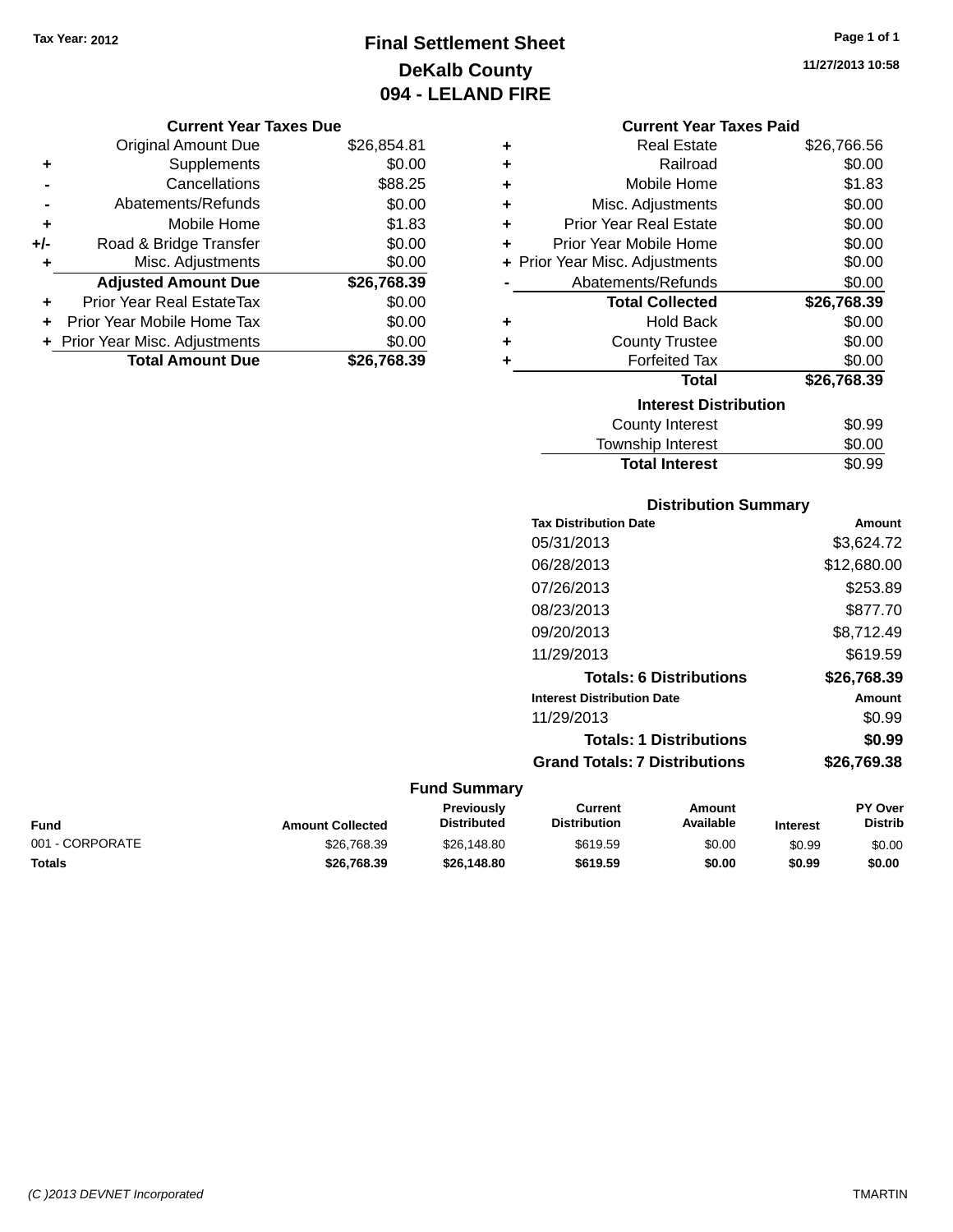Tax Year: 2012

# Final Settlement Sheet

## DeKalb County

## 094 - LELAND FIRE

11/27/2013 10:58

### Current Year Taxes Due

| | | |
|---|---|---|
| | Original Amount Due | $26,854.81 |
| + | Supplements | $0.00 |
| - | Cancellations | $88.25 |
| - | Abatements/Refunds | $0.00 |
| + | Mobile Home | $1.83 |
| +/- | Road & Bridge Transfer | $0.00 |
| + | Misc. Adjustments | $0.00 |
| | **Adjusted Amount Due** | **$26,768.39** |
| + | Prior Year Real EstateTax | $0.00 |
| + | Prior Year Mobile Home Tax | $0.00 |
| + | Prior Year Misc. Adjustments | $0.00 |
| | **Total Amount Due** | **$26,768.39** |

### Current Year Taxes Paid

| | | |
|---|---|---|
| + | Real Estate | $26,766.56 |
| + | Railroad | $0.00 |
| + | Mobile Home | $1.83 |
| + | Misc. Adjustments | $0.00 |
| + | Prior Year Real Estate | $0.00 |
| + | Prior Year Mobile Home | $0.00 |
| + | Prior Year Misc. Adjustments | $0.00 |
| - | Abatements/Refunds | $0.00 |
| | **Total Collected** | **$26,768.39** |
| + | Hold Back | $0.00 |
| + | County Trustee | $0.00 |
| + | Forfeited Tax | $0.00 |
| | **Total** | **$26,768.39** |

### Interest Distribution

| | |
|---|---|
| County Interest | $0.99 |
| Township Interest | $0.00 |
| **Total Interest** | $0.99 |

### Distribution Summary

| Tax Distribution Date | Amount |
|---|---|
| 05/31/2013 | $3,624.72 |
| 06/28/2013 | $12,680.00 |
| 07/26/2013 | $253.89 |
| 08/23/2013 | $877.70 |
| 09/20/2013 | $8,712.49 |
| 11/29/2013 | $619.59 |
| **Totals: 6 Distributions** | **$26,768.39** |
| **Interest Distribution Date** | **Amount** |
| 11/29/2013 | $0.99 |
| **Totals: 1 Distributions** | **$0.99** |
| **Grand Totals: 7 Distributions** | **$26,769.38** |

### Fund Summary

| Fund | Amount Collected | Previously Distributed | Current Distribution | Amount Available | Interest | PY Over Distrib |
|---|---|---|---|---|---|---|
| 001 - CORPORATE | $26,768.39 | $26,148.80 | $619.59 | $0.00 | $0.99 | $0.00 |
| **Totals** | **$26,768.39** | **$26,148.80** | **$619.59** | **$0.00** | **$0.99** | **$0.00** |

(C )2013 DEVNET Incorporated TMARTIN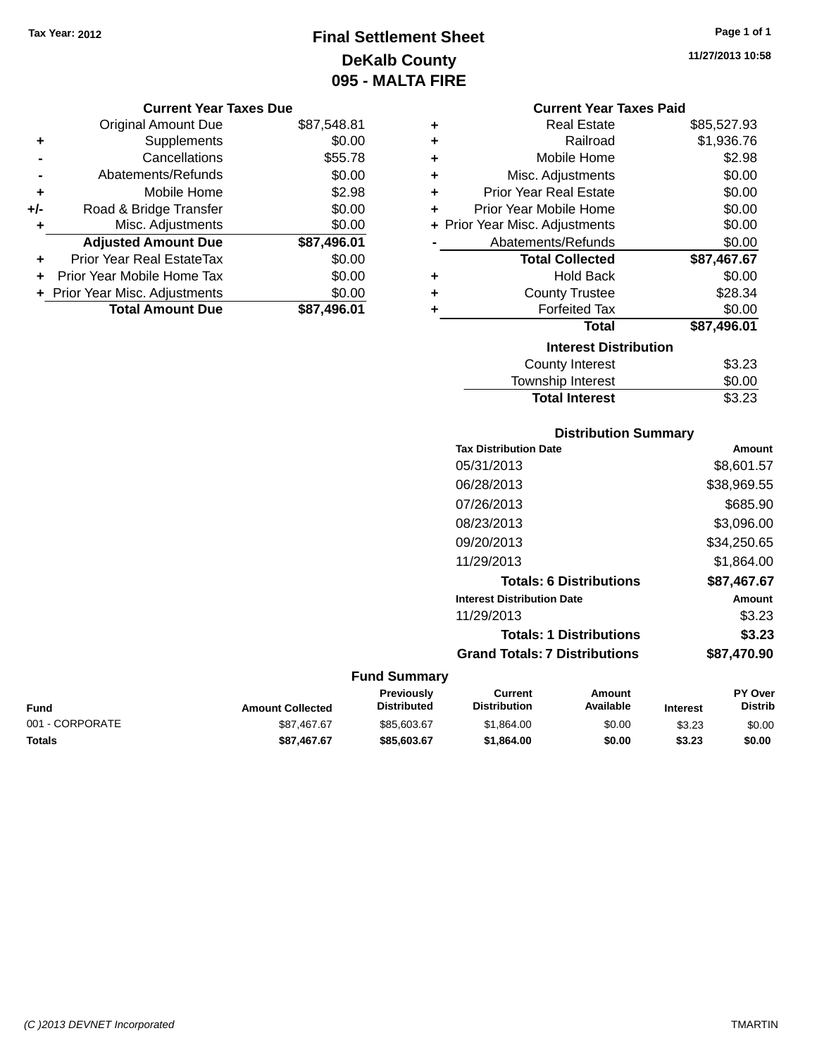Tax Year: 2012

# Final Settlement Sheet
## DeKalb County
## 095 - MALTA FIRE

11/27/2013 10:58

### Current Year Taxes Due

| | | |
|---|---|---|
| | Original Amount Due | $87,548.81 |
| + | Supplements | $0.00 |
| - | Cancellations | $55.78 |
| - | Abatements/Refunds | $0.00 |
| + | Mobile Home | $2.98 |
| +/- | Road & Bridge Transfer | $0.00 |
| + | Misc. Adjustments | $0.00 |
| | **Adjusted Amount Due** | **$87,496.01** |
| + | Prior Year Real EstateTax | $0.00 |
| + | Prior Year Mobile Home Tax | $0.00 |
| + | Prior Year Misc. Adjustments | $0.00 |
| | **Total Amount Due** | **$87,496.01** |

### Current Year Taxes Paid

| | | |
|---|---|---|
| + | Real Estate | $85,527.93 |
| + | Railroad | $1,936.76 |
| + | Mobile Home | $2.98 |
| + | Misc. Adjustments | $0.00 |
| + | Prior Year Real Estate | $0.00 |
| + | Prior Year Mobile Home | $0.00 |
| + | Prior Year Misc. Adjustments | $0.00 |
| - | Abatements/Refunds | $0.00 |
| | **Total Collected** | **$87,467.67** |
| + | Hold Back | $0.00 |
| + | County Trustee | $28.34 |
| + | Forfeited Tax | $0.00 |
| | **Total** | **$87,496.01** |

### Interest Distribution

| | |
|---|---|
| County Interest | $3.23 |
| Township Interest | $0.00 |
| **Total Interest** | $3.23 |

### Distribution Summary

| Tax Distribution Date | Amount |
|---|---|
| 05/31/2013 | $8,601.57 |
| 06/28/2013 | $38,969.55 |
| 07/26/2013 | $685.90 |
| 08/23/2013 | $3,096.00 |
| 09/20/2013 | $34,250.65 |
| 11/29/2013 | $1,864.00 |
| **Totals: 6 Distributions** | **$87,467.67** |
| **Interest Distribution Date** | **Amount** |
| 11/29/2013 | $3.23 |
| **Totals: 1 Distributions** | **$3.23** |
| **Grand Totals: 7 Distributions** | **$87,470.90** |

### Fund Summary

| Fund | Amount Collected | Previously Distributed | Current Distribution | Amount Available | Interest | PY Over Distrib |
|---|---|---|---|---|---|---|
| 001 - CORPORATE | $87,467.67 | $85,603.67 | $1,864.00 | $0.00 | $3.23 | $0.00 |
| **Totals** | **$87,467.67** | **$85,603.67** | **$1,864.00** | **$0.00** | **$3.23** | **$0.00** |

(C )2013 DEVNET Incorporated TMARTIN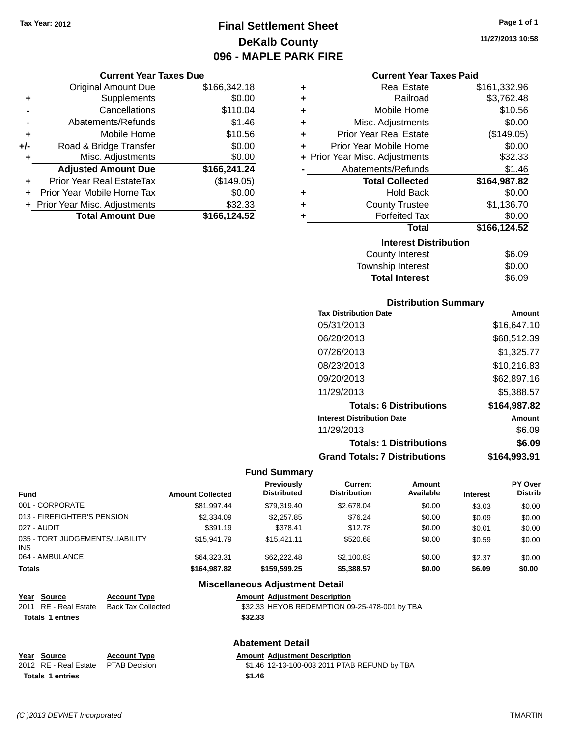Tax Year: 2012

# Final Settlement Sheet
## DeKalb County
## 096 - MAPLE PARK FIRE

11/27/2013 10:58

### Current Year Taxes Due

| | | |
|---|---|---|
| | Original Amount Due | $166,342.18 |
| + | Supplements | $0.00 |
| - | Cancellations | $110.04 |
| - | Abatements/Refunds | $1.46 |
| + | Mobile Home | $10.56 |
| +/- | Road & Bridge Transfer | $0.00 |
| + | Misc. Adjustments | $0.00 |
| | **Adjusted Amount Due** | **$166,241.24** |
| + | Prior Year Real EstateTax | ($149.05) |
| + | Prior Year Mobile Home Tax | $0.00 |
| + | Prior Year Misc. Adjustments | $32.33 |
| | **Total Amount Due** | **$166,124.52** |

### Current Year Taxes Paid

| | | |
|---|---|---|
| + | Real Estate | $161,332.96 |
| + | Railroad | $3,762.48 |
| + | Mobile Home | $10.56 |
| + | Misc. Adjustments | $0.00 |
| + | Prior Year Real Estate | ($149.05) |
| + | Prior Year Mobile Home | $0.00 |
| + | Prior Year Misc. Adjustments | $32.33 |
| - | Abatements/Refunds | $1.46 |
| | **Total Collected** | **$164,987.82** |
| + | Hold Back | $0.00 |
| + | County Trustee | $1,136.70 |
| + | Forfeited Tax | $0.00 |
| | **Total** | **$166,124.52** |

### Interest Distribution

| | |
|---|---|
| County Interest | $6.09 |
| Township Interest | $0.00 |
| **Total Interest** | $6.09 |

### Distribution Summary

| Tax Distribution Date | Amount |
|---|---|
| 05/31/2013 | $16,647.10 |
| 06/28/2013 | $68,512.39 |
| 07/26/2013 | $1,325.77 |
| 08/23/2013 | $10,216.83 |
| 09/20/2013 | $62,897.16 |
| 11/29/2013 | $5,388.57 |
| **Totals: 6 Distributions** | **$164,987.82** |
| **Interest Distribution Date** | **Amount** |
| 11/29/2013 | $6.09 |
| **Totals: 1 Distributions** | **$6.09** |
| **Grand Totals: 7 Distributions** | **$164,993.91** |

### Fund Summary

| Fund | Amount Collected | Previously Distributed | Current Distribution | Amount Available | Interest | PY Over Distrib |
|---|---|---|---|---|---|---|
| 001 - CORPORATE | $81,997.44 | $79,319.40 | $2,678.04 | $0.00 | $3.03 | $0.00 |
| 013 - FIREFIGHTER'S PENSION | $2,334.09 | $2,257.85 | $76.24 | $0.00 | $0.09 | $0.00 |
| 027 - AUDIT | $391.19 | $378.41 | $12.78 | $0.00 | $0.01 | $0.00 |
| 035 - TORT JUDGEMENTS/LIABILITY INS | $15,941.79 | $15,421.11 | $520.68 | $0.00 | $0.59 | $0.00 |
| 064 - AMBULANCE | $64,323.31 | $62,222.48 | $2,100.83 | $0.00 | $2.37 | $0.00 |
| **Totals** | **$164,987.82** | **$159,599.25** | **$5,388.57** | **$0.00** | **$6.09** | **$0.00** |

### Miscellaneous Adjustment Detail

| Year | Source | Account Type | Amount | Adjustment Description |
|---|---|---|---|---|
| 2011 | RE - Real Estate | Back Tax Collected | $32.33 | HEYOB REDEMPTION 09-25-478-001 by TBA |
| **Totals 1 entries** | | | **$32.33** | |

### Abatement Detail

| Year | Source | Account Type | Amount | Adjustment Description |
|---|---|---|---|---|
| 2012 | RE - Real Estate | PTAB Decision | $1.46 | 12-13-100-003 2011 PTAB REFUND by TBA |
| **Totals 1 entries** | | | **$1.46** | |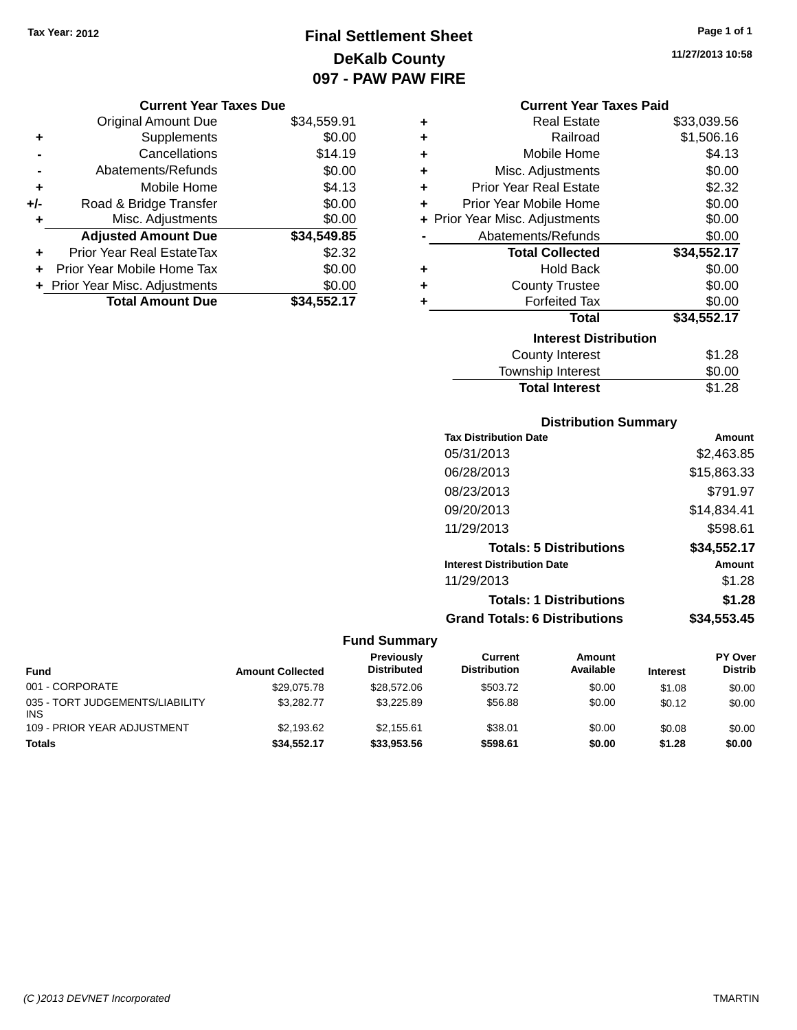Tax Year: 2012

# Final Settlement Sheet
## DeKalb County
## 097 - PAW PAW FIRE

11/27/2013 10:58

### Current Year Taxes Due

| | | |
|---|---|---|
| | Original Amount Due | $34,559.91 |
| + | Supplements | $0.00 |
| - | Cancellations | $14.19 |
| - | Abatements/Refunds | $0.00 |
| + | Mobile Home | $4.13 |
| +/- | Road & Bridge Transfer | $0.00 |
| + | Misc. Adjustments | $0.00 |
| | **Adjusted Amount Due** | **$34,549.85** |
| + | Prior Year Real EstateTax | $2.32 |
| + | Prior Year Mobile Home Tax | $0.00 |
| + | Prior Year Misc. Adjustments | $0.00 |
| | **Total Amount Due** | **$34,552.17** |

### Current Year Taxes Paid

| | | |
|---|---|---|
| + | Real Estate | $33,039.56 |
| + | Railroad | $1,506.16 |
| + | Mobile Home | $4.13 |
| + | Misc. Adjustments | $0.00 |
| + | Prior Year Real Estate | $2.32 |
| + | Prior Year Mobile Home | $0.00 |
| + | Prior Year Misc. Adjustments | $0.00 |
| - | Abatements/Refunds | $0.00 |
| | **Total Collected** | **$34,552.17** |
| + | Hold Back | $0.00 |
| + | County Trustee | $0.00 |
| + | Forfeited Tax | $0.00 |
| | **Total** | **$34,552.17** |

### Interest Distribution

| | |
|---|---|
| County Interest | $1.28 |
| Township Interest | $0.00 |
| **Total Interest** | $1.28 |

### Distribution Summary

| Tax Distribution Date | Amount |
|---|---|
| 05/31/2013 | $2,463.85 |
| 06/28/2013 | $15,863.33 |
| 08/23/2013 | $791.97 |
| 09/20/2013 | $14,834.41 |
| 11/29/2013 | $598.61 |
| **Totals: 5 Distributions** | **$34,552.17** |
| **Interest Distribution Date** | **Amount** |
| 11/29/2013 | $1.28 |
| **Totals: 1 Distributions** | **$1.28** |
| **Grand Totals: 6 Distributions** | **$34,553.45** |

### Fund Summary

| Fund | Amount Collected | Previously Distributed | Current Distribution | Amount Available | Interest | PY Over Distrib |
|---|---|---|---|---|---|---|
| 001 - CORPORATE | $29,075.78 | $28,572.06 | $503.72 | $0.00 | $1.08 | $0.00 |
| 035 - TORT JUDGEMENTS/LIABILITY INS | $3,282.77 | $3,225.89 | $56.88 | $0.00 | $0.12 | $0.00 |
| 109 - PRIOR YEAR ADJUSTMENT | $2,193.62 | $2,155.61 | $38.01 | $0.00 | $0.08 | $0.00 |
| **Totals** | **$34,552.17** | **$33,953.56** | **$598.61** | **$0.00** | **$1.28** | **$0.00** |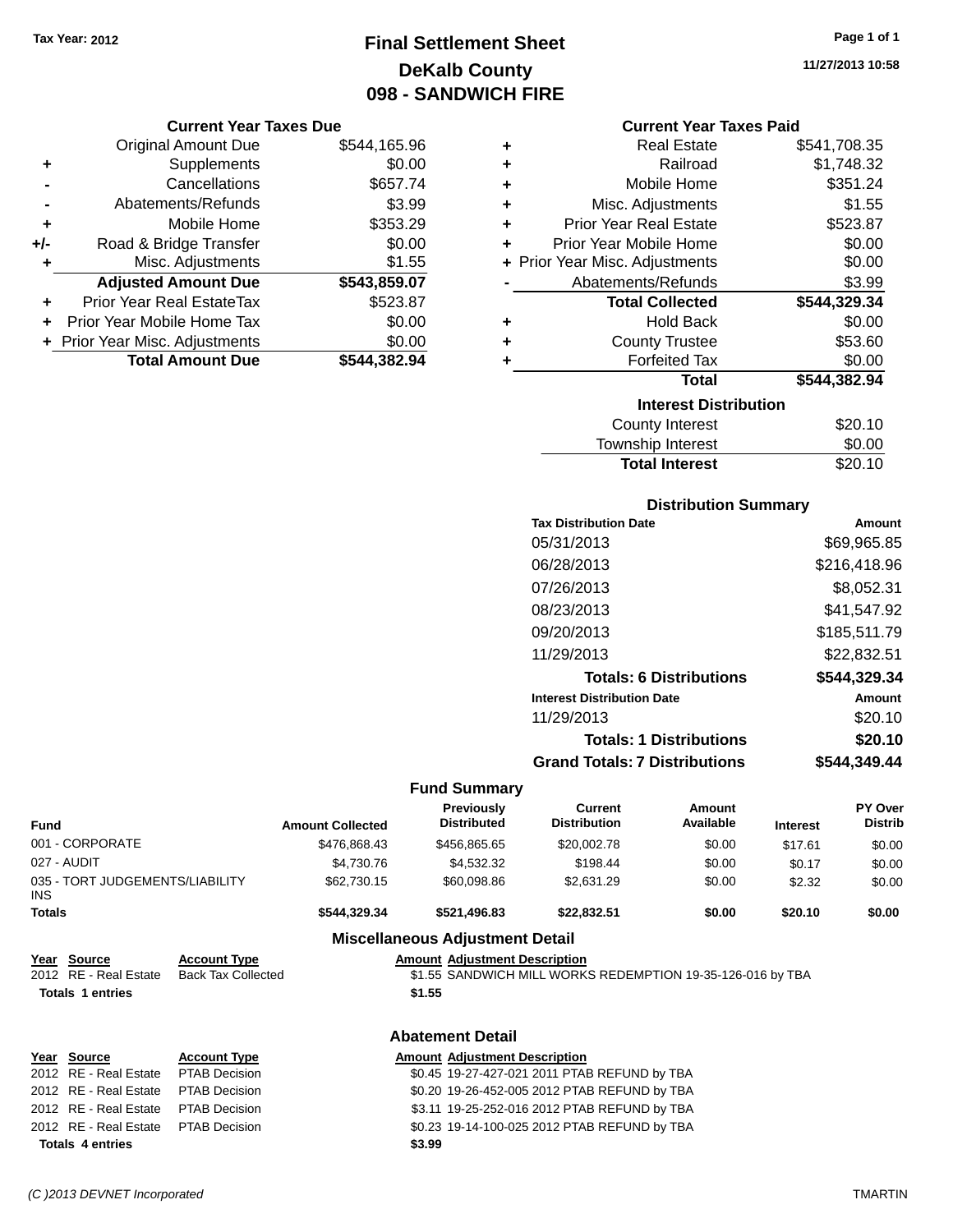Tax Year: 2012

# Final Settlement Sheet

## DeKalb County

## 098 - SANDWICH FIRE

11/27/2013 10:58

### Current Year Taxes Due

| | | |
|---|---|---|
| | Original Amount Due | $544,165.96 |
| + | Supplements | $0.00 |
| - | Cancellations | $657.74 |
| - | Abatements/Refunds | $3.99 |
| + | Mobile Home | $353.29 |
| +/- | Road & Bridge Transfer | $0.00 |
| + | Misc. Adjustments | $1.55 |
| | **Adjusted Amount Due** | **$543,859.07** |
| + | Prior Year Real EstateTax | $523.87 |
| + | Prior Year Mobile Home Tax | $0.00 |
| + | Prior Year Misc. Adjustments | $0.00 |
| | **Total Amount Due** | **$544,382.94** |

### Current Year Taxes Paid

| | | |
|---|---|---|
| + | Real Estate | $541,708.35 |
| + | Railroad | $1,748.32 |
| + | Mobile Home | $351.24 |
| + | Misc. Adjustments | $1.55 |
| + | Prior Year Real Estate | $523.87 |
| + | Prior Year Mobile Home | $0.00 |
| + | Prior Year Misc. Adjustments | $0.00 |
| - | Abatements/Refunds | $3.99 |
| | **Total Collected** | **$544,329.34** |
| + | Hold Back | $0.00 |
| + | County Trustee | $53.60 |
| + | Forfeited Tax | $0.00 |
| | **Total** | **$544,382.94** |

### Interest Distribution

| | |
|---|---|
| County Interest | $20.10 |
| Township Interest | $0.00 |
| **Total Interest** | $20.10 |

### Distribution Summary

| Tax Distribution Date | Amount |
|---|---|
| 05/31/2013 | $69,965.85 |
| 06/28/2013 | $216,418.96 |
| 07/26/2013 | $8,052.31 |
| 08/23/2013 | $41,547.92 |
| 09/20/2013 | $185,511.79 |
| 11/29/2013 | $22,832.51 |
| **Totals: 6 Distributions** | **$544,329.34** |
| **Interest Distribution Date** | **Amount** |
| 11/29/2013 | $20.10 |
| **Totals: 1 Distributions** | **$20.10** |
| **Grand Totals: 7 Distributions** | **$544,349.44** |

### Fund Summary

| Fund | Amount Collected | Previously Distributed | Current Distribution | Amount Available | Interest | PY Over Distrib |
|---|---|---|---|---|---|---|
| 001 - CORPORATE | $476,868.43 | $456,865.65 | $20,002.78 | $0.00 | $17.61 | $0.00 |
| 027 - AUDIT | $4,730.76 | $4,532.32 | $198.44 | $0.00 | $0.17 | $0.00 |
| 035 - TORT JUDGEMENTS/LIABILITY INS | $62,730.15 | $60,098.86 | $2,631.29 | $0.00 | $2.32 | $0.00 |
| **Totals** | **$544,329.34** | **$521,496.83** | **$22,832.51** | **$0.00** | **$20.10** | **$0.00** |

### Miscellaneous Adjustment Detail

| Year | Source | Account Type | Amount | Adjustment Description |
|---|---|---|---|---|
| 2012 | RE - Real Estate | Back Tax Collected | $1.55 | SANDWICH MILL WORKS REDEMPTION 19-35-126-016 by TBA |
| **Totals 1 entries** | | | **$1.55** | |

### Abatement Detail

| Year | Source | Account Type | Amount | Adjustment Description |
|---|---|---|---|---|
| 2012 | RE - Real Estate | PTAB Decision | $0.45 | 19-27-427-021 2011 PTAB REFUND by TBA |
| 2012 | RE - Real Estate | PTAB Decision | $0.20 | 19-26-452-005 2012 PTAB REFUND by TBA |
| 2012 | RE - Real Estate | PTAB Decision | $3.11 | 19-25-252-016 2012 PTAB REFUND by TBA |
| 2012 | RE - Real Estate | PTAB Decision | $0.23 | 19-14-100-025 2012 PTAB REFUND by TBA |
| **Totals 4 entries** | | | **$3.99** | |

(C )2013 DEVNET Incorporated TMARTIN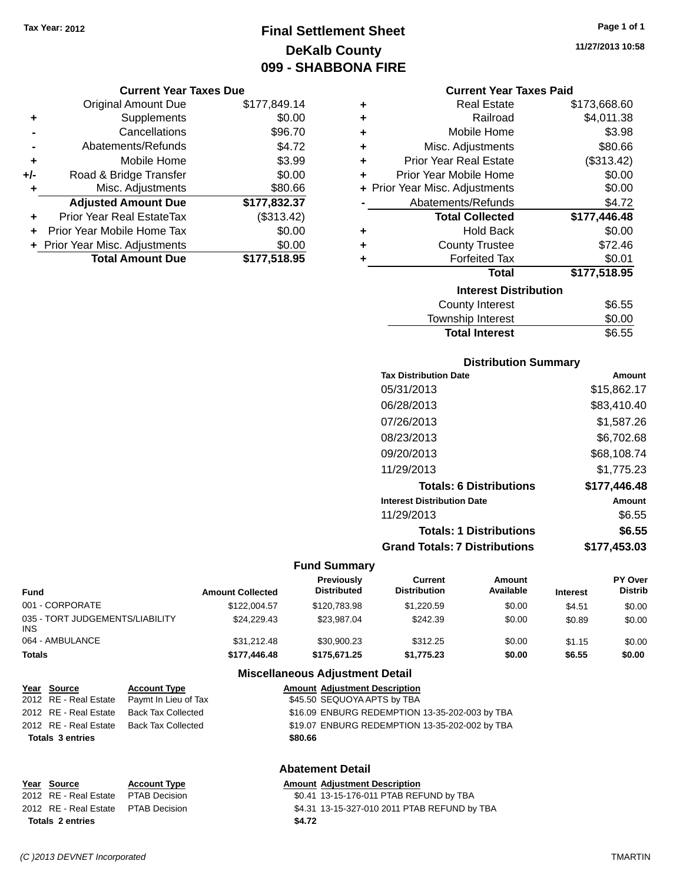Tax Year: 2012

# Final Settlement Sheet
## DeKalb County
## 099 - SHABBONA FIRE

11/27/2013 10:58

### Current Year Taxes Due

| | | |
|---|---|---|
| | Original Amount Due | $177,849.14 |
| + | Supplements | $0.00 |
| - | Cancellations | $96.70 |
| - | Abatements/Refunds | $4.72 |
| + | Mobile Home | $3.99 |
| +/- | Road & Bridge Transfer | $0.00 |
| + | Misc. Adjustments | $80.66 |
| | **Adjusted Amount Due** | **$177,832.37** |
| + | Prior Year Real EstateTax | ($313.42) |
| + | Prior Year Mobile Home Tax | $0.00 |
| + | Prior Year Misc. Adjustments | $0.00 |
| | **Total Amount Due** | **$177,518.95** |

### Current Year Taxes Paid

| | | |
|---|---|---|
| + | Real Estate | $173,668.60 |
| + | Railroad | $4,011.38 |
| + | Mobile Home | $3.98 |
| + | Misc. Adjustments | $80.66 |
| + | Prior Year Real Estate | ($313.42) |
| + | Prior Year Mobile Home | $0.00 |
| + | Prior Year Misc. Adjustments | $0.00 |
| - | Abatements/Refunds | $4.72 |
| | **Total Collected** | **$177,446.48** |
| + | Hold Back | $0.00 |
| + | County Trustee | $72.46 |
| + | Forfeited Tax | $0.01 |
| | **Total** | **$177,518.95** |

### Interest Distribution

| | |
|---|---|
| County Interest | $6.55 |
| Township Interest | $0.00 |
| **Total Interest** | $6.55 |

### Distribution Summary

| Tax Distribution Date | Amount |
|---|---|
| 05/31/2013 | $15,862.17 |
| 06/28/2013 | $83,410.40 |
| 07/26/2013 | $1,587.26 |
| 08/23/2013 | $6,702.68 |
| 09/20/2013 | $68,108.74 |
| 11/29/2013 | $1,775.23 |
| **Totals: 6 Distributions** | **$177,446.48** |
| **Interest Distribution Date** | **Amount** |
| 11/29/2013 | $6.55 |
| **Totals: 1 Distributions** | **$6.55** |
| **Grand Totals: 7 Distributions** | **$177,453.03** |

### Fund Summary

| Fund | Amount Collected | Previously Distributed | Current Distribution | Amount Available | Interest | PY Over Distrib |
|---|---|---|---|---|---|---|
| 001 - CORPORATE | $122,004.57 | $120,783.98 | $1,220.59 | $0.00 | $4.51 | $0.00 |
| 035 - TORT JUDGEMENTS/LIABILITY INS | $24,229.43 | $23,987.04 | $242.39 | $0.00 | $0.89 | $0.00 |
| 064 - AMBULANCE | $31,212.48 | $30,900.23 | $312.25 | $0.00 | $1.15 | $0.00 |
| **Totals** | **$177,446.48** | **$175,671.25** | **$1,775.23** | **$0.00** | **$6.55** | **$0.00** |

### Miscellaneous Adjustment Detail

| Year | Source | Account Type | Amount | Adjustment Description |
|---|---|---|---|---|
| 2012 | RE - Real Estate | Paymt In Lieu of Tax | $45.50 | SEQUOYA APTS by TBA |
| 2012 | RE - Real Estate | Back Tax Collected | $16.09 | ENBURG REDEMPTION 13-35-202-003 by TBA |
| 2012 | RE - Real Estate | Back Tax Collected | $19.07 | ENBURG REDEMPTION 13-35-202-002 by TBA |
| **Totals 3 entries** | | | **$80.66** | |

### Abatement Detail

| Year | Source | Account Type | Amount | Adjustment Description |
|---|---|---|---|---|
| 2012 | RE - Real Estate | PTAB Decision | $0.41 | 13-15-176-011 PTAB REFUND by TBA |
| 2012 | RE - Real Estate | PTAB Decision | $4.31 | 13-15-327-010 2011 PTAB REFUND by TBA |
| **Totals 2 entries** | | | **$4.72** | |

(C )2013 DEVNET Incorporated — TMARTIN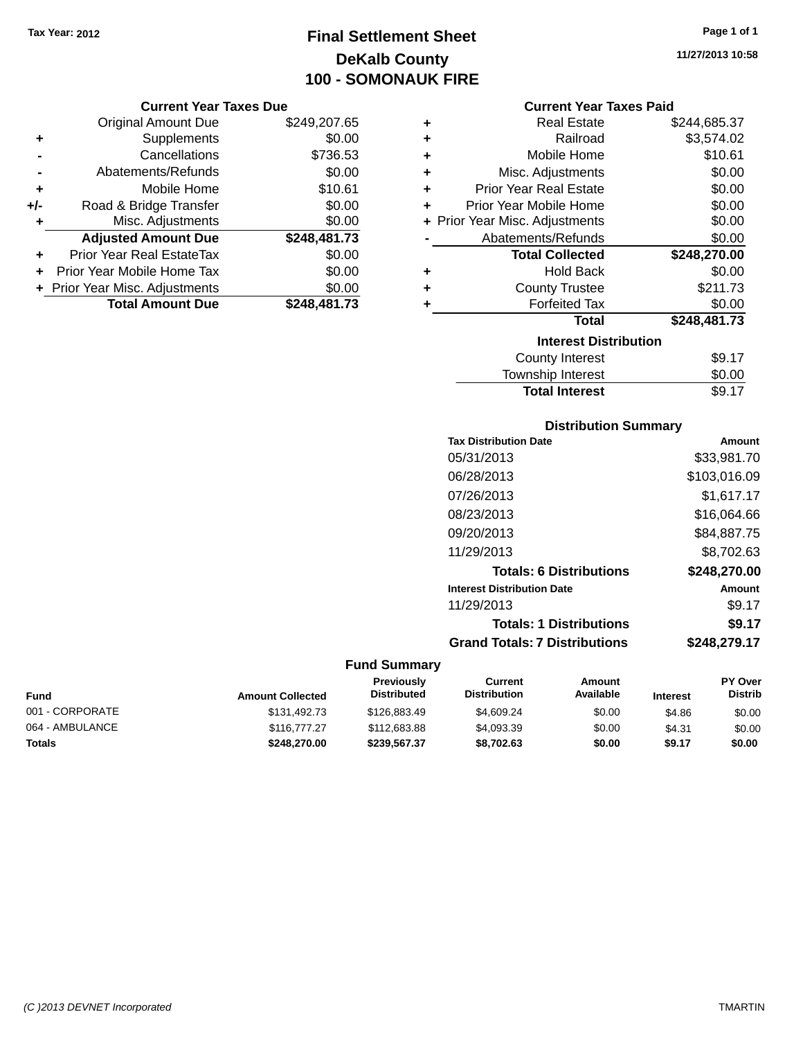Tax Year: 2012

# Final Settlement Sheet
## DeKalb County
## 100 - SOMONAUK FIRE

11/27/2013 10:58

### Current Year Taxes Due

| | | |
|---|---|---|
| | Original Amount Due | $249,207.65 |
| + | Supplements | $0.00 |
| - | Cancellations | $736.53 |
| - | Abatements/Refunds | $0.00 |
| + | Mobile Home | $10.61 |
| +/- | Road & Bridge Transfer | $0.00 |
| + | Misc. Adjustments | $0.00 |
| | **Adjusted Amount Due** | **$248,481.73** |
| + | Prior Year Real EstateTax | $0.00 |
| + | Prior Year Mobile Home Tax | $0.00 |
| + | Prior Year Misc. Adjustments | $0.00 |
| | **Total Amount Due** | **$248,481.73** |

### Current Year Taxes Paid

| | | |
|---|---|---|
| + | Real Estate | $244,685.37 |
| + | Railroad | $3,574.02 |
| + | Mobile Home | $10.61 |
| + | Misc. Adjustments | $0.00 |
| + | Prior Year Real Estate | $0.00 |
| + | Prior Year Mobile Home | $0.00 |
| + | Prior Year Misc. Adjustments | $0.00 |
| - | Abatements/Refunds | $0.00 |
| | **Total Collected** | **$248,270.00** |
| + | Hold Back | $0.00 |
| + | County Trustee | $211.73 |
| + | Forfeited Tax | $0.00 |
| | **Total** | **$248,481.73** |

### Interest Distribution

| | |
|---|---|
| County Interest | $9.17 |
| Township Interest | $0.00 |
| **Total Interest** | $9.17 |

### Distribution Summary

| Tax Distribution Date | Amount |
|---|---|
| 05/31/2013 | $33,981.70 |
| 06/28/2013 | $103,016.09 |
| 07/26/2013 | $1,617.17 |
| 08/23/2013 | $16,064.66 |
| 09/20/2013 | $84,887.75 |
| 11/29/2013 | $8,702.63 |
| **Totals: 6 Distributions** | **$248,270.00** |

| Interest Distribution Date | Amount |
|---|---|
| 11/29/2013 | $9.17 |
| **Totals: 1 Distributions** | **$9.17** |
| **Grand Totals: 7 Distributions** | **$248,279.17** |

### Fund Summary

| Fund | Amount Collected | Previously Distributed | Current Distribution | Amount Available | Interest | PY Over Distrib |
|---|---|---|---|---|---|---|
| 001 - CORPORATE | $131,492.73 | $126,883.49 | $4,609.24 | $0.00 | $4.86 | $0.00 |
| 064 - AMBULANCE | $116,777.27 | $112,683.88 | $4,093.39 | $0.00 | $4.31 | $0.00 |
| **Totals** | **$248,270.00** | **$239,567.37** | **$8,702.63** | **$0.00** | **$9.17** | **$0.00** |

(C )2013 DEVNET Incorporated TMARTIN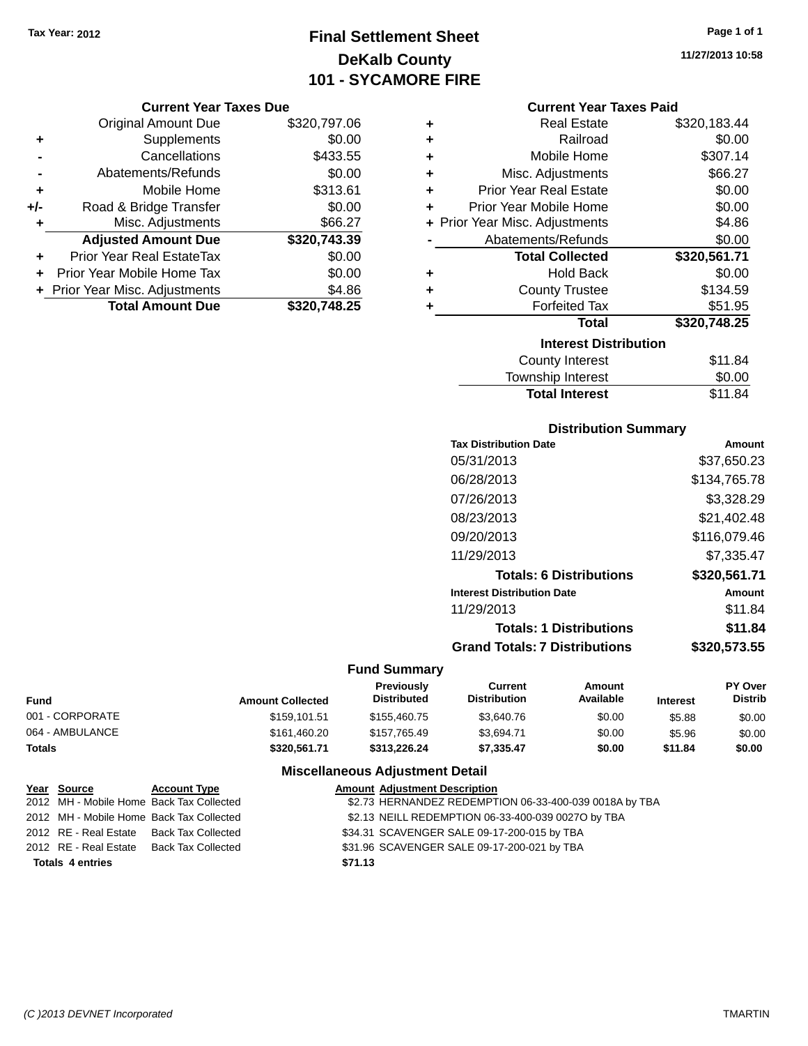Tax Year: 2012

# Final Settlement Sheet
## DeKalb County
## 101 - SYCAMORE FIRE

11/27/2013 10:58

### Current Year Taxes Due

| | | |
|---|---|---|
| | Original Amount Due | $320,797.06 |
| + | Supplements | $0.00 |
| - | Cancellations | $433.55 |
| - | Abatements/Refunds | $0.00 |
| + | Mobile Home | $313.61 |
| +/- | Road & Bridge Transfer | $0.00 |
| + | Misc. Adjustments | $66.27 |
| | **Adjusted Amount Due** | **$320,743.39** |
| + | Prior Year Real EstateTax | $0.00 |
| + | Prior Year Mobile Home Tax | $0.00 |
| + | Prior Year Misc. Adjustments | $4.86 |
| | **Total Amount Due** | **$320,748.25** |

### Current Year Taxes Paid

| | | |
|---|---|---|
| + | Real Estate | $320,183.44 |
| + | Railroad | $0.00 |
| + | Mobile Home | $307.14 |
| + | Misc. Adjustments | $66.27 |
| + | Prior Year Real Estate | $0.00 |
| + | Prior Year Mobile Home | $0.00 |
| + | Prior Year Misc. Adjustments | $4.86 |
| - | Abatements/Refunds | $0.00 |
| | **Total Collected** | **$320,561.71** |
| + | Hold Back | $0.00 |
| + | County Trustee | $134.59 |
| + | Forfeited Tax | $51.95 |
| | **Total** | **$320,748.25** |

### Interest Distribution

| | |
|---|---|
| County Interest | $11.84 |
| Township Interest | $0.00 |
| **Total Interest** | $11.84 |

### Distribution Summary

| Tax Distribution Date | Amount |
|---|---|
| 05/31/2013 | $37,650.23 |
| 06/28/2013 | $134,765.78 |
| 07/26/2013 | $3,328.29 |
| 08/23/2013 | $21,402.48 |
| 09/20/2013 | $116,079.46 |
| 11/29/2013 | $7,335.47 |
| **Totals: 6 Distributions** | **$320,561.71** |
| **Interest Distribution Date** | **Amount** |
| 11/29/2013 | $11.84 |
| **Totals: 1 Distributions** | **$11.84** |
| **Grand Totals: 7 Distributions** | **$320,573.55** |

### Fund Summary

| Fund | Amount Collected | Previously Distributed | Current Distribution | Amount Available | Interest | PY Over Distrib |
|---|---|---|---|---|---|---|
| 001 - CORPORATE | $159,101.51 | $155,460.75 | $3,640.76 | $0.00 | $5.88 | $0.00 |
| 064 - AMBULANCE | $161,460.20 | $157,765.49 | $3,694.71 | $0.00 | $5.96 | $0.00 |
| **Totals** | **$320,561.71** | **$313,226.24** | **$7,335.47** | **$0.00** | **$11.84** | **$0.00** |

### Miscellaneous Adjustment Detail

| Year | Source | Account Type | Amount | Adjustment Description |
|---|---|---|---|---|
| 2012 | MH - Mobile Home | Back Tax Collected | $2.73 | HERNANDEZ REDEMPTION 06-33-400-039 0018A by TBA |
| 2012 | MH - Mobile Home | Back Tax Collected | $2.13 | NEILL REDEMPTION 06-33-400-039 0027O by TBA |
| 2012 | RE - Real Estate | Back Tax Collected | $34.31 | SCAVENGER SALE 09-17-200-015 by TBA |
| 2012 | RE - Real Estate | Back Tax Collected | $31.96 | SCAVENGER SALE 09-17-200-021 by TBA |
| **Totals 4 entries** | | | **$71.13** | |

(C )2013 DEVNET Incorporated TMARTIN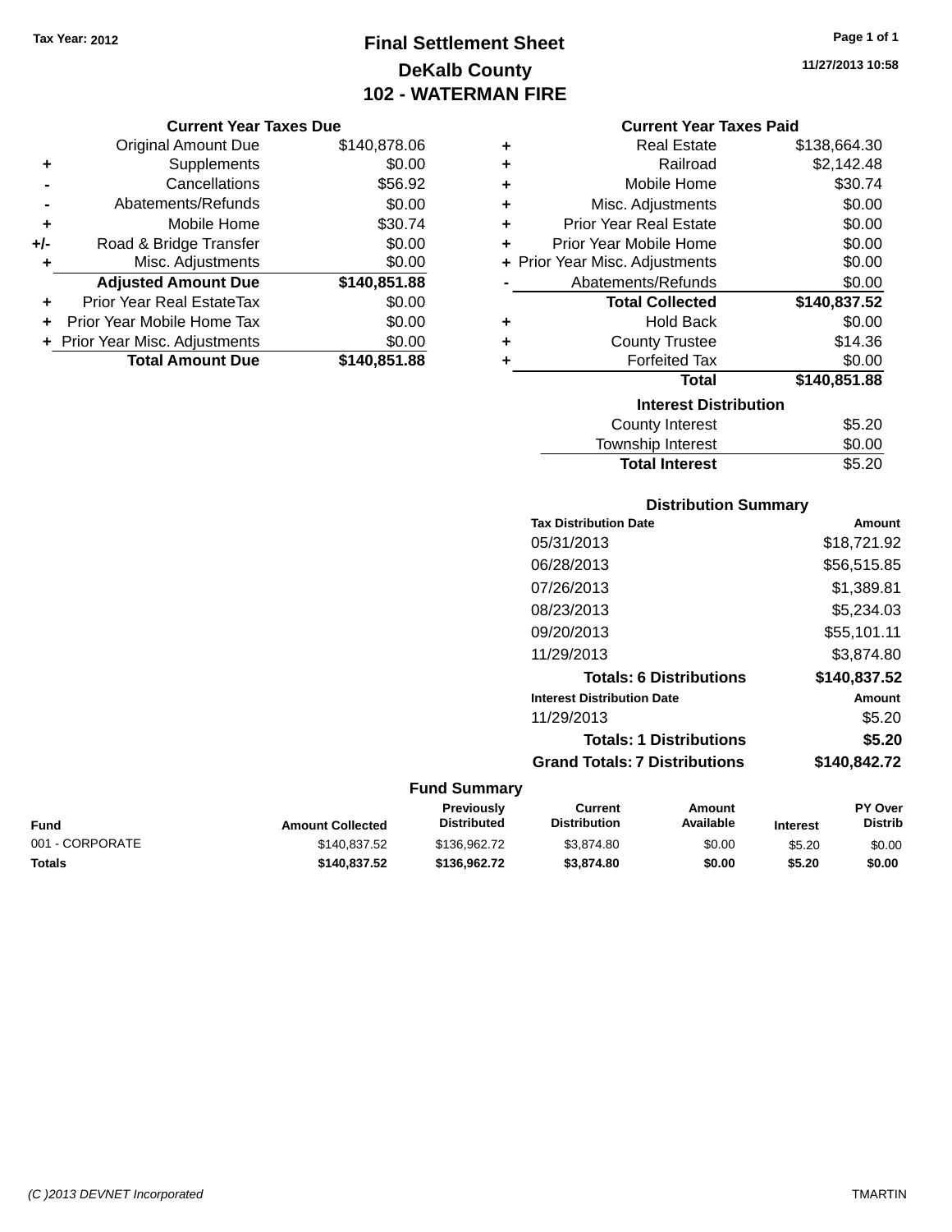Tax Year: 2012

# Final Settlement Sheet
## DeKalb County
## 102 - WATERMAN FIRE

11/27/2013 10:58

### Current Year Taxes Due

| | | |
|---|---|---|
| | Original Amount Due | $140,878.06 |
| + | Supplements | $0.00 |
| - | Cancellations | $56.92 |
| - | Abatements/Refunds | $0.00 |
| + | Mobile Home | $30.74 |
| +/- | Road & Bridge Transfer | $0.00 |
| + | Misc. Adjustments | $0.00 |
| | **Adjusted Amount Due** | **$140,851.88** |
| + | Prior Year Real EstateTax | $0.00 |
| + | Prior Year Mobile Home Tax | $0.00 |
| + | Prior Year Misc. Adjustments | $0.00 |
| | **Total Amount Due** | **$140,851.88** |

### Current Year Taxes Paid

| | | |
|---|---|---|
| + | Real Estate | $138,664.30 |
| + | Railroad | $2,142.48 |
| + | Mobile Home | $30.74 |
| + | Misc. Adjustments | $0.00 |
| + | Prior Year Real Estate | $0.00 |
| + | Prior Year Mobile Home | $0.00 |
| + | Prior Year Misc. Adjustments | $0.00 |
| - | Abatements/Refunds | $0.00 |
| | **Total Collected** | **$140,837.52** |
| + | Hold Back | $0.00 |
| + | County Trustee | $14.36 |
| + | Forfeited Tax | $0.00 |
| | **Total** | **$140,851.88** |

### Interest Distribution

| | |
|---|---|
| County Interest | $5.20 |
| Township Interest | $0.00 |
| **Total Interest** | $5.20 |

### Distribution Summary

| Tax Distribution Date | Amount |
|---|---|
| 05/31/2013 | $18,721.92 |
| 06/28/2013 | $56,515.85 |
| 07/26/2013 | $1,389.81 |
| 08/23/2013 | $5,234.03 |
| 09/20/2013 | $55,101.11 |
| 11/29/2013 | $3,874.80 |
| **Totals: 6 Distributions** | **$140,837.52** |
| **Interest Distribution Date** | **Amount** |
| 11/29/2013 | $5.20 |
| **Totals: 1 Distributions** | **$5.20** |
| **Grand Totals: 7 Distributions** | **$140,842.72** |

### Fund Summary

| Fund | Amount Collected | Previously Distributed | Current Distribution | Amount Available | Interest | PY Over Distrib |
|---|---|---|---|---|---|---|
| 001 - CORPORATE | $140,837.52 | $136,962.72 | $3,874.80 | $0.00 | $5.20 | $0.00 |
| **Totals** | **$140,837.52** | **$136,962.72** | **$3,874.80** | **$0.00** | **$5.20** | **$0.00** |

(C )2013 DEVNET Incorporated TMARTIN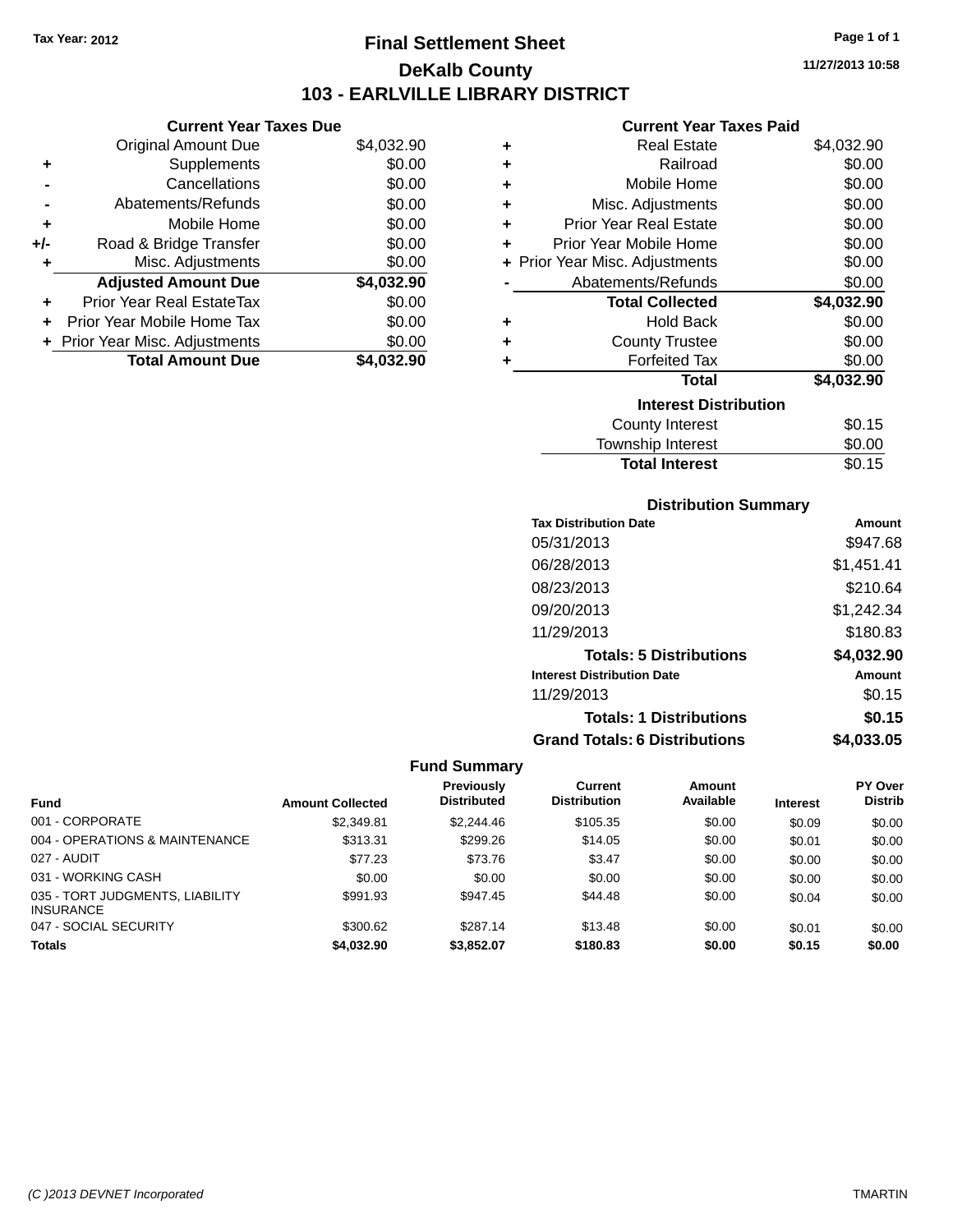Tax Year: 2012

# Final Settlement Sheet

## DeKalb County

## 103 - EARLVILLE LIBRARY DISTRICT

11/27/2013 10:58

### Current Year Taxes Due

| | | |
|---|---|---|
| | Original Amount Due | $4,032.90 |
| + | Supplements | $0.00 |
| - | Cancellations | $0.00 |
| - | Abatements/Refunds | $0.00 |
| + | Mobile Home | $0.00 |
| +/- | Road & Bridge Transfer | $0.00 |
| + | Misc. Adjustments | $0.00 |
| | **Adjusted Amount Due** | **$4,032.90** |
| + | Prior Year Real EstateTax | $0.00 |
| + | Prior Year Mobile Home Tax | $0.00 |
| + | Prior Year Misc. Adjustments | $0.00 |
| | **Total Amount Due** | **$4,032.90** |

### Current Year Taxes Paid

| | | |
|---|---|---|
| + | Real Estate | $4,032.90 |
| + | Railroad | $0.00 |
| + | Mobile Home | $0.00 |
| + | Misc. Adjustments | $0.00 |
| + | Prior Year Real Estate | $0.00 |
| + | Prior Year Mobile Home | $0.00 |
| + | Prior Year Misc. Adjustments | $0.00 |
| - | Abatements/Refunds | $0.00 |
| | **Total Collected** | **$4,032.90** |
| + | Hold Back | $0.00 |
| + | County Trustee | $0.00 |
| + | Forfeited Tax | $0.00 |
| | **Total** | **$4,032.90** |

### Interest Distribution

| | |
|---|---|
| County Interest | $0.15 |
| Township Interest | $0.00 |
| **Total Interest** | $0.15 |

### Distribution Summary

| Tax Distribution Date | Amount |
|---|---|
| 05/31/2013 | $947.68 |
| 06/28/2013 | $1,451.41 |
| 08/23/2013 | $210.64 |
| 09/20/2013 | $1,242.34 |
| 11/29/2013 | $180.83 |
| **Totals: 5 Distributions** | **$4,032.90** |

| Interest Distribution Date | Amount |
|---|---|
| 11/29/2013 | $0.15 |
| **Totals: 1 Distributions** | **$0.15** |
| **Grand Totals: 6 Distributions** | **$4,033.05** |

### Fund Summary

| Fund | Amount Collected | Previously Distributed | Current Distribution | Amount Available | Interest | PY Over Distrib |
|---|---|---|---|---|---|---|
| 001 - CORPORATE | $2,349.81 | $2,244.46 | $105.35 | $0.00 | $0.09 | $0.00 |
| 004 - OPERATIONS & MAINTENANCE | $313.31 | $299.26 | $14.05 | $0.00 | $0.01 | $0.00 |
| 027 - AUDIT | $77.23 | $73.76 | $3.47 | $0.00 | $0.00 | $0.00 |
| 031 - WORKING CASH | $0.00 | $0.00 | $0.00 | $0.00 | $0.00 | $0.00 |
| 035 - TORT JUDGMENTS, LIABILITY INSURANCE | $991.93 | $947.45 | $44.48 | $0.00 | $0.04 | $0.00 |
| 047 - SOCIAL SECURITY | $300.62 | $287.14 | $13.48 | $0.00 | $0.01 | $0.00 |
| **Totals** | **$4,032.90** | **$3,852.07** | **$180.83** | **$0.00** | **$0.15** | **$0.00** |

(C )2013 DEVNET Incorporated TMARTIN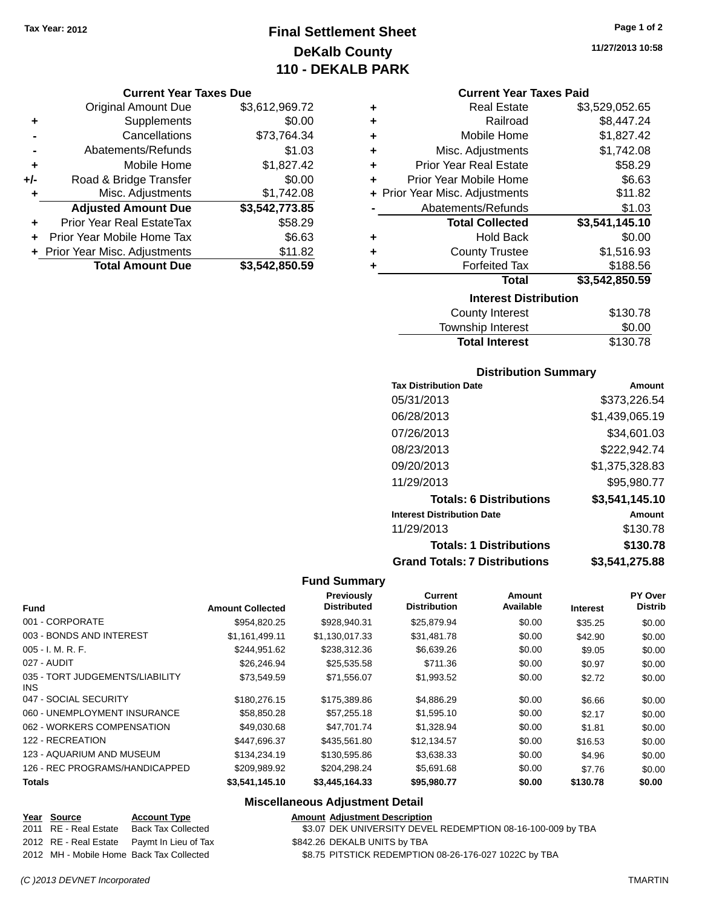Tax Year: 2012

# Final Settlement Sheet
## DeKalb County
## 110 - DEKALB PARK

11/27/2013 10:58

### Current Year Taxes Due

| | | |
|---|---|---|
| | Original Amount Due | $3,612,969.72 |
| + | Supplements | $0.00 |
| - | Cancellations | $73,764.34 |
| - | Abatements/Refunds | $1.03 |
| + | Mobile Home | $1,827.42 |
| +/- | Road & Bridge Transfer | $0.00 |
| + | Misc. Adjustments | $1,742.08 |
| | **Adjusted Amount Due** | **$3,542,773.85** |
| + | Prior Year Real EstateTax | $58.29 |
| + | Prior Year Mobile Home Tax | $6.63 |
| + | Prior Year Misc. Adjustments | $11.82 |
| | **Total Amount Due** | **$3,542,850.59** |

### Current Year Taxes Paid

| | | |
|---|---|---|
| + | Real Estate | $3,529,052.65 |
| + | Railroad | $8,447.24 |
| + | Mobile Home | $1,827.42 |
| + | Misc. Adjustments | $1,742.08 |
| + | Prior Year Real Estate | $58.29 |
| + | Prior Year Mobile Home | $6.63 |
| + | Prior Year Misc. Adjustments | $11.82 |
| - | Abatements/Refunds | $1.03 |
| | **Total Collected** | **$3,541,145.10** |
| + | Hold Back | $0.00 |
| + | County Trustee | $1,516.93 |
| + | Forfeited Tax | $188.56 |
| | **Total** | **$3,542,850.59** |

### Interest Distribution

| | |
|---|---|
| County Interest | $130.78 |
| Township Interest | $0.00 |
| **Total Interest** | $130.78 |

### Distribution Summary

| Tax Distribution Date | Amount |
|---|---|
| 05/31/2013 | $373,226.54 |
| 06/28/2013 | $1,439,065.19 |
| 07/26/2013 | $34,601.03 |
| 08/23/2013 | $222,942.74 |
| 09/20/2013 | $1,375,328.83 |
| 11/29/2013 | $95,980.77 |
| **Totals: 6 Distributions** | **$3,541,145.10** |
| **Interest Distribution Date** | **Amount** |
| 11/29/2013 | $130.78 |
| **Totals: 1 Distributions** | **$130.78** |
| **Grand Totals: 7 Distributions** | **$3,541,275.88** |

### Fund Summary

| Fund | Amount Collected | Previously Distributed | Current Distribution | Amount Available | Interest | PY Over Distrib |
|---|---|---|---|---|---|---|
| 001 - CORPORATE | $954,820.25 | $928,940.31 | $25,879.94 | $0.00 | $35.25 | $0.00 |
| 003 - BONDS AND INTEREST | $1,161,499.11 | $1,130,017.33 | $31,481.78 | $0.00 | $42.90 | $0.00 |
| 005 - I. M. R. F. | $244,951.62 | $238,312.36 | $6,639.26 | $0.00 | $9.05 | $0.00 |
| 027 - AUDIT | $26,246.94 | $25,535.58 | $711.36 | $0.00 | $0.97 | $0.00 |
| 035 - TORT JUDGEMENTS/LIABILITY INS | $73,549.59 | $71,556.07 | $1,993.52 | $0.00 | $2.72 | $0.00 |
| 047 - SOCIAL SECURITY | $180,276.15 | $175,389.86 | $4,886.29 | $0.00 | $6.66 | $0.00 |
| 060 - UNEMPLOYMENT INSURANCE | $58,850.28 | $57,255.18 | $1,595.10 | $0.00 | $2.17 | $0.00 |
| 062 - WORKERS COMPENSATION | $49,030.68 | $47,701.74 | $1,328.94 | $0.00 | $1.81 | $0.00 |
| 122 - RECREATION | $447,696.37 | $435,561.80 | $12,134.57 | $0.00 | $16.53 | $0.00 |
| 123 - AQUARIUM AND MUSEUM | $134,234.19 | $130,595.86 | $3,638.33 | $0.00 | $4.96 | $0.00 |
| 126 - REC PROGRAMS/HANDICAPPED | $209,989.92 | $204,298.24 | $5,691.68 | $0.00 | $7.76 | $0.00 |
| **Totals** | **$3,541,145.10** | **$3,445,164.33** | **$95,980.77** | **$0.00** | **$130.78** | **$0.00** |

### Miscellaneous Adjustment Detail

| Year | Source | Account Type | Amount | Adjustment Description |
|---|---|---|---|---|
| 2011 | RE - Real Estate | Back Tax Collected | $3.07 | DEK UNIVERSITY DEVEL REDEMPTION 08-16-100-009 by TBA |
| 2012 | RE - Real Estate | Paymt In Lieu of Tax | $842.26 | DEKALB UNITS by TBA |
| 2012 | MH - Mobile Home | Back Tax Collected | $8.75 | PITSTICK REDEMPTION 08-26-176-027 1022C by TBA |

(C )2013 DEVNET Incorporated

TMARTIN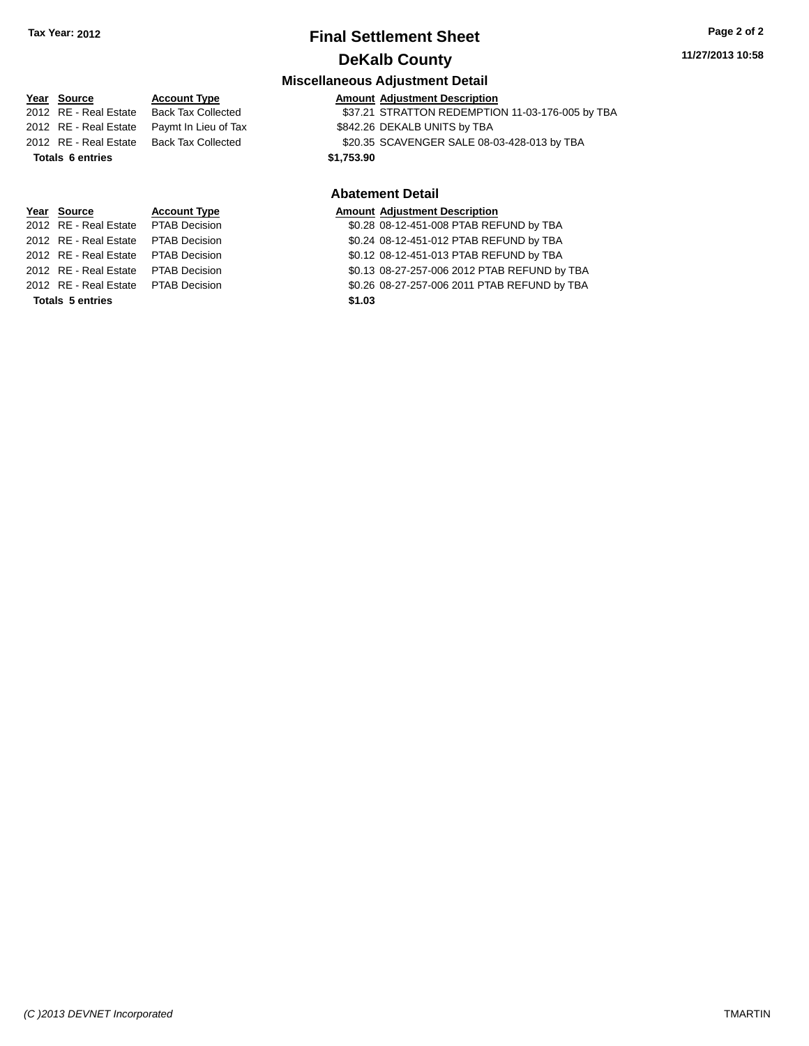# Final Settlement Sheet

**Tax Year: 2012**

## DeKalb County

**11/27/2013 10:58**

### Miscellaneous Adjustment Detail

| Year | Source | Account Type | Amount | Adjustment Description |
|---|---|---|---|---|
| 2012 | RE - Real Estate | Back Tax Collected | $37.21 | STRATTON REDEMPTION 11-03-176-005 by TBA |
| 2012 | RE - Real Estate | Paymt In Lieu of Tax | $842.26 | DEKALB UNITS by TBA |
| 2012 | RE - Real Estate | Back Tax Collected | $20.35 | SCAVENGER SALE 08-03-428-013 by TBA |
| **Totals** | **6 entries** | | **$1,753.90** | |

### Abatement Detail

| Year | Source | Account Type | Amount | Adjustment Description |
|---|---|---|---|---|
| 2012 | RE - Real Estate | PTAB Decision | $0.28 | 08-12-451-008 PTAB REFUND by TBA |
| 2012 | RE - Real Estate | PTAB Decision | $0.24 | 08-12-451-012 PTAB REFUND by TBA |
| 2012 | RE - Real Estate | PTAB Decision | $0.12 | 08-12-451-013 PTAB REFUND by TBA |
| 2012 | RE - Real Estate | PTAB Decision | $0.13 | 08-27-257-006 2012 PTAB REFUND by TBA |
| 2012 | RE - Real Estate | PTAB Decision | $0.26 | 08-27-257-006 2011 PTAB REFUND by TBA |
| **Totals** | **5 entries** | | **$1.03** | |

*(C )2013 DEVNET Incorporated* TMARTIN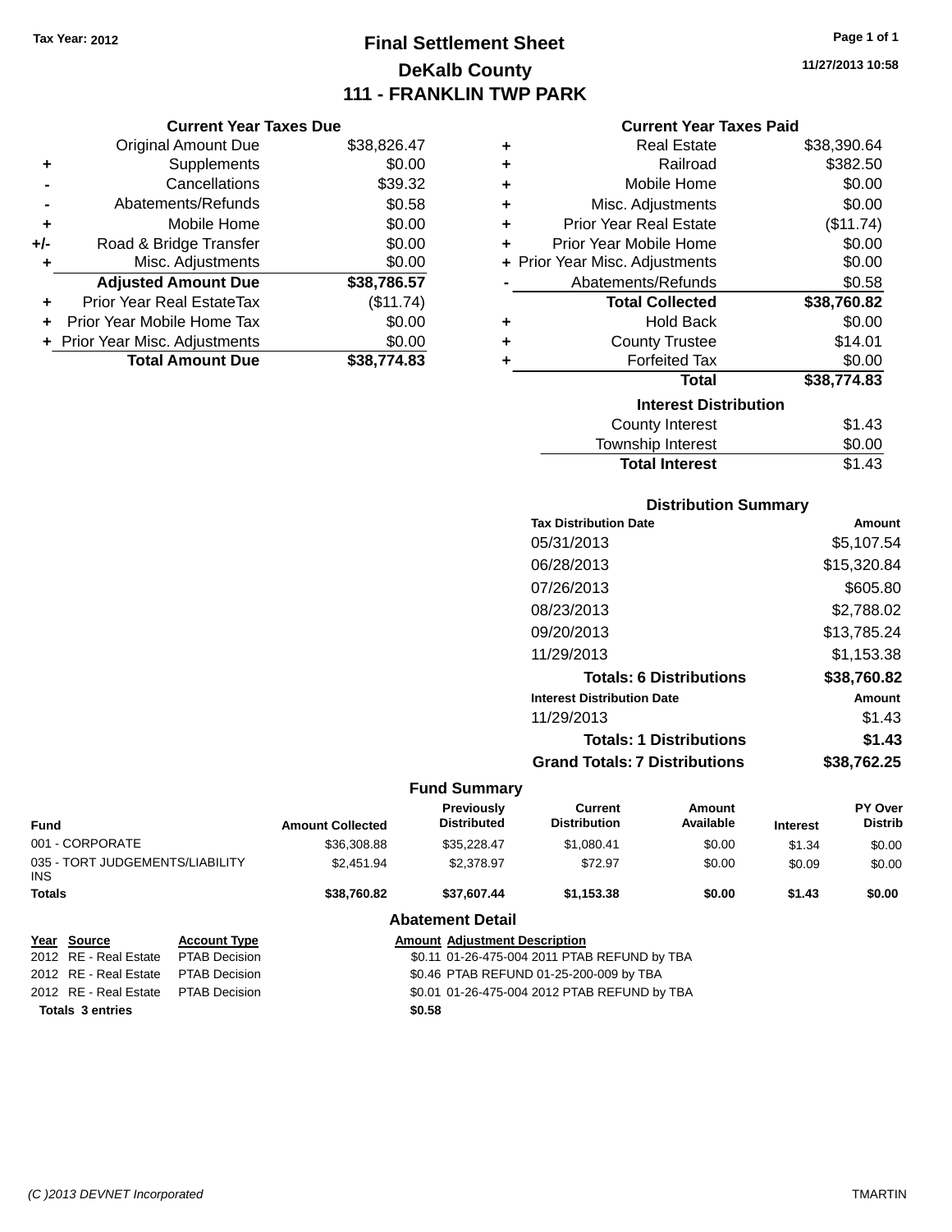Tax Year: 2012

# Final Settlement Sheet

## DeKalb County

## 111 - FRANKLIN TWP PARK

11/27/2013 10:58

### Current Year Taxes Due

| | | |
|---|---|---|
| | Original Amount Due | $38,826.47 |
| + | Supplements | $0.00 |
| - | Cancellations | $39.32 |
| - | Abatements/Refunds | $0.58 |
| + | Mobile Home | $0.00 |
| +/- | Road & Bridge Transfer | $0.00 |
| + | Misc. Adjustments | $0.00 |
| | **Adjusted Amount Due** | **$38,786.57** |
| + | Prior Year Real EstateTax | ($11.74) |
| + | Prior Year Mobile Home Tax | $0.00 |
| + | Prior Year Misc. Adjustments | $0.00 |
| | **Total Amount Due** | **$38,774.83** |

### Current Year Taxes Paid

| | | |
|---|---|---|
| + | Real Estate | $38,390.64 |
| + | Railroad | $382.50 |
| + | Mobile Home | $0.00 |
| + | Misc. Adjustments | $0.00 |
| + | Prior Year Real Estate | ($11.74) |
| + | Prior Year Mobile Home | $0.00 |
| + | Prior Year Misc. Adjustments | $0.00 |
| - | Abatements/Refunds | $0.58 |
| | **Total Collected** | **$38,760.82** |
| + | Hold Back | $0.00 |
| + | County Trustee | $14.01 |
| + | Forfeited Tax | $0.00 |
| | **Total** | **$38,774.83** |

### Interest Distribution

| | |
|---|---|
| County Interest | $1.43 |
| Township Interest | $0.00 |
| **Total Interest** | $1.43 |

### Distribution Summary

| Tax Distribution Date | Amount |
|---|---|
| 05/31/2013 | $5,107.54 |
| 06/28/2013 | $15,320.84 |
| 07/26/2013 | $605.80 |
| 08/23/2013 | $2,788.02 |
| 09/20/2013 | $13,785.24 |
| 11/29/2013 | $1,153.38 |
| **Totals: 6 Distributions** | **$38,760.82** |
| **Interest Distribution Date** | **Amount** |
| 11/29/2013 | $1.43 |
| **Totals: 1 Distributions** | **$1.43** |
| **Grand Totals: 7 Distributions** | **$38,762.25** |

### Fund Summary

| Fund | Amount Collected | Previously Distributed | Current Distribution | Amount Available | Interest | PY Over Distrib |
|---|---|---|---|---|---|---|
| 001 - CORPORATE | $36,308.88 | $35,228.47 | $1,080.41 | $0.00 | $1.34 | $0.00 |
| 035 - TORT JUDGEMENTS/LIABILITY INS | $2,451.94 | $2,378.97 | $72.97 | $0.00 | $0.09 | $0.00 |
| **Totals** | **$38,760.82** | **$37,607.44** | **$1,153.38** | **$0.00** | **$1.43** | **$0.00** |

### Abatement Detail

| Year | Source | Account Type | Amount | Adjustment Description |
|---|---|---|---|---|
| 2012 | RE - Real Estate | PTAB Decision | $0.11 | 01-26-475-004 2011 PTAB REFUND by TBA |
| 2012 | RE - Real Estate | PTAB Decision | $0.46 | PTAB REFUND 01-25-200-009 by TBA |
| 2012 | RE - Real Estate | PTAB Decision | $0.01 | 01-26-475-004 2012 PTAB REFUND by TBA |
| **Totals 3 entries** | | | **$0.58** | |

(C )2013 DEVNET Incorporated TMARTIN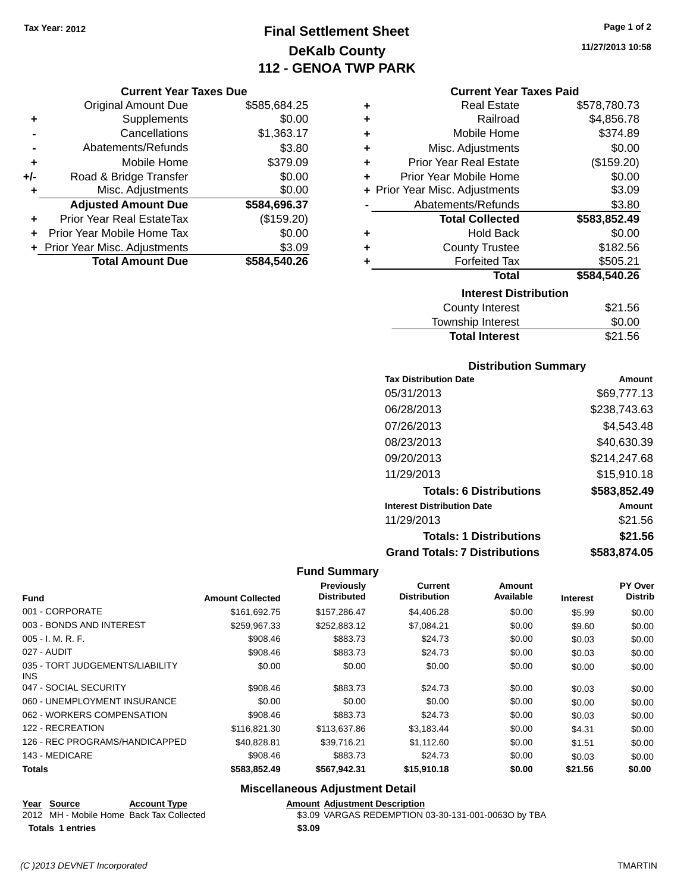Tax Year: 2012

# Final Settlement Sheet
## DeKalb County
## 112 - GENOA TWP PARK

11/27/2013 10:58

### Current Year Taxes Due

| | | |
|---|---|---|
| | Original Amount Due | $585,684.25 |
| + | Supplements | $0.00 |
| - | Cancellations | $1,363.17 |
| - | Abatements/Refunds | $3.80 |
| + | Mobile Home | $379.09 |
| +/- | Road & Bridge Transfer | $0.00 |
| + | Misc. Adjustments | $0.00 |
| | **Adjusted Amount Due** | **$584,696.37** |
| + | Prior Year Real EstateTax | ($159.20) |
| + | Prior Year Mobile Home Tax | $0.00 |
| + | Prior Year Misc. Adjustments | $3.09 |
| | **Total Amount Due** | **$584,540.26** |

### Current Year Taxes Paid

| | | |
|---|---|---|
| + | Real Estate | $578,780.73 |
| + | Railroad | $4,856.78 |
| + | Mobile Home | $374.89 |
| + | Misc. Adjustments | $0.00 |
| + | Prior Year Real Estate | ($159.20) |
| + | Prior Year Mobile Home | $0.00 |
| + | Prior Year Misc. Adjustments | $3.09 |
| - | Abatements/Refunds | $3.80 |
| | **Total Collected** | **$583,852.49** |
| + | Hold Back | $0.00 |
| + | County Trustee | $182.56 |
| + | Forfeited Tax | $505.21 |
| | **Total** | **$584,540.26** |

### Interest Distribution

| | |
|---|---|
| County Interest | $21.56 |
| Township Interest | $0.00 |
| **Total Interest** | $21.56 |

### Distribution Summary

| Tax Distribution Date | Amount |
|---|---|
| 05/31/2013 | $69,777.13 |
| 06/28/2013 | $238,743.63 |
| 07/26/2013 | $4,543.48 |
| 08/23/2013 | $40,630.39 |
| 09/20/2013 | $214,247.68 |
| 11/29/2013 | $15,910.18 |
| **Totals: 6 Distributions** | **$583,852.49** |
| **Interest Distribution Date** | **Amount** |
| 11/29/2013 | $21.56 |
| **Totals: 1 Distributions** | **$21.56** |
| **Grand Totals: 7 Distributions** | **$583,874.05** |

### Fund Summary

| Fund | Amount Collected | Previously Distributed | Current Distribution | Amount Available | Interest | PY Over Distrib |
|---|---|---|---|---|---|---|
| 001 - CORPORATE | $161,692.75 | $157,286.47 | $4,406.28 | $0.00 | $5.99 | $0.00 |
| 003 - BONDS AND INTEREST | $259,967.33 | $252,883.12 | $7,084.21 | $0.00 | $9.60 | $0.00 |
| 005 - I. M. R. F. | $908.46 | $883.73 | $24.73 | $0.00 | $0.03 | $0.00 |
| 027 - AUDIT | $908.46 | $883.73 | $24.73 | $0.00 | $0.03 | $0.00 |
| 035 - TORT JUDGEMENTS/LIABILITY INS | $0.00 | $0.00 | $0.00 | $0.00 | $0.00 | $0.00 |
| 047 - SOCIAL SECURITY | $908.46 | $883.73 | $24.73 | $0.00 | $0.03 | $0.00 |
| 060 - UNEMPLOYMENT INSURANCE | $0.00 | $0.00 | $0.00 | $0.00 | $0.00 | $0.00 |
| 062 - WORKERS COMPENSATION | $908.46 | $883.73 | $24.73 | $0.00 | $0.03 | $0.00 |
| 122 - RECREATION | $116,821.30 | $113,637.86 | $3,183.44 | $0.00 | $4.31 | $0.00 |
| 126 - REC PROGRAMS/HANDICAPPED | $40,828.81 | $39,716.21 | $1,112.60 | $0.00 | $1.51 | $0.00 |
| 143 - MEDICARE | $908.46 | $883.73 | $24.73 | $0.00 | $0.03 | $0.00 |
| **Totals** | **$583,852.49** | **$567,942.31** | **$15,910.18** | **$0.00** | **$21.56** | **$0.00** |

### Miscellaneous Adjustment Detail

| Year | Source | Account Type | Amount | Adjustment Description |
|---|---|---|---|---|
| 2012 | MH - Mobile Home | Back Tax Collected | $3.09 | VARGAS REDEMPTION 03-30-131-001-0063O by TBA |
| **Totals 1 entries** | | | **$3.09** | |

(C )2013 DEVNET Incorporated TMARTIN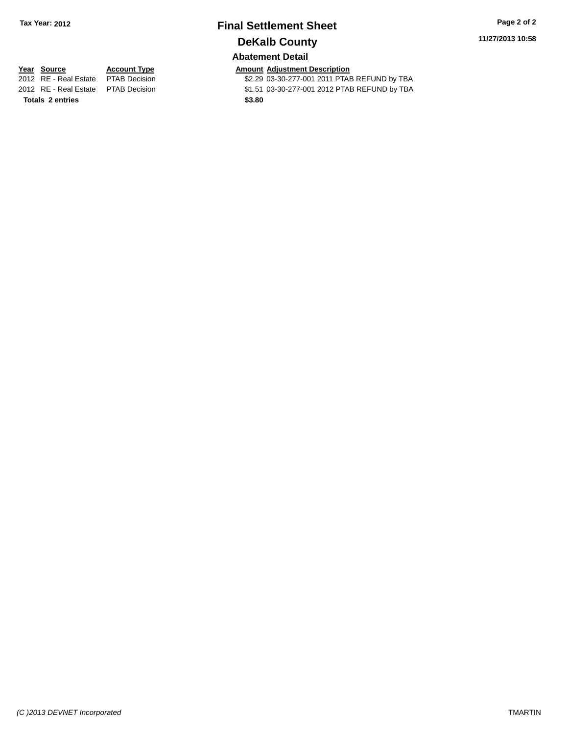# Final Settlement Sheet

**Tax Year: 2012**

**11/27/2013 10:58**

## DeKalb County

### Abatement Detail

| Year | Source | Account Type | Amount | Adjustment Description |
|---|---|---|---|---|
| 2012 | RE - Real Estate | PTAB Decision | $2.29 | 03-30-277-001 2011 PTAB REFUND by TBA |
| 2012 | RE - Real Estate | PTAB Decision | $1.51 | 03-30-277-001 2012 PTAB REFUND by TBA |
| **Totals** | **2 entries** | | **$3.80** | |

*(C )2013 DEVNET Incorporated*

TMARTIN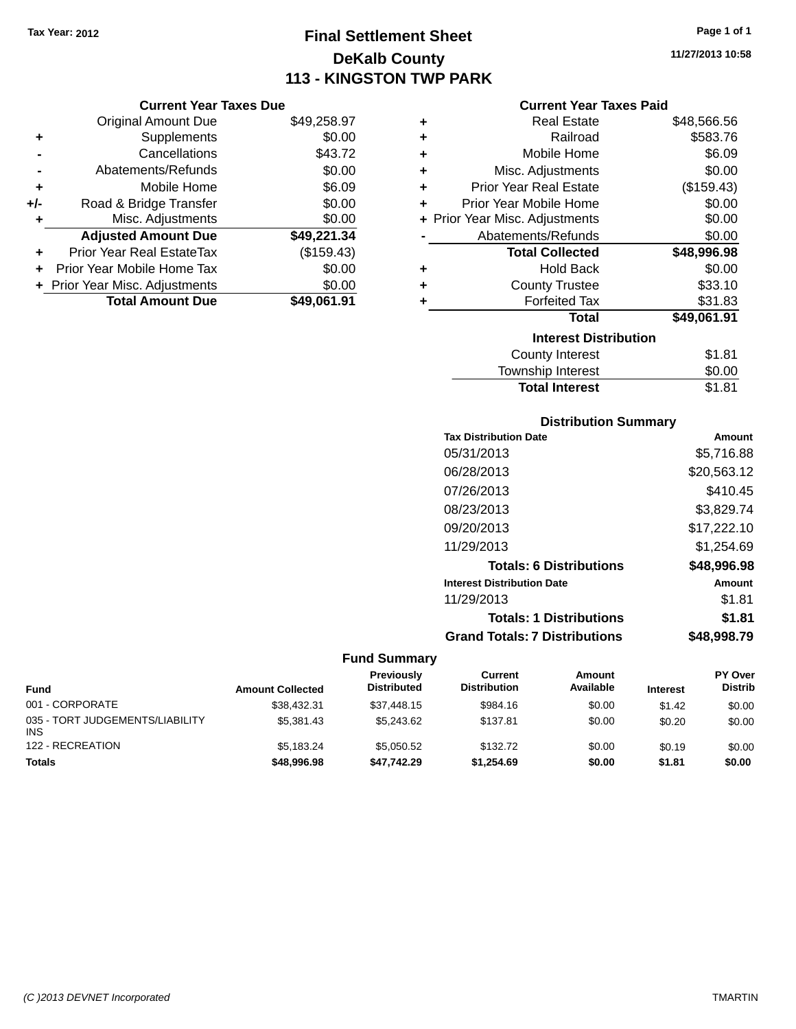Tax Year: 2012

# Final Settlement Sheet
## DeKalb County
## 113 - KINGSTON TWP PARK

11/27/2013 10:58

### Current Year Taxes Due

| | | |
|---|---|---|
| | Original Amount Due | $49,258.97 |
| + | Supplements | $0.00 |
| - | Cancellations | $43.72 |
| - | Abatements/Refunds | $0.00 |
| + | Mobile Home | $6.09 |
| +/- | Road & Bridge Transfer | $0.00 |
| + | Misc. Adjustments | $0.00 |
| | **Adjusted Amount Due** | **$49,221.34** |
| + | Prior Year Real EstateTax | ($159.43) |
| + | Prior Year Mobile Home Tax | $0.00 |
| + | Prior Year Misc. Adjustments | $0.00 |
| | **Total Amount Due** | **$49,061.91** |

### Current Year Taxes Paid

| | | |
|---|---|---|
| + | Real Estate | $48,566.56 |
| + | Railroad | $583.76 |
| + | Mobile Home | $6.09 |
| + | Misc. Adjustments | $0.00 |
| + | Prior Year Real Estate | ($159.43) |
| + | Prior Year Mobile Home | $0.00 |
| + | Prior Year Misc. Adjustments | $0.00 |
| - | Abatements/Refunds | $0.00 |
| | **Total Collected** | **$48,996.98** |
| + | Hold Back | $0.00 |
| + | County Trustee | $33.10 |
| + | Forfeited Tax | $31.83 |
| | **Total** | **$49,061.91** |

### Interest Distribution

| | |
|---|---|
| County Interest | $1.81 |
| Township Interest | $0.00 |
| **Total Interest** | $1.81 |

### Distribution Summary

| Tax Distribution Date | Amount |
|---|---|
| 05/31/2013 | $5,716.88 |
| 06/28/2013 | $20,563.12 |
| 07/26/2013 | $410.45 |
| 08/23/2013 | $3,829.74 |
| 09/20/2013 | $17,222.10 |
| 11/29/2013 | $1,254.69 |
| **Totals: 6 Distributions** | **$48,996.98** |
| **Interest Distribution Date** | **Amount** |
| 11/29/2013 | $1.81 |
| **Totals: 1 Distributions** | **$1.81** |
| **Grand Totals: 7 Distributions** | **$48,998.79** |

### Fund Summary

| Fund | Amount Collected | Previously Distributed | Current Distribution | Amount Available | Interest | PY Over Distrib |
|---|---|---|---|---|---|---|
| 001 - CORPORATE | $38,432.31 | $37,448.15 | $984.16 | $0.00 | $1.42 | $0.00 |
| 035 - TORT JUDGEMENTS/LIABILITY INS | $5,381.43 | $5,243.62 | $137.81 | $0.00 | $0.20 | $0.00 |
| 122 - RECREATION | $5,183.24 | $5,050.52 | $132.72 | $0.00 | $0.19 | $0.00 |
| **Totals** | **$48,996.98** | **$47,742.29** | **$1,254.69** | **$0.00** | **$1.81** | **$0.00** |

(C )2013 DEVNET Incorporated — TMARTIN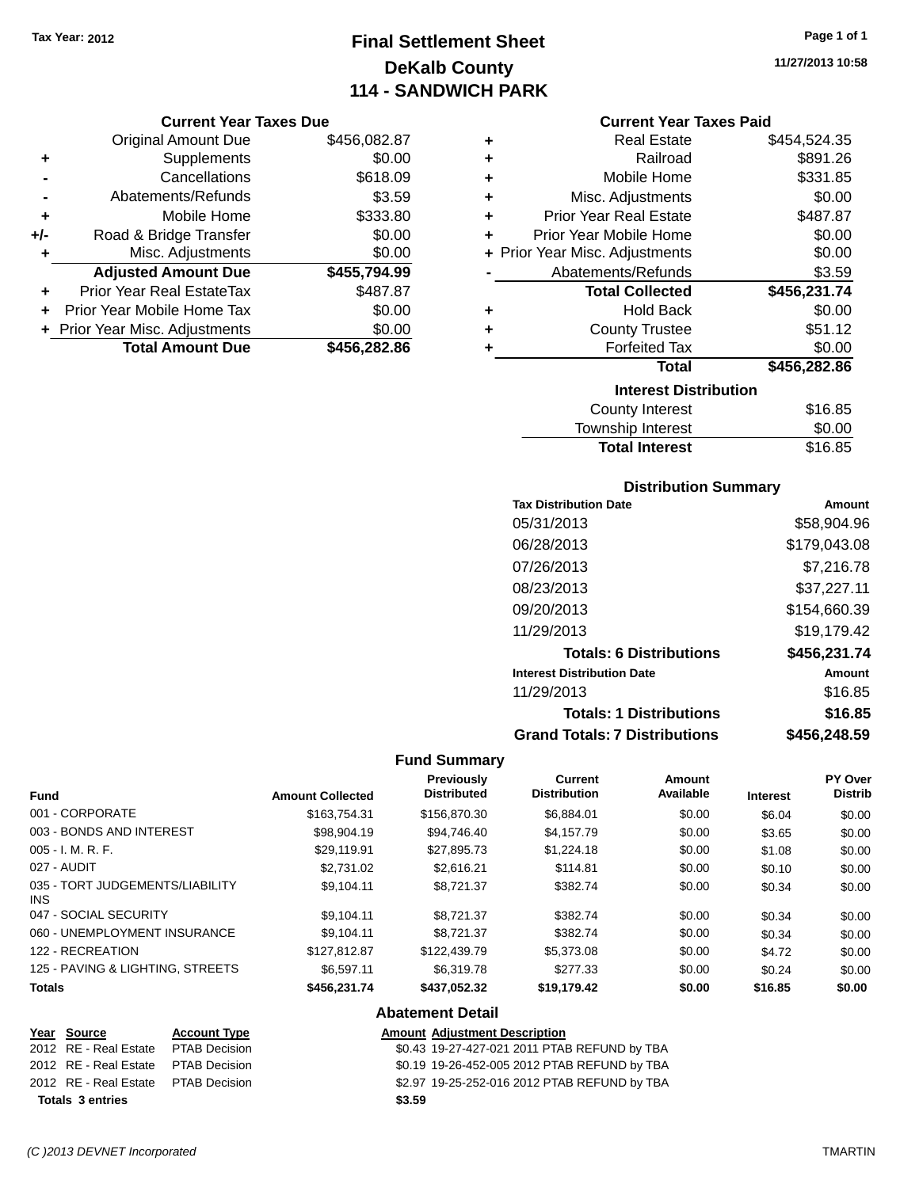Tax Year: 2012

# Final Settlement Sheet
## DeKalb County
## 114 - SANDWICH PARK

11/27/2013 10:58

### Current Year Taxes Due

| | | |
|---|---|---|
| | Original Amount Due | $456,082.87 |
| + | Supplements | $0.00 |
| - | Cancellations | $618.09 |
| - | Abatements/Refunds | $3.59 |
| + | Mobile Home | $333.80 |
| +/- | Road & Bridge Transfer | $0.00 |
| + | Misc. Adjustments | $0.00 |
| | **Adjusted Amount Due** | **$455,794.99** |
| + | Prior Year Real EstateTax | $487.87 |
| + | Prior Year Mobile Home Tax | $0.00 |
| + | Prior Year Misc. Adjustments | $0.00 |
| | **Total Amount Due** | **$456,282.86** |

### Current Year Taxes Paid

| | | |
|---|---|---|
| + | Real Estate | $454,524.35 |
| + | Railroad | $891.26 |
| + | Mobile Home | $331.85 |
| + | Misc. Adjustments | $0.00 |
| + | Prior Year Real Estate | $487.87 |
| + | Prior Year Mobile Home | $0.00 |
| + | Prior Year Misc. Adjustments | $0.00 |
| - | Abatements/Refunds | $3.59 |
| | **Total Collected** | **$456,231.74** |
| + | Hold Back | $0.00 |
| + | County Trustee | $51.12 |
| + | Forfeited Tax | $0.00 |
| | **Total** | **$456,282.86** |

### Interest Distribution

| | |
|---|---|
| County Interest | $16.85 |
| Township Interest | $0.00 |
| **Total Interest** | $16.85 |

### Distribution Summary

| Tax Distribution Date | Amount |
|---|---|
| 05/31/2013 | $58,904.96 |
| 06/28/2013 | $179,043.08 |
| 07/26/2013 | $7,216.78 |
| 08/23/2013 | $37,227.11 |
| 09/20/2013 | $154,660.39 |
| 11/29/2013 | $19,179.42 |
| **Totals: 6 Distributions** | **$456,231.74** |
| **Interest Distribution Date** | **Amount** |
| 11/29/2013 | $16.85 |
| **Totals: 1 Distributions** | **$16.85** |
| **Grand Totals: 7 Distributions** | **$456,248.59** |

### Fund Summary

| Fund | Amount Collected | Previously Distributed | Current Distribution | Amount Available | Interest | PY Over Distrib |
|---|---|---|---|---|---|---|
| 001 - CORPORATE | $163,754.31 | $156,870.30 | $6,884.01 | $0.00 | $6.04 | $0.00 |
| 003 - BONDS AND INTEREST | $98,904.19 | $94,746.40 | $4,157.79 | $0.00 | $3.65 | $0.00 |
| 005 - I. M. R. F. | $29,119.91 | $27,895.73 | $1,224.18 | $0.00 | $1.08 | $0.00 |
| 027 - AUDIT | $2,731.02 | $2,616.21 | $114.81 | $0.00 | $0.10 | $0.00 |
| 035 - TORT JUDGEMENTS/LIABILITY INS | $9,104.11 | $8,721.37 | $382.74 | $0.00 | $0.34 | $0.00 |
| 047 - SOCIAL SECURITY | $9,104.11 | $8,721.37 | $382.74 | $0.00 | $0.34 | $0.00 |
| 060 - UNEMPLOYMENT INSURANCE | $9,104.11 | $8,721.37 | $382.74 | $0.00 | $0.34 | $0.00 |
| 122 - RECREATION | $127,812.87 | $122,439.79 | $5,373.08 | $0.00 | $4.72 | $0.00 |
| 125 - PAVING & LIGHTING, STREETS | $6,597.11 | $6,319.78 | $277.33 | $0.00 | $0.24 | $0.00 |
| **Totals** | **$456,231.74** | **$437,052.32** | **$19,179.42** | **$0.00** | **$16.85** | **$0.00** |

### Abatement Detail

| Year | Source | Account Type | Amount | Adjustment Description |
|---|---|---|---|---|
| 2012 | RE - Real Estate | PTAB Decision | $0.43 | 19-27-427-021 2011 PTAB REFUND by TBA |
| 2012 | RE - Real Estate | PTAB Decision | $0.19 | 19-26-452-005 2012 PTAB REFUND by TBA |
| 2012 | RE - Real Estate | PTAB Decision | $2.97 | 19-25-252-016 2012 PTAB REFUND by TBA |
| **Totals 3 entries** | | | **$3.59** | |

*(C )2013 DEVNET Incorporated* TMARTIN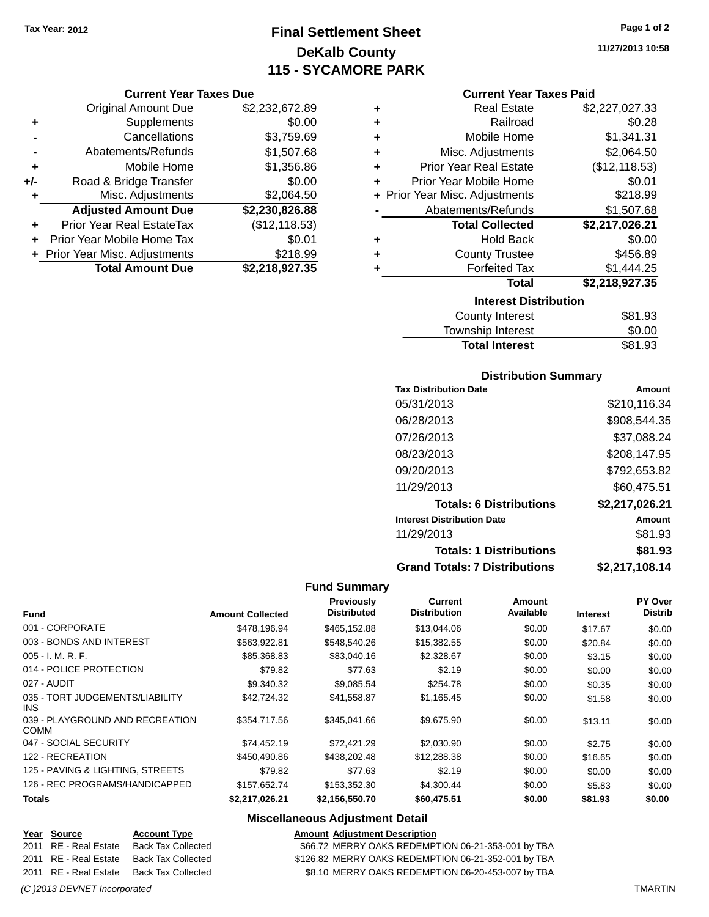Tax Year: 2012

# Final Settlement Sheet
## DeKalb County
## 115 - SYCAMORE PARK

11/27/2013 10:58

### Current Year Taxes Due

| | | |
|---|---|---|
| | Original Amount Due | $2,232,672.89 |
| + | Supplements | $0.00 |
| - | Cancellations | $3,759.69 |
| - | Abatements/Refunds | $1,507.68 |
| + | Mobile Home | $1,356.86 |
| +/- | Road & Bridge Transfer | $0.00 |
| + | Misc. Adjustments | $2,064.50 |
| | **Adjusted Amount Due** | **$2,230,826.88** |
| + | Prior Year Real EstateTax | ($12,118.53) |
| + | Prior Year Mobile Home Tax | $0.01 |
| + | Prior Year Misc. Adjustments | $218.99 |
| | **Total Amount Due** | **$2,218,927.35** |

### Current Year Taxes Paid

| | | |
|---|---|---|
| + | Real Estate | $2,227,027.33 |
| + | Railroad | $0.28 |
| + | Mobile Home | $1,341.31 |
| + | Misc. Adjustments | $2,064.50 |
| + | Prior Year Real Estate | ($12,118.53) |
| + | Prior Year Mobile Home | $0.01 |
| + | Prior Year Misc. Adjustments | $218.99 |
| - | Abatements/Refunds | $1,507.68 |
| | **Total Collected** | **$2,217,026.21** |
| + | Hold Back | $0.00 |
| + | County Trustee | $456.89 |
| + | Forfeited Tax | $1,444.25 |
| | **Total** | **$2,218,927.35** |

### Interest Distribution

| | |
|---|---|
| County Interest | $81.93 |
| Township Interest | $0.00 |
| **Total Interest** | $81.93 |

### Distribution Summary

| Tax Distribution Date | Amount |
|---|---|
| 05/31/2013 | $210,116.34 |
| 06/28/2013 | $908,544.35 |
| 07/26/2013 | $37,088.24 |
| 08/23/2013 | $208,147.95 |
| 09/20/2013 | $792,653.82 |
| 11/29/2013 | $60,475.51 |
| **Totals: 6 Distributions** | **$2,217,026.21** |
| **Interest Distribution Date** | **Amount** |
| 11/29/2013 | $81.93 |
| **Totals: 1 Distributions** | **$81.93** |
| **Grand Totals: 7 Distributions** | **$2,217,108.14** |

### Fund Summary

| Fund | Amount Collected | Previously Distributed | Current Distribution | Amount Available | Interest | PY Over Distrib |
|---|---|---|---|---|---|---|
| 001 - CORPORATE | $478,196.94 | $465,152.88 | $13,044.06 | $0.00 | $17.67 | $0.00 |
| 003 - BONDS AND INTEREST | $563,922.81 | $548,540.26 | $15,382.55 | $0.00 | $20.84 | $0.00 |
| 005 - I. M. R. F. | $85,368.83 | $83,040.16 | $2,328.67 | $0.00 | $3.15 | $0.00 |
| 014 - POLICE PROTECTION | $79.82 | $77.63 | $2.19 | $0.00 | $0.00 | $0.00 |
| 027 - AUDIT | $9,340.32 | $9,085.54 | $254.78 | $0.00 | $0.35 | $0.00 |
| 035 - TORT JUDGEMENTS/LIABILITY INS | $42,724.32 | $41,558.87 | $1,165.45 | $0.00 | $1.58 | $0.00 |
| 039 - PLAYGROUND AND RECREATION COMM | $354,717.56 | $345,041.66 | $9,675.90 | $0.00 | $13.11 | $0.00 |
| 047 - SOCIAL SECURITY | $74,452.19 | $72,421.29 | $2,030.90 | $0.00 | $2.75 | $0.00 |
| 122 - RECREATION | $450,490.86 | $438,202.48 | $12,288.38 | $0.00 | $16.65 | $0.00 |
| 125 - PAVING & LIGHTING, STREETS | $79.82 | $77.63 | $2.19 | $0.00 | $0.00 | $0.00 |
| 126 - REC PROGRAMS/HANDICAPPED | $157,652.74 | $153,352.30 | $4,300.44 | $0.00 | $5.83 | $0.00 |
| **Totals** | **$2,217,026.21** | **$2,156,550.70** | **$60,475.51** | **$0.00** | **$81.93** | **$0.00** |

### Miscellaneous Adjustment Detail

| Year | Source | Account Type | Amount | Adjustment Description |
|---|---|---|---|---|
| 2011 | RE - Real Estate | Back Tax Collected | $66.72 | MERRY OAKS REDEMPTION 06-21-353-001 by TBA |
| 2011 | RE - Real Estate | Back Tax Collected | $126.82 | MERRY OAKS REDEMPTION 06-21-352-001 by TBA |
| 2011 | RE - Real Estate | Back Tax Collected | $8.10 | MERRY OAKS REDEMPTION 06-20-453-007 by TBA |

(C )2013 DEVNET Incorporated TMARTIN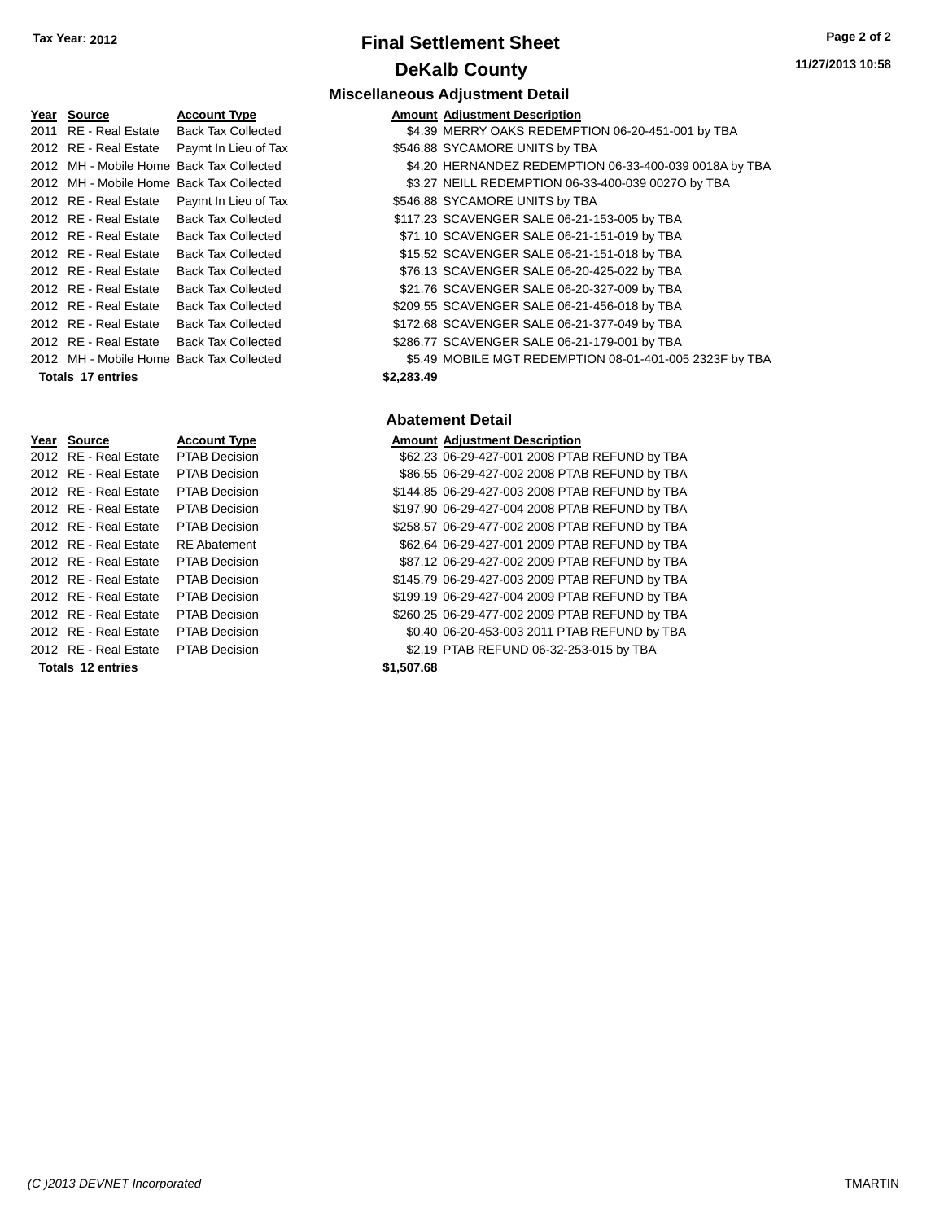# Final Settlement Sheet

## DeKalb County

Tax Year: 2012

11/27/2013 10:58

### Miscellaneous Adjustment Detail

| Year | Source | Account Type | Amount | Adjustment Description |
|---|---|---|---|---|
| 2011 | RE - Real Estate | Back Tax Collected | $4.39 | MERRY OAKS REDEMPTION 06-20-451-001 by TBA |
| 2012 | RE - Real Estate | Paymt In Lieu of Tax | $546.88 | SYCAMORE UNITS by TBA |
| 2012 | MH - Mobile Home | Back Tax Collected | $4.20 | HERNANDEZ REDEMPTION 06-33-400-039 0018A by TBA |
| 2012 | MH - Mobile Home | Back Tax Collected | $3.27 | NEILL REDEMPTION 06-33-400-039 0027O by TBA |
| 2012 | RE - Real Estate | Paymt In Lieu of Tax | $546.88 | SYCAMORE UNITS by TBA |
| 2012 | RE - Real Estate | Back Tax Collected | $117.23 | SCAVENGER SALE 06-21-153-005 by TBA |
| 2012 | RE - Real Estate | Back Tax Collected | $71.10 | SCAVENGER SALE 06-21-151-019 by TBA |
| 2012 | RE - Real Estate | Back Tax Collected | $15.52 | SCAVENGER SALE 06-21-151-018 by TBA |
| 2012 | RE - Real Estate | Back Tax Collected | $76.13 | SCAVENGER SALE 06-20-425-022 by TBA |
| 2012 | RE - Real Estate | Back Tax Collected | $21.76 | SCAVENGER SALE 06-20-327-009 by TBA |
| 2012 | RE - Real Estate | Back Tax Collected | $209.55 | SCAVENGER SALE 06-21-456-018 by TBA |
| 2012 | RE - Real Estate | Back Tax Collected | $172.68 | SCAVENGER SALE 06-21-377-049 by TBA |
| 2012 | RE - Real Estate | Back Tax Collected | $286.77 | SCAVENGER SALE 06-21-179-001 by TBA |
| 2012 | MH - Mobile Home | Back Tax Collected | $5.49 | MOBILE MGT REDEMPTION 08-01-401-005 2323F by TBA |
| **Totals 17 entries** | | | **$2,283.49** | |

### Abatement Detail

| Year | Source | Account Type | Amount | Adjustment Description |
|---|---|---|---|---|
| 2012 | RE - Real Estate | PTAB Decision | $62.23 | 06-29-427-001 2008 PTAB REFUND by TBA |
| 2012 | RE - Real Estate | PTAB Decision | $86.55 | 06-29-427-002 2008 PTAB REFUND by TBA |
| 2012 | RE - Real Estate | PTAB Decision | $144.85 | 06-29-427-003 2008 PTAB REFUND by TBA |
| 2012 | RE - Real Estate | PTAB Decision | $197.90 | 06-29-427-004 2008 PTAB REFUND by TBA |
| 2012 | RE - Real Estate | PTAB Decision | $258.57 | 06-29-477-002 2008 PTAB REFUND by TBA |
| 2012 | RE - Real Estate | RE Abatement | $62.64 | 06-29-427-001 2009 PTAB REFUND by TBA |
| 2012 | RE - Real Estate | PTAB Decision | $87.12 | 06-29-427-002 2009 PTAB REFUND by TBA |
| 2012 | RE - Real Estate | PTAB Decision | $145.79 | 06-29-427-003 2009 PTAB REFUND by TBA |
| 2012 | RE - Real Estate | PTAB Decision | $199.19 | 06-29-427-004 2009 PTAB REFUND by TBA |
| 2012 | RE - Real Estate | PTAB Decision | $260.25 | 06-29-477-002 2009 PTAB REFUND by TBA |
| 2012 | RE - Real Estate | PTAB Decision | $0.40 | 06-20-453-003 2011 PTAB REFUND by TBA |
| 2012 | RE - Real Estate | PTAB Decision | $2.19 | PTAB REFUND 06-32-253-015 by TBA |
| **Totals 12 entries** | | | **$1,507.68** | |

(C )2013 DEVNET Incorporated

TMARTIN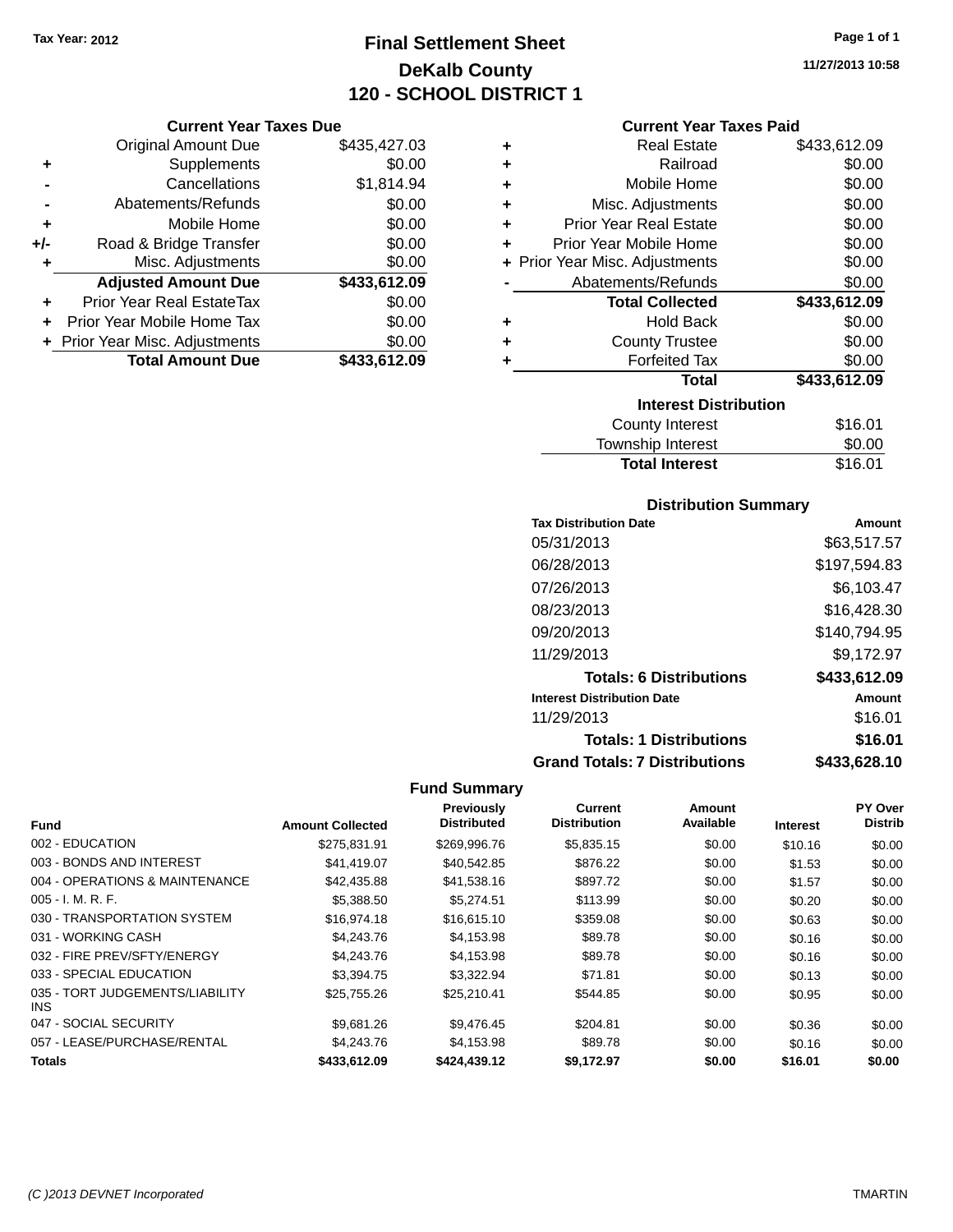Tax Year: 2012

# Final Settlement Sheet
## DeKalb County
## 120 - SCHOOL DISTRICT 1

11/27/2013 10:58

### Current Year Taxes Due

| | | |
|---|---|---|
| | Original Amount Due | $435,427.03 |
| + | Supplements | $0.00 |
| - | Cancellations | $1,814.94 |
| - | Abatements/Refunds | $0.00 |
| + | Mobile Home | $0.00 |
| +/- | Road & Bridge Transfer | $0.00 |
| + | Misc. Adjustments | $0.00 |
| | **Adjusted Amount Due** | **$433,612.09** |
| + | Prior Year Real EstateTax | $0.00 |
| + | Prior Year Mobile Home Tax | $0.00 |
| + | Prior Year Misc. Adjustments | $0.00 |
| | **Total Amount Due** | **$433,612.09** |

### Current Year Taxes Paid

| | | |
|---|---|---|
| + | Real Estate | $433,612.09 |
| + | Railroad | $0.00 |
| + | Mobile Home | $0.00 |
| + | Misc. Adjustments | $0.00 |
| + | Prior Year Real Estate | $0.00 |
| + | Prior Year Mobile Home | $0.00 |
| + | Prior Year Misc. Adjustments | $0.00 |
| - | Abatements/Refunds | $0.00 |
| | **Total Collected** | **$433,612.09** |
| + | Hold Back | $0.00 |
| + | County Trustee | $0.00 |
| + | Forfeited Tax | $0.00 |
| | **Total** | **$433,612.09** |

### Interest Distribution

| | |
|---|---|
| County Interest | $16.01 |
| Township Interest | $0.00 |
| **Total Interest** | $16.01 |

### Distribution Summary

| Tax Distribution Date | Amount |
|---|---|
| 05/31/2013 | $63,517.57 |
| 06/28/2013 | $197,594.83 |
| 07/26/2013 | $6,103.47 |
| 08/23/2013 | $16,428.30 |
| 09/20/2013 | $140,794.95 |
| 11/29/2013 | $9,172.97 |
| **Totals: 6 Distributions** | **$433,612.09** |
| **Interest Distribution Date** | **Amount** |
| 11/29/2013 | $16.01 |
| **Totals: 1 Distributions** | **$16.01** |
| **Grand Totals: 7 Distributions** | **$433,628.10** |

### Fund Summary

| Fund | Amount Collected | Previously Distributed | Current Distribution | Amount Available | Interest | PY Over Distrib |
|---|---|---|---|---|---|---|
| 002 - EDUCATION | $275,831.91 | $269,996.76 | $5,835.15 | $0.00 | $10.16 | $0.00 |
| 003 - BONDS AND INTEREST | $41,419.07 | $40,542.85 | $876.22 | $0.00 | $1.53 | $0.00 |
| 004 - OPERATIONS & MAINTENANCE | $42,435.88 | $41,538.16 | $897.72 | $0.00 | $1.57 | $0.00 |
| 005 - I. M. R. F. | $5,388.50 | $5,274.51 | $113.99 | $0.00 | $0.20 | $0.00 |
| 030 - TRANSPORTATION SYSTEM | $16,974.18 | $16,615.10 | $359.08 | $0.00 | $0.63 | $0.00 |
| 031 - WORKING CASH | $4,243.76 | $4,153.98 | $89.78 | $0.00 | $0.16 | $0.00 |
| 032 - FIRE PREV/SFTY/ENERGY | $4,243.76 | $4,153.98 | $89.78 | $0.00 | $0.16 | $0.00 |
| 033 - SPECIAL EDUCATION | $3,394.75 | $3,322.94 | $71.81 | $0.00 | $0.13 | $0.00 |
| 035 - TORT JUDGEMENTS/LIABILITY INS | $25,755.26 | $25,210.41 | $544.85 | $0.00 | $0.95 | $0.00 |
| 047 - SOCIAL SECURITY | $9,681.26 | $9,476.45 | $204.81 | $0.00 | $0.36 | $0.00 |
| 057 - LEASE/PURCHASE/RENTAL | $4,243.76 | $4,153.98 | $89.78 | $0.00 | $0.16 | $0.00 |
| **Totals** | **$433,612.09** | **$424,439.12** | **$9,172.97** | **$0.00** | **$16.01** | **$0.00** |

(C )2013 DEVNET Incorporated TMARTIN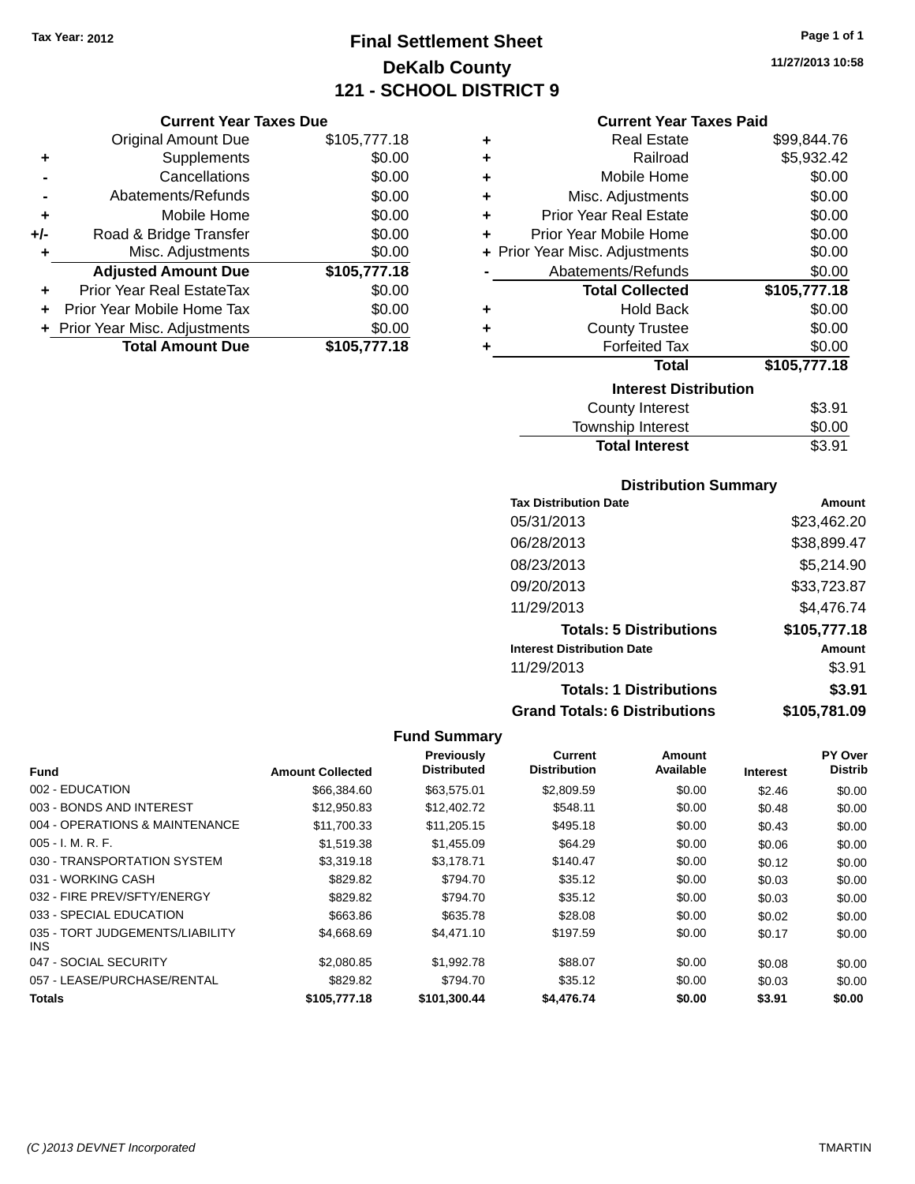Tax Year: 2012

# Final Settlement Sheet

## DeKalb County

## 121 - SCHOOL DISTRICT 9

11/27/2013 10:58

### Current Year Taxes Due

| | | |
|---|---|---|
| | Original Amount Due | $105,777.18 |
| + | Supplements | $0.00 |
| - | Cancellations | $0.00 |
| - | Abatements/Refunds | $0.00 |
| + | Mobile Home | $0.00 |
| +/- | Road & Bridge Transfer | $0.00 |
| + | Misc. Adjustments | $0.00 |
| | **Adjusted Amount Due** | **$105,777.18** |
| + | Prior Year Real EstateTax | $0.00 |
| + | Prior Year Mobile Home Tax | $0.00 |
| + | Prior Year Misc. Adjustments | $0.00 |
| | **Total Amount Due** | **$105,777.18** |

### Current Year Taxes Paid

| | | |
|---|---|---|
| + | Real Estate | $99,844.76 |
| + | Railroad | $5,932.42 |
| + | Mobile Home | $0.00 |
| + | Misc. Adjustments | $0.00 |
| + | Prior Year Real Estate | $0.00 |
| + | Prior Year Mobile Home | $0.00 |
| + | Prior Year Misc. Adjustments | $0.00 |
| - | Abatements/Refunds | $0.00 |
| | **Total Collected** | **$105,777.18** |
| + | Hold Back | $0.00 |
| + | County Trustee | $0.00 |
| + | Forfeited Tax | $0.00 |
| | **Total** | **$105,777.18** |

### Interest Distribution

| | |
|---|---|
| County Interest | $3.91 |
| Township Interest | $0.00 |
| **Total Interest** | **$3.91** |

### Distribution Summary

| Tax Distribution Date | Amount |
|---|---|
| 05/31/2013 | $23,462.20 |
| 06/28/2013 | $38,899.47 |
| 08/23/2013 | $5,214.90 |
| 09/20/2013 | $33,723.87 |
| 11/29/2013 | $4,476.74 |
| **Totals: 5 Distributions** | **$105,777.18** |

| Interest Distribution Date | Amount |
|---|---|
| 11/29/2013 | $3.91 |
| **Totals: 1 Distributions** | **$3.91** |
| **Grand Totals: 6 Distributions** | **$105,781.09** |

### Fund Summary

| Fund | Amount Collected | Previously Distributed | Current Distribution | Amount Available | Interest | PY Over Distrib |
|---|---|---|---|---|---|---|
| 002 - EDUCATION | $66,384.60 | $63,575.01 | $2,809.59 | $0.00 | $2.46 | $0.00 |
| 003 - BONDS AND INTEREST | $12,950.83 | $12,402.72 | $548.11 | $0.00 | $0.48 | $0.00 |
| 004 - OPERATIONS & MAINTENANCE | $11,700.33 | $11,205.15 | $495.18 | $0.00 | $0.43 | $0.00 |
| 005 - I. M. R. F. | $1,519.38 | $1,455.09 | $64.29 | $0.00 | $0.06 | $0.00 |
| 030 - TRANSPORTATION SYSTEM | $3,319.18 | $3,178.71 | $140.47 | $0.00 | $0.12 | $0.00 |
| 031 - WORKING CASH | $829.82 | $794.70 | $35.12 | $0.00 | $0.03 | $0.00 |
| 032 - FIRE PREV/SFTY/ENERGY | $829.82 | $794.70 | $35.12 | $0.00 | $0.03 | $0.00 |
| 033 - SPECIAL EDUCATION | $663.86 | $635.78 | $28.08 | $0.00 | $0.02 | $0.00 |
| 035 - TORT JUDGEMENTS/LIABILITY INS | $4,668.69 | $4,471.10 | $197.59 | $0.00 | $0.17 | $0.00 |
| 047 - SOCIAL SECURITY | $2,080.85 | $1,992.78 | $88.07 | $0.00 | $0.08 | $0.00 |
| 057 - LEASE/PURCHASE/RENTAL | $829.82 | $794.70 | $35.12 | $0.00 | $0.03 | $0.00 |
| **Totals** | **$105,777.18** | **$101,300.44** | **$4,476.74** | **$0.00** | **$3.91** | **$0.00** |

(C )2013 DEVNET Incorporated — TMARTIN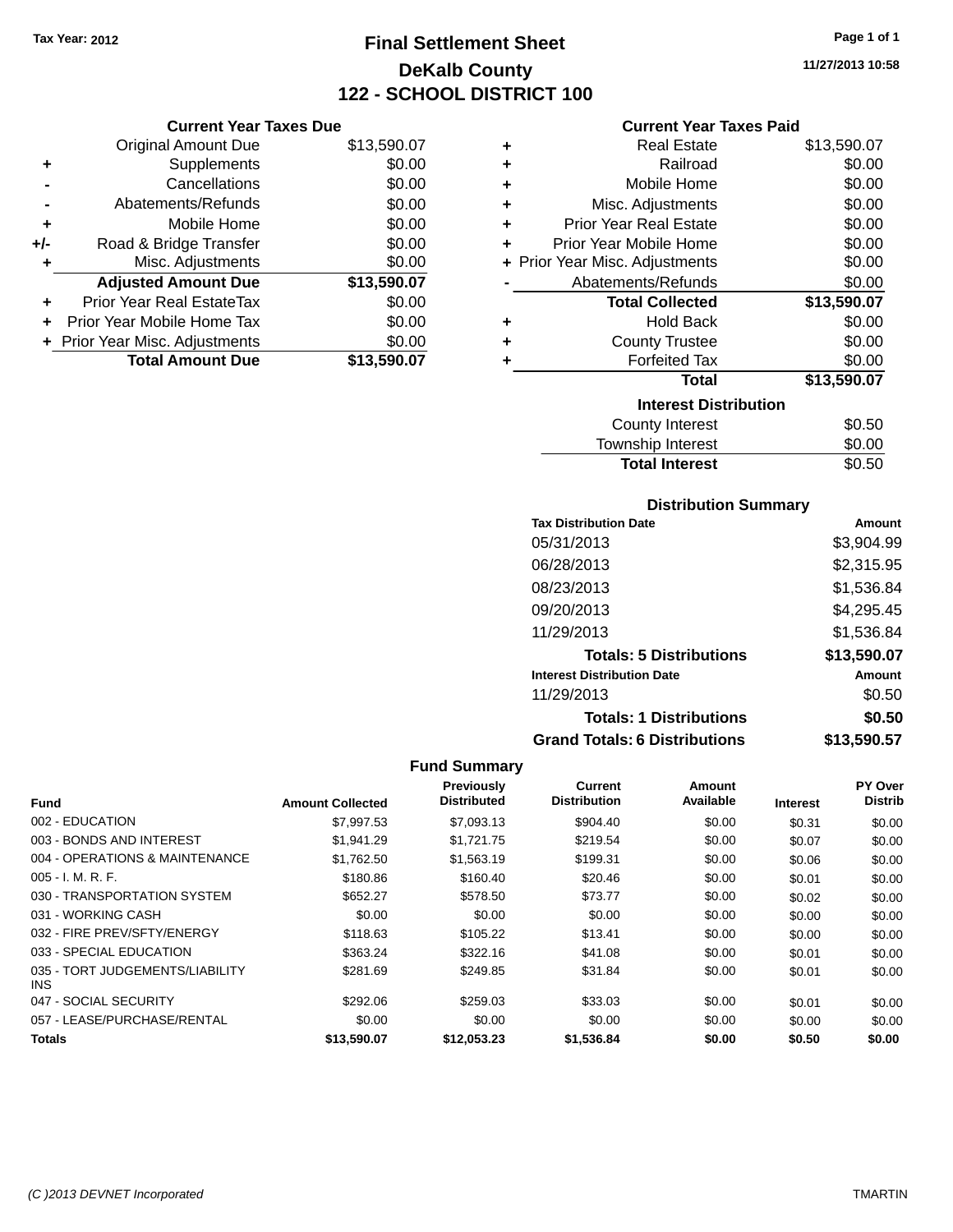Tax Year: 2012

# Final Settlement Sheet

## DeKalb County

## 122 - SCHOOL DISTRICT 100

11/27/2013 10:58

### Current Year Taxes Due

| | | |
|---|---|---|
| | Original Amount Due | $13,590.07 |
| + | Supplements | $0.00 |
| - | Cancellations | $0.00 |
| - | Abatements/Refunds | $0.00 |
| + | Mobile Home | $0.00 |
| +/- | Road & Bridge Transfer | $0.00 |
| + | Misc. Adjustments | $0.00 |
| | **Adjusted Amount Due** | **$13,590.07** |
| + | Prior Year Real EstateTax | $0.00 |
| + | Prior Year Mobile Home Tax | $0.00 |
| + | Prior Year Misc. Adjustments | $0.00 |
| | **Total Amount Due** | **$13,590.07** |

### Current Year Taxes Paid

| | | |
|---|---|---|
| + | Real Estate | $13,590.07 |
| + | Railroad | $0.00 |
| + | Mobile Home | $0.00 |
| + | Misc. Adjustments | $0.00 |
| + | Prior Year Real Estate | $0.00 |
| + | Prior Year Mobile Home | $0.00 |
| + | Prior Year Misc. Adjustments | $0.00 |
| - | Abatements/Refunds | $0.00 |
| | **Total Collected** | **$13,590.07** |
| + | Hold Back | $0.00 |
| + | County Trustee | $0.00 |
| + | Forfeited Tax | $0.00 |
| | **Total** | **$13,590.07** |

### Interest Distribution

| | |
|---|---|
| County Interest | $0.50 |
| Township Interest | $0.00 |
| **Total Interest** | $0.50 |

### Distribution Summary

| Tax Distribution Date | Amount |
|---|---|
| 05/31/2013 | $3,904.99 |
| 06/28/2013 | $2,315.95 |
| 08/23/2013 | $1,536.84 |
| 09/20/2013 | $4,295.45 |
| 11/29/2013 | $1,536.84 |
| **Totals: 5 Distributions** | **$13,590.07** |

| Interest Distribution Date | Amount |
|---|---|
| 11/29/2013 | $0.50 |
| **Totals: 1 Distributions** | **$0.50** |
| **Grand Totals: 6 Distributions** | **$13,590.57** |

### Fund Summary

| Fund | Amount Collected | Previously Distributed | Current Distribution | Amount Available | Interest | PY Over Distrib |
|---|---|---|---|---|---|---|
| 002 - EDUCATION | $7,997.53 | $7,093.13 | $904.40 | $0.00 | $0.31 | $0.00 |
| 003 - BONDS AND INTEREST | $1,941.29 | $1,721.75 | $219.54 | $0.00 | $0.07 | $0.00 |
| 004 - OPERATIONS & MAINTENANCE | $1,762.50 | $1,563.19 | $199.31 | $0.00 | $0.06 | $0.00 |
| 005 - I. M. R. F. | $180.86 | $160.40 | $20.46 | $0.00 | $0.01 | $0.00 |
| 030 - TRANSPORTATION SYSTEM | $652.27 | $578.50 | $73.77 | $0.00 | $0.02 | $0.00 |
| 031 - WORKING CASH | $0.00 | $0.00 | $0.00 | $0.00 | $0.00 | $0.00 |
| 032 - FIRE PREV/SFTY/ENERGY | $118.63 | $105.22 | $13.41 | $0.00 | $0.00 | $0.00 |
| 033 - SPECIAL EDUCATION | $363.24 | $322.16 | $41.08 | $0.00 | $0.01 | $0.00 |
| 035 - TORT JUDGEMENTS/LIABILITY INS | $281.69 | $249.85 | $31.84 | $0.00 | $0.01 | $0.00 |
| 047 - SOCIAL SECURITY | $292.06 | $259.03 | $33.03 | $0.00 | $0.01 | $0.00 |
| 057 - LEASE/PURCHASE/RENTAL | $0.00 | $0.00 | $0.00 | $0.00 | $0.00 | $0.00 |
| **Totals** | **$13,590.07** | **$12,053.23** | **$1,536.84** | **$0.00** | **$0.50** | **$0.00** |

(C )2013 DEVNET Incorporated TMARTIN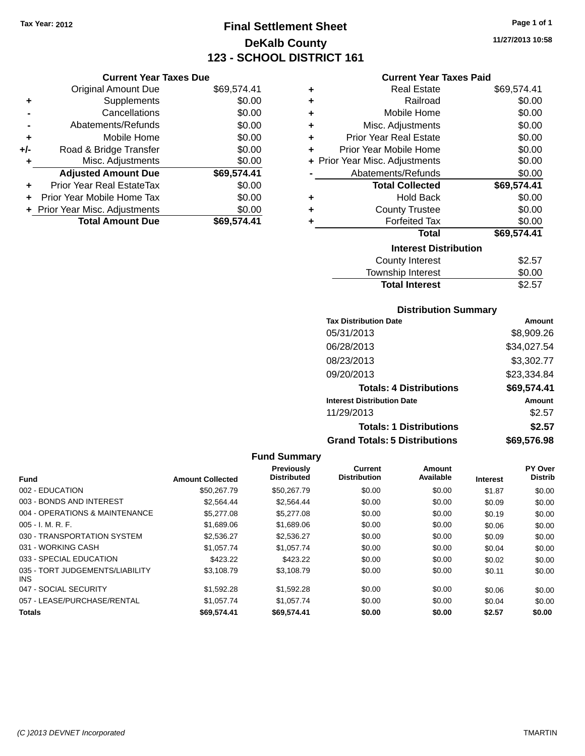Tax Year: 2012

# Final Settlement Sheet

## DeKalb County

## 123 - SCHOOL DISTRICT 161

11/27/2013 10:58

### Current Year Taxes Due

| | | |
|---|---|---|
| | Original Amount Due | $69,574.41 |
| + | Supplements | $0.00 |
| - | Cancellations | $0.00 |
| - | Abatements/Refunds | $0.00 |
| + | Mobile Home | $0.00 |
| +/- | Road & Bridge Transfer | $0.00 |
| + | Misc. Adjustments | $0.00 |
| | **Adjusted Amount Due** | **$69,574.41** |
| + | Prior Year Real EstateTax | $0.00 |
| + | Prior Year Mobile Home Tax | $0.00 |
| + | Prior Year Misc. Adjustments | $0.00 |
| | **Total Amount Due** | **$69,574.41** |

### Current Year Taxes Paid

| | | |
|---|---|---|
| + | Real Estate | $69,574.41 |
| + | Railroad | $0.00 |
| + | Mobile Home | $0.00 |
| + | Misc. Adjustments | $0.00 |
| + | Prior Year Real Estate | $0.00 |
| + | Prior Year Mobile Home | $0.00 |
| + | Prior Year Misc. Adjustments | $0.00 |
| - | Abatements/Refunds | $0.00 |
| | **Total Collected** | **$69,574.41** |
| + | Hold Back | $0.00 |
| + | County Trustee | $0.00 |
| + | Forfeited Tax | $0.00 |
| | **Total** | **$69,574.41** |

### Interest Distribution

| | |
|---|---|
| County Interest | $2.57 |
| Township Interest | $0.00 |
| **Total Interest** | $2.57 |

### Distribution Summary

| Tax Distribution Date | Amount |
|---|---|
| 05/31/2013 | $8,909.26 |
| 06/28/2013 | $34,027.54 |
| 08/23/2013 | $3,302.77 |
| 09/20/2013 | $23,334.84 |
| **Totals: 4 Distributions** | **$69,574.41** |
| **Interest Distribution Date** | **Amount** |
| 11/29/2013 | $2.57 |
| **Totals: 1 Distributions** | **$2.57** |
| **Grand Totals: 5 Distributions** | **$69,576.98** |

### Fund Summary

| Fund | Amount Collected | Previously Distributed | Current Distribution | Amount Available | Interest | PY Over Distrib |
|---|---|---|---|---|---|---|
| 002 - EDUCATION | $50,267.79 | $50,267.79 | $0.00 | $0.00 | $1.87 | $0.00 |
| 003 - BONDS AND INTEREST | $2,564.44 | $2,564.44 | $0.00 | $0.00 | $0.09 | $0.00 |
| 004 - OPERATIONS & MAINTENANCE | $5,277.08 | $5,277.08 | $0.00 | $0.00 | $0.19 | $0.00 |
| 005 - I. M. R. F. | $1,689.06 | $1,689.06 | $0.00 | $0.00 | $0.06 | $0.00 |
| 030 - TRANSPORTATION SYSTEM | $2,536.27 | $2,536.27 | $0.00 | $0.00 | $0.09 | $0.00 |
| 031 - WORKING CASH | $1,057.74 | $1,057.74 | $0.00 | $0.00 | $0.04 | $0.00 |
| 033 - SPECIAL EDUCATION | $423.22 | $423.22 | $0.00 | $0.00 | $0.02 | $0.00 |
| 035 - TORT JUDGEMENTS/LIABILITY INS | $3,108.79 | $3,108.79 | $0.00 | $0.00 | $0.11 | $0.00 |
| 047 - SOCIAL SECURITY | $1,592.28 | $1,592.28 | $0.00 | $0.00 | $0.06 | $0.00 |
| 057 - LEASE/PURCHASE/RENTAL | $1,057.74 | $1,057.74 | $0.00 | $0.00 | $0.04 | $0.00 |
| **Totals** | **$69,574.41** | **$69,574.41** | **$0.00** | **$0.00** | **$2.57** | **$0.00** |

(C )2013 DEVNET Incorporated — TMARTIN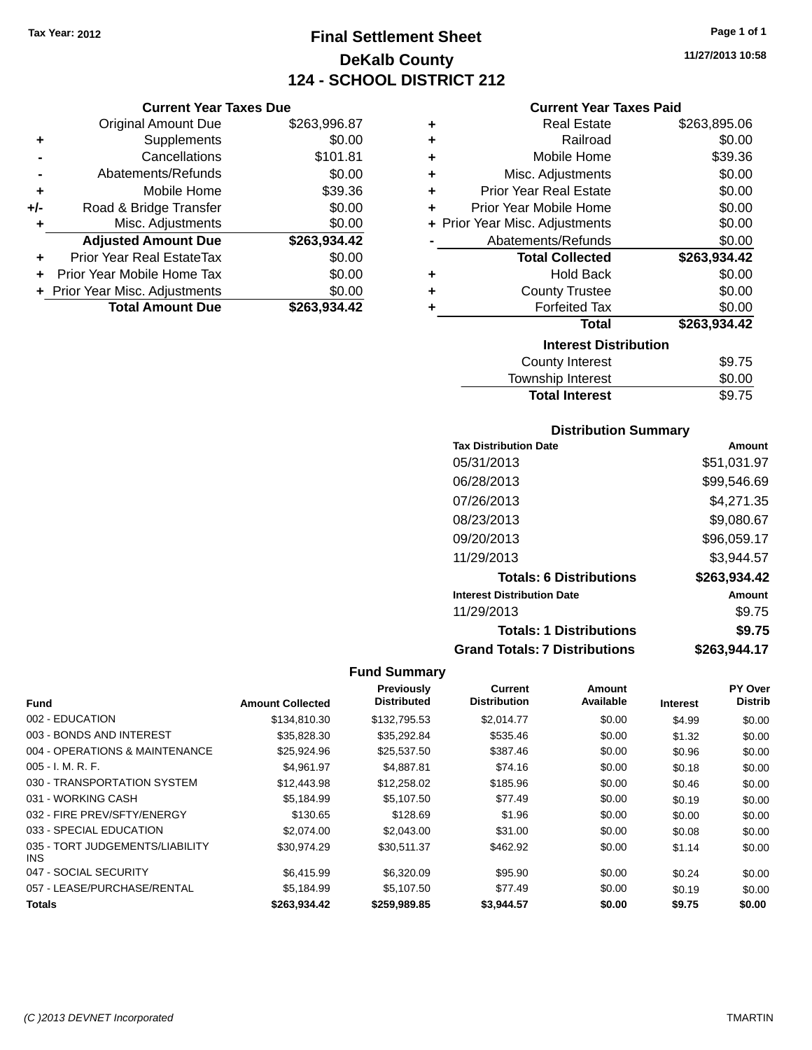Tax Year: 2012

# Final Settlement Sheet

## DeKalb County

## 124 - SCHOOL DISTRICT 212

11/27/2013 10:58

### Current Year Taxes Due

| | | |
|---|---|---|
| | Original Amount Due | $263,996.87 |
| + | Supplements | $0.00 |
| - | Cancellations | $101.81 |
| - | Abatements/Refunds | $0.00 |
| + | Mobile Home | $39.36 |
| +/- | Road & Bridge Transfer | $0.00 |
| + | Misc. Adjustments | $0.00 |
| | **Adjusted Amount Due** | **$263,934.42** |
| + | Prior Year Real EstateTax | $0.00 |
| + | Prior Year Mobile Home Tax | $0.00 |
| + | Prior Year Misc. Adjustments | $0.00 |
| | **Total Amount Due** | **$263,934.42** |

### Current Year Taxes Paid

| | | |
|---|---|---|
| + | Real Estate | $263,895.06 |
| + | Railroad | $0.00 |
| + | Mobile Home | $39.36 |
| + | Misc. Adjustments | $0.00 |
| + | Prior Year Real Estate | $0.00 |
| + | Prior Year Mobile Home | $0.00 |
| + | Prior Year Misc. Adjustments | $0.00 |
| - | Abatements/Refunds | $0.00 |
| | **Total Collected** | **$263,934.42** |
| + | Hold Back | $0.00 |
| + | County Trustee | $0.00 |
| + | Forfeited Tax | $0.00 |
| | **Total** | **$263,934.42** |

### Interest Distribution

| | |
|---|---|
| County Interest | $9.75 |
| Township Interest | $0.00 |
| **Total Interest** | $9.75 |

### Distribution Summary

| Tax Distribution Date | Amount |
|---|---|
| 05/31/2013 | $51,031.97 |
| 06/28/2013 | $99,546.69 |
| 07/26/2013 | $4,271.35 |
| 08/23/2013 | $9,080.67 |
| 09/20/2013 | $96,059.17 |
| 11/29/2013 | $3,944.57 |
| **Totals: 6 Distributions** | **$263,934.42** |
| **Interest Distribution Date** | **Amount** |
| 11/29/2013 | $9.75 |
| **Totals: 1 Distributions** | **$9.75** |
| **Grand Totals: 7 Distributions** | **$263,944.17** |

### Fund Summary

| Fund | Amount Collected | Previously Distributed | Current Distribution | Amount Available | Interest | PY Over Distrib |
|---|---|---|---|---|---|---|
| 002 - EDUCATION | $134,810.30 | $132,795.53 | $2,014.77 | $0.00 | $4.99 | $0.00 |
| 003 - BONDS AND INTEREST | $35,828.30 | $35,292.84 | $535.46 | $0.00 | $1.32 | $0.00 |
| 004 - OPERATIONS & MAINTENANCE | $25,924.96 | $25,537.50 | $387.46 | $0.00 | $0.96 | $0.00 |
| 005 - I. M. R. F. | $4,961.97 | $4,887.81 | $74.16 | $0.00 | $0.18 | $0.00 |
| 030 - TRANSPORTATION SYSTEM | $12,443.98 | $12,258.02 | $185.96 | $0.00 | $0.46 | $0.00 |
| 031 - WORKING CASH | $5,184.99 | $5,107.50 | $77.49 | $0.00 | $0.19 | $0.00 |
| 032 - FIRE PREV/SFTY/ENERGY | $130.65 | $128.69 | $1.96 | $0.00 | $0.00 | $0.00 |
| 033 - SPECIAL EDUCATION | $2,074.00 | $2,043.00 | $31.00 | $0.00 | $0.08 | $0.00 |
| 035 - TORT JUDGEMENTS/LIABILITY INS | $30,974.29 | $30,511.37 | $462.92 | $0.00 | $1.14 | $0.00 |
| 047 - SOCIAL SECURITY | $6,415.99 | $6,320.09 | $95.90 | $0.00 | $0.24 | $0.00 |
| 057 - LEASE/PURCHASE/RENTAL | $5,184.99 | $5,107.50 | $77.49 | $0.00 | $0.19 | $0.00 |
| **Totals** | **$263,934.42** | **$259,989.85** | **$3,944.57** | **$0.00** | **$9.75** | **$0.00** |

(C )2013 DEVNET Incorporated — TMARTIN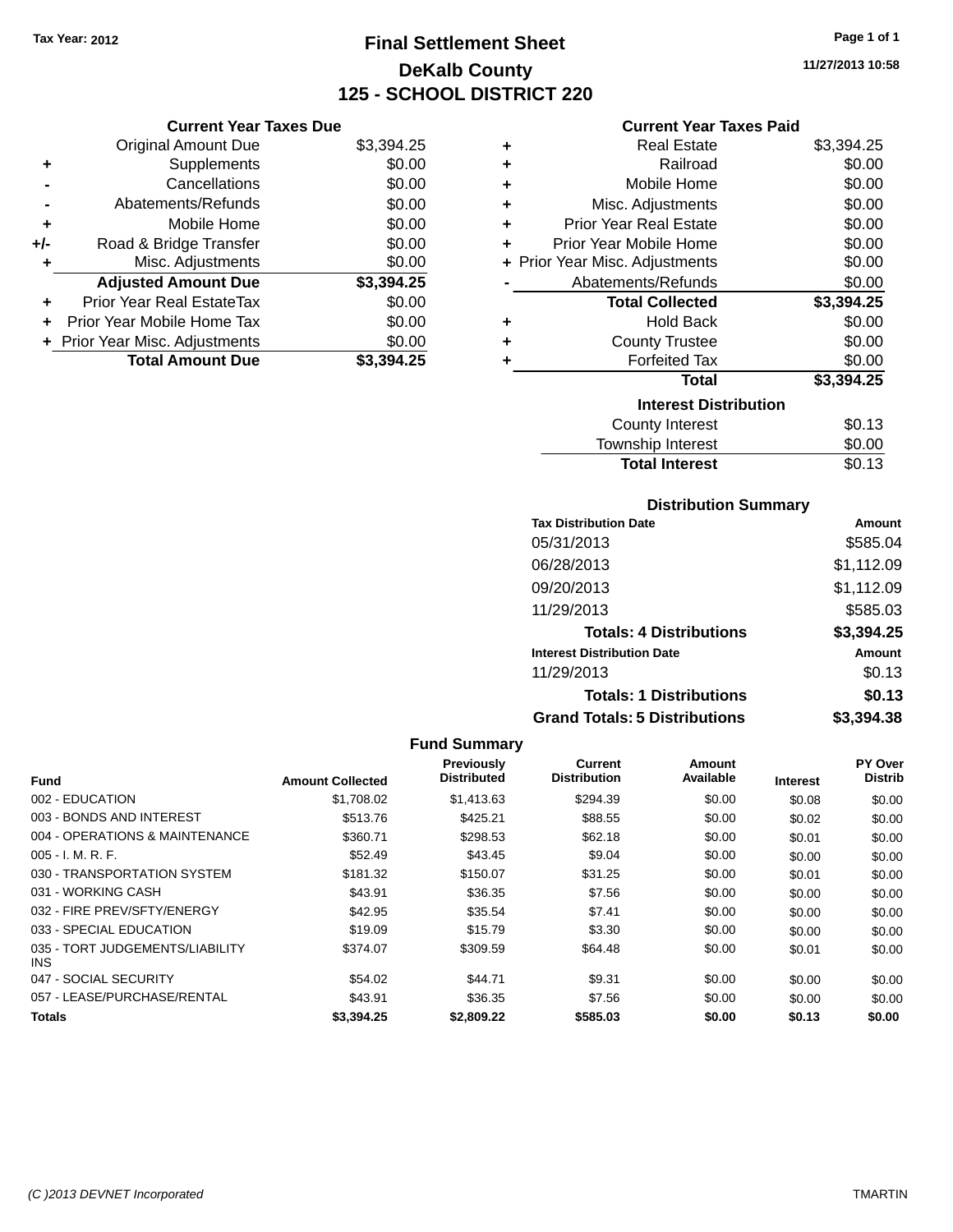Tax Year: 2012

# Final Settlement Sheet

## DeKalb County

## 125 - SCHOOL DISTRICT 220

11/27/2013 10:58

### Current Year Taxes Due

| | | |
|---|---|---|
| | Original Amount Due | $3,394.25 |
| + | Supplements | $0.00 |
| - | Cancellations | $0.00 |
| - | Abatements/Refunds | $0.00 |
| + | Mobile Home | $0.00 |
| +/- | Road & Bridge Transfer | $0.00 |
| + | Misc. Adjustments | $0.00 |
| | **Adjusted Amount Due** | **$3,394.25** |
| + | Prior Year Real EstateTax | $0.00 |
| + | Prior Year Mobile Home Tax | $0.00 |
| + | Prior Year Misc. Adjustments | $0.00 |
| | **Total Amount Due** | **$3,394.25** |

### Current Year Taxes Paid

| | | |
|---|---|---|
| + | Real Estate | $3,394.25 |
| + | Railroad | $0.00 |
| + | Mobile Home | $0.00 |
| + | Misc. Adjustments | $0.00 |
| + | Prior Year Real Estate | $0.00 |
| + | Prior Year Mobile Home | $0.00 |
| + | Prior Year Misc. Adjustments | $0.00 |
| - | Abatements/Refunds | $0.00 |
| | **Total Collected** | **$3,394.25** |
| + | Hold Back | $0.00 |
| + | County Trustee | $0.00 |
| + | Forfeited Tax | $0.00 |
| | **Total** | **$3,394.25** |

### Interest Distribution

| | |
|---|---|
| County Interest | $0.13 |
| Township Interest | $0.00 |
| **Total Interest** | $0.13 |

### Distribution Summary

| Tax Distribution Date | Amount |
|---|---|
| 05/31/2013 | $585.04 |
| 06/28/2013 | $1,112.09 |
| 09/20/2013 | $1,112.09 |
| 11/29/2013 | $585.03 |
| **Totals: 4 Distributions** | **$3,394.25** |
| **Interest Distribution Date** | **Amount** |
| 11/29/2013 | $0.13 |
| **Totals: 1 Distributions** | **$0.13** |
| **Grand Totals: 5 Distributions** | **$3,394.38** |

### Fund Summary

| Fund | Amount Collected | Previously Distributed | Current Distribution | Amount Available | Interest | PY Over Distrib |
|---|---|---|---|---|---|---|
| 002 - EDUCATION | $1,708.02 | $1,413.63 | $294.39 | $0.00 | $0.08 | $0.00 |
| 003 - BONDS AND INTEREST | $513.76 | $425.21 | $88.55 | $0.00 | $0.02 | $0.00 |
| 004 - OPERATIONS & MAINTENANCE | $360.71 | $298.53 | $62.18 | $0.00 | $0.01 | $0.00 |
| 005 - I. M. R. F. | $52.49 | $43.45 | $9.04 | $0.00 | $0.00 | $0.00 |
| 030 - TRANSPORTATION SYSTEM | $181.32 | $150.07 | $31.25 | $0.00 | $0.01 | $0.00 |
| 031 - WORKING CASH | $43.91 | $36.35 | $7.56 | $0.00 | $0.00 | $0.00 |
| 032 - FIRE PREV/SFTY/ENERGY | $42.95 | $35.54 | $7.41 | $0.00 | $0.00 | $0.00 |
| 033 - SPECIAL EDUCATION | $19.09 | $15.79 | $3.30 | $0.00 | $0.00 | $0.00 |
| 035 - TORT JUDGEMENTS/LIABILITY INS | $374.07 | $309.59 | $64.48 | $0.00 | $0.01 | $0.00 |
| 047 - SOCIAL SECURITY | $54.02 | $44.71 | $9.31 | $0.00 | $0.00 | $0.00 |
| 057 - LEASE/PURCHASE/RENTAL | $43.91 | $36.35 | $7.56 | $0.00 | $0.00 | $0.00 |
| **Totals** | **$3,394.25** | **$2,809.22** | **$585.03** | **$0.00** | **$0.13** | **$0.00** |

(C )2013 DEVNET Incorporated TMARTIN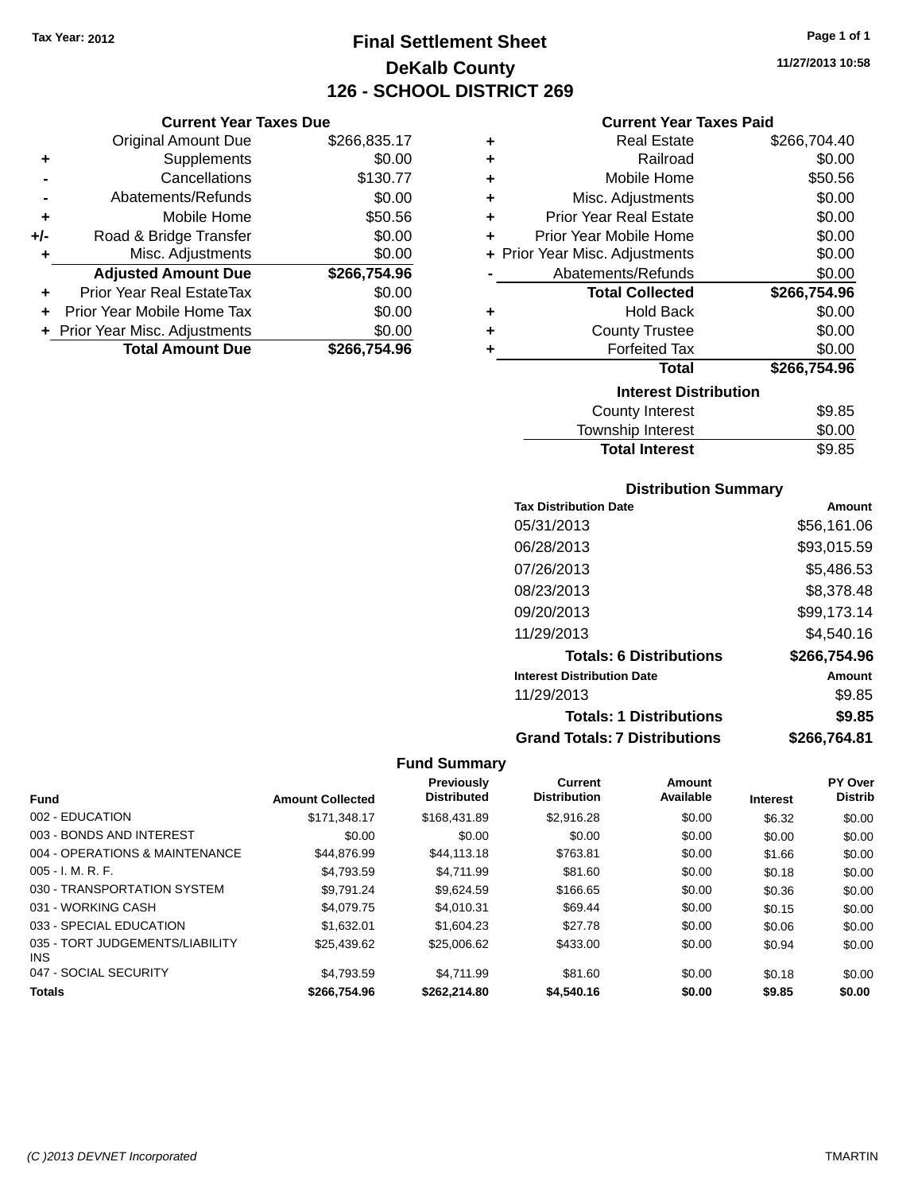Tax Year: 2012

# Final Settlement Sheet
## DeKalb County
## 126 - SCHOOL DISTRICT 269

11/27/2013 10:58

### Current Year Taxes Due

| | | |
|---|---|---|
| | Original Amount Due | $266,835.17 |
| + | Supplements | $0.00 |
| - | Cancellations | $130.77 |
| - | Abatements/Refunds | $0.00 |
| + | Mobile Home | $50.56 |
| +/- | Road & Bridge Transfer | $0.00 |
| + | Misc. Adjustments | $0.00 |
| | **Adjusted Amount Due** | **$266,754.96** |
| + | Prior Year Real EstateTax | $0.00 |
| + | Prior Year Mobile Home Tax | $0.00 |
| + | Prior Year Misc. Adjustments | $0.00 |
| | **Total Amount Due** | **$266,754.96** |

### Current Year Taxes Paid

| | | |
|---|---|---|
| + | Real Estate | $266,704.40 |
| + | Railroad | $0.00 |
| + | Mobile Home | $50.56 |
| + | Misc. Adjustments | $0.00 |
| + | Prior Year Real Estate | $0.00 |
| + | Prior Year Mobile Home | $0.00 |
| + | Prior Year Misc. Adjustments | $0.00 |
| - | Abatements/Refunds | $0.00 |
| | **Total Collected** | **$266,754.96** |
| + | Hold Back | $0.00 |
| + | County Trustee | $0.00 |
| + | Forfeited Tax | $0.00 |
| | **Total** | **$266,754.96** |

### Interest Distribution

| | |
|---|---|
| County Interest | $9.85 |
| Township Interest | $0.00 |
| **Total Interest** | $9.85 |

### Distribution Summary

| Tax Distribution Date | Amount |
|---|---|
| 05/31/2013 | $56,161.06 |
| 06/28/2013 | $93,015.59 |
| 07/26/2013 | $5,486.53 |
| 08/23/2013 | $8,378.48 |
| 09/20/2013 | $99,173.14 |
| 11/29/2013 | $4,540.16 |
| **Totals: 6 Distributions** | **$266,754.96** |
| **Interest Distribution Date** | **Amount** |
| 11/29/2013 | $9.85 |
| **Totals: 1 Distributions** | **$9.85** |
| **Grand Totals: 7 Distributions** | **$266,764.81** |

### Fund Summary

| Fund | Amount Collected | Previously Distributed | Current Distribution | Amount Available | Interest | PY Over Distrib |
|---|---|---|---|---|---|---|
| 002 - EDUCATION | $171,348.17 | $168,431.89 | $2,916.28 | $0.00 | $6.32 | $0.00 |
| 003 - BONDS AND INTEREST | $0.00 | $0.00 | $0.00 | $0.00 | $0.00 | $0.00 |
| 004 - OPERATIONS & MAINTENANCE | $44,876.99 | $44,113.18 | $763.81 | $0.00 | $1.66 | $0.00 |
| 005 - I. M. R. F. | $4,793.59 | $4,711.99 | $81.60 | $0.00 | $0.18 | $0.00 |
| 030 - TRANSPORTATION SYSTEM | $9,791.24 | $9,624.59 | $166.65 | $0.00 | $0.36 | $0.00 |
| 031 - WORKING CASH | $4,079.75 | $4,010.31 | $69.44 | $0.00 | $0.15 | $0.00 |
| 033 - SPECIAL EDUCATION | $1,632.01 | $1,604.23 | $27.78 | $0.00 | $0.06 | $0.00 |
| 035 - TORT JUDGEMENTS/LIABILITY INS | $25,439.62 | $25,006.62 | $433.00 | $0.00 | $0.94 | $0.00 |
| 047 - SOCIAL SECURITY | $4,793.59 | $4,711.99 | $81.60 | $0.00 | $0.18 | $0.00 |
| **Totals** | **$266,754.96** | **$262,214.80** | **$4,540.16** | **$0.00** | **$9.85** | **$0.00** |

(C )2013 DEVNET Incorporated TMARTIN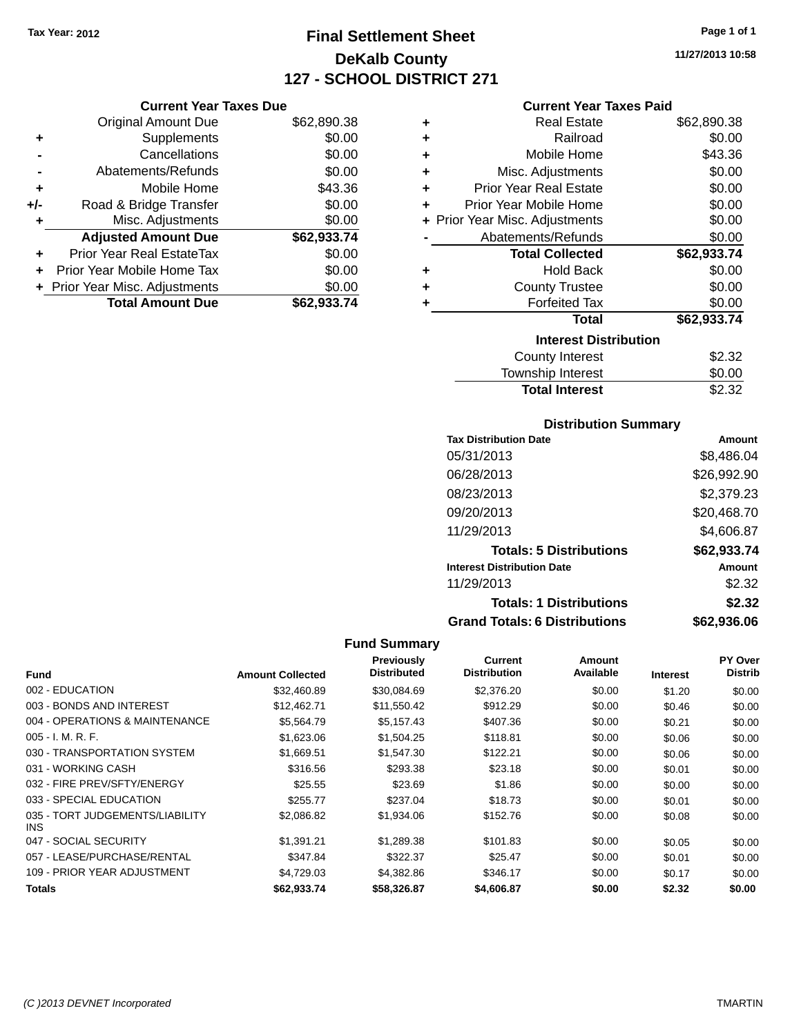Tax Year: 2012

# Final Settlement Sheet
## DeKalb County
## 127 - SCHOOL DISTRICT 271

11/27/2013 10:58

### Current Year Taxes Due

| | | |
|---|---|---|
| | Original Amount Due | $62,890.38 |
| + | Supplements | $0.00 |
| - | Cancellations | $0.00 |
| - | Abatements/Refunds | $0.00 |
| + | Mobile Home | $43.36 |
| +/- | Road & Bridge Transfer | $0.00 |
| + | Misc. Adjustments | $0.00 |
| | **Adjusted Amount Due** | **$62,933.74** |
| + | Prior Year Real EstateTax | $0.00 |
| + | Prior Year Mobile Home Tax | $0.00 |
| + | Prior Year Misc. Adjustments | $0.00 |
| | **Total Amount Due** | **$62,933.74** |

### Current Year Taxes Paid

| | | |
|---|---|---|
| + | Real Estate | $62,890.38 |
| + | Railroad | $0.00 |
| + | Mobile Home | $43.36 |
| + | Misc. Adjustments | $0.00 |
| + | Prior Year Real Estate | $0.00 |
| + | Prior Year Mobile Home | $0.00 |
| + | Prior Year Misc. Adjustments | $0.00 |
| - | Abatements/Refunds | $0.00 |
| | **Total Collected** | **$62,933.74** |
| + | Hold Back | $0.00 |
| + | County Trustee | $0.00 |
| + | Forfeited Tax | $0.00 |
| | **Total** | **$62,933.74** |

### Interest Distribution

| | |
|---|---|
| County Interest | $2.32 |
| Township Interest | $0.00 |
| **Total Interest** | $2.32 |

### Distribution Summary

| Tax Distribution Date | Amount |
|---|---|
| 05/31/2013 | $8,486.04 |
| 06/28/2013 | $26,992.90 |
| 08/23/2013 | $2,379.23 |
| 09/20/2013 | $20,468.70 |
| 11/29/2013 | $4,606.87 |
| **Totals: 5 Distributions** | **$62,933.74** |
| **Interest Distribution Date** | **Amount** |
| 11/29/2013 | $2.32 |
| **Totals: 1 Distributions** | **$2.32** |
| **Grand Totals: 6 Distributions** | **$62,936.06** |

### Fund Summary

| Fund | Amount Collected | Previously Distributed | Current Distribution | Amount Available | Interest | PY Over Distrib |
|---|---|---|---|---|---|---|
| 002 - EDUCATION | $32,460.89 | $30,084.69 | $2,376.20 | $0.00 | $1.20 | $0.00 |
| 003 - BONDS AND INTEREST | $12,462.71 | $11,550.42 | $912.29 | $0.00 | $0.46 | $0.00 |
| 004 - OPERATIONS & MAINTENANCE | $5,564.79 | $5,157.43 | $407.36 | $0.00 | $0.21 | $0.00 |
| 005 - I. M. R. F. | $1,623.06 | $1,504.25 | $118.81 | $0.00 | $0.06 | $0.00 |
| 030 - TRANSPORTATION SYSTEM | $1,669.51 | $1,547.30 | $122.21 | $0.00 | $0.06 | $0.00 |
| 031 - WORKING CASH | $316.56 | $293.38 | $23.18 | $0.00 | $0.01 | $0.00 |
| 032 - FIRE PREV/SFTY/ENERGY | $25.55 | $23.69 | $1.86 | $0.00 | $0.00 | $0.00 |
| 033 - SPECIAL EDUCATION | $255.77 | $237.04 | $18.73 | $0.00 | $0.01 | $0.00 |
| 035 - TORT JUDGEMENTS/LIABILITY INS | $2,086.82 | $1,934.06 | $152.76 | $0.00 | $0.08 | $0.00 |
| 047 - SOCIAL SECURITY | $1,391.21 | $1,289.38 | $101.83 | $0.00 | $0.05 | $0.00 |
| 057 - LEASE/PURCHASE/RENTAL | $347.84 | $322.37 | $25.47 | $0.00 | $0.01 | $0.00 |
| 109 - PRIOR YEAR ADJUSTMENT | $4,729.03 | $4,382.86 | $346.17 | $0.00 | $0.17 | $0.00 |
| **Totals** | **$62,933.74** | **$58,326.87** | **$4,606.87** | **$0.00** | **$2.32** | **$0.00** |

(C )2013 DEVNET Incorporated TMARTIN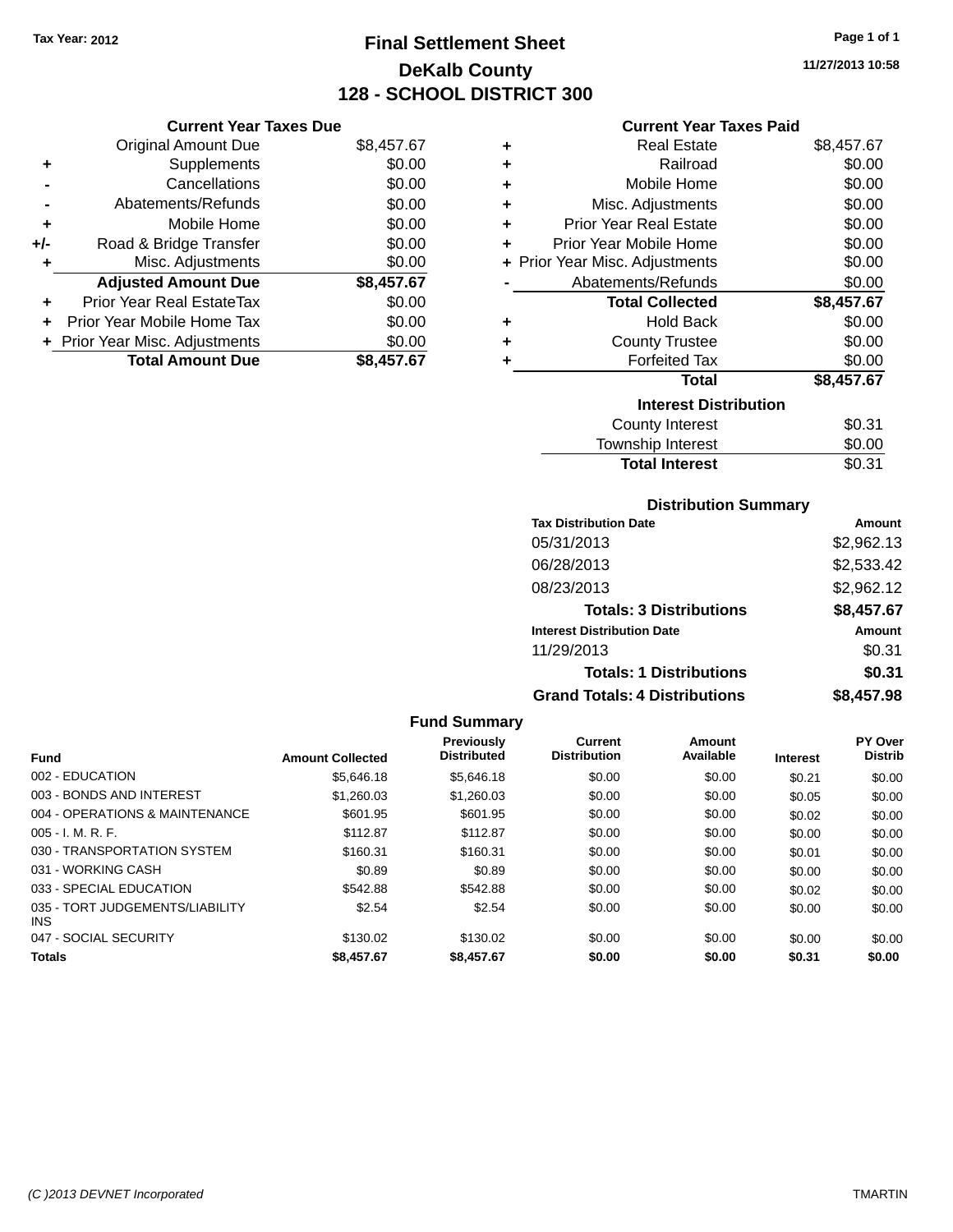Tax Year: 2012

# Final Settlement Sheet

## DeKalb County

## 128 - SCHOOL DISTRICT 300

11/27/2013 10:58

### Current Year Taxes Due

| | | |
|---|---|---|
| | Original Amount Due | $8,457.67 |
| + | Supplements | $0.00 |
| - | Cancellations | $0.00 |
| - | Abatements/Refunds | $0.00 |
| + | Mobile Home | $0.00 |
| +/- | Road & Bridge Transfer | $0.00 |
| + | Misc. Adjustments | $0.00 |
| | **Adjusted Amount Due** | **$8,457.67** |
| + | Prior Year Real EstateTax | $0.00 |
| + | Prior Year Mobile Home Tax | $0.00 |
| + | Prior Year Misc. Adjustments | $0.00 |
| | **Total Amount Due** | **$8,457.67** |

### Current Year Taxes Paid

| | | |
|---|---|---|
| + | Real Estate | $8,457.67 |
| + | Railroad | $0.00 |
| + | Mobile Home | $0.00 |
| + | Misc. Adjustments | $0.00 |
| + | Prior Year Real Estate | $0.00 |
| + | Prior Year Mobile Home | $0.00 |
| + | Prior Year Misc. Adjustments | $0.00 |
| - | Abatements/Refunds | $0.00 |
| | **Total Collected** | **$8,457.67** |
| + | Hold Back | $0.00 |
| + | County Trustee | $0.00 |
| + | Forfeited Tax | $0.00 |
| | **Total** | **$8,457.67** |

### Interest Distribution

| | |
|---|---|
| County Interest | $0.31 |
| Township Interest | $0.00 |
| **Total Interest** | $0.31 |

### Distribution Summary

| Tax Distribution Date | Amount |
|---|---|
| 05/31/2013 | $2,962.13 |
| 06/28/2013 | $2,533.42 |
| 08/23/2013 | $2,962.12 |
| **Totals: 3 Distributions** | **$8,457.67** |

| Interest Distribution Date | Amount |
|---|---|
| 11/29/2013 | $0.31 |
| **Totals: 1 Distributions** | **$0.31** |
| **Grand Totals: 4 Distributions** | **$8,457.98** |

### Fund Summary

| Fund | Amount Collected | Previously Distributed | Current Distribution | Amount Available | Interest | PY Over Distrib |
|---|---|---|---|---|---|---|
| 002 - EDUCATION | $5,646.18 | $5,646.18 | $0.00 | $0.00 | $0.21 | $0.00 |
| 003 - BONDS AND INTEREST | $1,260.03 | $1,260.03 | $0.00 | $0.00 | $0.05 | $0.00 |
| 004 - OPERATIONS & MAINTENANCE | $601.95 | $601.95 | $0.00 | $0.00 | $0.02 | $0.00 |
| 005 - I. M. R. F. | $112.87 | $112.87 | $0.00 | $0.00 | $0.00 | $0.00 |
| 030 - TRANSPORTATION SYSTEM | $160.31 | $160.31 | $0.00 | $0.00 | $0.01 | $0.00 |
| 031 - WORKING CASH | $0.89 | $0.89 | $0.00 | $0.00 | $0.00 | $0.00 |
| 033 - SPECIAL EDUCATION | $542.88 | $542.88 | $0.00 | $0.00 | $0.02 | $0.00 |
| 035 - TORT JUDGEMENTS/LIABILITY INS | $2.54 | $2.54 | $0.00 | $0.00 | $0.00 | $0.00 |
| 047 - SOCIAL SECURITY | $130.02 | $130.02 | $0.00 | $0.00 | $0.00 | $0.00 |
| **Totals** | **$8,457.67** | **$8,457.67** | **$0.00** | **$0.00** | **$0.31** | **$0.00** |

(C )2013 DEVNET Incorporated — TMARTIN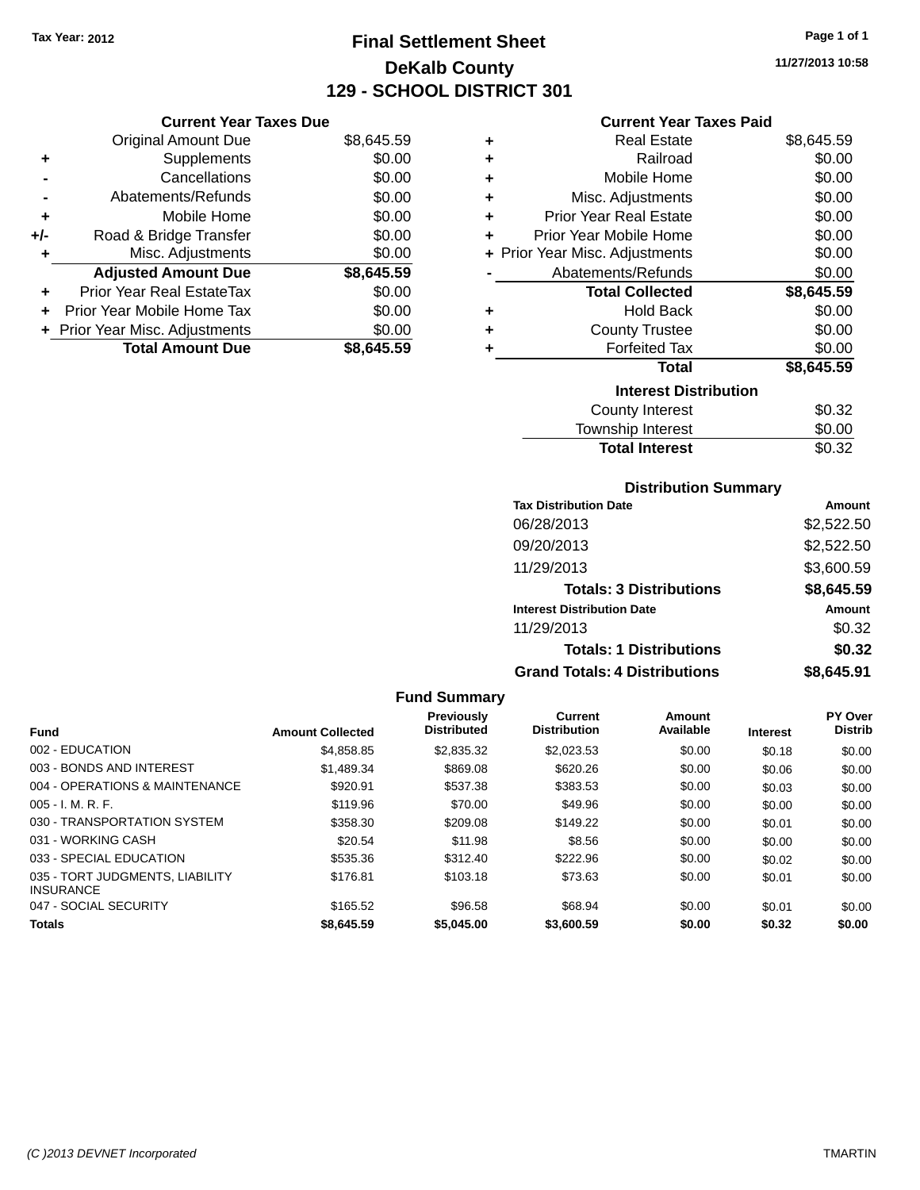Tax Year: 2012

# Final Settlement Sheet

## DeKalb County

## 129 - SCHOOL DISTRICT 301

11/27/2013 10:58

### Current Year Taxes Due

| | | |
|---|---|---|
| | Original Amount Due | $8,645.59 |
| + | Supplements | $0.00 |
| - | Cancellations | $0.00 |
| - | Abatements/Refunds | $0.00 |
| + | Mobile Home | $0.00 |
| +/- | Road & Bridge Transfer | $0.00 |
| + | Misc. Adjustments | $0.00 |
| | **Adjusted Amount Due** | **$8,645.59** |
| + | Prior Year Real EstateTax | $0.00 |
| + | Prior Year Mobile Home Tax | $0.00 |
| + | Prior Year Misc. Adjustments | $0.00 |
| | **Total Amount Due** | **$8,645.59** |

### Current Year Taxes Paid

| | | |
|---|---|---|
| + | Real Estate | $8,645.59 |
| + | Railroad | $0.00 |
| + | Mobile Home | $0.00 |
| + | Misc. Adjustments | $0.00 |
| + | Prior Year Real Estate | $0.00 |
| + | Prior Year Mobile Home | $0.00 |
| + | Prior Year Misc. Adjustments | $0.00 |
| - | Abatements/Refunds | $0.00 |
| | **Total Collected** | **$8,645.59** |
| + | Hold Back | $0.00 |
| + | County Trustee | $0.00 |
| + | Forfeited Tax | $0.00 |
| | **Total** | **$8,645.59** |

### Interest Distribution

| | |
|---|---|
| County Interest | $0.32 |
| Township Interest | $0.00 |
| **Total Interest** | $0.32 |

### Distribution Summary

| Tax Distribution Date | Amount |
|---|---|
| 06/28/2013 | $2,522.50 |
| 09/20/2013 | $2,522.50 |
| 11/29/2013 | $3,600.59 |
| **Totals: 3 Distributions** | **$8,645.59** |

| Interest Distribution Date | Amount |
|---|---|
| 11/29/2013 | $0.32 |
| **Totals: 1 Distributions** | **$0.32** |
| **Grand Totals: 4 Distributions** | **$8,645.91** |

### Fund Summary

| Fund | Amount Collected | Previously Distributed | Current Distribution | Amount Available | Interest | PY Over Distrib |
|---|---|---|---|---|---|---|
| 002 - EDUCATION | $4,858.85 | $2,835.32 | $2,023.53 | $0.00 | $0.18 | $0.00 |
| 003 - BONDS AND INTEREST | $1,489.34 | $869.08 | $620.26 | $0.00 | $0.06 | $0.00 |
| 004 - OPERATIONS & MAINTENANCE | $920.91 | $537.38 | $383.53 | $0.00 | $0.03 | $0.00 |
| 005 - I. M. R. F. | $119.96 | $70.00 | $49.96 | $0.00 | $0.00 | $0.00 |
| 030 - TRANSPORTATION SYSTEM | $358.30 | $209.08 | $149.22 | $0.00 | $0.01 | $0.00 |
| 031 - WORKING CASH | $20.54 | $11.98 | $8.56 | $0.00 | $0.00 | $0.00 |
| 033 - SPECIAL EDUCATION | $535.36 | $312.40 | $222.96 | $0.00 | $0.02 | $0.00 |
| 035 - TORT JUDGMENTS, LIABILITY INSURANCE | $176.81 | $103.18 | $73.63 | $0.00 | $0.01 | $0.00 |
| 047 - SOCIAL SECURITY | $165.52 | $96.58 | $68.94 | $0.00 | $0.01 | $0.00 |
| **Totals** | **$8,645.59** | **$5,045.00** | **$3,600.59** | **$0.00** | **$0.32** | **$0.00** |

(C )2013 DEVNET Incorporated TMARTIN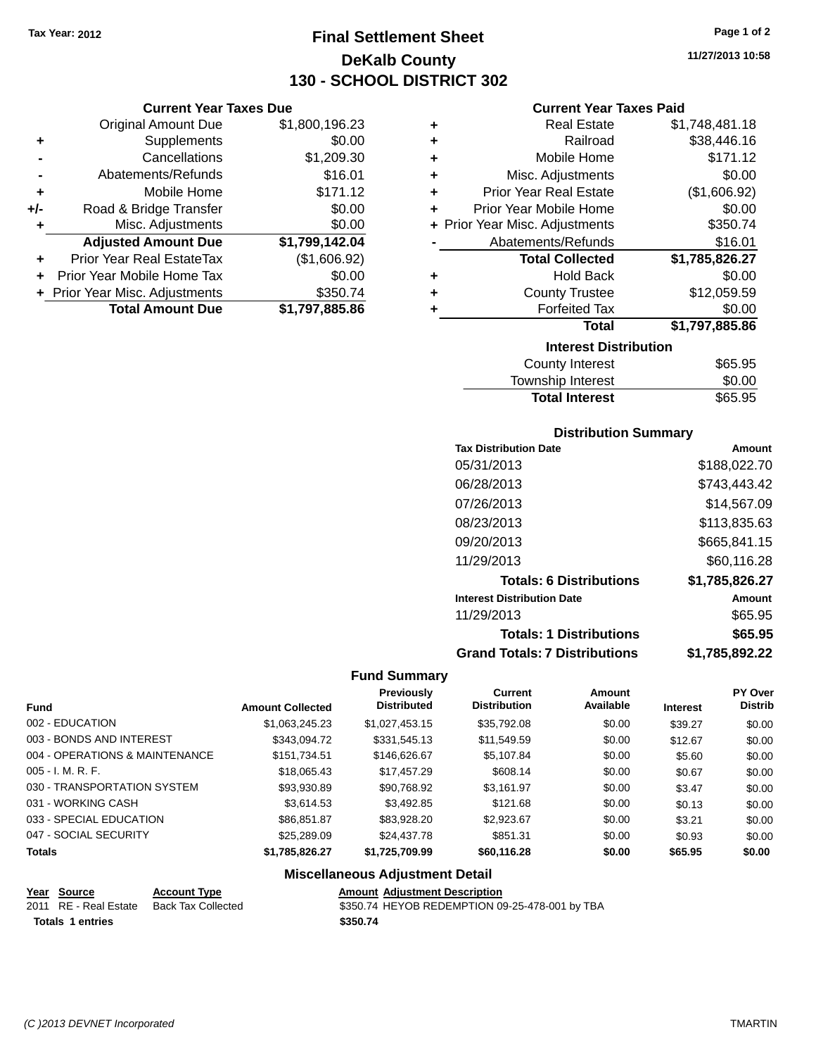Tax Year: 2012

# Final Settlement Sheet
## DeKalb County
## 130 - SCHOOL DISTRICT 302

11/27/2013 10:58

### Current Year Taxes Due

| | | |
|---|---|---|
| | Original Amount Due | $1,800,196.23 |
| + | Supplements | $0.00 |
| - | Cancellations | $1,209.30 |
| - | Abatements/Refunds | $16.01 |
| + | Mobile Home | $171.12 |
| +/- | Road & Bridge Transfer | $0.00 |
| + | Misc. Adjustments | $0.00 |
| | **Adjusted Amount Due** | **$1,799,142.04** |
| + | Prior Year Real EstateTax | ($1,606.92) |
| + | Prior Year Mobile Home Tax | $0.00 |
| + | Prior Year Misc. Adjustments | $350.74 |
| | **Total Amount Due** | **$1,797,885.86** |

### Current Year Taxes Paid

| | | |
|---|---|---|
| + | Real Estate | $1,748,481.18 |
| + | Railroad | $38,446.16 |
| + | Mobile Home | $171.12 |
| + | Misc. Adjustments | $0.00 |
| + | Prior Year Real Estate | ($1,606.92) |
| + | Prior Year Mobile Home | $0.00 |
| + | Prior Year Misc. Adjustments | $350.74 |
| - | Abatements/Refunds | $16.01 |
| | **Total Collected** | **$1,785,826.27** |
| + | Hold Back | $0.00 |
| + | County Trustee | $12,059.59 |
| + | Forfeited Tax | $0.00 |
| | **Total** | **$1,797,885.86** |

### Interest Distribution

| | |
|---|---|
| County Interest | $65.95 |
| Township Interest | $0.00 |
| **Total Interest** | $65.95 |

### Distribution Summary

| Tax Distribution Date | Amount |
|---|---|
| 05/31/2013 | $188,022.70 |
| 06/28/2013 | $743,443.42 |
| 07/26/2013 | $14,567.09 |
| 08/23/2013 | $113,835.63 |
| 09/20/2013 | $665,841.15 |
| 11/29/2013 | $60,116.28 |
| **Totals: 6 Distributions** | **$1,785,826.27** |
| **Interest Distribution Date** | **Amount** |
| 11/29/2013 | $65.95 |
| **Totals: 1 Distributions** | **$65.95** |
| **Grand Totals: 7 Distributions** | **$1,785,892.22** |

### Fund Summary

| Fund | Amount Collected | Previously Distributed | Current Distribution | Amount Available | Interest | PY Over Distrib |
|---|---|---|---|---|---|---|
| 002 - EDUCATION | $1,063,245.23 | $1,027,453.15 | $35,792.08 | $0.00 | $39.27 | $0.00 |
| 003 - BONDS AND INTEREST | $343,094.72 | $331,545.13 | $11,549.59 | $0.00 | $12.67 | $0.00 |
| 004 - OPERATIONS & MAINTENANCE | $151,734.51 | $146,626.67 | $5,107.84 | $0.00 | $5.60 | $0.00 |
| 005 - I. M. R. F. | $18,065.43 | $17,457.29 | $608.14 | $0.00 | $0.67 | $0.00 |
| 030 - TRANSPORTATION SYSTEM | $93,930.89 | $90,768.92 | $3,161.97 | $0.00 | $3.47 | $0.00 |
| 031 - WORKING CASH | $3,614.53 | $3,492.85 | $121.68 | $0.00 | $0.13 | $0.00 |
| 033 - SPECIAL EDUCATION | $86,851.87 | $83,928.20 | $2,923.67 | $0.00 | $3.21 | $0.00 |
| 047 - SOCIAL SECURITY | $25,289.09 | $24,437.78 | $851.31 | $0.00 | $0.93 | $0.00 |
| **Totals** | **$1,785,826.27** | **$1,725,709.99** | **$60,116.28** | **$0.00** | **$65.95** | **$0.00** |

### Miscellaneous Adjustment Detail

| Year | Source | Account Type | Amount | Adjustment Description |
|---|---|---|---|---|
| 2011 | RE - Real Estate | Back Tax Collected | $350.74 | HEYOB REDEMPTION 09-25-478-001 by TBA |
| **Totals** | **1 entries** | | **$350.74** | |

(C )2013 DEVNET Incorporated TMARTIN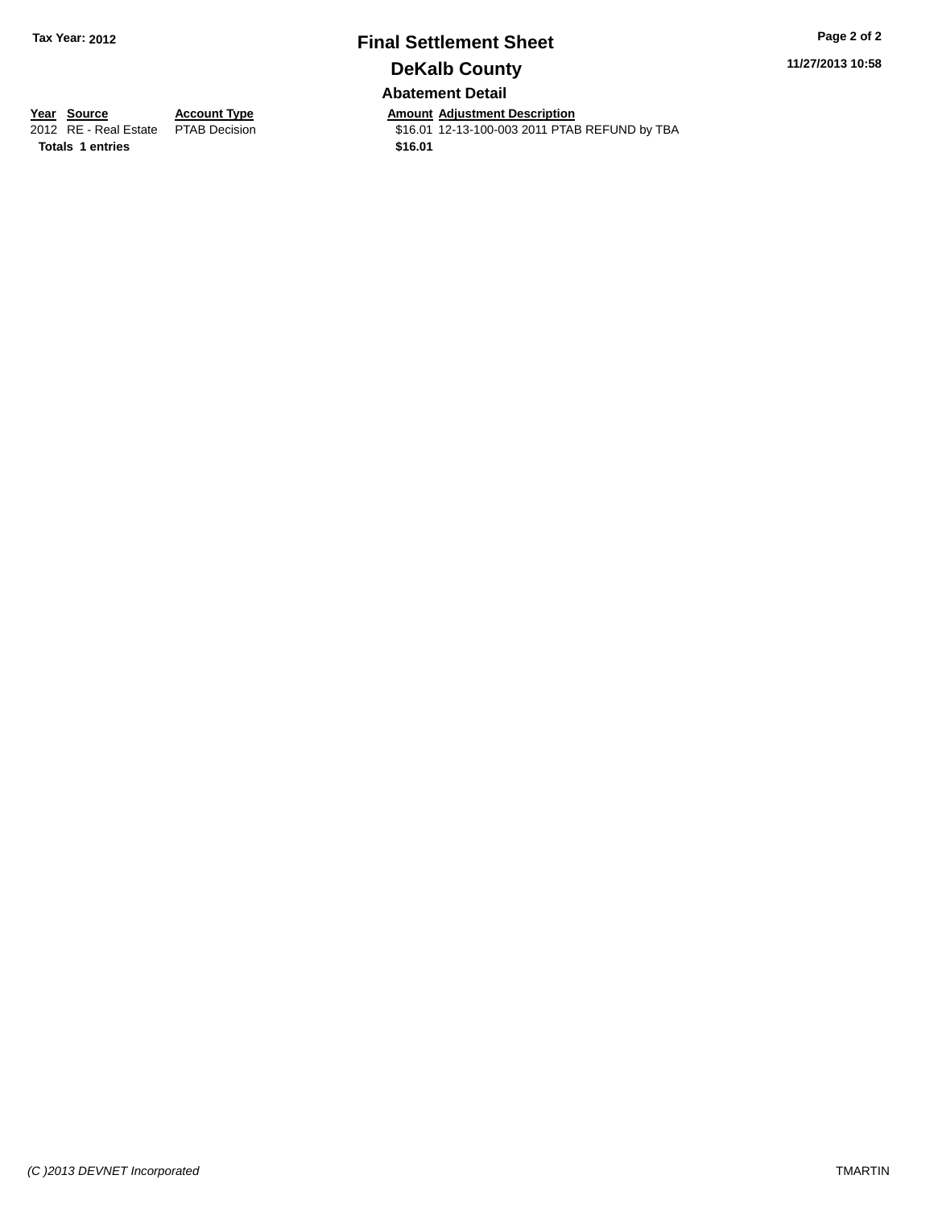**Tax Year: 2012**

# Final Settlement Sheet

## DeKalb County

### Abatement Detail

| Year | Source | Account Type | Amount | Adjustment Description |
|---|---|---|---|---|
| 2012 | RE - Real Estate | PTAB Decision | $16.01 | 12-13-100-003 2011 PTAB REFUND by TBA |
| **Totals** | **1 entries** | | **$16.01** | |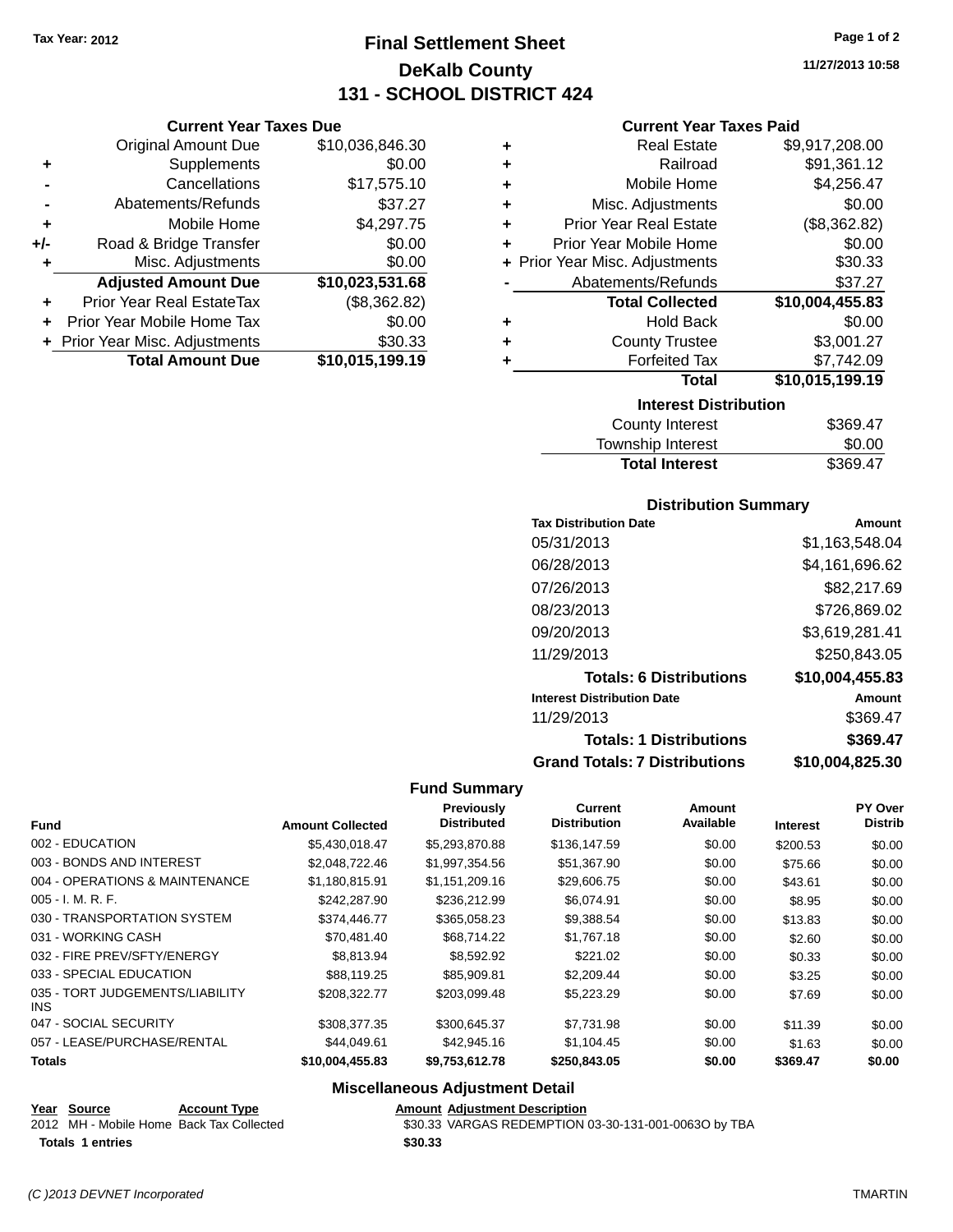Tax Year: 2012

# Final Settlement Sheet
## DeKalb County
## 131 - SCHOOL DISTRICT 424

11/27/2013 10:58

### Current Year Taxes Due

| | | |
|---|---|---|
| | Original Amount Due | $10,036,846.30 |
| + | Supplements | $0.00 |
| - | Cancellations | $17,575.10 |
| - | Abatements/Refunds | $37.27 |
| + | Mobile Home | $4,297.75 |
| +/- | Road & Bridge Transfer | $0.00 |
| + | Misc. Adjustments | $0.00 |
| | **Adjusted Amount Due** | **$10,023,531.68** |
| + | Prior Year Real EstateTax | ($8,362.82) |
| + | Prior Year Mobile Home Tax | $0.00 |
| + | Prior Year Misc. Adjustments | $30.33 |
| | **Total Amount Due** | **$10,015,199.19** |

### Current Year Taxes Paid

| | | |
|---|---|---|
| + | Real Estate | $9,917,208.00 |
| + | Railroad | $91,361.12 |
| + | Mobile Home | $4,256.47 |
| + | Misc. Adjustments | $0.00 |
| + | Prior Year Real Estate | ($8,362.82) |
| + | Prior Year Mobile Home | $0.00 |
| + | Prior Year Misc. Adjustments | $30.33 |
| - | Abatements/Refunds | $37.27 |
| | **Total Collected** | **$10,004,455.83** |
| + | Hold Back | $0.00 |
| + | County Trustee | $3,001.27 |
| + | Forfeited Tax | $7,742.09 |
| | **Total** | **$10,015,199.19** |

### Interest Distribution

| | |
|---|---|
| County Interest | $369.47 |
| Township Interest | $0.00 |
| **Total Interest** | $369.47 |

### Distribution Summary

| Tax Distribution Date | Amount |
|---|---|
| 05/31/2013 | $1,163,548.04 |
| 06/28/2013 | $4,161,696.62 |
| 07/26/2013 | $82,217.69 |
| 08/23/2013 | $726,869.02 |
| 09/20/2013 | $3,619,281.41 |
| 11/29/2013 | $250,843.05 |
| **Totals: 6 Distributions** | **$10,004,455.83** |
| **Interest Distribution Date** | **Amount** |
| 11/29/2013 | $369.47 |
| **Totals: 1 Distributions** | **$369.47** |
| **Grand Totals: 7 Distributions** | **$10,004,825.30** |

### Fund Summary

| Fund | Amount Collected | Previously Distributed | Current Distribution | Amount Available | Interest | PY Over Distrib |
|---|---|---|---|---|---|---|
| 002 - EDUCATION | $5,430,018.47 | $5,293,870.88 | $136,147.59 | $0.00 | $200.53 | $0.00 |
| 003 - BONDS AND INTEREST | $2,048,722.46 | $1,997,354.56 | $51,367.90 | $0.00 | $75.66 | $0.00 |
| 004 - OPERATIONS & MAINTENANCE | $1,180,815.91 | $1,151,209.16 | $29,606.75 | $0.00 | $43.61 | $0.00 |
| 005 - I. M. R. F. | $242,287.90 | $236,212.99 | $6,074.91 | $0.00 | $8.95 | $0.00 |
| 030 - TRANSPORTATION SYSTEM | $374,446.77 | $365,058.23 | $9,388.54 | $0.00 | $13.83 | $0.00 |
| 031 - WORKING CASH | $70,481.40 | $68,714.22 | $1,767.18 | $0.00 | $2.60 | $0.00 |
| 032 - FIRE PREV/SFTY/ENERGY | $8,813.94 | $8,592.92 | $221.02 | $0.00 | $0.33 | $0.00 |
| 033 - SPECIAL EDUCATION | $88,119.25 | $85,909.81 | $2,209.44 | $0.00 | $3.25 | $0.00 |
| 035 - TORT JUDGEMENTS/LIABILITY INS | $208,322.77 | $203,099.48 | $5,223.29 | $0.00 | $7.69 | $0.00 |
| 047 - SOCIAL SECURITY | $308,377.35 | $300,645.37 | $7,731.98 | $0.00 | $11.39 | $0.00 |
| 057 - LEASE/PURCHASE/RENTAL | $44,049.61 | $42,945.16 | $1,104.45 | $0.00 | $1.63 | $0.00 |
| **Totals** | **$10,004,455.83** | **$9,753,612.78** | **$250,843.05** | **$0.00** | **$369.47** | **$0.00** |

### Miscellaneous Adjustment Detail

| Year | Source | Account Type | Amount | Adjustment Description |
|---|---|---|---|---|
| 2012 | MH - Mobile Home | Back Tax Collected | $30.33 | VARGAS REDEMPTION 03-30-131-001-0063O by TBA |
| **Totals** | **1 entries** | | **$30.33** | |

(C )2013 DEVNET Incorporated  TMARTIN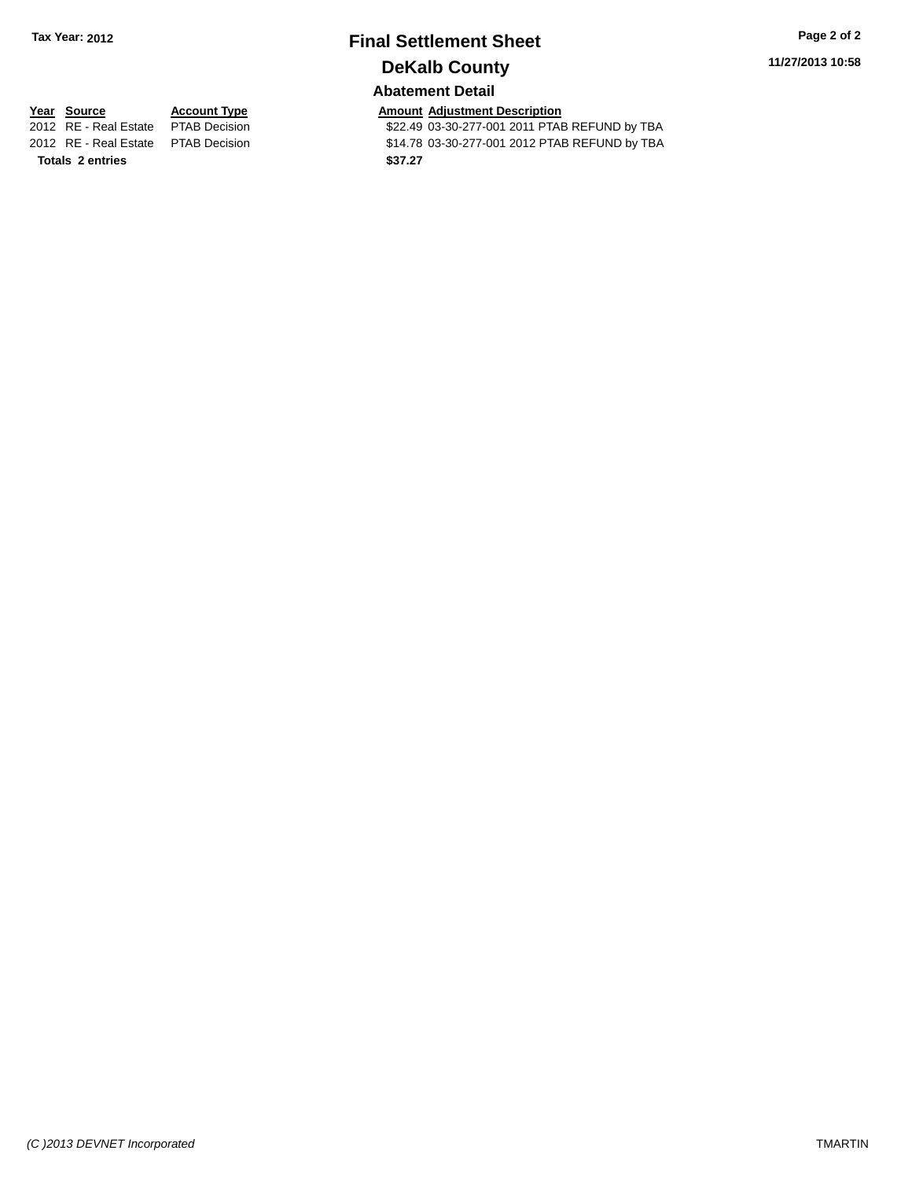Tax Year: 2012

# Final Settlement Sheet

## DeKalb County

11/27/2013 10:58

### Abatement Detail

| Year | Source | Account Type | Amount | Adjustment Description |
|---|---|---|---|---|
| 2012 | RE - Real Estate | PTAB Decision | $22.49 | 03-30-277-001 2011 PTAB REFUND by TBA |
| 2012 | RE - Real Estate | PTAB Decision | $14.78 | 03-30-277-001 2012 PTAB REFUND by TBA |
| **Totals** | **2 entries** | | **$37.27** | |

(C )2013 DEVNET Incorporated

TMARTIN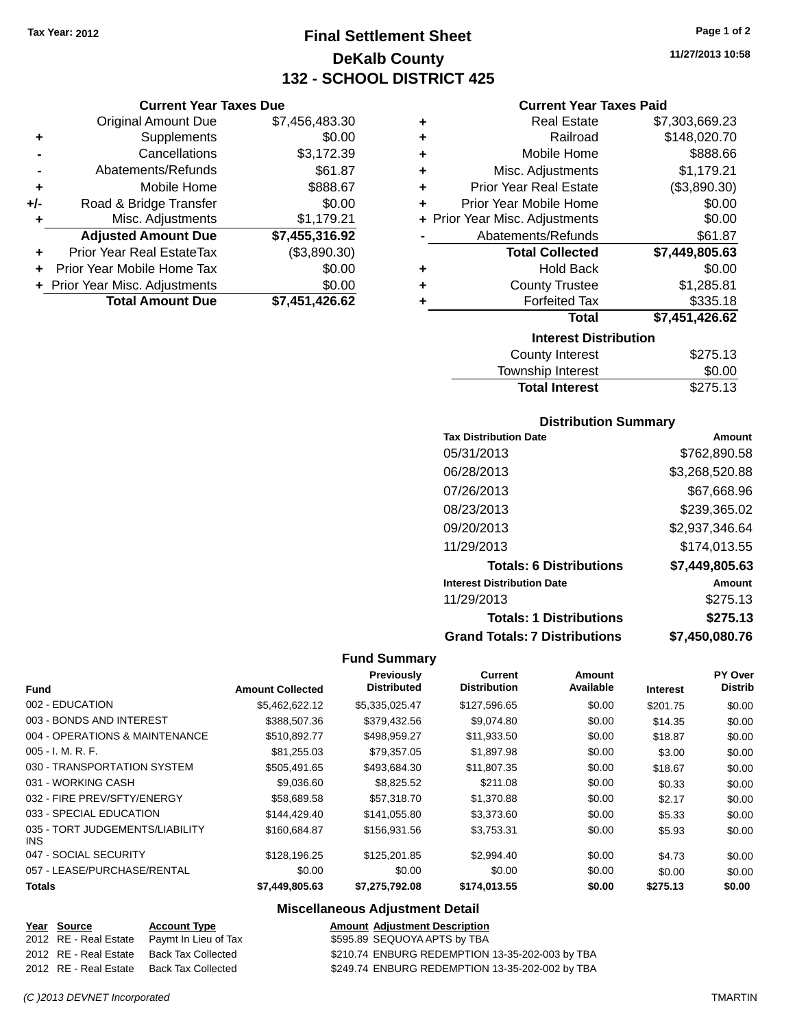Tax Year: 2012

# Final Settlement Sheet

## DeKalb County

## 132 - SCHOOL DISTRICT 425

11/27/2013 10:58

### Current Year Taxes Due

| | | |
|---|---|---|
| | Original Amount Due | $7,456,483.30 |
| + | Supplements | $0.00 |
| - | Cancellations | $3,172.39 |
| - | Abatements/Refunds | $61.87 |
| + | Mobile Home | $888.67 |
| +/- | Road & Bridge Transfer | $0.00 |
| + | Misc. Adjustments | $1,179.21 |
| | **Adjusted Amount Due** | **$7,455,316.92** |
| + | Prior Year Real EstateTax | ($3,890.30) |
| + | Prior Year Mobile Home Tax | $0.00 |
| + | Prior Year Misc. Adjustments | $0.00 |
| | **Total Amount Due** | **$7,451,426.62** |

### Current Year Taxes Paid

| | | |
|---|---|---|
| + | Real Estate | $7,303,669.23 |
| + | Railroad | $148,020.70 |
| + | Mobile Home | $888.66 |
| + | Misc. Adjustments | $1,179.21 |
| + | Prior Year Real Estate | ($3,890.30) |
| + | Prior Year Mobile Home | $0.00 |
| + | Prior Year Misc. Adjustments | $0.00 |
| - | Abatements/Refunds | $61.87 |
| | **Total Collected** | **$7,449,805.63** |
| + | Hold Back | $0.00 |
| + | County Trustee | $1,285.81 |
| + | Forfeited Tax | $335.18 |
| | **Total** | **$7,451,426.62** |

### Interest Distribution

| | |
|---|---|
| County Interest | $275.13 |
| Township Interest | $0.00 |
| **Total Interest** | $275.13 |

### Distribution Summary

| Tax Distribution Date | Amount |
|---|---|
| 05/31/2013 | $762,890.58 |
| 06/28/2013 | $3,268,520.88 |
| 07/26/2013 | $67,668.96 |
| 08/23/2013 | $239,365.02 |
| 09/20/2013 | $2,937,346.64 |
| 11/29/2013 | $174,013.55 |
| **Totals: 6 Distributions** | **$7,449,805.63** |
| **Interest Distribution Date** | **Amount** |
| 11/29/2013 | $275.13 |
| **Totals: 1 Distributions** | **$275.13** |
| **Grand Totals: 7 Distributions** | **$7,450,080.76** |

### Fund Summary

| Fund | Amount Collected | Previously Distributed | Current Distribution | Amount Available | Interest | PY Over Distrib |
|---|---|---|---|---|---|---|
| 002 - EDUCATION | $5,462,622.12 | $5,335,025.47 | $127,596.65 | $0.00 | $201.75 | $0.00 |
| 003 - BONDS AND INTEREST | $388,507.36 | $379,432.56 | $9,074.80 | $0.00 | $14.35 | $0.00 |
| 004 - OPERATIONS & MAINTENANCE | $510,892.77 | $498,959.27 | $11,933.50 | $0.00 | $18.87 | $0.00 |
| 005 - I. M. R. F. | $81,255.03 | $79,357.05 | $1,897.98 | $0.00 | $3.00 | $0.00 |
| 030 - TRANSPORTATION SYSTEM | $505,491.65 | $493,684.30 | $11,807.35 | $0.00 | $18.67 | $0.00 |
| 031 - WORKING CASH | $9,036.60 | $8,825.52 | $211.08 | $0.00 | $0.33 | $0.00 |
| 032 - FIRE PREV/SFTY/ENERGY | $58,689.58 | $57,318.70 | $1,370.88 | $0.00 | $2.17 | $0.00 |
| 033 - SPECIAL EDUCATION | $144,429.40 | $141,055.80 | $3,373.60 | $0.00 | $5.33 | $0.00 |
| 035 - TORT JUDGEMENTS/LIABILITY INS | $160,684.87 | $156,931.56 | $3,753.31 | $0.00 | $5.93 | $0.00 |
| 047 - SOCIAL SECURITY | $128,196.25 | $125,201.85 | $2,994.40 | $0.00 | $4.73 | $0.00 |
| 057 - LEASE/PURCHASE/RENTAL | $0.00 | $0.00 | $0.00 | $0.00 | $0.00 | $0.00 |
| **Totals** | **$7,449,805.63** | **$7,275,792.08** | **$174,013.55** | **$0.00** | **$275.13** | **$0.00** |

### Miscellaneous Adjustment Detail

| Year | Source | Account Type | Amount | Adjustment Description |
|---|---|---|---|---|
| 2012 | RE - Real Estate | Paymt In Lieu of Tax | $595.89 | SEQUOYA APTS by TBA |
| 2012 | RE - Real Estate | Back Tax Collected | $210.74 | ENBURG REDEMPTION 13-35-202-003 by TBA |
| 2012 | RE - Real Estate | Back Tax Collected | $249.74 | ENBURG REDEMPTION 13-35-202-002 by TBA |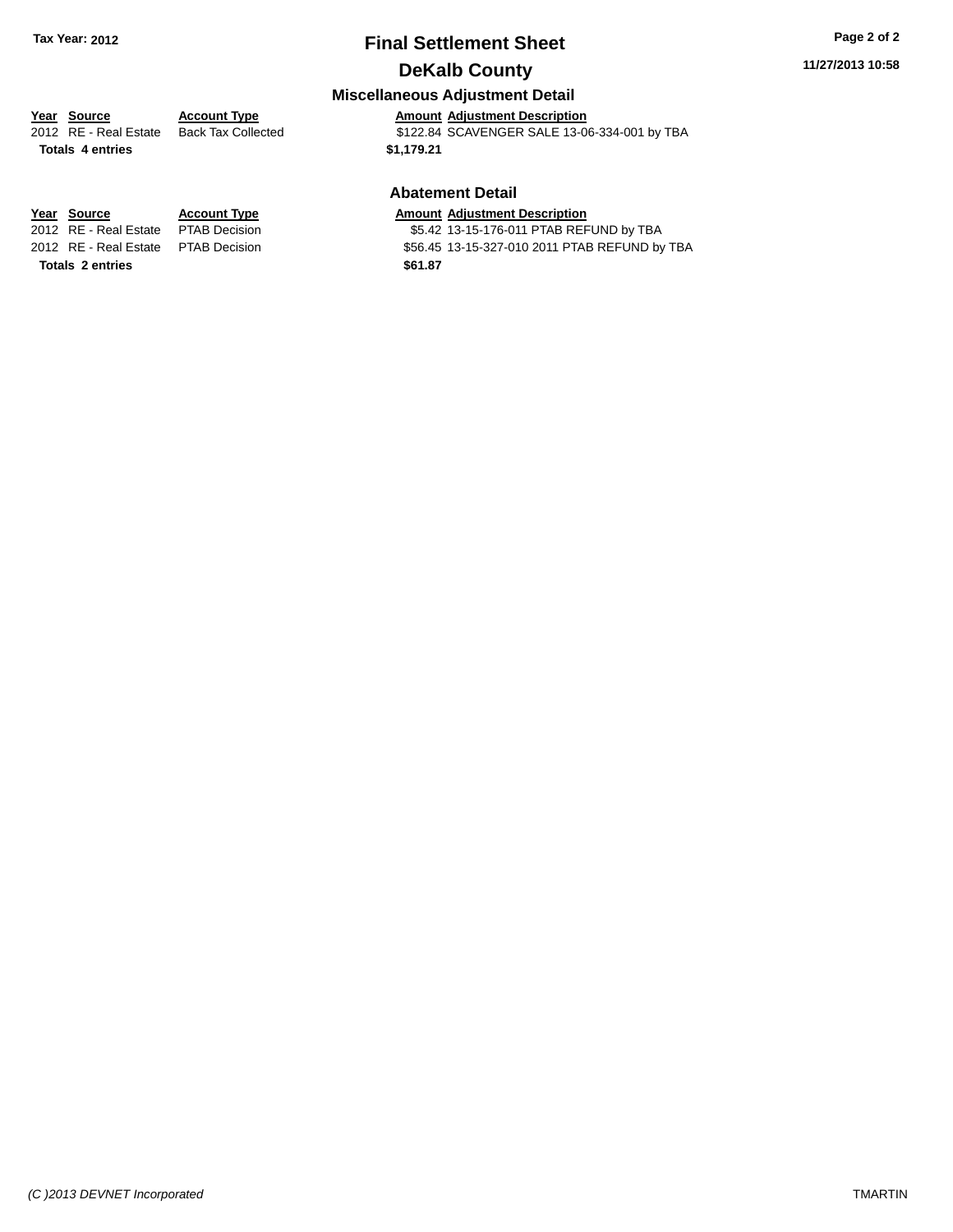# Final Settlement Sheet

## DeKalb County

Tax Year: 2012

11/27/2013 10:58

### Miscellaneous Adjustment Detail

| Year | Source | Account Type | Amount | Adjustment Description |
|---|---|---|---|---|
| 2012 | RE - Real Estate | Back Tax Collected | $122.84 | SCAVENGER SALE 13-06-334-001 by TBA |
| **Totals 4 entries** | | | **$1,179.21** | |

### Abatement Detail

| Year | Source | Account Type | Amount | Adjustment Description |
|---|---|---|---|---|
| 2012 | RE - Real Estate | PTAB Decision | $5.42 | 13-15-176-011 PTAB REFUND by TBA |
| 2012 | RE - Real Estate | PTAB Decision | $56.45 | 13-15-327-010 2011 PTAB REFUND by TBA |
| **Totals 2 entries** | | | **$61.87** | |

*(C )2013 DEVNET Incorporated* TMARTIN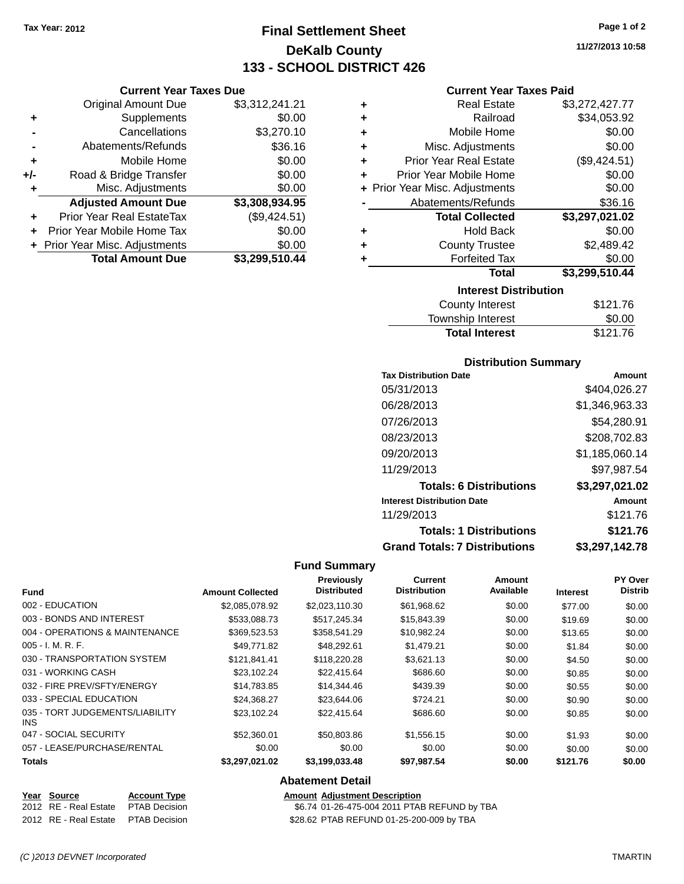Tax Year: 2012

# Final Settlement Sheet
## DeKalb County
## 133 - SCHOOL DISTRICT 426

11/27/2013 10:58

### Current Year Taxes Due

| | | |
|---|---|---|
| | Original Amount Due | $3,312,241.21 |
| + | Supplements | $0.00 |
| - | Cancellations | $3,270.10 |
| - | Abatements/Refunds | $36.16 |
| + | Mobile Home | $0.00 |
| +/- | Road & Bridge Transfer | $0.00 |
| + | Misc. Adjustments | $0.00 |
| | **Adjusted Amount Due** | **$3,308,934.95** |
| + | Prior Year Real EstateTax | ($9,424.51) |
| + | Prior Year Mobile Home Tax | $0.00 |
| + | Prior Year Misc. Adjustments | $0.00 |
| | **Total Amount Due** | **$3,299,510.44** |

### Current Year Taxes Paid

| | | |
|---|---|---|
| + | Real Estate | $3,272,427.77 |
| + | Railroad | $34,053.92 |
| + | Mobile Home | $0.00 |
| + | Misc. Adjustments | $0.00 |
| + | Prior Year Real Estate | ($9,424.51) |
| + | Prior Year Mobile Home | $0.00 |
| + | Prior Year Misc. Adjustments | $0.00 |
| - | Abatements/Refunds | $36.16 |
| | **Total Collected** | **$3,297,021.02** |
| + | Hold Back | $0.00 |
| + | County Trustee | $2,489.42 |
| + | Forfeited Tax | $0.00 |
| | **Total** | **$3,299,510.44** |

### Interest Distribution

| | |
|---|---|
| County Interest | $121.76 |
| Township Interest | $0.00 |
| **Total Interest** | $121.76 |

### Distribution Summary

| Tax Distribution Date | Amount |
|---|---|
| 05/31/2013 | $404,026.27 |
| 06/28/2013 | $1,346,963.33 |
| 07/26/2013 | $54,280.91 |
| 08/23/2013 | $208,702.83 |
| 09/20/2013 | $1,185,060.14 |
| 11/29/2013 | $97,987.54 |
| **Totals: 6 Distributions** | **$3,297,021.02** |
| **Interest Distribution Date** | **Amount** |
| 11/29/2013 | $121.76 |
| **Totals: 1 Distributions** | **$121.76** |
| **Grand Totals: 7 Distributions** | **$3,297,142.78** |

### Fund Summary

| Fund | Amount Collected | Previously Distributed | Current Distribution | Amount Available | Interest | PY Over Distrib |
|---|---|---|---|---|---|---|
| 002 - EDUCATION | $2,085,078.92 | $2,023,110.30 | $61,968.62 | $0.00 | $77.00 | $0.00 |
| 003 - BONDS AND INTEREST | $533,088.73 | $517,245.34 | $15,843.39 | $0.00 | $19.69 | $0.00 |
| 004 - OPERATIONS & MAINTENANCE | $369,523.53 | $358,541.29 | $10,982.24 | $0.00 | $13.65 | $0.00 |
| 005 - I. M. R. F. | $49,771.82 | $48,292.61 | $1,479.21 | $0.00 | $1.84 | $0.00 |
| 030 - TRANSPORTATION SYSTEM | $121,841.41 | $118,220.28 | $3,621.13 | $0.00 | $4.50 | $0.00 |
| 031 - WORKING CASH | $23,102.24 | $22,415.64 | $686.60 | $0.00 | $0.85 | $0.00 |
| 032 - FIRE PREV/SFTY/ENERGY | $14,783.85 | $14,344.46 | $439.39 | $0.00 | $0.55 | $0.00 |
| 033 - SPECIAL EDUCATION | $24,368.27 | $23,644.06 | $724.21 | $0.00 | $0.90 | $0.00 |
| 035 - TORT JUDGEMENTS/LIABILITY INS | $23,102.24 | $22,415.64 | $686.60 | $0.00 | $0.85 | $0.00 |
| 047 - SOCIAL SECURITY | $52,360.01 | $50,803.86 | $1,556.15 | $0.00 | $1.93 | $0.00 |
| 057 - LEASE/PURCHASE/RENTAL | $0.00 | $0.00 | $0.00 | $0.00 | $0.00 | $0.00 |
| **Totals** | **$3,297,021.02** | **$3,199,033.48** | **$97,987.54** | **$0.00** | **$121.76** | **$0.00** |

### Abatement Detail

| Year | Source | Account Type | Amount | Adjustment Description |
|---|---|---|---|---|
| 2012 | RE - Real Estate | PTAB Decision | $6.74 | 01-26-475-004 2011 PTAB REFUND by TBA |
| 2012 | RE - Real Estate | PTAB Decision | $28.62 | PTAB REFUND 01-25-200-009 by TBA |

(C )2013 DEVNET Incorporated — TMARTIN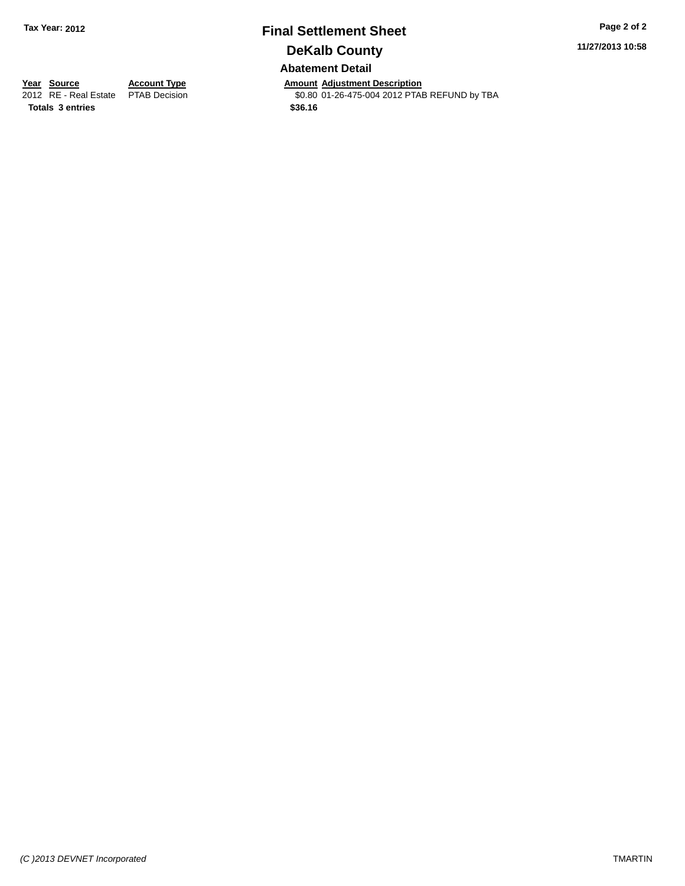**Tax Year: 2012**

# Final Settlement Sheet

## DeKalb County

### Abatement Detail

| Year | Source | Account Type | Amount | Adjustment Description |
|---|---|---|---|---|
| 2012 | RE - Real Estate | PTAB Decision | $0.80 | 01-26-475-004 2012 PTAB REFUND by TBA |
| **Totals** | **3 entries** | | **$36.16** | |

*(C )2013 DEVNET Incorporated*

TMARTIN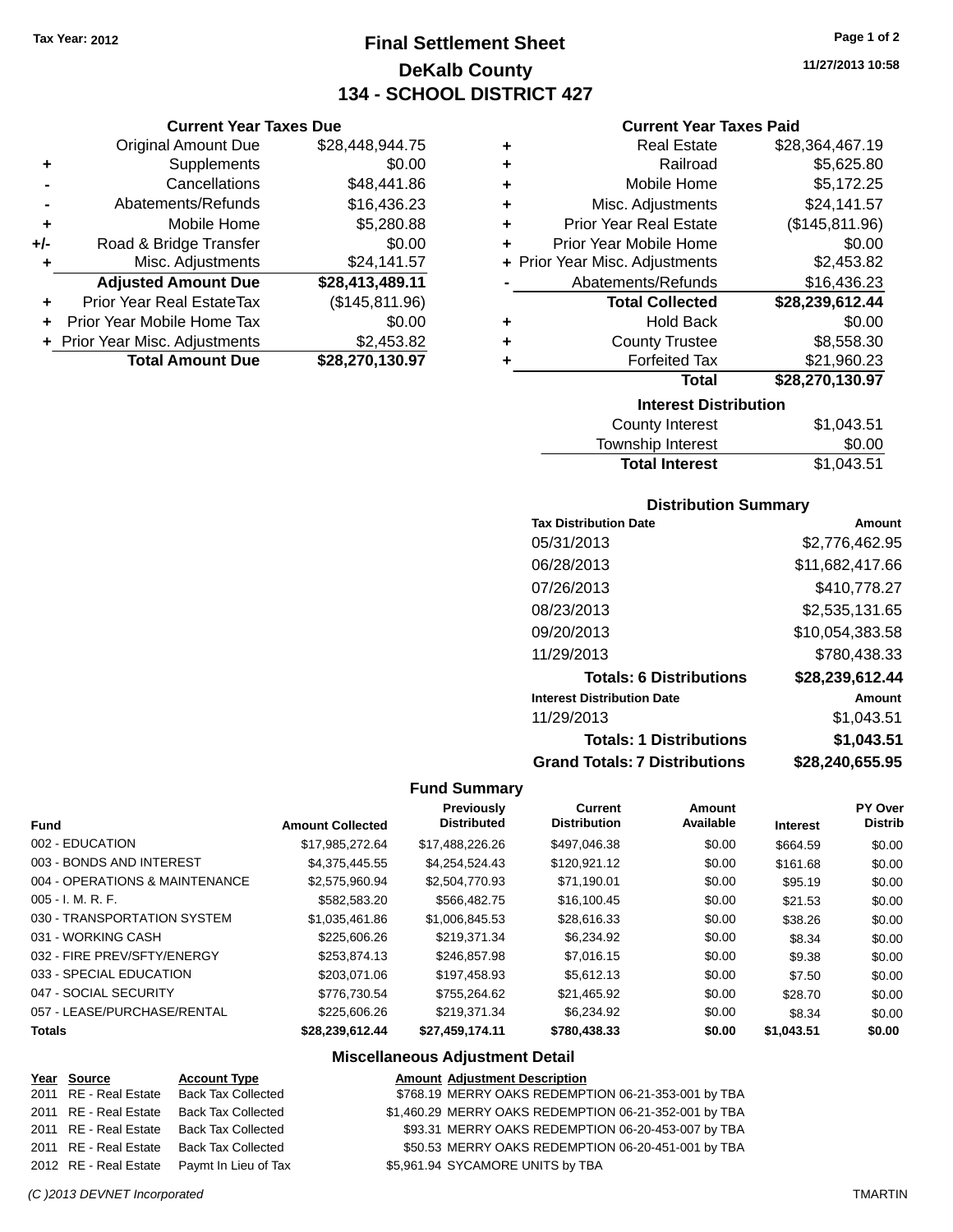Tax Year: 2012

# Final Settlement Sheet

## DeKalb County

## 134 - SCHOOL DISTRICT 427

11/27/2013 10:58

### Current Year Taxes Due

| | | |
|---|---|---|
| | Original Amount Due | $28,448,944.75 |
| + | Supplements | $0.00 |
| - | Cancellations | $48,441.86 |
| - | Abatements/Refunds | $16,436.23 |
| + | Mobile Home | $5,280.88 |
| +/- | Road & Bridge Transfer | $0.00 |
| + | Misc. Adjustments | $24,141.57 |
| | **Adjusted Amount Due** | **$28,413,489.11** |
| + | Prior Year Real EstateTax | ($145,811.96) |
| + | Prior Year Mobile Home Tax | $0.00 |
| + | Prior Year Misc. Adjustments | $2,453.82 |
| | **Total Amount Due** | **$28,270,130.97** |

### Current Year Taxes Paid

| | | |
|---|---|---|
| + | Real Estate | $28,364,467.19 |
| + | Railroad | $5,625.80 |
| + | Mobile Home | $5,172.25 |
| + | Misc. Adjustments | $24,141.57 |
| + | Prior Year Real Estate | ($145,811.96) |
| + | Prior Year Mobile Home | $0.00 |
| + | Prior Year Misc. Adjustments | $2,453.82 |
| - | Abatements/Refunds | $16,436.23 |
| | **Total Collected** | **$28,239,612.44** |
| + | Hold Back | $0.00 |
| + | County Trustee | $8,558.30 |
| + | Forfeited Tax | $21,960.23 |
| | **Total** | **$28,270,130.97** |

### Interest Distribution

| | |
|---|---|
| County Interest | $1,043.51 |
| Township Interest | $0.00 |
| **Total Interest** | $1,043.51 |

### Distribution Summary

| Tax Distribution Date | Amount |
|---|---|
| 05/31/2013 | $2,776,462.95 |
| 06/28/2013 | $11,682,417.66 |
| 07/26/2013 | $410,778.27 |
| 08/23/2013 | $2,535,131.65 |
| 09/20/2013 | $10,054,383.58 |
| 11/29/2013 | $780,438.33 |
| **Totals: 6 Distributions** | **$28,239,612.44** |
| **Interest Distribution Date** | **Amount** |
| 11/29/2013 | $1,043.51 |
| **Totals: 1 Distributions** | **$1,043.51** |
| **Grand Totals: 7 Distributions** | **$28,240,655.95** |

### Fund Summary

| Fund | Amount Collected | Previously Distributed | Current Distribution | Amount Available | Interest | PY Over Distrib |
|---|---|---|---|---|---|---|
| 002 - EDUCATION | $17,985,272.64 | $17,488,226.26 | $497,046.38 | $0.00 | $664.59 | $0.00 |
| 003 - BONDS AND INTEREST | $4,375,445.55 | $4,254,524.43 | $120,921.12 | $0.00 | $161.68 | $0.00 |
| 004 - OPERATIONS & MAINTENANCE | $2,575,960.94 | $2,504,770.93 | $71,190.01 | $0.00 | $95.19 | $0.00 |
| 005 - I. M. R. F. | $582,583.20 | $566,482.75 | $16,100.45 | $0.00 | $21.53 | $0.00 |
| 030 - TRANSPORTATION SYSTEM | $1,035,461.86 | $1,006,845.53 | $28,616.33 | $0.00 | $38.26 | $0.00 |
| 031 - WORKING CASH | $225,606.26 | $219,371.34 | $6,234.92 | $0.00 | $8.34 | $0.00 |
| 032 - FIRE PREV/SFTY/ENERGY | $253,874.13 | $246,857.98 | $7,016.15 | $0.00 | $9.38 | $0.00 |
| 033 - SPECIAL EDUCATION | $203,071.06 | $197,458.93 | $5,612.13 | $0.00 | $7.50 | $0.00 |
| 047 - SOCIAL SECURITY | $776,730.54 | $755,264.62 | $21,465.92 | $0.00 | $28.70 | $0.00 |
| 057 - LEASE/PURCHASE/RENTAL | $225,606.26 | $219,371.34 | $6,234.92 | $0.00 | $8.34 | $0.00 |
| **Totals** | **$28,239,612.44** | **$27,459,174.11** | **$780,438.33** | **$0.00** | **$1,043.51** | **$0.00** |

### Miscellaneous Adjustment Detail

| Year | Source | Account Type | Amount | Adjustment Description |
|---|---|---|---|---|
| 2011 | RE - Real Estate | Back Tax Collected | $768.19 | MERRY OAKS REDEMPTION 06-21-353-001 by TBA |
| 2011 | RE - Real Estate | Back Tax Collected | $1,460.29 | MERRY OAKS REDEMPTION 06-21-352-001 by TBA |
| 2011 | RE - Real Estate | Back Tax Collected | $93.31 | MERRY OAKS REDEMPTION 06-20-453-007 by TBA |
| 2011 | RE - Real Estate | Back Tax Collected | $50.53 | MERRY OAKS REDEMPTION 06-20-451-001 by TBA |
| 2012 | RE - Real Estate | Paymt In Lieu of Tax | $5,961.94 | SYCAMORE UNITS by TBA |

(C )2013 DEVNET Incorporated TMARTIN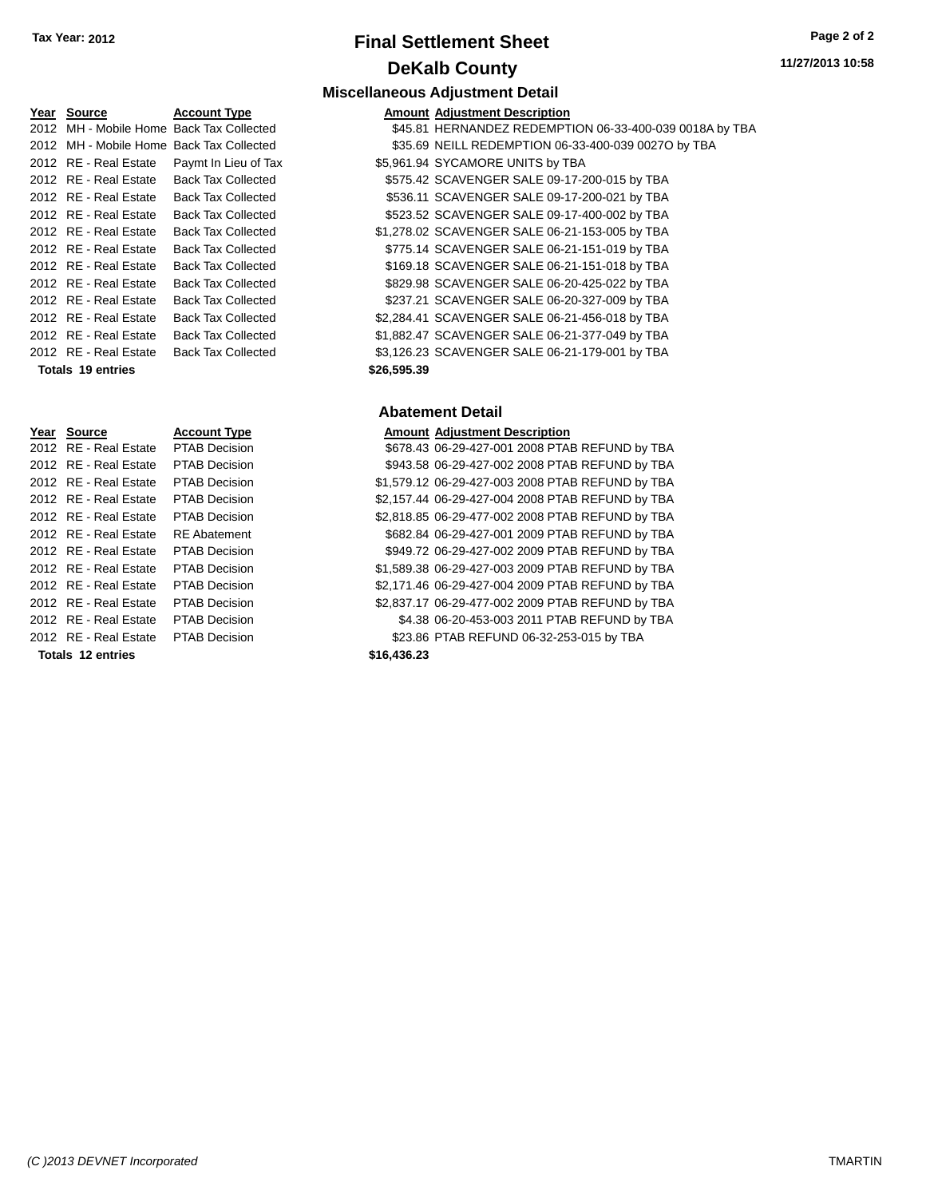# Final Settlement Sheet

## DeKalb County

### Miscellaneous Adjustment Detail

| Year | Source | Account Type | Amount | Adjustment Description |
|---|---|---|---|---|
| 2012 | MH - Mobile Home | Back Tax Collected | $45.81 | HERNANDEZ REDEMPTION 06-33-400-039 0018A by TBA |
| 2012 | MH - Mobile Home | Back Tax Collected | $35.69 | NEILL REDEMPTION 06-33-400-039 0027O by TBA |
| 2012 | RE - Real Estate | Paymt In Lieu of Tax | $5,961.94 | SYCAMORE UNITS by TBA |
| 2012 | RE - Real Estate | Back Tax Collected | $575.42 | SCAVENGER SALE 09-17-200-015 by TBA |
| 2012 | RE - Real Estate | Back Tax Collected | $536.11 | SCAVENGER SALE 09-17-200-021 by TBA |
| 2012 | RE - Real Estate | Back Tax Collected | $523.52 | SCAVENGER SALE 09-17-400-002 by TBA |
| 2012 | RE - Real Estate | Back Tax Collected | $1,278.02 | SCAVENGER SALE 06-21-153-005 by TBA |
| 2012 | RE - Real Estate | Back Tax Collected | $775.14 | SCAVENGER SALE 06-21-151-019 by TBA |
| 2012 | RE - Real Estate | Back Tax Collected | $169.18 | SCAVENGER SALE 06-21-151-018 by TBA |
| 2012 | RE - Real Estate | Back Tax Collected | $829.98 | SCAVENGER SALE 06-20-425-022 by TBA |
| 2012 | RE - Real Estate | Back Tax Collected | $237.21 | SCAVENGER SALE 06-20-327-009 by TBA |
| 2012 | RE - Real Estate | Back Tax Collected | $2,284.41 | SCAVENGER SALE 06-21-456-018 by TBA |
| 2012 | RE - Real Estate | Back Tax Collected | $1,882.47 | SCAVENGER SALE 06-21-377-049 by TBA |
| 2012 | RE - Real Estate | Back Tax Collected | $3,126.23 | SCAVENGER SALE 06-21-179-001 by TBA |
| **Totals 19 entries** | | | **$26,595.39** | |

### Abatement Detail

| Year | Source | Account Type | Amount | Adjustment Description |
|---|---|---|---|---|
| 2012 | RE - Real Estate | PTAB Decision | $678.43 | 06-29-427-001 2008 PTAB REFUND by TBA |
| 2012 | RE - Real Estate | PTAB Decision | $943.58 | 06-29-427-002 2008 PTAB REFUND by TBA |
| 2012 | RE - Real Estate | PTAB Decision | $1,579.12 | 06-29-427-003 2008 PTAB REFUND by TBA |
| 2012 | RE - Real Estate | PTAB Decision | $2,157.44 | 06-29-427-004 2008 PTAB REFUND by TBA |
| 2012 | RE - Real Estate | PTAB Decision | $2,818.85 | 06-29-477-002 2008 PTAB REFUND by TBA |
| 2012 | RE - Real Estate | RE Abatement | $682.84 | 06-29-427-001 2009 PTAB REFUND by TBA |
| 2012 | RE - Real Estate | PTAB Decision | $949.72 | 06-29-427-002 2009 PTAB REFUND by TBA |
| 2012 | RE - Real Estate | PTAB Decision | $1,589.38 | 06-29-427-003 2009 PTAB REFUND by TBA |
| 2012 | RE - Real Estate | PTAB Decision | $2,171.46 | 06-29-427-004 2009 PTAB REFUND by TBA |
| 2012 | RE - Real Estate | PTAB Decision | $2,837.17 | 06-29-477-002 2009 PTAB REFUND by TBA |
| 2012 | RE - Real Estate | PTAB Decision | $4.38 | 06-20-453-003 2011 PTAB REFUND by TBA |
| 2012 | RE - Real Estate | PTAB Decision | $23.86 | PTAB REFUND 06-32-253-015 by TBA |
| **Totals 12 entries** | | | **$16,436.23** | |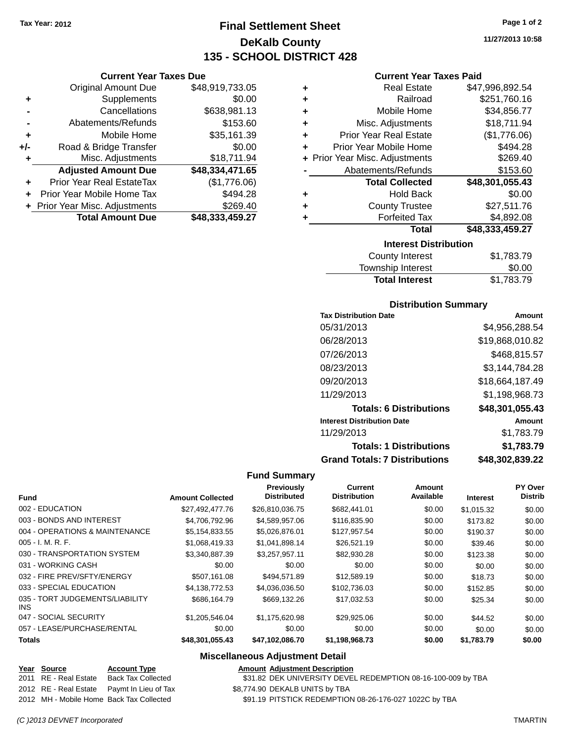Tax Year: 2012

# Final Settlement Sheet

## DeKalb County

## 135 - SCHOOL DISTRICT 428

11/27/2013 10:58

### Current Year Taxes Due

| | | |
|---|---|---|
| | Original Amount Due | $48,919,733.05 |
| + | Supplements | $0.00 |
| - | Cancellations | $638,981.13 |
| - | Abatements/Refunds | $153.60 |
| + | Mobile Home | $35,161.39 |
| +/- | Road & Bridge Transfer | $0.00 |
| + | Misc. Adjustments | $18,711.94 |
| | **Adjusted Amount Due** | **$48,334,471.65** |
| + | Prior Year Real EstateTax | ($1,776.06) |
| + | Prior Year Mobile Home Tax | $494.28 |
| + | Prior Year Misc. Adjustments | $269.40 |
| | **Total Amount Due** | **$48,333,459.27** |

### Current Year Taxes Paid

| | | |
|---|---|---|
| + | Real Estate | $47,996,892.54 |
| + | Railroad | $251,760.16 |
| + | Mobile Home | $34,856.77 |
| + | Misc. Adjustments | $18,711.94 |
| + | Prior Year Real Estate | ($1,776.06) |
| + | Prior Year Mobile Home | $494.28 |
| + | Prior Year Misc. Adjustments | $269.40 |
| - | Abatements/Refunds | $153.60 |
| | **Total Collected** | **$48,301,055.43** |
| + | Hold Back | $0.00 |
| + | County Trustee | $27,511.76 |
| + | Forfeited Tax | $4,892.08 |
| | **Total** | **$48,333,459.27** |

### Interest Distribution

| | |
|---|---|
| County Interest | $1,783.79 |
| Township Interest | $0.00 |
| **Total Interest** | $1,783.79 |

### Distribution Summary

| Tax Distribution Date | Amount |
|---|---|
| 05/31/2013 | $4,956,288.54 |
| 06/28/2013 | $19,868,010.82 |
| 07/26/2013 | $468,815.57 |
| 08/23/2013 | $3,144,784.28 |
| 09/20/2013 | $18,664,187.49 |
| 11/29/2013 | $1,198,968.73 |
| **Totals: 6 Distributions** | **$48,301,055.43** |
| **Interest Distribution Date** | **Amount** |
| 11/29/2013 | $1,783.79 |
| **Totals: 1 Distributions** | **$1,783.79** |
| **Grand Totals: 7 Distributions** | **$48,302,839.22** |

### Fund Summary

| Fund | Amount Collected | Previously Distributed | Current Distribution | Amount Available | Interest | PY Over Distrib |
|---|---|---|---|---|---|---|
| 002 - EDUCATION | $27,492,477.76 | $26,810,036.75 | $682,441.01 | $0.00 | $1,015.32 | $0.00 |
| 003 - BONDS AND INTEREST | $4,706,792.96 | $4,589,957.06 | $116,835.90 | $0.00 | $173.82 | $0.00 |
| 004 - OPERATIONS & MAINTENANCE | $5,154,833.55 | $5,026,876.01 | $127,957.54 | $0.00 | $190.37 | $0.00 |
| 005 - I. M. R. F. | $1,068,419.33 | $1,041,898.14 | $26,521.19 | $0.00 | $39.46 | $0.00 |
| 030 - TRANSPORTATION SYSTEM | $3,340,887.39 | $3,257,957.11 | $82,930.28 | $0.00 | $123.38 | $0.00 |
| 031 - WORKING CASH | $0.00 | $0.00 | $0.00 | $0.00 | $0.00 | $0.00 |
| 032 - FIRE PREV/SFTY/ENERGY | $507,161.08 | $494,571.89 | $12,589.19 | $0.00 | $18.73 | $0.00 |
| 033 - SPECIAL EDUCATION | $4,138,772.53 | $4,036,036.50 | $102,736.03 | $0.00 | $152.85 | $0.00 |
| 035 - TORT JUDGEMENTS/LIABILITY INS | $686,164.79 | $669,132.26 | $17,032.53 | $0.00 | $25.34 | $0.00 |
| 047 - SOCIAL SECURITY | $1,205,546.04 | $1,175,620.98 | $29,925.06 | $0.00 | $44.52 | $0.00 |
| 057 - LEASE/PURCHASE/RENTAL | $0.00 | $0.00 | $0.00 | $0.00 | $0.00 | $0.00 |
| **Totals** | **$48,301,055.43** | **$47,102,086.70** | **$1,198,968.73** | **$0.00** | **$1,783.79** | **$0.00** |

### Miscellaneous Adjustment Detail

| Year | Source | Account Type | Amount | Adjustment Description |
|---|---|---|---|---|
| 2011 | RE - Real Estate | Back Tax Collected | $31.82 | DEK UNIVERSITY DEVEL REDEMPTION 08-16-100-009 by TBA |
| 2012 | RE - Real Estate | Paymt In Lieu of Tax | $8,774.90 | DEKALB UNITS by TBA |
| 2012 | MH - Mobile Home | Back Tax Collected | $91.19 | PITSTICK REDEMPTION 08-26-176-027 1022C by TBA |

(C )2013 DEVNET Incorporated

TMARTIN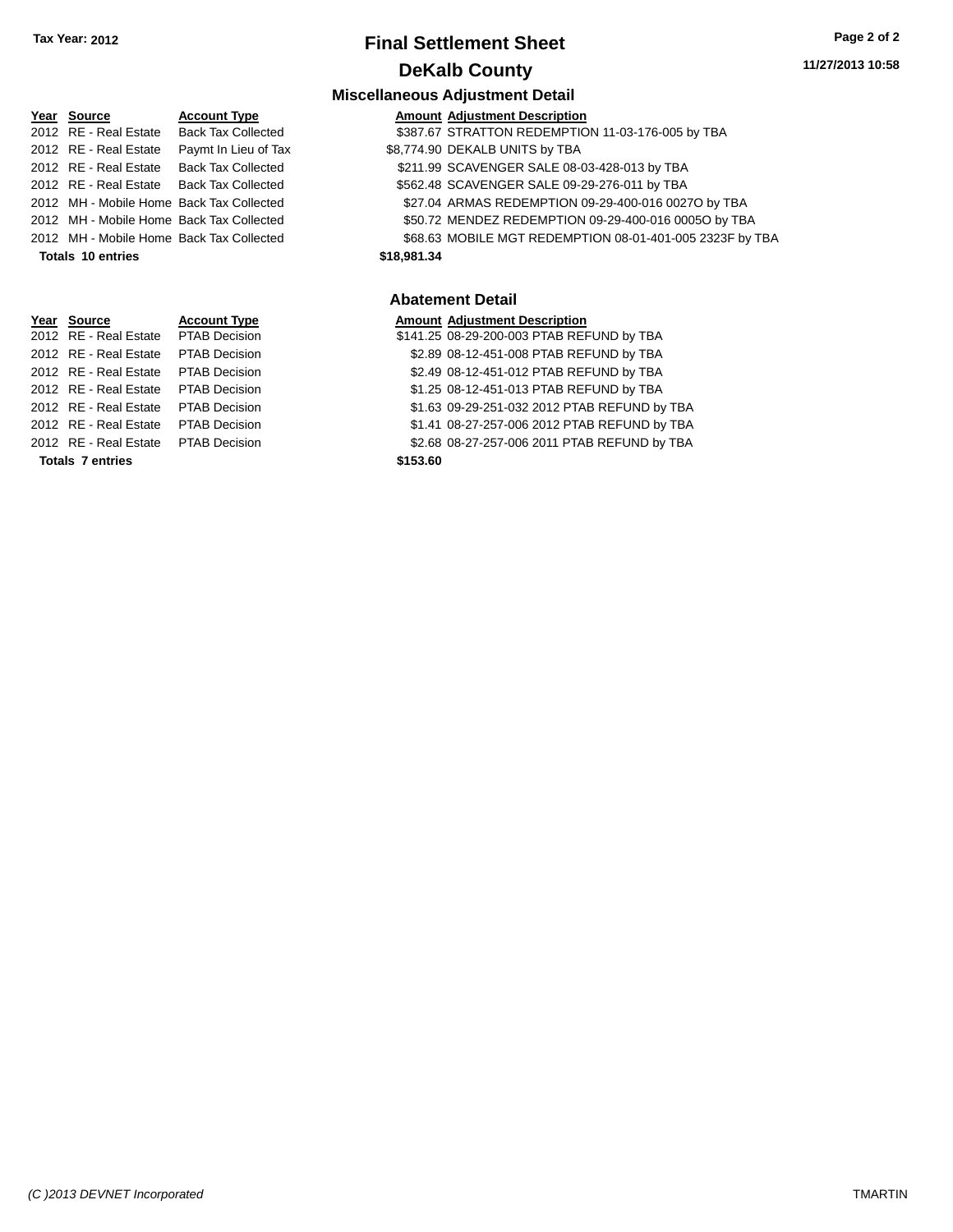Tax Year: 2012

# Final Settlement Sheet

## DeKalb County

### Miscellaneous Adjustment Detail

| Year | Source | Account Type | Amount | Adjustment Description |
|---|---|---|---|---|
| 2012 | RE - Real Estate | Back Tax Collected | $387.67 | STRATTON REDEMPTION 11-03-176-005 by TBA |
| 2012 | RE - Real Estate | Paymt In Lieu of Tax | $8,774.90 | DEKALB UNITS by TBA |
| 2012 | RE - Real Estate | Back Tax Collected | $211.99 | SCAVENGER SALE 08-03-428-013 by TBA |
| 2012 | RE - Real Estate | Back Tax Collected | $562.48 | SCAVENGER SALE 09-29-276-011 by TBA |
| 2012 | MH - Mobile Home | Back Tax Collected | $27.04 | ARMAS REDEMPTION 09-29-400-016 0027O by TBA |
| 2012 | MH - Mobile Home | Back Tax Collected | $50.72 | MENDEZ REDEMPTION 09-29-400-016 0005O by TBA |
| 2012 | MH - Mobile Home | Back Tax Collected | $68.63 | MOBILE MGT REDEMPTION 08-01-401-005 2323F by TBA |
| **Totals 10 entries** | | | **$18,981.34** | |

### Abatement Detail

| Year | Source | Account Type | Amount | Adjustment Description |
|---|---|---|---|---|
| 2012 | RE - Real Estate | PTAB Decision | $141.25 | 08-29-200-003 PTAB REFUND by TBA |
| 2012 | RE - Real Estate | PTAB Decision | $2.89 | 08-12-451-008 PTAB REFUND by TBA |
| 2012 | RE - Real Estate | PTAB Decision | $2.49 | 08-12-451-012 PTAB REFUND by TBA |
| 2012 | RE - Real Estate | PTAB Decision | $1.25 | 08-12-451-013 PTAB REFUND by TBA |
| 2012 | RE - Real Estate | PTAB Decision | $1.63 | 09-29-251-032 2012 PTAB REFUND by TBA |
| 2012 | RE - Real Estate | PTAB Decision | $1.41 | 08-27-257-006 2012 PTAB REFUND by TBA |
| 2012 | RE - Real Estate | PTAB Decision | $2.68 | 08-27-257-006 2011 PTAB REFUND by TBA |
| **Totals 7 entries** | | | **$153.60** | |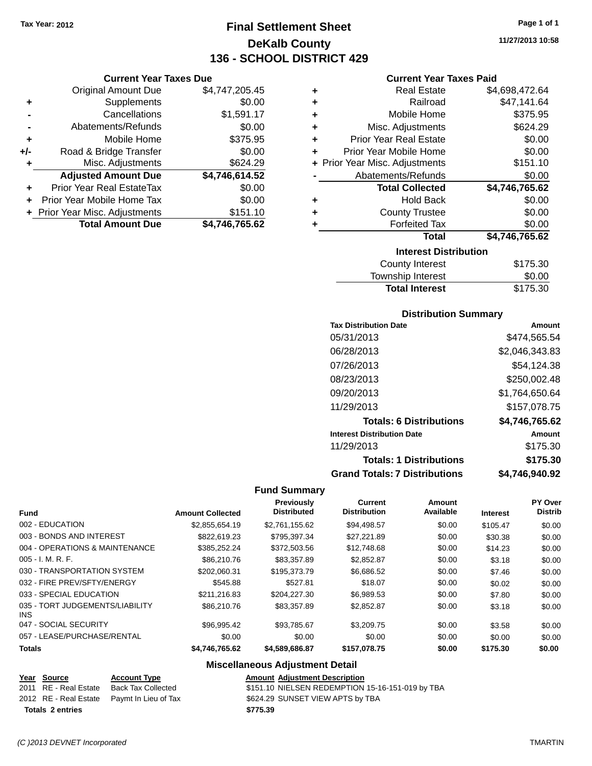Tax Year: 2012

# Final Settlement Sheet

## DeKalb County

## 136 - SCHOOL DISTRICT 429

11/27/2013 10:58

### Current Year Taxes Due

| | | |
|---|---|---|
| | Original Amount Due | $4,747,205.45 |
| + | Supplements | $0.00 |
| - | Cancellations | $1,591.17 |
| - | Abatements/Refunds | $0.00 |
| + | Mobile Home | $375.95 |
| +/- | Road & Bridge Transfer | $0.00 |
| + | Misc. Adjustments | $624.29 |
| | **Adjusted Amount Due** | **$4,746,614.52** |
| + | Prior Year Real EstateTax | $0.00 |
| + | Prior Year Mobile Home Tax | $0.00 |
| + | Prior Year Misc. Adjustments | $151.10 |
| | **Total Amount Due** | **$4,746,765.62** |

### Current Year Taxes Paid

| | | |
|---|---|---|
| + | Real Estate | $4,698,472.64 |
| + | Railroad | $47,141.64 |
| + | Mobile Home | $375.95 |
| + | Misc. Adjustments | $624.29 |
| + | Prior Year Real Estate | $0.00 |
| + | Prior Year Mobile Home | $0.00 |
| + | Prior Year Misc. Adjustments | $151.10 |
| - | Abatements/Refunds | $0.00 |
| | **Total Collected** | **$4,746,765.62** |
| + | Hold Back | $0.00 |
| + | County Trustee | $0.00 |
| + | Forfeited Tax | $0.00 |
| | **Total** | **$4,746,765.62** |

### Interest Distribution

| | |
|---|---|
| County Interest | $175.30 |
| Township Interest | $0.00 |
| **Total Interest** | $175.30 |

### Distribution Summary

| Tax Distribution Date | Amount |
|---|---|
| 05/31/2013 | $474,565.54 |
| 06/28/2013 | $2,046,343.83 |
| 07/26/2013 | $54,124.38 |
| 08/23/2013 | $250,002.48 |
| 09/20/2013 | $1,764,650.64 |
| 11/29/2013 | $157,078.75 |
| **Totals: 6 Distributions** | **$4,746,765.62** |
| **Interest Distribution Date** | **Amount** |
| 11/29/2013 | $175.30 |
| **Totals: 1 Distributions** | **$175.30** |
| **Grand Totals: 7 Distributions** | **$4,746,940.92** |

### Fund Summary

| Fund | Amount Collected | Previously Distributed | Current Distribution | Amount Available | Interest | PY Over Distrib |
|---|---|---|---|---|---|---|
| 002 - EDUCATION | $2,855,654.19 | $2,761,155.62 | $94,498.57 | $0.00 | $105.47 | $0.00 |
| 003 - BONDS AND INTEREST | $822,619.23 | $795,397.34 | $27,221.89 | $0.00 | $30.38 | $0.00 |
| 004 - OPERATIONS & MAINTENANCE | $385,252.24 | $372,503.56 | $12,748.68 | $0.00 | $14.23 | $0.00 |
| 005 - I. M. R. F. | $86,210.76 | $83,357.89 | $2,852.87 | $0.00 | $3.18 | $0.00 |
| 030 - TRANSPORTATION SYSTEM | $202,060.31 | $195,373.79 | $6,686.52 | $0.00 | $7.46 | $0.00 |
| 032 - FIRE PREV/SFTY/ENERGY | $545.88 | $527.81 | $18.07 | $0.00 | $0.02 | $0.00 |
| 033 - SPECIAL EDUCATION | $211,216.83 | $204,227.30 | $6,989.53 | $0.00 | $7.80 | $0.00 |
| 035 - TORT JUDGEMENTS/LIABILITY INS | $86,210.76 | $83,357.89 | $2,852.87 | $0.00 | $3.18 | $0.00 |
| 047 - SOCIAL SECURITY | $96,995.42 | $93,785.67 | $3,209.75 | $0.00 | $3.58 | $0.00 |
| 057 - LEASE/PURCHASE/RENTAL | $0.00 | $0.00 | $0.00 | $0.00 | $0.00 | $0.00 |
| **Totals** | **$4,746,765.62** | **$4,589,686.87** | **$157,078.75** | **$0.00** | **$175.30** | **$0.00** |

### Miscellaneous Adjustment Detail

| Year | Source | Account Type | Amount | Adjustment Description |
|---|---|---|---|---|
| 2011 | RE - Real Estate | Back Tax Collected | $151.10 | NIELSEN REDEMPTION 15-16-151-019 by TBA |
| 2012 | RE - Real Estate | Paymt In Lieu of Tax | $624.29 | SUNSET VIEW APTS by TBA |
| **Totals** | **2 entries** | | **$775.39** | |

(C )2013 DEVNET Incorporated — TMARTIN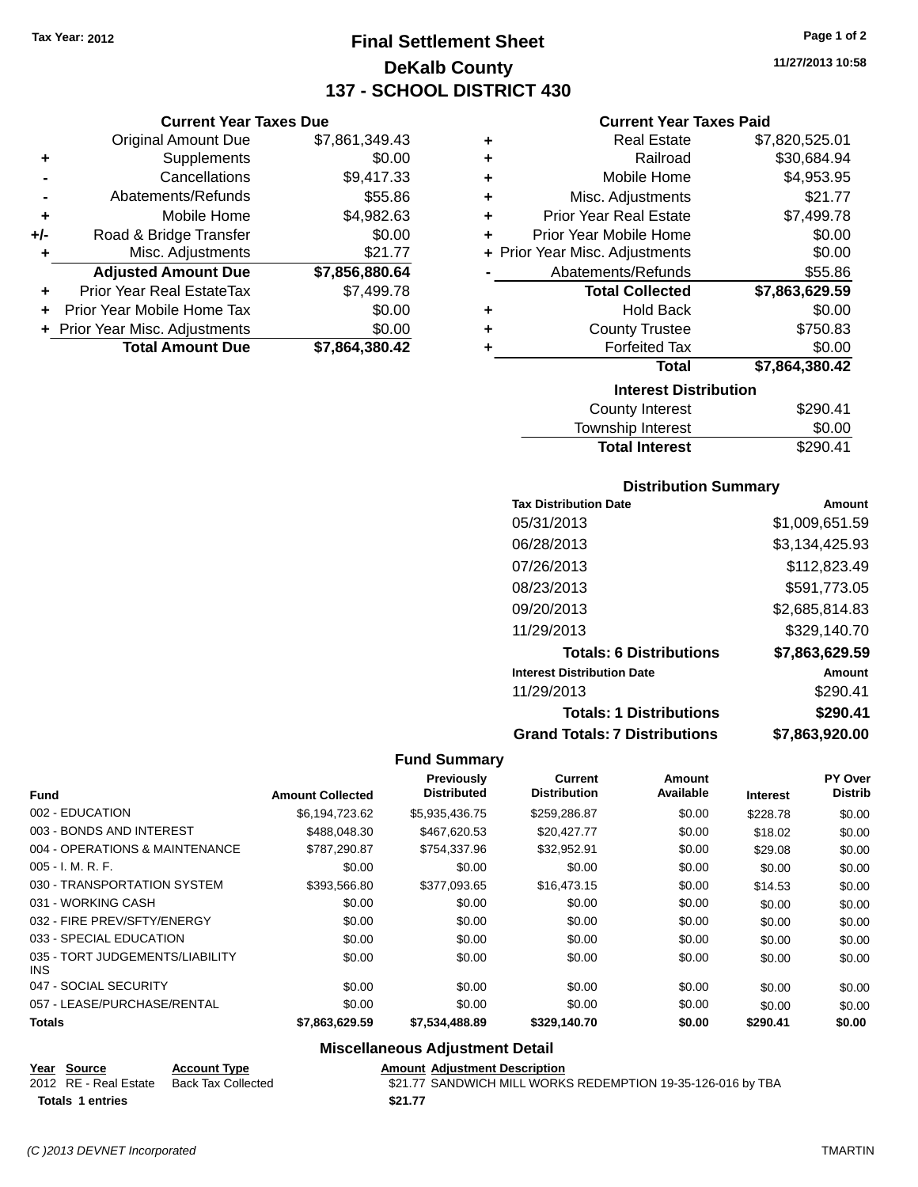Tax Year: 2012

# Final Settlement Sheet

## DeKalb County

## 137 - SCHOOL DISTRICT 430

11/27/2013 10:58

### Current Year Taxes Due

| | | |
|---|---|---|
| | Original Amount Due | $7,861,349.43 |
| + | Supplements | $0.00 |
| - | Cancellations | $9,417.33 |
| - | Abatements/Refunds | $55.86 |
| + | Mobile Home | $4,982.63 |
| +/- | Road & Bridge Transfer | $0.00 |
| + | Misc. Adjustments | $21.77 |
| | **Adjusted Amount Due** | **$7,856,880.64** |
| + | Prior Year Real EstateTax | $7,499.78 |
| + | Prior Year Mobile Home Tax | $0.00 |
| + | Prior Year Misc. Adjustments | $0.00 |
| | **Total Amount Due** | **$7,864,380.42** |

### Current Year Taxes Paid

| | | |
|---|---|---|
| + | Real Estate | $7,820,525.01 |
| + | Railroad | $30,684.94 |
| + | Mobile Home | $4,953.95 |
| + | Misc. Adjustments | $21.77 |
| + | Prior Year Real Estate | $7,499.78 |
| + | Prior Year Mobile Home | $0.00 |
| + | Prior Year Misc. Adjustments | $0.00 |
| - | Abatements/Refunds | $55.86 |
| | **Total Collected** | **$7,863,629.59** |
| + | Hold Back | $0.00 |
| + | County Trustee | $750.83 |
| + | Forfeited Tax | $0.00 |
| | **Total** | **$7,864,380.42** |

### Interest Distribution

| | |
|---|---|
| County Interest | $290.41 |
| Township Interest | $0.00 |
| **Total Interest** | $290.41 |

### Distribution Summary

| Tax Distribution Date | Amount |
|---|---|
| 05/31/2013 | $1,009,651.59 |
| 06/28/2013 | $3,134,425.93 |
| 07/26/2013 | $112,823.49 |
| 08/23/2013 | $591,773.05 |
| 09/20/2013 | $2,685,814.83 |
| 11/29/2013 | $329,140.70 |
| **Totals: 6 Distributions** | **$7,863,629.59** |
| **Interest Distribution Date** | **Amount** |
| 11/29/2013 | $290.41 |
| **Totals: 1 Distributions** | **$290.41** |
| **Grand Totals: 7 Distributions** | **$7,863,920.00** |

### Fund Summary

| Fund | Amount Collected | Previously Distributed | Current Distribution | Amount Available | Interest | PY Over Distrib |
|---|---|---|---|---|---|---|
| 002 - EDUCATION | $6,194,723.62 | $5,935,436.75 | $259,286.87 | $0.00 | $228.78 | $0.00 |
| 003 - BONDS AND INTEREST | $488,048.30 | $467,620.53 | $20,427.77 | $0.00 | $18.02 | $0.00 |
| 004 - OPERATIONS & MAINTENANCE | $787,290.87 | $754,337.96 | $32,952.91 | $0.00 | $29.08 | $0.00 |
| 005 - I. M. R. F. | $0.00 | $0.00 | $0.00 | $0.00 | $0.00 | $0.00 |
| 030 - TRANSPORTATION SYSTEM | $393,566.80 | $377,093.65 | $16,473.15 | $0.00 | $14.53 | $0.00 |
| 031 - WORKING CASH | $0.00 | $0.00 | $0.00 | $0.00 | $0.00 | $0.00 |
| 032 - FIRE PREV/SFTY/ENERGY | $0.00 | $0.00 | $0.00 | $0.00 | $0.00 | $0.00 |
| 033 - SPECIAL EDUCATION | $0.00 | $0.00 | $0.00 | $0.00 | $0.00 | $0.00 |
| 035 - TORT JUDGEMENTS/LIABILITY INS | $0.00 | $0.00 | $0.00 | $0.00 | $0.00 | $0.00 |
| 047 - SOCIAL SECURITY | $0.00 | $0.00 | $0.00 | $0.00 | $0.00 | $0.00 |
| 057 - LEASE/PURCHASE/RENTAL | $0.00 | $0.00 | $0.00 | $0.00 | $0.00 | $0.00 |
| **Totals** | **$7,863,629.59** | **$7,534,488.89** | **$329,140.70** | **$0.00** | **$290.41** | **$0.00** |

### Miscellaneous Adjustment Detail

| Year | Source | Account Type | Amount | Adjustment Description |
|---|---|---|---|---|
| 2012 | RE - Real Estate | Back Tax Collected | $21.77 | SANDWICH MILL WORKS REDEMPTION 19-35-126-016 by TBA |
| **Totals 1 entries** | | | **$21.77** | |

(C )2013 DEVNET Incorporated

TMARTIN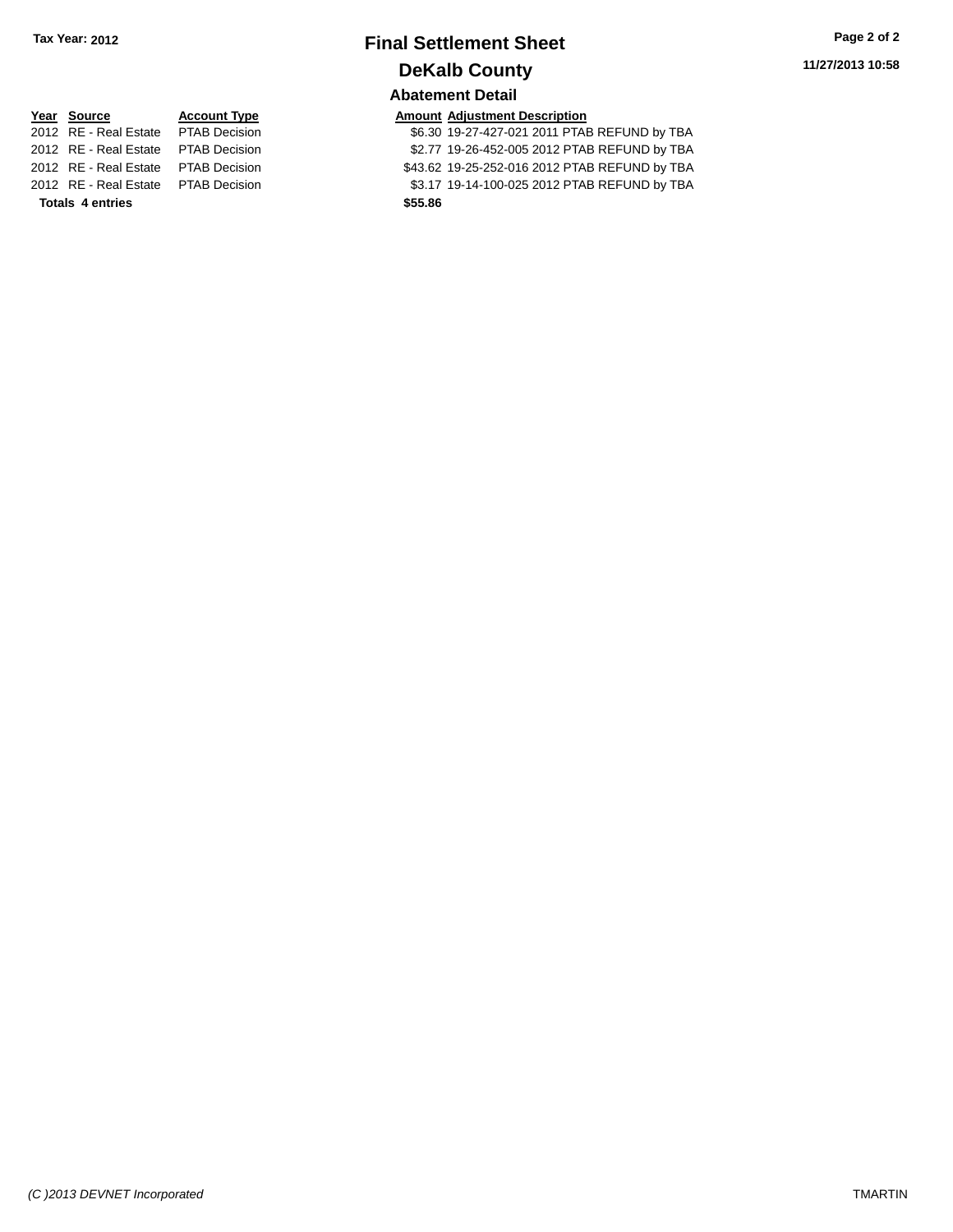Tax Year: 2012

# Final Settlement Sheet

## DeKalb County

### Abatement Detail

| Year | Source | Account Type | Amount | Adjustment Description |
|---|---|---|---|---|
| 2012 | RE - Real Estate | PTAB Decision | $6.30 | 19-27-427-021 2011 PTAB REFUND by TBA |
| 2012 | RE - Real Estate | PTAB Decision | $2.77 | 19-26-452-005 2012 PTAB REFUND by TBA |
| 2012 | RE - Real Estate | PTAB Decision | $43.62 | 19-25-252-016 2012 PTAB REFUND by TBA |
| 2012 | RE - Real Estate | PTAB Decision | $3.17 | 19-14-100-025 2012 PTAB REFUND by TBA |
| **Totals** | **4 entries** | | **$55.86** | |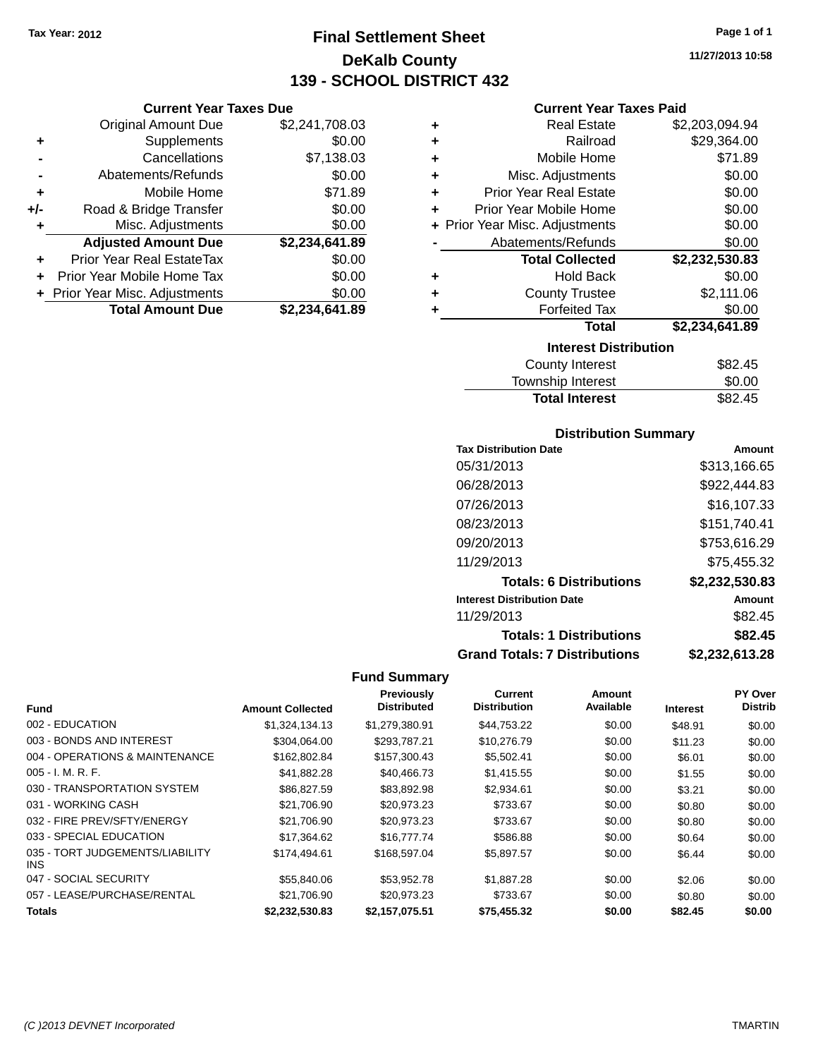Tax Year: 2012

# Final Settlement Sheet

## DeKalb County

## 139 - SCHOOL DISTRICT 432

11/27/2013 10:58

### Current Year Taxes Due

| | | |
|---|---|---|
| | Original Amount Due | $2,241,708.03 |
| + | Supplements | $0.00 |
| - | Cancellations | $7,138.03 |
| - | Abatements/Refunds | $0.00 |
| + | Mobile Home | $71.89 |
| +/- | Road & Bridge Transfer | $0.00 |
| + | Misc. Adjustments | $0.00 |
| | **Adjusted Amount Due** | **$2,234,641.89** |
| + | Prior Year Real EstateTax | $0.00 |
| + | Prior Year Mobile Home Tax | $0.00 |
| + | Prior Year Misc. Adjustments | $0.00 |
| | **Total Amount Due** | **$2,234,641.89** |

### Current Year Taxes Paid

| | | |
|---|---|---|
| + | Real Estate | $2,203,094.94 |
| + | Railroad | $29,364.00 |
| + | Mobile Home | $71.89 |
| + | Misc. Adjustments | $0.00 |
| + | Prior Year Real Estate | $0.00 |
| + | Prior Year Mobile Home | $0.00 |
| + | Prior Year Misc. Adjustments | $0.00 |
| - | Abatements/Refunds | $0.00 |
| | **Total Collected** | **$2,232,530.83** |
| + | Hold Back | $0.00 |
| + | County Trustee | $2,111.06 |
| + | Forfeited Tax | $0.00 |
| | **Total** | **$2,234,641.89** |

### Interest Distribution

| | |
|---|---|
| County Interest | $82.45 |
| Township Interest | $0.00 |
| **Total Interest** | $82.45 |

### Distribution Summary

| Tax Distribution Date | Amount |
|---|---|
| 05/31/2013 | $313,166.65 |
| 06/28/2013 | $922,444.83 |
| 07/26/2013 | $16,107.33 |
| 08/23/2013 | $151,740.41 |
| 09/20/2013 | $753,616.29 |
| 11/29/2013 | $75,455.32 |
| **Totals: 6 Distributions** | **$2,232,530.83** |
| **Interest Distribution Date** | **Amount** |
| 11/29/2013 | $82.45 |
| **Totals: 1 Distributions** | **$82.45** |
| **Grand Totals: 7 Distributions** | **$2,232,613.28** |

### Fund Summary

| Fund | Amount Collected | Previously Distributed | Current Distribution | Amount Available | Interest | PY Over Distrib |
|---|---|---|---|---|---|---|
| 002 - EDUCATION | $1,324,134.13 | $1,279,380.91 | $44,753.22 | $0.00 | $48.91 | $0.00 |
| 003 - BONDS AND INTEREST | $304,064.00 | $293,787.21 | $10,276.79 | $0.00 | $11.23 | $0.00 |
| 004 - OPERATIONS & MAINTENANCE | $162,802.84 | $157,300.43 | $5,502.41 | $0.00 | $6.01 | $0.00 |
| 005 - I. M. R. F. | $41,882.28 | $40,466.73 | $1,415.55 | $0.00 | $1.55 | $0.00 |
| 030 - TRANSPORTATION SYSTEM | $86,827.59 | $83,892.98 | $2,934.61 | $0.00 | $3.21 | $0.00 |
| 031 - WORKING CASH | $21,706.90 | $20,973.23 | $733.67 | $0.00 | $0.80 | $0.00 |
| 032 - FIRE PREV/SFTY/ENERGY | $21,706.90 | $20,973.23 | $733.67 | $0.00 | $0.80 | $0.00 |
| 033 - SPECIAL EDUCATION | $17,364.62 | $16,777.74 | $586.88 | $0.00 | $0.64 | $0.00 |
| 035 - TORT JUDGEMENTS/LIABILITY INS | $174,494.61 | $168,597.04 | $5,897.57 | $0.00 | $6.44 | $0.00 |
| 047 - SOCIAL SECURITY | $55,840.06 | $53,952.78 | $1,887.28 | $0.00 | $2.06 | $0.00 |
| 057 - LEASE/PURCHASE/RENTAL | $21,706.90 | $20,973.23 | $733.67 | $0.00 | $0.80 | $0.00 |
| **Totals** | **$2,232,530.83** | **$2,157,075.51** | **$75,455.32** | **$0.00** | **$82.45** | **$0.00** |

(C )2013 DEVNET Incorporated TMARTIN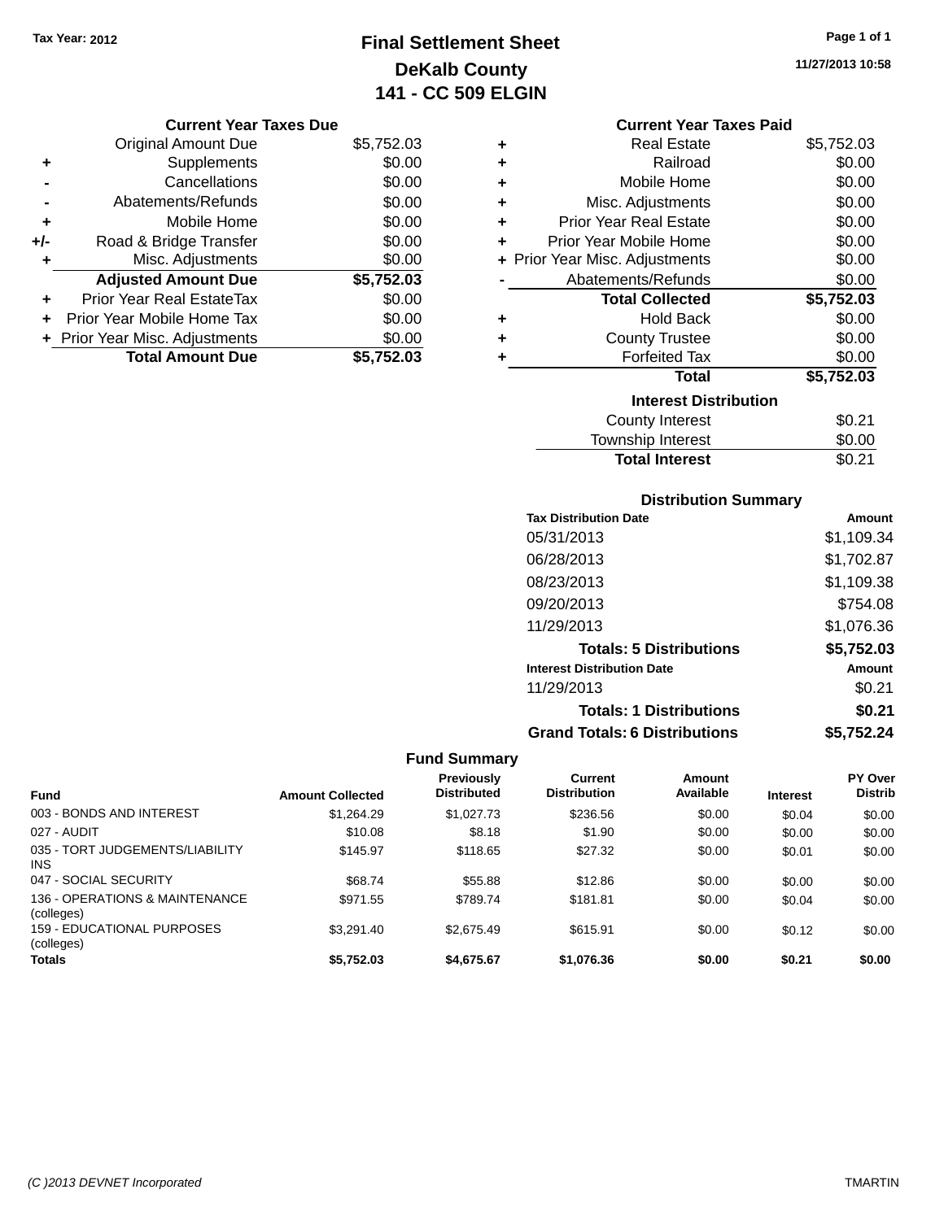Tax Year: 2012

# Final Settlement Sheet
## DeKalb County
## 141 - CC 509 ELGIN

11/27/2013 10:58

### Current Year Taxes Due

| | | |
|---|---|---|
| | Original Amount Due | $5,752.03 |
| + | Supplements | $0.00 |
| - | Cancellations | $0.00 |
| - | Abatements/Refunds | $0.00 |
| + | Mobile Home | $0.00 |
| +/- | Road & Bridge Transfer | $0.00 |
| + | Misc. Adjustments | $0.00 |
| | **Adjusted Amount Due** | **$5,752.03** |
| + | Prior Year Real EstateTax | $0.00 |
| + | Prior Year Mobile Home Tax | $0.00 |
| + | Prior Year Misc. Adjustments | $0.00 |
| | **Total Amount Due** | **$5,752.03** |

### Current Year Taxes Paid

| | | |
|---|---|---|
| + | Real Estate | $5,752.03 |
| + | Railroad | $0.00 |
| + | Mobile Home | $0.00 |
| + | Misc. Adjustments | $0.00 |
| + | Prior Year Real Estate | $0.00 |
| + | Prior Year Mobile Home | $0.00 |
| + | Prior Year Misc. Adjustments | $0.00 |
| - | Abatements/Refunds | $0.00 |
| | **Total Collected** | **$5,752.03** |
| + | Hold Back | $0.00 |
| + | County Trustee | $0.00 |
| + | Forfeited Tax | $0.00 |
| | **Total** | **$5,752.03** |

### Interest Distribution

| | |
|---|---|
| County Interest | $0.21 |
| Township Interest | $0.00 |
| **Total Interest** | $0.21 |

### Distribution Summary

| Tax Distribution Date | Amount |
|---|---|
| 05/31/2013 | $1,109.34 |
| 06/28/2013 | $1,702.87 |
| 08/23/2013 | $1,109.38 |
| 09/20/2013 | $754.08 |
| 11/29/2013 | $1,076.36 |
| **Totals: 5 Distributions** | **$5,752.03** |
| **Interest Distribution Date** | **Amount** |
| 11/29/2013 | $0.21 |
| **Totals: 1 Distributions** | **$0.21** |
| **Grand Totals: 6 Distributions** | **$5,752.24** |

### Fund Summary

| Fund | Amount Collected | Previously Distributed | Current Distribution | Amount Available | Interest | PY Over Distrib |
|---|---|---|---|---|---|---|
| 003 - BONDS AND INTEREST | $1,264.29 | $1,027.73 | $236.56 | $0.00 | $0.04 | $0.00 |
| 027 - AUDIT | $10.08 | $8.18 | $1.90 | $0.00 | $0.00 | $0.00 |
| 035 - TORT JUDGEMENTS/LIABILITY INS | $145.97 | $118.65 | $27.32 | $0.00 | $0.01 | $0.00 |
| 047 - SOCIAL SECURITY | $68.74 | $55.88 | $12.86 | $0.00 | $0.00 | $0.00 |
| 136 - OPERATIONS & MAINTENANCE (colleges) | $971.55 | $789.74 | $181.81 | $0.00 | $0.04 | $0.00 |
| 159 - EDUCATIONAL PURPOSES (colleges) | $3,291.40 | $2,675.49 | $615.91 | $0.00 | $0.12 | $0.00 |
| **Totals** | **$5,752.03** | **$4,675.67** | **$1,076.36** | **$0.00** | **$0.21** | **$0.00** |

(C )2013 DEVNET Incorporated TMARTIN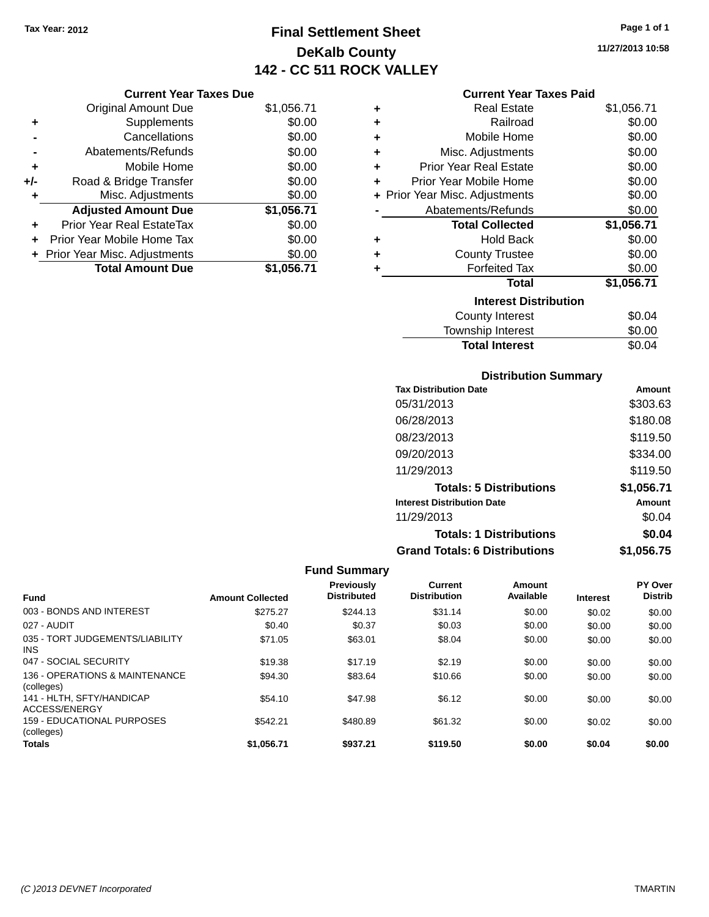Tax Year: 2012

# Final Settlement Sheet

## DeKalb County

## 142 - CC 511 ROCK VALLEY

11/27/2013 10:58

### Current Year Taxes Due

| | | |
|---|---|---|
| | Original Amount Due | $1,056.71 |
| + | Supplements | $0.00 |
| - | Cancellations | $0.00 |
| - | Abatements/Refunds | $0.00 |
| + | Mobile Home | $0.00 |
| +/- | Road & Bridge Transfer | $0.00 |
| + | Misc. Adjustments | $0.00 |
| | **Adjusted Amount Due** | **$1,056.71** |
| + | Prior Year Real EstateTax | $0.00 |
| + | Prior Year Mobile Home Tax | $0.00 |
| + | Prior Year Misc. Adjustments | $0.00 |
| | **Total Amount Due** | **$1,056.71** |

### Current Year Taxes Paid

| | | |
|---|---|---|
| + | Real Estate | $1,056.71 |
| + | Railroad | $0.00 |
| + | Mobile Home | $0.00 |
| + | Misc. Adjustments | $0.00 |
| + | Prior Year Real Estate | $0.00 |
| + | Prior Year Mobile Home | $0.00 |
| + | Prior Year Misc. Adjustments | $0.00 |
| - | Abatements/Refunds | $0.00 |
| | **Total Collected** | **$1,056.71** |
| + | Hold Back | $0.00 |
| + | County Trustee | $0.00 |
| + | Forfeited Tax | $0.00 |
| | **Total** | **$1,056.71** |

### Interest Distribution

| | |
|---|---|
| County Interest | $0.04 |
| Township Interest | $0.00 |
| **Total Interest** | $0.04 |

### Distribution Summary

| Tax Distribution Date | Amount |
|---|---|
| 05/31/2013 | $303.63 |
| 06/28/2013 | $180.08 |
| 08/23/2013 | $119.50 |
| 09/20/2013 | $334.00 |
| 11/29/2013 | $119.50 |
| **Totals: 5 Distributions** | **$1,056.71** |

| Interest Distribution Date | Amount |
|---|---|
| 11/29/2013 | $0.04 |
| **Totals: 1 Distributions** | **$0.04** |
| **Grand Totals: 6 Distributions** | **$1,056.75** |

### Fund Summary

| Fund | Amount Collected | Previously Distributed | Current Distribution | Amount Available | Interest | PY Over Distrib |
|---|---|---|---|---|---|---|
| 003 - BONDS AND INTEREST | $275.27 | $244.13 | $31.14 | $0.00 | $0.02 | $0.00 |
| 027 - AUDIT | $0.40 | $0.37 | $0.03 | $0.00 | $0.00 | $0.00 |
| 035 - TORT JUDGEMENTS/LIABILITY INS | $71.05 | $63.01 | $8.04 | $0.00 | $0.00 | $0.00 |
| 047 - SOCIAL SECURITY | $19.38 | $17.19 | $2.19 | $0.00 | $0.00 | $0.00 |
| 136 - OPERATIONS & MAINTENANCE (colleges) | $94.30 | $83.64 | $10.66 | $0.00 | $0.00 | $0.00 |
| 141 - HLTH, SFTY/HANDICAP ACCESS/ENERGY | $54.10 | $47.98 | $6.12 | $0.00 | $0.00 | $0.00 |
| 159 - EDUCATIONAL PURPOSES (colleges) | $542.21 | $480.89 | $61.32 | $0.00 | $0.02 | $0.00 |
| **Totals** | **$1,056.71** | **$937.21** | **$119.50** | **$0.00** | **$0.04** | **$0.00** |

(C )2013 DEVNET Incorporated TMARTIN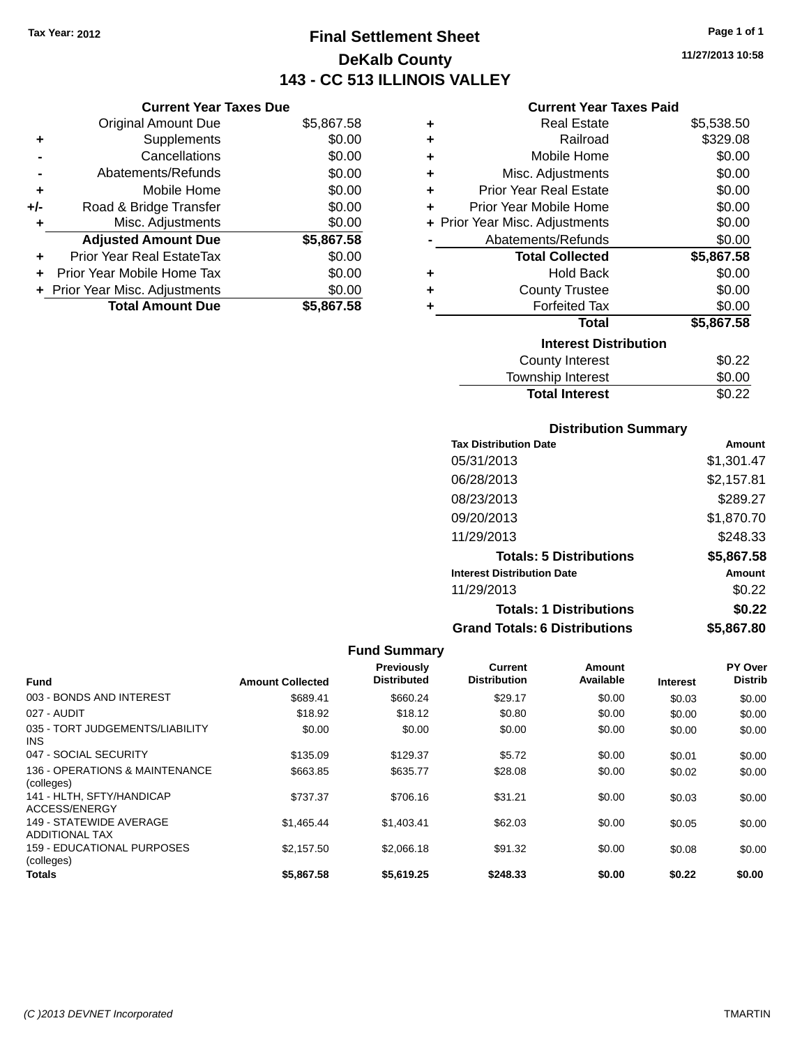Tax Year: 2012

# Final Settlement Sheet

## DeKalb County

## 143 - CC 513 ILLINOIS VALLEY

11/27/2013 10:58

### Current Year Taxes Due

| | | |
|---|---|---|
| | Original Amount Due | $5,867.58 |
| + | Supplements | $0.00 |
| - | Cancellations | $0.00 |
| - | Abatements/Refunds | $0.00 |
| + | Mobile Home | $0.00 |
| +/- | Road & Bridge Transfer | $0.00 |
| + | Misc. Adjustments | $0.00 |
| | **Adjusted Amount Due** | **$5,867.58** |
| + | Prior Year Real EstateTax | $0.00 |
| + | Prior Year Mobile Home Tax | $0.00 |
| + | Prior Year Misc. Adjustments | $0.00 |
| | **Total Amount Due** | **$5,867.58** |

### Current Year Taxes Paid

| | | |
|---|---|---|
| + | Real Estate | $5,538.50 |
| + | Railroad | $329.08 |
| + | Mobile Home | $0.00 |
| + | Misc. Adjustments | $0.00 |
| + | Prior Year Real Estate | $0.00 |
| + | Prior Year Mobile Home | $0.00 |
| + | Prior Year Misc. Adjustments | $0.00 |
| - | Abatements/Refunds | $0.00 |
| | **Total Collected** | **$5,867.58** |
| + | Hold Back | $0.00 |
| + | County Trustee | $0.00 |
| + | Forfeited Tax | $0.00 |
| | **Total** | **$5,867.58** |

### Interest Distribution

| | |
|---|---|
| County Interest | $0.22 |
| Township Interest | $0.00 |
| **Total Interest** | $0.22 |

### Distribution Summary

| Tax Distribution Date | Amount |
|---|---|
| 05/31/2013 | $1,301.47 |
| 06/28/2013 | $2,157.81 |
| 08/23/2013 | $289.27 |
| 09/20/2013 | $1,870.70 |
| 11/29/2013 | $248.33 |
| **Totals: 5 Distributions** | **$5,867.58** |
| **Interest Distribution Date** | **Amount** |
| 11/29/2013 | $0.22 |
| **Totals: 1 Distributions** | **$0.22** |
| **Grand Totals: 6 Distributions** | **$5,867.80** |

### Fund Summary

| Fund | Amount Collected | Previously Distributed | Current Distribution | Amount Available | Interest | PY Over Distrib |
|---|---|---|---|---|---|---|
| 003 - BONDS AND INTEREST | $689.41 | $660.24 | $29.17 | $0.00 | $0.03 | $0.00 |
| 027 - AUDIT | $18.92 | $18.12 | $0.80 | $0.00 | $0.00 | $0.00 |
| 035 - TORT JUDGEMENTS/LIABILITY INS | $0.00 | $0.00 | $0.00 | $0.00 | $0.00 | $0.00 |
| 047 - SOCIAL SECURITY | $135.09 | $129.37 | $5.72 | $0.00 | $0.01 | $0.00 |
| 136 - OPERATIONS & MAINTENANCE (colleges) | $663.85 | $635.77 | $28.08 | $0.00 | $0.02 | $0.00 |
| 141 - HLTH, SFTY/HANDICAP ACCESS/ENERGY | $737.37 | $706.16 | $31.21 | $0.00 | $0.03 | $0.00 |
| 149 - STATEWIDE AVERAGE ADDITIONAL TAX | $1,465.44 | $1,403.41 | $62.03 | $0.00 | $0.05 | $0.00 |
| 159 - EDUCATIONAL PURPOSES (colleges) | $2,157.50 | $2,066.18 | $91.32 | $0.00 | $0.08 | $0.00 |
| **Totals** | **$5,867.58** | **$5,619.25** | **$248.33** | **$0.00** | **$0.22** | **$0.00** |

(C )2013 DEVNET Incorporated — TMARTIN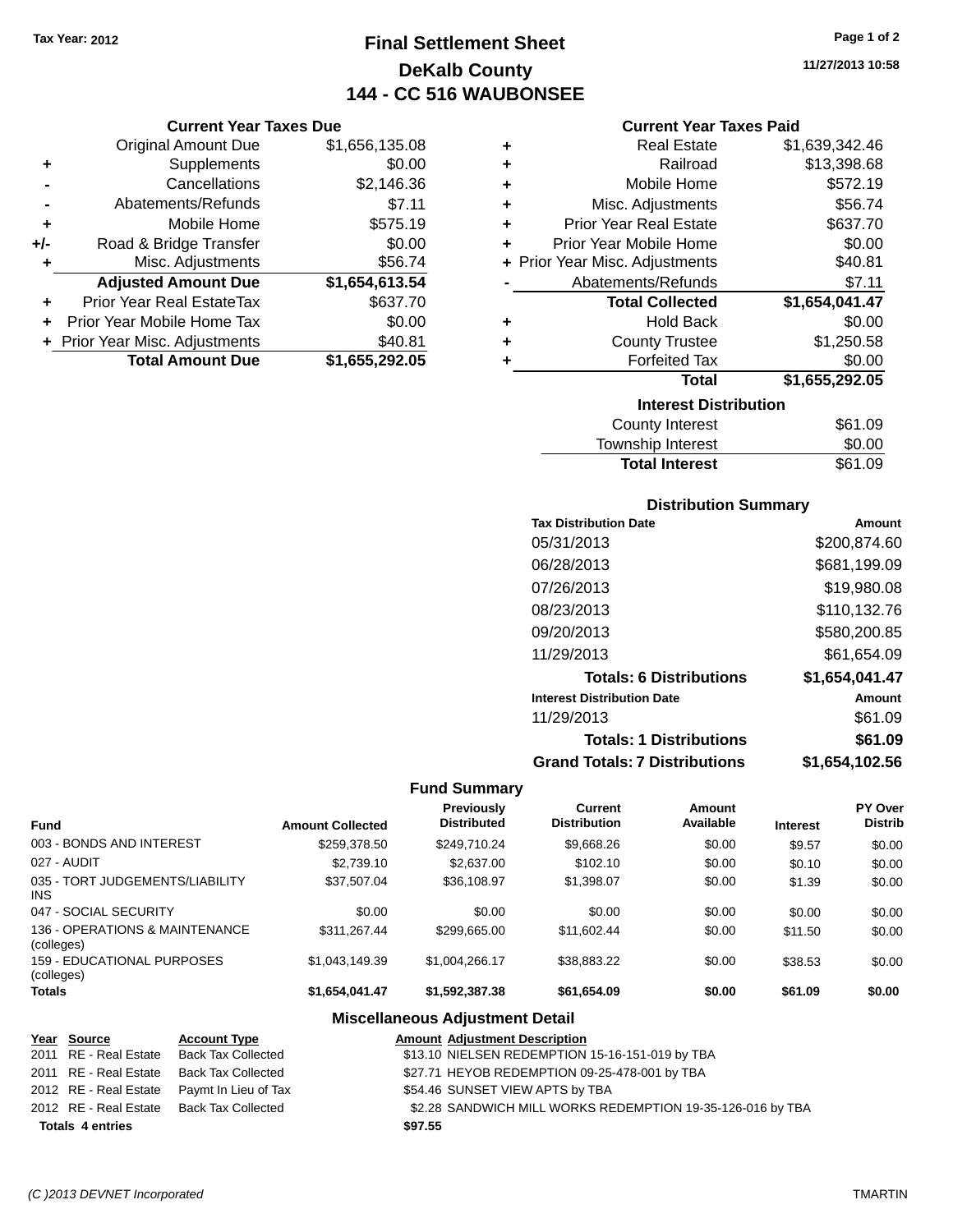Tax Year: 2012

# Final Settlement Sheet

## DeKalb County

## 144 - CC 516 WAUBONSEE

11/27/2013 10:58

### Current Year Taxes Due

| | | |
|---|---|---|
| | Original Amount Due | $1,656,135.08 |
| + | Supplements | $0.00 |
| - | Cancellations | $2,146.36 |
| - | Abatements/Refunds | $7.11 |
| + | Mobile Home | $575.19 |
| +/- | Road & Bridge Transfer | $0.00 |
| + | Misc. Adjustments | $56.74 |
| | **Adjusted Amount Due** | **$1,654,613.54** |
| + | Prior Year Real EstateTax | $637.70 |
| + | Prior Year Mobile Home Tax | $0.00 |
| + | Prior Year Misc. Adjustments | $40.81 |
| | **Total Amount Due** | **$1,655,292.05** |

### Current Year Taxes Paid

| | | |
|---|---|---|
| + | Real Estate | $1,639,342.46 |
| + | Railroad | $13,398.68 |
| + | Mobile Home | $572.19 |
| + | Misc. Adjustments | $56.74 |
| + | Prior Year Real Estate | $637.70 |
| + | Prior Year Mobile Home | $0.00 |
| + | Prior Year Misc. Adjustments | $40.81 |
| - | Abatements/Refunds | $7.11 |
| | **Total Collected** | **$1,654,041.47** |
| + | Hold Back | $0.00 |
| + | County Trustee | $1,250.58 |
| + | Forfeited Tax | $0.00 |
| | **Total** | **$1,655,292.05** |

### Interest Distribution

| | |
|---|---|
| County Interest | $61.09 |
| Township Interest | $0.00 |
| **Total Interest** | $61.09 |

### Distribution Summary

| Tax Distribution Date | Amount |
|---|---|
| 05/31/2013 | $200,874.60 |
| 06/28/2013 | $681,199.09 |
| 07/26/2013 | $19,980.08 |
| 08/23/2013 | $110,132.76 |
| 09/20/2013 | $580,200.85 |
| 11/29/2013 | $61,654.09 |
| **Totals: 6 Distributions** | **$1,654,041.47** |
| **Interest Distribution Date** | **Amount** |
| 11/29/2013 | $61.09 |
| **Totals: 1 Distributions** | **$61.09** |
| **Grand Totals: 7 Distributions** | **$1,654,102.56** |

### Fund Summary

| Fund | Amount Collected | Previously Distributed | Current Distribution | Amount Available | Interest | PY Over Distrib |
|---|---|---|---|---|---|---|
| 003 - BONDS AND INTEREST | $259,378.50 | $249,710.24 | $9,668.26 | $0.00 | $9.57 | $0.00 |
| 027 - AUDIT | $2,739.10 | $2,637.00 | $102.10 | $0.00 | $0.10 | $0.00 |
| 035 - TORT JUDGEMENTS/LIABILITY INS | $37,507.04 | $36,108.97 | $1,398.07 | $0.00 | $1.39 | $0.00 |
| 047 - SOCIAL SECURITY | $0.00 | $0.00 | $0.00 | $0.00 | $0.00 | $0.00 |
| 136 - OPERATIONS & MAINTENANCE (colleges) | $311,267.44 | $299,665.00 | $11,602.44 | $0.00 | $11.50 | $0.00 |
| 159 - EDUCATIONAL PURPOSES (colleges) | $1,043,149.39 | $1,004,266.17 | $38,883.22 | $0.00 | $38.53 | $0.00 |
| **Totals** | **$1,654,041.47** | **$1,592,387.38** | **$61,654.09** | **$0.00** | **$61.09** | **$0.00** |

### Miscellaneous Adjustment Detail

| Year | Source | Account Type | Amount | Adjustment Description |
|---|---|---|---|---|
| 2011 | RE - Real Estate | Back Tax Collected | $13.10 | NIELSEN REDEMPTION 15-16-151-019 by TBA |
| 2011 | RE - Real Estate | Back Tax Collected | $27.71 | HEYOB REDEMPTION 09-25-478-001 by TBA |
| 2012 | RE - Real Estate | Paymt In Lieu of Tax | $54.46 | SUNSET VIEW APTS by TBA |
| 2012 | RE - Real Estate | Back Tax Collected | $2.28 | SANDWICH MILL WORKS REDEMPTION 19-35-126-016 by TBA |
| **Totals** | **4 entries** | | **$97.55** | |

(C )2013 DEVNET Incorporated TMARTIN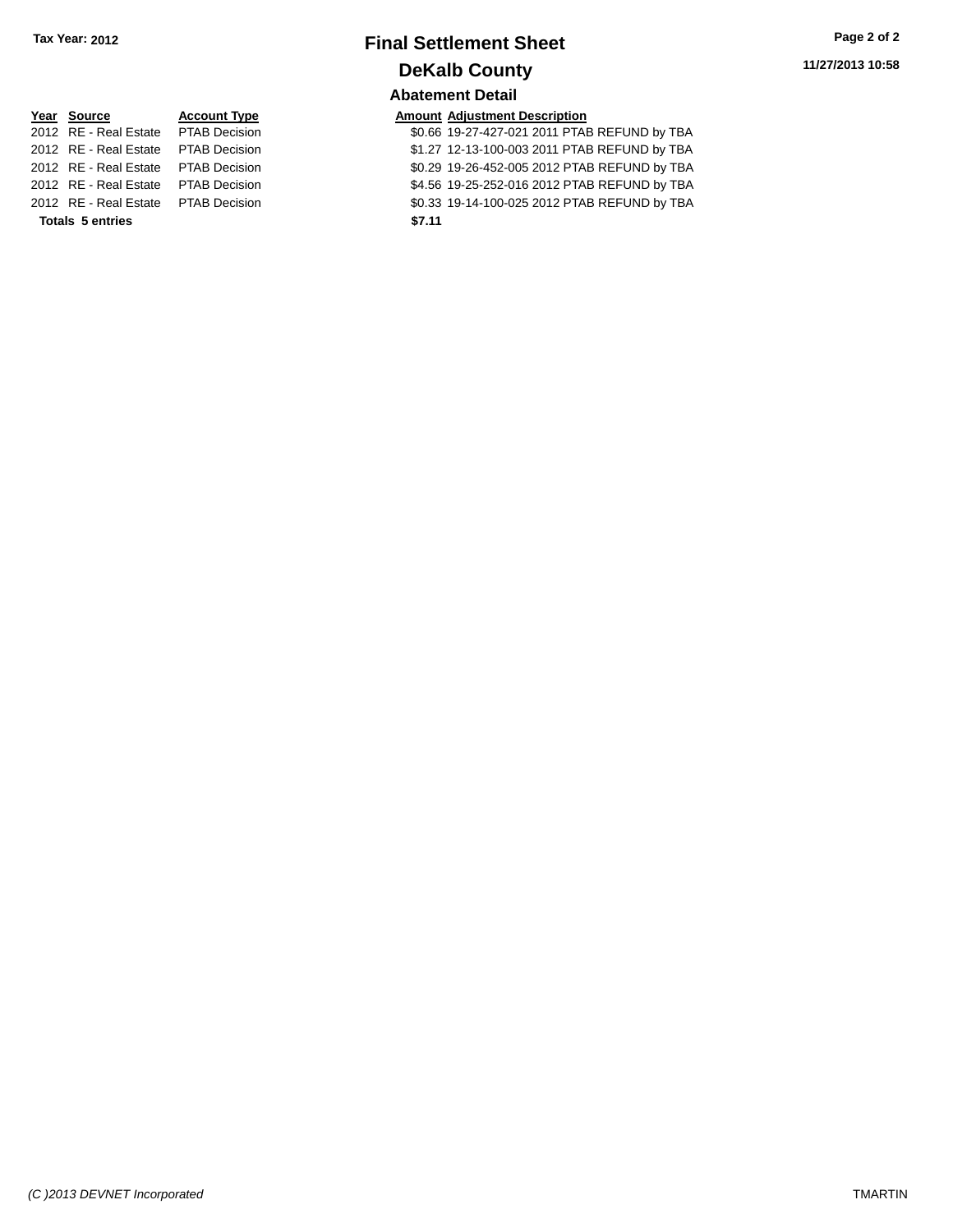**Tax Year: 2012**

# Final Settlement Sheet

## DeKalb County

11/27/2013 10:58

### Abatement Detail

| Year | Source | Account Type | Amount | Adjustment Description |
|---|---|---|---|---|
| 2012 | RE - Real Estate | PTAB Decision | $0.66 | 19-27-427-021 2011 PTAB REFUND by TBA |
| 2012 | RE - Real Estate | PTAB Decision | $1.27 | 12-13-100-003 2011 PTAB REFUND by TBA |
| 2012 | RE - Real Estate | PTAB Decision | $0.29 | 19-26-452-005 2012 PTAB REFUND by TBA |
| 2012 | RE - Real Estate | PTAB Decision | $4.56 | 19-25-252-016 2012 PTAB REFUND by TBA |
| 2012 | RE - Real Estate | PTAB Decision | $0.33 | 19-14-100-025 2012 PTAB REFUND by TBA |
| **Totals** | **5 entries** | | **$7.11** | |

*(C )2013 DEVNET Incorporated* TMARTIN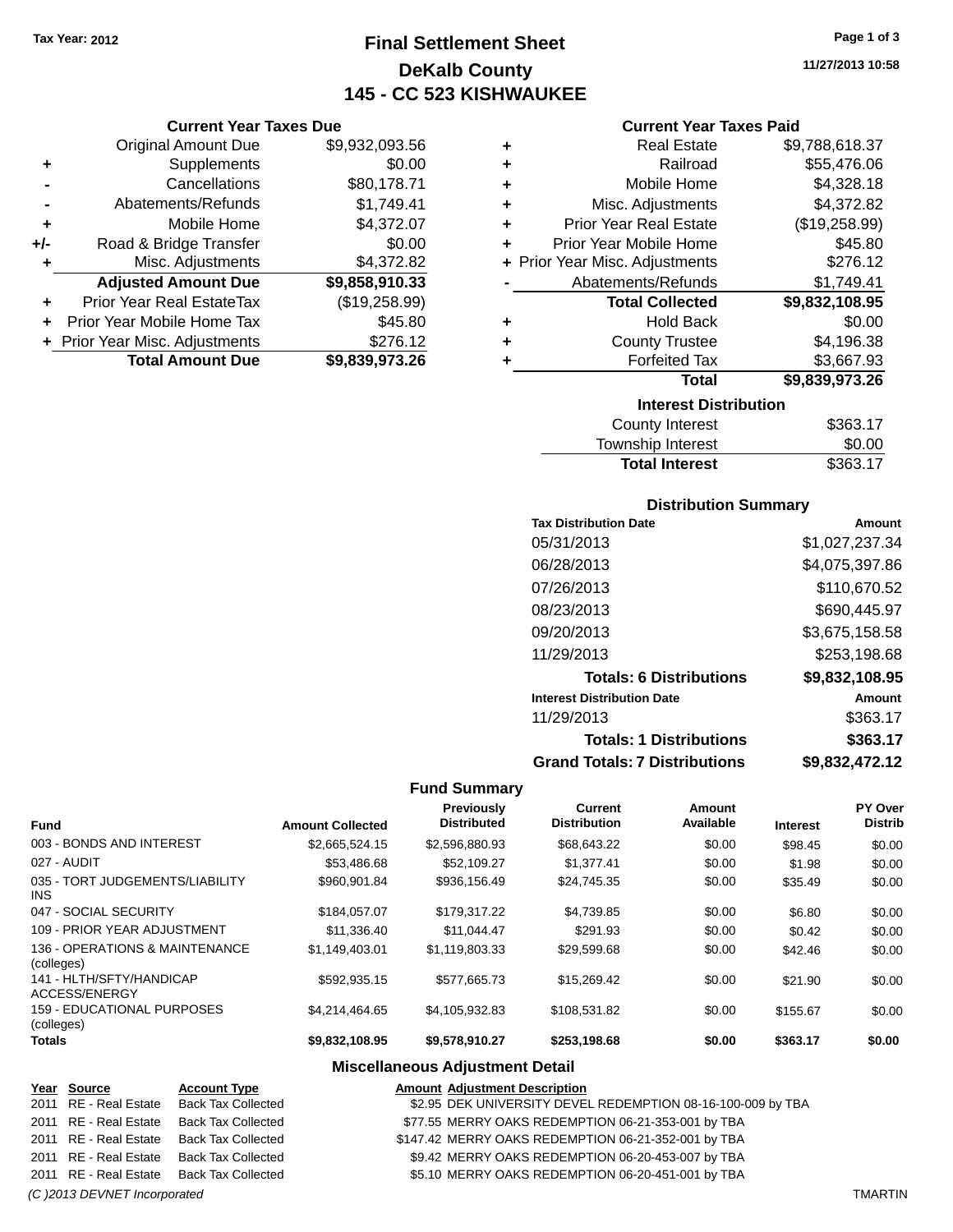Tax Year: 2012

# Final Settlement Sheet

## DeKalb County

## 145 - CC 523 KISHWAUKEE

11/27/2013 10:58

### Current Year Taxes Due

| | | |
|---|---|---|
| | Original Amount Due | $9,932,093.56 |
| + | Supplements | $0.00 |
| - | Cancellations | $80,178.71 |
| - | Abatements/Refunds | $1,749.41 |
| + | Mobile Home | $4,372.07 |
| +/- | Road & Bridge Transfer | $0.00 |
| + | Misc. Adjustments | $4,372.82 |
| | **Adjusted Amount Due** | **$9,858,910.33** |
| + | Prior Year Real EstateTax | ($19,258.99) |
| + | Prior Year Mobile Home Tax | $45.80 |
| + | Prior Year Misc. Adjustments | $276.12 |
| | **Total Amount Due** | **$9,839,973.26** |

### Current Year Taxes Paid

| | | |
|---|---|---|
| + | Real Estate | $9,788,618.37 |
| + | Railroad | $55,476.06 |
| + | Mobile Home | $4,328.18 |
| + | Misc. Adjustments | $4,372.82 |
| + | Prior Year Real Estate | ($19,258.99) |
| + | Prior Year Mobile Home | $45.80 |
| + | Prior Year Misc. Adjustments | $276.12 |
| - | Abatements/Refunds | $1,749.41 |
| | **Total Collected** | **$9,832,108.95** |
| + | Hold Back | $0.00 |
| + | County Trustee | $4,196.38 |
| + | Forfeited Tax | $3,667.93 |
| | **Total** | **$9,839,973.26** |

### Interest Distribution

| | |
|---|---|
| County Interest | $363.17 |
| Township Interest | $0.00 |
| **Total Interest** | $363.17 |

### Distribution Summary

| Tax Distribution Date | Amount |
|---|---|
| 05/31/2013 | $1,027,237.34 |
| 06/28/2013 | $4,075,397.86 |
| 07/26/2013 | $110,670.52 |
| 08/23/2013 | $690,445.97 |
| 09/20/2013 | $3,675,158.58 |
| 11/29/2013 | $253,198.68 |
| **Totals: 6 Distributions** | **$9,832,108.95** |
| **Interest Distribution Date** | **Amount** |
| 11/29/2013 | $363.17 |
| **Totals: 1 Distributions** | **$363.17** |
| **Grand Totals: 7 Distributions** | **$9,832,472.12** |

### Fund Summary

| Fund | Amount Collected | Previously Distributed | Current Distribution | Amount Available | Interest | PY Over Distrib |
|---|---|---|---|---|---|---|
| 003 - BONDS AND INTEREST | $2,665,524.15 | $2,596,880.93 | $68,643.22 | $0.00 | $98.45 | $0.00 |
| 027 - AUDIT | $53,486.68 | $52,109.27 | $1,377.41 | $0.00 | $1.98 | $0.00 |
| 035 - TORT JUDGEMENTS/LIABILITY INS | $960,901.84 | $936,156.49 | $24,745.35 | $0.00 | $35.49 | $0.00 |
| 047 - SOCIAL SECURITY | $184,057.07 | $179,317.22 | $4,739.85 | $0.00 | $6.80 | $0.00 |
| 109 - PRIOR YEAR ADJUSTMENT | $11,336.40 | $11,044.47 | $291.93 | $0.00 | $0.42 | $0.00 |
| 136 - OPERATIONS & MAINTENANCE (colleges) | $1,149,403.01 | $1,119,803.33 | $29,599.68 | $0.00 | $42.46 | $0.00 |
| 141 - HLTH/SFTY/HANDICAP ACCESS/ENERGY | $592,935.15 | $577,665.73 | $15,269.42 | $0.00 | $21.90 | $0.00 |
| 159 - EDUCATIONAL PURPOSES (colleges) | $4,214,464.65 | $4,105,932.83 | $108,531.82 | $0.00 | $155.67 | $0.00 |
| **Totals** | **$9,832,108.95** | **$9,578,910.27** | **$253,198.68** | **$0.00** | **$363.17** | **$0.00** |

### Miscellaneous Adjustment Detail

| Year | Source | Account Type | Amount | Adjustment Description |
|---|---|---|---|---|
| 2011 | RE - Real Estate | Back Tax Collected | $2.95 | DEK UNIVERSITY DEVEL REDEMPTION 08-16-100-009 by TBA |
| 2011 | RE - Real Estate | Back Tax Collected | $77.55 | MERRY OAKS REDEMPTION 06-21-353-001 by TBA |
| 2011 | RE - Real Estate | Back Tax Collected | $147.42 | MERRY OAKS REDEMPTION 06-21-352-001 by TBA |
| 2011 | RE - Real Estate | Back Tax Collected | $9.42 | MERRY OAKS REDEMPTION 06-20-453-007 by TBA |
| 2011 | RE - Real Estate | Back Tax Collected | $5.10 | MERRY OAKS REDEMPTION 06-20-451-001 by TBA |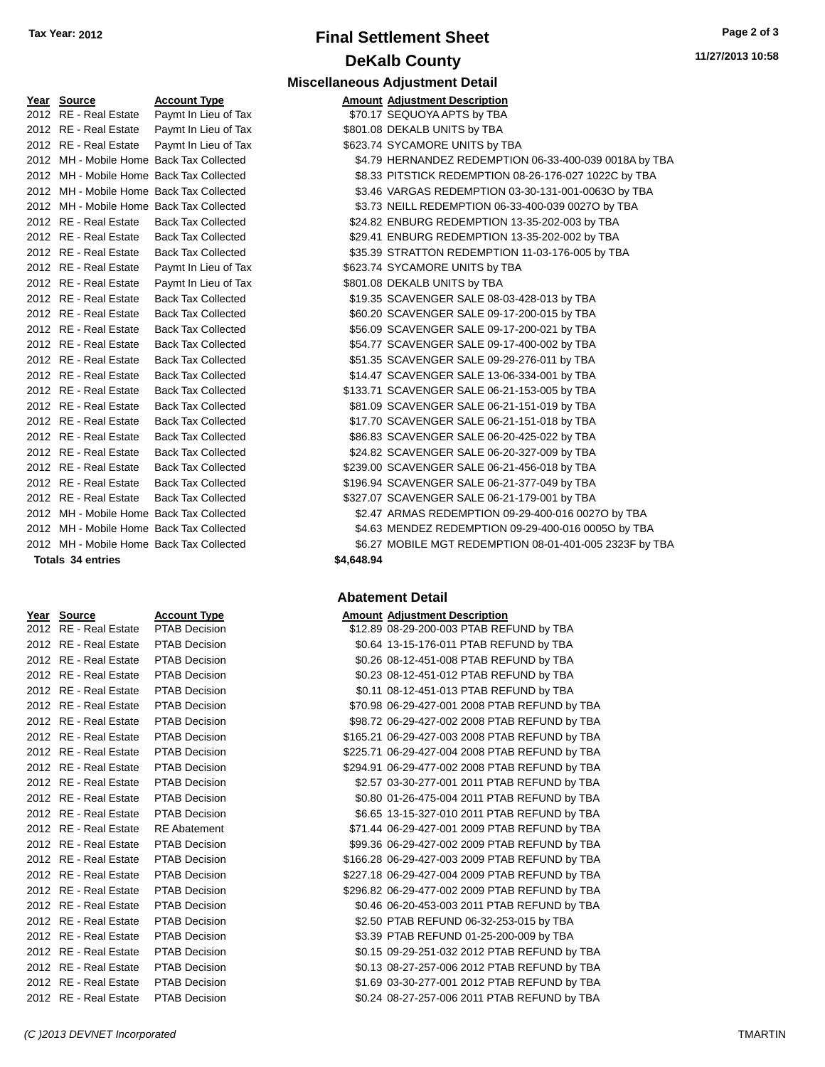Tax Year: 2012

# Final Settlement Sheet

## DeKalb County

11/27/2013 10:58

### Miscellaneous Adjustment Detail

| Year | Source | Account Type | Amount | Adjustment Description |
|---|---|---|---|---|
| 2012 | RE - Real Estate | Paymt In Lieu of Tax | $70.17 | SEQUOYA APTS by TBA |
| 2012 | RE - Real Estate | Paymt In Lieu of Tax | $801.08 | DEKALB UNITS by TBA |
| 2012 | RE - Real Estate | Paymt In Lieu of Tax | $623.74 | SYCAMORE UNITS by TBA |
| 2012 | MH - Mobile Home | Back Tax Collected | $4.79 | HERNANDEZ REDEMPTION 06-33-400-039 0018A by TBA |
| 2012 | MH - Mobile Home | Back Tax Collected | $8.33 | PITSTICK REDEMPTION 08-26-176-027 1022C by TBA |
| 2012 | MH - Mobile Home | Back Tax Collected | $3.46 | VARGAS REDEMPTION 03-30-131-001-0063O by TBA |
| 2012 | MH - Mobile Home | Back Tax Collected | $3.73 | NEILL REDEMPTION 06-33-400-039 0027O by TBA |
| 2012 | RE - Real Estate | Back Tax Collected | $24.82 | ENBURG REDEMPTION 13-35-202-003 by TBA |
| 2012 | RE - Real Estate | Back Tax Collected | $29.41 | ENBURG REDEMPTION 13-35-202-002 by TBA |
| 2012 | RE - Real Estate | Back Tax Collected | $35.39 | STRATTON REDEMPTION 11-03-176-005 by TBA |
| 2012 | RE - Real Estate | Paymt In Lieu of Tax | $623.74 | SYCAMORE UNITS by TBA |
| 2012 | RE - Real Estate | Paymt In Lieu of Tax | $801.08 | DEKALB UNITS by TBA |
| 2012 | RE - Real Estate | Back Tax Collected | $19.35 | SCAVENGER SALE 08-03-428-013 by TBA |
| 2012 | RE - Real Estate | Back Tax Collected | $60.20 | SCAVENGER SALE 09-17-200-015 by TBA |
| 2012 | RE - Real Estate | Back Tax Collected | $56.09 | SCAVENGER SALE 09-17-200-021 by TBA |
| 2012 | RE - Real Estate | Back Tax Collected | $54.77 | SCAVENGER SALE 09-17-400-002 by TBA |
| 2012 | RE - Real Estate | Back Tax Collected | $51.35 | SCAVENGER SALE 09-29-276-011 by TBA |
| 2012 | RE - Real Estate | Back Tax Collected | $14.47 | SCAVENGER SALE 13-06-334-001 by TBA |
| 2012 | RE - Real Estate | Back Tax Collected | $133.71 | SCAVENGER SALE 06-21-153-005 by TBA |
| 2012 | RE - Real Estate | Back Tax Collected | $81.09 | SCAVENGER SALE 06-21-151-019 by TBA |
| 2012 | RE - Real Estate | Back Tax Collected | $17.70 | SCAVENGER SALE 06-21-151-018 by TBA |
| 2012 | RE - Real Estate | Back Tax Collected | $86.83 | SCAVENGER SALE 06-20-425-022 by TBA |
| 2012 | RE - Real Estate | Back Tax Collected | $24.82 | SCAVENGER SALE 06-20-327-009 by TBA |
| 2012 | RE - Real Estate | Back Tax Collected | $239.00 | SCAVENGER SALE 06-21-456-018 by TBA |
| 2012 | RE - Real Estate | Back Tax Collected | $196.94 | SCAVENGER SALE 06-21-377-049 by TBA |
| 2012 | RE - Real Estate | Back Tax Collected | $327.07 | SCAVENGER SALE 06-21-179-001 by TBA |
| 2012 | MH - Mobile Home | Back Tax Collected | $2.47 | ARMAS REDEMPTION 09-29-400-016 0027O by TBA |
| 2012 | MH - Mobile Home | Back Tax Collected | $4.63 | MENDEZ REDEMPTION 09-29-400-016 0005O by TBA |
| 2012 | MH - Mobile Home | Back Tax Collected | $6.27 | MOBILE MGT REDEMPTION 08-01-401-005 2323F by TBA |
| **Totals 34 entries** | | | **$4,648.94** | |

### Abatement Detail

| Year | Source | Account Type | Amount | Adjustment Description |
|---|---|---|---|---|
| 2012 | RE - Real Estate | PTAB Decision | $12.89 | 08-29-200-003 PTAB REFUND by TBA |
| 2012 | RE - Real Estate | PTAB Decision | $0.64 | 13-15-176-011 PTAB REFUND by TBA |
| 2012 | RE - Real Estate | PTAB Decision | $0.26 | 08-12-451-008 PTAB REFUND by TBA |
| 2012 | RE - Real Estate | PTAB Decision | $0.23 | 08-12-451-012 PTAB REFUND by TBA |
| 2012 | RE - Real Estate | PTAB Decision | $0.11 | 08-12-451-013 PTAB REFUND by TBA |
| 2012 | RE - Real Estate | PTAB Decision | $70.98 | 06-29-427-001 2008 PTAB REFUND by TBA |
| 2012 | RE - Real Estate | PTAB Decision | $98.72 | 06-29-427-002 2008 PTAB REFUND by TBA |
| 2012 | RE - Real Estate | PTAB Decision | $165.21 | 06-29-427-003 2008 PTAB REFUND by TBA |
| 2012 | RE - Real Estate | PTAB Decision | $225.71 | 06-29-427-004 2008 PTAB REFUND by TBA |
| 2012 | RE - Real Estate | PTAB Decision | $294.91 | 06-29-477-002 2008 PTAB REFUND by TBA |
| 2012 | RE - Real Estate | PTAB Decision | $2.57 | 03-30-277-001 2011 PTAB REFUND by TBA |
| 2012 | RE - Real Estate | PTAB Decision | $0.80 | 01-26-475-004 2011 PTAB REFUND by TBA |
| 2012 | RE - Real Estate | PTAB Decision | $6.65 | 13-15-327-010 2011 PTAB REFUND by TBA |
| 2012 | RE - Real Estate | RE Abatement | $71.44 | 06-29-427-001 2009 PTAB REFUND by TBA |
| 2012 | RE - Real Estate | PTAB Decision | $99.36 | 06-29-427-002 2009 PTAB REFUND by TBA |
| 2012 | RE - Real Estate | PTAB Decision | $166.28 | 06-29-427-003 2009 PTAB REFUND by TBA |
| 2012 | RE - Real Estate | PTAB Decision | $227.18 | 06-29-427-004 2009 PTAB REFUND by TBA |
| 2012 | RE - Real Estate | PTAB Decision | $296.82 | 06-29-477-002 2009 PTAB REFUND by TBA |
| 2012 | RE - Real Estate | PTAB Decision | $0.46 | 06-20-453-003 2011 PTAB REFUND by TBA |
| 2012 | RE - Real Estate | PTAB Decision | $2.50 | PTAB REFUND 06-32-253-015 by TBA |
| 2012 | RE - Real Estate | PTAB Decision | $3.39 | PTAB REFUND 01-25-200-009 by TBA |
| 2012 | RE - Real Estate | PTAB Decision | $0.15 | 09-29-251-032 2012 PTAB REFUND by TBA |
| 2012 | RE - Real Estate | PTAB Decision | $0.13 | 08-27-257-006 2012 PTAB REFUND by TBA |
| 2012 | RE - Real Estate | PTAB Decision | $1.69 | 03-30-277-001 2012 PTAB REFUND by TBA |
| 2012 | RE - Real Estate | PTAB Decision | $0.24 | 08-27-257-006 2011 PTAB REFUND by TBA |

*(C )2013 DEVNET Incorporated* TMARTIN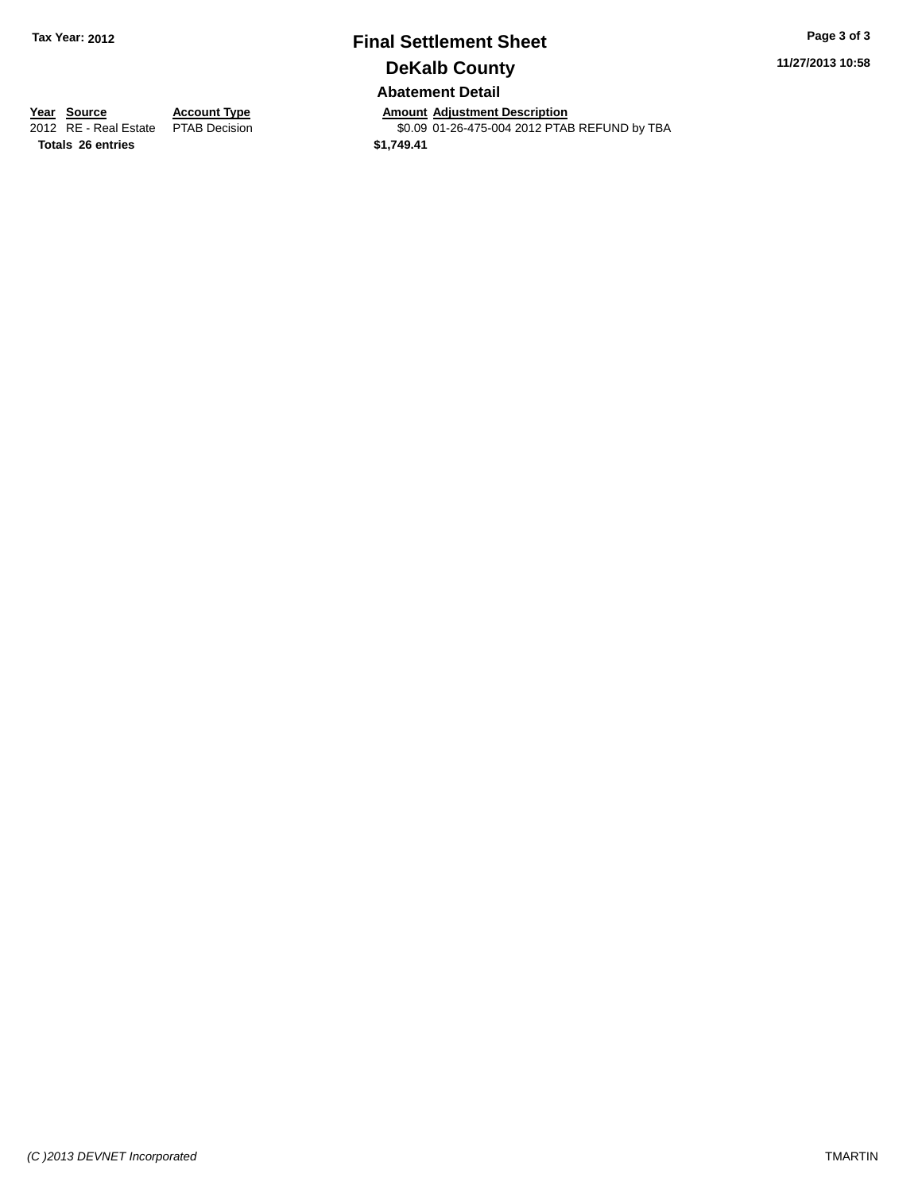Tax Year: 2012

# Final Settlement Sheet

## DeKalb County

### Abatement Detail

| Year | Source | Account Type | Amount | Adjustment Description |
|---|---|---|---|---|
| 2012 | RE - Real Estate | PTAB Decision | $0.09 | 01-26-475-004 2012 PTAB REFUND by TBA |
| **Totals 26 entries** | | | **$1,749.41** | |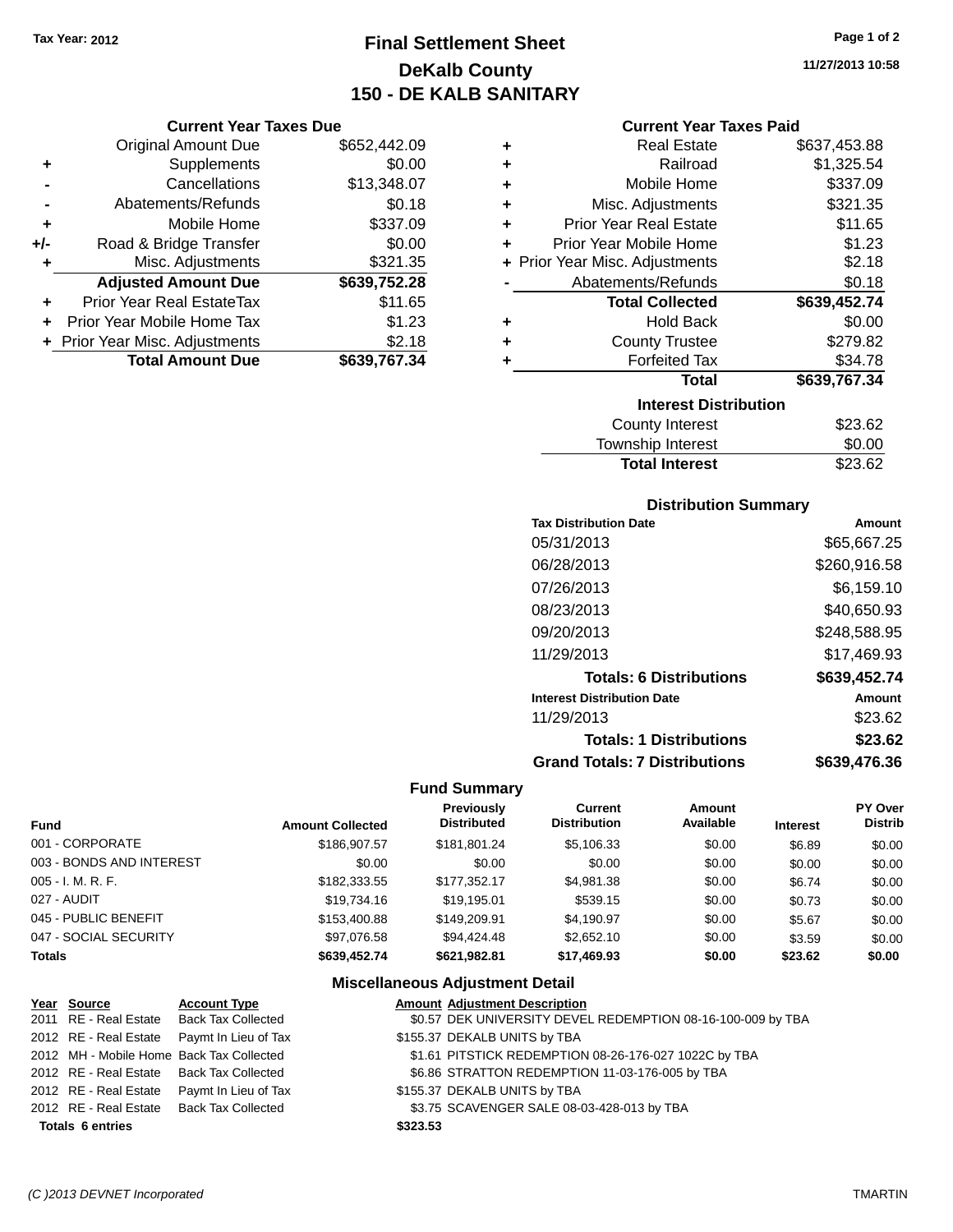Tax Year: 2012

# Final Settlement Sheet

## DeKalb County

## 150 - DE KALB SANITARY

11/27/2013 10:58

### Current Year Taxes Due

| | | |
|---|---|---|
| | Original Amount Due | $652,442.09 |
| + | Supplements | $0.00 |
| - | Cancellations | $13,348.07 |
| - | Abatements/Refunds | $0.18 |
| + | Mobile Home | $337.09 |
| +/- | Road & Bridge Transfer | $0.00 |
| + | Misc. Adjustments | $321.35 |
| | **Adjusted Amount Due** | **$639,752.28** |
| + | Prior Year Real EstateTax | $11.65 |
| + | Prior Year Mobile Home Tax | $1.23 |
| + | Prior Year Misc. Adjustments | $2.18 |
| | **Total Amount Due** | **$639,767.34** |

### Current Year Taxes Paid

| | | |
|---|---|---|
| + | Real Estate | $637,453.88 |
| + | Railroad | $1,325.54 |
| + | Mobile Home | $337.09 |
| + | Misc. Adjustments | $321.35 |
| + | Prior Year Real Estate | $11.65 |
| + | Prior Year Mobile Home | $1.23 |
| + | Prior Year Misc. Adjustments | $2.18 |
| - | Abatements/Refunds | $0.18 |
| | **Total Collected** | **$639,452.74** |
| + | Hold Back | $0.00 |
| + | County Trustee | $279.82 |
| + | Forfeited Tax | $34.78 |
| | **Total** | **$639,767.34** |

### Interest Distribution

| | |
|---|---|
| County Interest | $23.62 |
| Township Interest | $0.00 |
| **Total Interest** | $23.62 |

### Distribution Summary

| Tax Distribution Date | Amount |
|---|---|
| 05/31/2013 | $65,667.25 |
| 06/28/2013 | $260,916.58 |
| 07/26/2013 | $6,159.10 |
| 08/23/2013 | $40,650.93 |
| 09/20/2013 | $248,588.95 |
| 11/29/2013 | $17,469.93 |
| **Totals: 6 Distributions** | **$639,452.74** |
| **Interest Distribution Date** | **Amount** |
| 11/29/2013 | $23.62 |
| **Totals: 1 Distributions** | **$23.62** |
| **Grand Totals: 7 Distributions** | **$639,476.36** |

### Fund Summary

| Fund | Amount Collected | Previously Distributed | Current Distribution | Amount Available | Interest | PY Over Distrib |
|---|---|---|---|---|---|---|
| 001 - CORPORATE | $186,907.57 | $181,801.24 | $5,106.33 | $0.00 | $6.89 | $0.00 |
| 003 - BONDS AND INTEREST | $0.00 | $0.00 | $0.00 | $0.00 | $0.00 | $0.00 |
| 005 - I. M. R. F. | $182,333.55 | $177,352.17 | $4,981.38 | $0.00 | $6.74 | $0.00 |
| 027 - AUDIT | $19,734.16 | $19,195.01 | $539.15 | $0.00 | $0.73 | $0.00 |
| 045 - PUBLIC BENEFIT | $153,400.88 | $149,209.91 | $4,190.97 | $0.00 | $5.67 | $0.00 |
| 047 - SOCIAL SECURITY | $97,076.58 | $94,424.48 | $2,652.10 | $0.00 | $3.59 | $0.00 |
| **Totals** | **$639,452.74** | **$621,982.81** | **$17,469.93** | **$0.00** | **$23.62** | **$0.00** |

### Miscellaneous Adjustment Detail

| Year | Source | Account Type | Amount | Adjustment Description |
|---|---|---|---|---|
| 2011 | RE - Real Estate | Back Tax Collected | $0.57 | DEK UNIVERSITY DEVEL REDEMPTION 08-16-100-009 by TBA |
| 2012 | RE - Real Estate | Paymt In Lieu of Tax | $155.37 | DEKALB UNITS by TBA |
| 2012 | MH - Mobile Home | Back Tax Collected | $1.61 | PITSTICK REDEMPTION 08-26-176-027 1022C by TBA |
| 2012 | RE - Real Estate | Back Tax Collected | $6.86 | STRATTON REDEMPTION 11-03-176-005 by TBA |
| 2012 | RE - Real Estate | Paymt In Lieu of Tax | $155.37 | DEKALB UNITS by TBA |
| 2012 | RE - Real Estate | Back Tax Collected | $3.75 | SCAVENGER SALE 08-03-428-013 by TBA |
| **Totals 6 entries** | | | **$323.53** | |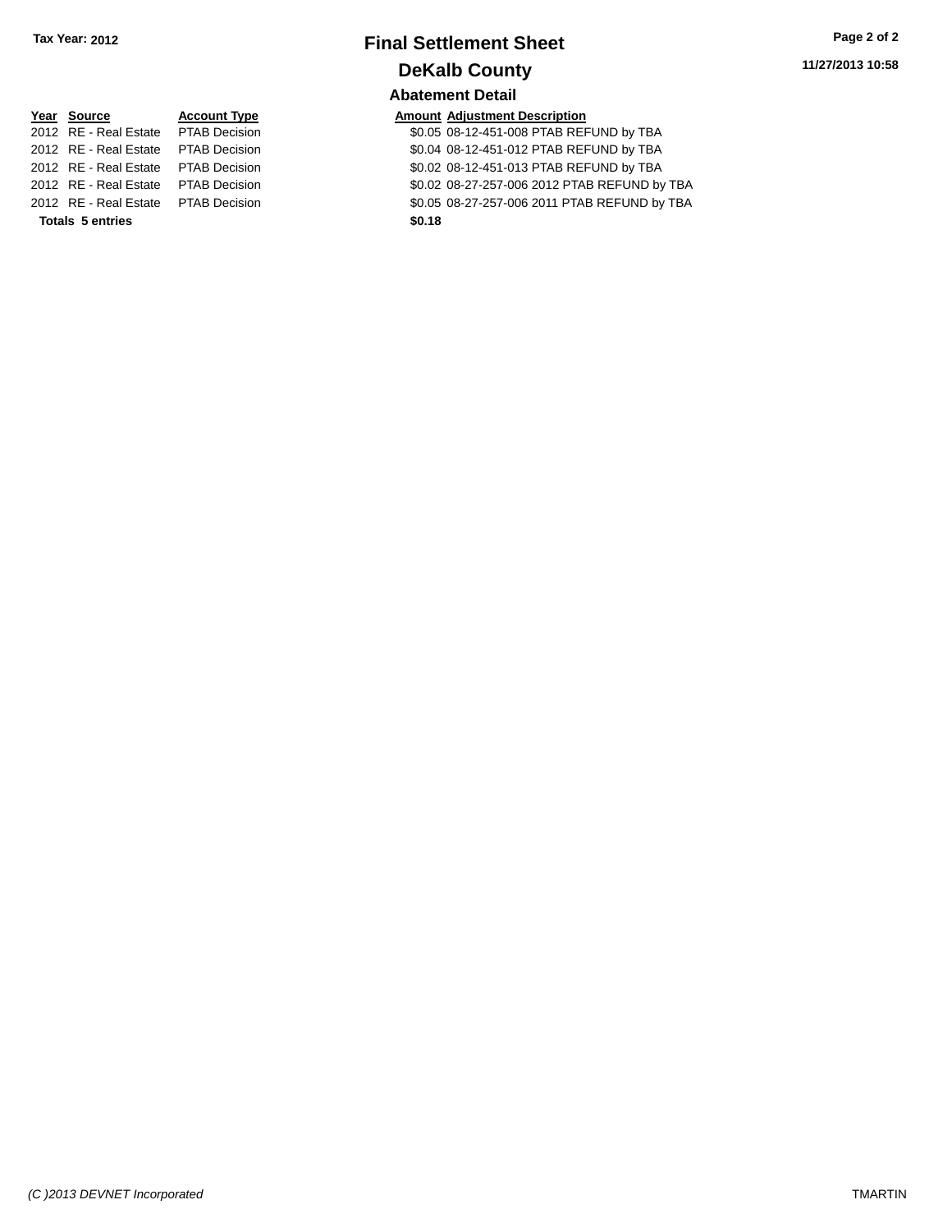**Tax Year: 2012**

# Final Settlement Sheet

## DeKalb County

11/27/2013 10:58

### Abatement Detail

| Year | Source | Account Type | Amount | Adjustment Description |
|---|---|---|---|---|
| 2012 | RE - Real Estate | PTAB Decision | $0.05 | 08-12-451-008 PTAB REFUND by TBA |
| 2012 | RE - Real Estate | PTAB Decision | $0.04 | 08-12-451-012 PTAB REFUND by TBA |
| 2012 | RE - Real Estate | PTAB Decision | $0.02 | 08-12-451-013 PTAB REFUND by TBA |
| 2012 | RE - Real Estate | PTAB Decision | $0.02 | 08-27-257-006 2012 PTAB REFUND by TBA |
| 2012 | RE - Real Estate | PTAB Decision | $0.05 | 08-27-257-006 2011 PTAB REFUND by TBA |
| **Totals 5 entries** | | | **$0.18** | |

*(C )2013 DEVNET Incorporated* TMARTIN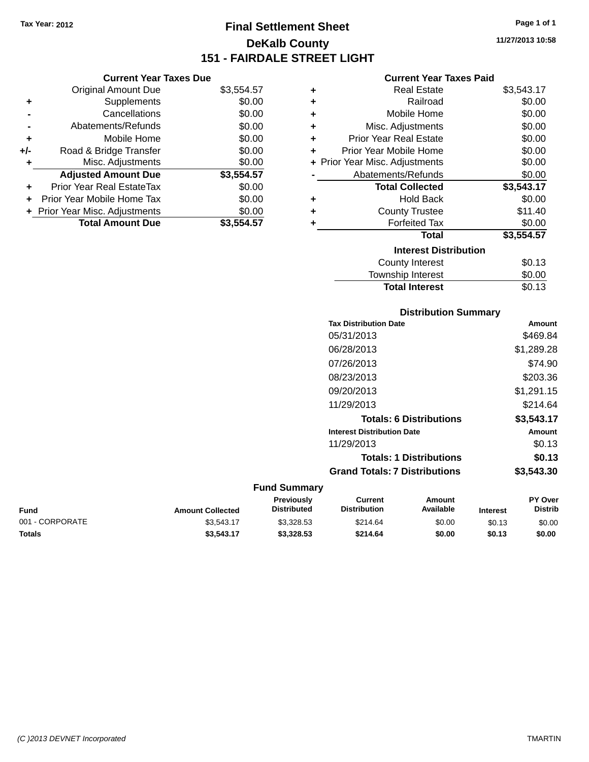**Tax Year: 2012**

# Final Settlement Sheet

## DeKalb County

## 151 - FAIRDALE STREET LIGHT

11/27/2013 10:58

### Current Year Taxes Due

| | | |
|---|---|---|
| | Original Amount Due | $3,554.57 |
| + | Supplements | $0.00 |
| - | Cancellations | $0.00 |
| - | Abatements/Refunds | $0.00 |
| + | Mobile Home | $0.00 |
| +/- | Road & Bridge Transfer | $0.00 |
| + | Misc. Adjustments | $0.00 |
| | **Adjusted Amount Due** | **$3,554.57** |
| + | Prior Year Real EstateTax | $0.00 |
| + | Prior Year Mobile Home Tax | $0.00 |
| + | Prior Year Misc. Adjustments | $0.00 |
| | **Total Amount Due** | **$3,554.57** |

### Current Year Taxes Paid

| | | |
|---|---|---|
| + | Real Estate | $3,543.17 |
| + | Railroad | $0.00 |
| + | Mobile Home | $0.00 |
| + | Misc. Adjustments | $0.00 |
| + | Prior Year Real Estate | $0.00 |
| + | Prior Year Mobile Home | $0.00 |
| + | Prior Year Misc. Adjustments | $0.00 |
| - | Abatements/Refunds | $0.00 |
| | **Total Collected** | **$3,543.17** |
| + | Hold Back | $0.00 |
| + | County Trustee | $11.40 |
| + | Forfeited Tax | $0.00 |
| | **Total** | **$3,554.57** |

### Interest Distribution

| | |
|---|---|
| County Interest | $0.13 |
| Township Interest | $0.00 |
| **Total Interest** | $0.13 |

### Distribution Summary

| Tax Distribution Date | Amount |
|---|---|
| 05/31/2013 | $469.84 |
| 06/28/2013 | $1,289.28 |
| 07/26/2013 | $74.90 |
| 08/23/2013 | $203.36 |
| 09/20/2013 | $1,291.15 |
| 11/29/2013 | $214.64 |
| **Totals: 6 Distributions** | **$3,543.17** |
| **Interest Distribution Date** | **Amount** |
| 11/29/2013 | $0.13 |
| **Totals: 1 Distributions** | **$0.13** |
| **Grand Totals: 7 Distributions** | **$3,543.30** |

### Fund Summary

| Fund | Amount Collected | Previously Distributed | Current Distribution | Amount Available | Interest | PY Over Distrib |
|---|---|---|---|---|---|---|
| 001 - CORPORATE | $3,543.17 | $3,328.53 | $214.64 | $0.00 | $0.13 | $0.00 |
| **Totals** | **$3,543.17** | **$3,328.53** | **$214.64** | **$0.00** | **$0.13** | **$0.00** |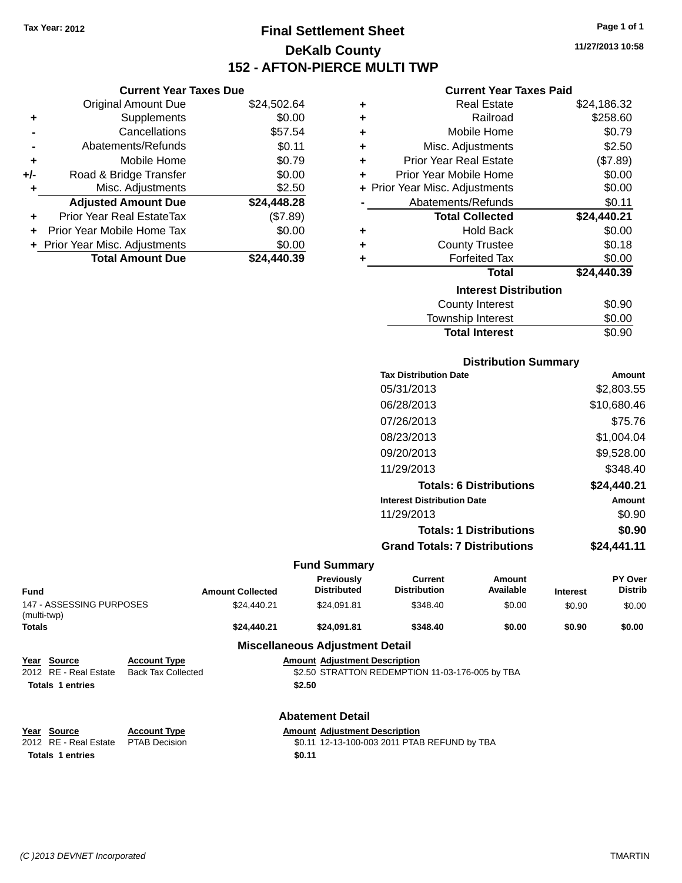Tax Year: 2012

# Final Settlement Sheet

## DeKalb County

## 152 - AFTON-PIERCE MULTI TWP

11/27/2013 10:58

### Current Year Taxes Due

| | | |
|---|---|---|
| | Original Amount Due | $24,502.64 |
| + | Supplements | $0.00 |
| - | Cancellations | $57.54 |
| - | Abatements/Refunds | $0.11 |
| + | Mobile Home | $0.79 |
| +/- | Road & Bridge Transfer | $0.00 |
| + | Misc. Adjustments | $2.50 |
| | **Adjusted Amount Due** | **$24,448.28** |
| + | Prior Year Real EstateTax | ($7.89) |
| + | Prior Year Mobile Home Tax | $0.00 |
| + | Prior Year Misc. Adjustments | $0.00 |
| | **Total Amount Due** | **$24,440.39** |

### Current Year Taxes Paid

| | | |
|---|---|---|
| + | Real Estate | $24,186.32 |
| + | Railroad | $258.60 |
| + | Mobile Home | $0.79 |
| + | Misc. Adjustments | $2.50 |
| + | Prior Year Real Estate | ($7.89) |
| + | Prior Year Mobile Home | $0.00 |
| + | Prior Year Misc. Adjustments | $0.00 |
| - | Abatements/Refunds | $0.11 |
| | **Total Collected** | **$24,440.21** |
| + | Hold Back | $0.00 |
| + | County Trustee | $0.18 |
| + | Forfeited Tax | $0.00 |
| | **Total** | **$24,440.39** |

### Interest Distribution

| | |
|---|---|
| County Interest | $0.90 |
| Township Interest | $0.00 |
| **Total Interest** | **$0.90** |

### Distribution Summary

| Tax Distribution Date | Amount |
|---|---|
| 05/31/2013 | $2,803.55 |
| 06/28/2013 | $10,680.46 |
| 07/26/2013 | $75.76 |
| 08/23/2013 | $1,004.04 |
| 09/20/2013 | $9,528.00 |
| 11/29/2013 | $348.40 |
| **Totals: 6 Distributions** | **$24,440.21** |
| **Interest Distribution Date** | **Amount** |
| 11/29/2013 | $0.90 |
| **Totals: 1 Distributions** | **$0.90** |
| **Grand Totals: 7 Distributions** | **$24,441.11** |

### Fund Summary

| Fund | Amount Collected | Previously Distributed | Current Distribution | Amount Available | Interest | PY Over Distrib |
|---|---|---|---|---|---|---|
| 147 - ASSESSING PURPOSES (multi-twp) | $24,440.21 | $24,091.81 | $348.40 | $0.00 | $0.90 | $0.00 |
| **Totals** | **$24,440.21** | **$24,091.81** | **$348.40** | **$0.00** | **$0.90** | **$0.00** |

### Miscellaneous Adjustment Detail

| Year | Source | Account Type | Amount | Adjustment Description |
|---|---|---|---|---|
| 2012 | RE - Real Estate | Back Tax Collected | $2.50 | STRATTON REDEMPTION 11-03-176-005 by TBA |
| **Totals** | **1 entries** | | **$2.50** | |

### Abatement Detail

| Year | Source | Account Type | Amount | Adjustment Description |
|---|---|---|---|---|
| 2012 | RE - Real Estate | PTAB Decision | $0.11 | 12-13-100-003 2011 PTAB REFUND by TBA |
| **Totals** | **1 entries** | | **$0.11** | |

(C )2013 DEVNET Incorporated TMARTIN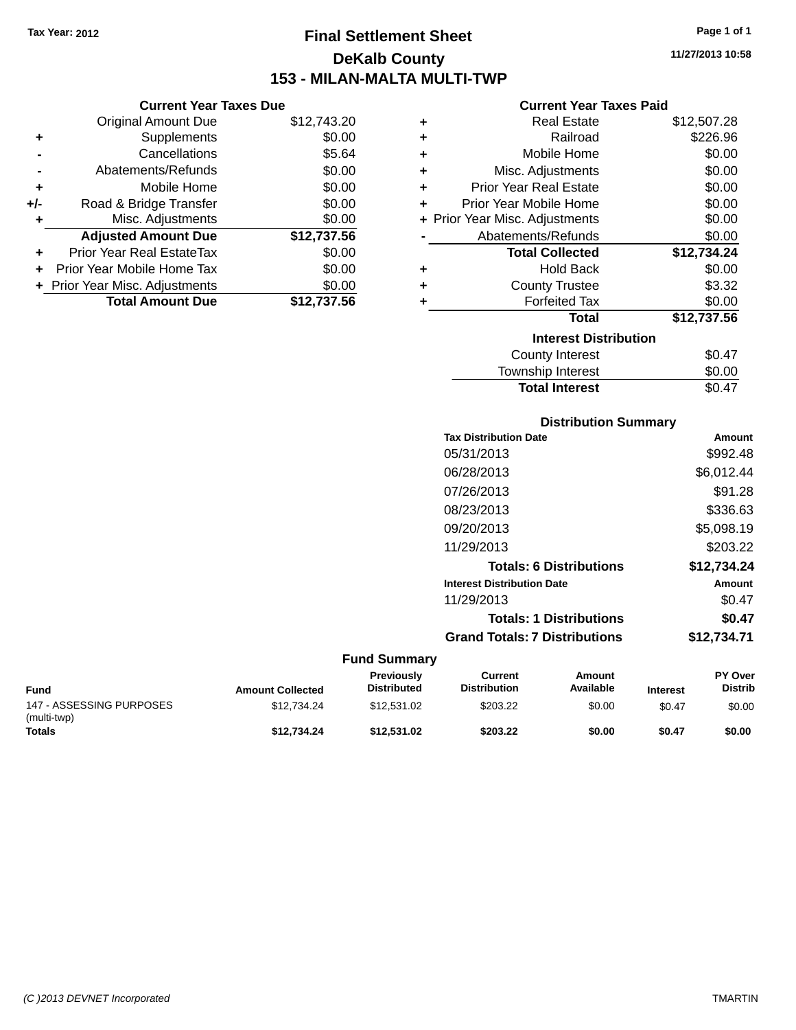Tax Year: 2012

# Final Settlement Sheet

## DeKalb County

## 153 - MILAN-MALTA MULTI-TWP

11/27/2013 10:58

### Current Year Taxes Due

| | | |
|---|---|---|
| | Original Amount Due | $12,743.20 |
| + | Supplements | $0.00 |
| - | Cancellations | $5.64 |
| - | Abatements/Refunds | $0.00 |
| + | Mobile Home | $0.00 |
| +/- | Road & Bridge Transfer | $0.00 |
| + | Misc. Adjustments | $0.00 |
| | **Adjusted Amount Due** | **$12,737.56** |
| + | Prior Year Real EstateTax | $0.00 |
| + | Prior Year Mobile Home Tax | $0.00 |
| + | Prior Year Misc. Adjustments | $0.00 |
| | **Total Amount Due** | **$12,737.56** |

### Current Year Taxes Paid

| | | |
|---|---|---|
| + | Real Estate | $12,507.28 |
| + | Railroad | $226.96 |
| + | Mobile Home | $0.00 |
| + | Misc. Adjustments | $0.00 |
| + | Prior Year Real Estate | $0.00 |
| + | Prior Year Mobile Home | $0.00 |
| + | Prior Year Misc. Adjustments | $0.00 |
| - | Abatements/Refunds | $0.00 |
| | **Total Collected** | **$12,734.24** |
| + | Hold Back | $0.00 |
| + | County Trustee | $3.32 |
| + | Forfeited Tax | $0.00 |
| | **Total** | **$12,737.56** |

### Interest Distribution

| | |
|---|---|
| County Interest | $0.47 |
| Township Interest | $0.00 |
| **Total Interest** | $0.47 |

### Distribution Summary

| Tax Distribution Date | Amount |
|---|---|
| 05/31/2013 | $992.48 |
| 06/28/2013 | $6,012.44 |
| 07/26/2013 | $91.28 |
| 08/23/2013 | $336.63 |
| 09/20/2013 | $5,098.19 |
| 11/29/2013 | $203.22 |
| **Totals: 6 Distributions** | **$12,734.24** |

| Interest Distribution Date | Amount |
|---|---|
| 11/29/2013 | $0.47 |
| **Totals: 1 Distributions** | **$0.47** |
| **Grand Totals: 7 Distributions** | **$12,734.71** |

### Fund Summary

| Fund | Amount Collected | Previously Distributed | Current Distribution | Amount Available | Interest | PY Over Distrib |
|---|---|---|---|---|---|---|
| 147 - ASSESSING PURPOSES (multi-twp) | $12,734.24 | $12,531.02 | $203.22 | $0.00 | $0.47 | $0.00 |
| **Totals** | **$12,734.24** | **$12,531.02** | **$203.22** | **$0.00** | **$0.47** | **$0.00** |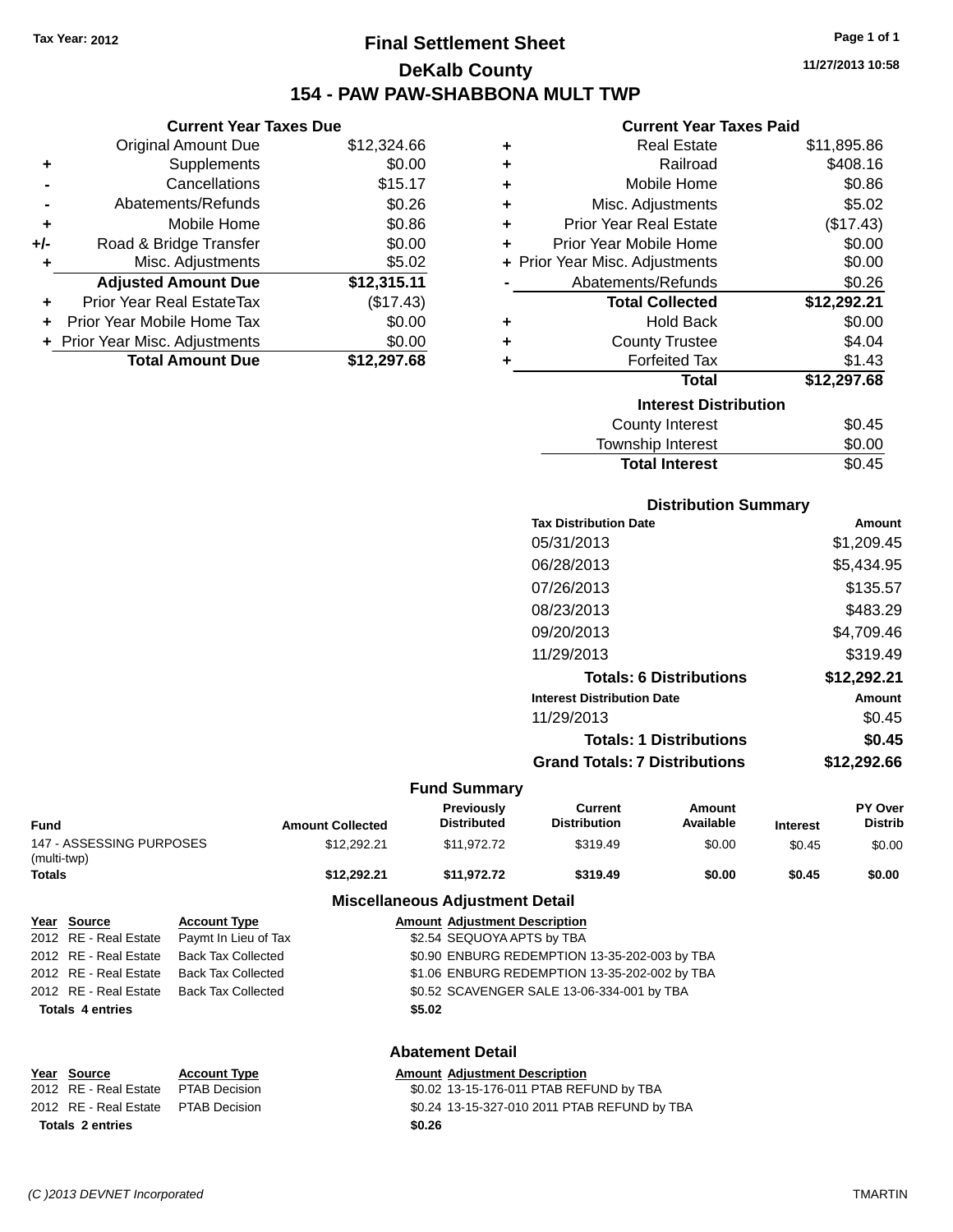Tax Year: 2012

# Final Settlement Sheet

## DeKalb County

## 154 - PAW PAW-SHABBONA MULT TWP

11/27/2013 10:58

### Current Year Taxes Due

| | | |
|---|---|---|
| | Original Amount Due | $12,324.66 |
| + | Supplements | $0.00 |
| - | Cancellations | $15.17 |
| - | Abatements/Refunds | $0.26 |
| + | Mobile Home | $0.86 |
| +/- | Road & Bridge Transfer | $0.00 |
| + | Misc. Adjustments | $5.02 |
| | **Adjusted Amount Due** | **$12,315.11** |
| + | Prior Year Real EstateTax | ($17.43) |
| + | Prior Year Mobile Home Tax | $0.00 |
| + | Prior Year Misc. Adjustments | $0.00 |
| | **Total Amount Due** | **$12,297.68** |

### Current Year Taxes Paid

| | | |
|---|---|---|
| + | Real Estate | $11,895.86 |
| + | Railroad | $408.16 |
| + | Mobile Home | $0.86 |
| + | Misc. Adjustments | $5.02 |
| + | Prior Year Real Estate | ($17.43) |
| + | Prior Year Mobile Home | $0.00 |
| + | Prior Year Misc. Adjustments | $0.00 |
| - | Abatements/Refunds | $0.26 |
| | **Total Collected** | **$12,292.21** |
| + | Hold Back | $0.00 |
| + | County Trustee | $4.04 |
| + | Forfeited Tax | $1.43 |
| | **Total** | **$12,297.68** |

### Interest Distribution

| | |
|---|---|
| County Interest | $0.45 |
| Township Interest | $0.00 |
| **Total Interest** | $0.45 |

### Distribution Summary

| Tax Distribution Date | Amount |
|---|---|
| 05/31/2013 | $1,209.45 |
| 06/28/2013 | $5,434.95 |
| 07/26/2013 | $135.57 |
| 08/23/2013 | $483.29 |
| 09/20/2013 | $4,709.46 |
| 11/29/2013 | $319.49 |
| **Totals: 6 Distributions** | **$12,292.21** |
| **Interest Distribution Date** | **Amount** |
| 11/29/2013 | $0.45 |
| **Totals: 1 Distributions** | **$0.45** |
| **Grand Totals: 7 Distributions** | **$12,292.66** |

### Fund Summary

| Fund | Amount Collected | Previously Distributed | Current Distribution | Amount Available | Interest | PY Over Distrib |
|---|---|---|---|---|---|---|
| 147 - ASSESSING PURPOSES (multi-twp) | $12,292.21 | $11,972.72 | $319.49 | $0.00 | $0.45 | $0.00 |
| **Totals** | **$12,292.21** | **$11,972.72** | **$319.49** | **$0.00** | **$0.45** | **$0.00** |

### Miscellaneous Adjustment Detail

| Year | Source | Account Type | Amount | Adjustment Description |
|---|---|---|---|---|
| 2012 | RE - Real Estate | Paymt In Lieu of Tax | $2.54 | SEQUOYA APTS by TBA |
| 2012 | RE - Real Estate | Back Tax Collected | $0.90 | ENBURG REDEMPTION 13-35-202-003 by TBA |
| 2012 | RE - Real Estate | Back Tax Collected | $1.06 | ENBURG REDEMPTION 13-35-202-002 by TBA |
| 2012 | RE - Real Estate | Back Tax Collected | $0.52 | SCAVENGER SALE 13-06-334-001 by TBA |
| **Totals 4 entries** | | | **$5.02** | |

### Abatement Detail

| Year | Source | Account Type | Amount | Adjustment Description |
|---|---|---|---|---|
| 2012 | RE - Real Estate | PTAB Decision | $0.02 | 13-15-176-011 PTAB REFUND by TBA |
| 2012 | RE - Real Estate | PTAB Decision | $0.24 | 13-15-327-010 2011 PTAB REFUND by TBA |
| **Totals 2 entries** | | | **$0.26** | |

(C )2013 DEVNET Incorporated TMARTIN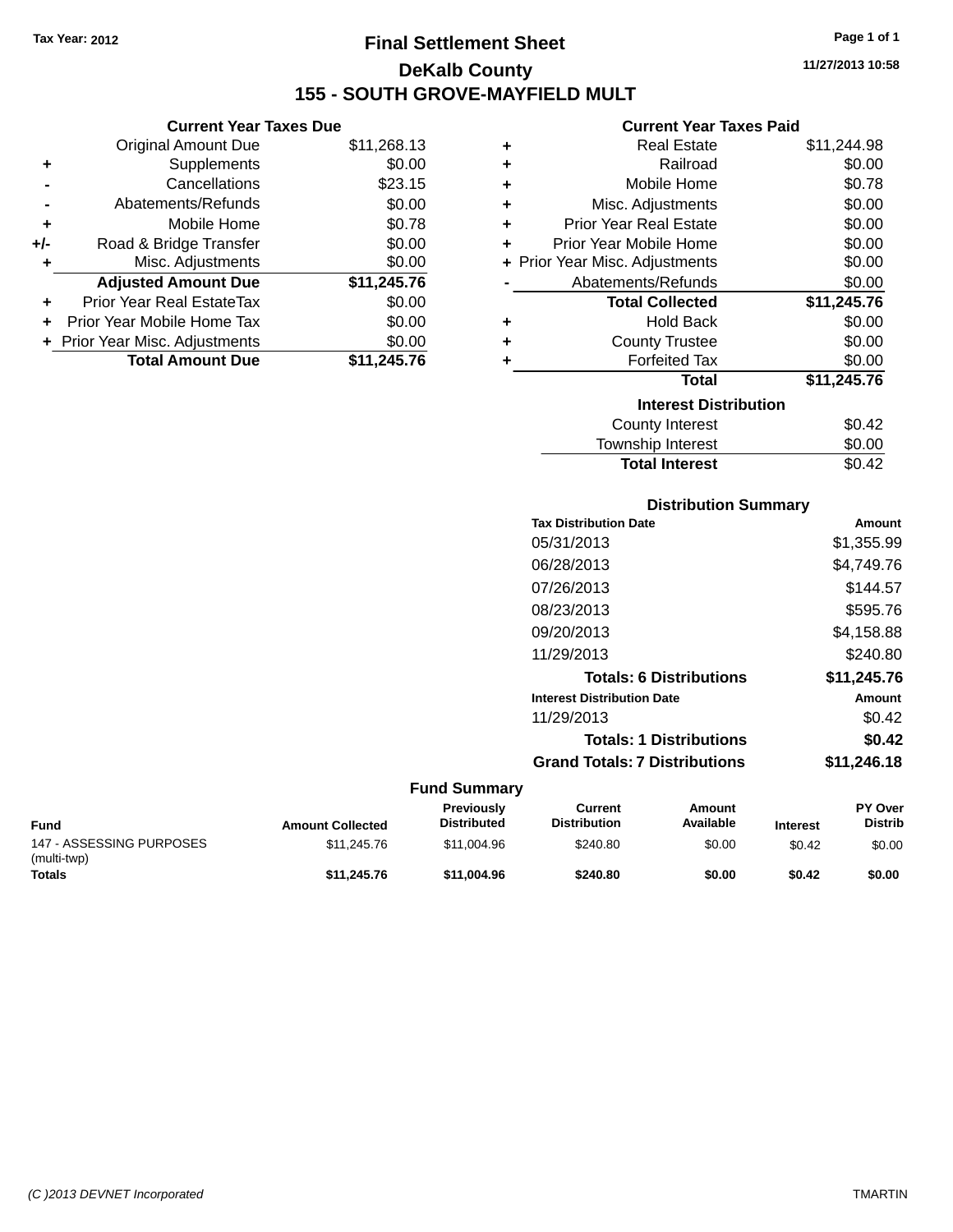Tax Year: 2012

# Final Settlement Sheet

## DeKalb County

## 155 - SOUTH GROVE-MAYFIELD MULT

11/27/2013 10:58

### Current Year Taxes Due

| | | |
|---|---|---|
| | Original Amount Due | $11,268.13 |
| + | Supplements | $0.00 |
| - | Cancellations | $23.15 |
| - | Abatements/Refunds | $0.00 |
| + | Mobile Home | $0.78 |
| +/- | Road & Bridge Transfer | $0.00 |
| + | Misc. Adjustments | $0.00 |
| | **Adjusted Amount Due** | **$11,245.76** |
| + | Prior Year Real EstateTax | $0.00 |
| + | Prior Year Mobile Home Tax | $0.00 |
| + | Prior Year Misc. Adjustments | $0.00 |
| | **Total Amount Due** | **$11,245.76** |

### Current Year Taxes Paid

| | | |
|---|---|---|
| + | Real Estate | $11,244.98 |
| + | Railroad | $0.00 |
| + | Mobile Home | $0.78 |
| + | Misc. Adjustments | $0.00 |
| + | Prior Year Real Estate | $0.00 |
| + | Prior Year Mobile Home | $0.00 |
| + | Prior Year Misc. Adjustments | $0.00 |
| - | Abatements/Refunds | $0.00 |
| | **Total Collected** | **$11,245.76** |
| + | Hold Back | $0.00 |
| + | County Trustee | $0.00 |
| + | Forfeited Tax | $0.00 |
| | **Total** | **$11,245.76** |

### Interest Distribution

| | |
|---|---|
| County Interest | $0.42 |
| Township Interest | $0.00 |
| **Total Interest** | $0.42 |

### Distribution Summary

| Tax Distribution Date | Amount |
|---|---|
| 05/31/2013 | $1,355.99 |
| 06/28/2013 | $4,749.76 |
| 07/26/2013 | $144.57 |
| 08/23/2013 | $595.76 |
| 09/20/2013 | $4,158.88 |
| 11/29/2013 | $240.80 |
| **Totals: 6 Distributions** | **$11,245.76** |

| Interest Distribution Date | Amount |
|---|---|
| 11/29/2013 | $0.42 |
| **Totals: 1 Distributions** | **$0.42** |
| **Grand Totals: 7 Distributions** | **$11,246.18** |

### Fund Summary

| Fund | Amount Collected | Previously Distributed | Current Distribution | Amount Available | Interest | PY Over Distrib |
|---|---|---|---|---|---|---|
| 147 - ASSESSING PURPOSES (multi-twp) | $11,245.76 | $11,004.96 | $240.80 | $0.00 | $0.42 | $0.00 |
| **Totals** | **$11,245.76** | **$11,004.96** | **$240.80** | **$0.00** | **$0.42** | **$0.00** |

(C )2013 DEVNET Incorporated TMARTIN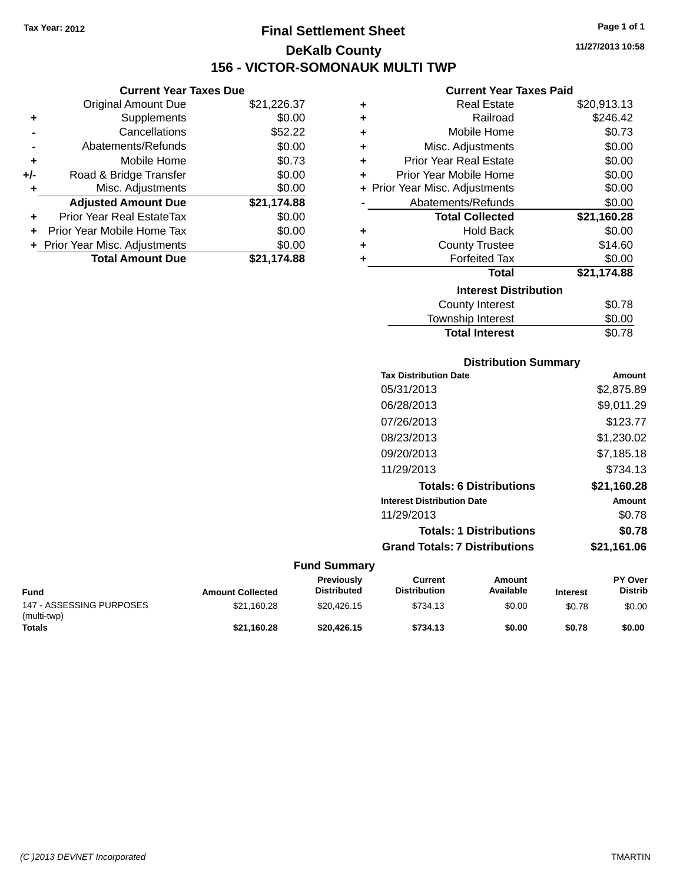Tax Year: 2012

# Final Settlement Sheet

## DeKalb County

## 156 - VICTOR-SOMONAUK MULTI TWP

11/27/2013 10:58

### Current Year Taxes Due

| | | |
|---|---|---|
| | Original Amount Due | $21,226.37 |
| + | Supplements | $0.00 |
| - | Cancellations | $52.22 |
| - | Abatements/Refunds | $0.00 |
| + | Mobile Home | $0.73 |
| +/- | Road & Bridge Transfer | $0.00 |
| + | Misc. Adjustments | $0.00 |
| | **Adjusted Amount Due** | **$21,174.88** |
| + | Prior Year Real EstateTax | $0.00 |
| + | Prior Year Mobile Home Tax | $0.00 |
| + | Prior Year Misc. Adjustments | $0.00 |
| | **Total Amount Due** | **$21,174.88** |

### Current Year Taxes Paid

| | | |
|---|---|---|
| + | Real Estate | $20,913.13 |
| + | Railroad | $246.42 |
| + | Mobile Home | $0.73 |
| + | Misc. Adjustments | $0.00 |
| + | Prior Year Real Estate | $0.00 |
| + | Prior Year Mobile Home | $0.00 |
| + | Prior Year Misc. Adjustments | $0.00 |
| - | Abatements/Refunds | $0.00 |
| | **Total Collected** | **$21,160.28** |
| + | Hold Back | $0.00 |
| + | County Trustee | $14.60 |
| + | Forfeited Tax | $0.00 |
| | **Total** | **$21,174.88** |

### Interest Distribution

| | |
|---|---|
| County Interest | $0.78 |
| Township Interest | $0.00 |
| **Total Interest** | $0.78 |

### Distribution Summary

| Tax Distribution Date | Amount |
|---|---|
| 05/31/2013 | $2,875.89 |
| 06/28/2013 | $9,011.29 |
| 07/26/2013 | $123.77 |
| 08/23/2013 | $1,230.02 |
| 09/20/2013 | $7,185.18 |
| 11/29/2013 | $734.13 |
| **Totals: 6 Distributions** | **$21,160.28** |

| Interest Distribution Date | Amount |
|---|---|
| 11/29/2013 | $0.78 |
| **Totals: 1 Distributions** | **$0.78** |
| **Grand Totals: 7 Distributions** | **$21,161.06** |

### Fund Summary

| Fund | Amount Collected | Previously Distributed | Current Distribution | Amount Available | Interest | PY Over Distrib |
|---|---|---|---|---|---|---|
| 147 - ASSESSING PURPOSES (multi-twp) | $21,160.28 | $20,426.15 | $734.13 | $0.00 | $0.78 | $0.00 |
| **Totals** | **$21,160.28** | **$20,426.15** | **$734.13** | **$0.00** | **$0.78** | **$0.00** |

(C )2013 DEVNET Incorporated TMARTIN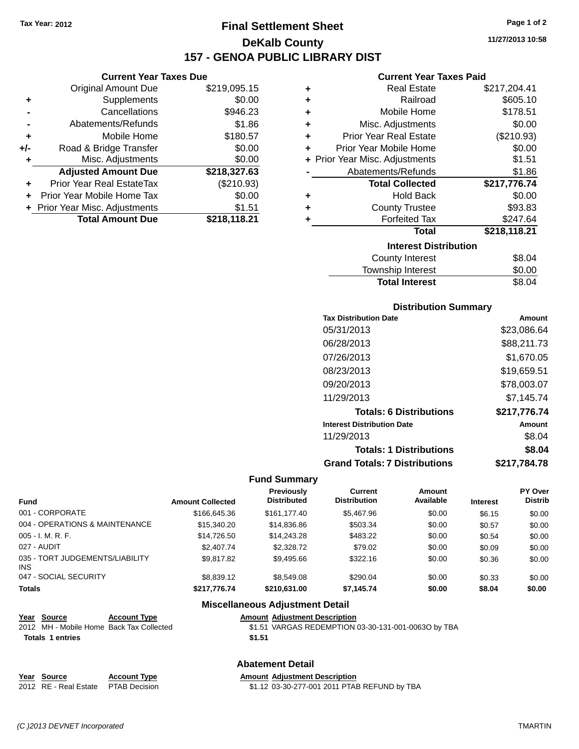Tax Year: 2012

# Final Settlement Sheet

## DeKalb County

## 157 - GENOA PUBLIC LIBRARY DIST

11/27/2013 10:58

### Current Year Taxes Due

| | | |
|---|---|---|
| | Original Amount Due | $219,095.15 |
| + | Supplements | $0.00 |
| - | Cancellations | $946.23 |
| - | Abatements/Refunds | $1.86 |
| + | Mobile Home | $180.57 |
| +/- | Road & Bridge Transfer | $0.00 |
| + | Misc. Adjustments | $0.00 |
| | **Adjusted Amount Due** | **$218,327.63** |
| + | Prior Year Real EstateTax | ($210.93) |
| + | Prior Year Mobile Home Tax | $0.00 |
| + | Prior Year Misc. Adjustments | $1.51 |
| | **Total Amount Due** | **$218,118.21** |

### Current Year Taxes Paid

| | | |
|---|---|---|
| + | Real Estate | $217,204.41 |
| + | Railroad | $605.10 |
| + | Mobile Home | $178.51 |
| + | Misc. Adjustments | $0.00 |
| + | Prior Year Real Estate | ($210.93) |
| + | Prior Year Mobile Home | $0.00 |
| + | Prior Year Misc. Adjustments | $1.51 |
| - | Abatements/Refunds | $1.86 |
| | **Total Collected** | **$217,776.74** |
| + | Hold Back | $0.00 |
| + | County Trustee | $93.83 |
| + | Forfeited Tax | $247.64 |
| | **Total** | **$218,118.21** |

### Interest Distribution

| | |
|---|---|
| County Interest | $8.04 |
| Township Interest | $0.00 |
| **Total Interest** | $8.04 |

### Distribution Summary

| Tax Distribution Date | Amount |
|---|---|
| 05/31/2013 | $23,086.64 |
| 06/28/2013 | $88,211.73 |
| 07/26/2013 | $1,670.05 |
| 08/23/2013 | $19,659.51 |
| 09/20/2013 | $78,003.07 |
| 11/29/2013 | $7,145.74 |
| **Totals: 6 Distributions** | **$217,776.74** |
| **Interest Distribution Date** | **Amount** |
| 11/29/2013 | $8.04 |
| **Totals: 1 Distributions** | **$8.04** |
| **Grand Totals: 7 Distributions** | **$217,784.78** |

### Fund Summary

| Fund | Amount Collected | Previously Distributed | Current Distribution | Amount Available | Interest | PY Over Distrib |
|---|---|---|---|---|---|---|
| 001 - CORPORATE | $166,645.36 | $161,177.40 | $5,467.96 | $0.00 | $6.15 | $0.00 |
| 004 - OPERATIONS & MAINTENANCE | $15,340.20 | $14,836.86 | $503.34 | $0.00 | $0.57 | $0.00 |
| 005 - I. M. R. F. | $14,726.50 | $14,243.28 | $483.22 | $0.00 | $0.54 | $0.00 |
| 027 - AUDIT | $2,407.74 | $2,328.72 | $79.02 | $0.00 | $0.09 | $0.00 |
| 035 - TORT JUDGEMENTS/LIABILITY INS | $9,817.82 | $9,495.66 | $322.16 | $0.00 | $0.36 | $0.00 |
| 047 - SOCIAL SECURITY | $8,839.12 | $8,549.08 | $290.04 | $0.00 | $0.33 | $0.00 |
| **Totals** | **$217,776.74** | **$210,631.00** | **$7,145.74** | **$0.00** | **$8.04** | **$0.00** |

### Miscellaneous Adjustment Detail

| Year | Source | Account Type | Amount | Adjustment Description |
|---|---|---|---|---|
| 2012 | MH - Mobile Home | Back Tax Collected | $1.51 | VARGAS REDEMPTION 03-30-131-001-0063O by TBA |
| **Totals** | **1 entries** | | **$1.51** | |

### Abatement Detail

| Year | Source | Account Type | Amount | Adjustment Description |
|---|---|---|---|---|
| 2012 | RE - Real Estate | PTAB Decision | $1.12 | 03-30-277-001 2011 PTAB REFUND by TBA |

(C )2013 DEVNET Incorporated TMARTIN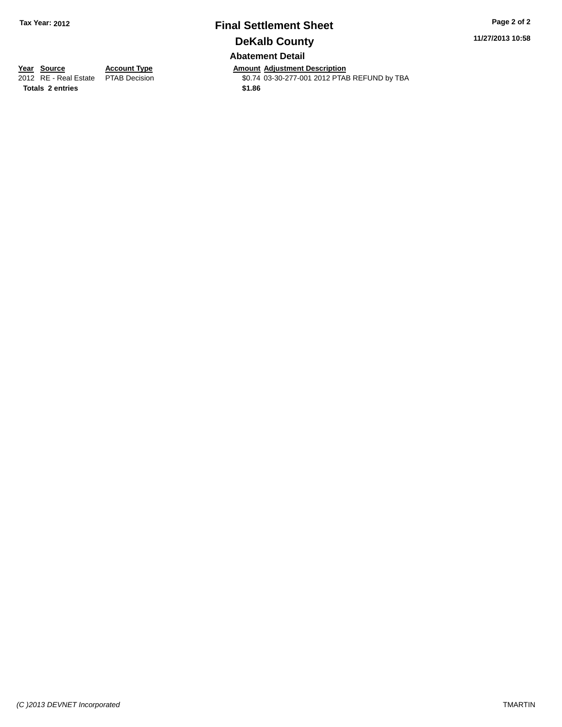**Tax Year: 2012**

# Final Settlement Sheet

## DeKalb County

### Abatement Detail

| Year | Source | Account Type | Amount | Adjustment Description |
| --- | --- | --- | --- | --- |
| 2012 | RE - Real Estate | PTAB Decision | $0.74 | 03-30-277-001 2012 PTAB REFUND by TBA |
| **Totals** | **2 entries** | | **$1.86** | |

11/27/2013 10:58

*(C )2013 DEVNET Incorporated*

TMARTIN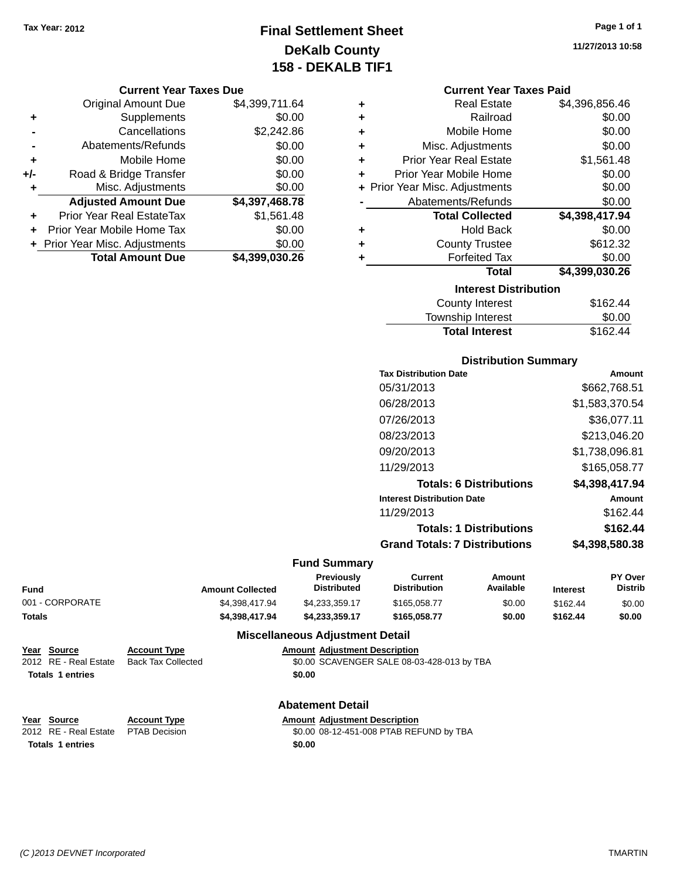Tax Year: 2012

# Final Settlement Sheet
## DeKalb County
## 158 - DEKALB TIF1

11/27/2013 10:58

### Current Year Taxes Due

| | | |
|---|---|---|
| | Original Amount Due | $4,399,711.64 |
| + | Supplements | $0.00 |
| - | Cancellations | $2,242.86 |
| - | Abatements/Refunds | $0.00 |
| + | Mobile Home | $0.00 |
| +/- | Road & Bridge Transfer | $0.00 |
| + | Misc. Adjustments | $0.00 |
| | **Adjusted Amount Due** | **$4,397,468.78** |
| + | Prior Year Real EstateTax | $1,561.48 |
| + | Prior Year Mobile Home Tax | $0.00 |
| + | Prior Year Misc. Adjustments | $0.00 |
| | **Total Amount Due** | **$4,399,030.26** |

### Current Year Taxes Paid

| | | |
|---|---|---|
| + | Real Estate | $4,396,856.46 |
| + | Railroad | $0.00 |
| + | Mobile Home | $0.00 |
| + | Misc. Adjustments | $0.00 |
| + | Prior Year Real Estate | $1,561.48 |
| + | Prior Year Mobile Home | $0.00 |
| + | Prior Year Misc. Adjustments | $0.00 |
| - | Abatements/Refunds | $0.00 |
| | **Total Collected** | **$4,398,417.94** |
| + | Hold Back | $0.00 |
| + | County Trustee | $612.32 |
| + | Forfeited Tax | $0.00 |
| | **Total** | **$4,399,030.26** |

### Interest Distribution

| | |
|---|---|
| County Interest | $162.44 |
| Township Interest | $0.00 |
| **Total Interest** | $162.44 |

### Distribution Summary

| Tax Distribution Date | Amount |
|---|---|
| 05/31/2013 | $662,768.51 |
| 06/28/2013 | $1,583,370.54 |
| 07/26/2013 | $36,077.11 |
| 08/23/2013 | $213,046.20 |
| 09/20/2013 | $1,738,096.81 |
| 11/29/2013 | $165,058.77 |
| **Totals: 6 Distributions** | **$4,398,417.94** |
| **Interest Distribution Date** | **Amount** |
| 11/29/2013 | $162.44 |
| **Totals: 1 Distributions** | **$162.44** |
| **Grand Totals: 7 Distributions** | **$4,398,580.38** |

### Fund Summary

| Fund | Amount Collected | Previously Distributed | Current Distribution | Amount Available | Interest | PY Over Distrib |
|---|---|---|---|---|---|---|
| 001 - CORPORATE | $4,398,417.94 | $4,233,359.17 | $165,058.77 | $0.00 | $162.44 | $0.00 |
| **Totals** | **$4,398,417.94** | **$4,233,359.17** | **$165,058.77** | **$0.00** | **$162.44** | **$0.00** |

### Miscellaneous Adjustment Detail

| Year | Source | Account Type | Amount | Adjustment Description |
|---|---|---|---|---|
| 2012 | RE - Real Estate | Back Tax Collected | $0.00 | SCAVENGER SALE 08-03-428-013 by TBA |
| **Totals** | **1 entries** | | **$0.00** | |

### Abatement Detail

| Year | Source | Account Type | Amount | Adjustment Description |
|---|---|---|---|---|
| 2012 | RE - Real Estate | PTAB Decision | $0.00 | 08-12-451-008 PTAB REFUND by TBA |
| **Totals** | **1 entries** | | **$0.00** | |

(C )2013 DEVNET Incorporated TMARTIN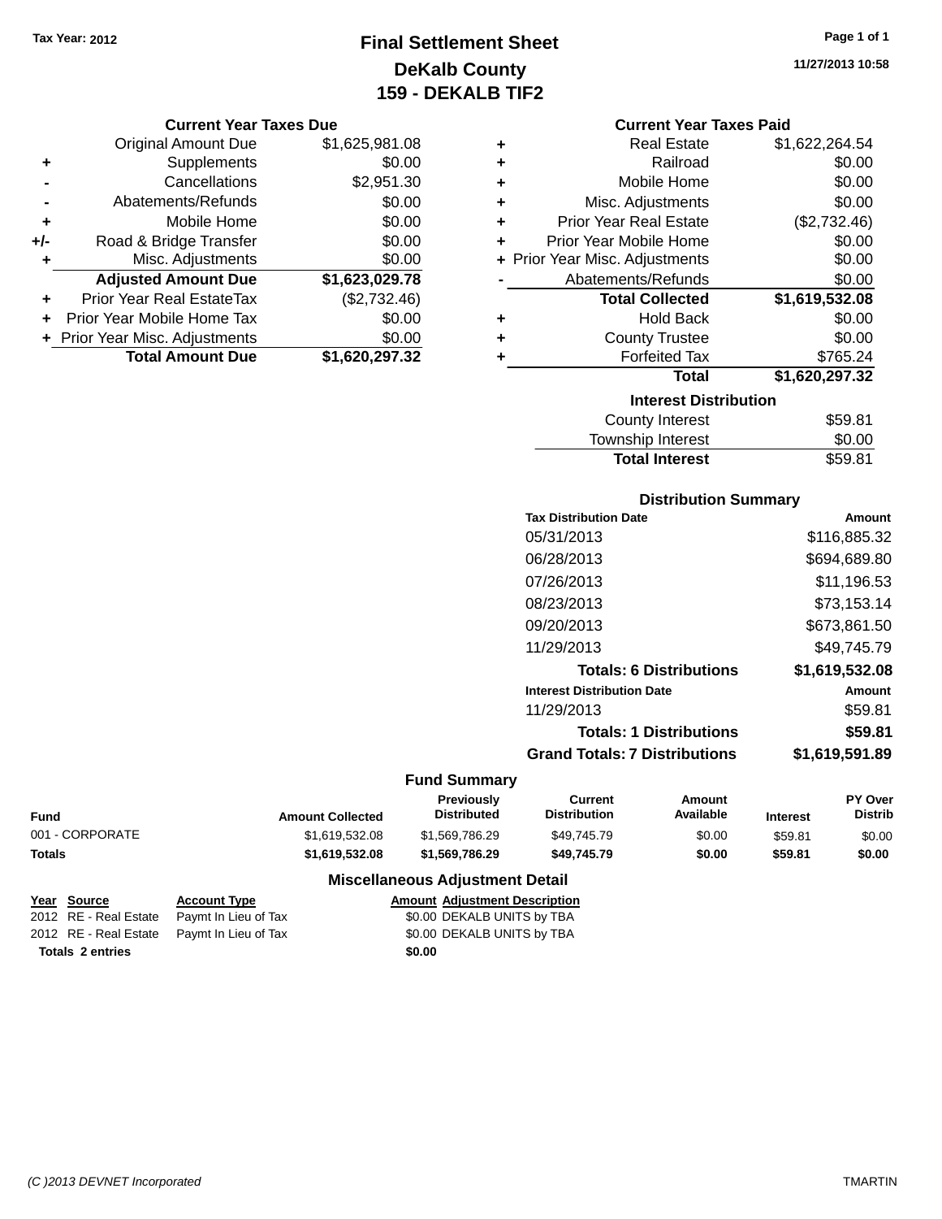Tax Year: 2012

# Final Settlement Sheet
## DeKalb County
## 159 - DEKALB TIF2

11/27/2013 10:58

### Current Year Taxes Due

| | | |
|---|---|---|
| | Original Amount Due | $1,625,981.08 |
| + | Supplements | $0.00 |
| - | Cancellations | $2,951.30 |
| - | Abatements/Refunds | $0.00 |
| + | Mobile Home | $0.00 |
| +/- | Road & Bridge Transfer | $0.00 |
| + | Misc. Adjustments | $0.00 |
| | **Adjusted Amount Due** | **$1,623,029.78** |
| + | Prior Year Real EstateTax | ($2,732.46) |
| + | Prior Year Mobile Home Tax | $0.00 |
| + | Prior Year Misc. Adjustments | $0.00 |
| | **Total Amount Due** | **$1,620,297.32** |

### Current Year Taxes Paid

| | | |
|---|---|---|
| + | Real Estate | $1,622,264.54 |
| + | Railroad | $0.00 |
| + | Mobile Home | $0.00 |
| + | Misc. Adjustments | $0.00 |
| + | Prior Year Real Estate | ($2,732.46) |
| + | Prior Year Mobile Home | $0.00 |
| + | Prior Year Misc. Adjustments | $0.00 |
| - | Abatements/Refunds | $0.00 |
| | **Total Collected** | **$1,619,532.08** |
| + | Hold Back | $0.00 |
| + | County Trustee | $0.00 |
| + | Forfeited Tax | $765.24 |
| | **Total** | **$1,620,297.32** |

### Interest Distribution

| | |
|---|---|
| County Interest | $59.81 |
| Township Interest | $0.00 |
| **Total Interest** | $59.81 |

### Distribution Summary

| Tax Distribution Date | Amount |
|---|---|
| 05/31/2013 | $116,885.32 |
| 06/28/2013 | $694,689.80 |
| 07/26/2013 | $11,196.53 |
| 08/23/2013 | $73,153.14 |
| 09/20/2013 | $673,861.50 |
| 11/29/2013 | $49,745.79 |
| **Totals: 6 Distributions** | **$1,619,532.08** |
| **Interest Distribution Date** | **Amount** |
| 11/29/2013 | $59.81 |
| **Totals: 1 Distributions** | **$59.81** |
| **Grand Totals: 7 Distributions** | **$1,619,591.89** |

### Fund Summary

| Fund | Amount Collected | Previously Distributed | Current Distribution | Amount Available | Interest | PY Over Distrib |
|---|---|---|---|---|---|---|
| 001 - CORPORATE | $1,619,532.08 | $1,569,786.29 | $49,745.79 | $0.00 | $59.81 | $0.00 |
| **Totals** | **$1,619,532.08** | **$1,569,786.29** | **$49,745.79** | **$0.00** | **$59.81** | **$0.00** |

### Miscellaneous Adjustment Detail

| Year | Source | Account Type | Amount | Adjustment Description |
|---|---|---|---|---|
| 2012 | RE - Real Estate | Paymt In Lieu of Tax | $0.00 | DEKALB UNITS by TBA |
| 2012 | RE - Real Estate | Paymt In Lieu of Tax | $0.00 | DEKALB UNITS by TBA |
| **Totals** | **2 entries** | | **$0.00** | |

(C )2013 DEVNET Incorporated — TMARTIN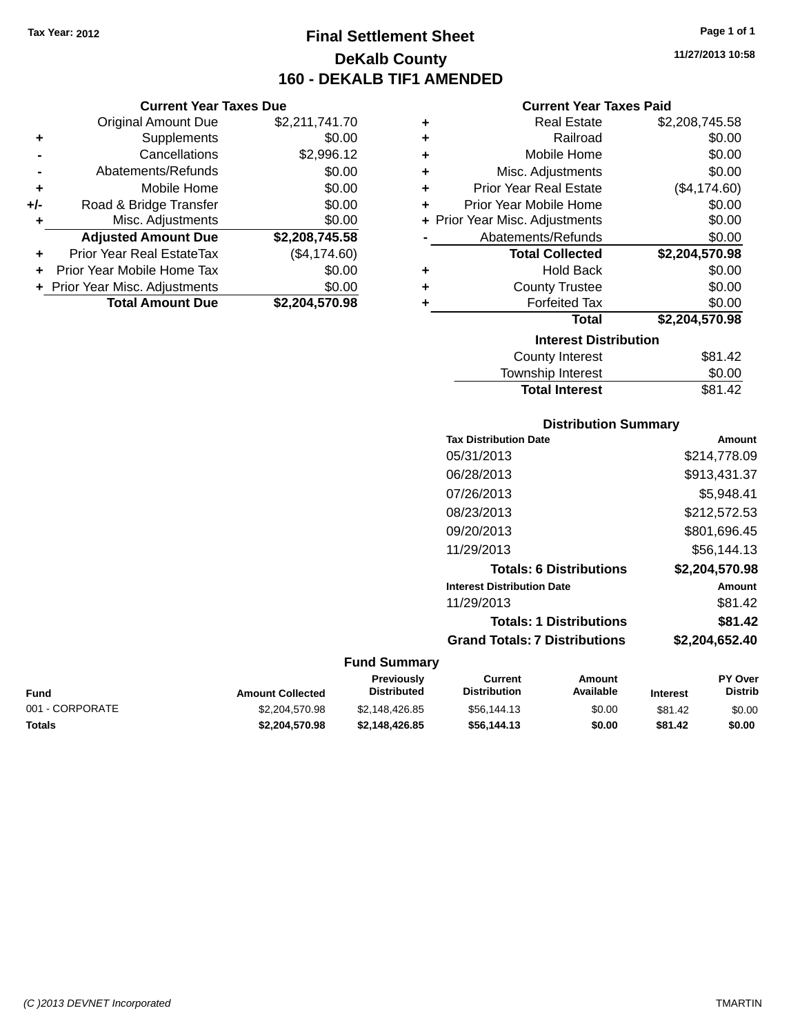Tax Year: 2012

# Final Settlement Sheet
## DeKalb County
## 160 - DEKALB TIF1 AMENDED

11/27/2013 10:58

### Current Year Taxes Due

| | | |
|---|---|---:|
| | Original Amount Due | $2,211,741.70 |
| + | Supplements | $0.00 |
| - | Cancellations | $2,996.12 |
| - | Abatements/Refunds | $0.00 |
| + | Mobile Home | $0.00 |
| +/- | Road & Bridge Transfer | $0.00 |
| + | Misc. Adjustments | $0.00 |
| | **Adjusted Amount Due** | **$2,208,745.58** |
| + | Prior Year Real EstateTax | ($4,174.60) |
| + | Prior Year Mobile Home Tax | $0.00 |
| + | Prior Year Misc. Adjustments | $0.00 |
| | **Total Amount Due** | **$2,204,570.98** |

### Current Year Taxes Paid

| | | |
|---|---|---:|
| + | Real Estate | $2,208,745.58 |
| + | Railroad | $0.00 |
| + | Mobile Home | $0.00 |
| + | Misc. Adjustments | $0.00 |
| + | Prior Year Real Estate | ($4,174.60) |
| + | Prior Year Mobile Home | $0.00 |
| + | Prior Year Misc. Adjustments | $0.00 |
| - | Abatements/Refunds | $0.00 |
| | **Total Collected** | **$2,204,570.98** |
| + | Hold Back | $0.00 |
| + | County Trustee | $0.00 |
| + | Forfeited Tax | $0.00 |
| | **Total** | **$2,204,570.98** |

### Interest Distribution

| | |
|---|---:|
| County Interest | $81.42 |
| Township Interest | $0.00 |
| **Total Interest** | $81.42 |

### Distribution Summary

| Tax Distribution Date | Amount |
|---|---:|
| 05/31/2013 | $214,778.09 |
| 06/28/2013 | $913,431.37 |
| 07/26/2013 | $5,948.41 |
| 08/23/2013 | $212,572.53 |
| 09/20/2013 | $801,696.45 |
| 11/29/2013 | $56,144.13 |
| **Totals: 6 Distributions** | **$2,204,570.98** |
| **Interest Distribution Date** | **Amount** |
| 11/29/2013 | $81.42 |
| **Totals: 1 Distributions** | **$81.42** |
| **Grand Totals: 7 Distributions** | **$2,204,652.40** |

### Fund Summary

| Fund | Amount Collected | Previously Distributed | Current Distribution | Amount Available | Interest | PY Over Distrib |
|---|---:|---:|---:|---:|---:|---:|
| 001 - CORPORATE | $2,204,570.98 | $2,148,426.85 | $56,144.13 | $0.00 | $81.42 | $0.00 |
| **Totals** | **$2,204,570.98** | **$2,148,426.85** | **$56,144.13** | **$0.00** | **$81.42** | **$0.00** |

(C )2013 DEVNET Incorporated TMARTIN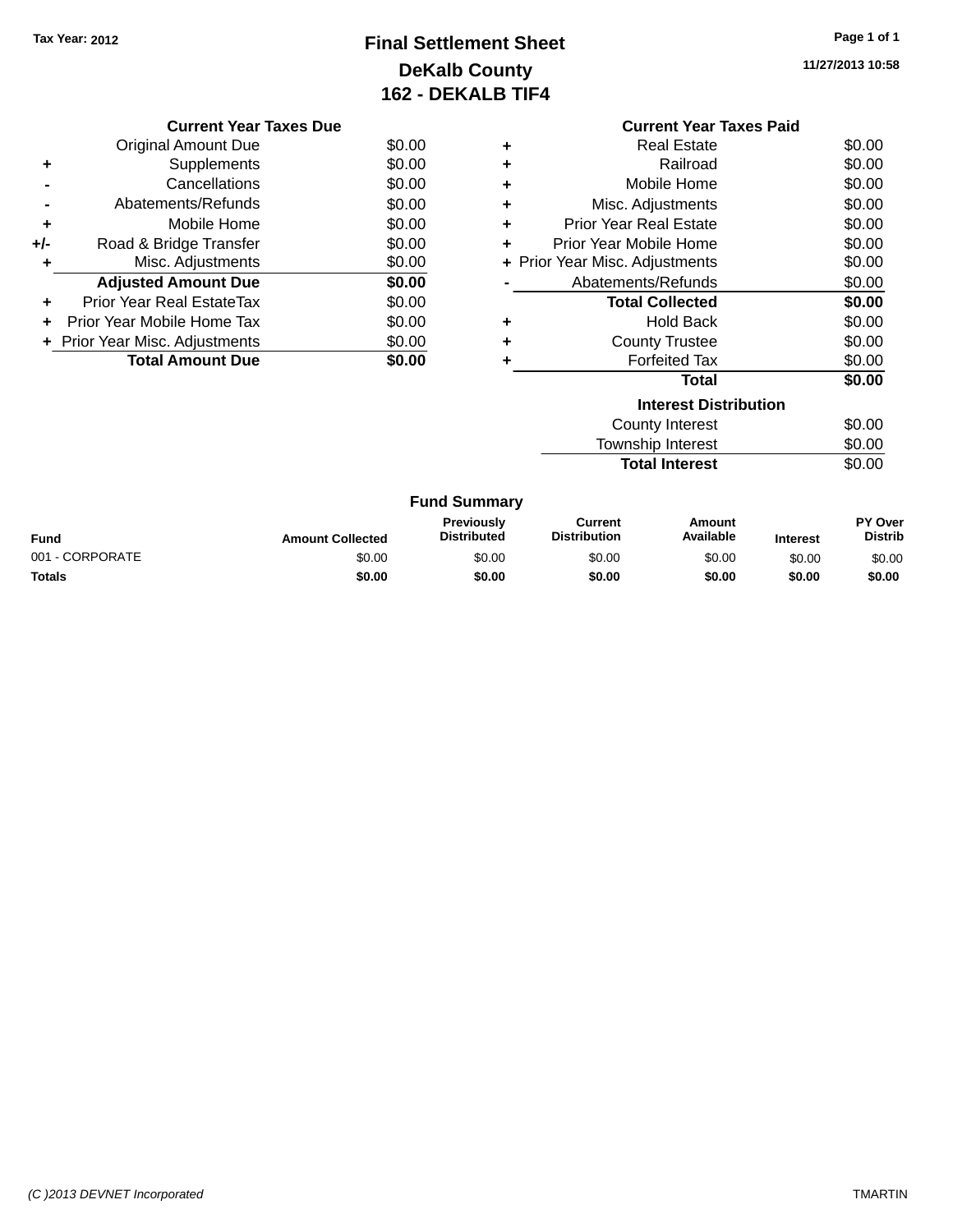Tax Year: 2012

# Final Settlement Sheet

## DeKalb County

## 162 - DEKALB TIF4

11/27/2013 10:58

### Current Year Taxes Due

| | | |
|---|---|---|
| | Original Amount Due | $0.00 |
| + | Supplements | $0.00 |
| - | Cancellations | $0.00 |
| - | Abatements/Refunds | $0.00 |
| + | Mobile Home | $0.00 |
| +/- | Road & Bridge Transfer | $0.00 |
| + | Misc. Adjustments | $0.00 |
| | **Adjusted Amount Due** | **$0.00** |
| + | Prior Year Real EstateTax | $0.00 |
| + | Prior Year Mobile Home Tax | $0.00 |
| + | Prior Year Misc. Adjustments | $0.00 |
| | **Total Amount Due** | **$0.00** |

### Current Year Taxes Paid

| | | |
|---|---|---|
| + | Real Estate | $0.00 |
| + | Railroad | $0.00 |
| + | Mobile Home | $0.00 |
| + | Misc. Adjustments | $0.00 |
| + | Prior Year Real Estate | $0.00 |
| + | Prior Year Mobile Home | $0.00 |
| + | Prior Year Misc. Adjustments | $0.00 |
| - | Abatements/Refunds | $0.00 |
| | **Total Collected** | **$0.00** |
| + | Hold Back | $0.00 |
| + | County Trustee | $0.00 |
| + | Forfeited Tax | $0.00 |
| | **Total** | **$0.00** |

### Interest Distribution

| | |
|---|---|
| County Interest | $0.00 |
| Township Interest | $0.00 |
| **Total Interest** | $0.00 |

### Fund Summary

| Fund | Amount Collected | Previously Distributed | Current Distribution | Amount Available | Interest | PY Over Distrib |
|---|---|---|---|---|---|---|
| 001 - CORPORATE | $0.00 | $0.00 | $0.00 | $0.00 | $0.00 | $0.00 |
| **Totals** | **$0.00** | **$0.00** | **$0.00** | **$0.00** | **$0.00** | **$0.00** |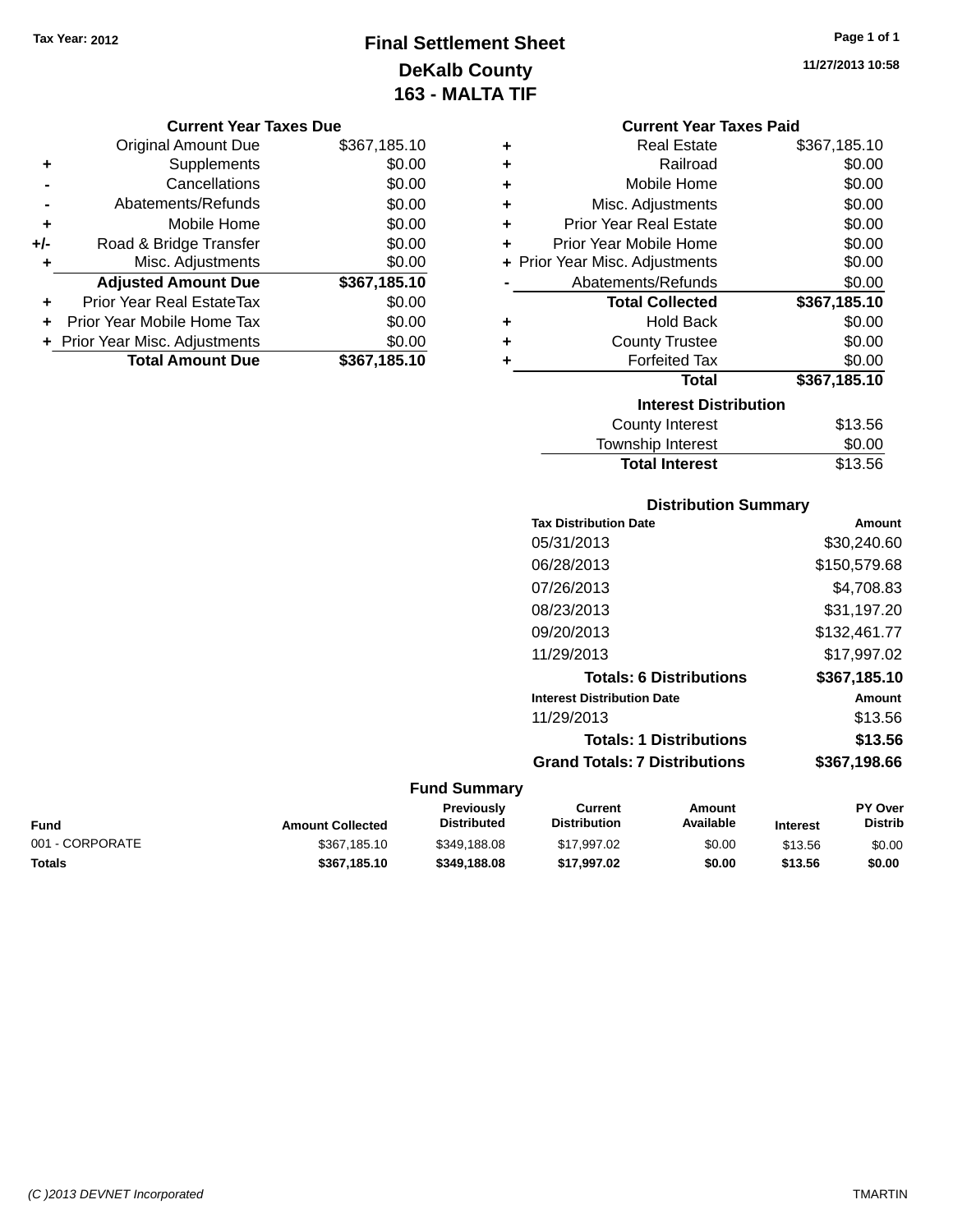Tax Year: 2012

# Final Settlement Sheet
## DeKalb County
## 163 - MALTA TIF

11/27/2013 10:58

### Current Year Taxes Due

| | | |
|---|---|---|
| | Original Amount Due | $367,185.10 |
| + | Supplements | $0.00 |
| - | Cancellations | $0.00 |
| - | Abatements/Refunds | $0.00 |
| + | Mobile Home | $0.00 |
| +/- | Road & Bridge Transfer | $0.00 |
| + | Misc. Adjustments | $0.00 |
| | **Adjusted Amount Due** | **$367,185.10** |
| + | Prior Year Real EstateTax | $0.00 |
| + | Prior Year Mobile Home Tax | $0.00 |
| + | Prior Year Misc. Adjustments | $0.00 |
| | **Total Amount Due** | **$367,185.10** |

### Current Year Taxes Paid

| | | |
|---|---|---|
| + | Real Estate | $367,185.10 |
| + | Railroad | $0.00 |
| + | Mobile Home | $0.00 |
| + | Misc. Adjustments | $0.00 |
| + | Prior Year Real Estate | $0.00 |
| + | Prior Year Mobile Home | $0.00 |
| + | Prior Year Misc. Adjustments | $0.00 |
| - | Abatements/Refunds | $0.00 |
| | **Total Collected** | **$367,185.10** |
| + | Hold Back | $0.00 |
| + | County Trustee | $0.00 |
| + | Forfeited Tax | $0.00 |
| | **Total** | **$367,185.10** |

### Interest Distribution

| | |
|---|---|
| County Interest | $13.56 |
| Township Interest | $0.00 |
| **Total Interest** | $13.56 |

### Distribution Summary

| Tax Distribution Date | Amount |
|---|---|
| 05/31/2013 | $30,240.60 |
| 06/28/2013 | $150,579.68 |
| 07/26/2013 | $4,708.83 |
| 08/23/2013 | $31,197.20 |
| 09/20/2013 | $132,461.77 |
| 11/29/2013 | $17,997.02 |
| **Totals: 6 Distributions** | **$367,185.10** |
| **Interest Distribution Date** | **Amount** |
| 11/29/2013 | $13.56 |
| **Totals: 1 Distributions** | **$13.56** |
| **Grand Totals: 7 Distributions** | **$367,198.66** |

### Fund Summary

| Fund | Amount Collected | Previously Distributed | Current Distribution | Amount Available | Interest | PY Over Distrib |
|---|---|---|---|---|---|---|
| 001 - CORPORATE | $367,185.10 | $349,188.08 | $17,997.02 | $0.00 | $13.56 | $0.00 |
| **Totals** | **$367,185.10** | **$349,188.08** | **$17,997.02** | **$0.00** | **$13.56** | **$0.00** |

(C )2013 DEVNET Incorporated TMARTIN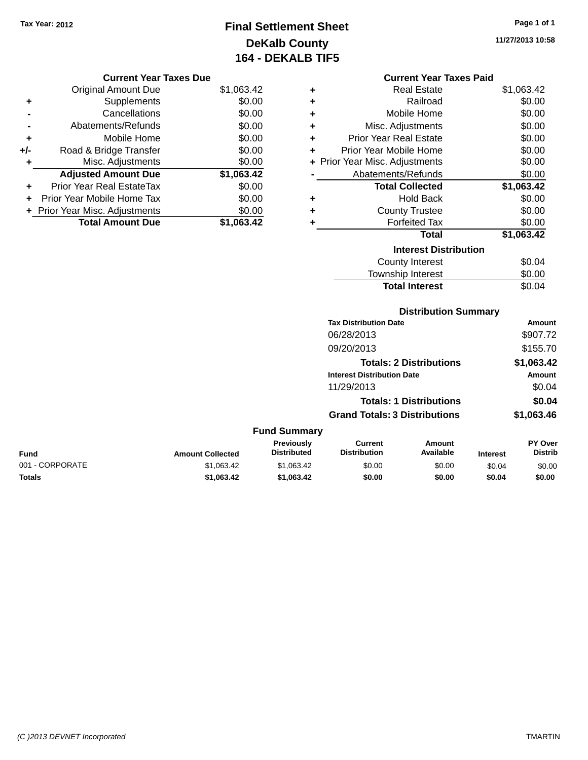Tax Year: 2012

# Final Settlement Sheet
## DeKalb County
## 164 - DEKALB TIF5

11/27/2013 10:58

### Current Year Taxes Due

| | | |
|---|---|---|
| | Original Amount Due | $1,063.42 |
| + | Supplements | $0.00 |
| - | Cancellations | $0.00 |
| - | Abatements/Refunds | $0.00 |
| + | Mobile Home | $0.00 |
| +/- | Road & Bridge Transfer | $0.00 |
| + | Misc. Adjustments | $0.00 |
| | **Adjusted Amount Due** | **$1,063.42** |
| + | Prior Year Real EstateTax | $0.00 |
| + | Prior Year Mobile Home Tax | $0.00 |
| + | Prior Year Misc. Adjustments | $0.00 |
| | **Total Amount Due** | **$1,063.42** |

### Current Year Taxes Paid

| | | |
|---|---|---|
| + | Real Estate | $1,063.42 |
| + | Railroad | $0.00 |
| + | Mobile Home | $0.00 |
| + | Misc. Adjustments | $0.00 |
| + | Prior Year Real Estate | $0.00 |
| + | Prior Year Mobile Home | $0.00 |
| + | Prior Year Misc. Adjustments | $0.00 |
| - | Abatements/Refunds | $0.00 |
| | **Total Collected** | **$1,063.42** |
| + | Hold Back | $0.00 |
| + | County Trustee | $0.00 |
| + | Forfeited Tax | $0.00 |
| | **Total** | **$1,063.42** |

### Interest Distribution

| | |
|---|---|
| County Interest | $0.04 |
| Township Interest | $0.00 |
| **Total Interest** | $0.04 |

### Distribution Summary

| Tax Distribution Date | Amount |
|---|---|
| 06/28/2013 | $907.72 |
| 09/20/2013 | $155.70 |
| **Totals: 2 Distributions** | **$1,063.42** |
| **Interest Distribution Date** | **Amount** |
| 11/29/2013 | $0.04 |
| **Totals: 1 Distributions** | **$0.04** |
| **Grand Totals: 3 Distributions** | **$1,063.46** |

### Fund Summary

| Fund | Amount Collected | Previously Distributed | Current Distribution | Amount Available | Interest | PY Over Distrib |
|---|---|---|---|---|---|---|
| 001 - CORPORATE | $1,063.42 | $1,063.42 | $0.00 | $0.00 | $0.04 | $0.00 |
| **Totals** | **$1,063.42** | **$1,063.42** | **$0.00** | **$0.00** | **$0.04** | **$0.00** |

(C )2013 DEVNET Incorporated    TMARTIN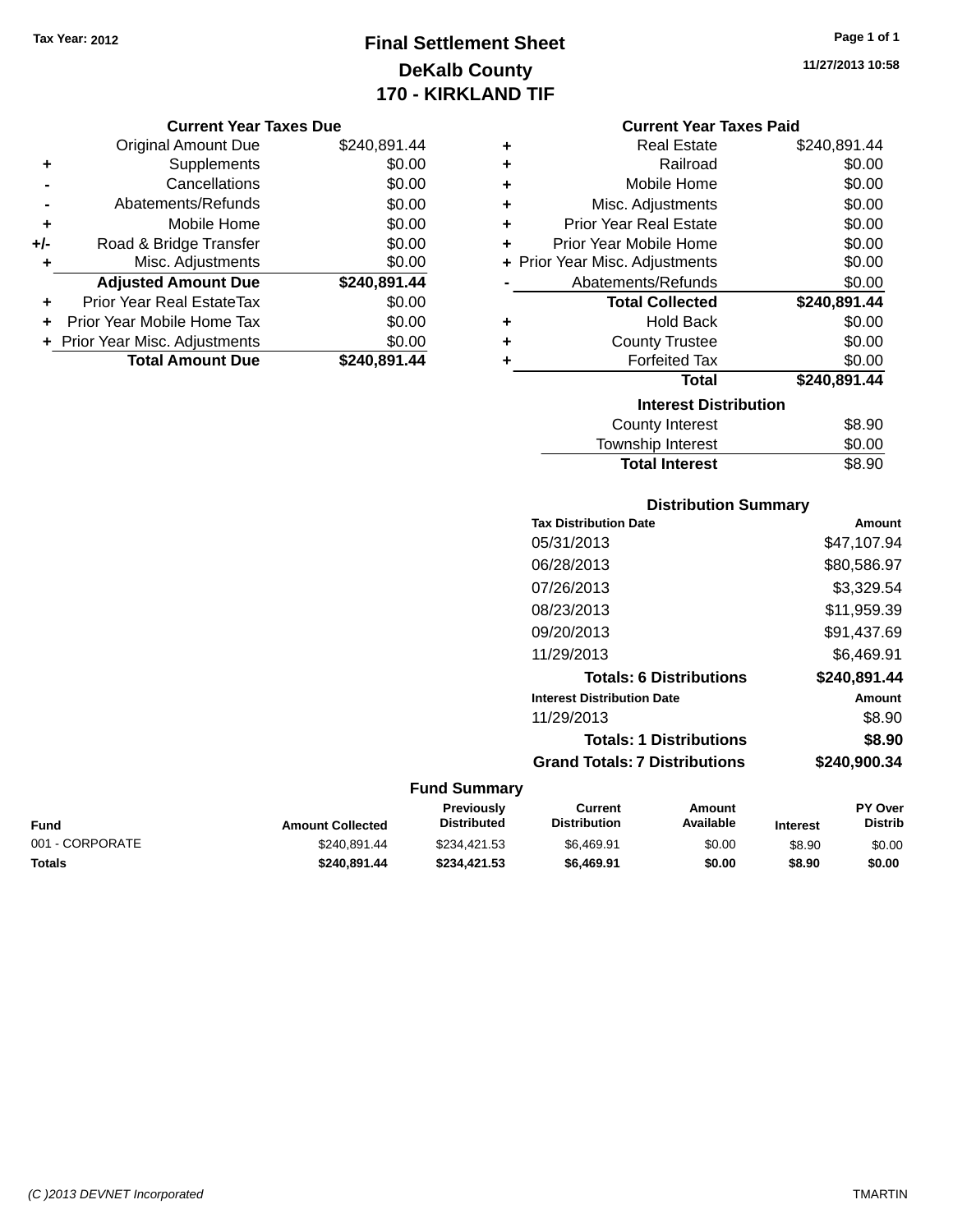Tax Year: 2012

# Final Settlement Sheet
## DeKalb County
## 170 - KIRKLAND TIF

11/27/2013 10:58

### Current Year Taxes Due

| | | |
|---|---|---|
| | Original Amount Due | $240,891.44 |
| + | Supplements | $0.00 |
| - | Cancellations | $0.00 |
| - | Abatements/Refunds | $0.00 |
| + | Mobile Home | $0.00 |
| +/- | Road & Bridge Transfer | $0.00 |
| + | Misc. Adjustments | $0.00 |
| | **Adjusted Amount Due** | **$240,891.44** |
| + | Prior Year Real EstateTax | $0.00 |
| + | Prior Year Mobile Home Tax | $0.00 |
| + | Prior Year Misc. Adjustments | $0.00 |
| | **Total Amount Due** | **$240,891.44** |

### Current Year Taxes Paid

| | | |
|---|---|---|
| + | Real Estate | $240,891.44 |
| + | Railroad | $0.00 |
| + | Mobile Home | $0.00 |
| + | Misc. Adjustments | $0.00 |
| + | Prior Year Real Estate | $0.00 |
| + | Prior Year Mobile Home | $0.00 |
| + | Prior Year Misc. Adjustments | $0.00 |
| - | Abatements/Refunds | $0.00 |
| | **Total Collected** | **$240,891.44** |
| + | Hold Back | $0.00 |
| + | County Trustee | $0.00 |
| + | Forfeited Tax | $0.00 |
| | **Total** | **$240,891.44** |

### Interest Distribution

| | |
|---|---|
| County Interest | $8.90 |
| Township Interest | $0.00 |
| **Total Interest** | $8.90 |

### Distribution Summary

| Tax Distribution Date | Amount |
|---|---|
| 05/31/2013 | $47,107.94 |
| 06/28/2013 | $80,586.97 |
| 07/26/2013 | $3,329.54 |
| 08/23/2013 | $11,959.39 |
| 09/20/2013 | $91,437.69 |
| 11/29/2013 | $6,469.91 |
| **Totals: 6 Distributions** | **$240,891.44** |
| **Interest Distribution Date** | **Amount** |
| 11/29/2013 | $8.90 |
| **Totals: 1 Distributions** | **$8.90** |
| **Grand Totals: 7 Distributions** | **$240,900.34** |

### Fund Summary

| Fund | Amount Collected | Previously Distributed | Current Distribution | Amount Available | Interest | PY Over Distrib |
|---|---|---|---|---|---|---|
| 001 - CORPORATE | $240,891.44 | $234,421.53 | $6,469.91 | $0.00 | $8.90 | $0.00 |
| **Totals** | **$240,891.44** | **$234,421.53** | **$6,469.91** | **$0.00** | **$8.90** | **$0.00** |

(C )2013 DEVNET Incorporated TMARTIN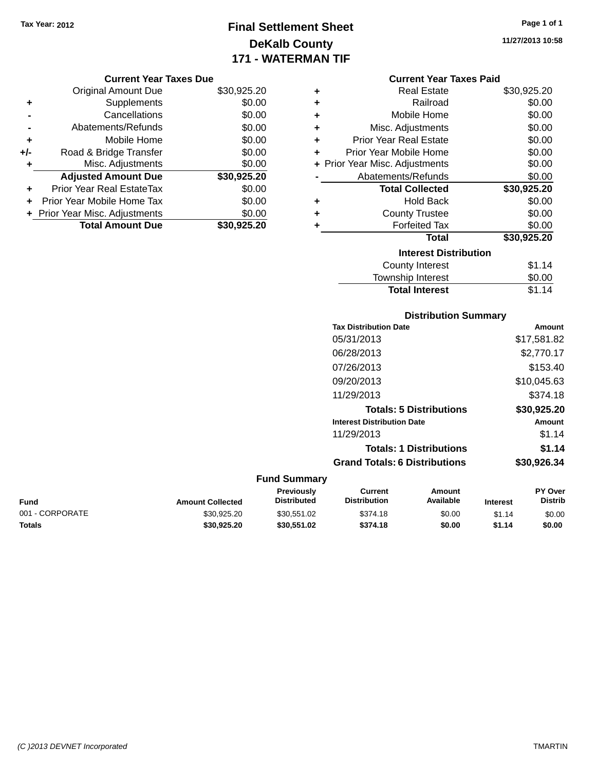Tax Year: 2012

# Final Settlement Sheet
## DeKalb County
## 171 - WATERMAN TIF

11/27/2013 10:58

### Current Year Taxes Due

| | | |
|---|---|---|
| | Original Amount Due | $30,925.20 |
| + | Supplements | $0.00 |
| - | Cancellations | $0.00 |
| - | Abatements/Refunds | $0.00 |
| + | Mobile Home | $0.00 |
| +/- | Road & Bridge Transfer | $0.00 |
| + | Misc. Adjustments | $0.00 |
| | **Adjusted Amount Due** | **$30,925.20** |
| + | Prior Year Real EstateTax | $0.00 |
| + | Prior Year Mobile Home Tax | $0.00 |
| + | Prior Year Misc. Adjustments | $0.00 |
| | **Total Amount Due** | **$30,925.20** |

### Current Year Taxes Paid

| | | |
|---|---|---|
| + | Real Estate | $30,925.20 |
| + | Railroad | $0.00 |
| + | Mobile Home | $0.00 |
| + | Misc. Adjustments | $0.00 |
| + | Prior Year Real Estate | $0.00 |
| + | Prior Year Mobile Home | $0.00 |
| + | Prior Year Misc. Adjustments | $0.00 |
| - | Abatements/Refunds | $0.00 |
| | **Total Collected** | **$30,925.20** |
| + | Hold Back | $0.00 |
| + | County Trustee | $0.00 |
| + | Forfeited Tax | $0.00 |
| | **Total** | **$30,925.20** |

### Interest Distribution

| | |
|---|---|
| County Interest | $1.14 |
| Township Interest | $0.00 |
| **Total Interest** | $1.14 |

### Distribution Summary

| Tax Distribution Date | Amount |
|---|---|
| 05/31/2013 | $17,581.82 |
| 06/28/2013 | $2,770.17 |
| 07/26/2013 | $153.40 |
| 09/20/2013 | $10,045.63 |
| 11/29/2013 | $374.18 |
| **Totals: 5 Distributions** | **$30,925.20** |

| Interest Distribution Date | Amount |
|---|---|
| 11/29/2013 | $1.14 |
| **Totals: 1 Distributions** | **$1.14** |
| **Grand Totals: 6 Distributions** | **$30,926.34** |

### Fund Summary

| Fund | Amount Collected | Previously Distributed | Current Distribution | Amount Available | Interest | PY Over Distrib |
|---|---|---|---|---|---|---|
| 001 - CORPORATE | $30,925.20 | $30,551.02 | $374.18 | $0.00 | $1.14 | $0.00 |
| **Totals** | **$30,925.20** | **$30,551.02** | **$374.18** | **$0.00** | **$1.14** | **$0.00** |

(C )2013 DEVNET Incorporated TMARTIN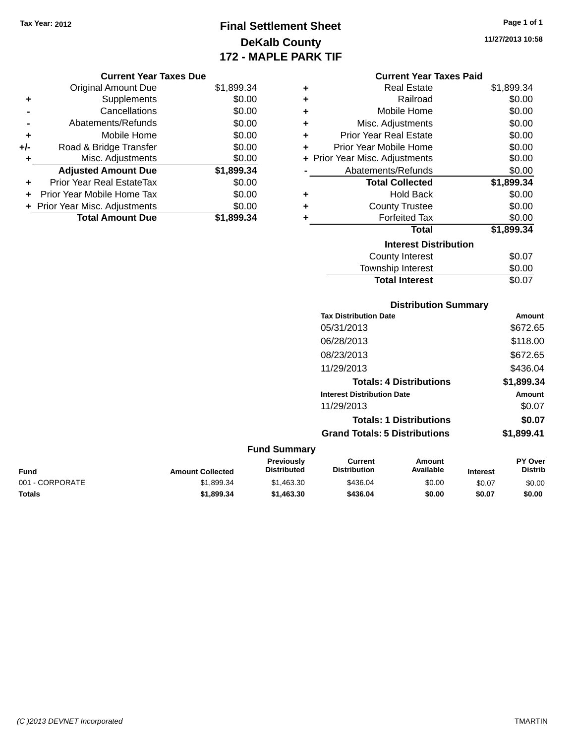Tax Year: 2012

# Final Settlement Sheet
## DeKalb County
## 172 - MAPLE PARK TIF

11/27/2013 10:58

### Current Year Taxes Due

| | | |
|---|---|---|
| | Original Amount Due | $1,899.34 |
| + | Supplements | $0.00 |
| - | Cancellations | $0.00 |
| - | Abatements/Refunds | $0.00 |
| + | Mobile Home | $0.00 |
| +/- | Road & Bridge Transfer | $0.00 |
| + | Misc. Adjustments | $0.00 |
| | **Adjusted Amount Due** | **$1,899.34** |
| + | Prior Year Real EstateTax | $0.00 |
| + | Prior Year Mobile Home Tax | $0.00 |
| + | Prior Year Misc. Adjustments | $0.00 |
| | **Total Amount Due** | **$1,899.34** |

### Current Year Taxes Paid

| | | |
|---|---|---|
| + | Real Estate | $1,899.34 |
| + | Railroad | $0.00 |
| + | Mobile Home | $0.00 |
| + | Misc. Adjustments | $0.00 |
| + | Prior Year Real Estate | $0.00 |
| + | Prior Year Mobile Home | $0.00 |
| + | Prior Year Misc. Adjustments | $0.00 |
| - | Abatements/Refunds | $0.00 |
| | **Total Collected** | **$1,899.34** |
| + | Hold Back | $0.00 |
| + | County Trustee | $0.00 |
| + | Forfeited Tax | $0.00 |
| | **Total** | **$1,899.34** |

### Interest Distribution

| | |
|---|---|
| County Interest | $0.07 |
| Township Interest | $0.00 |
| **Total Interest** | $0.07 |

### Distribution Summary

| Tax Distribution Date | Amount |
|---|---|
| 05/31/2013 | $672.65 |
| 06/28/2013 | $118.00 |
| 08/23/2013 | $672.65 |
| 11/29/2013 | $436.04 |
| **Totals: 4 Distributions** | **$1,899.34** |

| Interest Distribution Date | Amount |
|---|---|
| 11/29/2013 | $0.07 |
| **Totals: 1 Distributions** | **$0.07** |
| **Grand Totals: 5 Distributions** | **$1,899.41** |

### Fund Summary

| Fund | Amount Collected | Previously Distributed | Current Distribution | Amount Available | Interest | PY Over Distrib |
|---|---|---|---|---|---|---|
| 001 - CORPORATE | $1,899.34 | $1,463.30 | $436.04 | $0.00 | $0.07 | $0.00 |
| **Totals** | **$1,899.34** | **$1,463.30** | **$436.04** | **$0.00** | **$0.07** | **$0.00** |

(C )2013 DEVNET Incorporated TMARTIN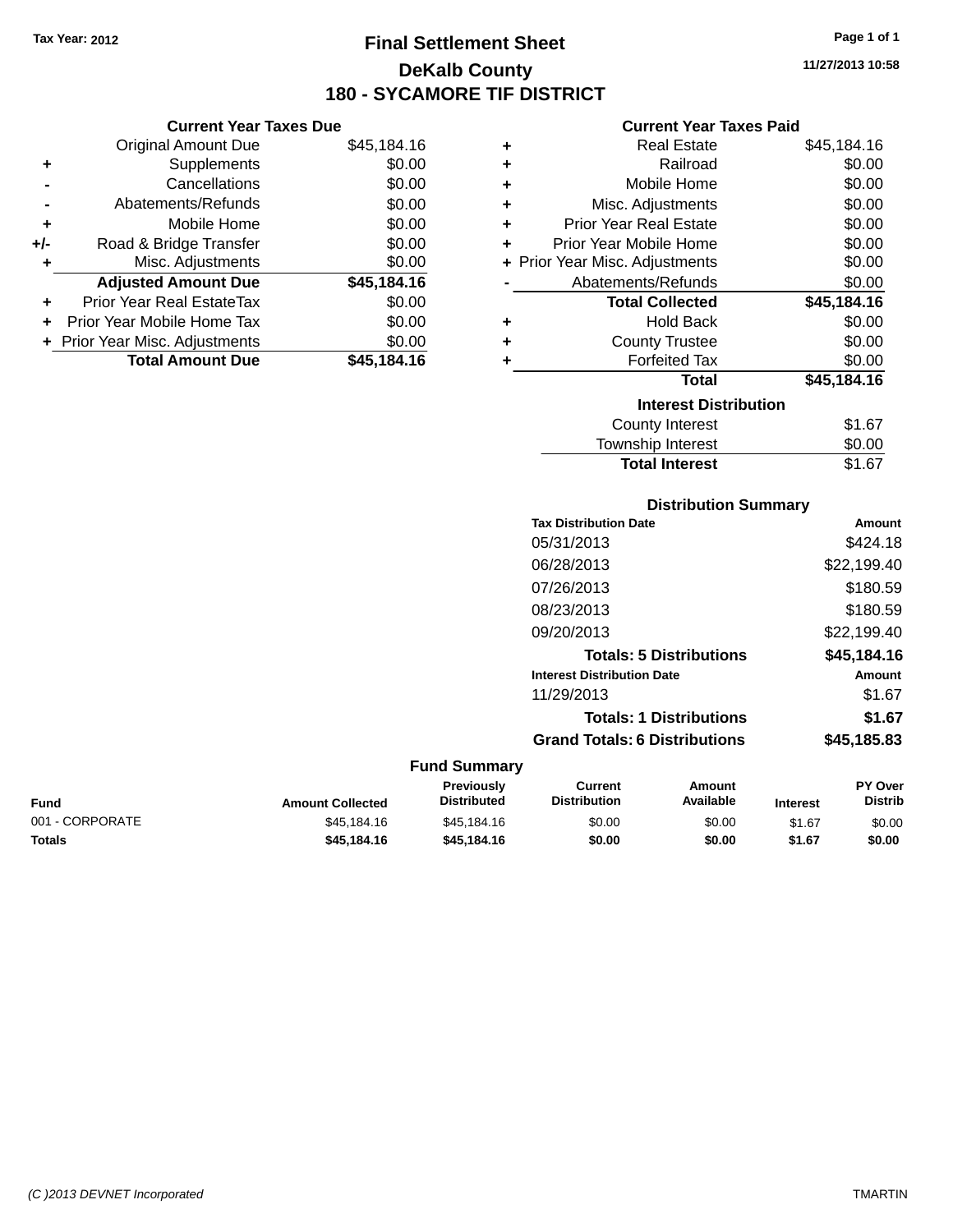Tax Year: 2012

# Final Settlement Sheet
## DeKalb County
## 180 - SYCAMORE TIF DISTRICT

11/27/2013 10:58

### Current Year Taxes Due

| | | |
|---|---|---|
| | Original Amount Due | $45,184.16 |
| + | Supplements | $0.00 |
| - | Cancellations | $0.00 |
| - | Abatements/Refunds | $0.00 |
| + | Mobile Home | $0.00 |
| +/- | Road & Bridge Transfer | $0.00 |
| + | Misc. Adjustments | $0.00 |
| | **Adjusted Amount Due** | **$45,184.16** |
| + | Prior Year Real EstateTax | $0.00 |
| + | Prior Year Mobile Home Tax | $0.00 |
| + | Prior Year Misc. Adjustments | $0.00 |
| | **Total Amount Due** | **$45,184.16** |

### Current Year Taxes Paid

| | | |
|---|---|---|
| + | Real Estate | $45,184.16 |
| + | Railroad | $0.00 |
| + | Mobile Home | $0.00 |
| + | Misc. Adjustments | $0.00 |
| + | Prior Year Real Estate | $0.00 |
| + | Prior Year Mobile Home | $0.00 |
| + | Prior Year Misc. Adjustments | $0.00 |
| - | Abatements/Refunds | $0.00 |
| | **Total Collected** | **$45,184.16** |
| + | Hold Back | $0.00 |
| + | County Trustee | $0.00 |
| + | Forfeited Tax | $0.00 |
| | **Total** | **$45,184.16** |

### Interest Distribution

| | |
|---|---|
| County Interest | $1.67 |
| Township Interest | $0.00 |
| **Total Interest** | $1.67 |

### Distribution Summary

| Tax Distribution Date | Amount |
|---|---|
| 05/31/2013 | $424.18 |
| 06/28/2013 | $22,199.40 |
| 07/26/2013 | $180.59 |
| 08/23/2013 | $180.59 |
| 09/20/2013 | $22,199.40 |
| **Totals: 5 Distributions** | **$45,184.16** |

| Interest Distribution Date | Amount |
|---|---|
| 11/29/2013 | $1.67 |
| **Totals: 1 Distributions** | **$1.67** |
| **Grand Totals: 6 Distributions** | **$45,185.83** |

### Fund Summary

| Fund | Amount Collected | Previously Distributed | Current Distribution | Amount Available | Interest | PY Over Distrib |
|---|---|---|---|---|---|---|
| 001 - CORPORATE | $45,184.16 | $45,184.16 | $0.00 | $0.00 | $1.67 | $0.00 |
| **Totals** | **$45,184.16** | **$45,184.16** | **$0.00** | **$0.00** | **$1.67** | **$0.00** |

(C )2013 DEVNET Incorporated TMARTIN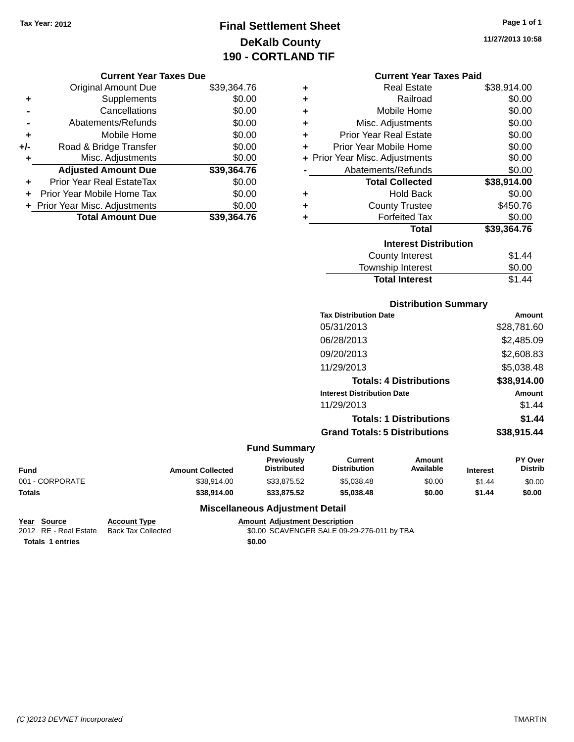Tax Year: 2012

# Final Settlement Sheet
## DeKalb County
## 190 - CORTLAND TIF

11/27/2013 10:58

### Current Year Taxes Due

| | | |
|---|---|---|
| | Original Amount Due | $39,364.76 |
| + | Supplements | $0.00 |
| - | Cancellations | $0.00 |
| - | Abatements/Refunds | $0.00 |
| + | Mobile Home | $0.00 |
| +/- | Road & Bridge Transfer | $0.00 |
| + | Misc. Adjustments | $0.00 |
| | **Adjusted Amount Due** | **$39,364.76** |
| + | Prior Year Real EstateTax | $0.00 |
| + | Prior Year Mobile Home Tax | $0.00 |
| + | Prior Year Misc. Adjustments | $0.00 |
| | **Total Amount Due** | **$39,364.76** |

### Current Year Taxes Paid

| | | |
|---|---|---|
| + | Real Estate | $38,914.00 |
| + | Railroad | $0.00 |
| + | Mobile Home | $0.00 |
| + | Misc. Adjustments | $0.00 |
| + | Prior Year Real Estate | $0.00 |
| + | Prior Year Mobile Home | $0.00 |
| + | Prior Year Misc. Adjustments | $0.00 |
| - | Abatements/Refunds | $0.00 |
| | **Total Collected** | **$38,914.00** |
| + | Hold Back | $0.00 |
| + | County Trustee | $450.76 |
| + | Forfeited Tax | $0.00 |
| | **Total** | **$39,364.76** |

### Interest Distribution

| | |
|---|---|
| County Interest | $1.44 |
| Township Interest | $0.00 |
| **Total Interest** | $1.44 |

### Distribution Summary

| Tax Distribution Date | Amount |
|---|---|
| 05/31/2013 | $28,781.60 |
| 06/28/2013 | $2,485.09 |
| 09/20/2013 | $2,608.83 |
| 11/29/2013 | $5,038.48 |
| **Totals: 4 Distributions** | **$38,914.00** |

| Interest Distribution Date | Amount |
|---|---|
| 11/29/2013 | $1.44 |
| **Totals: 1 Distributions** | **$1.44** |
| **Grand Totals: 5 Distributions** | **$38,915.44** |

### Fund Summary

| Fund | Amount Collected | Previously Distributed | Current Distribution | Amount Available | Interest | PY Over Distrib |
|---|---|---|---|---|---|---|
| 001 - CORPORATE | $38,914.00 | $33,875.52 | $5,038.48 | $0.00 | $1.44 | $0.00 |
| **Totals** | **$38,914.00** | **$33,875.52** | **$5,038.48** | **$0.00** | **$1.44** | **$0.00** |

### Miscellaneous Adjustment Detail

| Year | Source | Account Type | Amount | Adjustment Description |
|---|---|---|---|---|
| 2012 | RE - Real Estate | Back Tax Collected | $0.00 | SCAVENGER SALE 09-29-276-011 by TBA |
| **Totals** | **1 entries** | | **$0.00** | |

(C )2013 DEVNET Incorporated TMARTIN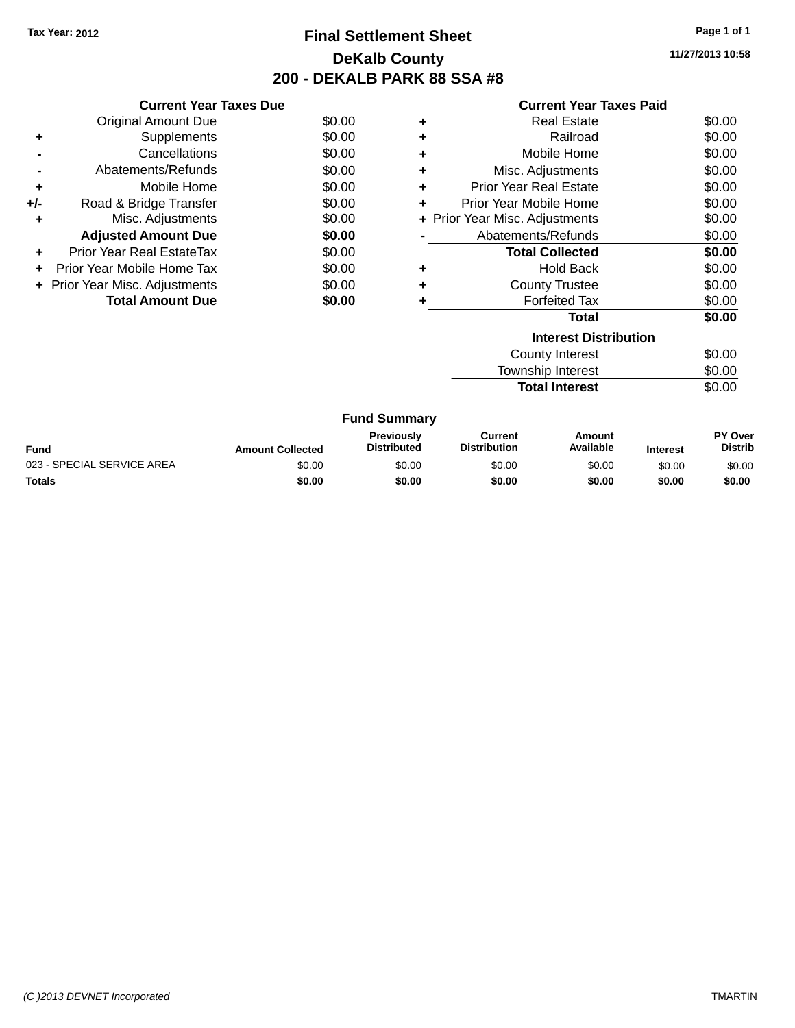Tax Year: 2012

# Final Settlement Sheet

## DeKalb County

## 200 - DEKALB PARK 88 SSA #8

11/27/2013 10:58

### Current Year Taxes Due

| | | |
|---|---|---|
| | Original Amount Due | $0.00 |
| + | Supplements | $0.00 |
| - | Cancellations | $0.00 |
| - | Abatements/Refunds | $0.00 |
| + | Mobile Home | $0.00 |
| +/- | Road & Bridge Transfer | $0.00 |
| + | Misc. Adjustments | $0.00 |
| | **Adjusted Amount Due** | **$0.00** |
| + | Prior Year Real EstateTax | $0.00 |
| + | Prior Year Mobile Home Tax | $0.00 |
| + | Prior Year Misc. Adjustments | $0.00 |
| | **Total Amount Due** | **$0.00** |

### Current Year Taxes Paid

| | | |
|---|---|---|
| + | Real Estate | $0.00 |
| + | Railroad | $0.00 |
| + | Mobile Home | $0.00 |
| + | Misc. Adjustments | $0.00 |
| + | Prior Year Real Estate | $0.00 |
| + | Prior Year Mobile Home | $0.00 |
| + | Prior Year Misc. Adjustments | $0.00 |
| - | Abatements/Refunds | $0.00 |
| | **Total Collected** | **$0.00** |
| + | Hold Back | $0.00 |
| + | County Trustee | $0.00 |
| + | Forfeited Tax | $0.00 |
| | **Total** | **$0.00** |

### Interest Distribution

| | |
|---|---|
| County Interest | $0.00 |
| Township Interest | $0.00 |
| **Total Interest** | $0.00 |

### Fund Summary

| Fund | Amount Collected | Previously Distributed | Current Distribution | Amount Available | Interest | PY Over Distrib |
|---|---|---|---|---|---|---|
| 023 - SPECIAL SERVICE AREA | $0.00 | $0.00 | $0.00 | $0.00 | $0.00 | $0.00 |
| **Totals** | **$0.00** | **$0.00** | **$0.00** | **$0.00** | **$0.00** | **$0.00** |

(C )2013 DEVNET Incorporated TMARTIN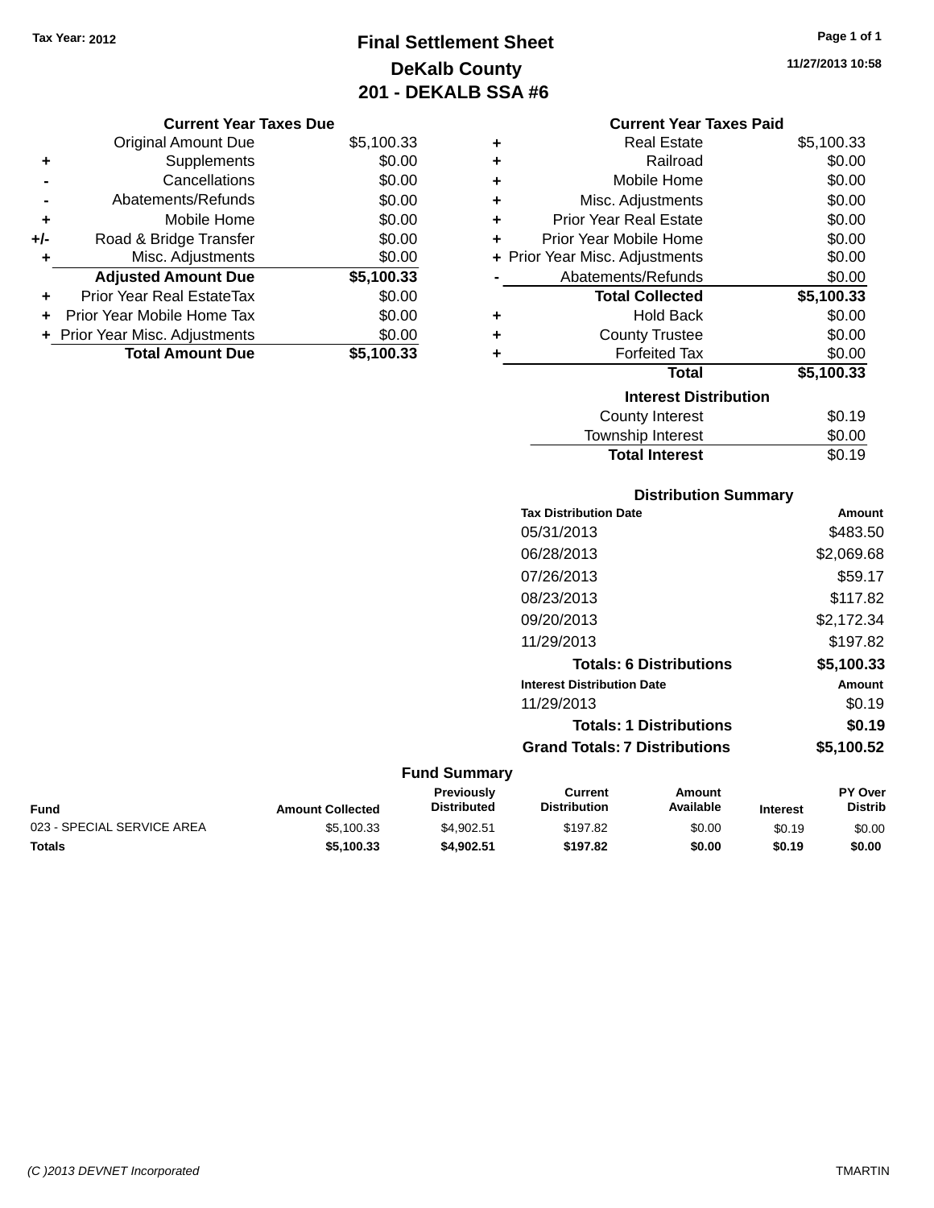Tax Year: 2012

# Final Settlement Sheet
## DeKalb County
## 201 - DEKALB SSA #6

11/27/2013 10:58

### Current Year Taxes Due

| | | |
|---|---|---|
| | Original Amount Due | $5,100.33 |
| + | Supplements | $0.00 |
| - | Cancellations | $0.00 |
| - | Abatements/Refunds | $0.00 |
| + | Mobile Home | $0.00 |
| +/- | Road & Bridge Transfer | $0.00 |
| + | Misc. Adjustments | $0.00 |
| | **Adjusted Amount Due** | **$5,100.33** |
| + | Prior Year Real EstateTax | $0.00 |
| + | Prior Year Mobile Home Tax | $0.00 |
| + | Prior Year Misc. Adjustments | $0.00 |
| | **Total Amount Due** | **$5,100.33** |

### Current Year Taxes Paid

| | | |
|---|---|---|
| + | Real Estate | $5,100.33 |
| + | Railroad | $0.00 |
| + | Mobile Home | $0.00 |
| + | Misc. Adjustments | $0.00 |
| + | Prior Year Real Estate | $0.00 |
| + | Prior Year Mobile Home | $0.00 |
| + | Prior Year Misc. Adjustments | $0.00 |
| - | Abatements/Refunds | $0.00 |
| | **Total Collected** | **$5,100.33** |
| + | Hold Back | $0.00 |
| + | County Trustee | $0.00 |
| + | Forfeited Tax | $0.00 |
| | **Total** | **$5,100.33** |

### Interest Distribution

| | |
|---|---|
| County Interest | $0.19 |
| Township Interest | $0.00 |
| **Total Interest** | $0.19 |

### Distribution Summary

| Tax Distribution Date | Amount |
|---|---|
| 05/31/2013 | $483.50 |
| 06/28/2013 | $2,069.68 |
| 07/26/2013 | $59.17 |
| 08/23/2013 | $117.82 |
| 09/20/2013 | $2,172.34 |
| 11/29/2013 | $197.82 |
| **Totals: 6 Distributions** | **$5,100.33** |

| Interest Distribution Date | Amount |
|---|---|
| 11/29/2013 | $0.19 |
| **Totals: 1 Distributions** | **$0.19** |
| **Grand Totals: 7 Distributions** | **$5,100.52** |

### Fund Summary

| Fund | Amount Collected | Previously Distributed | Current Distribution | Amount Available | Interest | PY Over Distrib |
|---|---|---|---|---|---|---|
| 023 - SPECIAL SERVICE AREA | $5,100.33 | $4,902.51 | $197.82 | $0.00 | $0.19 | $0.00 |
| **Totals** | **$5,100.33** | **$4,902.51** | **$197.82** | **$0.00** | **$0.19** | **$0.00** |

(C )2013 DEVNET Incorporated TMARTIN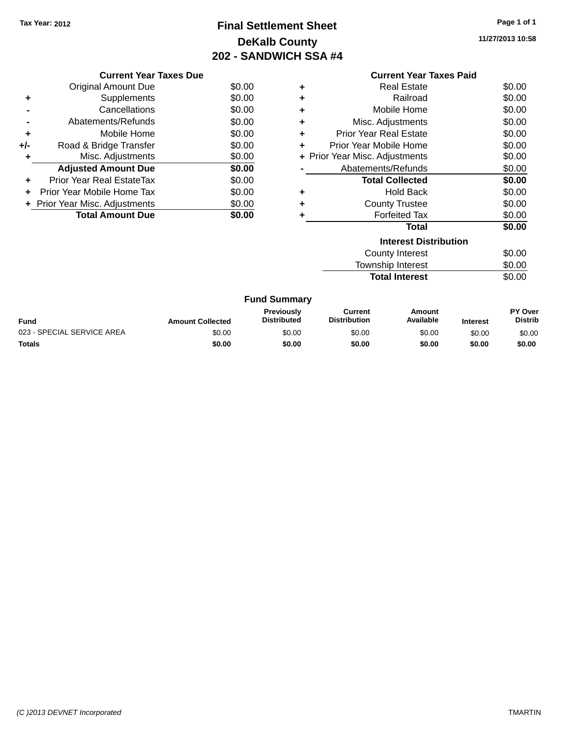Tax Year: 2012

# Final Settlement Sheet

## DeKalb County

## 202 - SANDWICH SSA #4

11/27/2013 10:58

### Current Year Taxes Due

| | | |
|---|---|---|
| | Original Amount Due | $0.00 |
| + | Supplements | $0.00 |
| - | Cancellations | $0.00 |
| - | Abatements/Refunds | $0.00 |
| + | Mobile Home | $0.00 |
| +/- | Road & Bridge Transfer | $0.00 |
| + | Misc. Adjustments | $0.00 |
| | **Adjusted Amount Due** | **$0.00** |
| + | Prior Year Real EstateTax | $0.00 |
| + | Prior Year Mobile Home Tax | $0.00 |
| + | Prior Year Misc. Adjustments | $0.00 |
| | **Total Amount Due** | **$0.00** |

### Current Year Taxes Paid

| | | |
|---|---|---|
| + | Real Estate | $0.00 |
| + | Railroad | $0.00 |
| + | Mobile Home | $0.00 |
| + | Misc. Adjustments | $0.00 |
| + | Prior Year Real Estate | $0.00 |
| + | Prior Year Mobile Home | $0.00 |
| + | Prior Year Misc. Adjustments | $0.00 |
| - | Abatements/Refunds | $0.00 |
| | **Total Collected** | **$0.00** |
| + | Hold Back | $0.00 |
| + | County Trustee | $0.00 |
| + | Forfeited Tax | $0.00 |
| | **Total** | **$0.00** |

### Interest Distribution

| | |
|---|---|
| County Interest | $0.00 |
| Township Interest | $0.00 |
| **Total Interest** | $0.00 |

### Fund Summary

| Fund | Amount Collected | Previously Distributed | Current Distribution | Amount Available | Interest | PY Over Distrib |
|---|---|---|---|---|---|---|
| 023 - SPECIAL SERVICE AREA | $0.00 | $0.00 | $0.00 | $0.00 | $0.00 | $0.00 |
| **Totals** | **$0.00** | **$0.00** | **$0.00** | **$0.00** | **$0.00** | **$0.00** |

(C )2013 DEVNET Incorporated

TMARTIN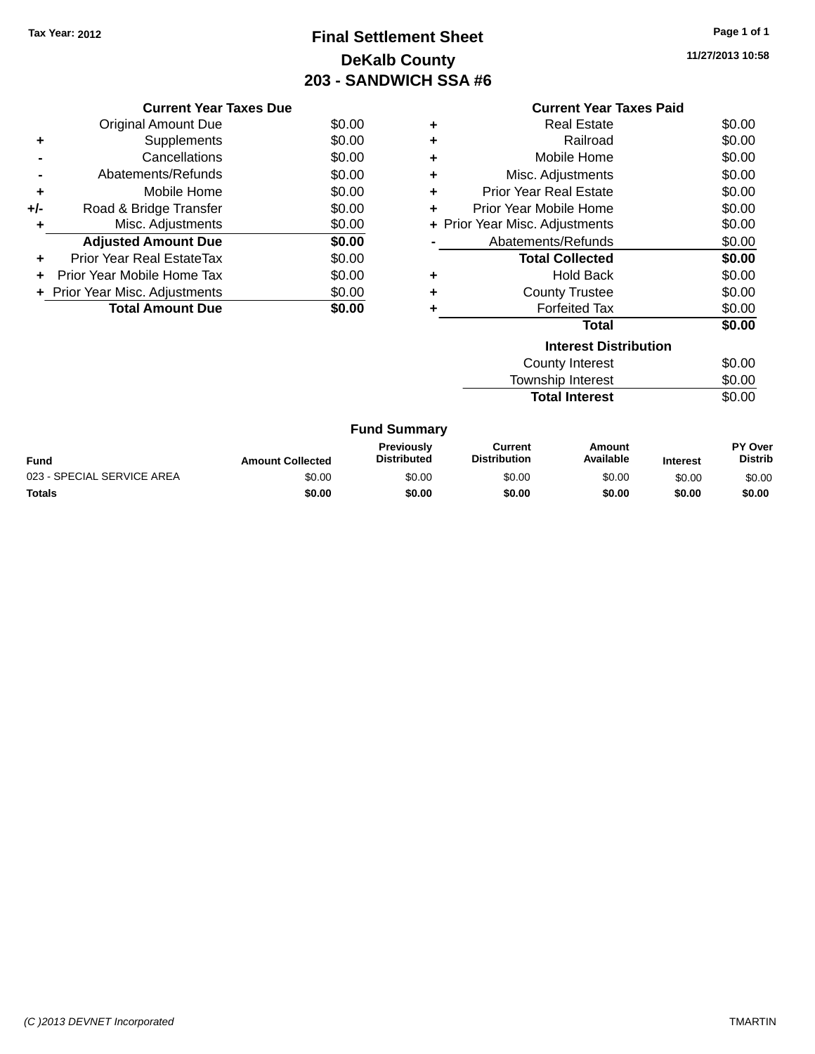Tax Year: 2012

# Final Settlement Sheet

## DeKalb County

## 203 - SANDWICH SSA #6

11/27/2013 10:58

### Current Year Taxes Due

| | | |
|---|---|---|
| | Original Amount Due | $0.00 |
| + | Supplements | $0.00 |
| - | Cancellations | $0.00 |
| - | Abatements/Refunds | $0.00 |
| + | Mobile Home | $0.00 |
| +/- | Road & Bridge Transfer | $0.00 |
| + | Misc. Adjustments | $0.00 |
| | **Adjusted Amount Due** | **$0.00** |
| + | Prior Year Real EstateTax | $0.00 |
| + | Prior Year Mobile Home Tax | $0.00 |
| + | Prior Year Misc. Adjustments | $0.00 |
| | **Total Amount Due** | **$0.00** |

### Current Year Taxes Paid

| | | |
|---|---|---|
| + | Real Estate | $0.00 |
| + | Railroad | $0.00 |
| + | Mobile Home | $0.00 |
| + | Misc. Adjustments | $0.00 |
| + | Prior Year Real Estate | $0.00 |
| + | Prior Year Mobile Home | $0.00 |
| + | Prior Year Misc. Adjustments | $0.00 |
| - | Abatements/Refunds | $0.00 |
| | **Total Collected** | **$0.00** |
| + | Hold Back | $0.00 |
| + | County Trustee | $0.00 |
| + | Forfeited Tax | $0.00 |
| | **Total** | **$0.00** |

### Interest Distribution

| | |
|---|---|
| County Interest | $0.00 |
| Township Interest | $0.00 |
| **Total Interest** | $0.00 |

### Fund Summary

| Fund | Amount Collected | Previously Distributed | Current Distribution | Amount Available | Interest | PY Over Distrib |
|---|---|---|---|---|---|---|
| 023 - SPECIAL SERVICE AREA | $0.00 | $0.00 | $0.00 | $0.00 | $0.00 | $0.00 |
| **Totals** | **$0.00** | **$0.00** | **$0.00** | **$0.00** | **$0.00** | **$0.00** |

(C )2013 DEVNET Incorporated TMARTIN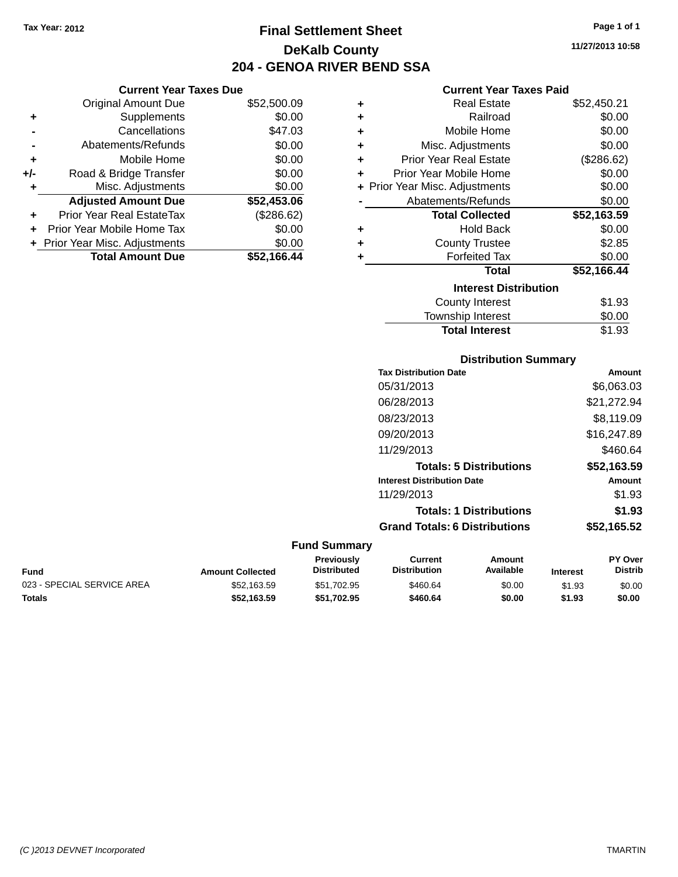Tax Year: 2012

# Final Settlement Sheet
## DeKalb County
## 204 - GENOA RIVER BEND SSA

11/27/2013 10:58

### Current Year Taxes Due

| | | |
|---|---|---|
| | Original Amount Due | $52,500.09 |
| + | Supplements | $0.00 |
| - | Cancellations | $47.03 |
| - | Abatements/Refunds | $0.00 |
| + | Mobile Home | $0.00 |
| +/- | Road & Bridge Transfer | $0.00 |
| + | Misc. Adjustments | $0.00 |
| | **Adjusted Amount Due** | **$52,453.06** |
| + | Prior Year Real EstateTax | ($286.62) |
| + | Prior Year Mobile Home Tax | $0.00 |
| + | Prior Year Misc. Adjustments | $0.00 |
| | **Total Amount Due** | **$52,166.44** |

### Current Year Taxes Paid

| | | |
|---|---|---|
| + | Real Estate | $52,450.21 |
| + | Railroad | $0.00 |
| + | Mobile Home | $0.00 |
| + | Misc. Adjustments | $0.00 |
| + | Prior Year Real Estate | ($286.62) |
| + | Prior Year Mobile Home | $0.00 |
| + | Prior Year Misc. Adjustments | $0.00 |
| - | Abatements/Refunds | $0.00 |
| | **Total Collected** | **$52,163.59** |
| + | Hold Back | $0.00 |
| + | County Trustee | $2.85 |
| + | Forfeited Tax | $0.00 |
| | **Total** | **$52,166.44** |

### Interest Distribution

| | |
|---|---|
| County Interest | $1.93 |
| Township Interest | $0.00 |
| **Total Interest** | $1.93 |

### Distribution Summary

| Tax Distribution Date | Amount |
|---|---|
| 05/31/2013 | $6,063.03 |
| 06/28/2013 | $21,272.94 |
| 08/23/2013 | $8,119.09 |
| 09/20/2013 | $16,247.89 |
| 11/29/2013 | $460.64 |
| **Totals: 5 Distributions** | **$52,163.59** |

| Interest Distribution Date | Amount |
|---|---|
| 11/29/2013 | $1.93 |
| **Totals: 1 Distributions** | **$1.93** |
| **Grand Totals: 6 Distributions** | **$52,165.52** |

### Fund Summary

| Fund | Amount Collected | Previously Distributed | Current Distribution | Amount Available | Interest | PY Over Distrib |
|---|---|---|---|---|---|---|
| 023 - SPECIAL SERVICE AREA | $52,163.59 | $51,702.95 | $460.64 | $0.00 | $1.93 | $0.00 |
| **Totals** | **$52,163.59** | **$51,702.95** | **$460.64** | **$0.00** | **$1.93** | **$0.00** |

(C )2013 DEVNET Incorporated TMARTIN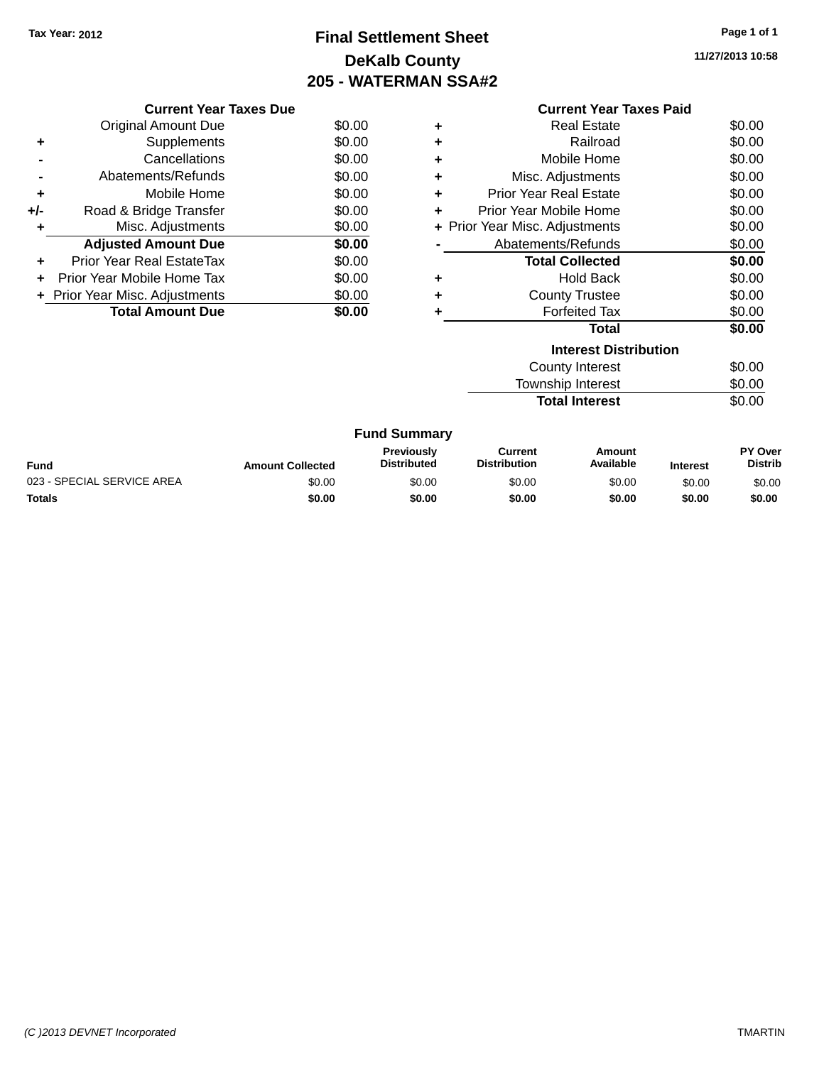Tax Year: 2012

# Final Settlement Sheet

## DeKalb County

## 205 - WATERMAN SSA#2

11/27/2013 10:58

### Current Year Taxes Due

| | | |
|---|---|---|
| | Original Amount Due | $0.00 |
| + | Supplements | $0.00 |
| - | Cancellations | $0.00 |
| - | Abatements/Refunds | $0.00 |
| + | Mobile Home | $0.00 |
| +/- | Road & Bridge Transfer | $0.00 |
| + | Misc. Adjustments | $0.00 |
| | **Adjusted Amount Due** | **$0.00** |
| + | Prior Year Real EstateTax | $0.00 |
| + | Prior Year Mobile Home Tax | $0.00 |
| + | Prior Year Misc. Adjustments | $0.00 |
| | **Total Amount Due** | **$0.00** |

### Current Year Taxes Paid

| | | |
|---|---|---|
| + | Real Estate | $0.00 |
| + | Railroad | $0.00 |
| + | Mobile Home | $0.00 |
| + | Misc. Adjustments | $0.00 |
| + | Prior Year Real Estate | $0.00 |
| + | Prior Year Mobile Home | $0.00 |
| + | Prior Year Misc. Adjustments | $0.00 |
| - | Abatements/Refunds | $0.00 |
| | **Total Collected** | **$0.00** |
| + | Hold Back | $0.00 |
| + | County Trustee | $0.00 |
| + | Forfeited Tax | $0.00 |
| | **Total** | **$0.00** |

### Interest Distribution

| | |
|---|---|
| County Interest | $0.00 |
| Township Interest | $0.00 |
| **Total Interest** | $0.00 |

### Fund Summary

| Fund | Amount Collected | Previously Distributed | Current Distribution | Amount Available | Interest | PY Over Distrib |
|---|---|---|---|---|---|---|
| 023 - SPECIAL SERVICE AREA | $0.00 | $0.00 | $0.00 | $0.00 | $0.00 | $0.00 |
| **Totals** | **$0.00** | **$0.00** | **$0.00** | **$0.00** | **$0.00** | **$0.00** |

(C )2013 DEVNET Incorporated TMARTIN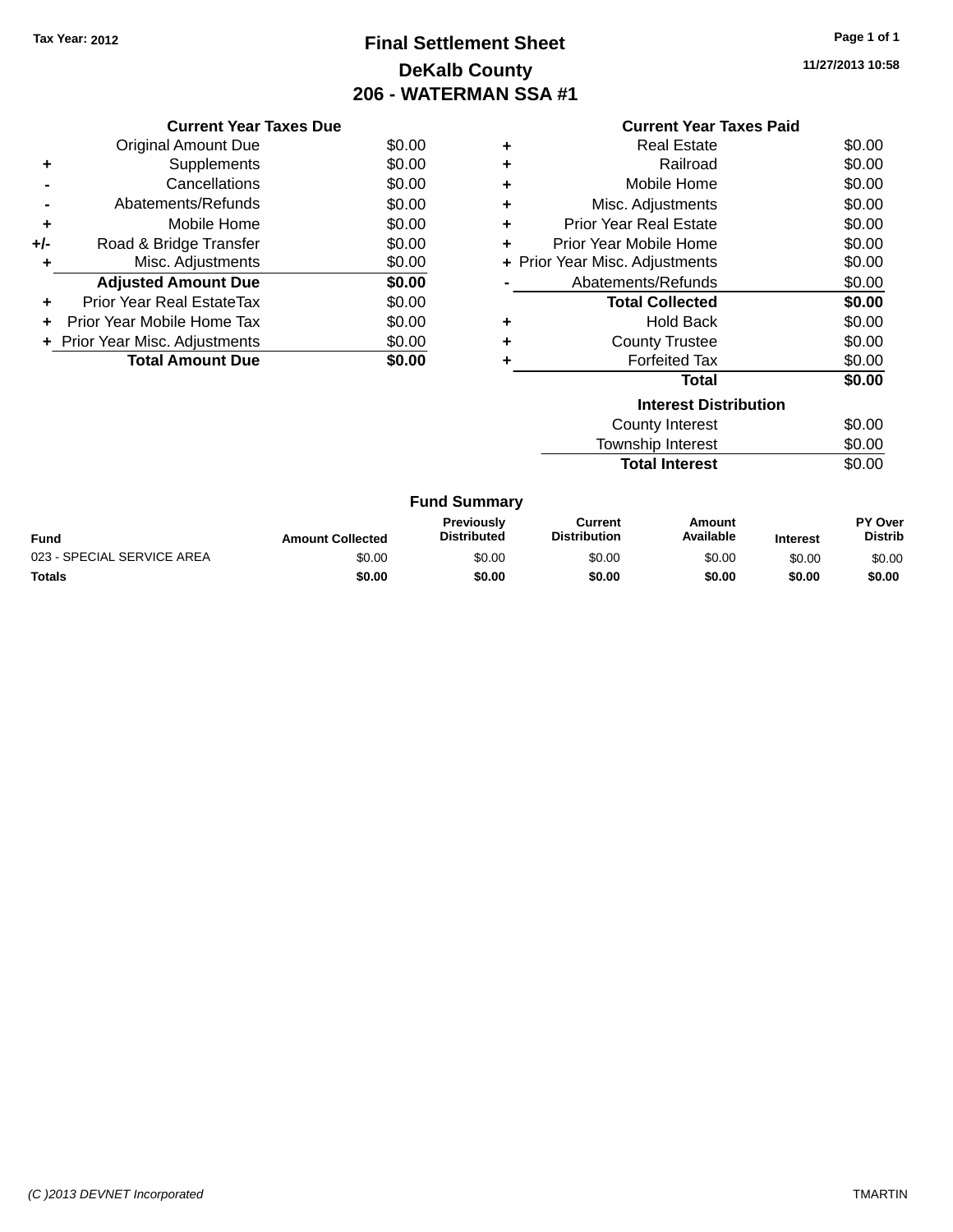Tax Year: 2012

# Final Settlement Sheet
## DeKalb County
## 206 - WATERMAN SSA #1

11/27/2013 10:58

### Current Year Taxes Due

| | | |
|---|---|---|
| | Original Amount Due | $0.00 |
| + | Supplements | $0.00 |
| - | Cancellations | $0.00 |
| - | Abatements/Refunds | $0.00 |
| + | Mobile Home | $0.00 |
| +/- | Road & Bridge Transfer | $0.00 |
| + | Misc. Adjustments | $0.00 |
| | **Adjusted Amount Due** | **$0.00** |
| + | Prior Year Real EstateTax | $0.00 |
| + | Prior Year Mobile Home Tax | $0.00 |
| + | Prior Year Misc. Adjustments | $0.00 |
| | **Total Amount Due** | **$0.00** |

### Current Year Taxes Paid

| | | |
|---|---|---|
| + | Real Estate | $0.00 |
| + | Railroad | $0.00 |
| + | Mobile Home | $0.00 |
| + | Misc. Adjustments | $0.00 |
| + | Prior Year Real Estate | $0.00 |
| + | Prior Year Mobile Home | $0.00 |
| + | Prior Year Misc. Adjustments | $0.00 |
| - | Abatements/Refunds | $0.00 |
| | **Total Collected** | **$0.00** |
| + | Hold Back | $0.00 |
| + | County Trustee | $0.00 |
| + | Forfeited Tax | $0.00 |
| | **Total** | **$0.00** |

### Interest Distribution

| | |
|---|---|
| County Interest | $0.00 |
| Township Interest | $0.00 |
| **Total Interest** | $0.00 |

### Fund Summary

| Fund | Amount Collected | Previously Distributed | Current Distribution | Amount Available | Interest | PY Over Distrib |
|---|---|---|---|---|---|---|
| 023 - SPECIAL SERVICE AREA | $0.00 | $0.00 | $0.00 | $0.00 | $0.00 | $0.00 |
| **Totals** | **$0.00** | **$0.00** | **$0.00** | **$0.00** | **$0.00** | **$0.00** |

(C )2013 DEVNET Incorporated

TMARTIN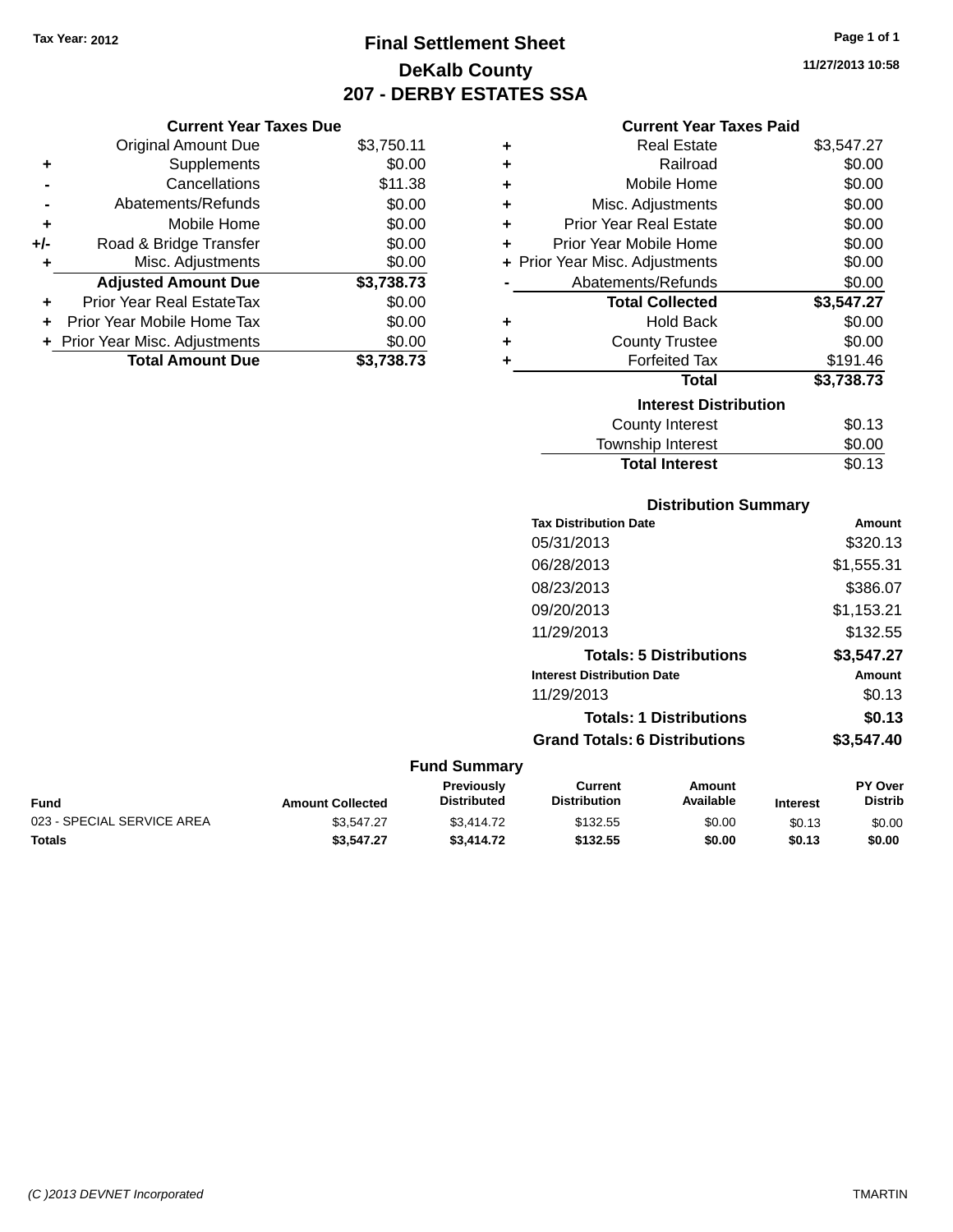Tax Year: 2012

# Final Settlement Sheet

## DeKalb County

## 207 - DERBY ESTATES SSA

11/27/2013 10:58

### Current Year Taxes Due

| | | |
|---|---|---|
| | Original Amount Due | $3,750.11 |
| + | Supplements | $0.00 |
| - | Cancellations | $11.38 |
| - | Abatements/Refunds | $0.00 |
| + | Mobile Home | $0.00 |
| +/- | Road & Bridge Transfer | $0.00 |
| + | Misc. Adjustments | $0.00 |
| | **Adjusted Amount Due** | **$3,738.73** |
| + | Prior Year Real EstateTax | $0.00 |
| + | Prior Year Mobile Home Tax | $0.00 |
| + | Prior Year Misc. Adjustments | $0.00 |
| | **Total Amount Due** | **$3,738.73** |

### Current Year Taxes Paid

| | | |
|---|---|---|
| + | Real Estate | $3,547.27 |
| + | Railroad | $0.00 |
| + | Mobile Home | $0.00 |
| + | Misc. Adjustments | $0.00 |
| + | Prior Year Real Estate | $0.00 |
| + | Prior Year Mobile Home | $0.00 |
| + | Prior Year Misc. Adjustments | $0.00 |
| - | Abatements/Refunds | $0.00 |
| | **Total Collected** | **$3,547.27** |
| + | Hold Back | $0.00 |
| + | County Trustee | $0.00 |
| + | Forfeited Tax | $191.46 |
| | **Total** | **$3,738.73** |

### Interest Distribution

| | |
|---|---|
| County Interest | $0.13 |
| Township Interest | $0.00 |
| **Total Interest** | $0.13 |

### Distribution Summary

| Tax Distribution Date | Amount |
|---|---|
| 05/31/2013 | $320.13 |
| 06/28/2013 | $1,555.31 |
| 08/23/2013 | $386.07 |
| 09/20/2013 | $1,153.21 |
| 11/29/2013 | $132.55 |
| **Totals: 5 Distributions** | **$3,547.27** |
| **Interest Distribution Date** | **Amount** |
| 11/29/2013 | $0.13 |
| **Totals: 1 Distributions** | **$0.13** |
| **Grand Totals: 6 Distributions** | **$3,547.40** |

### Fund Summary

| Fund | Amount Collected | Previously Distributed | Current Distribution | Amount Available | Interest | PY Over Distrib |
|---|---|---|---|---|---|---|
| 023 - SPECIAL SERVICE AREA | $3,547.27 | $3,414.72 | $132.55 | $0.00 | $0.13 | $0.00 |
| **Totals** | **$3,547.27** | **$3,414.72** | **$132.55** | **$0.00** | **$0.13** | **$0.00** |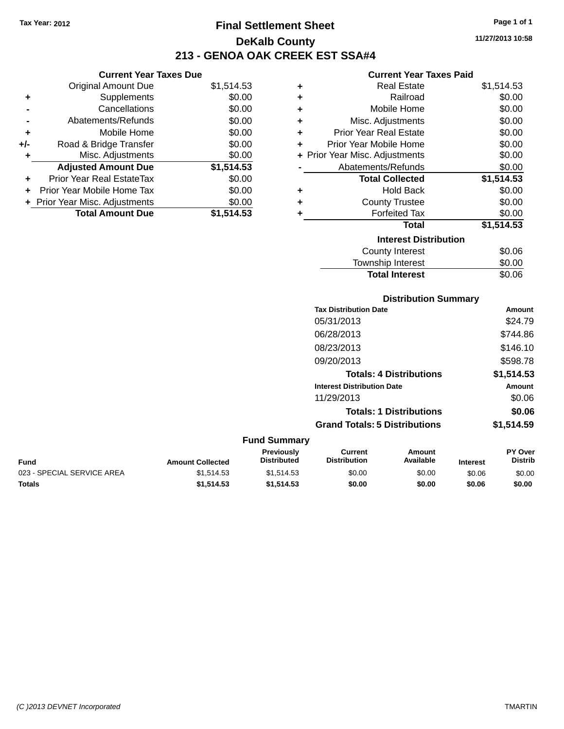Tax Year: 2012

# Final Settlement Sheet

## DeKalb County

## 213 - GENOA OAK CREEK EST SSA#4

11/27/2013 10:58

### Current Year Taxes Due

| | | |
|---|---|---|
| | Original Amount Due | $1,514.53 |
| + | Supplements | $0.00 |
| - | Cancellations | $0.00 |
| - | Abatements/Refunds | $0.00 |
| + | Mobile Home | $0.00 |
| +/- | Road & Bridge Transfer | $0.00 |
| + | Misc. Adjustments | $0.00 |
| | **Adjusted Amount Due** | **$1,514.53** |
| + | Prior Year Real EstateTax | $0.00 |
| + | Prior Year Mobile Home Tax | $0.00 |
| + | Prior Year Misc. Adjustments | $0.00 |
| | **Total Amount Due** | **$1,514.53** |

### Current Year Taxes Paid

| | | |
|---|---|---|
| + | Real Estate | $1,514.53 |
| + | Railroad | $0.00 |
| + | Mobile Home | $0.00 |
| + | Misc. Adjustments | $0.00 |
| + | Prior Year Real Estate | $0.00 |
| + | Prior Year Mobile Home | $0.00 |
| + | Prior Year Misc. Adjustments | $0.00 |
| - | Abatements/Refunds | $0.00 |
| | **Total Collected** | **$1,514.53** |
| + | Hold Back | $0.00 |
| + | County Trustee | $0.00 |
| + | Forfeited Tax | $0.00 |
| | **Total** | **$1,514.53** |

### Interest Distribution

| | |
|---|---|
| County Interest | $0.06 |
| Township Interest | $0.00 |
| **Total Interest** | $0.06 |

### Distribution Summary

| Tax Distribution Date | Amount |
|---|---|
| 05/31/2013 | $24.79 |
| 06/28/2013 | $744.86 |
| 08/23/2013 | $146.10 |
| 09/20/2013 | $598.78 |
| **Totals: 4 Distributions** | **$1,514.53** |
| **Interest Distribution Date** | **Amount** |
| 11/29/2013 | $0.06 |
| **Totals: 1 Distributions** | **$0.06** |
| **Grand Totals: 5 Distributions** | **$1,514.59** |

### Fund Summary

| Fund | Amount Collected | Previously Distributed | Current Distribution | Amount Available | Interest | PY Over Distrib |
|---|---|---|---|---|---|---|
| 023 - SPECIAL SERVICE AREA | $1,514.53 | $1,514.53 | $0.00 | $0.00 | $0.06 | $0.00 |
| **Totals** | **$1,514.53** | **$1,514.53** | **$0.00** | **$0.00** | **$0.06** | **$0.00** |

(C )2013 DEVNET Incorporated TMARTIN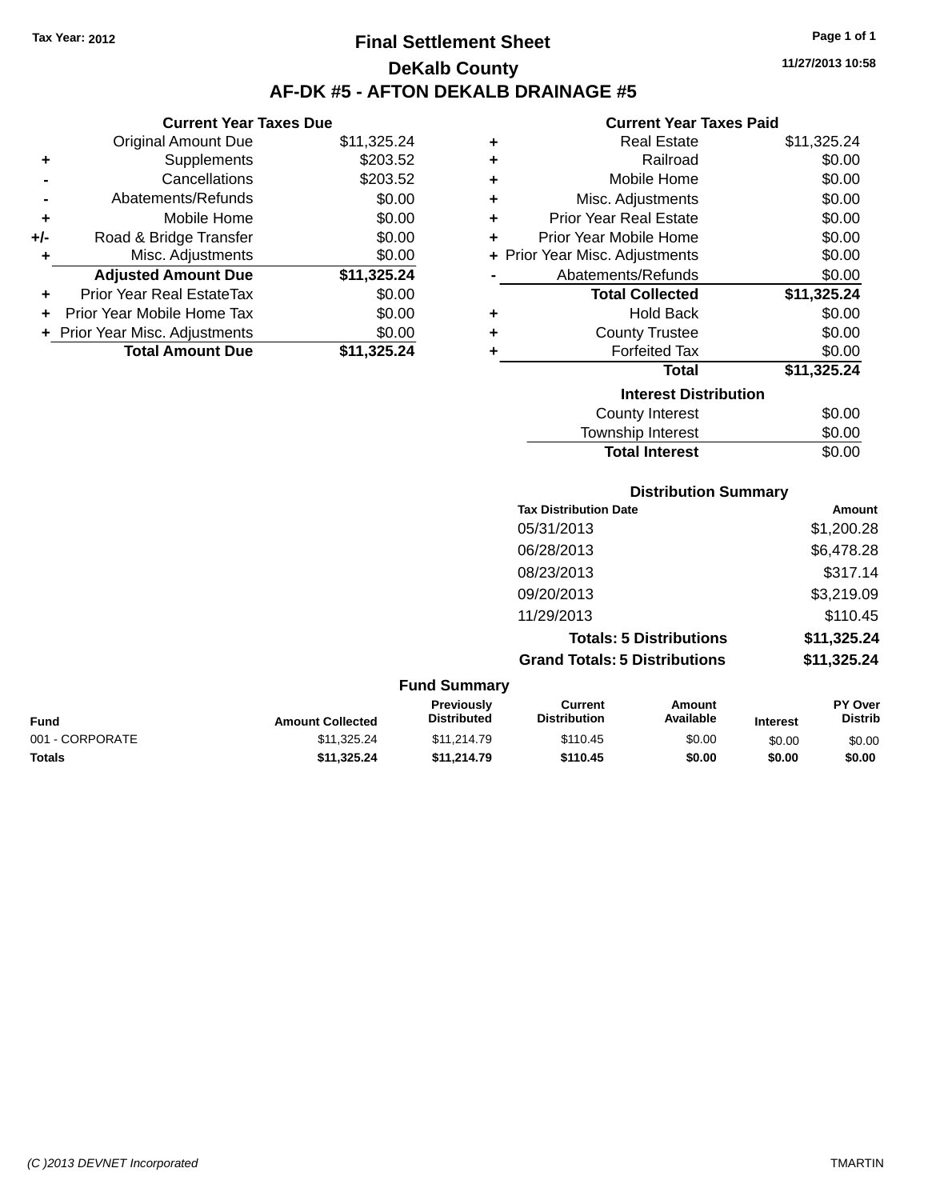Tax Year: 2012

# Final Settlement Sheet

## DeKalb County

## AF-DK #5 - AFTON DEKALB DRAINAGE #5

11/27/2013 10:58

### Current Year Taxes Due

| | | |
|---|---|---|
| | Original Amount Due | $11,325.24 |
| + | Supplements | $203.52 |
| - | Cancellations | $203.52 |
| - | Abatements/Refunds | $0.00 |
| + | Mobile Home | $0.00 |
| +/- | Road & Bridge Transfer | $0.00 |
| + | Misc. Adjustments | $0.00 |
| | **Adjusted Amount Due** | **$11,325.24** |
| + | Prior Year Real EstateTax | $0.00 |
| + | Prior Year Mobile Home Tax | $0.00 |
| + | Prior Year Misc. Adjustments | $0.00 |
| | **Total Amount Due** | **$11,325.24** |

### Current Year Taxes Paid

| | | |
|---|---|---|
| + | Real Estate | $11,325.24 |
| + | Railroad | $0.00 |
| + | Mobile Home | $0.00 |
| + | Misc. Adjustments | $0.00 |
| + | Prior Year Real Estate | $0.00 |
| + | Prior Year Mobile Home | $0.00 |
| + | Prior Year Misc. Adjustments | $0.00 |
| - | Abatements/Refunds | $0.00 |
| | **Total Collected** | **$11,325.24** |
| + | Hold Back | $0.00 |
| + | County Trustee | $0.00 |
| + | Forfeited Tax | $0.00 |
| | **Total** | **$11,325.24** |

### Interest Distribution

| | |
|---|---|
| County Interest | $0.00 |
| Township Interest | $0.00 |
| **Total Interest** | $0.00 |

### Distribution Summary

| Tax Distribution Date | Amount |
|---|---|
| 05/31/2013 | $1,200.28 |
| 06/28/2013 | $6,478.28 |
| 08/23/2013 | $317.14 |
| 09/20/2013 | $3,219.09 |
| 11/29/2013 | $110.45 |
| **Totals: 5 Distributions** | **$11,325.24** |
| **Grand Totals: 5 Distributions** | **$11,325.24** |

### Fund Summary

| Fund | Amount Collected | Previously Distributed | Current Distribution | Amount Available | Interest | PY Over Distrib |
|---|---|---|---|---|---|---|
| 001 - CORPORATE | $11,325.24 | $11,214.79 | $110.45 | $0.00 | $0.00 | $0.00 |
| **Totals** | **$11,325.24** | **$11,214.79** | **$110.45** | **$0.00** | **$0.00** | **$0.00** |

(C )2013 DEVNET Incorporated

TMARTIN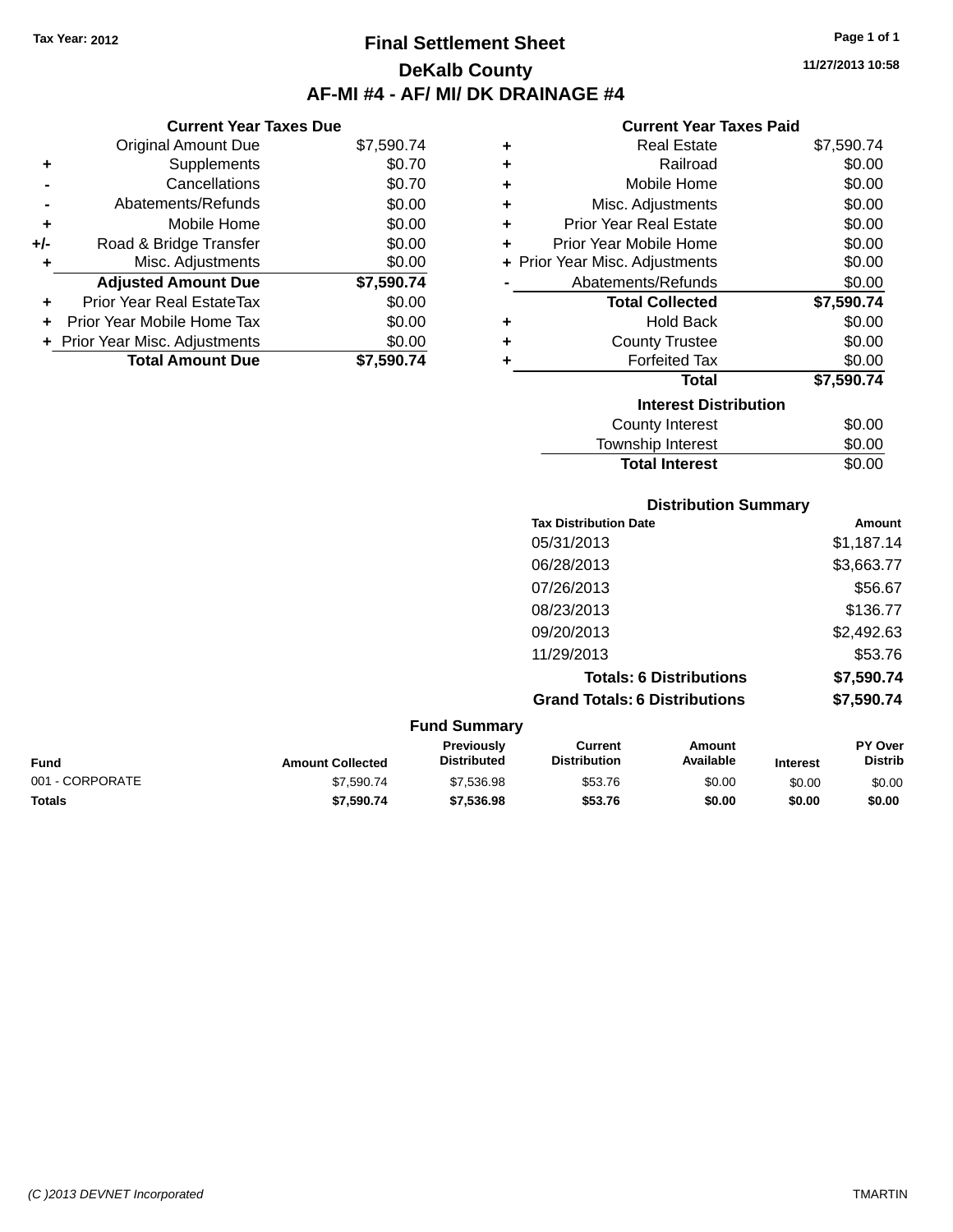Tax Year: 2012

# Final Settlement Sheet

## DeKalb County

## AF-MI #4 - AF/ MI/ DK DRAINAGE #4

11/27/2013 10:58

### Current Year Taxes Due

| | | |
|---|---|---|
| | Original Amount Due | $7,590.74 |
| + | Supplements | $0.70 |
| - | Cancellations | $0.70 |
| - | Abatements/Refunds | $0.00 |
| + | Mobile Home | $0.00 |
| +/- | Road & Bridge Transfer | $0.00 |
| + | Misc. Adjustments | $0.00 |
| | **Adjusted Amount Due** | **$7,590.74** |
| + | Prior Year Real EstateTax | $0.00 |
| + | Prior Year Mobile Home Tax | $0.00 |
| + | Prior Year Misc. Adjustments | $0.00 |
| | **Total Amount Due** | **$7,590.74** |

### Current Year Taxes Paid

| | | |
|---|---|---|
| + | Real Estate | $7,590.74 |
| + | Railroad | $0.00 |
| + | Mobile Home | $0.00 |
| + | Misc. Adjustments | $0.00 |
| + | Prior Year Real Estate | $0.00 |
| + | Prior Year Mobile Home | $0.00 |
| + | Prior Year Misc. Adjustments | $0.00 |
| - | Abatements/Refunds | $0.00 |
| | **Total Collected** | **$7,590.74** |
| + | Hold Back | $0.00 |
| + | County Trustee | $0.00 |
| + | Forfeited Tax | $0.00 |
| | **Total** | **$7,590.74** |

### Interest Distribution

| | |
|---|---|
| County Interest | $0.00 |
| Township Interest | $0.00 |
| **Total Interest** | $0.00 |

### Distribution Summary

| Tax Distribution Date | Amount |
|---|---|
| 05/31/2013 | $1,187.14 |
| 06/28/2013 | $3,663.77 |
| 07/26/2013 | $56.67 |
| 08/23/2013 | $136.77 |
| 09/20/2013 | $2,492.63 |
| 11/29/2013 | $53.76 |
| **Totals: 6 Distributions** | **$7,590.74** |
| **Grand Totals: 6 Distributions** | **$7,590.74** |

### Fund Summary

| Fund | Amount Collected | Previously Distributed | Current Distribution | Amount Available | Interest | PY Over Distrib |
|---|---|---|---|---|---|---|
| 001 - CORPORATE | $7,590.74 | $7,536.98 | $53.76 | $0.00 | $0.00 | $0.00 |
| **Totals** | **$7,590.74** | **$7,536.98** | **$53.76** | **$0.00** | **$0.00** | **$0.00** |

(C )2013 DEVNET Incorporated TMARTIN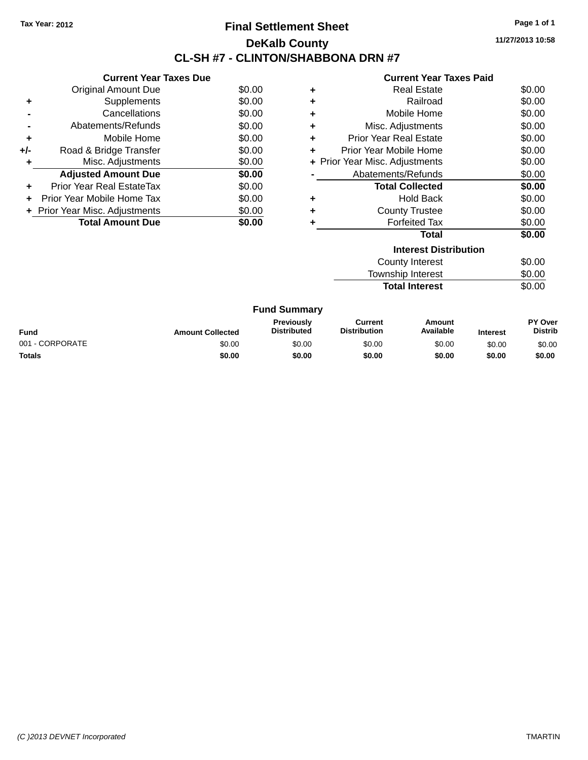Tax Year: 2012

# Final Settlement Sheet

## DeKalb County

## CL-SH #7 - CLINTON/SHABBONA DRN #7

11/27/2013 10:58

### Current Year Taxes Due

| | | |
|---|---|---|
| | Original Amount Due | $0.00 |
| + | Supplements | $0.00 |
| - | Cancellations | $0.00 |
| - | Abatements/Refunds | $0.00 |
| + | Mobile Home | $0.00 |
| +/- | Road & Bridge Transfer | $0.00 |
| + | Misc. Adjustments | $0.00 |
| | **Adjusted Amount Due** | **$0.00** |
| + | Prior Year Real EstateTax | $0.00 |
| + | Prior Year Mobile Home Tax | $0.00 |
| + | Prior Year Misc. Adjustments | $0.00 |
| | **Total Amount Due** | **$0.00** |

### Current Year Taxes Paid

| | | |
|---|---|---|
| + | Real Estate | $0.00 |
| + | Railroad | $0.00 |
| + | Mobile Home | $0.00 |
| + | Misc. Adjustments | $0.00 |
| + | Prior Year Real Estate | $0.00 |
| + | Prior Year Mobile Home | $0.00 |
| + | Prior Year Misc. Adjustments | $0.00 |
| - | Abatements/Refunds | $0.00 |
| | **Total Collected** | **$0.00** |
| + | Hold Back | $0.00 |
| + | County Trustee | $0.00 |
| + | Forfeited Tax | $0.00 |
| | **Total** | **$0.00** |

### Interest Distribution

| | |
|---|---|
| County Interest | $0.00 |
| Township Interest | $0.00 |
| **Total Interest** | $0.00 |

### Fund Summary

| Fund | Amount Collected | Previously Distributed | Current Distribution | Amount Available | Interest | PY Over Distrib |
|---|---|---|---|---|---|---|
| 001 - CORPORATE | $0.00 | $0.00 | $0.00 | $0.00 | $0.00 | $0.00 |
| **Totals** | **$0.00** | **$0.00** | **$0.00** | **$0.00** | **$0.00** | **$0.00** |

(C )2013 DEVNET Incorporated TMARTIN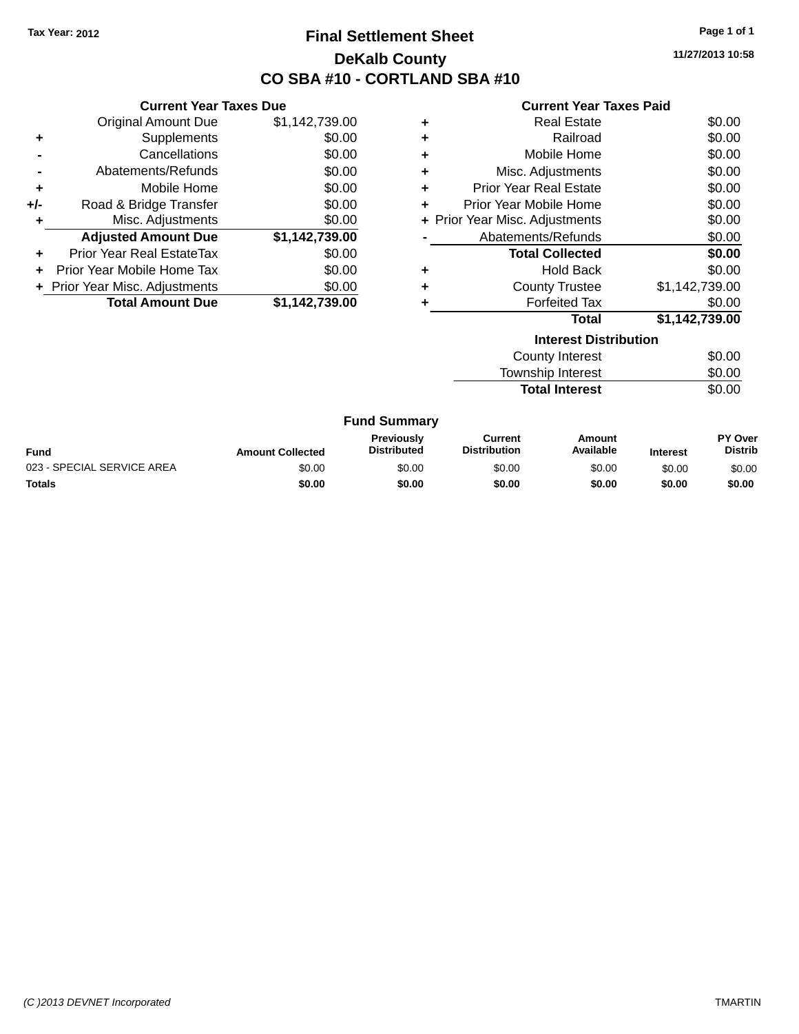Tax Year: 2012

# Final Settlement Sheet

## DeKalb County

## CO SBA #10 - CORTLAND SBA #10

11/27/2013 10:58

### Current Year Taxes Due

| | | |
|---|---|---|
| | Original Amount Due | $1,142,739.00 |
| + | Supplements | $0.00 |
| - | Cancellations | $0.00 |
| - | Abatements/Refunds | $0.00 |
| + | Mobile Home | $0.00 |
| +/- | Road & Bridge Transfer | $0.00 |
| + | Misc. Adjustments | $0.00 |
| | **Adjusted Amount Due** | **$1,142,739.00** |
| + | Prior Year Real EstateTax | $0.00 |
| + | Prior Year Mobile Home Tax | $0.00 |
| + | Prior Year Misc. Adjustments | $0.00 |
| | **Total Amount Due** | **$1,142,739.00** |

### Current Year Taxes Paid

| | | |
|---|---|---|
| + | Real Estate | $0.00 |
| + | Railroad | $0.00 |
| + | Mobile Home | $0.00 |
| + | Misc. Adjustments | $0.00 |
| + | Prior Year Real Estate | $0.00 |
| + | Prior Year Mobile Home | $0.00 |
| + | Prior Year Misc. Adjustments | $0.00 |
| - | Abatements/Refunds | $0.00 |
| | **Total Collected** | **$0.00** |
| + | Hold Back | $0.00 |
| + | County Trustee | $1,142,739.00 |
| + | Forfeited Tax | $0.00 |
| | **Total** | **$1,142,739.00** |

### Interest Distribution

| | |
|---|---|
| County Interest | $0.00 |
| Township Interest | $0.00 |
| **Total Interest** | $0.00 |

### Fund Summary

| Fund | Amount Collected | Previously Distributed | Current Distribution | Amount Available | Interest | PY Over Distrib |
|---|---|---|---|---|---|---|
| 023 - SPECIAL SERVICE AREA | $0.00 | $0.00 | $0.00 | $0.00 | $0.00 | $0.00 |
| **Totals** | **$0.00** | **$0.00** | **$0.00** | **$0.00** | **$0.00** | **$0.00** |

(C )2013 DEVNET Incorporated

TMARTIN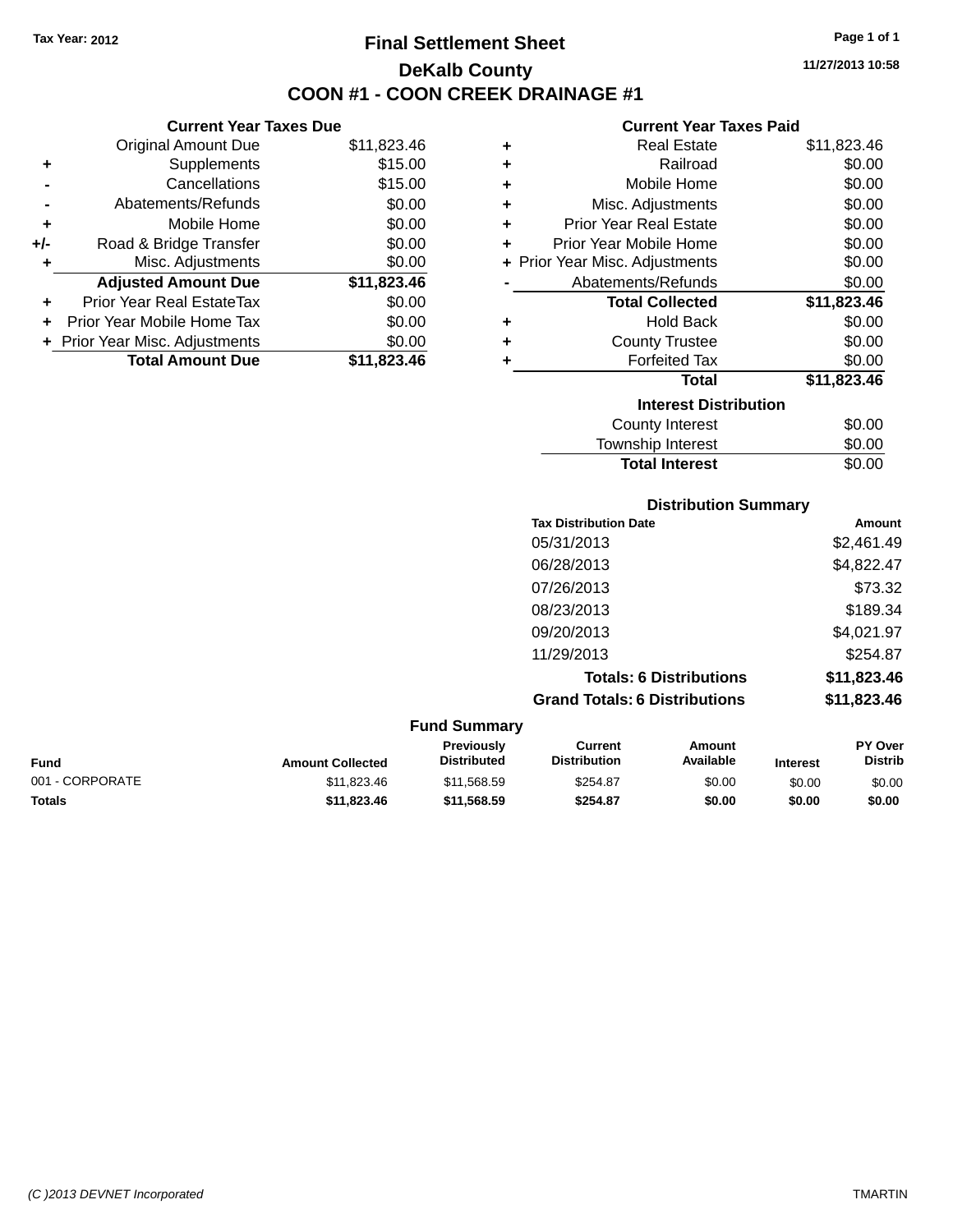Tax Year: 2012

# Final Settlement Sheet

## DeKalb County

## COON #1 - COON CREEK DRAINAGE #1

11/27/2013 10:58

### Current Year Taxes Due

| | | |
|---|---|---|
| | Original Amount Due | $11,823.46 |
| + | Supplements | $15.00 |
| - | Cancellations | $15.00 |
| - | Abatements/Refunds | $0.00 |
| + | Mobile Home | $0.00 |
| +/- | Road & Bridge Transfer | $0.00 |
| + | Misc. Adjustments | $0.00 |
| | **Adjusted Amount Due** | **$11,823.46** |
| + | Prior Year Real EstateTax | $0.00 |
| + | Prior Year Mobile Home Tax | $0.00 |
| + | Prior Year Misc. Adjustments | $0.00 |
| | **Total Amount Due** | **$11,823.46** |

### Current Year Taxes Paid

| | | |
|---|---|---|
| + | Real Estate | $11,823.46 |
| + | Railroad | $0.00 |
| + | Mobile Home | $0.00 |
| + | Misc. Adjustments | $0.00 |
| + | Prior Year Real Estate | $0.00 |
| + | Prior Year Mobile Home | $0.00 |
| + | Prior Year Misc. Adjustments | $0.00 |
| - | Abatements/Refunds | $0.00 |
| | **Total Collected** | **$11,823.46** |
| + | Hold Back | $0.00 |
| + | County Trustee | $0.00 |
| + | Forfeited Tax | $0.00 |
| | **Total** | **$11,823.46** |

### Interest Distribution

| | |
|---|---|
| County Interest | $0.00 |
| Township Interest | $0.00 |
| **Total Interest** | $0.00 |

### Distribution Summary

| Tax Distribution Date | Amount |
|---|---|
| 05/31/2013 | $2,461.49 |
| 06/28/2013 | $4,822.47 |
| 07/26/2013 | $73.32 |
| 08/23/2013 | $189.34 |
| 09/20/2013 | $4,021.97 |
| 11/29/2013 | $254.87 |
| **Totals: 6 Distributions** | **$11,823.46** |
| **Grand Totals: 6 Distributions** | **$11,823.46** |

### Fund Summary

| Fund | Amount Collected | Previously Distributed | Current Distribution | Amount Available | Interest | PY Over Distrib |
|---|---|---|---|---|---|---|
| 001 - CORPORATE | $11,823.46 | $11,568.59 | $254.87 | $0.00 | $0.00 | $0.00 |
| **Totals** | **$11,823.46** | **$11,568.59** | **$254.87** | **$0.00** | **$0.00** | **$0.00** |

(C )2013 DEVNET Incorporated

TMARTIN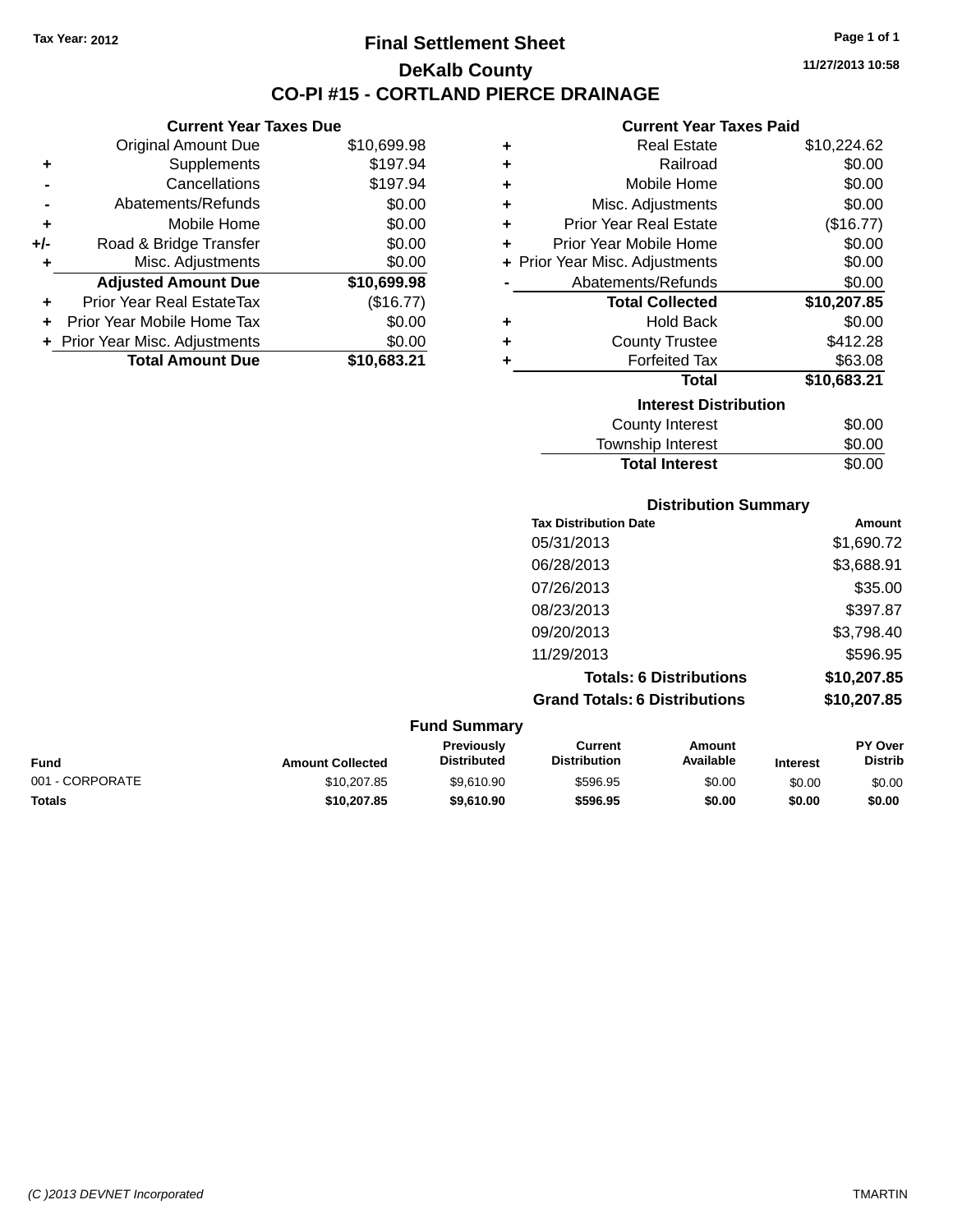Tax Year: 2012

# Final Settlement Sheet

## DeKalb County

## CO-PI #15 - CORTLAND PIERCE DRAINAGE

11/27/2013 10:58

### Current Year Taxes Due

| | | |
|---|---|---|
| | Original Amount Due | $10,699.98 |
| + | Supplements | $197.94 |
| - | Cancellations | $197.94 |
| - | Abatements/Refunds | $0.00 |
| + | Mobile Home | $0.00 |
| +/- | Road & Bridge Transfer | $0.00 |
| + | Misc. Adjustments | $0.00 |
| | **Adjusted Amount Due** | **$10,699.98** |
| + | Prior Year Real EstateTax | ($16.77) |
| + | Prior Year Mobile Home Tax | $0.00 |
| + | Prior Year Misc. Adjustments | $0.00 |
| | **Total Amount Due** | **$10,683.21** |

### Current Year Taxes Paid

| | | |
|---|---|---|
| + | Real Estate | $10,224.62 |
| + | Railroad | $0.00 |
| + | Mobile Home | $0.00 |
| + | Misc. Adjustments | $0.00 |
| + | Prior Year Real Estate | ($16.77) |
| + | Prior Year Mobile Home | $0.00 |
| + | Prior Year Misc. Adjustments | $0.00 |
| - | Abatements/Refunds | $0.00 |
| | **Total Collected** | **$10,207.85** |
| + | Hold Back | $0.00 |
| + | County Trustee | $412.28 |
| + | Forfeited Tax | $63.08 |
| | **Total** | **$10,683.21** |

### Interest Distribution

| | |
|---|---|
| County Interest | $0.00 |
| Township Interest | $0.00 |
| **Total Interest** | $0.00 |

### Distribution Summary

| Tax Distribution Date | Amount |
|---|---|
| 05/31/2013 | $1,690.72 |
| 06/28/2013 | $3,688.91 |
| 07/26/2013 | $35.00 |
| 08/23/2013 | $397.87 |
| 09/20/2013 | $3,798.40 |
| 11/29/2013 | $596.95 |
| **Totals: 6 Distributions** | **$10,207.85** |
| **Grand Totals: 6 Distributions** | **$10,207.85** |

### Fund Summary

| Fund | Amount Collected | Previously Distributed | Current Distribution | Amount Available | Interest | PY Over Distrib |
|---|---|---|---|---|---|---|
| 001 - CORPORATE | $10,207.85 | $9,610.90 | $596.95 | $0.00 | $0.00 | $0.00 |
| **Totals** | **$10,207.85** | **$9,610.90** | **$596.95** | **$0.00** | **$0.00** | **$0.00** |

(C )2013 DEVNET Incorporated — TMARTIN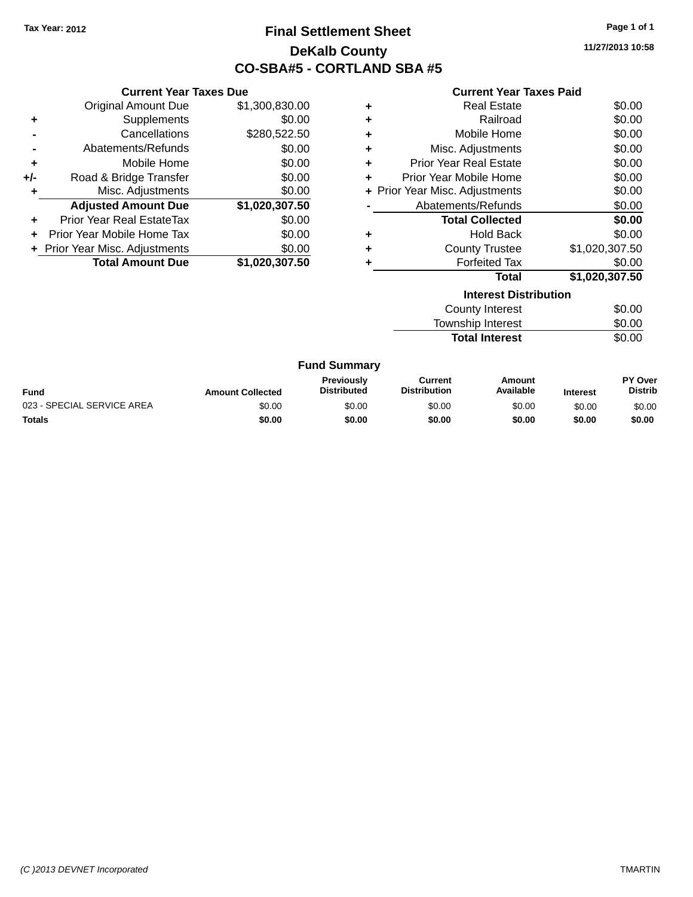Tax Year: 2012

# Final Settlement Sheet

## DeKalb County

## CO-SBA#5 - CORTLAND SBA #5

11/27/2013 10:58

### Current Year Taxes Due

| | | |
|---|---|---|
| | Original Amount Due | $1,300,830.00 |
| + | Supplements | $0.00 |
| - | Cancellations | $280,522.50 |
| - | Abatements/Refunds | $0.00 |
| + | Mobile Home | $0.00 |
| +/- | Road & Bridge Transfer | $0.00 |
| + | Misc. Adjustments | $0.00 |
| | **Adjusted Amount Due** | **$1,020,307.50** |
| + | Prior Year Real EstateTax | $0.00 |
| + | Prior Year Mobile Home Tax | $0.00 |
| + | Prior Year Misc. Adjustments | $0.00 |
| | **Total Amount Due** | **$1,020,307.50** |

### Current Year Taxes Paid

| | | |
|---|---|---|
| + | Real Estate | $0.00 |
| + | Railroad | $0.00 |
| + | Mobile Home | $0.00 |
| + | Misc. Adjustments | $0.00 |
| + | Prior Year Real Estate | $0.00 |
| + | Prior Year Mobile Home | $0.00 |
| + | Prior Year Misc. Adjustments | $0.00 |
| - | Abatements/Refunds | $0.00 |
| | **Total Collected** | **$0.00** |
| + | Hold Back | $0.00 |
| + | County Trustee | $1,020,307.50 |
| + | Forfeited Tax | $0.00 |
| | **Total** | **$1,020,307.50** |

### Interest Distribution

| | |
|---|---|
| County Interest | $0.00 |
| Township Interest | $0.00 |
| **Total Interest** | $0.00 |

### Fund Summary

| Fund | Amount Collected | Previously Distributed | Current Distribution | Amount Available | Interest | PY Over Distrib |
|---|---|---|---|---|---|---|
| 023 - SPECIAL SERVICE AREA | $0.00 | $0.00 | $0.00 | $0.00 | $0.00 | $0.00 |
| **Totals** | **$0.00** | **$0.00** | **$0.00** | **$0.00** | **$0.00** | **$0.00** |

(C )2013 DEVNET Incorporated

TMARTIN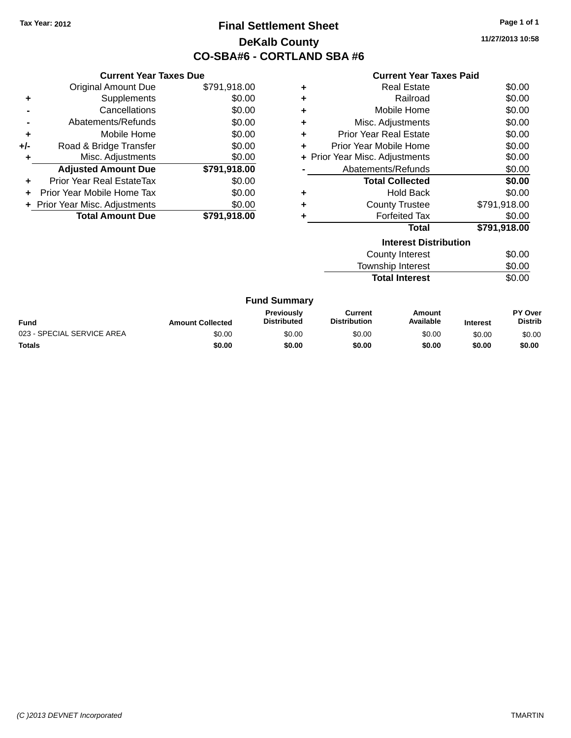Tax Year: 2012

# Final Settlement Sheet

## DeKalb County

## CO-SBA#6 - CORTLAND SBA #6

11/27/2013 10:58

### Current Year Taxes Due

| | | |
|---|---|---|
| | Original Amount Due | $791,918.00 |
| + | Supplements | $0.00 |
| - | Cancellations | $0.00 |
| - | Abatements/Refunds | $0.00 |
| + | Mobile Home | $0.00 |
| +/- | Road & Bridge Transfer | $0.00 |
| + | Misc. Adjustments | $0.00 |
| | **Adjusted Amount Due** | **$791,918.00** |
| + | Prior Year Real EstateTax | $0.00 |
| + | Prior Year Mobile Home Tax | $0.00 |
| + | Prior Year Misc. Adjustments | $0.00 |
| | **Total Amount Due** | **$791,918.00** |

### Current Year Taxes Paid

| | | |
|---|---|---|
| + | Real Estate | $0.00 |
| + | Railroad | $0.00 |
| + | Mobile Home | $0.00 |
| + | Misc. Adjustments | $0.00 |
| + | Prior Year Real Estate | $0.00 |
| + | Prior Year Mobile Home | $0.00 |
| + | Prior Year Misc. Adjustments | $0.00 |
| - | Abatements/Refunds | $0.00 |
| | **Total Collected** | **$0.00** |
| + | Hold Back | $0.00 |
| + | County Trustee | $791,918.00 |
| + | Forfeited Tax | $0.00 |
| | **Total** | **$791,918.00** |

### Interest Distribution

| | |
|---|---|
| County Interest | $0.00 |
| Township Interest | $0.00 |
| **Total Interest** | $0.00 |

### Fund Summary

| Fund | Amount Collected | Previously Distributed | Current Distribution | Amount Available | Interest | PY Over Distrib |
|---|---|---|---|---|---|---|
| 023 - SPECIAL SERVICE AREA | $0.00 | $0.00 | $0.00 | $0.00 | $0.00 | $0.00 |
| **Totals** | **$0.00** | **$0.00** | **$0.00** | **$0.00** | **$0.00** | **$0.00** |

(C )2013 DEVNET Incorporated TMARTIN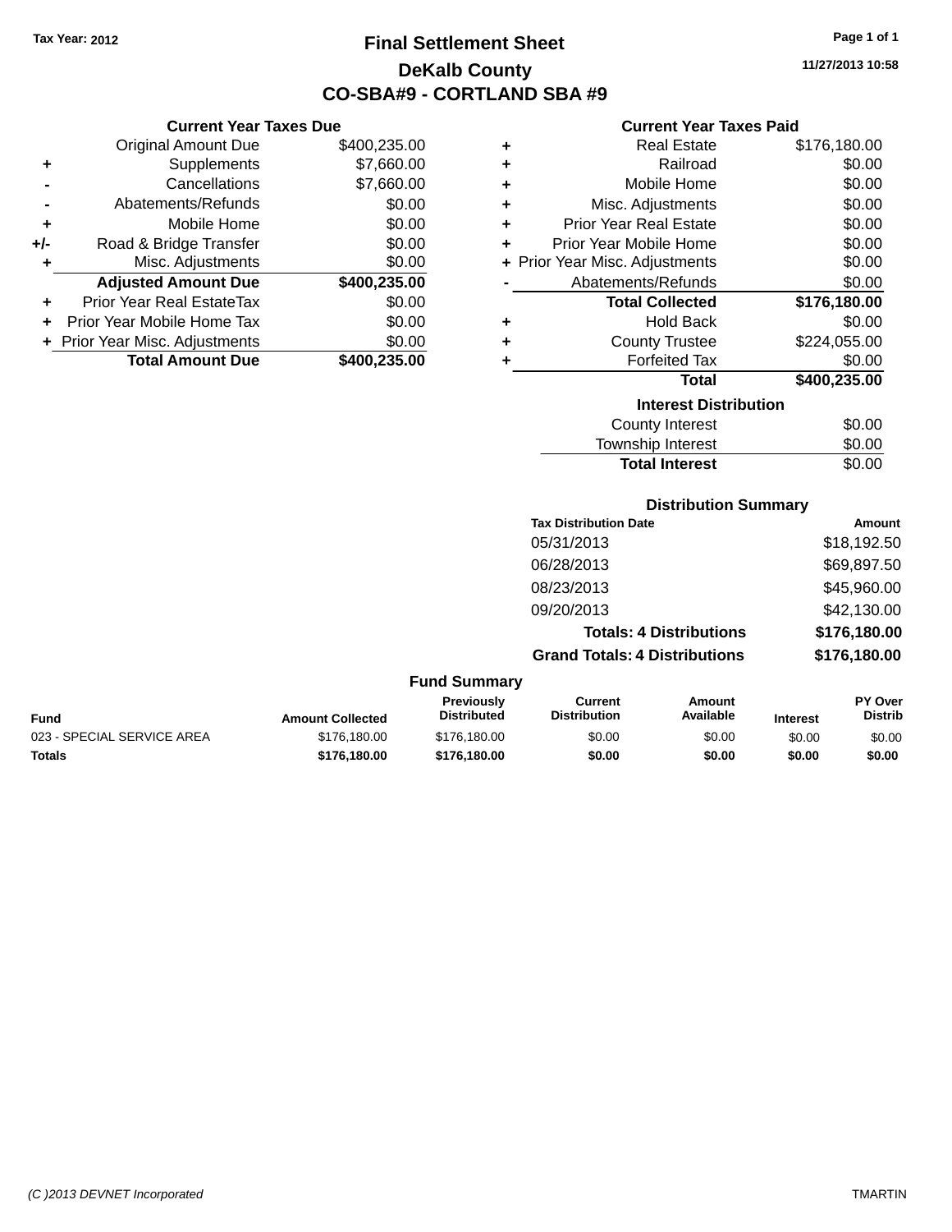Tax Year: 2012

# Final Settlement Sheet

## DeKalb County

## CO-SBA#9 - CORTLAND SBA #9

11/27/2013 10:58

### Current Year Taxes Due

| | | |
|---|---|---|
| | Original Amount Due | $400,235.00 |
| + | Supplements | $7,660.00 |
| - | Cancellations | $7,660.00 |
| - | Abatements/Refunds | $0.00 |
| + | Mobile Home | $0.00 |
| +/- | Road & Bridge Transfer | $0.00 |
| + | Misc. Adjustments | $0.00 |
| | **Adjusted Amount Due** | **$400,235.00** |
| + | Prior Year Real EstateTax | $0.00 |
| + | Prior Year Mobile Home Tax | $0.00 |
| + | Prior Year Misc. Adjustments | $0.00 |
| | **Total Amount Due** | **$400,235.00** |

### Current Year Taxes Paid

| | | |
|---|---|---|
| + | Real Estate | $176,180.00 |
| + | Railroad | $0.00 |
| + | Mobile Home | $0.00 |
| + | Misc. Adjustments | $0.00 |
| + | Prior Year Real Estate | $0.00 |
| + | Prior Year Mobile Home | $0.00 |
| + | Prior Year Misc. Adjustments | $0.00 |
| - | Abatements/Refunds | $0.00 |
| | **Total Collected** | **$176,180.00** |
| + | Hold Back | $0.00 |
| + | County Trustee | $224,055.00 |
| + | Forfeited Tax | $0.00 |
| | **Total** | **$400,235.00** |

### Interest Distribution

| | |
|---|---|
| County Interest | $0.00 |
| Township Interest | $0.00 |
| **Total Interest** | $0.00 |

### Distribution Summary

| Tax Distribution Date | Amount |
|---|---|
| 05/31/2013 | $18,192.50 |
| 06/28/2013 | $69,897.50 |
| 08/23/2013 | $45,960.00 |
| 09/20/2013 | $42,130.00 |
| **Totals: 4 Distributions** | **$176,180.00** |
| **Grand Totals: 4 Distributions** | **$176,180.00** |

### Fund Summary

| Fund | Amount Collected | Previously Distributed | Current Distribution | Amount Available | Interest | PY Over Distrib |
|---|---|---|---|---|---|---|
| 023 - SPECIAL SERVICE AREA | $176,180.00 | $176,180.00 | $0.00 | $0.00 | $0.00 | $0.00 |
| **Totals** | **$176,180.00** | **$176,180.00** | **$0.00** | **$0.00** | **$0.00** | **$0.00** |

(C )2013 DEVNET Incorporated TMARTIN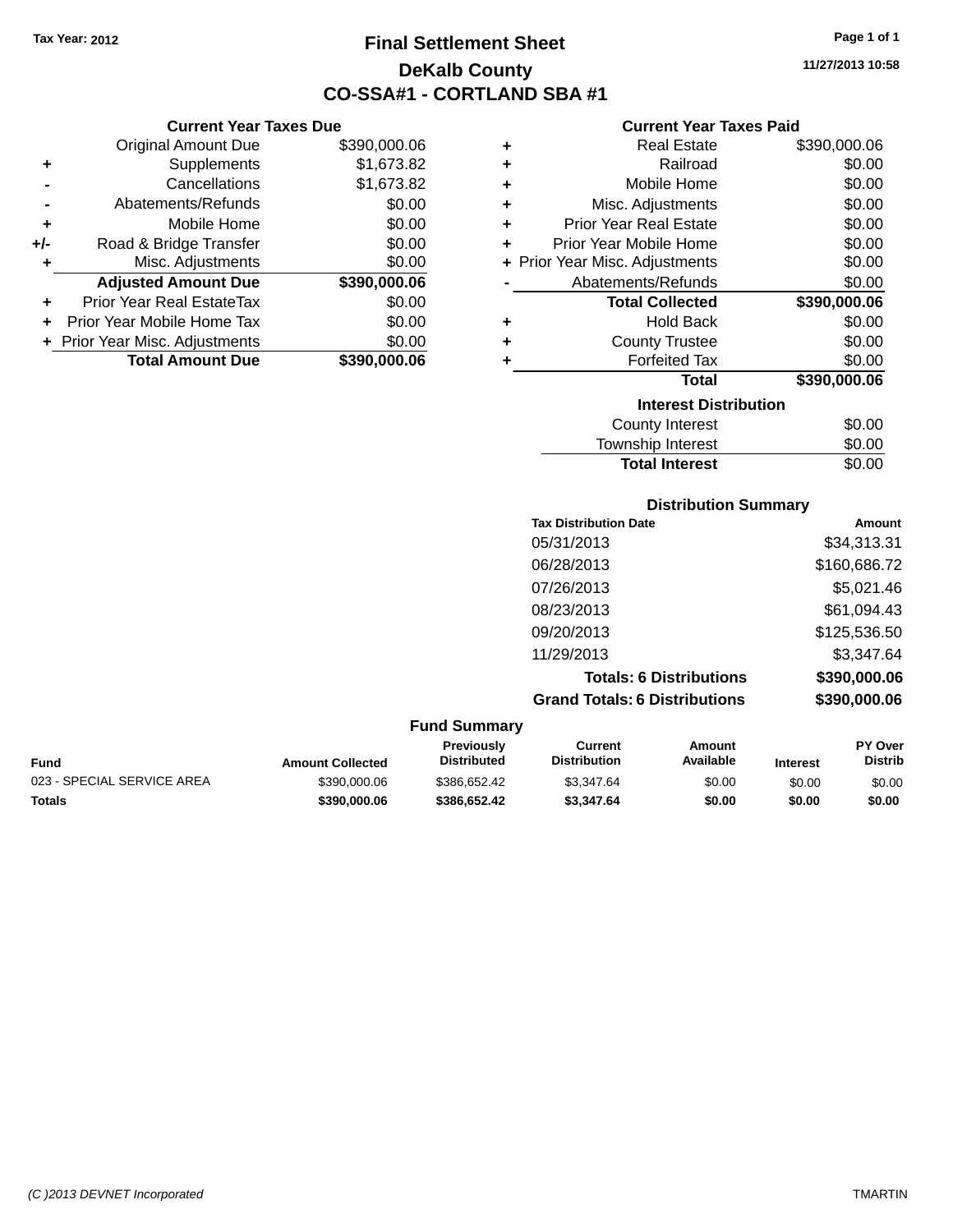Tax Year: 2012

# Final Settlement Sheet

## DeKalb County

## CO-SSA#1 - CORTLAND SBA #1

11/27/2013 10:58

### Current Year Taxes Due

| | | |
|---|---|---|
| | Original Amount Due | $390,000.06 |
| + | Supplements | $1,673.82 |
| - | Cancellations | $1,673.82 |
| - | Abatements/Refunds | $0.00 |
| + | Mobile Home | $0.00 |
| +/- | Road & Bridge Transfer | $0.00 |
| + | Misc. Adjustments | $0.00 |
| | **Adjusted Amount Due** | **$390,000.06** |
| + | Prior Year Real EstateTax | $0.00 |
| + | Prior Year Mobile Home Tax | $0.00 |
| + | Prior Year Misc. Adjustments | $0.00 |
| | **Total Amount Due** | **$390,000.06** |

### Current Year Taxes Paid

| | | |
|---|---|---|
| + | Real Estate | $390,000.06 |
| + | Railroad | $0.00 |
| + | Mobile Home | $0.00 |
| + | Misc. Adjustments | $0.00 |
| + | Prior Year Real Estate | $0.00 |
| + | Prior Year Mobile Home | $0.00 |
| + | Prior Year Misc. Adjustments | $0.00 |
| - | Abatements/Refunds | $0.00 |
| | **Total Collected** | **$390,000.06** |
| + | Hold Back | $0.00 |
| + | County Trustee | $0.00 |
| + | Forfeited Tax | $0.00 |
| | **Total** | **$390,000.06** |

### Interest Distribution

| | |
|---|---|
| County Interest | $0.00 |
| Township Interest | $0.00 |
| **Total Interest** | $0.00 |

### Distribution Summary

| Tax Distribution Date | Amount |
|---|---|
| 05/31/2013 | $34,313.31 |
| 06/28/2013 | $160,686.72 |
| 07/26/2013 | $5,021.46 |
| 08/23/2013 | $61,094.43 |
| 09/20/2013 | $125,536.50 |
| 11/29/2013 | $3,347.64 |
| **Totals: 6 Distributions** | **$390,000.06** |
| **Grand Totals: 6 Distributions** | **$390,000.06** |

### Fund Summary

| Fund | Amount Collected | Previously Distributed | Current Distribution | Amount Available | Interest | PY Over Distrib |
|---|---|---|---|---|---|---|
| 023 - SPECIAL SERVICE AREA | $390,000.06 | $386,652.42 | $3,347.64 | $0.00 | $0.00 | $0.00 |
| **Totals** | **$390,000.06** | **$386,652.42** | **$3,347.64** | **$0.00** | **$0.00** | **$0.00** |

(C )2013 DEVNET Incorporated TMARTIN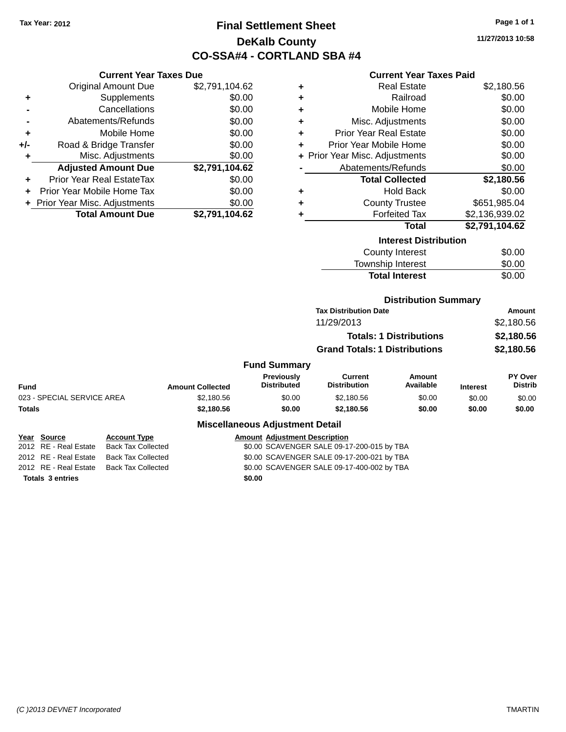Tax Year: 2012

# Final Settlement Sheet
## DeKalb County
## CO-SSA#4 - CORTLAND SBA #4

11/27/2013 10:58

### Current Year Taxes Due

| | | |
|---|---|---|
| | Original Amount Due | $2,791,104.62 |
| + | Supplements | $0.00 |
| - | Cancellations | $0.00 |
| - | Abatements/Refunds | $0.00 |
| + | Mobile Home | $0.00 |
| +/- | Road & Bridge Transfer | $0.00 |
| + | Misc. Adjustments | $0.00 |
| | **Adjusted Amount Due** | **$2,791,104.62** |
| + | Prior Year Real EstateTax | $0.00 |
| + | Prior Year Mobile Home Tax | $0.00 |
| + | Prior Year Misc. Adjustments | $0.00 |
| | **Total Amount Due** | **$2,791,104.62** |

### Current Year Taxes Paid

| | | |
|---|---|---|
| + | Real Estate | $2,180.56 |
| + | Railroad | $0.00 |
| + | Mobile Home | $0.00 |
| + | Misc. Adjustments | $0.00 |
| + | Prior Year Real Estate | $0.00 |
| + | Prior Year Mobile Home | $0.00 |
| + | Prior Year Misc. Adjustments | $0.00 |
| - | Abatements/Refunds | $0.00 |
| | **Total Collected** | **$2,180.56** |
| + | Hold Back | $0.00 |
| + | County Trustee | $651,985.04 |
| + | Forfeited Tax | $2,136,939.02 |
| | **Total** | **$2,791,104.62** |

### Interest Distribution

| | |
|---|---|
| County Interest | $0.00 |
| Township Interest | $0.00 |
| **Total Interest** | $0.00 |

### Distribution Summary

| Tax Distribution Date | Amount |
|---|---|
| 11/29/2013 | $2,180.56 |
| **Totals: 1 Distributions** | **$2,180.56** |
| **Grand Totals: 1 Distributions** | **$2,180.56** |

### Fund Summary

| Fund | Amount Collected | Previously Distributed | Current Distribution | Amount Available | Interest | PY Over Distrib |
|---|---|---|---|---|---|---|
| 023 - SPECIAL SERVICE AREA | $2,180.56 | $0.00 | $2,180.56 | $0.00 | $0.00 | $0.00 |
| **Totals** | **$2,180.56** | **$0.00** | **$2,180.56** | **$0.00** | **$0.00** | **$0.00** |

### Miscellaneous Adjustment Detail

| Year | Source | Account Type | Amount | Adjustment Description |
|---|---|---|---|---|
| 2012 | RE - Real Estate | Back Tax Collected | $0.00 | SCAVENGER SALE 09-17-200-015 by TBA |
| 2012 | RE - Real Estate | Back Tax Collected | $0.00 | SCAVENGER SALE 09-17-200-021 by TBA |
| 2012 | RE - Real Estate | Back Tax Collected | $0.00 | SCAVENGER SALE 09-17-400-002 by TBA |
| **Totals 3 entries** | | | **$0.00** | |

(C )2013 DEVNET Incorporated — TMARTIN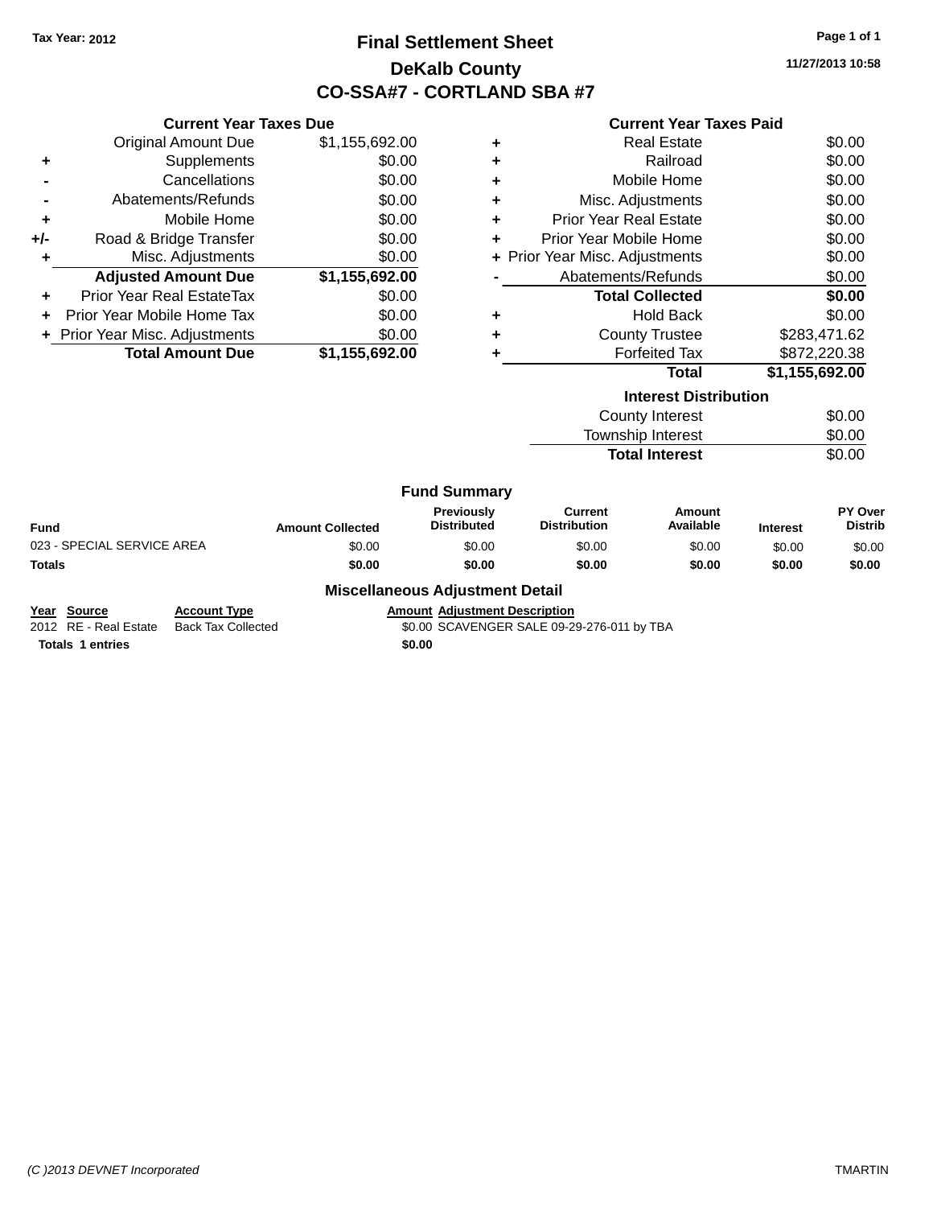Tax Year: 2012

# Final Settlement Sheet

## DeKalb County

## CO-SSA#7 - CORTLAND SBA #7

11/27/2013 10:58

### Current Year Taxes Due

| | | |
|---|---|---|
| | Original Amount Due | $1,155,692.00 |
| + | Supplements | $0.00 |
| - | Cancellations | $0.00 |
| - | Abatements/Refunds | $0.00 |
| + | Mobile Home | $0.00 |
| +/- | Road & Bridge Transfer | $0.00 |
| + | Misc. Adjustments | $0.00 |
| | **Adjusted Amount Due** | **$1,155,692.00** |
| + | Prior Year Real EstateTax | $0.00 |
| + | Prior Year Mobile Home Tax | $0.00 |
| + | Prior Year Misc. Adjustments | $0.00 |
| | **Total Amount Due** | **$1,155,692.00** |

### Current Year Taxes Paid

| | | |
|---|---|---|
| + | Real Estate | $0.00 |
| + | Railroad | $0.00 |
| + | Mobile Home | $0.00 |
| + | Misc. Adjustments | $0.00 |
| + | Prior Year Real Estate | $0.00 |
| + | Prior Year Mobile Home | $0.00 |
| + | Prior Year Misc. Adjustments | $0.00 |
| - | Abatements/Refunds | $0.00 |
| | **Total Collected** | **$0.00** |
| + | Hold Back | $0.00 |
| + | County Trustee | $283,471.62 |
| + | Forfeited Tax | $872,220.38 |
| | **Total** | **$1,155,692.00** |

### Interest Distribution

| | |
|---|---|
| County Interest | $0.00 |
| Township Interest | $0.00 |
| **Total Interest** | $0.00 |

### Fund Summary

| Fund | Amount Collected | Previously Distributed | Current Distribution | Amount Available | Interest | PY Over Distrib |
|---|---|---|---|---|---|---|
| 023 - SPECIAL SERVICE AREA | $0.00 | $0.00 | $0.00 | $0.00 | $0.00 | $0.00 |
| **Totals** | **$0.00** | **$0.00** | **$0.00** | **$0.00** | **$0.00** | **$0.00** |

### Miscellaneous Adjustment Detail

| Year | Source | Account Type | Amount | Adjustment Description |
|---|---|---|---|---|
| 2012 | RE - Real Estate | Back Tax Collected | $0.00 | SCAVENGER SALE 09-29-276-011 by TBA |
| **Totals** | **1 entries** | | **$0.00** | |

(C )2013 DEVNET Incorporated TMARTIN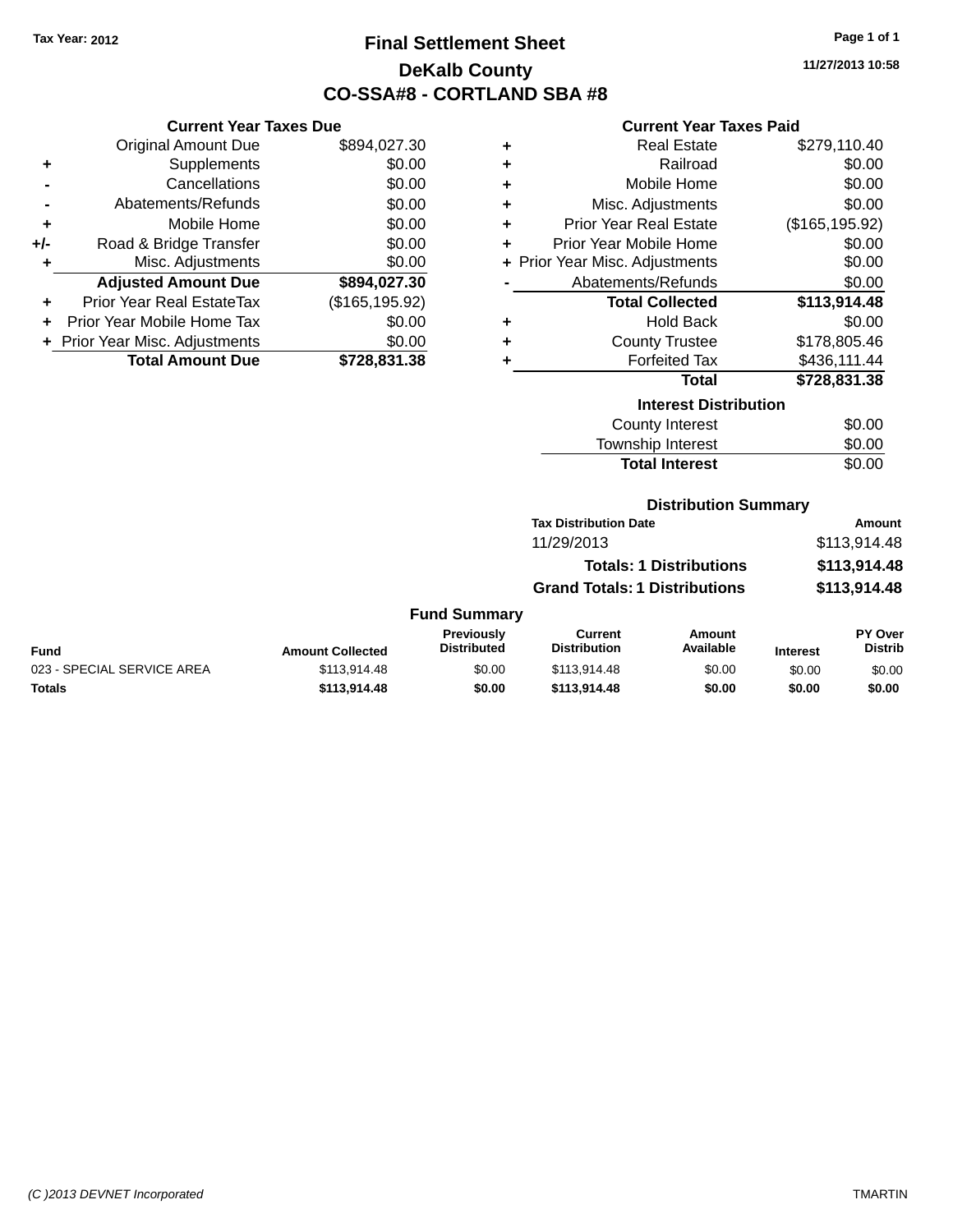Tax Year: 2012

# Final Settlement Sheet

## DeKalb County

## CO-SSA#8 - CORTLAND SBA #8

11/27/2013 10:58

### Current Year Taxes Due

| | | |
|---|---|---|
| | Original Amount Due | $894,027.30 |
| + | Supplements | $0.00 |
| - | Cancellations | $0.00 |
| - | Abatements/Refunds | $0.00 |
| + | Mobile Home | $0.00 |
| +/- | Road & Bridge Transfer | $0.00 |
| + | Misc. Adjustments | $0.00 |
| | **Adjusted Amount Due** | **$894,027.30** |
| + | Prior Year Real EstateTax | ($165,195.92) |
| + | Prior Year Mobile Home Tax | $0.00 |
| + | Prior Year Misc. Adjustments | $0.00 |
| | **Total Amount Due** | **$728,831.38** |

### Current Year Taxes Paid

| | | |
|---|---|---|
| + | Real Estate | $279,110.40 |
| + | Railroad | $0.00 |
| + | Mobile Home | $0.00 |
| + | Misc. Adjustments | $0.00 |
| + | Prior Year Real Estate | ($165,195.92) |
| + | Prior Year Mobile Home | $0.00 |
| + | Prior Year Misc. Adjustments | $0.00 |
| - | Abatements/Refunds | $0.00 |
| | **Total Collected** | **$113,914.48** |
| + | Hold Back | $0.00 |
| + | County Trustee | $178,805.46 |
| + | Forfeited Tax | $436,111.44 |
| | **Total** | **$728,831.38** |

### Interest Distribution

| | |
|---|---|
| County Interest | $0.00 |
| Township Interest | $0.00 |
| **Total Interest** | $0.00 |

### Distribution Summary

| Tax Distribution Date | Amount |
|---|---|
| 11/29/2013 | $113,914.48 |
| **Totals: 1 Distributions** | **$113,914.48** |
| **Grand Totals: 1 Distributions** | **$113,914.48** |

### Fund Summary

| Fund | Amount Collected | Previously Distributed | Current Distribution | Amount Available | Interest | PY Over Distrib |
|---|---|---|---|---|---|---|
| 023 - SPECIAL SERVICE AREA | $113,914.48 | $0.00 | $113,914.48 | $0.00 | $0.00 | $0.00 |
| **Totals** | **$113,914.48** | **$0.00** | **$113,914.48** | **$0.00** | **$0.00** | **$0.00** |

*(C )2013 DEVNET Incorporated* TMARTIN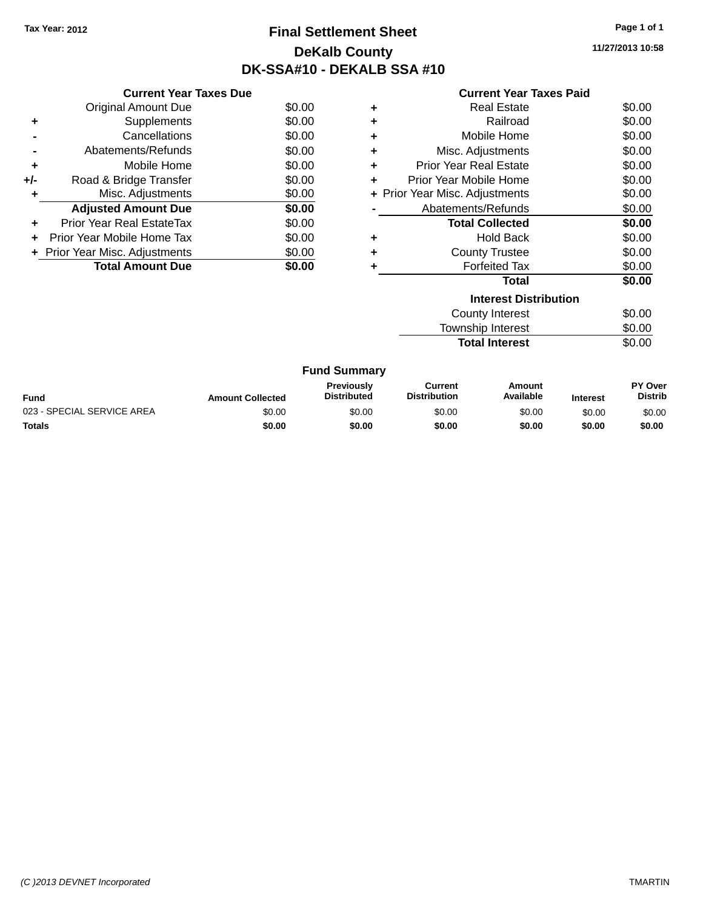Tax Year: 2012

# Final Settlement Sheet

## DeKalb County

## DK-SSA#10 - DEKALB SSA #10

11/27/2013 10:58

### Current Year Taxes Due

| | | |
|---|---|---|
| | Original Amount Due | $0.00 |
| + | Supplements | $0.00 |
| - | Cancellations | $0.00 |
| - | Abatements/Refunds | $0.00 |
| + | Mobile Home | $0.00 |
| +/- | Road & Bridge Transfer | $0.00 |
| + | Misc. Adjustments | $0.00 |
| | **Adjusted Amount Due** | **$0.00** |
| + | Prior Year Real EstateTax | $0.00 |
| + | Prior Year Mobile Home Tax | $0.00 |
| + | Prior Year Misc. Adjustments | $0.00 |
| | **Total Amount Due** | **$0.00** |

### Current Year Taxes Paid

| | | |
|---|---|---|
| + | Real Estate | $0.00 |
| + | Railroad | $0.00 |
| + | Mobile Home | $0.00 |
| + | Misc. Adjustments | $0.00 |
| + | Prior Year Real Estate | $0.00 |
| + | Prior Year Mobile Home | $0.00 |
| + | Prior Year Misc. Adjustments | $0.00 |
| - | Abatements/Refunds | $0.00 |
| | **Total Collected** | **$0.00** |
| + | Hold Back | $0.00 |
| + | County Trustee | $0.00 |
| + | Forfeited Tax | $0.00 |
| | **Total** | **$0.00** |

### Interest Distribution

| | |
|---|---|
| County Interest | $0.00 |
| Township Interest | $0.00 |
| **Total Interest** | $0.00 |

### Fund Summary

| Fund | Amount Collected | Previously Distributed | Current Distribution | Amount Available | Interest | PY Over Distrib |
|---|---|---|---|---|---|---|
| 023 - SPECIAL SERVICE AREA | $0.00 | $0.00 | $0.00 | $0.00 | $0.00 | $0.00 |
| **Totals** | **$0.00** | **$0.00** | **$0.00** | **$0.00** | **$0.00** | **$0.00** |

(C )2013 DEVNET Incorporated TMARTIN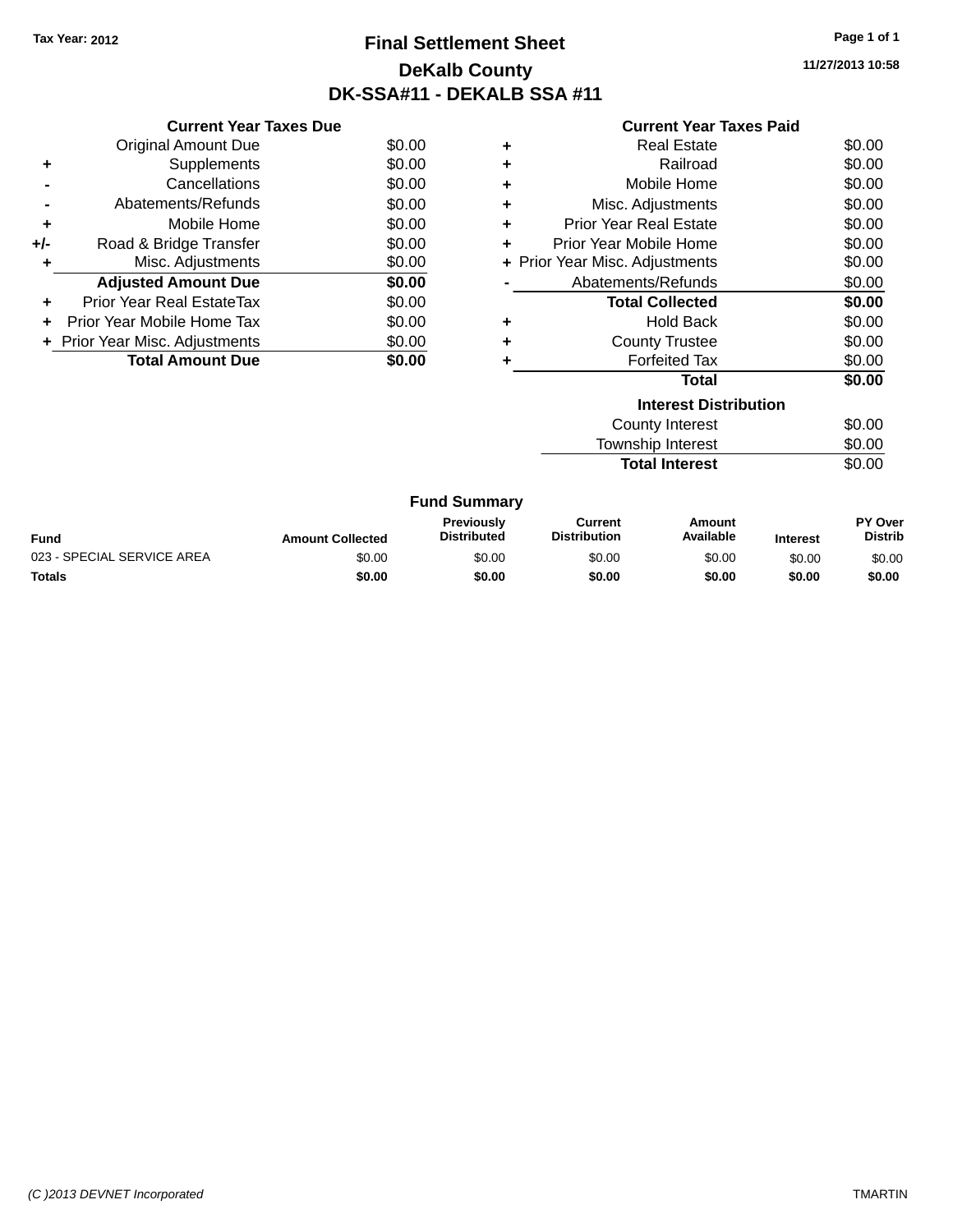Tax Year: 2012

# Final Settlement Sheet

## DeKalb County

## DK-SSA#11 - DEKALB SSA #11

11/27/2013 10:58

### Current Year Taxes Due

| | | |
|---|---|---|
| | Original Amount Due | $0.00 |
| + | Supplements | $0.00 |
| - | Cancellations | $0.00 |
| - | Abatements/Refunds | $0.00 |
| + | Mobile Home | $0.00 |
| +/- | Road & Bridge Transfer | $0.00 |
| + | Misc. Adjustments | $0.00 |
| | **Adjusted Amount Due** | **$0.00** |
| + | Prior Year Real EstateTax | $0.00 |
| + | Prior Year Mobile Home Tax | $0.00 |
| + | Prior Year Misc. Adjustments | $0.00 |
| | **Total Amount Due** | **$0.00** |

### Current Year Taxes Paid

| | | |
|---|---|---|
| + | Real Estate | $0.00 |
| + | Railroad | $0.00 |
| + | Mobile Home | $0.00 |
| + | Misc. Adjustments | $0.00 |
| + | Prior Year Real Estate | $0.00 |
| + | Prior Year Mobile Home | $0.00 |
| + | Prior Year Misc. Adjustments | $0.00 |
| - | Abatements/Refunds | $0.00 |
| | **Total Collected** | **$0.00** |
| + | Hold Back | $0.00 |
| + | County Trustee | $0.00 |
| + | Forfeited Tax | $0.00 |
| | **Total** | **$0.00** |

### Interest Distribution

| | |
|---|---|
| County Interest | $0.00 |
| Township Interest | $0.00 |
| **Total Interest** | $0.00 |

### Fund Summary

| Fund | Amount Collected | Previously Distributed | Current Distribution | Amount Available | Interest | PY Over Distrib |
|---|---|---|---|---|---|---|
| 023 - SPECIAL SERVICE AREA | $0.00 | $0.00 | $0.00 | $0.00 | $0.00 | $0.00 |
| **Totals** | **$0.00** | **$0.00** | **$0.00** | **$0.00** | **$0.00** | **$0.00** |

(C )2013 DEVNET Incorporated TMARTIN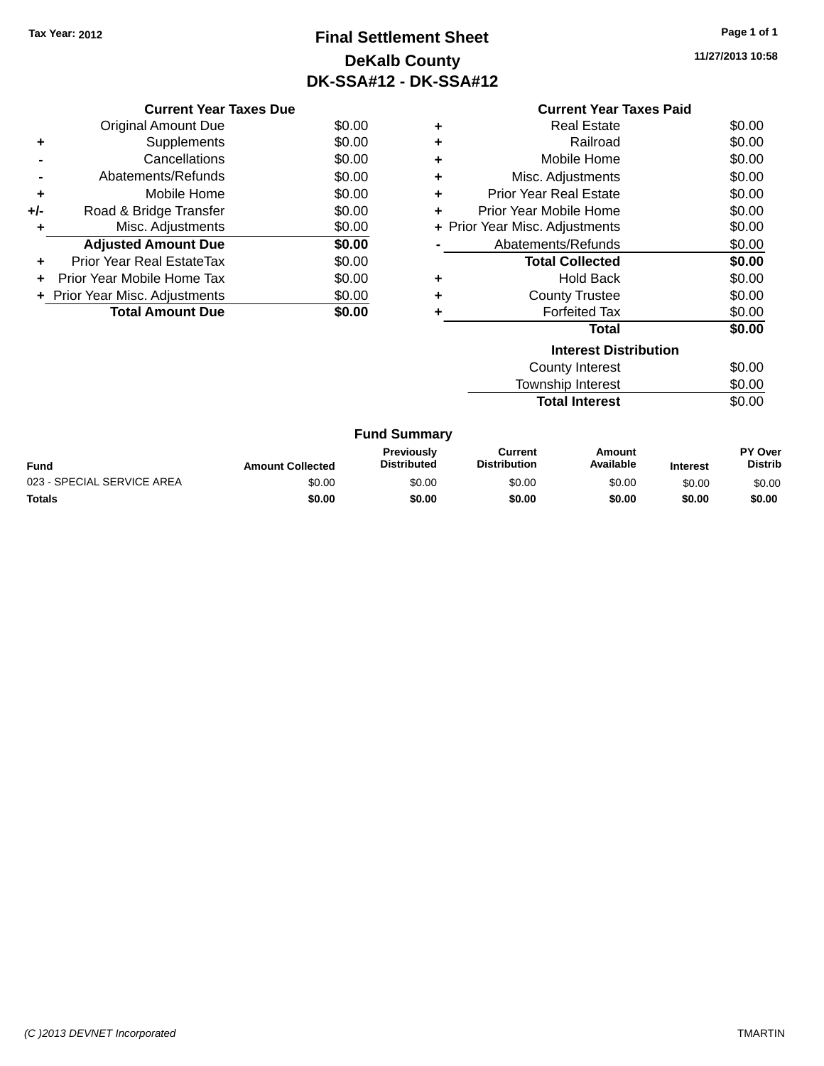**Tax Year: 2012**

# Final Settlement Sheet

## DeKalb County

## DK-SSA#12 - DK-SSA#12

**11/27/2013 10:58**

### Current Year Taxes Due

| | | |
|---|---|---|
| | Original Amount Due | $0.00 |
| + | Supplements | $0.00 |
| - | Cancellations | $0.00 |
| - | Abatements/Refunds | $0.00 |
| + | Mobile Home | $0.00 |
| +/- | Road & Bridge Transfer | $0.00 |
| + | Misc. Adjustments | $0.00 |
| | **Adjusted Amount Due** | **$0.00** |
| + | Prior Year Real EstateTax | $0.00 |
| + | Prior Year Mobile Home Tax | $0.00 |
| + | Prior Year Misc. Adjustments | $0.00 |
| | **Total Amount Due** | **$0.00** |

### Current Year Taxes Paid

| | | |
|---|---|---|
| + | Real Estate | $0.00 |
| + | Railroad | $0.00 |
| + | Mobile Home | $0.00 |
| + | Misc. Adjustments | $0.00 |
| + | Prior Year Real Estate | $0.00 |
| + | Prior Year Mobile Home | $0.00 |
| + | Prior Year Misc. Adjustments | $0.00 |
| - | Abatements/Refunds | $0.00 |
| | **Total Collected** | **$0.00** |
| + | Hold Back | $0.00 |
| + | County Trustee | $0.00 |
| + | Forfeited Tax | $0.00 |
| | **Total** | **$0.00** |

### Interest Distribution

| | |
|---|---|
| County Interest | $0.00 |
| Township Interest | $0.00 |
| **Total Interest** | $0.00 |

### Fund Summary

| Fund | Amount Collected | Previously Distributed | Current Distribution | Amount Available | Interest | PY Over Distrib |
|---|---|---|---|---|---|---|
| 023 - SPECIAL SERVICE AREA | $0.00 | $0.00 | $0.00 | $0.00 | $0.00 | $0.00 |
| **Totals** | **$0.00** | **$0.00** | **$0.00** | **$0.00** | **$0.00** | **$0.00** |

*(C )2013 DEVNET Incorporated* TMARTIN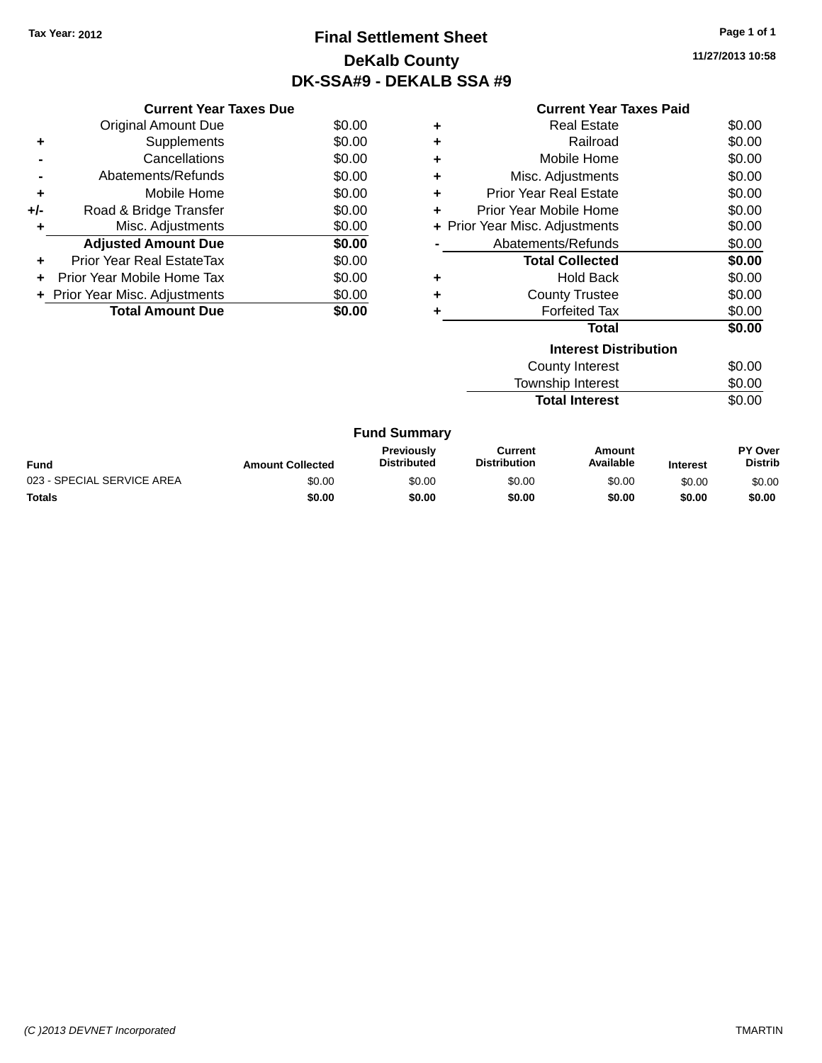Tax Year: 2012

# Final Settlement Sheet

## DeKalb County

## DK-SSA#9 - DEKALB SSA #9

11/27/2013 10:58

### Current Year Taxes Due

| | | |
|---|---|---|
| | Original Amount Due | $0.00 |
| + | Supplements | $0.00 |
| - | Cancellations | $0.00 |
| - | Abatements/Refunds | $0.00 |
| + | Mobile Home | $0.00 |
| +/- | Road & Bridge Transfer | $0.00 |
| + | Misc. Adjustments | $0.00 |
| | **Adjusted Amount Due** | **$0.00** |
| + | Prior Year Real EstateTax | $0.00 |
| + | Prior Year Mobile Home Tax | $0.00 |
| + | Prior Year Misc. Adjustments | $0.00 |
| | **Total Amount Due** | **$0.00** |

### Current Year Taxes Paid

| | | |
|---|---|---|
| + | Real Estate | $0.00 |
| + | Railroad | $0.00 |
| + | Mobile Home | $0.00 |
| + | Misc. Adjustments | $0.00 |
| + | Prior Year Real Estate | $0.00 |
| + | Prior Year Mobile Home | $0.00 |
| + | Prior Year Misc. Adjustments | $0.00 |
| - | Abatements/Refunds | $0.00 |
| | **Total Collected** | **$0.00** |
| + | Hold Back | $0.00 |
| + | County Trustee | $0.00 |
| + | Forfeited Tax | $0.00 |
| | **Total** | **$0.00** |

### Interest Distribution

| | |
|---|---|
| County Interest | $0.00 |
| Township Interest | $0.00 |
| **Total Interest** | $0.00 |

### Fund Summary

| Fund | Amount Collected | Previously Distributed | Current Distribution | Amount Available | Interest | PY Over Distrib |
|---|---|---|---|---|---|---|
| 023 - SPECIAL SERVICE AREA | $0.00 | $0.00 | $0.00 | $0.00 | $0.00 | $0.00 |
| **Totals** | **$0.00** | **$0.00** | **$0.00** | **$0.00** | **$0.00** | **$0.00** |

(C )2013 DEVNET Incorporated TMARTIN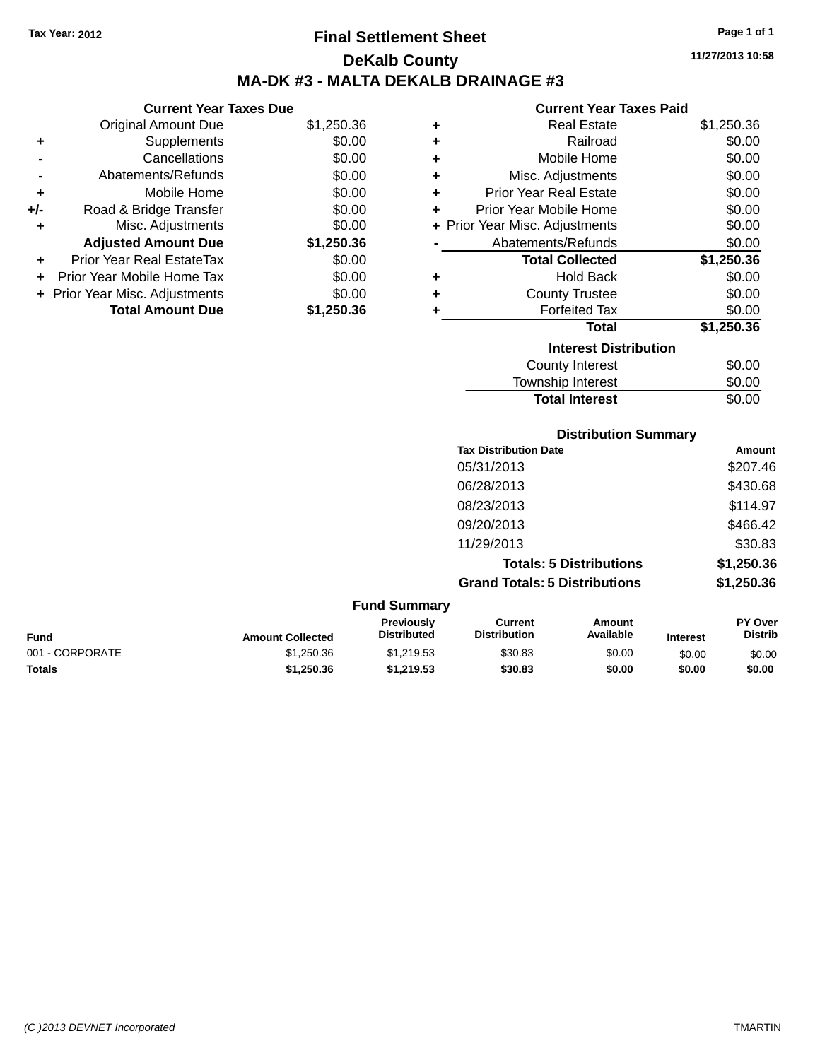Tax Year: 2012

# Final Settlement Sheet

## DeKalb County

## MA-DK #3 - MALTA DEKALB DRAINAGE #3

11/27/2013 10:58

### Current Year Taxes Due

| | | |
|---|---|---|
| | Original Amount Due | $1,250.36 |
| + | Supplements | $0.00 |
| - | Cancellations | $0.00 |
| - | Abatements/Refunds | $0.00 |
| + | Mobile Home | $0.00 |
| +/- | Road & Bridge Transfer | $0.00 |
| + | Misc. Adjustments | $0.00 |
| | **Adjusted Amount Due** | **$1,250.36** |
| + | Prior Year Real EstateTax | $0.00 |
| + | Prior Year Mobile Home Tax | $0.00 |
| + | Prior Year Misc. Adjustments | $0.00 |
| | **Total Amount Due** | **$1,250.36** |

### Current Year Taxes Paid

| | | |
|---|---|---|
| + | Real Estate | $1,250.36 |
| + | Railroad | $0.00 |
| + | Mobile Home | $0.00 |
| + | Misc. Adjustments | $0.00 |
| + | Prior Year Real Estate | $0.00 |
| + | Prior Year Mobile Home | $0.00 |
| + | Prior Year Misc. Adjustments | $0.00 |
| - | Abatements/Refunds | $0.00 |
| | **Total Collected** | **$1,250.36** |
| + | Hold Back | $0.00 |
| + | County Trustee | $0.00 |
| + | Forfeited Tax | $0.00 |
| | **Total** | **$1,250.36** |

### Interest Distribution

| | |
|---|---|
| County Interest | $0.00 |
| Township Interest | $0.00 |
| **Total Interest** | $0.00 |

### Distribution Summary

| Tax Distribution Date | Amount |
|---|---|
| 05/31/2013 | $207.46 |
| 06/28/2013 | $430.68 |
| 08/23/2013 | $114.97 |
| 09/20/2013 | $466.42 |
| 11/29/2013 | $30.83 |
| **Totals: 5 Distributions** | **$1,250.36** |
| **Grand Totals: 5 Distributions** | **$1,250.36** |

### Fund Summary

| Fund | Amount Collected | Previously Distributed | Current Distribution | Amount Available | Interest | PY Over Distrib |
|---|---|---|---|---|---|---|
| 001 - CORPORATE | $1,250.36 | $1,219.53 | $30.83 | $0.00 | $0.00 | $0.00 |
| **Totals** | **$1,250.36** | **$1,219.53** | **$30.83** | **$0.00** | **$0.00** | **$0.00** |

(C )2013 DEVNET Incorporated TMARTIN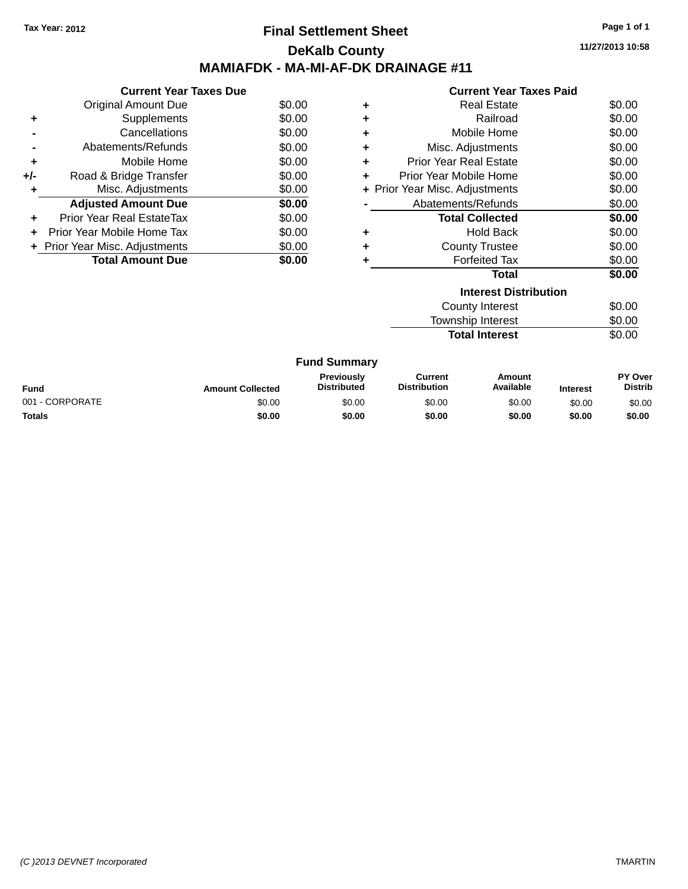Tax Year: 2012

# Final Settlement Sheet

## DeKalb County

## MAMIAFDK - MA-MI-AF-DK DRAINAGE #11

11/27/2013 10:58

### Current Year Taxes Due

| | | |
|---|---|---|
| | Original Amount Due | $0.00 |
| + | Supplements | $0.00 |
| - | Cancellations | $0.00 |
| - | Abatements/Refunds | $0.00 |
| + | Mobile Home | $0.00 |
| +/- | Road & Bridge Transfer | $0.00 |
| + | Misc. Adjustments | $0.00 |
| | **Adjusted Amount Due** | **$0.00** |
| + | Prior Year Real EstateTax | $0.00 |
| + | Prior Year Mobile Home Tax | $0.00 |
| + | Prior Year Misc. Adjustments | $0.00 |
| | **Total Amount Due** | **$0.00** |

### Current Year Taxes Paid

| | | |
|---|---|---|
| + | Real Estate | $0.00 |
| + | Railroad | $0.00 |
| + | Mobile Home | $0.00 |
| + | Misc. Adjustments | $0.00 |
| + | Prior Year Real Estate | $0.00 |
| + | Prior Year Mobile Home | $0.00 |
| + | Prior Year Misc. Adjustments | $0.00 |
| - | Abatements/Refunds | $0.00 |
| | **Total Collected** | **$0.00** |
| + | Hold Back | $0.00 |
| + | County Trustee | $0.00 |
| + | Forfeited Tax | $0.00 |
| | **Total** | **$0.00** |

### Interest Distribution

| | |
|---|---|
| County Interest | $0.00 |
| Township Interest | $0.00 |
| **Total Interest** | $0.00 |

### Fund Summary

| Fund | Amount Collected | Previously Distributed | Current Distribution | Amount Available | Interest | PY Over Distrib |
|---|---|---|---|---|---|---|
| 001 - CORPORATE | $0.00 | $0.00 | $0.00 | $0.00 | $0.00 | $0.00 |
| **Totals** | **$0.00** | **$0.00** | **$0.00** | **$0.00** | **$0.00** | **$0.00** |

(C )2013 DEVNET Incorporated TMARTIN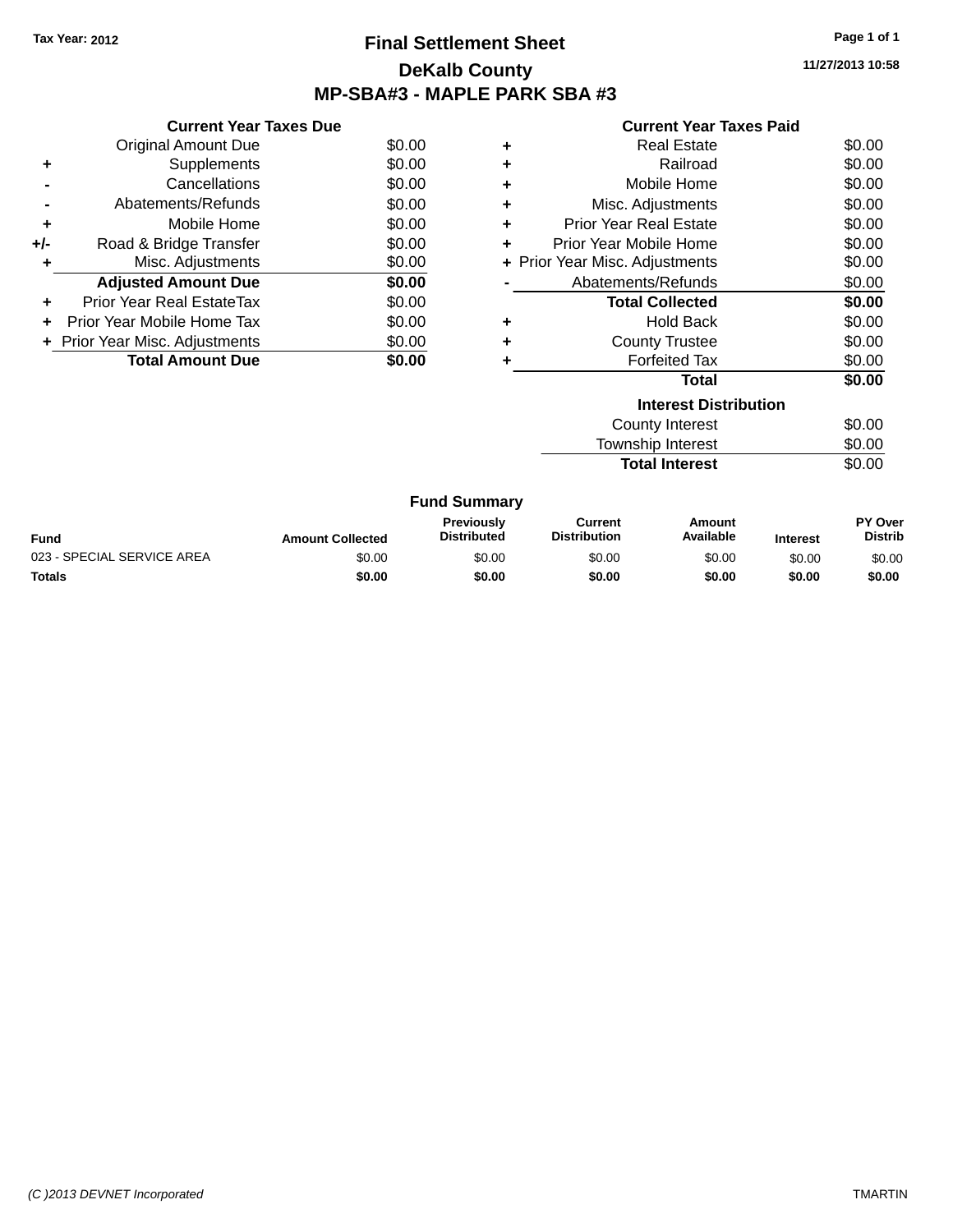Tax Year: 2012

# Final Settlement Sheet

## DeKalb County

## MP-SBA#3 - MAPLE PARK SBA #3

11/27/2013 10:58

### Current Year Taxes Due

| | | |
|---|---|---|
| | Original Amount Due | $0.00 |
| + | Supplements | $0.00 |
| - | Cancellations | $0.00 |
| - | Abatements/Refunds | $0.00 |
| + | Mobile Home | $0.00 |
| +/- | Road & Bridge Transfer | $0.00 |
| + | Misc. Adjustments | $0.00 |
| | **Adjusted Amount Due** | **$0.00** |
| + | Prior Year Real EstateTax | $0.00 |
| + | Prior Year Mobile Home Tax | $0.00 |
| + | Prior Year Misc. Adjustments | $0.00 |
| | **Total Amount Due** | **$0.00** |

### Current Year Taxes Paid

| | | |
|---|---|---|
| + | Real Estate | $0.00 |
| + | Railroad | $0.00 |
| + | Mobile Home | $0.00 |
| + | Misc. Adjustments | $0.00 |
| + | Prior Year Real Estate | $0.00 |
| + | Prior Year Mobile Home | $0.00 |
| + | Prior Year Misc. Adjustments | $0.00 |
| - | Abatements/Refunds | $0.00 |
| | **Total Collected** | **$0.00** |
| + | Hold Back | $0.00 |
| + | County Trustee | $0.00 |
| + | Forfeited Tax | $0.00 |
| | **Total** | **$0.00** |

### Interest Distribution

| | |
|---|---|
| County Interest | $0.00 |
| Township Interest | $0.00 |
| **Total Interest** | $0.00 |

### Fund Summary

| Fund | Amount Collected | Previously Distributed | Current Distribution | Amount Available | Interest | PY Over Distrib |
|---|---|---|---|---|---|---|
| 023 - SPECIAL SERVICE AREA | $0.00 | $0.00 | $0.00 | $0.00 | $0.00 | $0.00 |
| **Totals** | **$0.00** | **$0.00** | **$0.00** | **$0.00** | **$0.00** | **$0.00** |

*(C )2013 DEVNET Incorporated* TMARTIN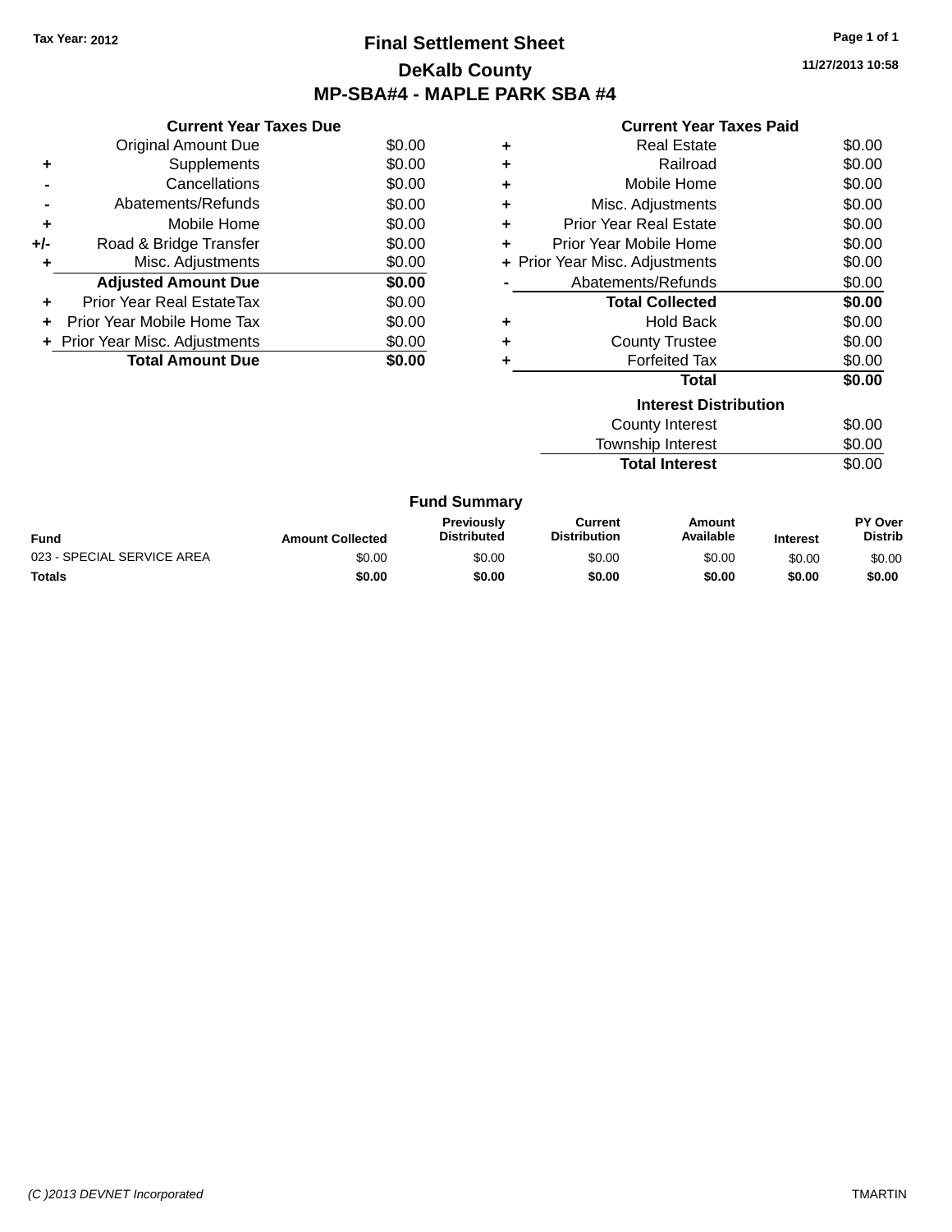Tax Year: 2012

# Final Settlement Sheet

## DeKalb County

## MP-SBA#4 - MAPLE PARK SBA #4

11/27/2013 10:58

### Current Year Taxes Due

| | | |
|---|---|---|
| | Original Amount Due | $0.00 |
| + | Supplements | $0.00 |
| - | Cancellations | $0.00 |
| - | Abatements/Refunds | $0.00 |
| + | Mobile Home | $0.00 |
| +/- | Road & Bridge Transfer | $0.00 |
| + | Misc. Adjustments | $0.00 |
| | **Adjusted Amount Due** | **$0.00** |
| + | Prior Year Real EstateTax | $0.00 |
| + | Prior Year Mobile Home Tax | $0.00 |
| + | Prior Year Misc. Adjustments | $0.00 |
| | **Total Amount Due** | **$0.00** |

### Current Year Taxes Paid

| | | |
|---|---|---|
| + | Real Estate | $0.00 |
| + | Railroad | $0.00 |
| + | Mobile Home | $0.00 |
| + | Misc. Adjustments | $0.00 |
| + | Prior Year Real Estate | $0.00 |
| + | Prior Year Mobile Home | $0.00 |
| + | Prior Year Misc. Adjustments | $0.00 |
| - | Abatements/Refunds | $0.00 |
| | **Total Collected** | **$0.00** |
| + | Hold Back | $0.00 |
| + | County Trustee | $0.00 |
| + | Forfeited Tax | $0.00 |
| | **Total** | **$0.00** |

### Interest Distribution

| | |
|---|---|
| County Interest | $0.00 |
| Township Interest | $0.00 |
| **Total Interest** | $0.00 |

### Fund Summary

| Fund | Amount Collected | Previously Distributed | Current Distribution | Amount Available | Interest | PY Over Distrib |
|---|---|---|---|---|---|---|
| 023 - SPECIAL SERVICE AREA | $0.00 | $0.00 | $0.00 | $0.00 | $0.00 | $0.00 |
| **Totals** | **$0.00** | **$0.00** | **$0.00** | **$0.00** | **$0.00** | **$0.00** |

*(C )2013 DEVNET Incorporated* TMARTIN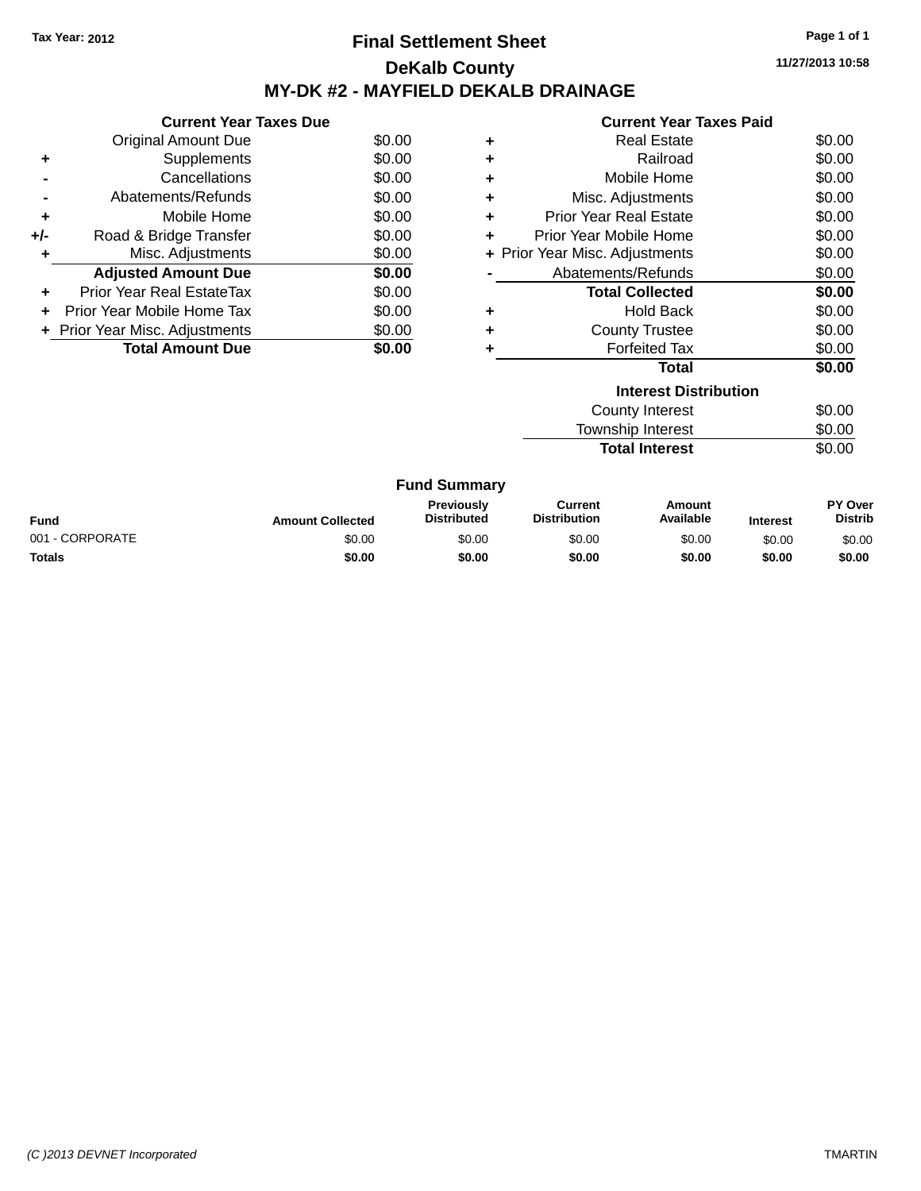Tax Year: 2012

# Final Settlement Sheet

## DeKalb County

## MY-DK #2 - MAYFIELD DEKALB DRAINAGE

11/27/2013 10:58

### Current Year Taxes Due

| | | |
|---|---|---|
| | Original Amount Due | $0.00 |
| + | Supplements | $0.00 |
| - | Cancellations | $0.00 |
| - | Abatements/Refunds | $0.00 |
| + | Mobile Home | $0.00 |
| +/- | Road & Bridge Transfer | $0.00 |
| + | Misc. Adjustments | $0.00 |
| | **Adjusted Amount Due** | **$0.00** |
| + | Prior Year Real EstateTax | $0.00 |
| + | Prior Year Mobile Home Tax | $0.00 |
| + | Prior Year Misc. Adjustments | $0.00 |
| | **Total Amount Due** | **$0.00** |

### Current Year Taxes Paid

| | | |
|---|---|---|
| + | Real Estate | $0.00 |
| + | Railroad | $0.00 |
| + | Mobile Home | $0.00 |
| + | Misc. Adjustments | $0.00 |
| + | Prior Year Real Estate | $0.00 |
| + | Prior Year Mobile Home | $0.00 |
| + | Prior Year Misc. Adjustments | $0.00 |
| - | Abatements/Refunds | $0.00 |
| | **Total Collected** | **$0.00** |
| + | Hold Back | $0.00 |
| + | County Trustee | $0.00 |
| + | Forfeited Tax | $0.00 |
| | **Total** | **$0.00** |

### Interest Distribution

| | |
|---|---|
| County Interest | $0.00 |
| Township Interest | $0.00 |
| **Total Interest** | $0.00 |

### Fund Summary

| Fund | Amount Collected | Previously Distributed | Current Distribution | Amount Available | Interest | PY Over Distrib |
|---|---|---|---|---|---|---|
| 001 - CORPORATE | $0.00 | $0.00 | $0.00 | $0.00 | $0.00 | $0.00 |
| **Totals** | **$0.00** | **$0.00** | **$0.00** | **$0.00** | **$0.00** | **$0.00** |

(C )2013 DEVNET Incorporated TMARTIN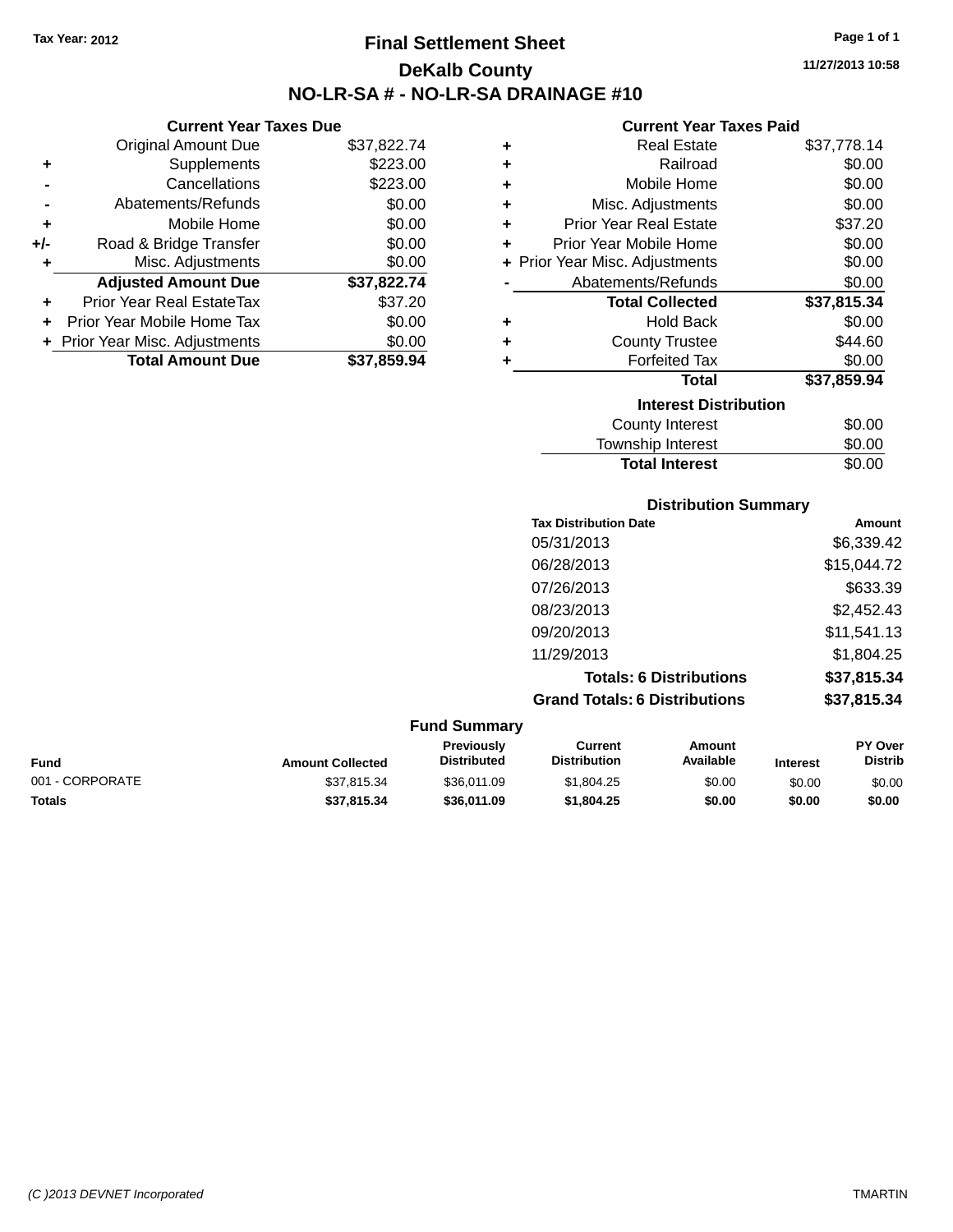Tax Year: 2012

# Final Settlement Sheet

## DeKalb County

## NO-LR-SA # - NO-LR-SA DRAINAGE #10

11/27/2013 10:58

### Current Year Taxes Due

| | | |
|---|---|---|
| | Original Amount Due | $37,822.74 |
| + | Supplements | $223.00 |
| - | Cancellations | $223.00 |
| - | Abatements/Refunds | $0.00 |
| + | Mobile Home | $0.00 |
| +/- | Road & Bridge Transfer | $0.00 |
| + | Misc. Adjustments | $0.00 |
| | **Adjusted Amount Due** | **$37,822.74** |
| + | Prior Year Real EstateTax | $37.20 |
| + | Prior Year Mobile Home Tax | $0.00 |
| + | Prior Year Misc. Adjustments | $0.00 |
| | **Total Amount Due** | **$37,859.94** |

### Current Year Taxes Paid

| | | |
|---|---|---|
| + | Real Estate | $37,778.14 |
| + | Railroad | $0.00 |
| + | Mobile Home | $0.00 |
| + | Misc. Adjustments | $0.00 |
| + | Prior Year Real Estate | $37.20 |
| + | Prior Year Mobile Home | $0.00 |
| + | Prior Year Misc. Adjustments | $0.00 |
| - | Abatements/Refunds | $0.00 |
| | **Total Collected** | **$37,815.34** |
| + | Hold Back | $0.00 |
| + | County Trustee | $44.60 |
| + | Forfeited Tax | $0.00 |
| | **Total** | **$37,859.94** |

### Interest Distribution

| | |
|---|---|
| County Interest | $0.00 |
| Township Interest | $0.00 |
| **Total Interest** | $0.00 |

### Distribution Summary

| Tax Distribution Date | Amount |
|---|---|
| 05/31/2013 | $6,339.42 |
| 06/28/2013 | $15,044.72 |
| 07/26/2013 | $633.39 |
| 08/23/2013 | $2,452.43 |
| 09/20/2013 | $11,541.13 |
| 11/29/2013 | $1,804.25 |
| **Totals: 6 Distributions** | **$37,815.34** |
| **Grand Totals: 6 Distributions** | **$37,815.34** |

### Fund Summary

| Fund | Amount Collected | Previously Distributed | Current Distribution | Amount Available | Interest | PY Over Distrib |
|---|---|---|---|---|---|---|
| 001 - CORPORATE | $37,815.34 | $36,011.09 | $1,804.25 | $0.00 | $0.00 | $0.00 |
| **Totals** | **$37,815.34** | **$36,011.09** | **$1,804.25** | **$0.00** | **$0.00** | **$0.00** |

(C )2013 DEVNET Incorporated TMARTIN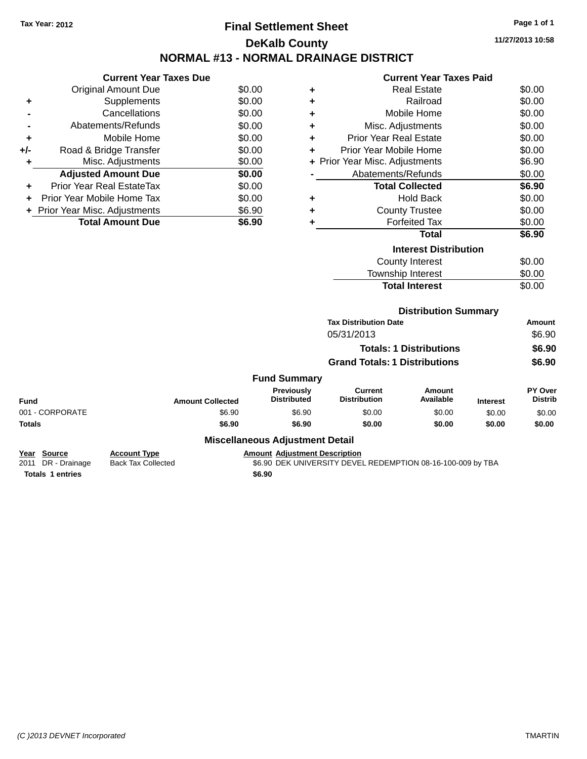Tax Year: 2012

# Final Settlement Sheet

## DeKalb County

## NORMAL #13 - NORMAL DRAINAGE DISTRICT

11/27/2013 10:58

### Current Year Taxes Due

| | | |
|---|---|---|
| | Original Amount Due | $0.00 |
| + | Supplements | $0.00 |
| - | Cancellations | $0.00 |
| - | Abatements/Refunds | $0.00 |
| + | Mobile Home | $0.00 |
| +/- | Road & Bridge Transfer | $0.00 |
| + | Misc. Adjustments | $0.00 |
| | **Adjusted Amount Due** | **$0.00** |
| + | Prior Year Real EstateTax | $0.00 |
| + | Prior Year Mobile Home Tax | $0.00 |
| + | Prior Year Misc. Adjustments | $6.90 |
| | **Total Amount Due** | **$6.90** |

### Current Year Taxes Paid

| | | |
|---|---|---|
| + | Real Estate | $0.00 |
| + | Railroad | $0.00 |
| + | Mobile Home | $0.00 |
| + | Misc. Adjustments | $0.00 |
| + | Prior Year Real Estate | $0.00 |
| + | Prior Year Mobile Home | $0.00 |
| + | Prior Year Misc. Adjustments | $6.90 |
| - | Abatements/Refunds | $0.00 |
| | **Total Collected** | **$6.90** |
| + | Hold Back | $0.00 |
| + | County Trustee | $0.00 |
| + | Forfeited Tax | $0.00 |
| | **Total** | **$6.90** |

### Interest Distribution

| | |
|---|---|
| County Interest | $0.00 |
| Township Interest | $0.00 |
| **Total Interest** | $0.00 |

### Distribution Summary

| Tax Distribution Date | Amount |
|---|---|
| 05/31/2013 | $6.90 |
| **Totals: 1 Distributions** | **$6.90** |
| **Grand Totals: 1 Distributions** | **$6.90** |

### Fund Summary

| Fund | Amount Collected | Previously Distributed | Current Distribution | Amount Available | Interest | PY Over Distrib |
|---|---|---|---|---|---|---|
| 001 - CORPORATE | $6.90 | $6.90 | $0.00 | $0.00 | $0.00 | $0.00 |
| **Totals** | **$6.90** | **$6.90** | **$0.00** | **$0.00** | **$0.00** | **$0.00** |

### Miscellaneous Adjustment Detail

| Year | Source | Account Type | Amount | Adjustment Description |
|---|---|---|---|---|
| 2011 | DR - Drainage | Back Tax Collected | $6.90 | DEK UNIVERSITY DEVEL REDEMPTION 08-16-100-009 by TBA |
| **Totals 1 entries** | | | **$6.90** | |

(C )2013 DEVNET Incorporated — TMARTIN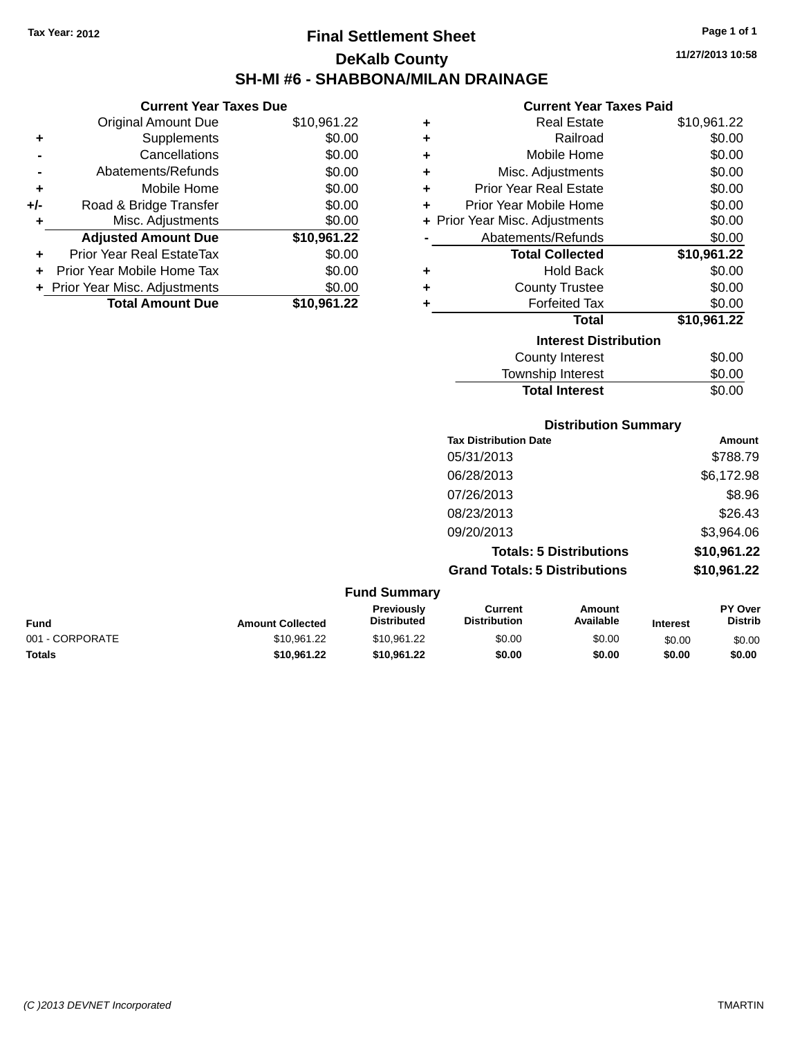Tax Year: 2012

# Final Settlement Sheet

## DeKalb County

## SH-MI #6 - SHABBONA/MILAN DRAINAGE

11/27/2013 10:58

### Current Year Taxes Due

| | | |
|---|---|---|
| | Original Amount Due | $10,961.22 |
| + | Supplements | $0.00 |
| - | Cancellations | $0.00 |
| - | Abatements/Refunds | $0.00 |
| + | Mobile Home | $0.00 |
| +/- | Road & Bridge Transfer | $0.00 |
| + | Misc. Adjustments | $0.00 |
| | **Adjusted Amount Due** | **$10,961.22** |
| + | Prior Year Real EstateTax | $0.00 |
| + | Prior Year Mobile Home Tax | $0.00 |
| + | Prior Year Misc. Adjustments | $0.00 |
| | **Total Amount Due** | **$10,961.22** |

### Current Year Taxes Paid

| | | |
|---|---|---|
| + | Real Estate | $10,961.22 |
| + | Railroad | $0.00 |
| + | Mobile Home | $0.00 |
| + | Misc. Adjustments | $0.00 |
| + | Prior Year Real Estate | $0.00 |
| + | Prior Year Mobile Home | $0.00 |
| + | Prior Year Misc. Adjustments | $0.00 |
| - | Abatements/Refunds | $0.00 |
| | **Total Collected** | **$10,961.22** |
| + | Hold Back | $0.00 |
| + | County Trustee | $0.00 |
| + | Forfeited Tax | $0.00 |
| | **Total** | **$10,961.22** |

### Interest Distribution

| | |
|---|---|
| County Interest | $0.00 |
| Township Interest | $0.00 |
| **Total Interest** | $0.00 |

### Distribution Summary

| Tax Distribution Date | Amount |
|---|---|
| 05/31/2013 | $788.79 |
| 06/28/2013 | $6,172.98 |
| 07/26/2013 | $8.96 |
| 08/23/2013 | $26.43 |
| 09/20/2013 | $3,964.06 |
| **Totals: 5 Distributions** | **$10,961.22** |
| **Grand Totals: 5 Distributions** | **$10,961.22** |

### Fund Summary

| Fund | Amount Collected | Previously Distributed | Current Distribution | Amount Available | Interest | PY Over Distrib |
|---|---|---|---|---|---|---|
| 001 - CORPORATE | $10,961.22 | $10,961.22 | $0.00 | $0.00 | $0.00 | $0.00 |
| **Totals** | **$10,961.22** | **$10,961.22** | **$0.00** | **$0.00** | **$0.00** | **$0.00** |

(C )2013 DEVNET Incorporated — TMARTIN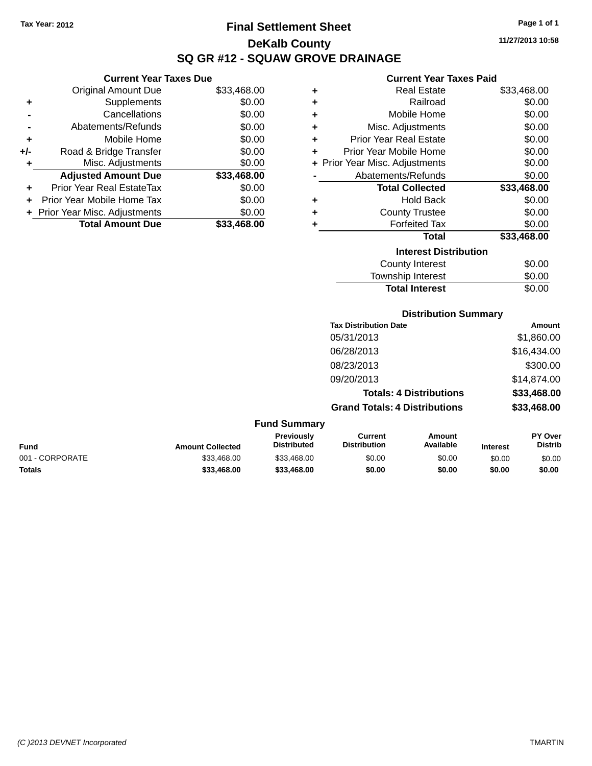Tax Year: 2012

# Final Settlement Sheet

## DeKalb County

## SQ GR #12 - SQUAW GROVE DRAINAGE

11/27/2013 10:58

### Current Year Taxes Due

| | | |
|---|---|---|
| | Original Amount Due | $33,468.00 |
| + | Supplements | $0.00 |
| - | Cancellations | $0.00 |
| - | Abatements/Refunds | $0.00 |
| + | Mobile Home | $0.00 |
| +/- | Road & Bridge Transfer | $0.00 |
| + | Misc. Adjustments | $0.00 |
| | **Adjusted Amount Due** | **$33,468.00** |
| + | Prior Year Real EstateTax | $0.00 |
| + | Prior Year Mobile Home Tax | $0.00 |
| + | Prior Year Misc. Adjustments | $0.00 |
| | **Total Amount Due** | **$33,468.00** |

### Current Year Taxes Paid

| | | |
|---|---|---|
| + | Real Estate | $33,468.00 |
| + | Railroad | $0.00 |
| + | Mobile Home | $0.00 |
| + | Misc. Adjustments | $0.00 |
| + | Prior Year Real Estate | $0.00 |
| + | Prior Year Mobile Home | $0.00 |
| + | Prior Year Misc. Adjustments | $0.00 |
| - | Abatements/Refunds | $0.00 |
| | **Total Collected** | **$33,468.00** |
| + | Hold Back | $0.00 |
| + | County Trustee | $0.00 |
| + | Forfeited Tax | $0.00 |
| | **Total** | **$33,468.00** |

### Interest Distribution

| | |
|---|---|
| County Interest | $0.00 |
| Township Interest | $0.00 |
| **Total Interest** | $0.00 |

### Distribution Summary

| Tax Distribution Date | Amount |
|---|---|
| 05/31/2013 | $1,860.00 |
| 06/28/2013 | $16,434.00 |
| 08/23/2013 | $300.00 |
| 09/20/2013 | $14,874.00 |
| **Totals: 4 Distributions** | **$33,468.00** |
| **Grand Totals: 4 Distributions** | **$33,468.00** |

### Fund Summary

| Fund | Amount Collected | Previously Distributed | Current Distribution | Amount Available | Interest | PY Over Distrib |
|---|---|---|---|---|---|---|
| 001 - CORPORATE | $33,468.00 | $33,468.00 | $0.00 | $0.00 | $0.00 | $0.00 |
| **Totals** | **$33,468.00** | **$33,468.00** | **$0.00** | **$0.00** | **$0.00** | **$0.00** |

(C )2013 DEVNET Incorporated TMARTIN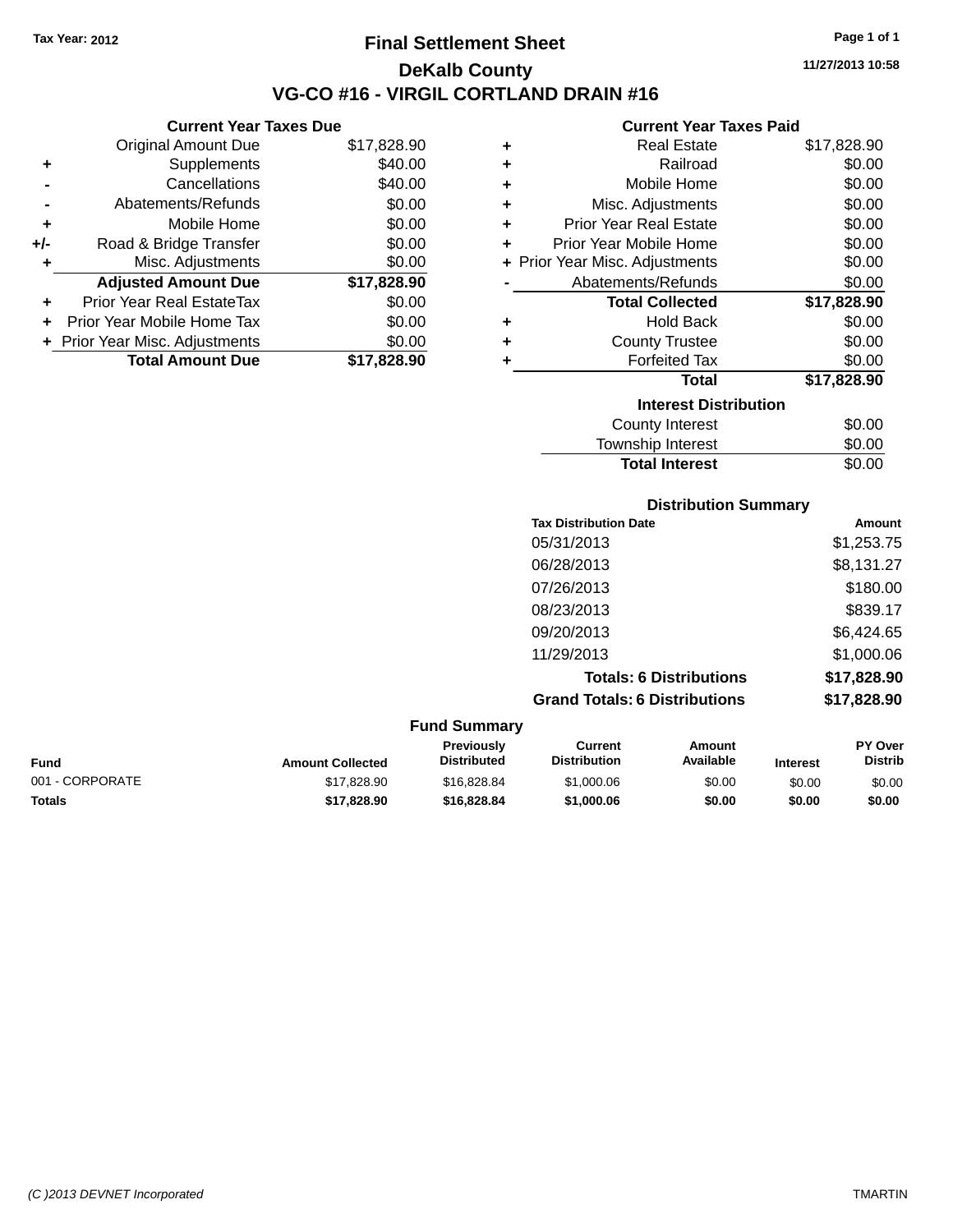Tax Year: 2012

# Final Settlement Sheet

## DeKalb County

## VG-CO #16 - VIRGIL CORTLAND DRAIN #16

11/27/2013 10:58

### Current Year Taxes Due

| | | |
|---|---|---|
| | Original Amount Due | $17,828.90 |
| + | Supplements | $40.00 |
| - | Cancellations | $40.00 |
| - | Abatements/Refunds | $0.00 |
| + | Mobile Home | $0.00 |
| +/- | Road & Bridge Transfer | $0.00 |
| + | Misc. Adjustments | $0.00 |
| | **Adjusted Amount Due** | **$17,828.90** |
| + | Prior Year Real EstateTax | $0.00 |
| + | Prior Year Mobile Home Tax | $0.00 |
| + | Prior Year Misc. Adjustments | $0.00 |
| | **Total Amount Due** | **$17,828.90** |

### Current Year Taxes Paid

| | | |
|---|---|---|
| + | Real Estate | $17,828.90 |
| + | Railroad | $0.00 |
| + | Mobile Home | $0.00 |
| + | Misc. Adjustments | $0.00 |
| + | Prior Year Real Estate | $0.00 |
| + | Prior Year Mobile Home | $0.00 |
| + | Prior Year Misc. Adjustments | $0.00 |
| - | Abatements/Refunds | $0.00 |
| | **Total Collected** | **$17,828.90** |
| + | Hold Back | $0.00 |
| + | County Trustee | $0.00 |
| + | Forfeited Tax | $0.00 |
| | **Total** | **$17,828.90** |

### Interest Distribution

| | |
|---|---|
| County Interest | $0.00 |
| Township Interest | $0.00 |
| **Total Interest** | $0.00 |

### Distribution Summary

| Tax Distribution Date | Amount |
|---|---|
| 05/31/2013 | $1,253.75 |
| 06/28/2013 | $8,131.27 |
| 07/26/2013 | $180.00 |
| 08/23/2013 | $839.17 |
| 09/20/2013 | $6,424.65 |
| 11/29/2013 | $1,000.06 |
| **Totals: 6 Distributions** | **$17,828.90** |
| **Grand Totals: 6 Distributions** | **$17,828.90** |

### Fund Summary

| Fund | Amount Collected | Previously Distributed | Current Distribution | Amount Available | Interest | PY Over Distrib |
|---|---|---|---|---|---|---|
| 001 - CORPORATE | $17,828.90 | $16,828.84 | $1,000.06 | $0.00 | $0.00 | $0.00 |
| **Totals** | **$17,828.90** | **$16,828.84** | **$1,000.06** | **$0.00** | **$0.00** | **$0.00** |

(C )2013 DEVNET Incorporated TMARTIN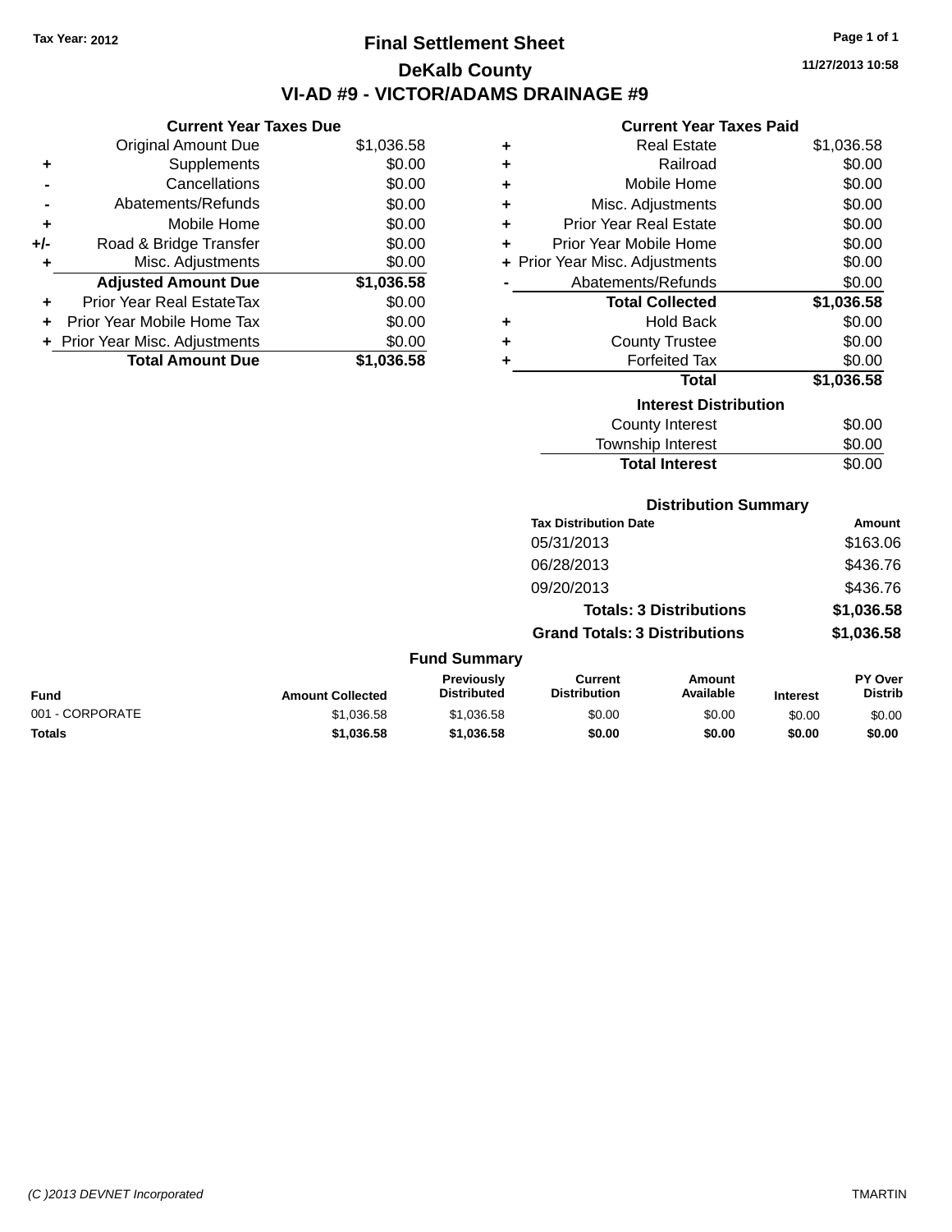Tax Year: 2012

# Final Settlement Sheet

## DeKalb County

## VI-AD #9 - VICTOR/ADAMS DRAINAGE #9

11/27/2013 10:58

### Current Year Taxes Due

| | | |
|---|---|---|
| | Original Amount Due | $1,036.58 |
| + | Supplements | $0.00 |
| - | Cancellations | $0.00 |
| - | Abatements/Refunds | $0.00 |
| + | Mobile Home | $0.00 |
| +/- | Road & Bridge Transfer | $0.00 |
| + | Misc. Adjustments | $0.00 |
| | **Adjusted Amount Due** | **$1,036.58** |
| + | Prior Year Real EstateTax | $0.00 |
| + | Prior Year Mobile Home Tax | $0.00 |
| + | Prior Year Misc. Adjustments | $0.00 |
| | **Total Amount Due** | **$1,036.58** |

### Current Year Taxes Paid

| | | |
|---|---|---|
| + | Real Estate | $1,036.58 |
| + | Railroad | $0.00 |
| + | Mobile Home | $0.00 |
| + | Misc. Adjustments | $0.00 |
| + | Prior Year Real Estate | $0.00 |
| + | Prior Year Mobile Home | $0.00 |
| + | Prior Year Misc. Adjustments | $0.00 |
| - | Abatements/Refunds | $0.00 |
| | **Total Collected** | **$1,036.58** |
| + | Hold Back | $0.00 |
| + | County Trustee | $0.00 |
| + | Forfeited Tax | $0.00 |
| | **Total** | **$1,036.58** |

### Interest Distribution

| | |
|---|---|
| County Interest | $0.00 |
| Township Interest | $0.00 |
| **Total Interest** | $0.00 |

### Distribution Summary

| Tax Distribution Date | Amount |
|---|---|
| 05/31/2013 | $163.06 |
| 06/28/2013 | $436.76 |
| 09/20/2013 | $436.76 |
| **Totals: 3 Distributions** | **$1,036.58** |
| **Grand Totals: 3 Distributions** | **$1,036.58** |

### Fund Summary

| Fund | Amount Collected | Previously Distributed | Current Distribution | Amount Available | Interest | PY Over Distrib |
|---|---|---|---|---|---|---|
| 001 - CORPORATE | $1,036.58 | $1,036.58 | $0.00 | $0.00 | $0.00 | $0.00 |
| **Totals** | **$1,036.58** | **$1,036.58** | **$0.00** | **$0.00** | **$0.00** | **$0.00** |

(C )2013 DEVNET Incorporated TMARTIN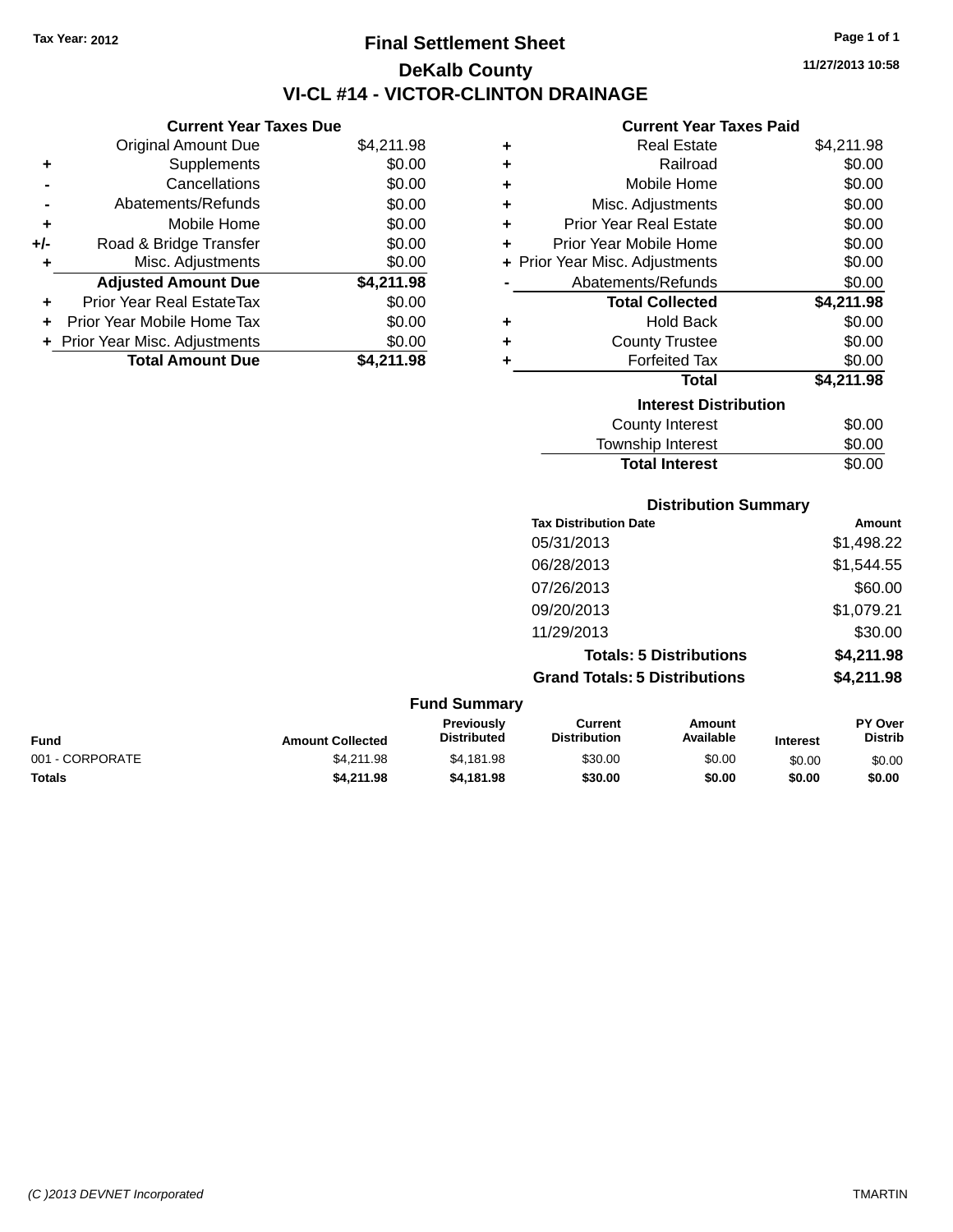Tax Year: 2012

# Final Settlement Sheet

## DeKalb County

## VI-CL #14 - VICTOR-CLINTON DRAINAGE

11/27/2013 10:58

### Current Year Taxes Due

| | | |
|---|---|---|
| | Original Amount Due | $4,211.98 |
| + | Supplements | $0.00 |
| - | Cancellations | $0.00 |
| - | Abatements/Refunds | $0.00 |
| + | Mobile Home | $0.00 |
| +/- | Road & Bridge Transfer | $0.00 |
| + | Misc. Adjustments | $0.00 |
| | **Adjusted Amount Due** | **$4,211.98** |
| + | Prior Year Real EstateTax | $0.00 |
| + | Prior Year Mobile Home Tax | $0.00 |
| + | Prior Year Misc. Adjustments | $0.00 |
| | **Total Amount Due** | **$4,211.98** |

### Current Year Taxes Paid

| | | |
|---|---|---|
| + | Real Estate | $4,211.98 |
| + | Railroad | $0.00 |
| + | Mobile Home | $0.00 |
| + | Misc. Adjustments | $0.00 |
| + | Prior Year Real Estate | $0.00 |
| + | Prior Year Mobile Home | $0.00 |
| + | Prior Year Misc. Adjustments | $0.00 |
| - | Abatements/Refunds | $0.00 |
| | **Total Collected** | **$4,211.98** |
| + | Hold Back | $0.00 |
| + | County Trustee | $0.00 |
| + | Forfeited Tax | $0.00 |
| | **Total** | **$4,211.98** |

### Interest Distribution

| | |
|---|---|
| County Interest | $0.00 |
| Township Interest | $0.00 |
| **Total Interest** | $0.00 |

### Distribution Summary

| Tax Distribution Date | Amount |
|---|---|
| 05/31/2013 | $1,498.22 |
| 06/28/2013 | $1,544.55 |
| 07/26/2013 | $60.00 |
| 09/20/2013 | $1,079.21 |
| 11/29/2013 | $30.00 |
| **Totals: 5 Distributions** | **$4,211.98** |
| **Grand Totals: 5 Distributions** | **$4,211.98** |

### Fund Summary

| Fund | Amount Collected | Previously Distributed | Current Distribution | Amount Available | Interest | PY Over Distrib |
|---|---|---|---|---|---|---|
| 001 - CORPORATE | $4,211.98 | $4,181.98 | $30.00 | $0.00 | $0.00 | $0.00 |
| **Totals** | **$4,211.98** | **$4,181.98** | **$30.00** | **$0.00** | **$0.00** | **$0.00** |

(C )2013 DEVNET Incorporated TMARTIN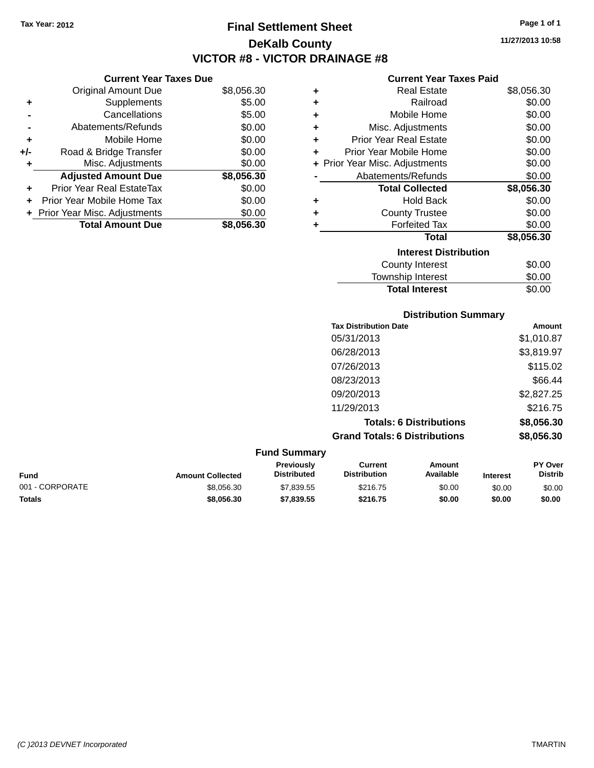Tax Year: 2012

# Final Settlement Sheet

## DeKalb County

## VICTOR #8 - VICTOR DRAINAGE #8

11/27/2013 10:58

### Current Year Taxes Due

| | | |
|---|---|---|
| | Original Amount Due | $8,056.30 |
| + | Supplements | $5.00 |
| - | Cancellations | $5.00 |
| - | Abatements/Refunds | $0.00 |
| + | Mobile Home | $0.00 |
| +/- | Road & Bridge Transfer | $0.00 |
| + | Misc. Adjustments | $0.00 |
| | **Adjusted Amount Due** | **$8,056.30** |
| + | Prior Year Real EstateTax | $0.00 |
| + | Prior Year Mobile Home Tax | $0.00 |
| + | Prior Year Misc. Adjustments | $0.00 |
| | **Total Amount Due** | **$8,056.30** |

### Current Year Taxes Paid

| | | |
|---|---|---|
| + | Real Estate | $8,056.30 |
| + | Railroad | $0.00 |
| + | Mobile Home | $0.00 |
| + | Misc. Adjustments | $0.00 |
| + | Prior Year Real Estate | $0.00 |
| + | Prior Year Mobile Home | $0.00 |
| + | Prior Year Misc. Adjustments | $0.00 |
| - | Abatements/Refunds | $0.00 |
| | **Total Collected** | **$8,056.30** |
| + | Hold Back | $0.00 |
| + | County Trustee | $0.00 |
| + | Forfeited Tax | $0.00 |
| | **Total** | **$8,056.30** |

### Interest Distribution

| | |
|---|---|
| County Interest | $0.00 |
| Township Interest | $0.00 |
| **Total Interest** | $0.00 |

### Distribution Summary

| Tax Distribution Date | Amount |
|---|---|
| 05/31/2013 | $1,010.87 |
| 06/28/2013 | $3,819.97 |
| 07/26/2013 | $115.02 |
| 08/23/2013 | $66.44 |
| 09/20/2013 | $2,827.25 |
| 11/29/2013 | $216.75 |
| **Totals: 6 Distributions** | **$8,056.30** |
| **Grand Totals: 6 Distributions** | **$8,056.30** |

### Fund Summary

| Fund | Amount Collected | Previously Distributed | Current Distribution | Amount Available | Interest | PY Over Distrib |
|---|---|---|---|---|---|---|
| 001 - CORPORATE | $8,056.30 | $7,839.55 | $216.75 | $0.00 | $0.00 | $0.00 |
| **Totals** | **$8,056.30** | **$7,839.55** | **$216.75** | **$0.00** | **$0.00** | **$0.00** |

(C )2013 DEVNET Incorporated

TMARTIN